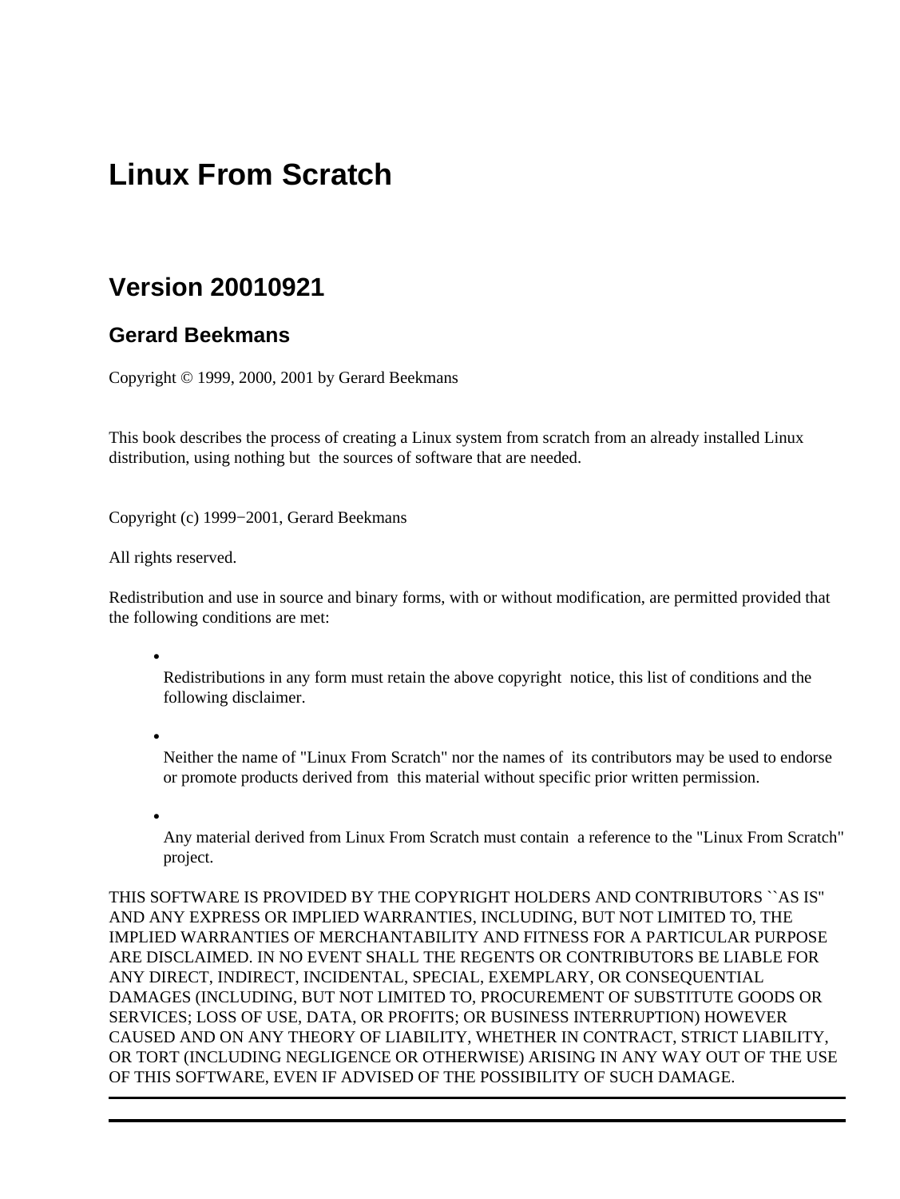# Linux From Scratch

## Version 20010921

### Gerard Beekmans

Copyright © 1999, 2000, 2001 by Gerard Beekmans

This book describes the process of creating a Linux system from scratch from an already installed Linux distribution, using nothing but the sources of software that are needed.

Copyright (c) 1999−2001, Gerard Beekmans

All rights reserved.

Redistribution and use in source and binary forms, with or without modification, are permitted provided that the following conditions are met:

- Redistributions in any form must retain the above copyright notice, this list of conditions and the following disclaimer.
- Neither the name of "Linux From Scratch" nor the names of its contributors may be used to endorse or promote products derived from this material without specific prior written permission.
- Any material derived from Linux From Scratch must contain a reference to the "Linux From Scratch" project.

THIS SOFTWARE IS PROVIDED BY THE COPYRIGHT HOLDERS AND CONTRIBUTORS ``AS IS'' AND ANY EXPRESS OR IMPLIED WARRANTIES, INCLUDING, BUT NOT LIMITED TO, THE IMPLIED WARRANTIES OF MERCHANTABILITY AND FITNESS FOR A PARTICULAR PURPOSE ARE DISCLAIMED. IN NO EVENT SHALL THE REGENTS OR CONTRIBUTORS BE LIABLE FOR ANY DIRECT, INDIRECT, INCIDENTAL, SPECIAL, EXEMPLARY, OR CONSEQUENTIAL DAMAGES (INCLUDING, BUT NOT LIMITED TO, PROCUREMENT OF SUBSTITUTE GOODS OR SERVICES; LOSS OF USE, DATA, OR PROFITS; OR BUSINESS INTERRUPTION) HOWEVER CAUSED AND ON ANY THEORY OF LIABILITY, WHETHER IN CONTRACT, STRICT LIABILITY, OR TORT (INCLUDING NEGLIGENCE OR OTHERWISE) ARISING IN ANY WAY OUT OF THE USE OF THIS SOFTWARE, EVEN IF ADVISED OF THE POSSIBILITY OF SUCH DAMAGE.

---

---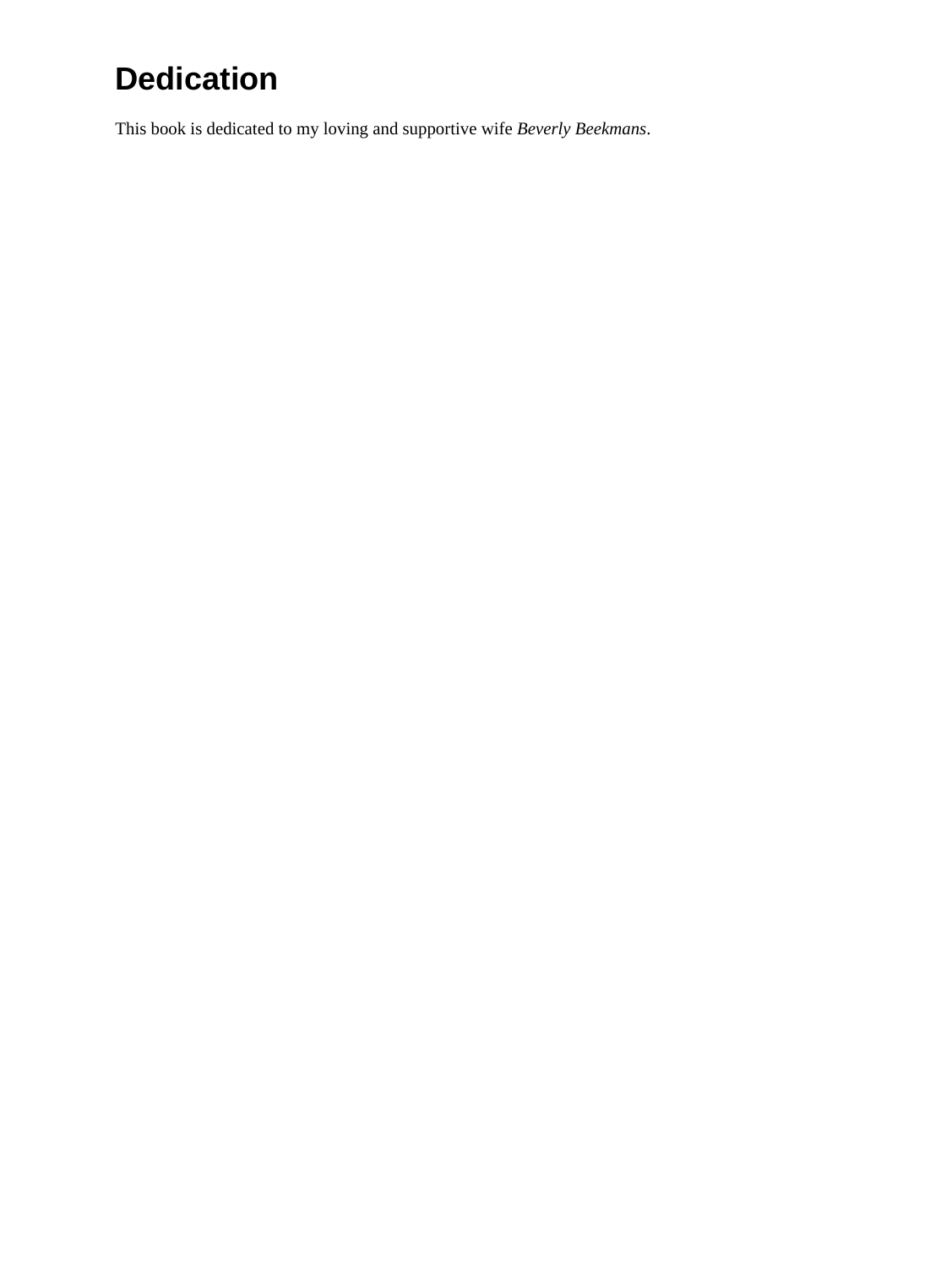# Dedication

This book is dedicated to my loving and supportive wife *Beverly Beekmans*.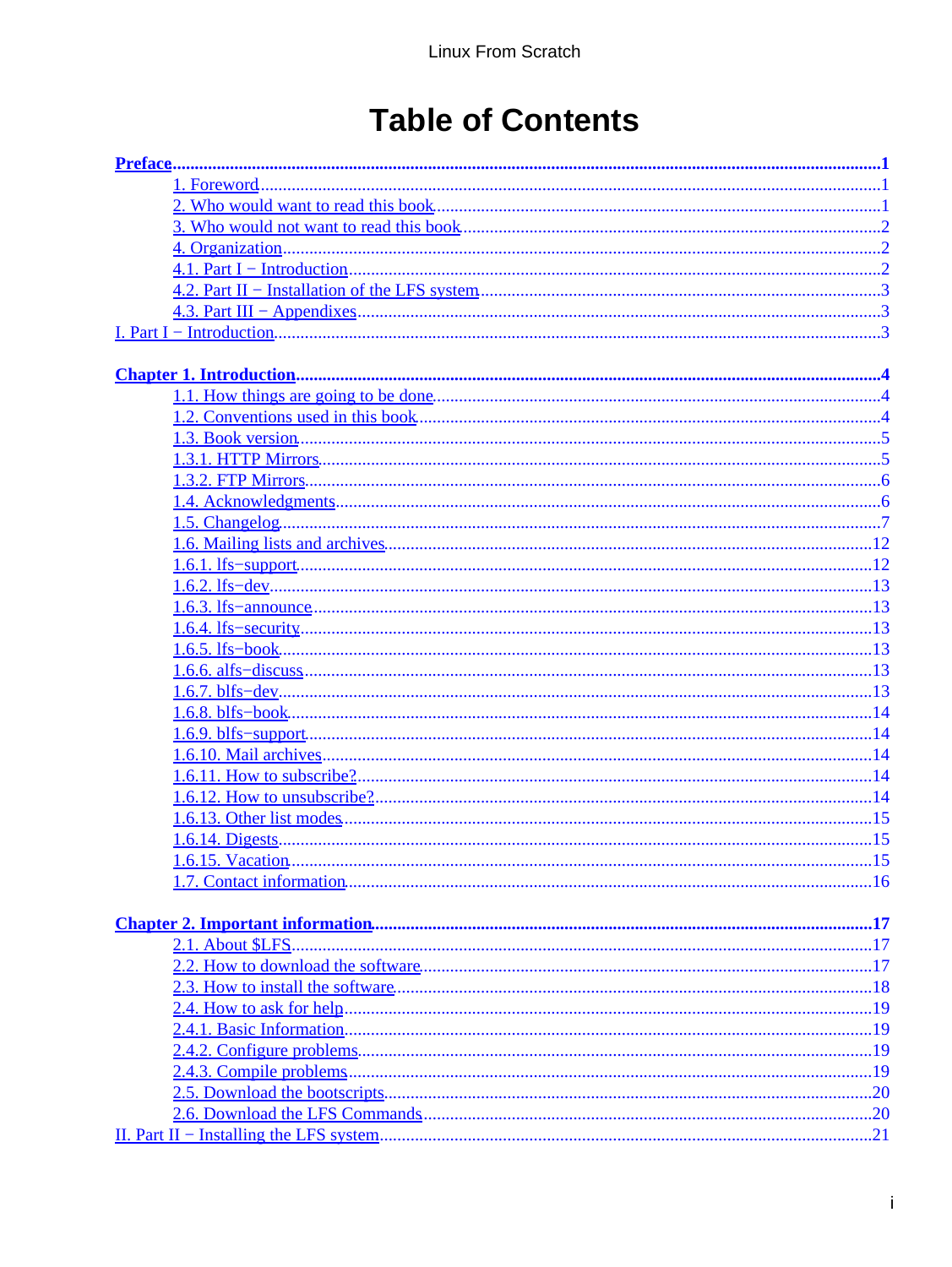# Table of Contents

**Preface**.....1
- 1. Foreword.....1
- 2. Who would want to read this book.....1
- 3. Who would not want to read this book.....2
- 4. Organization.....2
- 4.1. Part I − Introduction.....2
- 4.2. Part II − Installation of the LFS system.....3
- 4.3. Part III − Appendixes.....3

I. Part I − Introduction.....3

**Chapter 1. Introduction**.....4
- 1.1. How things are going to be done.....4
- 1.2. Conventions used in this book.....4
- 1.3. Book version.....5
- 1.3.1. HTTP Mirrors.....5
- 1.3.2. FTP Mirrors.....6
- 1.4. Acknowledgments.....6
- 1.5. Changelog.....7
- 1.6. Mailing lists and archives.....12
- 1.6.1. lfs−support.....12
- 1.6.2. lfs−dev.....13
- 1.6.3. lfs−announce.....13
- 1.6.4. lfs−security.....13
- 1.6.5. lfs−book.....13
- 1.6.6. alfs−discuss.....13
- 1.6.7. blfs−dev.....13
- 1.6.8. blfs−book.....14
- 1.6.9. blfs−support.....14
- 1.6.10. Mail archives.....14
- 1.6.11. How to subscribe?.....14
- 1.6.12. How to unsubscribe?.....14
- 1.6.13. Other list modes.....15
- 1.6.14. Digests.....15
- 1.6.15. Vacation.....15
- 1.7. Contact information.....16

**Chapter 2. Important information**.....17
- 2.1. About $LFS.....17
- 2.2. How to download the software.....17
- 2.3. How to install the software.....18
- 2.4. How to ask for help.....19
- 2.4.1. Basic Information.....19
- 2.4.2. Configure problems.....19
- 2.4.3. Compile problems.....19
- 2.5. Download the bootscripts.....20
- 2.6. Download the LFS Commands.....20

II. Part II − Installing the LFS system.....21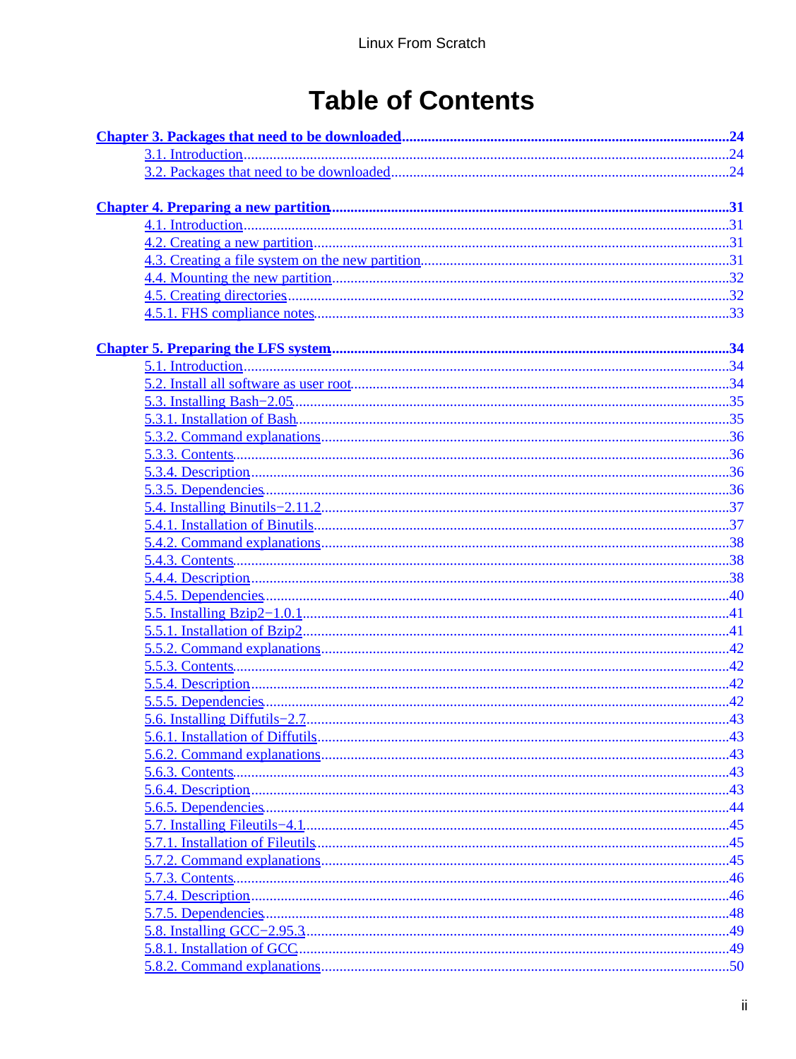# Table of Contents

**Chapter 3. Packages that need to be downloaded**......24

3.1. Introduction......24
3.2. Packages that need to be downloaded......24

**Chapter 4. Preparing a new partition**......31

4.1. Introduction......31
4.2. Creating a new partition......31
4.3. Creating a file system on the new partition......31
4.4. Mounting the new partition......32
4.5. Creating directories......32
4.5.1. FHS compliance notes......33

**Chapter 5. Preparing the LFS system**......34

5.1. Introduction......34
5.2. Install all software as user root......34
5.3. Installing Bash−2.05......35
5.3.1. Installation of Bash......35
5.3.2. Command explanations......36
5.3.3. Contents......36
5.3.4. Description......36
5.3.5. Dependencies......36
5.4. Installing Binutils−2.11.2......37
5.4.1. Installation of Binutils......37
5.4.2. Command explanations......38
5.4.3. Contents......38
5.4.4. Description......38
5.4.5. Dependencies......40
5.5. Installing Bzip2−1.0.1......41
5.5.1. Installation of Bzip2......41
5.5.2. Command explanations......42
5.5.3. Contents......42
5.5.4. Description......42
5.5.5. Dependencies......42
5.6. Installing Diffutils−2.7......43
5.6.1. Installation of Diffutils......43
5.6.2. Command explanations......43
5.6.3. Contents......43
5.6.4. Description......43
5.6.5. Dependencies......44
5.7. Installing Fileutils−4.1......45
5.7.1. Installation of Fileutils......45
5.7.2. Command explanations......45
5.7.3. Contents......46
5.7.4. Description......46
5.7.5. Dependencies......48
5.8. Installing GCC−2.95.3......49
5.8.1. Installation of GCC......49
5.8.2. Command explanations......50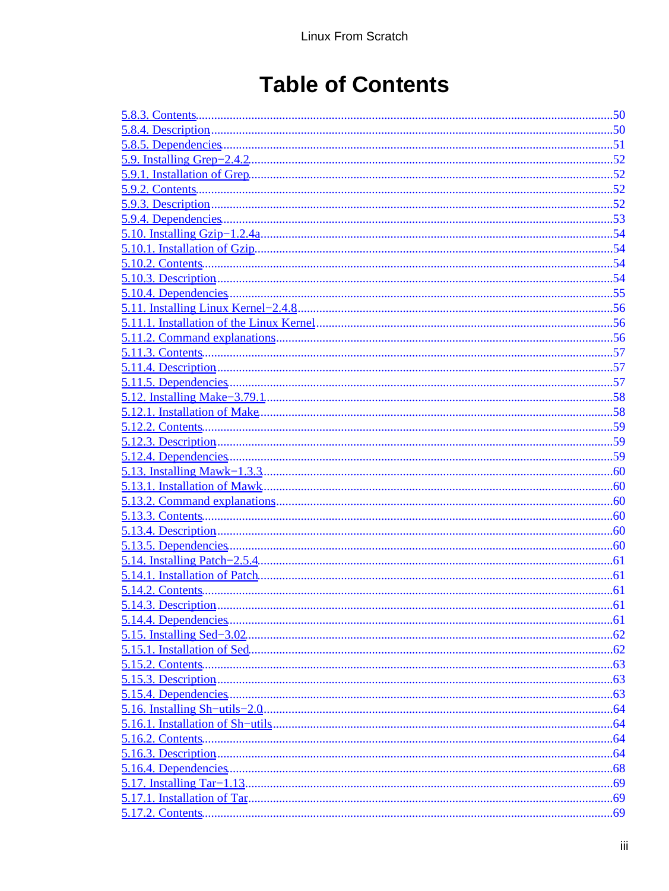# Table of Contents

5.8.3. Contents.....50
5.8.4. Description.....50
5.8.5. Dependencies.....51
5.9. Installing Grep−2.4.2.....52
5.9.1. Installation of Grep.....52
5.9.2. Contents.....52
5.9.3. Description.....52
5.9.4. Dependencies.....53
5.10. Installing Gzip−1.2.4a.....54
5.10.1. Installation of Gzip.....54
5.10.2. Contents.....54
5.10.3. Description.....54
5.10.4. Dependencies.....55
5.11. Installing Linux Kernel−2.4.8.....56
5.11.1. Installation of the Linux Kernel.....56
5.11.2. Command explanations.....56
5.11.3. Contents.....57
5.11.4. Description.....57
5.11.5. Dependencies.....57
5.12. Installing Make−3.79.1.....58
5.12.1. Installation of Make.....58
5.12.2. Contents.....59
5.12.3. Description.....59
5.12.4. Dependencies.....59
5.13. Installing Mawk−1.3.3.....60
5.13.1. Installation of Mawk.....60
5.13.2. Command explanations.....60
5.13.3. Contents.....60
5.13.4. Description.....60
5.13.5. Dependencies.....60
5.14. Installing Patch−2.5.4.....61
5.14.1. Installation of Patch.....61
5.14.2. Contents.....61
5.14.3. Description.....61
5.14.4. Dependencies.....61
5.15. Installing Sed−3.02.....62
5.15.1. Installation of Sed.....62
5.15.2. Contents.....63
5.15.3. Description.....63
5.15.4. Dependencies.....63
5.16. Installing Sh−utils−2.0.....64
5.16.1. Installation of Sh−utils.....64
5.16.2. Contents.....64
5.16.3. Description.....64
5.16.4. Dependencies.....68
5.17. Installing Tar−1.13.....69
5.17.1. Installation of Tar.....69
5.17.2. Contents.....69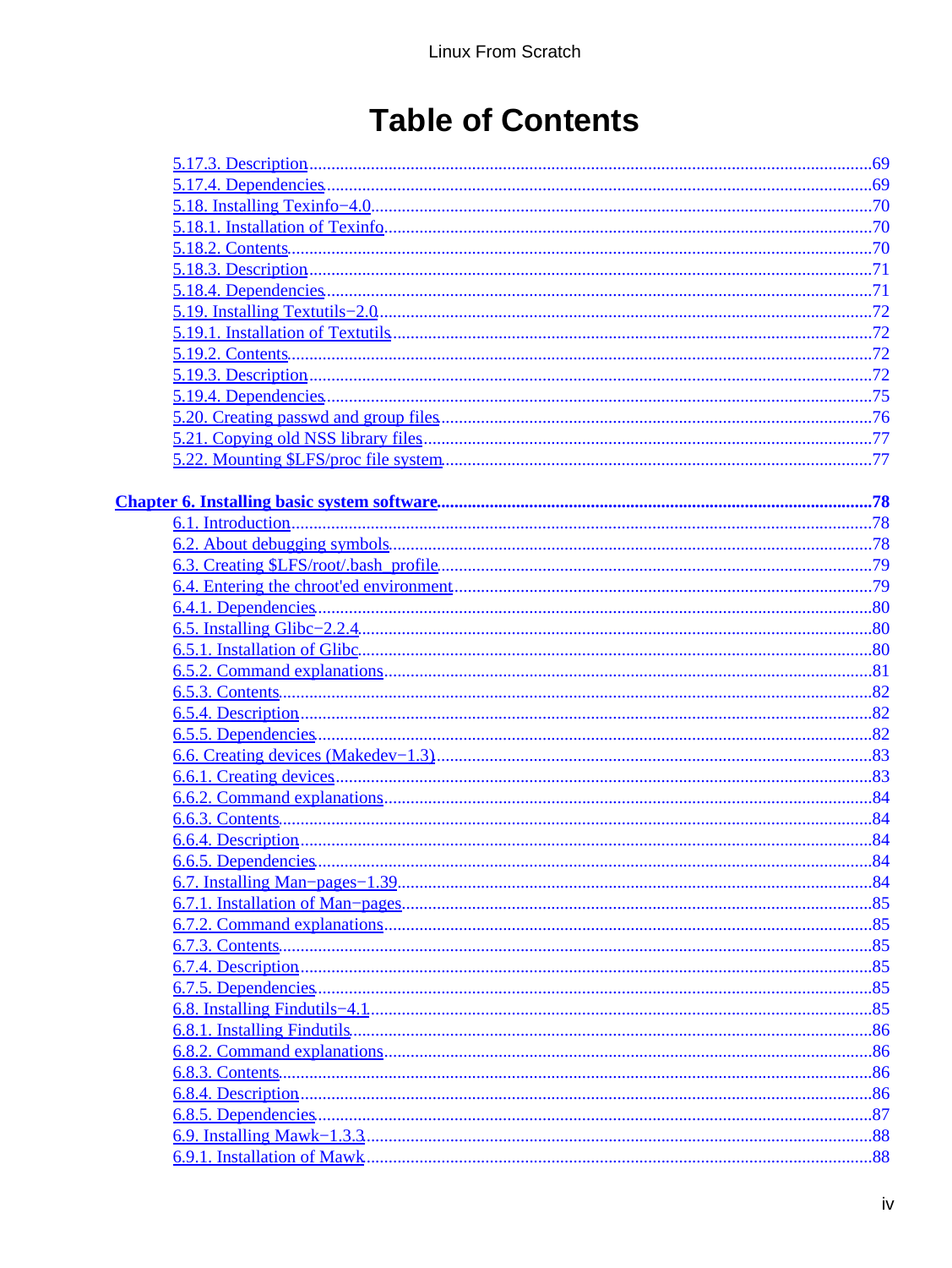# Table of Contents

5.17.3. Description ..... 69
5.17.4. Dependencies ..... 69
5.18. Installing Texinfo−4.0 ..... 70
5.18.1. Installation of Texinfo ..... 70
5.18.2. Contents ..... 70
5.18.3. Description ..... 71
5.18.4. Dependencies ..... 71
5.19. Installing Textutils−2.0 ..... 72
5.19.1. Installation of Textutils ..... 72
5.19.2. Contents ..... 72
5.19.3. Description ..... 72
5.19.4. Dependencies ..... 75
5.20. Creating passwd and group files ..... 76
5.21. Copying old NSS library files ..... 77
5.22. Mounting $LFS/proc file system ..... 77

**Chapter 6. Installing basic system software ..... 78**

6.1. Introduction ..... 78
6.2. About debugging symbols ..... 78
6.3. Creating $LFS/root/.bash_profile ..... 79
6.4. Entering the chroot'ed environment ..... 79
6.4.1. Dependencies ..... 80
6.5. Installing Glibc−2.2.4 ..... 80
6.5.1. Installation of Glibc ..... 80
6.5.2. Command explanations ..... 81
6.5.3. Contents ..... 82
6.5.4. Description ..... 82
6.5.5. Dependencies ..... 82
6.6. Creating devices (Makedev−1.3) ..... 83
6.6.1. Creating devices ..... 83
6.6.2. Command explanations ..... 84
6.6.3. Contents ..... 84
6.6.4. Description ..... 84
6.6.5. Dependencies ..... 84
6.7. Installing Man−pages−1.39 ..... 84
6.7.1. Installation of Man−pages ..... 85
6.7.2. Command explanations ..... 85
6.7.3. Contents ..... 85
6.7.4. Description ..... 85
6.7.5. Dependencies ..... 85
6.8. Installing Findutils−4.1 ..... 85
6.8.1. Installing Findutils ..... 86
6.8.2. Command explanations ..... 86
6.8.3. Contents ..... 86
6.8.4. Description ..... 86
6.8.5. Dependencies ..... 87
6.9. Installing Mawk−1.3.3 ..... 88
6.9.1. Installation of Mawk ..... 88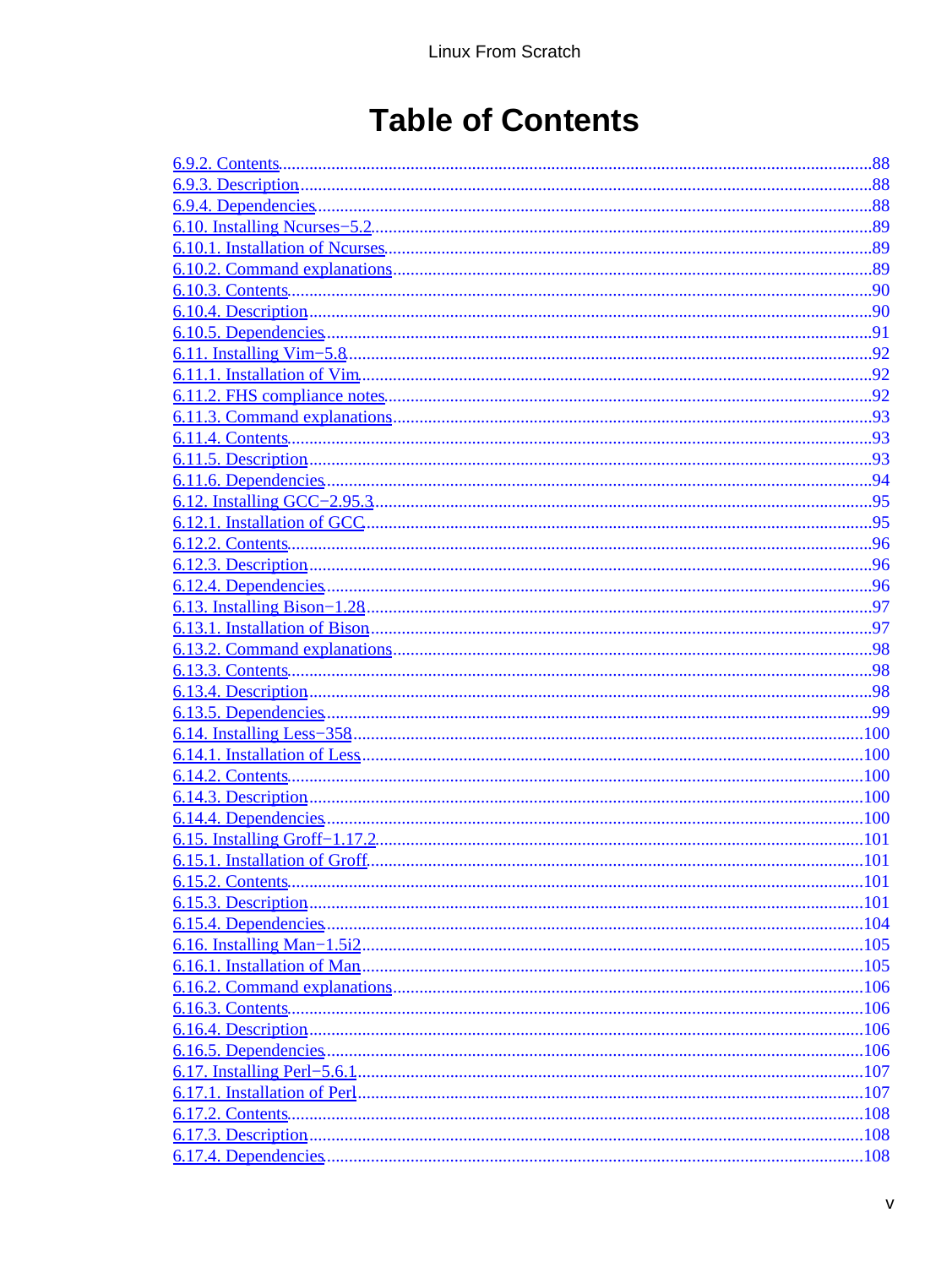# Table of Contents

6.9.2. Contents....................................................................................................................................88
6.9.3. Description...............................................................................................................................88
6.9.4. Dependencies............................................................................................................................88
6.10. Installing Ncurses−5.2..............................................................................................................89
6.10.1. Installation of Ncurses.............................................................................................................89
6.10.2. Command explanations...........................................................................................................89
6.10.3. Contents..................................................................................................................................90
6.10.4. Description..............................................................................................................................90
6.10.5. Dependencies..........................................................................................................................91
6.11. Installing Vim−5.8....................................................................................................................92
6.11.1. Installation of Vim...................................................................................................................92
6.11.2. FHS compliance notes.............................................................................................................92
6.11.3. Command explanations...........................................................................................................93
6.11.4. Contents..................................................................................................................................93
6.11.5. Description..............................................................................................................................93
6.11.6. Dependencies..........................................................................................................................94
6.12. Installing GCC−2.95.3..............................................................................................................95
6.12.1. Installation of GCC.................................................................................................................95
6.12.2. Contents..................................................................................................................................96
6.12.3. Description..............................................................................................................................96
6.12.4. Dependencies..........................................................................................................................96
6.13. Installing Bison−1.28................................................................................................................97
6.13.1. Installation of Bison................................................................................................................97
6.13.2. Command explanations...........................................................................................................98
6.13.3. Contents..................................................................................................................................98
6.13.4. Description..............................................................................................................................98
6.13.5. Dependencies..........................................................................................................................99
6.14. Installing Less−358..................................................................................................................100
6.14.1. Installation of Less................................................................................................................100
6.14.2. Contents................................................................................................................................100
6.14.3. Description............................................................................................................................100
6.14.4. Dependencies........................................................................................................................100
6.15. Installing Groff−1.17.2.............................................................................................................101
6.15.1. Installation of Groff...............................................................................................................101
6.15.2. Contents................................................................................................................................101
6.15.3. Description............................................................................................................................101
6.15.4. Dependencies........................................................................................................................104
6.16. Installing Man−1.5i2................................................................................................................105
6.16.1. Installation of Man................................................................................................................105
6.16.2. Command explanations.........................................................................................................106
6.16.3. Contents................................................................................................................................106
6.16.4. Description............................................................................................................................106
6.16.5. Dependencies........................................................................................................................106
6.17. Installing Perl−5.6.1................................................................................................................107
6.17.1. Installation of Perl.................................................................................................................107
6.17.2. Contents................................................................................................................................108
6.17.3. Description............................................................................................................................108
6.17.4. Dependencies........................................................................................................................108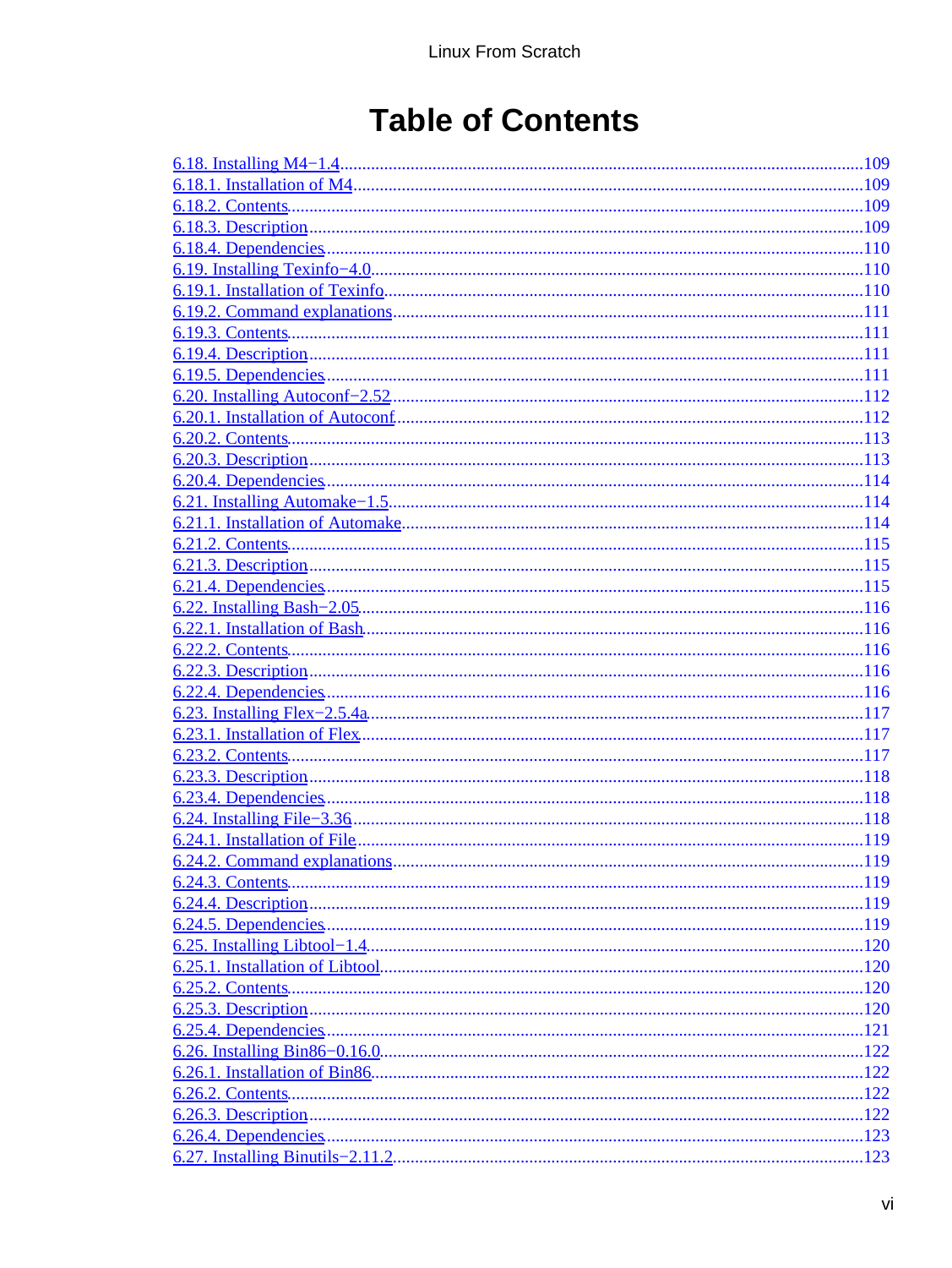# Table of Contents

6.18. Installing M4−1.4....................................................................................................................109
6.18.1. Installation of M4.................................................................................................................109
6.18.2. Contents.................................................................................................................................109
6.18.3. Description............................................................................................................................109
6.18.4. Dependencies........................................................................................................................110
6.19. Installing Texinfo−4.0.............................................................................................................110
6.19.1. Installation of Texinfo...........................................................................................................110
6.19.2. Command explanations.........................................................................................................111
6.19.3. Contents.................................................................................................................................111
6.19.4. Description............................................................................................................................111
6.19.5. Dependencies........................................................................................................................111
6.20. Installing Autoconf−2.52.........................................................................................................112
6.20.1. Installation of Autoconf.........................................................................................................112
6.20.2. Contents.................................................................................................................................113
6.20.3. Description............................................................................................................................113
6.20.4. Dependencies........................................................................................................................114
6.21. Installing Automake−1.5..........................................................................................................114
6.21.1. Installation of Automake.......................................................................................................114
6.21.2. Contents.................................................................................................................................115
6.21.3. Description............................................................................................................................115
6.21.4. Dependencies........................................................................................................................115
6.22. Installing Bash−2.05................................................................................................................116
6.22.1. Installation of Bash...............................................................................................................116
6.22.2. Contents.................................................................................................................................116
6.22.3. Description............................................................................................................................116
6.22.4. Dependencies........................................................................................................................116
6.23. Installing Flex−2.5.4a..............................................................................................................117
6.23.1. Installation of Flex................................................................................................................117
6.23.2. Contents.................................................................................................................................117
6.23.3. Description............................................................................................................................118
6.23.4. Dependencies........................................................................................................................118
6.24. Installing File−3.36..................................................................................................................118
6.24.1. Installation of File.................................................................................................................119
6.24.2. Command explanations.........................................................................................................119
6.24.3. Contents.................................................................................................................................119
6.24.4. Description............................................................................................................................119
6.24.5. Dependencies........................................................................................................................119
6.25. Installing Libtool−1.4..............................................................................................................120
6.25.1. Installation of Libtool............................................................................................................120
6.25.2. Contents.................................................................................................................................120
6.25.3. Description............................................................................................................................120
6.25.4. Dependencies........................................................................................................................121
6.26. Installing Bin86−0.16.0...........................................................................................................122
6.26.1. Installation of Bin86.............................................................................................................122
6.26.2. Contents.................................................................................................................................122
6.26.3. Description............................................................................................................................122
6.26.4. Dependencies........................................................................................................................123
6.27. Installing Binutils−2.11.2........................................................................................................123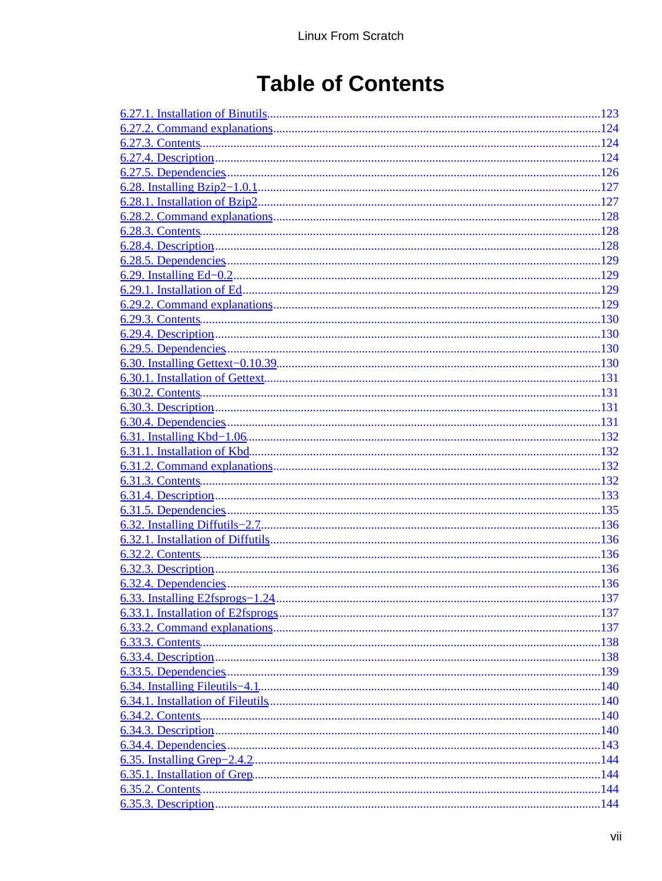# Table of Contents

6.27.1. Installation of Binutils....123
6.27.2. Command explanations....124
6.27.3. Contents....124
6.27.4. Description....124
6.27.5. Dependencies....126
6.28. Installing Bzip2−1.0.1....127
6.28.1. Installation of Bzip2....127
6.28.2. Command explanations....128
6.28.3. Contents....128
6.28.4. Description....128
6.28.5. Dependencies....129
6.29. Installing Ed−0.2....129
6.29.1. Installation of Ed....129
6.29.2. Command explanations....129
6.29.3. Contents....130
6.29.4. Description....130
6.29.5. Dependencies....130
6.30. Installing Gettext−0.10.39....130
6.30.1. Installation of Gettext....131
6.30.2. Contents....131
6.30.3. Description....131
6.30.4. Dependencies....131
6.31. Installing Kbd−1.06....132
6.31.1. Installation of Kbd....132
6.31.2. Command explanations....132
6.31.3. Contents....132
6.31.4. Description....133
6.31.5. Dependencies....135
6.32. Installing Diffutils−2.7....136
6.32.1. Installation of Diffutils....136
6.32.2. Contents....136
6.32.3. Description....136
6.32.4. Dependencies....136
6.33. Installing E2fsprogs−1.24....137
6.33.1. Installation of E2fsprogs....137
6.33.2. Command explanations....137
6.33.3. Contents....138
6.33.4. Description....138
6.33.5. Dependencies....139
6.34. Installing Fileutils−4.1....140
6.34.1. Installation of Fileutils....140
6.34.2. Contents....140
6.34.3. Description....140
6.34.4. Dependencies....143
6.35. Installing Grep−2.4.2....144
6.35.1. Installation of Grep....144
6.35.2. Contents....144
6.35.3. Description....144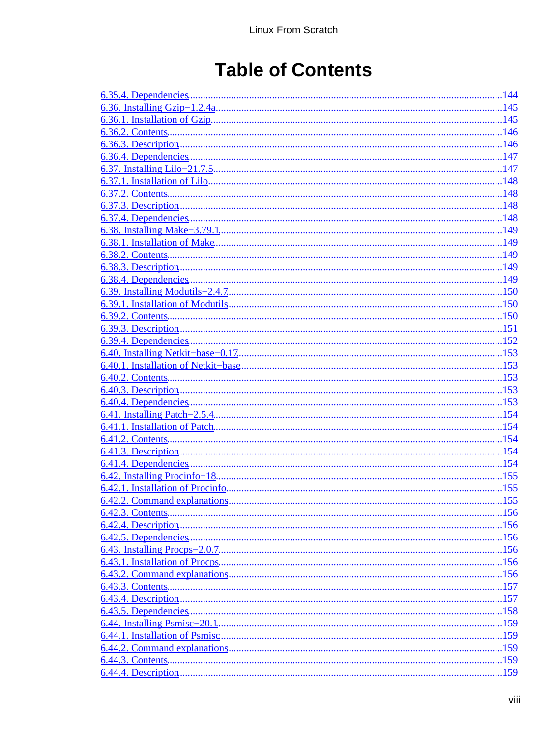# Table of Contents

6.35.4. Dependencies....................................................................................................................144
6.36. Installing Gzip−1.2.4a.............................................................................................................145
6.36.1. Installation of Gzip...............................................................................................................145
6.36.2. Contents...............................................................................................................................146
6.36.3. Description..........................................................................................................................146
6.36.4. Dependencies.......................................................................................................................147
6.37. Installing Lilo−21.7.5..............................................................................................................147
6.37.1. Installation of Lilo................................................................................................................148
6.37.2. Contents...............................................................................................................................148
6.37.3. Description..........................................................................................................................148
6.37.4. Dependencies.......................................................................................................................148
6.38. Installing Make−3.79.1............................................................................................................149
6.38.1. Installation of Make.............................................................................................................149
6.38.2. Contents...............................................................................................................................149
6.38.3. Description..........................................................................................................................149
6.38.4. Dependencies.......................................................................................................................149
6.39. Installing Modutils−2.4.7.........................................................................................................150
6.39.1. Installation of Modutils........................................................................................................150
6.39.2. Contents...............................................................................................................................150
6.39.3. Description..........................................................................................................................151
6.39.4. Dependencies.......................................................................................................................152
6.40. Installing Netkit−base−0.17.....................................................................................................153
6.40.1. Installation of Netkit−base...................................................................................................153
6.40.2. Contents...............................................................................................................................153
6.40.3. Description..........................................................................................................................153
6.40.4. Dependencies.......................................................................................................................153
6.41. Installing Patch−2.5.4..............................................................................................................154
6.41.1. Installation of Patch.............................................................................................................154
6.41.2. Contents...............................................................................................................................154
6.41.3. Description..........................................................................................................................154
6.41.4. Dependencies.......................................................................................................................154
6.42. Installing Procinfo−18.............................................................................................................155
6.42.1. Installation of Procinfo........................................................................................................155
6.42.2. Command explanations........................................................................................................155
6.42.3. Contents...............................................................................................................................156
6.42.4. Description..........................................................................................................................156
6.42.5. Dependencies.......................................................................................................................156
6.43. Installing Procps−2.0.7............................................................................................................156
6.43.1. Installation of Procps...........................................................................................................156
6.43.2. Command explanations........................................................................................................156
6.43.3. Contents...............................................................................................................................157
6.43.4. Description..........................................................................................................................157
6.43.5. Dependencies.......................................................................................................................158
6.44. Installing Psmisc−20.1............................................................................................................159
6.44.1. Installation of Psmisc...........................................................................................................159
6.44.2. Command explanations........................................................................................................159
6.44.3. Contents...............................................................................................................................159
6.44.4. Description..........................................................................................................................159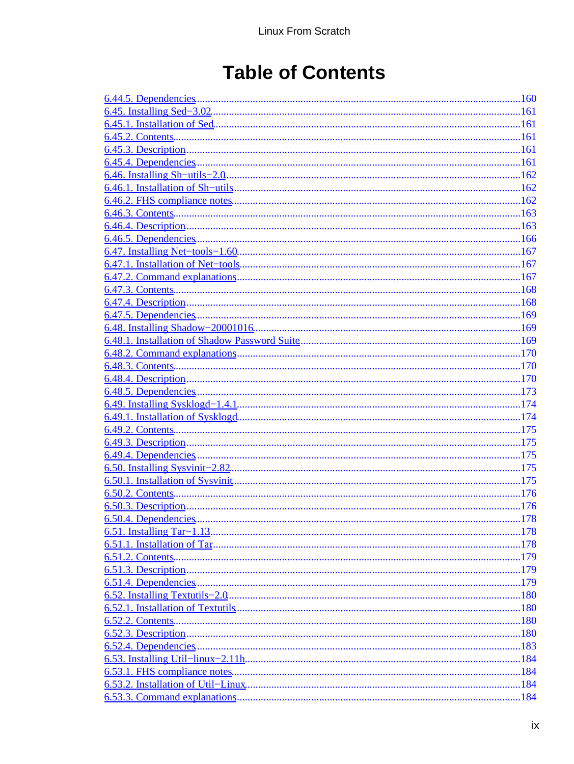# Table of Contents

6.44.5. Dependencies....................................................................................................160
6.45. Installing Sed−3.02...................................................................................................161
6.45.1. Installation of Sed..................................................................................................161
6.45.2. Contents...............................................................................................................161
6.45.3. Description...........................................................................................................161
6.45.4. Dependencies.......................................................................................................161
6.46. Installing Sh−utils−2.0...............................................................................................162
6.46.1. Installation of Sh−utils...........................................................................................162
6.46.2. FHS compliance notes...........................................................................................162
6.46.3. Contents...............................................................................................................163
6.46.4. Description...........................................................................................................163
6.46.5. Dependencies.......................................................................................................166
6.47. Installing Net−tools−1.60...........................................................................................167
6.47.1. Installation of Net−tools.........................................................................................167
6.47.2. Command explanations........................................................................................167
6.47.3. Contents...............................................................................................................168
6.47.4. Description...........................................................................................................168
6.47.5. Dependencies.......................................................................................................169
6.48. Installing Shadow−20001016......................................................................................169
6.48.1. Installation of Shadow Password Suite...................................................................169
6.48.2. Command explanations........................................................................................170
6.48.3. Contents...............................................................................................................170
6.48.4. Description...........................................................................................................170
6.48.5. Dependencies.......................................................................................................173
6.49. Installing Sysklogd−1.4.1..........................................................................................174
6.49.1. Installation of Sysklogd.........................................................................................174
6.49.2. Contents...............................................................................................................175
6.49.3. Description...........................................................................................................175
6.49.4. Dependencies.......................................................................................................175
6.50. Installing Sysvinit−2.82.............................................................................................175
6.50.1. Installation of Sysvinit...........................................................................................175
6.50.2. Contents...............................................................................................................176
6.50.3. Description...........................................................................................................176
6.50.4. Dependencies.......................................................................................................178
6.51. Installing Tar−1.13....................................................................................................178
6.51.1. Installation of Tar..................................................................................................178
6.51.2. Contents...............................................................................................................179
6.51.3. Description...........................................................................................................179
6.51.4. Dependencies.......................................................................................................179
6.52. Installing Textutils−2.0..............................................................................................180
6.52.1. Installation of Textutils..........................................................................................180
6.52.2. Contents...............................................................................................................180
6.52.3. Description...........................................................................................................180
6.52.4. Dependencies.......................................................................................................183
6.53. Installing Util−linux−2.11h........................................................................................184
6.53.1. FHS compliance notes...........................................................................................184
6.53.2. Installation of Util−Linux.......................................................................................184
6.53.3. Command explanations........................................................................................184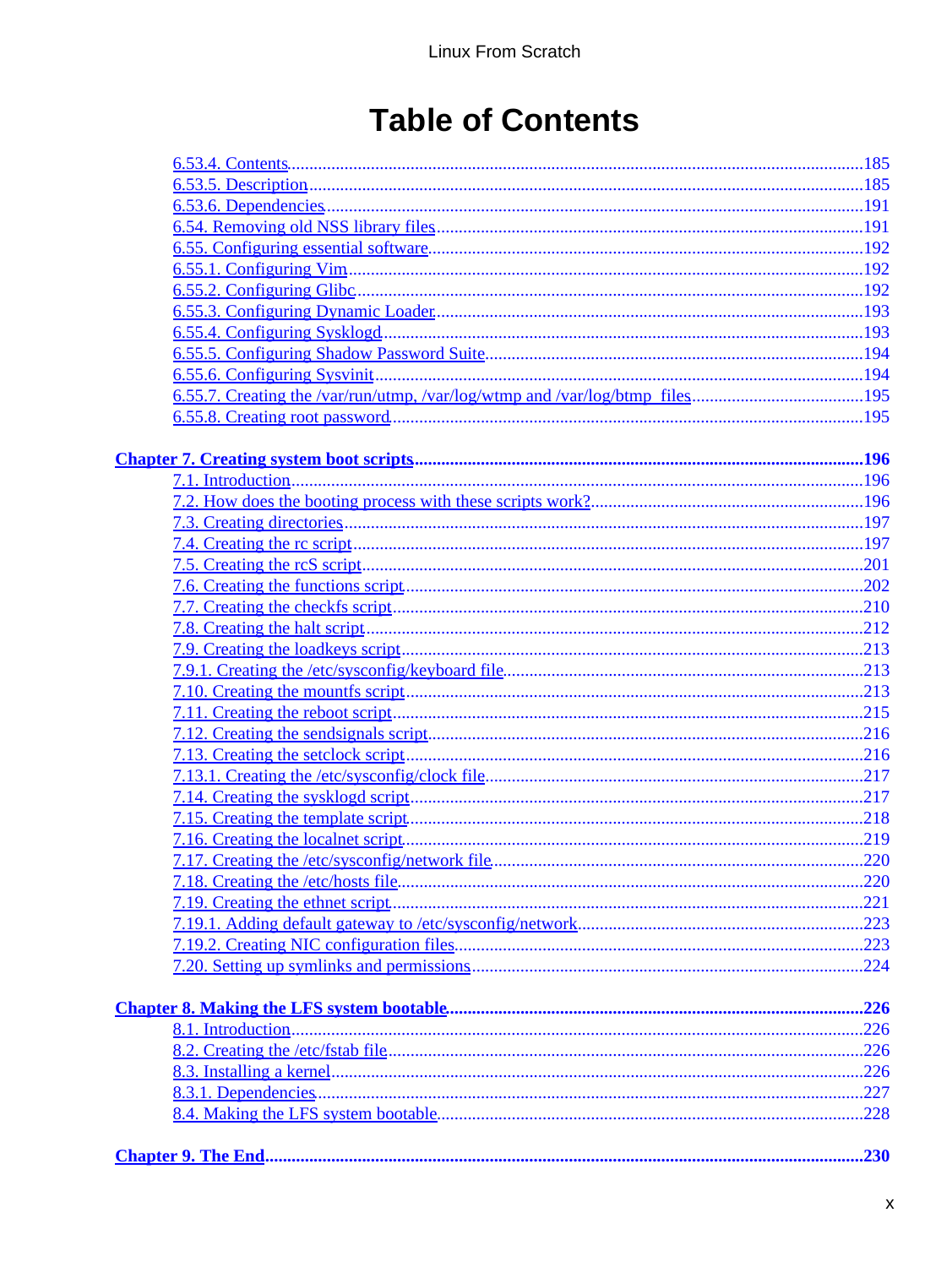# Table of Contents

- 6.53.4. Contents ....185
- 6.53.5. Description ....185
- 6.53.6. Dependencies ....191
- 6.54. Removing old NSS library files ....191
- 6.55. Configuring essential software ....192
- 6.55.1. Configuring Vim ....192
- 6.55.2. Configuring Glibc ....192
- 6.55.3. Configuring Dynamic Loader ....193
- 6.55.4. Configuring Sysklogd ....193
- 6.55.5. Configuring Shadow Password Suite ....194
- 6.55.6. Configuring Sysvinit ....194
- 6.55.7. Creating the /var/run/utmp, /var/log/wtmp and /var/log/btmp files ....195
- 6.55.8. Creating root password ....195

**Chapter 7. Creating system boot scripts ....196**

- 7.1. Introduction ....196
- 7.2. How does the booting process with these scripts work? ....196
- 7.3. Creating directories ....197
- 7.4. Creating the rc script ....197
- 7.5. Creating the rcS script ....201
- 7.6. Creating the functions script ....202
- 7.7. Creating the checkfs script ....210
- 7.8. Creating the halt script ....212
- 7.9. Creating the loadkeys script ....213
- 7.9.1. Creating the /etc/sysconfig/keyboard file ....213
- 7.10. Creating the mountfs script ....213
- 7.11. Creating the reboot script ....215
- 7.12. Creating the sendsignals script ....216
- 7.13. Creating the setclock script ....216
- 7.13.1. Creating the /etc/sysconfig/clock file ....217
- 7.14. Creating the sysklogd script ....217
- 7.15. Creating the template script ....218
- 7.16. Creating the localnet script ....219
- 7.17. Creating the /etc/sysconfig/network file ....220
- 7.18. Creating the /etc/hosts file ....220
- 7.19. Creating the ethnet script ....221
- 7.19.1. Adding default gateway to /etc/sysconfig/network ....223
- 7.19.2. Creating NIC configuration files ....223
- 7.20. Setting up symlinks and permissions ....224

**Chapter 8. Making the LFS system bootable ....226**

- 8.1. Introduction ....226
- 8.2. Creating the /etc/fstab file ....226
- 8.3. Installing a kernel ....226
- 8.3.1. Dependencies ....227
- 8.4. Making the LFS system bootable ....228

**Chapter 9. The End ....230**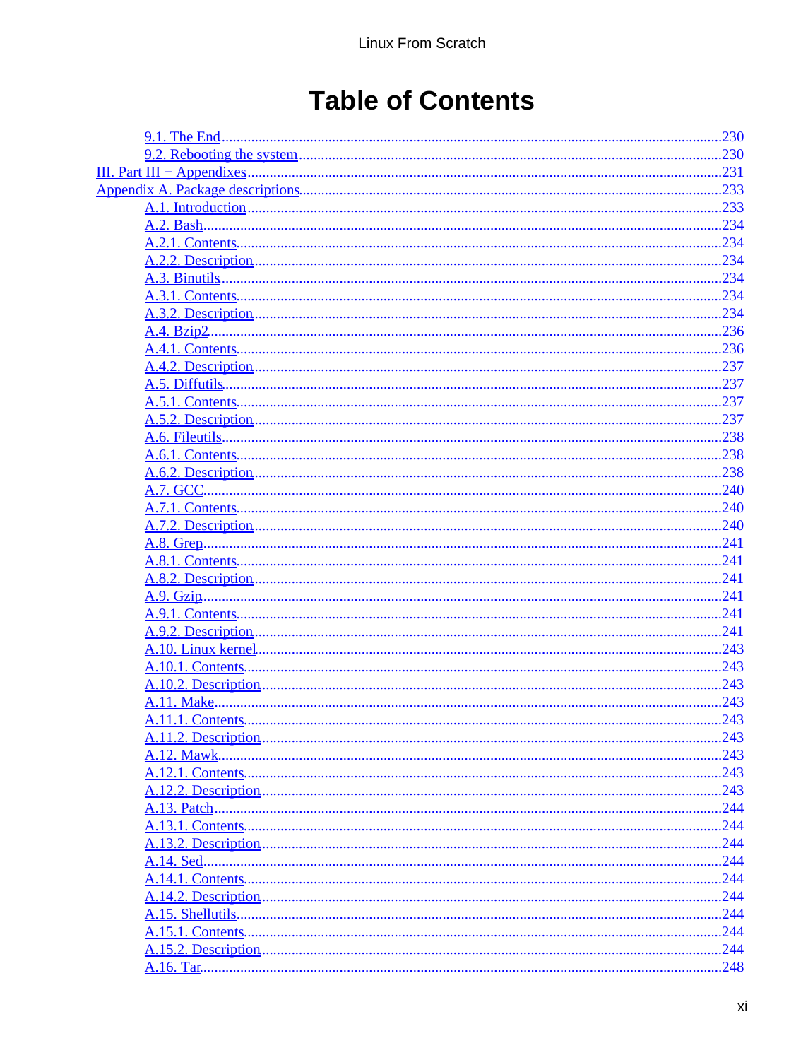# Table of Contents

- 9.1. The End.....230
- 9.2. Rebooting the system.....230

III. Part III − Appendixes.....231

Appendix A. Package descriptions.....233

- A.1. Introduction.....233
- A.2. Bash.....234
- A.2.1. Contents.....234
- A.2.2. Description.....234
- A.3. Binutils.....234
- A.3.1. Contents.....234
- A.3.2. Description.....234
- A.4. Bzip2.....236
- A.4.1. Contents.....236
- A.4.2. Description.....237
- A.5. Diffutils.....237
- A.5.1. Contents.....237
- A.5.2. Description.....237
- A.6. Fileutils.....238
- A.6.1. Contents.....238
- A.6.2. Description.....238
- A.7. GCC.....240
- A.7.1. Contents.....240
- A.7.2. Description.....240
- A.8. Grep.....241
- A.8.1. Contents.....241
- A.8.2. Description.....241
- A.9. Gzip.....241
- A.9.1. Contents.....241
- A.9.2. Description.....241
- A.10. Linux kernel.....243
- A.10.1. Contents.....243
- A.10.2. Description.....243
- A.11. Make.....243
- A.11.1. Contents.....243
- A.11.2. Description.....243
- A.12. Mawk.....243
- A.12.1. Contents.....243
- A.12.2. Description.....243
- A.13. Patch.....244
- A.13.1. Contents.....244
- A.13.2. Description.....244
- A.14. Sed.....244
- A.14.1. Contents.....244
- A.14.2. Description.....244
- A.15. Shellutils.....244
- A.15.1. Contents.....244
- A.15.2. Description.....244
- A.16. Tar.....248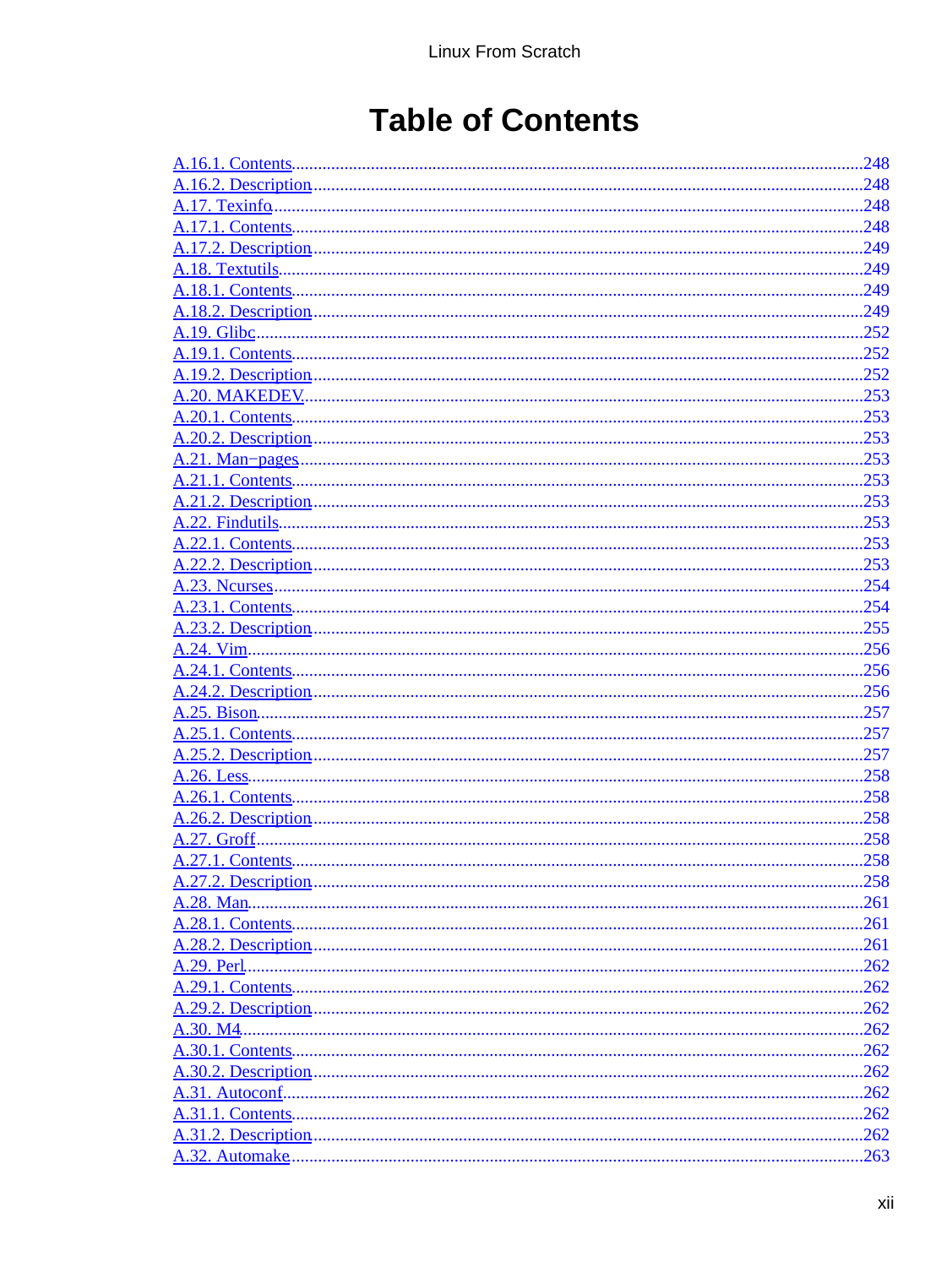# Table of Contents

A.16.1. Contents....................................................................................................................248
A.16.2. Description...............................................................................................................248
A.17. Texinfo.......................................................................................................................248
A.17.1. Contents....................................................................................................................248
A.17.2. Description...............................................................................................................249
A.18. Textutils.....................................................................................................................249
A.18.1. Contents....................................................................................................................249
A.18.2. Description...............................................................................................................249
A.19. Glibc..........................................................................................................................252
A.19.1. Contents....................................................................................................................252
A.19.2. Description...............................................................................................................252
A.20. MAKEDEV...............................................................................................................253
A.20.1. Contents....................................................................................................................253
A.20.2. Description...............................................................................................................253
A.21. Man−pages.................................................................................................................253
A.21.1. Contents....................................................................................................................253
A.21.2. Description...............................................................................................................253
A.22. Findutils.....................................................................................................................253
A.22.1. Contents....................................................................................................................253
A.22.2. Description...............................................................................................................253
A.23. Ncurses......................................................................................................................254
A.23.1. Contents....................................................................................................................254
A.23.2. Description...............................................................................................................255
A.24. Vim............................................................................................................................256
A.24.1. Contents....................................................................................................................256
A.24.2. Description...............................................................................................................256
A.25. Bison..........................................................................................................................257
A.25.1. Contents....................................................................................................................257
A.25.2. Description...............................................................................................................257
A.26. Less............................................................................................................................258
A.26.1. Contents....................................................................................................................258
A.26.2. Description...............................................................................................................258
A.27. Groff..........................................................................................................................258
A.27.1. Contents....................................................................................................................258
A.27.2. Description...............................................................................................................258
A.28. Man............................................................................................................................261
A.28.1. Contents....................................................................................................................261
A.28.2. Description...............................................................................................................261
A.29. Perl............................................................................................................................262
A.29.1. Contents....................................................................................................................262
A.29.2. Description...............................................................................................................262
A.30. M4.............................................................................................................................262
A.30.1. Contents....................................................................................................................262
A.30.2. Description...............................................................................................................262
A.31. Autoconf....................................................................................................................262
A.31.1. Contents....................................................................................................................262
A.31.2. Description...............................................................................................................262
A.32. Automake...................................................................................................................263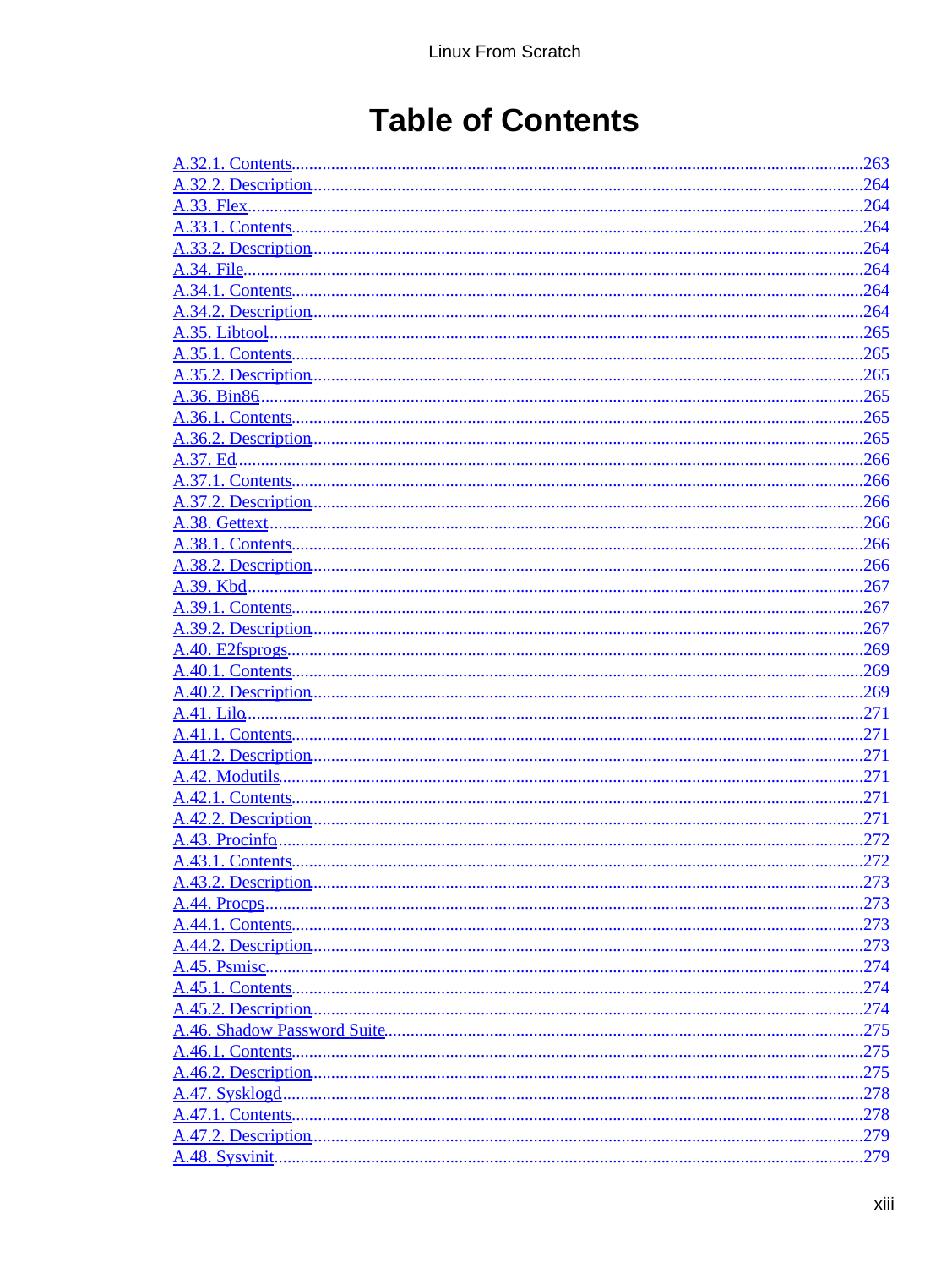# Table of Contents

A.32.1. Contents ........................................................................................................................263
A.32.2. Description ....................................................................................................................264
A.33. Flex ...............................................................................................................................264
A.33.1. Contents ........................................................................................................................264
A.33.2. Description ....................................................................................................................264
A.34. File ................................................................................................................................264
A.34.1. Contents ........................................................................................................................264
A.34.2. Description ....................................................................................................................264
A.35. Libtool ...........................................................................................................................265
A.35.1. Contents ........................................................................................................................265
A.35.2. Description ....................................................................................................................265
A.36. Bin86 .............................................................................................................................265
A.36.1. Contents ........................................................................................................................265
A.36.2. Description ....................................................................................................................265
A.37. Ed ..................................................................................................................................266
A.37.1. Contents ........................................................................................................................266
A.37.2. Description ....................................................................................................................266
A.38. Gettext ...........................................................................................................................266
A.38.1. Contents ........................................................................................................................266
A.38.2. Description ....................................................................................................................266
A.39. Kbd ................................................................................................................................267
A.39.1. Contents ........................................................................................................................267
A.39.2. Description ....................................................................................................................267
A.40. E2fsprogs .......................................................................................................................269
A.40.1. Contents ........................................................................................................................269
A.40.2. Description ....................................................................................................................269
A.41. Lilo ................................................................................................................................271
A.41.1. Contents ........................................................................................................................271
A.41.2. Description ....................................................................................................................271
A.42. Modutils .........................................................................................................................271
A.42.1. Contents ........................................................................................................................271
A.42.2. Description ....................................................................................................................271
A.43. Procinfo .........................................................................................................................272
A.43.1. Contents ........................................................................................................................272
A.43.2. Description ....................................................................................................................273
A.44. Procps ............................................................................................................................273
A.44.1. Contents ........................................................................................................................273
A.44.2. Description ....................................................................................................................273
A.45. Psmisc ...........................................................................................................................274
A.45.1. Contents ........................................................................................................................274
A.45.2. Description ....................................................................................................................274
A.46. Shadow Password Suite .................................................................................................275
A.46.1. Contents ........................................................................................................................275
A.46.2. Description ....................................................................................................................275
A.47. Sysklogd ........................................................................................................................278
A.47.1. Contents ........................................................................................................................278
A.47.2. Description ....................................................................................................................279
A.48. Sysvinit ..........................................................................................................................279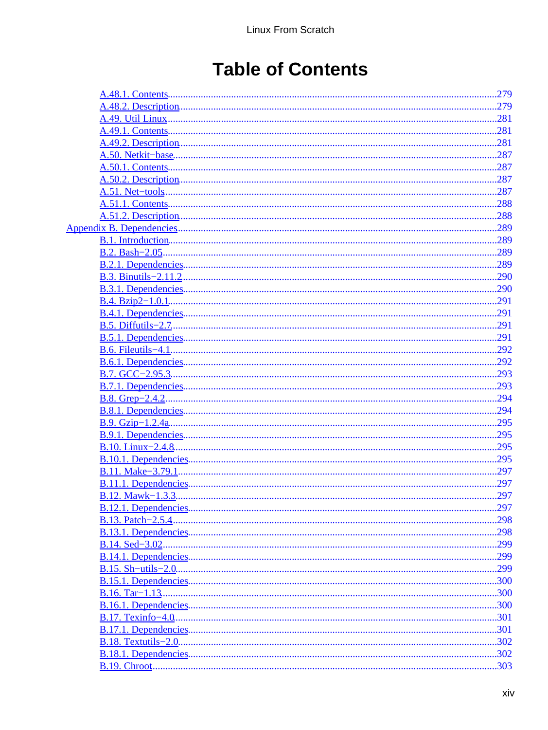# Table of Contents

- A.48.1. Contents ... 279
- A.48.2. Description ... 279
- A.49. Util Linux ... 281
- A.49.1. Contents ... 281
- A.49.2. Description ... 281
- A.50. Netkit−base ... 287
- A.50.1. Contents ... 287
- A.50.2. Description ... 287
- A.51. Net−tools ... 287
- A.51.1. Contents ... 288
- A.51.2. Description ... 288

Appendix B. Dependencies ... 289

- B.1. Introduction ... 289
- B.2. Bash−2.05 ... 289
- B.2.1. Dependencies ... 289
- B.3. Binutils−2.11.2 ... 290
- B.3.1. Dependencies ... 290
- B.4. Bzip2−1.0.1 ... 291
- B.4.1. Dependencies ... 291
- B.5. Diffutils−2.7 ... 291
- B.5.1. Dependencies ... 291
- B.6. Fileutils−4.1 ... 292
- B.6.1. Dependencies ... 292
- B.7. GCC−2.95.3 ... 293
- B.7.1. Dependencies ... 293
- B.8. Grep−2.4.2 ... 294
- B.8.1. Dependencies ... 294
- B.9. Gzip−1.2.4a ... 295
- B.9.1. Dependencies ... 295
- B.10. Linux−2.4.8 ... 295
- B.10.1. Dependencies ... 295
- B.11. Make−3.79.1 ... 297
- B.11.1. Dependencies ... 297
- B.12. Mawk−1.3.3 ... 297
- B.12.1. Dependencies ... 297
- B.13. Patch−2.5.4 ... 298
- B.13.1. Dependencies ... 298
- B.14. Sed−3.02 ... 299
- B.14.1. Dependencies ... 299
- B.15. Sh−utils−2.0 ... 299
- B.15.1. Dependencies ... 300
- B.16. Tar−1.13 ... 300
- B.16.1. Dependencies ... 300
- B.17. Texinfo−4.0 ... 301
- B.17.1. Dependencies ... 301
- B.18. Textutils−2.0 ... 302
- B.18.1. Dependencies ... 302
- B.19. Chroot ... 303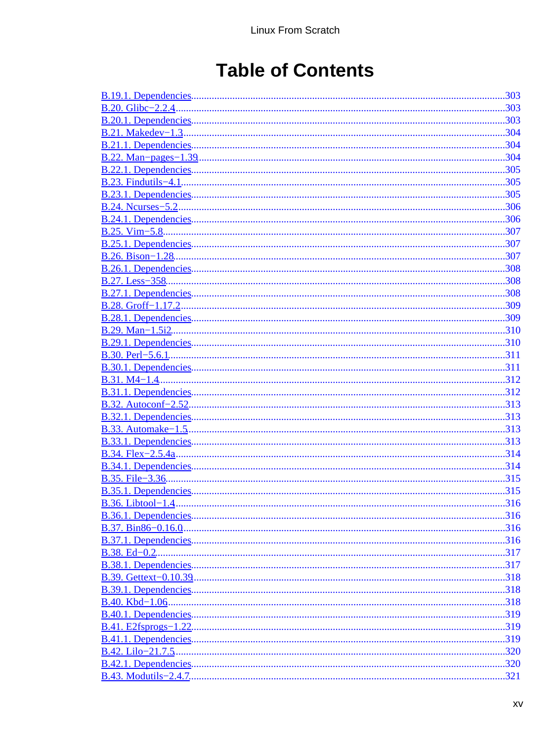# Table of Contents

B.19.1. Dependencies....................................................................................................................303
B.20. Glibc−2.2.4............................................................................................................................303
B.20.1. Dependencies....................................................................................................................303
B.21. Makedev−1.3..........................................................................................................................304
B.21.1. Dependencies....................................................................................................................304
B.22. Man−pages−1.39....................................................................................................................304
B.22.1. Dependencies....................................................................................................................305
B.23. Findutils−4.1............................................................................................................................305
B.23.1. Dependencies....................................................................................................................305
B.24. Ncurses−5.2............................................................................................................................306
B.24.1. Dependencies....................................................................................................................306
B.25. Vim−5.8..................................................................................................................................307
B.25.1. Dependencies....................................................................................................................307
B.26. Bison−1.28..............................................................................................................................307
B.26.1. Dependencies....................................................................................................................308
B.27. Less−358................................................................................................................................308
B.27.1. Dependencies....................................................................................................................308
B.28. Groff−1.17.2............................................................................................................................309
B.28.1. Dependencies....................................................................................................................309
B.29. Man−1.5i2..............................................................................................................................310
B.29.1. Dependencies....................................................................................................................310
B.30. Perl−5.6.1................................................................................................................................311
B.30.1. Dependencies....................................................................................................................311
B.31. M4−1.4...................................................................................................................................312
B.31.1. Dependencies....................................................................................................................312
B.32. Autoconf−2.52........................................................................................................................313
B.32.1. Dependencies....................................................................................................................313
B.33. Automake−1.5........................................................................................................................313
B.33.1. Dependencies....................................................................................................................313
B.34. Flex−2.5.4a.............................................................................................................................314
B.34.1. Dependencies....................................................................................................................314
B.35. File−3.36................................................................................................................................315
B.35.1. Dependencies....................................................................................................................315
B.36. Libtool−1.4.............................................................................................................................316
B.36.1. Dependencies....................................................................................................................316
B.37. Bin86−0.16.0..........................................................................................................................316
B.37.1. Dependencies....................................................................................................................316
B.38. Ed−0.2....................................................................................................................................317
B.38.1. Dependencies....................................................................................................................317
B.39. Gettext−0.10.39......................................................................................................................318
B.39.1. Dependencies....................................................................................................................318
B.40. Kbd−1.06................................................................................................................................318
B.40.1. Dependencies....................................................................................................................319
B.41. E2fsprogs−1.22.......................................................................................................................319
B.41.1. Dependencies....................................................................................................................319
B.42. Lilo−21.7.5.............................................................................................................................320
B.42.1. Dependencies....................................................................................................................320
B.43. Modutils−2.4.7........................................................................................................................321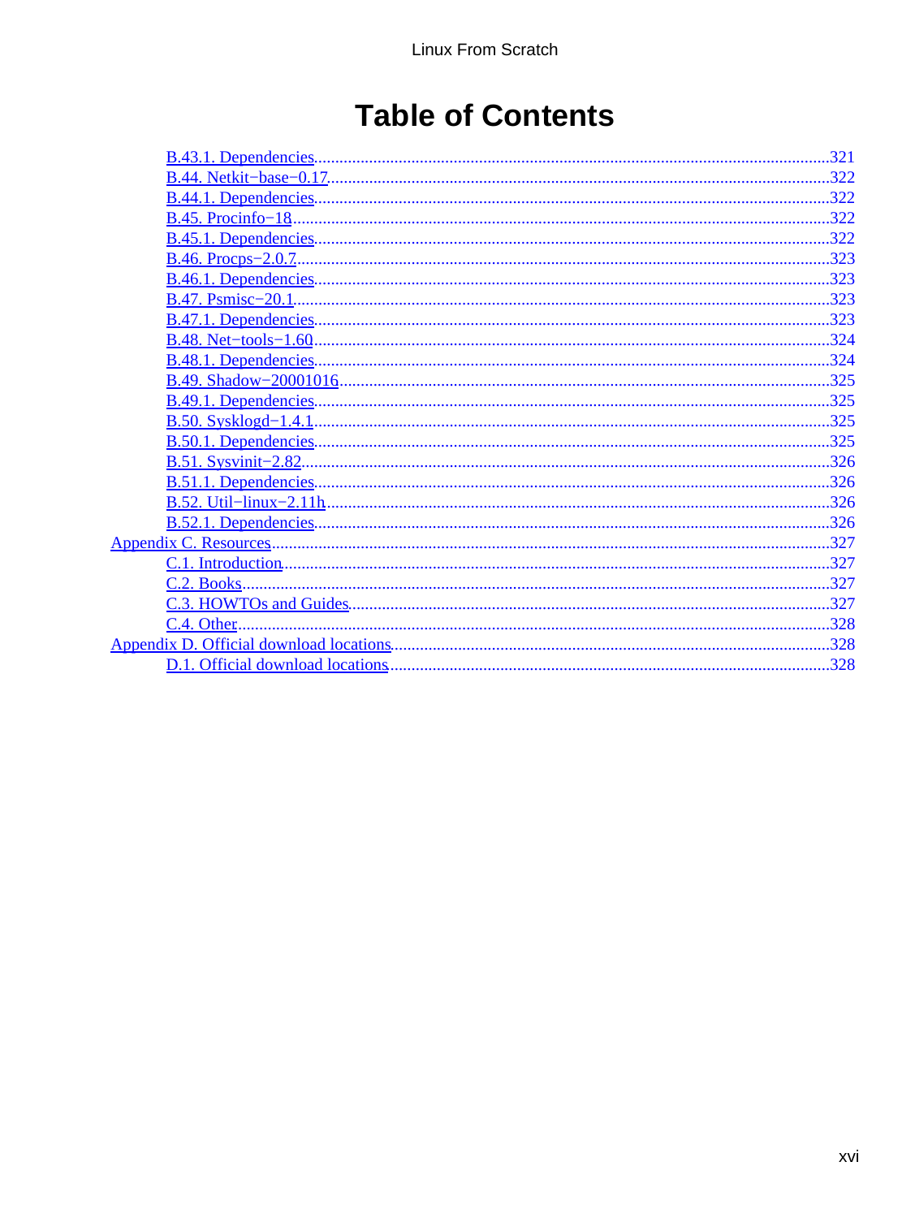# Table of Contents

- B.43.1. Dependencies....................321
- B.44. Netkit−base−0.17....................322
- B.44.1. Dependencies....................322
- B.45. Procinfo−18....................322
- B.45.1. Dependencies....................322
- B.46. Procps−2.0.7....................323
- B.46.1. Dependencies....................323
- B.47. Psmisc−20.1....................323
- B.47.1. Dependencies....................323
- B.48. Net−tools−1.60....................324
- B.48.1. Dependencies....................324
- B.49. Shadow−20001016....................325
- B.49.1. Dependencies....................325
- B.50. Sysklogd−1.4.1....................325
- B.50.1. Dependencies....................325
- B.51. Sysvinit−2.82....................326
- B.51.1. Dependencies....................326
- B.52. Util−linux−2.11h....................326
- B.52.1. Dependencies....................326

Appendix C. Resources....................327

- C.1. Introduction....................327
- C.2. Books....................327
- C.3. HOWTOs and Guides....................327
- C.4. Other....................328

Appendix D. Official download locations....................328

- D.1. Official download locations....................328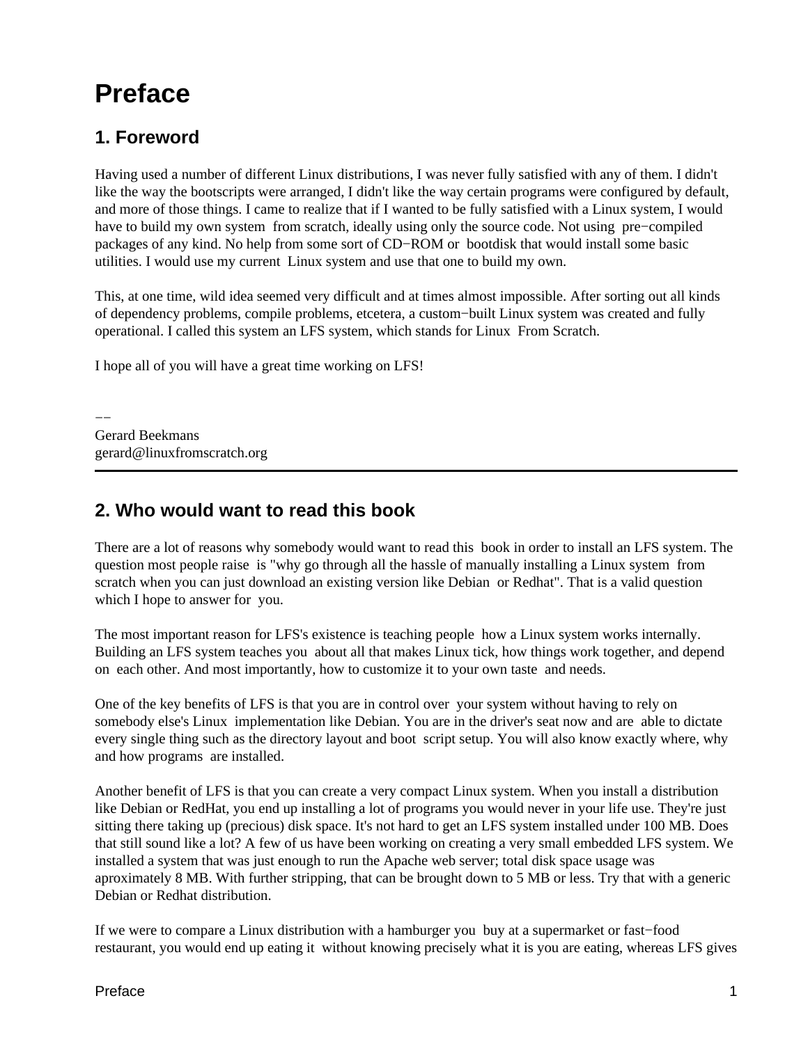# Preface

## 1. Foreword

Having used a number of different Linux distributions, I was never fully satisfied with any of them. I didn't like the way the bootscripts were arranged, I didn't like the way certain programs were configured by default, and more of those things. I came to realize that if I wanted to be fully satisfied with a Linux system, I would have to build my own system from scratch, ideally using only the source code. Not using pre−compiled packages of any kind. No help from some sort of CD−ROM or bootdisk that would install some basic utilities. I would use my current Linux system and use that one to build my own.

This, at one time, wild idea seemed very difficult and at times almost impossible. After sorting out all kinds of dependency problems, compile problems, etcetera, a custom−built Linux system was created and fully operational. I called this system an LFS system, which stands for Linux From Scratch.

I hope all of you will have a great time working on LFS!

−−
Gerard Beekmans
gerard@linuxfromscratch.org

---

## 2. Who would want to read this book

There are a lot of reasons why somebody would want to read this book in order to install an LFS system. The question most people raise is "why go through all the hassle of manually installing a Linux system from scratch when you can just download an existing version like Debian or Redhat". That is a valid question which I hope to answer for you.

The most important reason for LFS's existence is teaching people how a Linux system works internally. Building an LFS system teaches you about all that makes Linux tick, how things work together, and depend on each other. And most importantly, how to customize it to your own taste and needs.

One of the key benefits of LFS is that you are in control over your system without having to rely on somebody else's Linux implementation like Debian. You are in the driver's seat now and are able to dictate every single thing such as the directory layout and boot script setup. You will also know exactly where, why and how programs are installed.

Another benefit of LFS is that you can create a very compact Linux system. When you install a distribution like Debian or RedHat, you end up installing a lot of programs you would never in your life use. They're just sitting there taking up (precious) disk space. It's not hard to get an LFS system installed under 100 MB. Does that still sound like a lot? A few of us have been working on creating a very small embedded LFS system. We installed a system that was just enough to run the Apache web server; total disk space usage was aproximately 8 MB. With further stripping, that can be brought down to 5 MB or less. Try that with a generic Debian or Redhat distribution.

If we were to compare a Linux distribution with a hamburger you buy at a supermarket or fast−food restaurant, you would end up eating it without knowing precisely what it is you are eating, whereas LFS gives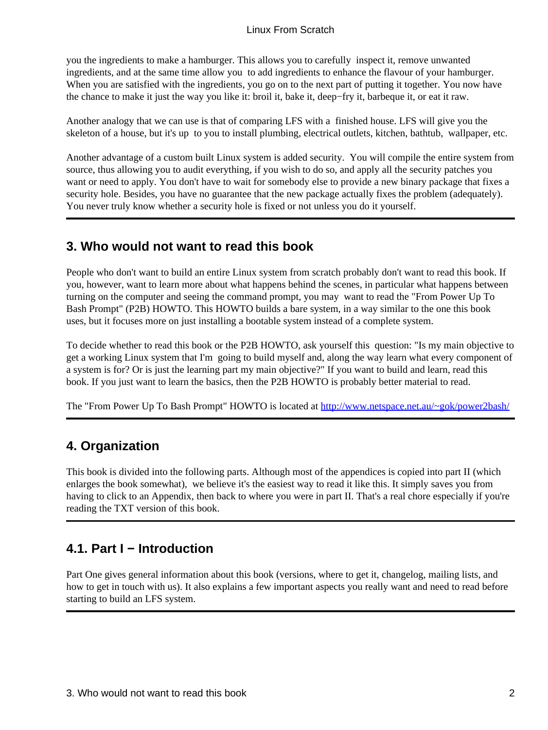you the ingredients to make a hamburger. This allows you to carefully inspect it, remove unwanted ingredients, and at the same time allow you to add ingredients to enhance the flavour of your hamburger. When you are satisfied with the ingredients, you go on to the next part of putting it together. You now have the chance to make it just the way you like it: broil it, bake it, deep−fry it, barbeque it, or eat it raw.

Another analogy that we can use is that of comparing LFS with a finished house. LFS will give you the skeleton of a house, but it's up to you to install plumbing, electrical outlets, kitchen, bathtub, wallpaper, etc.

Another advantage of a custom built Linux system is added security. You will compile the entire system from source, thus allowing you to audit everything, if you wish to do so, and apply all the security patches you want or need to apply. You don't have to wait for somebody else to provide a new binary package that fixes a security hole. Besides, you have no guarantee that the new package actually fixes the problem (adequately). You never truly know whether a security hole is fixed or not unless you do it yourself.

## 3. Who would not want to read this book

People who don't want to build an entire Linux system from scratch probably don't want to read this book. If you, however, want to learn more about what happens behind the scenes, in particular what happens between turning on the computer and seeing the command prompt, you may want to read the "From Power Up To Bash Prompt" (P2B) HOWTO. This HOWTO builds a bare system, in a way similar to the one this book uses, but it focuses more on just installing a bootable system instead of a complete system.

To decide whether to read this book or the P2B HOWTO, ask yourself this question: "Is my main objective to get a working Linux system that I'm going to build myself and, along the way learn what every component of a system is for? Or is just the learning part my main objective?" If you want to build and learn, read this book. If you just want to learn the basics, then the P2B HOWTO is probably better material to read.

The "From Power Up To Bash Prompt" HOWTO is located at http://www.netspace.net.au/~gok/power2bash/

## 4. Organization

This book is divided into the following parts. Although most of the appendices is copied into part II (which enlarges the book somewhat), we believe it's the easiest way to read it like this. It simply saves you from having to click to an Appendix, then back to where you were in part II. That's a real chore especially if you're reading the TXT version of this book.

### 4.1. Part I − Introduction

Part One gives general information about this book (versions, where to get it, changelog, mailing lists, and how to get in touch with us). It also explains a few important aspects you really want and need to read before starting to build an LFS system.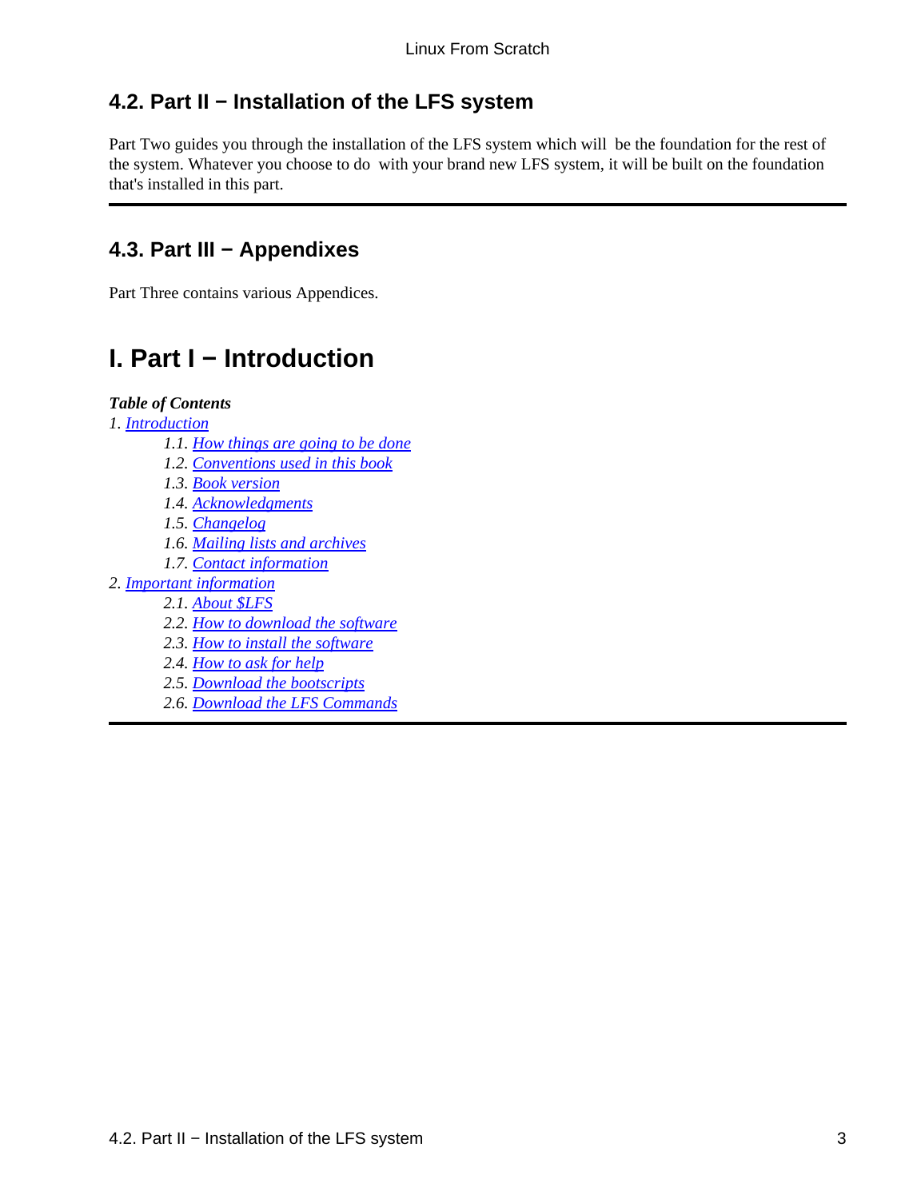## 4.2. Part II − Installation of the LFS system

Part Two guides you through the installation of the LFS system which will be the foundation for the rest of the system. Whatever you choose to do with your brand new LFS system, it will be built on the foundation that's installed in this part.

---

## 4.3. Part III − Appendixes

Part Three contains various Appendices.

# I. Part I − Introduction

***Table of Contents***

*1. Introduction*

- *1.1. How things are going to be done*
- *1.2. Conventions used in this book*
- *1.3. Book version*
- *1.4. Acknowledgments*
- *1.5. Changelog*
- *1.6. Mailing lists and archives*
- *1.7. Contact information*

*2. Important information*

- *2.1. About $LFS*
- *2.2. How to download the software*
- *2.3. How to install the software*
- *2.4. How to ask for help*
- *2.5. Download the bootscripts*
- *2.6. Download the LFS Commands*

---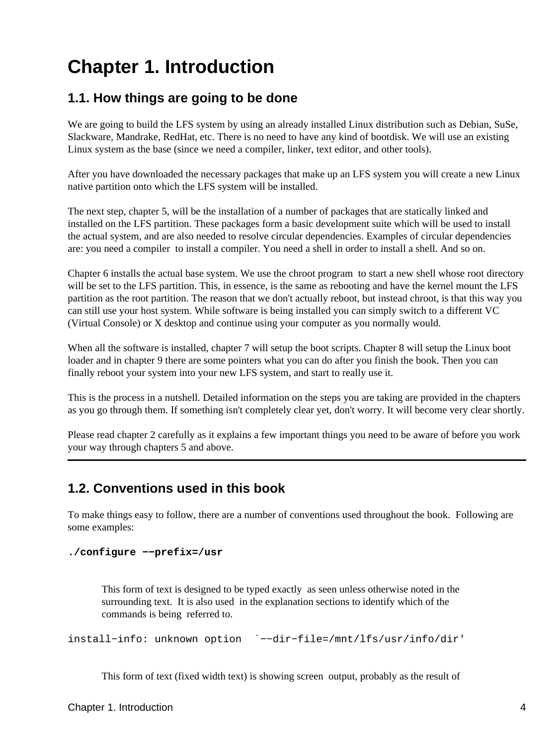# Chapter 1. Introduction

## 1.1. How things are going to be done

We are going to build the LFS system by using an already installed Linux distribution such as Debian, SuSe, Slackware, Mandrake, RedHat, etc. There is no need to have any kind of bootdisk. We will use an existing Linux system as the base (since we need a compiler, linker, text editor, and other tools).

After you have downloaded the necessary packages that make up an LFS system you will create a new Linux native partition onto which the LFS system will be installed.

The next step, chapter 5, will be the installation of a number of packages that are statically linked and installed on the LFS partition. These packages form a basic development suite which will be used to install the actual system, and are also needed to resolve circular dependencies. Examples of circular dependencies are: you need a compiler to install a compiler. You need a shell in order to install a shell. And so on.

Chapter 6 installs the actual base system. We use the chroot program to start a new shell whose root directory will be set to the LFS partition. This, in essence, is the same as rebooting and have the kernel mount the LFS partition as the root partition. The reason that we don't actually reboot, but instead chroot, is that this way you can still use your host system. While software is being installed you can simply switch to a different VC (Virtual Console) or X desktop and continue using your computer as you normally would.

When all the software is installed, chapter 7 will setup the boot scripts. Chapter 8 will setup the Linux boot loader and in chapter 9 there are some pointers what you can do after you finish the book. Then you can finally reboot your system into your new LFS system, and start to really use it.

This is the process in a nutshell. Detailed information on the steps you are taking are provided in the chapters as you go through them. If something isn't completely clear yet, don't worry. It will become very clear shortly.

Please read chapter 2 carefully as it explains a few important things you need to be aware of before you work your way through chapters 5 and above.

---

## 1.2. Conventions used in this book

To make things easy to follow, there are a number of conventions used throughout the book. Following are some examples:

```
./configure --prefix=/usr
```

> This form of text is designed to be typed exactly as seen unless otherwise noted in the surrounding text. It is also used in the explanation sections to identify which of the commands is being referred to.

```
install-info: unknown option  `--dir-file=/mnt/lfs/usr/info/dir'
```

> This form of text (fixed width text) is showing screen output, probably as the result of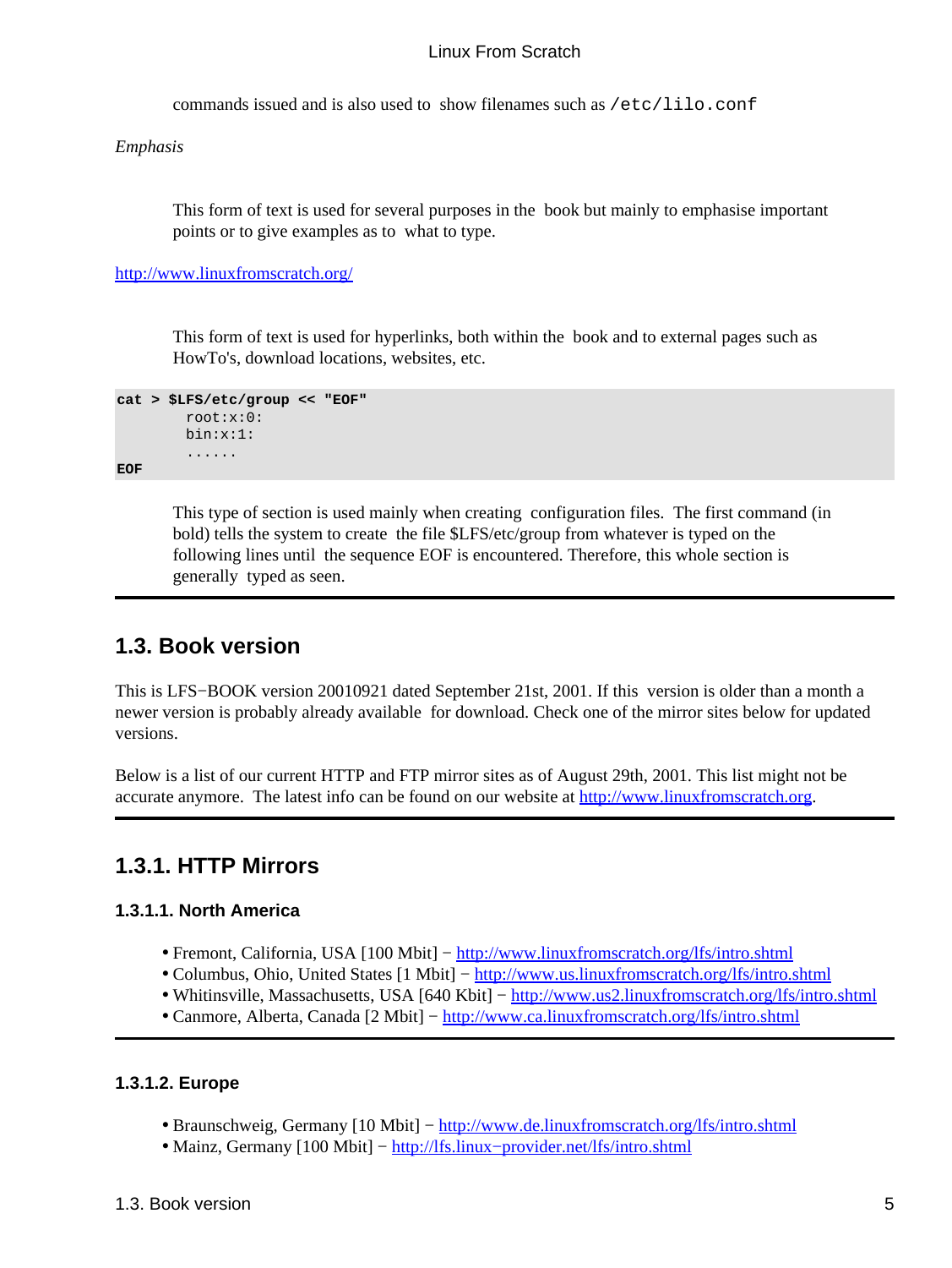commands issued and is also used to show filenames such as `/etc/lilo.conf`

*Emphasis*

This form of text is used for several purposes in the book but mainly to emphasise important points or to give examples as to what to type.

[http://www.linuxfromscratch.org/](http://www.linuxfromscratch.org/)

This form of text is used for hyperlinks, both within the book and to external pages such as HowTo's, download locations, websites, etc.

```
cat > $LFS/etc/group << "EOF"
        root:x:0:
        bin:x:1:
        ......
EOF
```

This type of section is used mainly when creating configuration files. The first command (in bold) tells the system to create the file $LFS/etc/group from whatever is typed on the following lines until the sequence EOF is encountered. Therefore, this whole section is generally typed as seen.

## 1.3. Book version

This is LFS−BOOK version 20010921 dated September 21st, 2001. If this version is older than a month a newer version is probably already available for download. Check one of the mirror sites below for updated versions.

Below is a list of our current HTTP and FTP mirror sites as of August 29th, 2001. This list might not be accurate anymore. The latest info can be found on our website at [http://www.linuxfromscratch.org](http://www.linuxfromscratch.org).

## 1.3.1. HTTP Mirrors

### 1.3.1.1. North America

- Fremont, California, USA [100 Mbit] − [http://www.linuxfromscratch.org/lfs/intro.shtml](http://www.linuxfromscratch.org/lfs/intro.shtml)
- Columbus, Ohio, United States [1 Mbit] − [http://www.us.linuxfromscratch.org/lfs/intro.shtml](http://www.us.linuxfromscratch.org/lfs/intro.shtml)
- Whitinsville, Massachusetts, USA [640 Kbit] − [http://www.us2.linuxfromscratch.org/lfs/intro.shtml](http://www.us2.linuxfromscratch.org/lfs/intro.shtml)
- Canmore, Alberta, Canada [2 Mbit] − [http://www.ca.linuxfromscratch.org/lfs/intro.shtml](http://www.ca.linuxfromscratch.org/lfs/intro.shtml)

### 1.3.1.2. Europe

- Braunschweig, Germany [10 Mbit] − [http://www.de.linuxfromscratch.org/lfs/intro.shtml](http://www.de.linuxfromscratch.org/lfs/intro.shtml)
- Mainz, Germany [100 Mbit] − [http://lfs.linux−provider.net/lfs/intro.shtml](http://lfs.linux-provider.net/lfs/intro.shtml)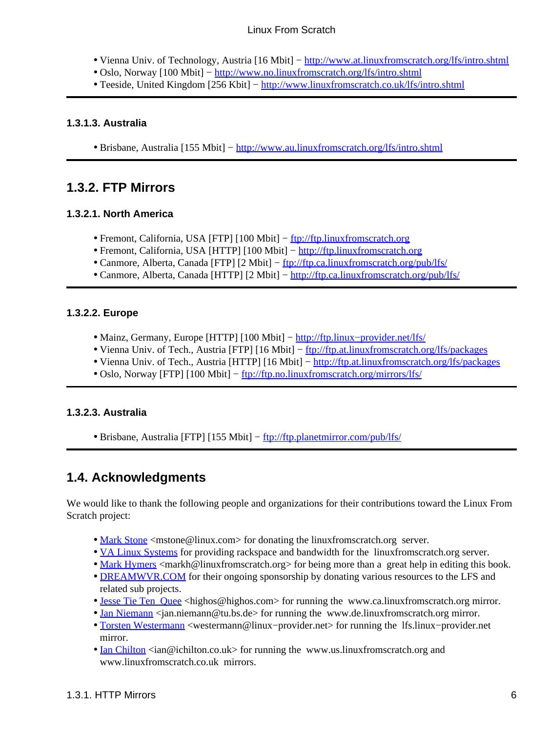- Vienna Univ. of Technology, Austria [16 Mbit] − http://www.at.linuxfromscratch.org/lfs/intro.shtml
- Oslo, Norway [100 Mbit] − http://www.no.linuxfromscratch.org/lfs/intro.shtml
- Teeside, United Kingdom [256 Kbit] − http://www.linuxfromscratch.co.uk/lfs/intro.shtml

#### 1.3.1.3. Australia

- Brisbane, Australia [155 Mbit] − http://www.au.linuxfromscratch.org/lfs/intro.shtml

## 1.3.2. FTP Mirrors

#### 1.3.2.1. North America

- Fremont, California, USA [FTP] [100 Mbit] − ftp://ftp.linuxfromscratch.org
- Fremont, California, USA [HTTP] [100 Mbit] − http://ftp.linuxfromscratch.org
- Canmore, Alberta, Canada [FTP] [2 Mbit] − ftp://ftp.ca.linuxfromscratch.org/pub/lfs/
- Canmore, Alberta, Canada [HTTP] [2 Mbit] − http://ftp.ca.linuxfromscratch.org/pub/lfs/

#### 1.3.2.2. Europe

- Mainz, Germany, Europe [HTTP] [100 Mbit] − http://ftp.linux−provider.net/lfs/
- Vienna Univ. of Tech., Austria [FTP] [16 Mbit] − ftp://ftp.at.linuxfromscratch.org/lfs/packages
- Vienna Univ. of Tech., Austria [HTTP] [16 Mbit] − http://ftp.at.linuxfromscratch.org/lfs/packages
- Oslo, Norway [FTP] [100 Mbit] − ftp://ftp.no.linuxfromscratch.org/mirrors/lfs/

#### 1.3.2.3. Australia

- Brisbane, Australia [FTP] [155 Mbit] − ftp://ftp.planetmirror.com/pub/lfs/

## 1.4. Acknowledgments

We would like to thank the following people and organizations for their contributions toward the Linux From Scratch project:

- Mark Stone <mstone@linux.com> for donating the linuxfromscratch.org server.
- VA Linux Systems for providing rackspace and bandwidth for the linuxfromscratch.org server.
- Mark Hymers <markh@linuxfromscratch.org> for being more than a great help in editing this book.
- DREAMWVR.COM for their ongoing sponsorship by donating various resources to the LFS and related sub projects.
- Jesse Tie Ten Quee <highos@highos.com> for running the www.ca.linuxfromscratch.org mirror.
- Jan Niemann <jan.niemann@tu.bs.de> for running the www.de.linuxfromscratch.org mirror.
- Torsten Westermann <westermann@linux−provider.net> for running the lfs.linux−provider.net mirror.
- Ian Chilton <ian@ichilton.co.uk> for running the www.us.linuxfromscratch.org and www.linuxfromscratch.co.uk mirrors.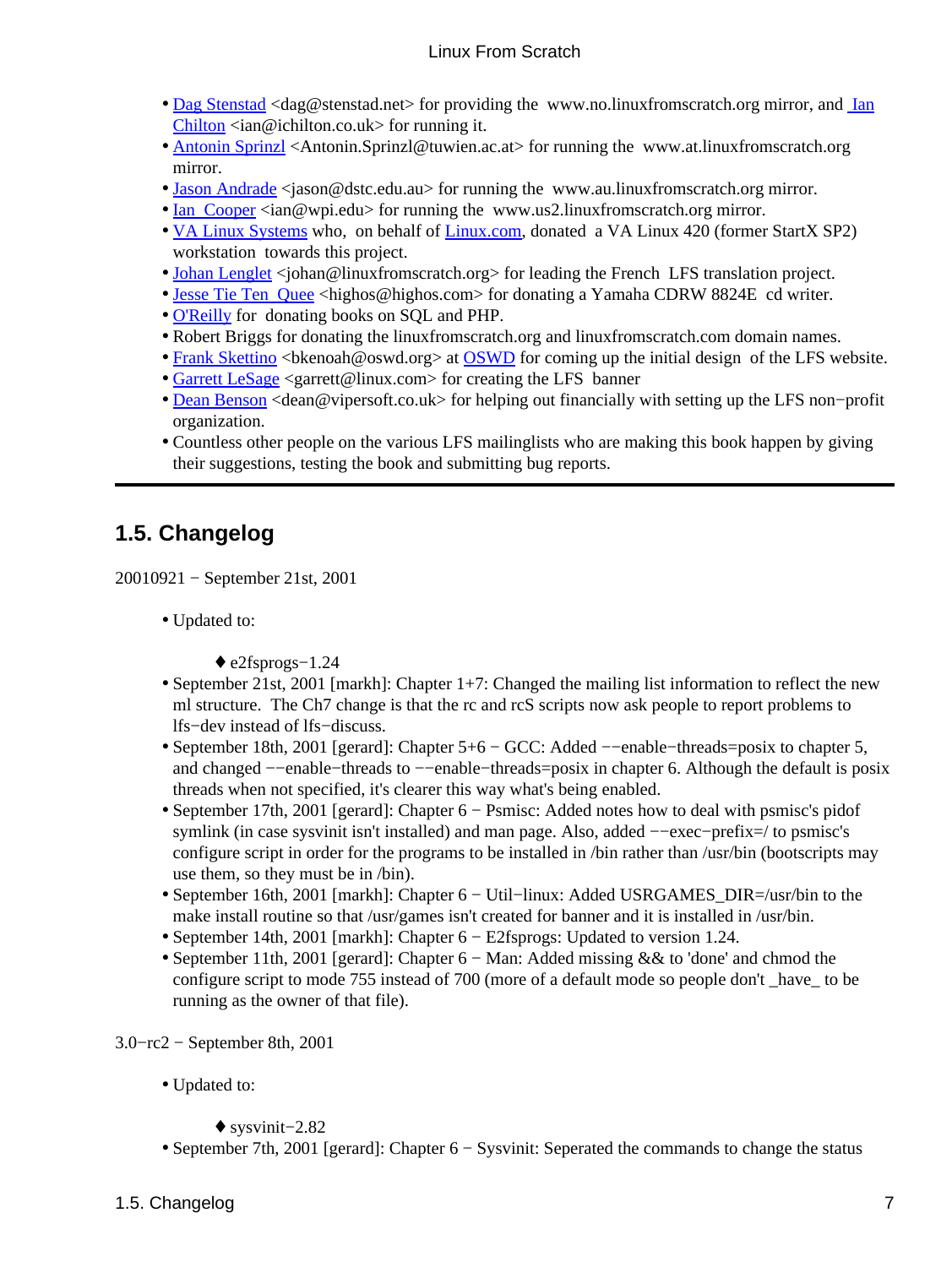- Dag Stenstad <dag@stenstad.net> for providing the www.no.linuxfromscratch.org mirror, and Ian Chilton <ian@ichilton.co.uk> for running it.
- Antonin Sprinzl <Antonin.Sprinzl@tuwien.ac.at> for running the www.at.linuxfromscratch.org mirror.
- Jason Andrade <jason@dstc.edu.au> for running the www.au.linuxfromscratch.org mirror.
- Ian Cooper <ian@wpi.edu> for running the www.us2.linuxfromscratch.org mirror.
- VA Linux Systems who, on behalf of Linux.com, donated a VA Linux 420 (former StartX SP2) workstation towards this project.
- Johan Lenglet <johan@linuxfromscratch.org> for leading the French LFS translation project.
- Jesse Tie Ten Quee <highos@highos.com> for donating a Yamaha CDRW 8824E cd writer.
- O'Reilly for donating books on SQL and PHP.
- Robert Briggs for donating the linuxfromscratch.org and linuxfromscratch.com domain names.
- Frank Skettino <bkenoah@oswd.org> at OSWD for coming up the initial design of the LFS website.
- Garrett LeSage <garrett@linux.com> for creating the LFS banner
- Dean Benson <dean@vipersoft.co.uk> for helping out financially with setting up the LFS non−profit organization.
- Countless other people on the various LFS mailinglists who are making this book happen by giving their suggestions, testing the book and submitting bug reports.

---

## 1.5. Changelog

20010921 − September 21st, 2001

- Updated to:
  - e2fsprogs−1.24
- September 21st, 2001 [markh]: Chapter 1+7: Changed the mailing list information to reflect the new ml structure. The Ch7 change is that the rc and rcS scripts now ask people to report problems to lfs−dev instead of lfs−discuss.
- September 18th, 2001 [gerard]: Chapter 5+6 − GCC: Added −−enable−threads=posix to chapter 5, and changed −−enable−threads to −−enable−threads=posix in chapter 6. Although the default is posix threads when not specified, it's clearer this way what's being enabled.
- September 17th, 2001 [gerard]: Chapter 6 − Psmisc: Added notes how to deal with psmisc's pidof symlink (in case sysvinit isn't installed) and man page. Also, added −−exec−prefix=/ to psmisc's configure script in order for the programs to be installed in /bin rather than /usr/bin (bootscripts may use them, so they must be in /bin).
- September 16th, 2001 [markh]: Chapter 6 − Util−linux: Added USRGAMES_DIR=/usr/bin to the make install routine so that /usr/games isn't created for banner and it is installed in /usr/bin.
- September 14th, 2001 [markh]: Chapter 6 − E2fsprogs: Updated to version 1.24.
- September 11th, 2001 [gerard]: Chapter 6 − Man: Added missing && to 'done' and chmod the configure script to mode 755 instead of 700 (more of a default mode so people don't _have_ to be running as the owner of that file).

3.0−rc2 − September 8th, 2001

- Updated to:
  - sysvinit−2.82
- September 7th, 2001 [gerard]: Chapter 6 − Sysvinit: Seperated the commands to change the status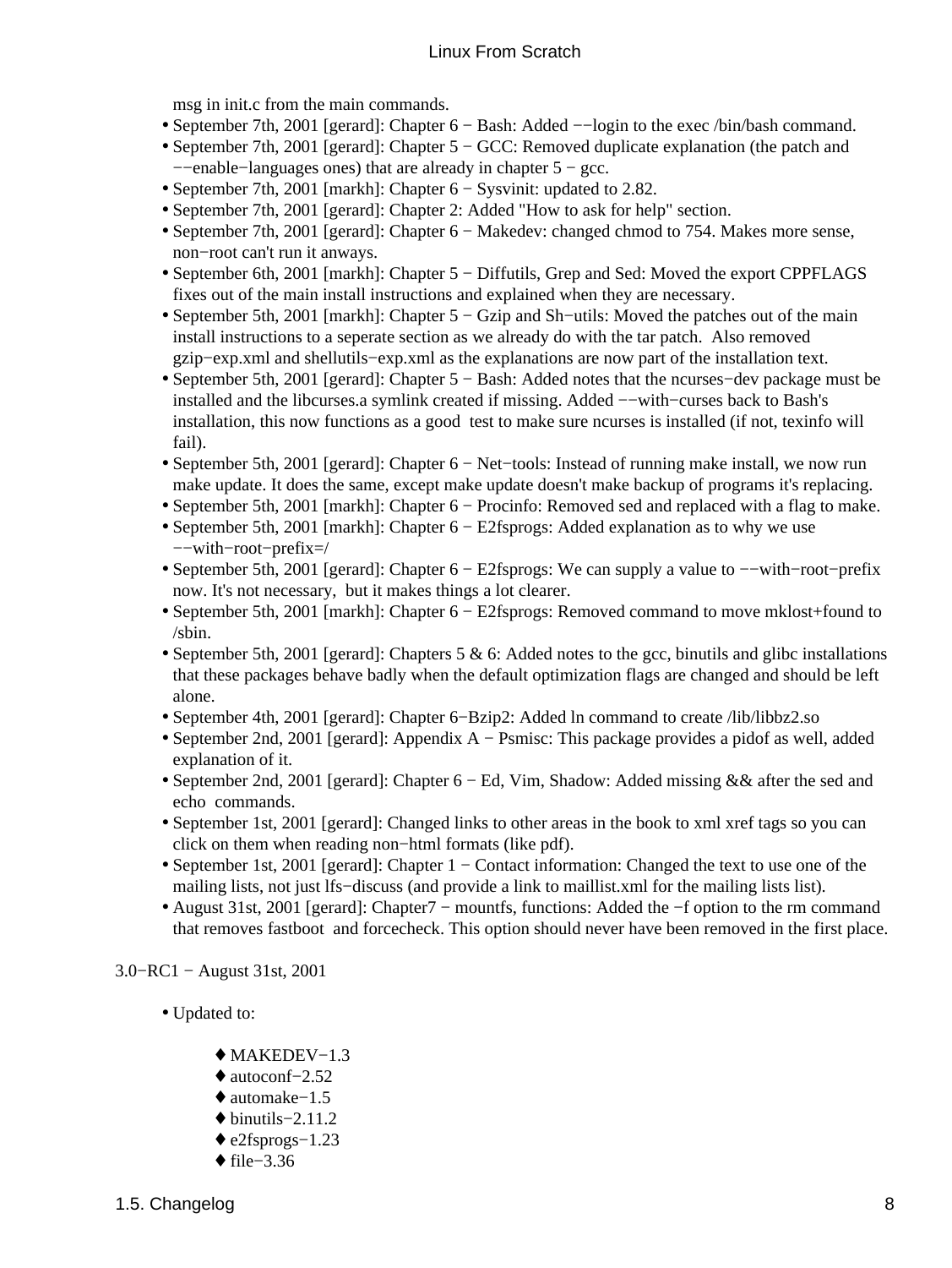msg in init.c from the main commands.

- September 7th, 2001 [gerard]: Chapter 6 − Bash: Added −−login to the exec /bin/bash command.
- September 7th, 2001 [gerard]: Chapter 5 − GCC: Removed duplicate explanation (the patch and −−enable−languages ones) that are already in chapter 5 − gcc.
- September 7th, 2001 [markh]: Chapter 6 − Sysvinit: updated to 2.82.
- September 7th, 2001 [gerard]: Chapter 2: Added "How to ask for help" section.
- September 7th, 2001 [gerard]: Chapter 6 − Makedev: changed chmod to 754. Makes more sense, non−root can't run it anways.
- September 6th, 2001 [markh]: Chapter 5 − Diffutils, Grep and Sed: Moved the export CPPFLAGS fixes out of the main install instructions and explained when they are necessary.
- September 5th, 2001 [markh]: Chapter 5 − Gzip and Sh−utils: Moved the patches out of the main install instructions to a seperate section as we already do with the tar patch. Also removed gzip−exp.xml and shellutils−exp.xml as the explanations are now part of the installation text.
- September 5th, 2001 [gerard]: Chapter 5 − Bash: Added notes that the ncurses−dev package must be installed and the libcurses.a symlink created if missing. Added −−with−curses back to Bash's installation, this now functions as a good test to make sure ncurses is installed (if not, texinfo will fail).
- September 5th, 2001 [gerard]: Chapter 6 − Net−tools: Instead of running make install, we now run make update. It does the same, except make update doesn't make backup of programs it's replacing.
- September 5th, 2001 [markh]: Chapter 6 − Procinfo: Removed sed and replaced with a flag to make.
- September 5th, 2001 [markh]: Chapter 6 − E2fsprogs: Added explanation as to why we use −−with−root−prefix=/
- September 5th, 2001 [gerard]: Chapter 6 − E2fsprogs: We can supply a value to −−with−root−prefix now. It's not necessary, but it makes things a lot clearer.
- September 5th, 2001 [markh]: Chapter 6 − E2fsprogs: Removed command to move mklost+found to /sbin.
- September 5th, 2001 [gerard]: Chapters 5 & 6: Added notes to the gcc, binutils and glibc installations that these packages behave badly when the default optimization flags are changed and should be left alone.
- September 4th, 2001 [gerard]: Chapter 6−Bzip2: Added ln command to create /lib/libbz2.so
- September 2nd, 2001 [gerard]: Appendix A − Psmisc: This package provides a pidof as well, added explanation of it.
- September 2nd, 2001 [gerard]: Chapter 6 − Ed, Vim, Shadow: Added missing && after the sed and echo commands.
- September 1st, 2001 [gerard]: Changed links to other areas in the book to xml xref tags so you can click on them when reading non−html formats (like pdf).
- September 1st, 2001 [gerard]: Chapter 1 − Contact information: Changed the text to use one of the mailing lists, not just lfs−discuss (and provide a link to maillist.xml for the mailing lists list).
- August 31st, 2001 [gerard]: Chapter7 − mountfs, functions: Added the −f option to the rm command that removes fastboot and forcecheck. This option should never have been removed in the first place.

3.0−RC1 − August 31st, 2001

- Updated to:
    - MAKEDEV−1.3
    - autoconf−2.52
    - automake−1.5
    - binutils−2.11.2
    - e2fsprogs−1.23
    - file−3.36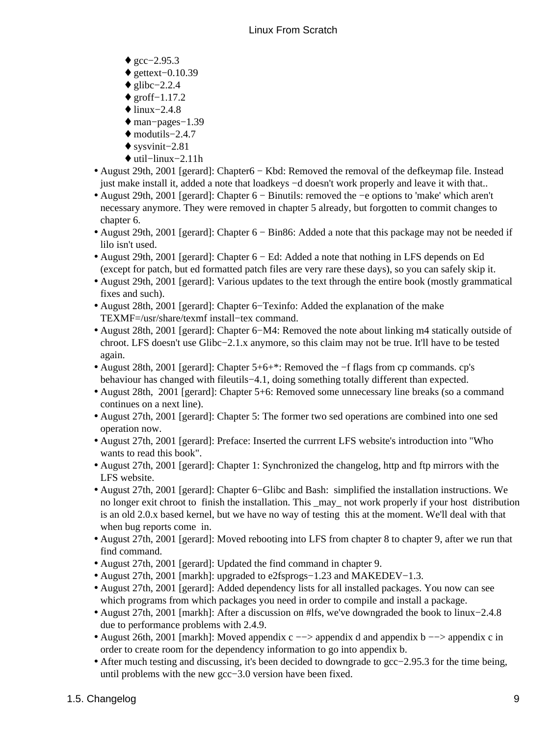- gcc−2.95.3
    - gettext−0.10.39
    - glibc−2.2.4
    - groff−1.17.2
    - linux−2.4.8
    - man−pages−1.39
    - modutils−2.4.7
    - sysvinit−2.81
    - util−linux−2.11h
- August 29th, 2001 [gerard]: Chapter6 − Kbd: Removed the removal of the defkeymap file. Instead just make install it, added a note that loadkeys −d doesn't work properly and leave it with that..
- August 29th, 2001 [gerard]: Chapter 6 − Binutils: removed the −e options to 'make' which aren't necessary anymore. They were removed in chapter 5 already, but forgotten to commit changes to chapter 6.
- August 29th, 2001 [gerard]: Chapter 6 − Bin86: Added a note that this package may not be needed if lilo isn't used.
- August 29th, 2001 [gerard]: Chapter 6 − Ed: Added a note that nothing in LFS depends on Ed (except for patch, but ed formatted patch files are very rare these days), so you can safely skip it.
- August 29th, 2001 [gerard]: Various updates to the text through the entire book (mostly grammatical fixes and such).
- August 28th, 2001 [gerard]: Chapter 6−Texinfo: Added the explanation of the make TEXMF=/usr/share/texmf install−tex command.
- August 28th, 2001 [gerard]: Chapter 6−M4: Removed the note about linking m4 statically outside of chroot. LFS doesn't use Glibc−2.1.x anymore, so this claim may not be true. It'll have to be tested again.
- August 28th, 2001 [gerard]: Chapter 5+6+*: Removed the −f flags from cp commands. cp's behaviour has changed with fileutils−4.1, doing something totally different than expected.
- August 28th, 2001 [gerard]: Chapter 5+6: Removed some unnecessary line breaks (so a command continues on a next line).
- August 27th, 2001 [gerard]: Chapter 5: The former two sed operations are combined into one sed operation now.
- August 27th, 2001 [gerard]: Preface: Inserted the currrent LFS website's introduction into "Who wants to read this book".
- August 27th, 2001 [gerard]: Chapter 1: Synchronized the changelog, http and ftp mirrors with the LFS website.
- August 27th, 2001 [gerard]: Chapter 6−Glibc and Bash: simplified the installation instructions. We no longer exit chroot to finish the installation. This _may_ not work properly if your host distribution is an old 2.0.x based kernel, but we have no way of testing this at the moment. We'll deal with that when bug reports come in.
- August 27th, 2001 [gerard]: Moved rebooting into LFS from chapter 8 to chapter 9, after we run that find command.
- August 27th, 2001 [gerard]: Updated the find command in chapter 9.
- August 27th, 2001 [markh]: upgraded to e2fsprogs−1.23 and MAKEDEV−1.3.
- August 27th, 2001 [gerard]: Added dependency lists for all installed packages. You now can see which programs from which packages you need in order to compile and install a package.
- August 27th, 2001 [markh]: After a discussion on #lfs, we've downgraded the book to linux−2.4.8 due to performance problems with 2.4.9.
- August 26th, 2001 [markh]: Moved appendix c −−> appendix d and appendix b −−> appendix c in order to create room for the dependency information to go into appendix b.
- After much testing and discussing, it's been decided to downgrade to gcc−2.95.3 for the time being, until problems with the new gcc−3.0 version have been fixed.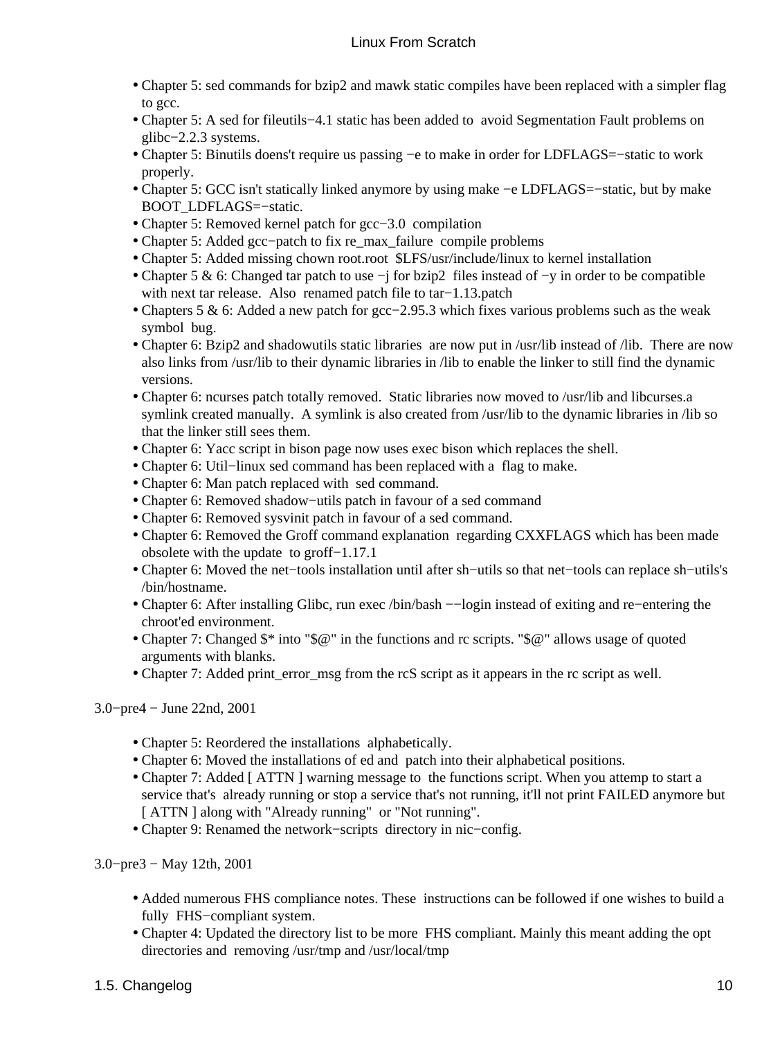* Chapter 5: sed commands for bzip2 and mawk static compiles have been replaced with a simpler flag to gcc.
* Chapter 5: A sed for fileutils−4.1 static has been added to avoid Segmentation Fault problems on glibc−2.2.3 systems.
* Chapter 5: Binutils doens't require us passing −e to make in order for LDFLAGS=−static to work properly.
* Chapter 5: GCC isn't statically linked anymore by using make −e LDFLAGS=−static, but by make BOOT_LDFLAGS=−static.
* Chapter 5: Removed kernel patch for gcc−3.0 compilation
* Chapter 5: Added gcc−patch to fix re_max_failure compile problems
* Chapter 5: Added missing chown root.root $LFS/usr/include/linux to kernel installation
* Chapter 5 & 6: Changed tar patch to use −j for bzip2 files instead of −y in order to be compatible with next tar release. Also renamed patch file to tar−1.13.patch
* Chapters 5 & 6: Added a new patch for gcc−2.95.3 which fixes various problems such as the weak symbol bug.
* Chapter 6: Bzip2 and shadowutils static libraries are now put in /usr/lib instead of /lib. There are now also links from /usr/lib to their dynamic libraries in /lib to enable the linker to still find the dynamic versions.
* Chapter 6: ncurses patch totally removed. Static libraries now moved to /usr/lib and libcurses.a symlink created manually. A symlink is also created from /usr/lib to the dynamic libraries in /lib so that the linker still sees them.
* Chapter 6: Yacc script in bison page now uses exec bison which replaces the shell.
* Chapter 6: Util−linux sed command has been replaced with a flag to make.
* Chapter 6: Man patch replaced with sed command.
* Chapter 6: Removed shadow−utils patch in favour of a sed command
* Chapter 6: Removed sysvinit patch in favour of a sed command.
* Chapter 6: Removed the Groff command explanation regarding CXXFLAGS which has been made obsolete with the update to groff−1.17.1
* Chapter 6: Moved the net−tools installation until after sh−utils so that net−tools can replace sh−utils's /bin/hostname.
* Chapter 6: After installing Glibc, run exec /bin/bash −−login instead of exiting and re−entering the chroot'ed environment.
* Chapter 7: Changed $* into "$@" in the functions and rc scripts. "$@" allows usage of quoted arguments with blanks.
* Chapter 7: Added print_error_msg from the rcS script as it appears in the rc script as well.

3.0−pre4 − June 22nd, 2001

* Chapter 5: Reordered the installations alphabetically.
* Chapter 6: Moved the installations of ed and patch into their alphabetical positions.
* Chapter 7: Added [ ATTN ] warning message to the functions script. When you attemp to start a service that's already running or stop a service that's not running, it'll not print FAILED anymore but [ ATTN ] along with "Already running" or "Not running".
* Chapter 9: Renamed the network−scripts directory in nic−config.

3.0−pre3 − May 12th, 2001

* Added numerous FHS compliance notes. These instructions can be followed if one wishes to build a fully FHS−compliant system.
* Chapter 4: Updated the directory list to be more FHS compliant. Mainly this meant adding the opt directories and removing /usr/tmp and /usr/local/tmp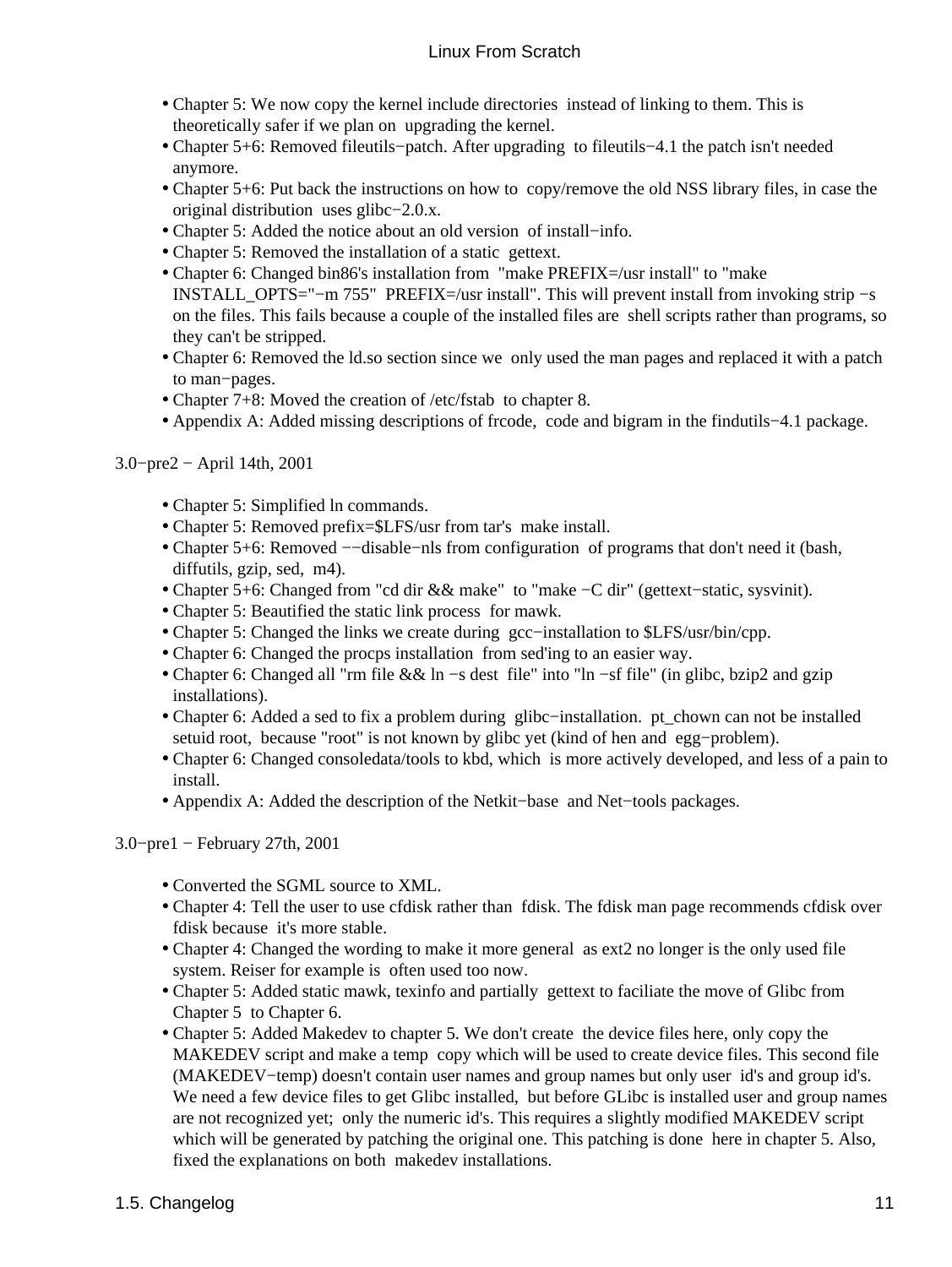* Chapter 5: We now copy the kernel include directories instead of linking to them. This is theoretically safer if we plan on upgrading the kernel.
* Chapter 5+6: Removed fileutils−patch. After upgrading to fileutils−4.1 the patch isn't needed anymore.
* Chapter 5+6: Put back the instructions on how to copy/remove the old NSS library files, in case the original distribution uses glibc−2.0.x.
* Chapter 5: Added the notice about an old version of install−info.
* Chapter 5: Removed the installation of a static gettext.
* Chapter 6: Changed bin86's installation from "make PREFIX=/usr install" to "make INSTALL_OPTS="−m 755" PREFIX=/usr install". This will prevent install from invoking strip −s on the files. This fails because a couple of the installed files are shell scripts rather than programs, so they can't be stripped.
* Chapter 6: Removed the ld.so section since we only used the man pages and replaced it with a patch to man−pages.
* Chapter 7+8: Moved the creation of /etc/fstab to chapter 8.
* Appendix A: Added missing descriptions of frcode, code and bigram in the findutils−4.1 package.

3.0−pre2 − April 14th, 2001

* Chapter 5: Simplified ln commands.
* Chapter 5: Removed prefix=$LFS/usr from tar's make install.
* Chapter 5+6: Removed −−disable−nls from configuration of programs that don't need it (bash, diffutils, gzip, sed, m4).
* Chapter 5+6: Changed from "cd dir && make" to "make −C dir" (gettext−static, sysvinit).
* Chapter 5: Beautified the static link process for mawk.
* Chapter 5: Changed the links we create during gcc−installation to $LFS/usr/bin/cpp.
* Chapter 6: Changed the procps installation from sed'ing to an easier way.
* Chapter 6: Changed all "rm file && ln −s dest file" into "ln −sf file" (in glibc, bzip2 and gzip installations).
* Chapter 6: Added a sed to fix a problem during glibc−installation. pt_chown can not be installed setuid root, because "root" is not known by glibc yet (kind of hen and egg−problem).
* Chapter 6: Changed consoledata/tools to kbd, which is more actively developed, and less of a pain to install.
* Appendix A: Added the description of the Netkit−base and Net−tools packages.

3.0−pre1 − February 27th, 2001

* Converted the SGML source to XML.
* Chapter 4: Tell the user to use cfdisk rather than fdisk. The fdisk man page recommends cfdisk over fdisk because it's more stable.
* Chapter 4: Changed the wording to make it more general as ext2 no longer is the only used file system. Reiser for example is often used too now.
* Chapter 5: Added static mawk, texinfo and partially gettext to faciliate the move of Glibc from Chapter 5 to Chapter 6.
* Chapter 5: Added Makedev to chapter 5. We don't create the device files here, only copy the MAKEDEV script and make a temp copy which will be used to create device files. This second file (MAKEDEV−temp) doesn't contain user names and group names but only user id's and group id's. We need a few device files to get Glibc installed, but before GLibc is installed user and group names are not recognized yet; only the numeric id's. This requires a slightly modified MAKEDEV script which will be generated by patching the original one. This patching is done here in chapter 5. Also, fixed the explanations on both makedev installations.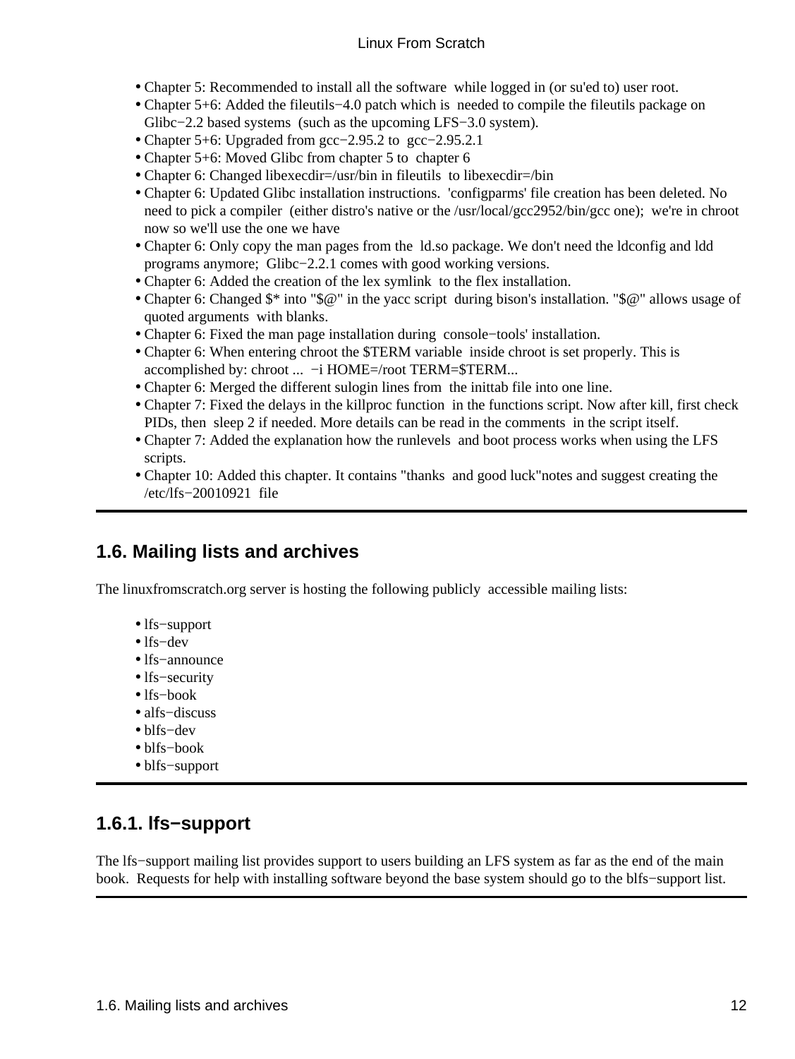- Chapter 5: Recommended to install all the software while logged in (or su'ed to) user root.
- Chapter 5+6: Added the fileutils−4.0 patch which is needed to compile the fileutils package on Glibc−2.2 based systems (such as the upcoming LFS−3.0 system).
- Chapter 5+6: Upgraded from gcc−2.95.2 to gcc−2.95.2.1
- Chapter 5+6: Moved Glibc from chapter 5 to chapter 6
- Chapter 6: Changed libexecdir=/usr/bin in fileutils to libexecdir=/bin
- Chapter 6: Updated Glibc installation instructions. 'configparms' file creation has been deleted. No need to pick a compiler (either distro's native or the /usr/local/gcc2952/bin/gcc one); we're in chroot now so we'll use the one we have
- Chapter 6: Only copy the man pages from the ld.so package. We don't need the ldconfig and ldd programs anymore; Glibc−2.2.1 comes with good working versions.
- Chapter 6: Added the creation of the lex symlink to the flex installation.
- Chapter 6: Changed $* into "$@" in the yacc script during bison's installation. "$@" allows usage of quoted arguments with blanks.
- Chapter 6: Fixed the man page installation during console−tools' installation.
- Chapter 6: When entering chroot the $TERM variable inside chroot is set properly. This is accomplished by: chroot ... −i HOME=/root TERM=$TERM...
- Chapter 6: Merged the different sulogin lines from the inittab file into one line.
- Chapter 7: Fixed the delays in the killproc function in the functions script. Now after kill, first check PIDs, then sleep 2 if needed. More details can be read in the comments in the script itself.
- Chapter 7: Added the explanation how the runlevels and boot process works when using the LFS scripts.
- Chapter 10: Added this chapter. It contains "thanks and good luck"notes and suggest creating the /etc/lfs−20010921 file

## 1.6. Mailing lists and archives

The linuxfromscratch.org server is hosting the following publicly accessible mailing lists:

- lfs−support
- lfs−dev
- lfs−announce
- lfs−security
- lfs−book
- alfs−discuss
- blfs−dev
- blfs−book
- blfs−support

### 1.6.1. lfs−support

The lfs−support mailing list provides support to users building an LFS system as far as the end of the main book. Requests for help with installing software beyond the base system should go to the blfs−support list.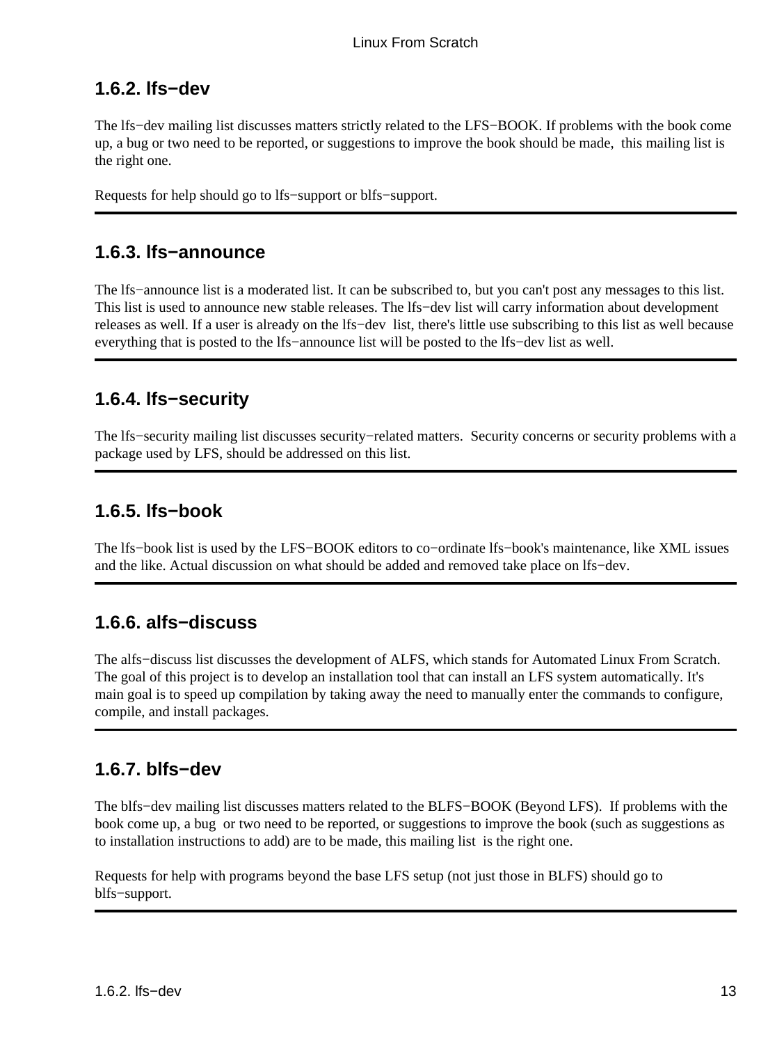### 1.6.2. lfs−dev

The lfs−dev mailing list discusses matters strictly related to the LFS−BOOK. If problems with the book come up, a bug or two need to be reported, or suggestions to improve the book should be made, this mailing list is the right one.

Requests for help should go to lfs−support or blfs−support.

---

### 1.6.3. lfs−announce

The lfs−announce list is a moderated list. It can be subscribed to, but you can't post any messages to this list. This list is used to announce new stable releases. The lfs−dev list will carry information about development releases as well. If a user is already on the lfs−dev list, there's little use subscribing to this list as well because everything that is posted to the lfs−announce list will be posted to the lfs−dev list as well.

---

### 1.6.4. lfs−security

The lfs−security mailing list discusses security−related matters. Security concerns or security problems with a package used by LFS, should be addressed on this list.

---

### 1.6.5. lfs−book

The lfs−book list is used by the LFS−BOOK editors to co−ordinate lfs−book's maintenance, like XML issues and the like. Actual discussion on what should be added and removed take place on lfs−dev.

---

### 1.6.6. alfs−discuss

The alfs−discuss list discusses the development of ALFS, which stands for Automated Linux From Scratch. The goal of this project is to develop an installation tool that can install an LFS system automatically. It's main goal is to speed up compilation by taking away the need to manually enter the commands to configure, compile, and install packages.

---

### 1.6.7. blfs−dev

The blfs−dev mailing list discusses matters related to the BLFS−BOOK (Beyond LFS). If problems with the book come up, a bug or two need to be reported, or suggestions to improve the book (such as suggestions as to installation instructions to add) are to be made, this mailing list is the right one.

Requests for help with programs beyond the base LFS setup (not just those in BLFS) should go to blfs−support.

---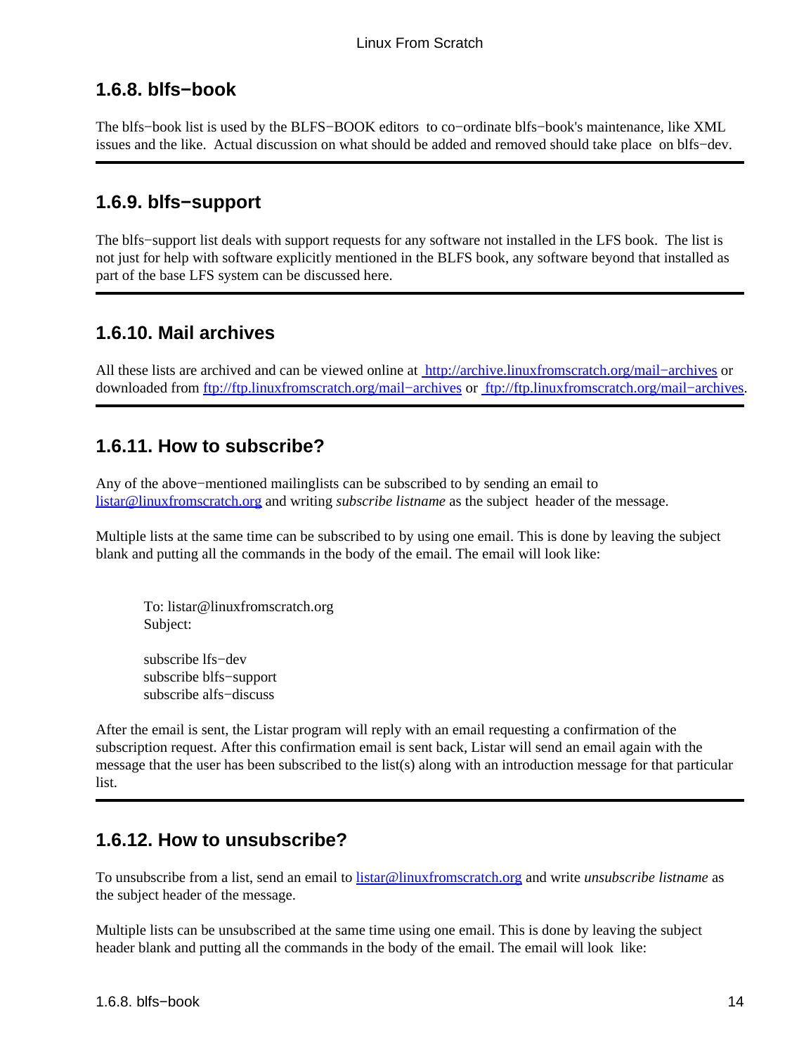### 1.6.8. blfs−book

The blfs−book list is used by the BLFS−BOOK editors to co−ordinate blfs−book's maintenance, like XML issues and the like. Actual discussion on what should be added and removed should take place on blfs−dev.

### 1.6.9. blfs−support

The blfs−support list deals with support requests for any software not installed in the LFS book. The list is not just for help with software explicitly mentioned in the BLFS book, any software beyond that installed as part of the base LFS system can be discussed here.

### 1.6.10. Mail archives

All these lists are archived and can be viewed online at [http://archive.linuxfromscratch.org/mail−archives](http://archive.linuxfromscratch.org/mail−archives) or downloaded from [ftp://ftp.linuxfromscratch.org/mail−archives](ftp://ftp.linuxfromscratch.org/mail−archives) or [ftp://ftp.linuxfromscratch.org/mail−archives](ftp://ftp.linuxfromscratch.org/mail−archives).

### 1.6.11. How to subscribe?

Any of the above−mentioned mailinglists can be subscribed to by sending an email to [listar@linuxfromscratch.org](mailto:listar@linuxfromscratch.org) and writing *subscribe listname* as the subject header of the message.

Multiple lists at the same time can be subscribed to by using one email. This is done by leaving the subject blank and putting all the commands in the body of the email. The email will look like:

```
To: listar@linuxfromscratch.org
Subject:

subscribe lfs−dev
subscribe blfs−support
subscribe alfs−discuss
```

After the email is sent, the Listar program will reply with an email requesting a confirmation of the subscription request. After this confirmation email is sent back, Listar will send an email again with the message that the user has been subscribed to the list(s) along with an introduction message for that particular list.

### 1.6.12. How to unsubscribe?

To unsubscribe from a list, send an email to [listar@linuxfromscratch.org](mailto:listar@linuxfromscratch.org) and write *unsubscribe listname* as the subject header of the message.

Multiple lists can be unsubscribed at the same time using one email. This is done by leaving the subject header blank and putting all the commands in the body of the email. The email will look like: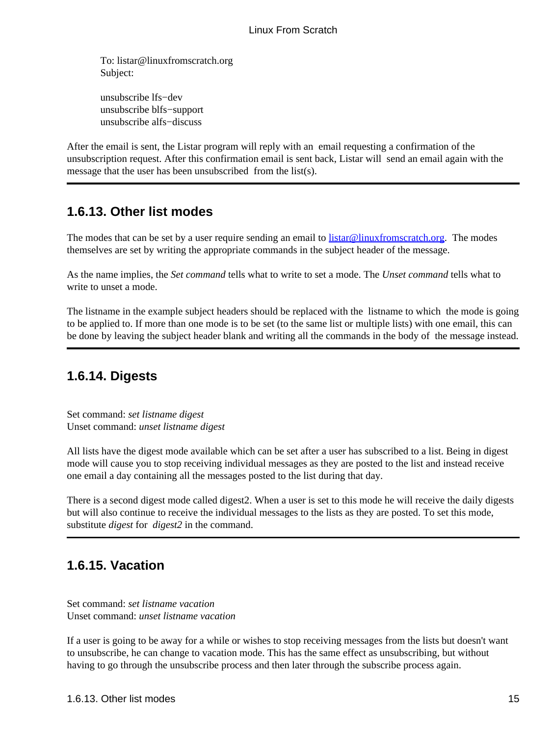```
To: listar@linuxfromscratch.org
Subject:

unsubscribe lfs−dev
unsubscribe blfs−support
unsubscribe alfs−discuss
```

After the email is sent, the Listar program will reply with an email requesting a confirmation of the unsubscription request. After this confirmation email is sent back, Listar will send an email again with the message that the user has been unsubscribed from the list(s).

## 1.6.13. Other list modes

The modes that can be set by a user require sending an email to listar@linuxfromscratch.org. The modes themselves are set by writing the appropriate commands in the subject header of the message.

As the name implies, the *Set command* tells what to write to set a mode. The *Unset command* tells what to write to unset a mode.

The listname in the example subject headers should be replaced with the listname to which the mode is going to be applied to. If more than one mode is to be set (to the same list or multiple lists) with one email, this can be done by leaving the subject header blank and writing all the commands in the body of the message instead.

## 1.6.14. Digests

Set command: *set listname digest*
Unset command: *unset listname digest*

All lists have the digest mode available which can be set after a user has subscribed to a list. Being in digest mode will cause you to stop receiving individual messages as they are posted to the list and instead receive one email a day containing all the messages posted to the list during that day.

There is a second digest mode called digest2. When a user is set to this mode he will receive the daily digests but will also continue to receive the individual messages to the lists as they are posted. To set this mode, substitute *digest* for *digest2* in the command.

## 1.6.15. Vacation

Set command: *set listname vacation*
Unset command: *unset listname vacation*

If a user is going to be away for a while or wishes to stop receiving messages from the lists but doesn't want to unsubscribe, he can change to vacation mode. This has the same effect as unsubscribing, but without having to go through the unsubscribe process and then later through the subscribe process again.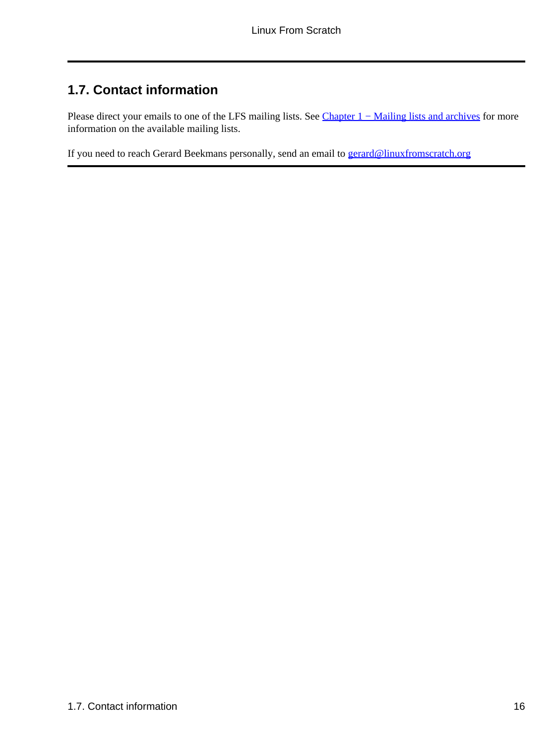## 1.7. Contact information

Please direct your emails to one of the LFS mailing lists. See Chapter 1 − Mailing lists and archives for more information on the available mailing lists.

If you need to reach Gerard Beekmans personally, send an email to gerard@linuxfromscratch.org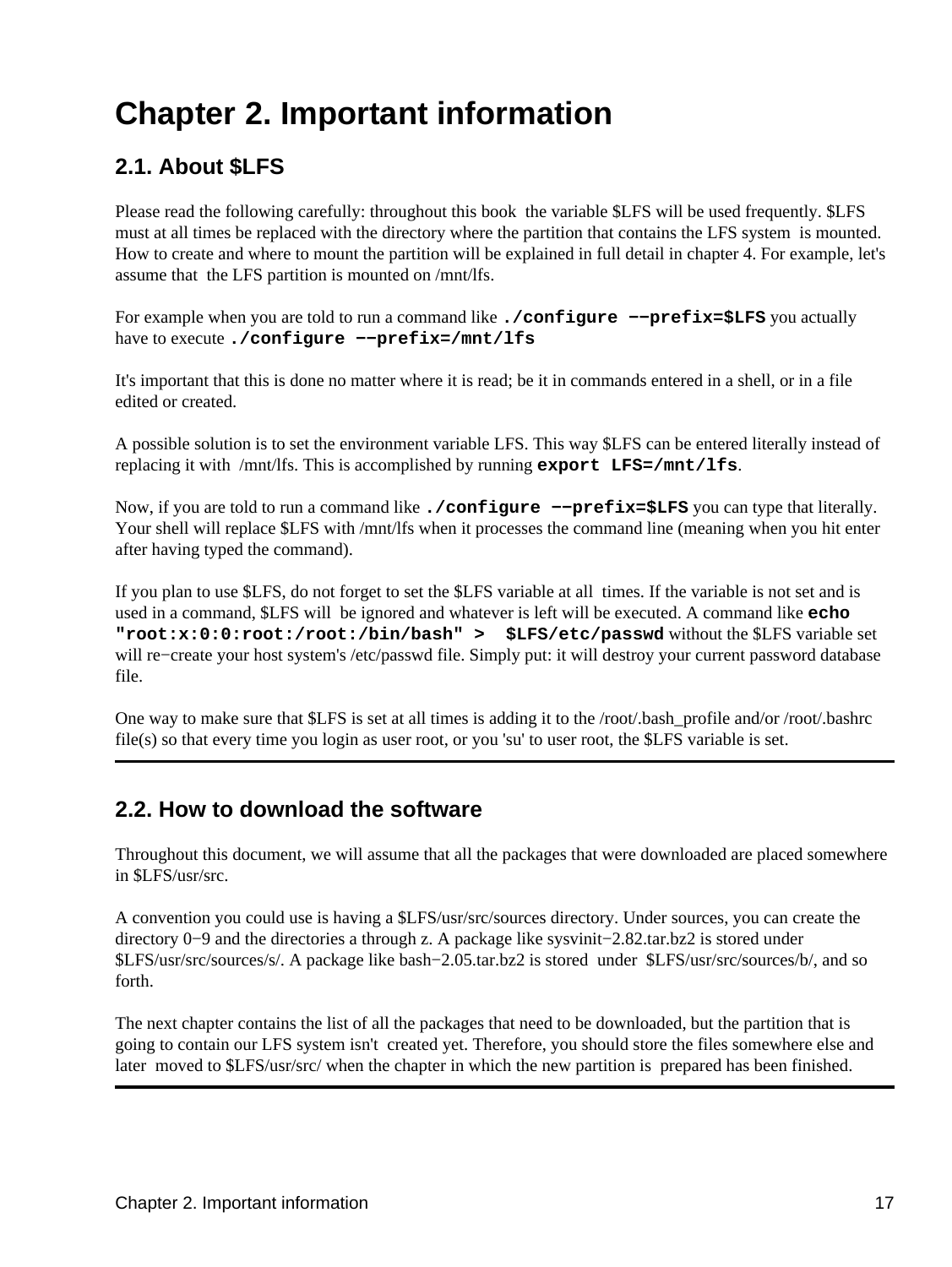# Chapter 2. Important information

## 2.1. About $LFS

Please read the following carefully: throughout this book the variable $LFS will be used frequently. $LFS must at all times be replaced with the directory where the partition that contains the LFS system is mounted. How to create and where to mount the partition will be explained in full detail in chapter 4. For example, let's assume that the LFS partition is mounted on /mnt/lfs.

For example when you are told to run a command like **`./configure −−prefix=$LFS`** you actually have to execute **`./configure −−prefix=/mnt/lfs`**

It's important that this is done no matter where it is read; be it in commands entered in a shell, or in a file edited or created.

A possible solution is to set the environment variable LFS. This way $LFS can be entered literally instead of replacing it with /mnt/lfs. This is accomplished by running **`export LFS=/mnt/lfs`**.

Now, if you are told to run a command like **`./configure −−prefix=$LFS`** you can type that literally. Your shell will replace $LFS with /mnt/lfs when it processes the command line (meaning when you hit enter after having typed the command).

If you plan to use $LFS, do not forget to set the $LFS variable at all times. If the variable is not set and is used in a command, $LFS will be ignored and whatever is left will be executed. A command like **`echo "root:x:0:0:root:/root:/bin/bash" > $LFS/etc/passwd`** without the $LFS variable set will re−create your host system's /etc/passwd file. Simply put: it will destroy your current password database file.

One way to make sure that $LFS is set at all times is adding it to the /root/.bash_profile and/or /root/.bashrc file(s) so that every time you login as user root, or you 'su' to user root, the $LFS variable is set.

## 2.2. How to download the software

Throughout this document, we will assume that all the packages that were downloaded are placed somewhere in $LFS/usr/src.

A convention you could use is having a $LFS/usr/src/sources directory. Under sources, you can create the directory 0−9 and the directories a through z. A package like sysvinit−2.82.tar.bz2 is stored under $LFS/usr/src/sources/s/. A package like bash−2.05.tar.bz2 is stored under $LFS/usr/src/sources/b/, and so forth.

The next chapter contains the list of all the packages that need to be downloaded, but the partition that is going to contain our LFS system isn't created yet. Therefore, you should store the files somewhere else and later moved to $LFS/usr/src/ when the chapter in which the new partition is prepared has been finished.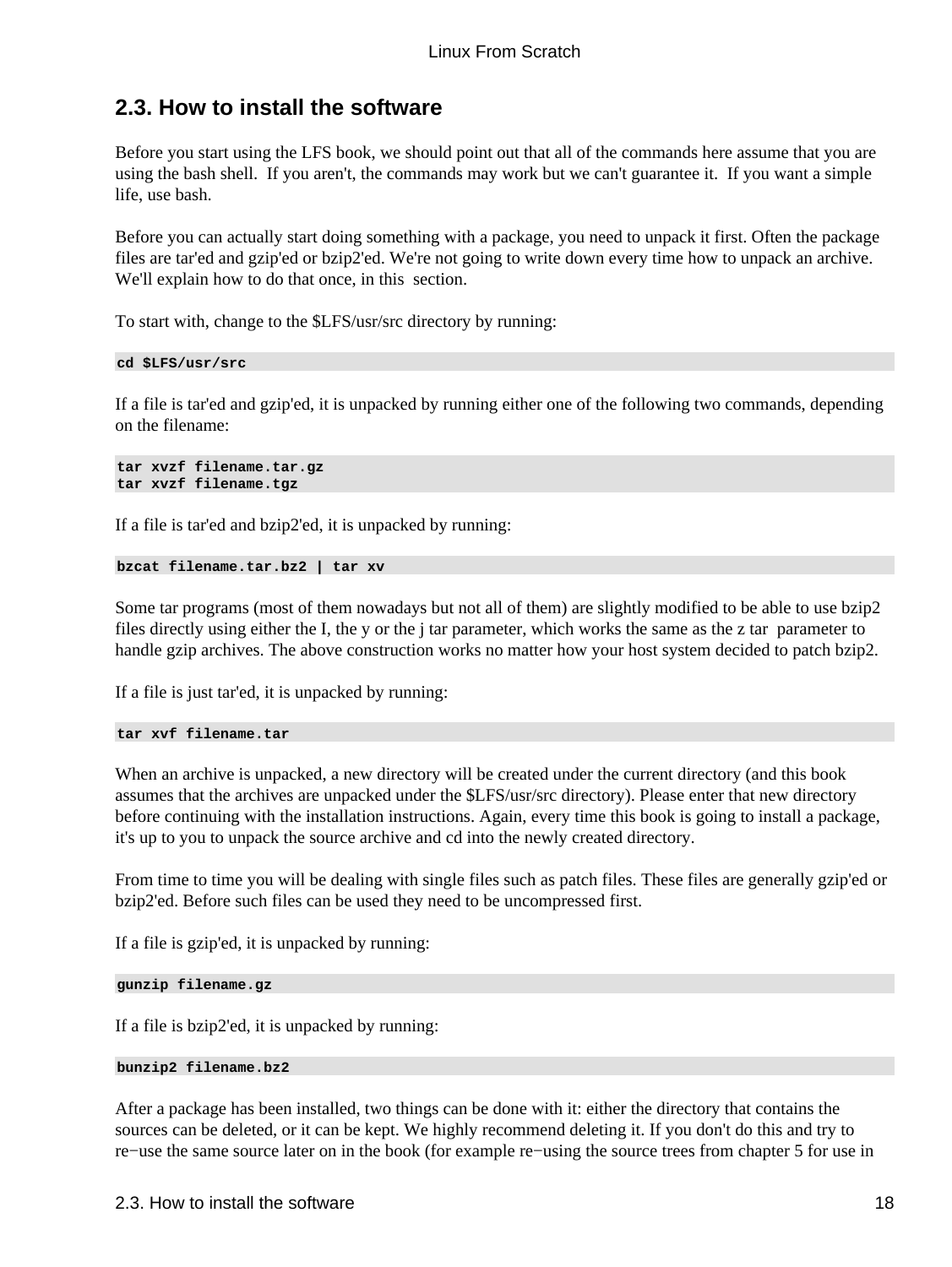## 2.3. How to install the software

Before you start using the LFS book, we should point out that all of the commands here assume that you are using the bash shell. If you aren't, the commands may work but we can't guarantee it. If you want a simple life, use bash.

Before you can actually start doing something with a package, you need to unpack it first. Often the package files are tar'ed and gzip'ed or bzip2'ed. We're not going to write down every time how to unpack an archive. We'll explain how to do that once, in this section.

To start with, change to the $LFS/usr/src directory by running:

```
cd $LFS/usr/src
```

If a file is tar'ed and gzip'ed, it is unpacked by running either one of the following two commands, depending on the filename:

```
tar xvzf filename.tar.gz
tar xvzf filename.tgz
```

If a file is tar'ed and bzip2'ed, it is unpacked by running:

```
bzcat filename.tar.bz2 | tar xv
```

Some tar programs (most of them nowadays but not all of them) are slightly modified to be able to use bzip2 files directly using either the I, the y or the j tar parameter, which works the same as the z tar parameter to handle gzip archives. The above construction works no matter how your host system decided to patch bzip2.

If a file is just tar'ed, it is unpacked by running:

```
tar xvf filename.tar
```

When an archive is unpacked, a new directory will be created under the current directory (and this book assumes that the archives are unpacked under the $LFS/usr/src directory). Please enter that new directory before continuing with the installation instructions. Again, every time this book is going to install a package, it's up to you to unpack the source archive and cd into the newly created directory.

From time to time you will be dealing with single files such as patch files. These files are generally gzip'ed or bzip2'ed. Before such files can be used they need to be uncompressed first.

If a file is gzip'ed, it is unpacked by running:

```
gunzip filename.gz
```

If a file is bzip2'ed, it is unpacked by running:

```
bunzip2 filename.bz2
```

After a package has been installed, two things can be done with it: either the directory that contains the sources can be deleted, or it can be kept. We highly recommend deleting it. If you don't do this and try to re−use the same source later on in the book (for example re−using the source trees from chapter 5 for use in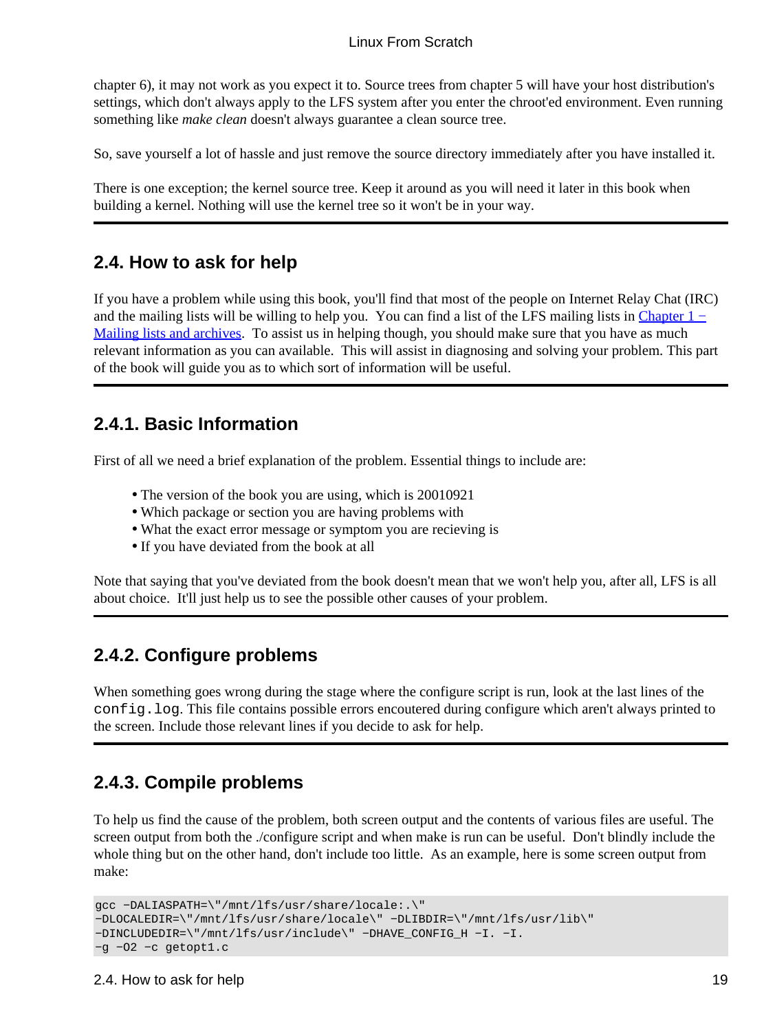chapter 6), it may not work as you expect it to. Source trees from chapter 5 will have your host distribution's settings, which don't always apply to the LFS system after you enter the chroot'ed environment. Even running something like *make clean* doesn't always guarantee a clean source tree.

So, save yourself a lot of hassle and just remove the source directory immediately after you have installed it.

There is one exception; the kernel source tree. Keep it around as you will need it later in this book when building a kernel. Nothing will use the kernel tree so it won't be in your way.

## 2.4. How to ask for help

If you have a problem while using this book, you'll find that most of the people on Internet Relay Chat (IRC) and the mailing lists will be willing to help you. You can find a list of the LFS mailing lists in [Chapter 1 − Mailing lists and archives](). To assist us in helping though, you should make sure that you have as much relevant information as you can available. This will assist in diagnosing and solving your problem. This part of the book will guide you as to which sort of information will be useful.

### 2.4.1. Basic Information

First of all we need a brief explanation of the problem. Essential things to include are:

- The version of the book you are using, which is 20010921
- Which package or section you are having problems with
- What the exact error message or symptom you are recieving is
- If you have deviated from the book at all

Note that saying that you've deviated from the book doesn't mean that we won't help you, after all, LFS is all about choice. It'll just help us to see the possible other causes of your problem.

### 2.4.2. Configure problems

When something goes wrong during the stage where the configure script is run, look at the last lines of the `config.log`. This file contains possible errors encoutered during configure which aren't always printed to the screen. Include those relevant lines if you decide to ask for help.

### 2.4.3. Compile problems

To help us find the cause of the problem, both screen output and the contents of various files are useful. The screen output from both the ./configure script and when make is run can be useful. Don't blindly include the whole thing but on the other hand, don't include too little. As an example, here is some screen output from make:

```
gcc −DALIASPATH=\"/mnt/lfs/usr/share/locale:.\"
−DLOCALEDIR=\"/mnt/lfs/usr/share/locale\" −DLIBDIR=\"/mnt/lfs/usr/lib\"
−DINCLUDEDIR=\"/mnt/lfs/usr/include\" −DHAVE_CONFIG_H −I. −I.
−g −O2 −c getopt1.c
```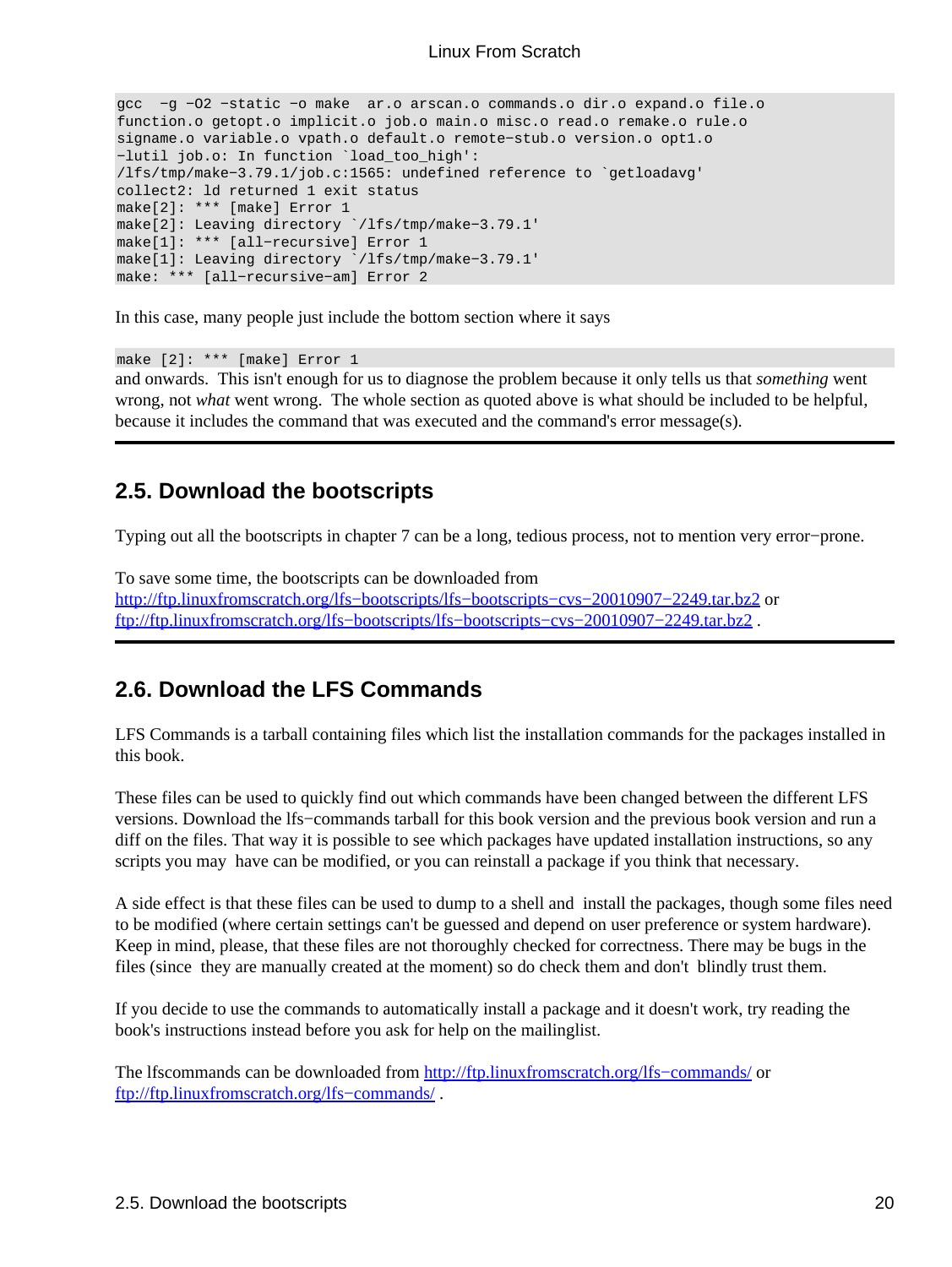```
gcc  -g -O2 -static -o make  ar.o arscan.o commands.o dir.o expand.o file.o
function.o getopt.o implicit.o job.o main.o misc.o read.o remake.o rule.o
signame.o variable.o vpath.o default.o remote-stub.o version.o opt1.o
-lutil job.o: In function `load_too_high':
/lfs/tmp/make-3.79.1/job.c:1565: undefined reference to `getloadavg'
collect2: ld returned 1 exit status
make[2]: *** [make] Error 1
make[2]: Leaving directory `/lfs/tmp/make-3.79.1'
make[1]: *** [all-recursive] Error 1
make[1]: Leaving directory `/lfs/tmp/make-3.79.1'
make: *** [all-recursive-am] Error 2
```

In this case, many people just include the bottom section where it says

```
make [2]: *** [make] Error 1
```

and onwards. This isn't enough for us to diagnose the problem because it only tells us that *something* went wrong, not *what* went wrong. The whole section as quoted above is what should be included to be helpful, because it includes the command that was executed and the command's error message(s).

## 2.5. Download the bootscripts

Typing out all the bootscripts in chapter 7 can be a long, tedious process, not to mention very error-prone.

To save some time, the bootscripts can be downloaded from http://ftp.linuxfromscratch.org/lfs-bootscripts/lfs-bootscripts-cvs-20010907-2249.tar.bz2 or ftp://ftp.linuxfromscratch.org/lfs-bootscripts/lfs-bootscripts-cvs-20010907-2249.tar.bz2 .

## 2.6. Download the LFS Commands

LFS Commands is a tarball containing files which list the installation commands for the packages installed in this book.

These files can be used to quickly find out which commands have been changed between the different LFS versions. Download the lfs-commands tarball for this book version and the previous book version and run a diff on the files. That way it is possible to see which packages have updated installation instructions, so any scripts you may have can be modified, or you can reinstall a package if you think that necessary.

A side effect is that these files can be used to dump to a shell and install the packages, though some files need to be modified (where certain settings can't be guessed and depend on user preference or system hardware). Keep in mind, please, that these files are not thoroughly checked for correctness. There may be bugs in the files (since they are manually created at the moment) so do check them and don't blindly trust them.

If you decide to use the commands to automatically install a package and it doesn't work, try reading the book's instructions instead before you ask for help on the mailinglist.

The lfscommands can be downloaded from http://ftp.linuxfromscratch.org/lfs-commands/ or ftp://ftp.linuxfromscratch.org/lfs-commands/ .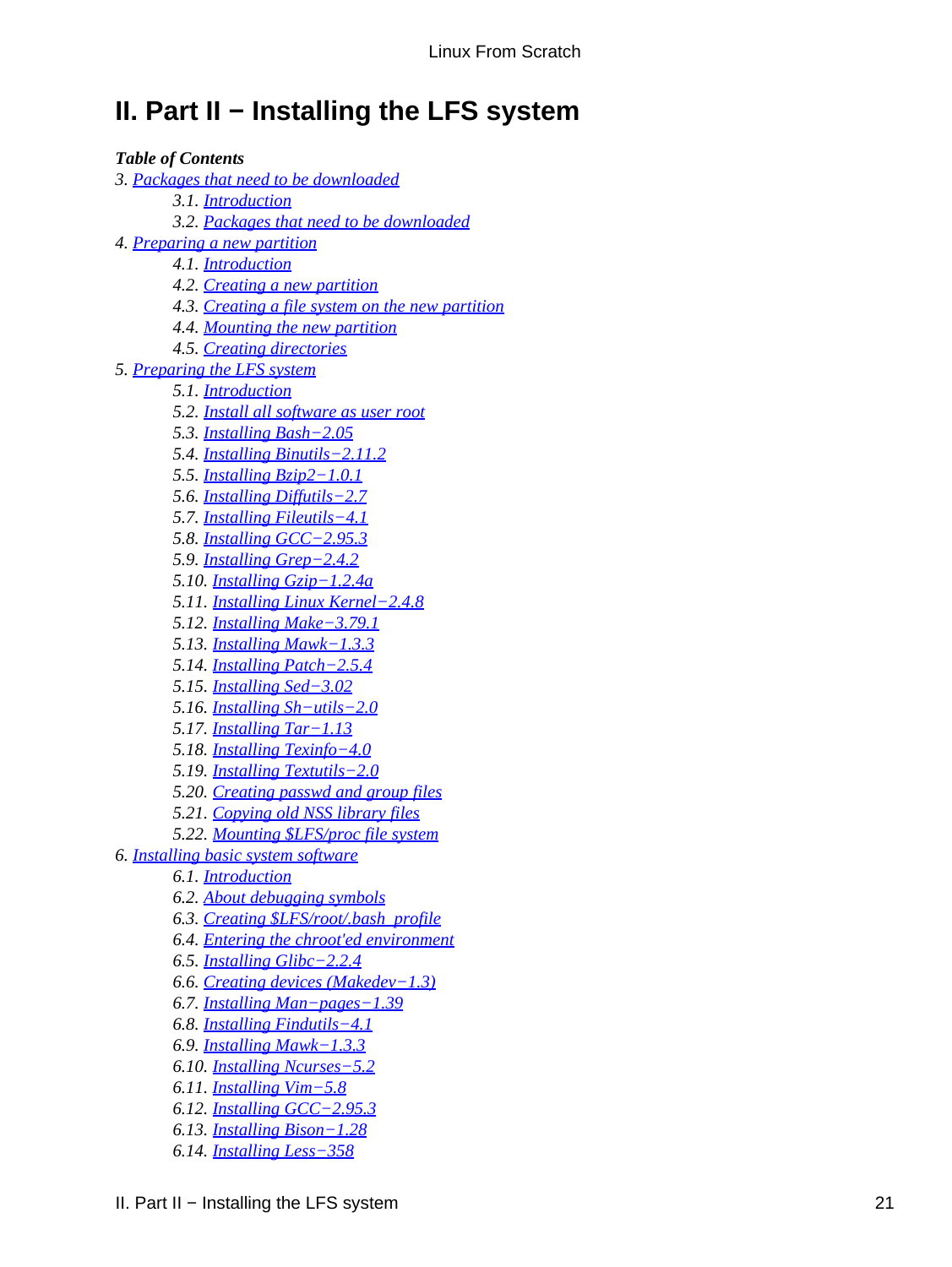# II. Part II − Installing the LFS system

***Table of Contents***

*3. Packages that need to be downloaded*
- *3.1. Introduction*
- *3.2. Packages that need to be downloaded*

*4. Preparing a new partition*
- *4.1. Introduction*
- *4.2. Creating a new partition*
- *4.3. Creating a file system on the new partition*
- *4.4. Mounting the new partition*
- *4.5. Creating directories*

*5. Preparing the LFS system*
- *5.1. Introduction*
- *5.2. Install all software as user root*
- *5.3. Installing Bash−2.05*
- *5.4. Installing Binutils−2.11.2*
- *5.5. Installing Bzip2−1.0.1*
- *5.6. Installing Diffutils−2.7*
- *5.7. Installing Fileutils−4.1*
- *5.8. Installing GCC−2.95.3*
- *5.9. Installing Grep−2.4.2*
- *5.10. Installing Gzip−1.2.4a*
- *5.11. Installing Linux Kernel−2.4.8*
- *5.12. Installing Make−3.79.1*
- *5.13. Installing Mawk−1.3.3*
- *5.14. Installing Patch−2.5.4*
- *5.15. Installing Sed−3.02*
- *5.16. Installing Sh−utils−2.0*
- *5.17. Installing Tar−1.13*
- *5.18. Installing Texinfo−4.0*
- *5.19. Installing Textutils−2.0*
- *5.20. Creating passwd and group files*
- *5.21. Copying old NSS library files*
- *5.22. Mounting $LFS/proc file system*

*6. Installing basic system software*
- *6.1. Introduction*
- *6.2. About debugging symbols*
- *6.3. Creating $LFS/root/.bash_profile*
- *6.4. Entering the chroot'ed environment*
- *6.5. Installing Glibc−2.2.4*
- *6.6. Creating devices (Makedev−1.3)*
- *6.7. Installing Man−pages−1.39*
- *6.8. Installing Findutils−4.1*
- *6.9. Installing Mawk−1.3.3*
- *6.10. Installing Ncurses−5.2*
- *6.11. Installing Vim−5.8*
- *6.12. Installing GCC−2.95.3*
- *6.13. Installing Bison−1.28*
- *6.14. Installing Less−358*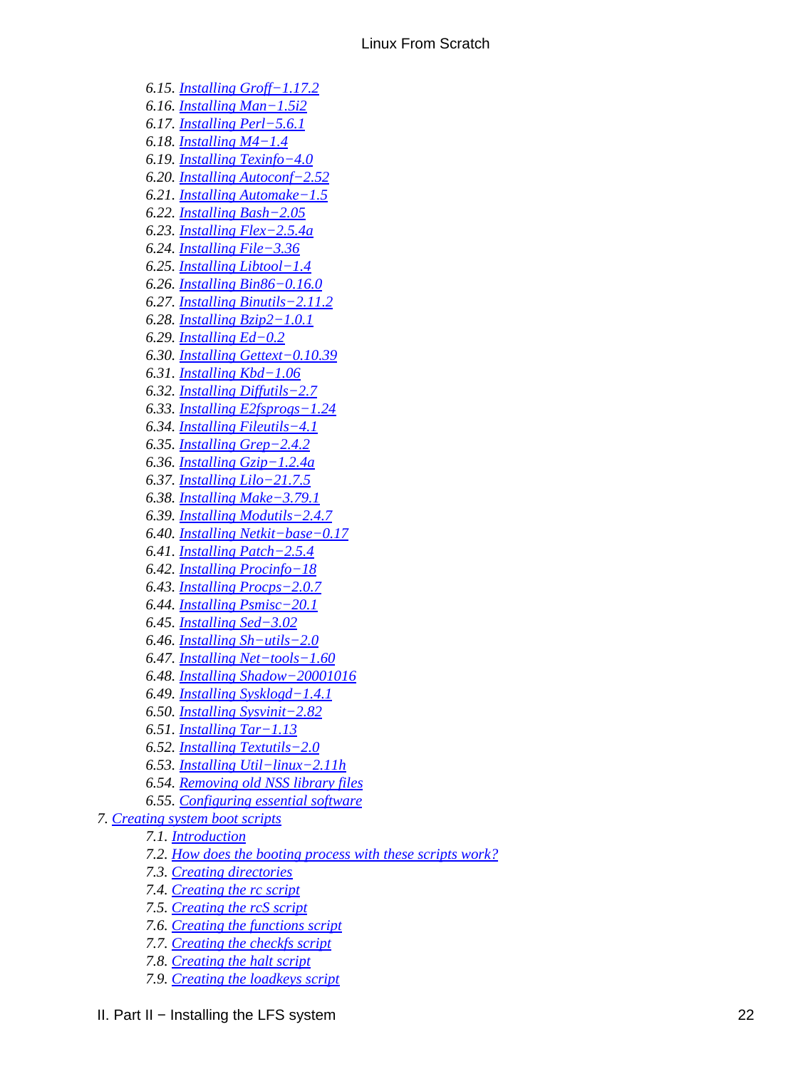- 6.15. Installing Groff−1.17.2
- 6.16. Installing Man−1.5i2
- 6.17. Installing Perl−5.6.1
- 6.18. Installing M4−1.4
- 6.19. Installing Texinfo−4.0
- 6.20. Installing Autoconf−2.52
- 6.21. Installing Automake−1.5
- 6.22. Installing Bash−2.05
- 6.23. Installing Flex−2.5.4a
- 6.24. Installing File−3.36
- 6.25. Installing Libtool−1.4
- 6.26. Installing Bin86−0.16.0
- 6.27. Installing Binutils−2.11.2
- 6.28. Installing Bzip2−1.0.1
- 6.29. Installing Ed−0.2
- 6.30. Installing Gettext−0.10.39
- 6.31. Installing Kbd−1.06
- 6.32. Installing Diffutils−2.7
- 6.33. Installing E2fsprogs−1.24
- 6.34. Installing Fileutils−4.1
- 6.35. Installing Grep−2.4.2
- 6.36. Installing Gzip−1.2.4a
- 6.37. Installing Lilo−21.7.5
- 6.38. Installing Make−3.79.1
- 6.39. Installing Modutils−2.4.7
- 6.40. Installing Netkit−base−0.17
- 6.41. Installing Patch−2.5.4
- 6.42. Installing Procinfo−18
- 6.43. Installing Procps−2.0.7
- 6.44. Installing Psmisc−20.1
- 6.45. Installing Sed−3.02
- 6.46. Installing Sh−utils−2.0
- 6.47. Installing Net−tools−1.60
- 6.48. Installing Shadow−20001016
- 6.49. Installing Sysklogd−1.4.1
- 6.50. Installing Sysvinit−2.82
- 6.51. Installing Tar−1.13
- 6.52. Installing Textutils−2.0
- 6.53. Installing Util−linux−2.11h
- 6.54. Removing old NSS library files
- 6.55. Configuring essential software

7. Creating system boot scripts
   - 7.1. Introduction
   - 7.2. How does the booting process with these scripts work?
   - 7.3. Creating directories
   - 7.4. Creating the rc script
   - 7.5. Creating the rcS script
   - 7.6. Creating the functions script
   - 7.7. Creating the checkfs script
   - 7.8. Creating the halt script
   - 7.9. Creating the loadkeys script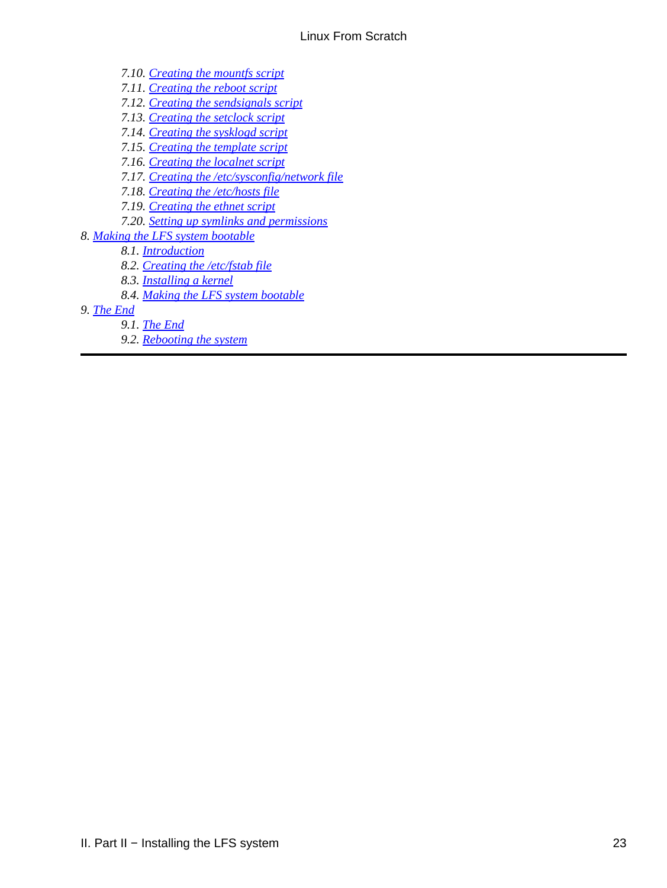- 7.10. Creating the mountfs script
- 7.11. Creating the reboot script
- 7.12. Creating the sendsignals script
- 7.13. Creating the setclock script
- 7.14. Creating the sysklogd script
- 7.15. Creating the template script
- 7.16. Creating the localnet script
- 7.17. Creating the /etc/sysconfig/network file
- 7.18. Creating the /etc/hosts file
- 7.19. Creating the ethnet script
- 7.20. Setting up symlinks and permissions

8. Making the LFS system bootable
   - 8.1. Introduction
   - 8.2. Creating the /etc/fstab file
   - 8.3. Installing a kernel
   - 8.4. Making the LFS system bootable
9. The End
   - 9.1. The End
   - 9.2. Rebooting the system

---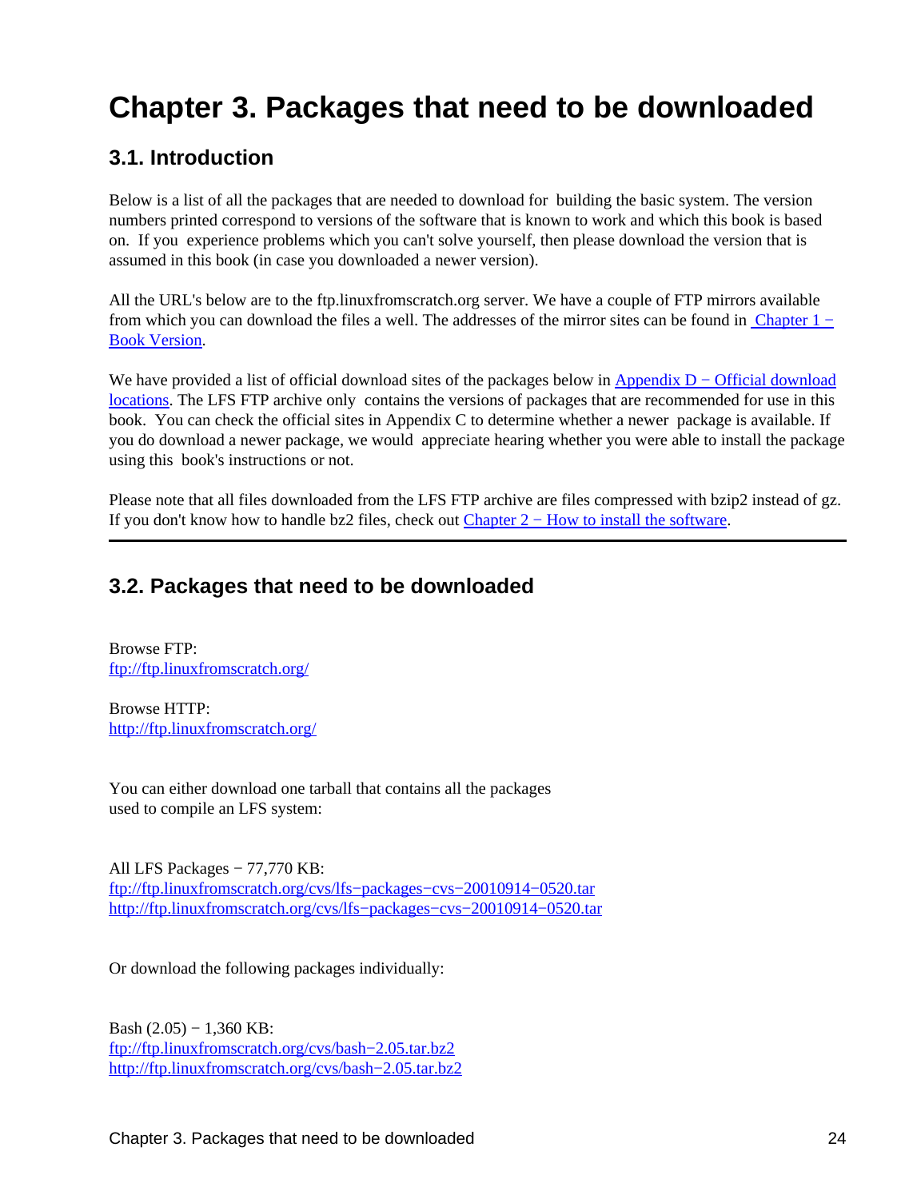# Chapter 3. Packages that need to be downloaded

## 3.1. Introduction

Below is a list of all the packages that are needed to download for building the basic system. The version numbers printed correspond to versions of the software that is known to work and which this book is based on. If you experience problems which you can't solve yourself, then please download the version that is assumed in this book (in case you downloaded a newer version).

All the URL's below are to the ftp.linuxfromscratch.org server. We have a couple of FTP mirrors available from which you can download the files a well. The addresses of the mirror sites can be found in Chapter 1 − Book Version.

We have provided a list of official download sites of the packages below in Appendix D − Official download locations. The LFS FTP archive only contains the versions of packages that are recommended for use in this book. You can check the official sites in Appendix C to determine whether a newer package is available. If you do download a newer package, we would appreciate hearing whether you were able to install the package using this book's instructions or not.

Please note that all files downloaded from the LFS FTP archive are files compressed with bzip2 instead of gz. If you don't know how to handle bz2 files, check out Chapter 2 − How to install the software.

---

## 3.2. Packages that need to be downloaded

Browse FTP:
ftp://ftp.linuxfromscratch.org/

Browse HTTP:
http://ftp.linuxfromscratch.org/

You can either download one tarball that contains all the packages used to compile an LFS system:

All LFS Packages − 77,770 KB:
ftp://ftp.linuxfromscratch.org/cvs/lfs−packages−cvs−20010914−0520.tar
http://ftp.linuxfromscratch.org/cvs/lfs−packages−cvs−20010914−0520.tar

Or download the following packages individually:

Bash (2.05) − 1,360 KB:
ftp://ftp.linuxfromscratch.org/cvs/bash−2.05.tar.bz2
http://ftp.linuxfromscratch.org/cvs/bash−2.05.tar.bz2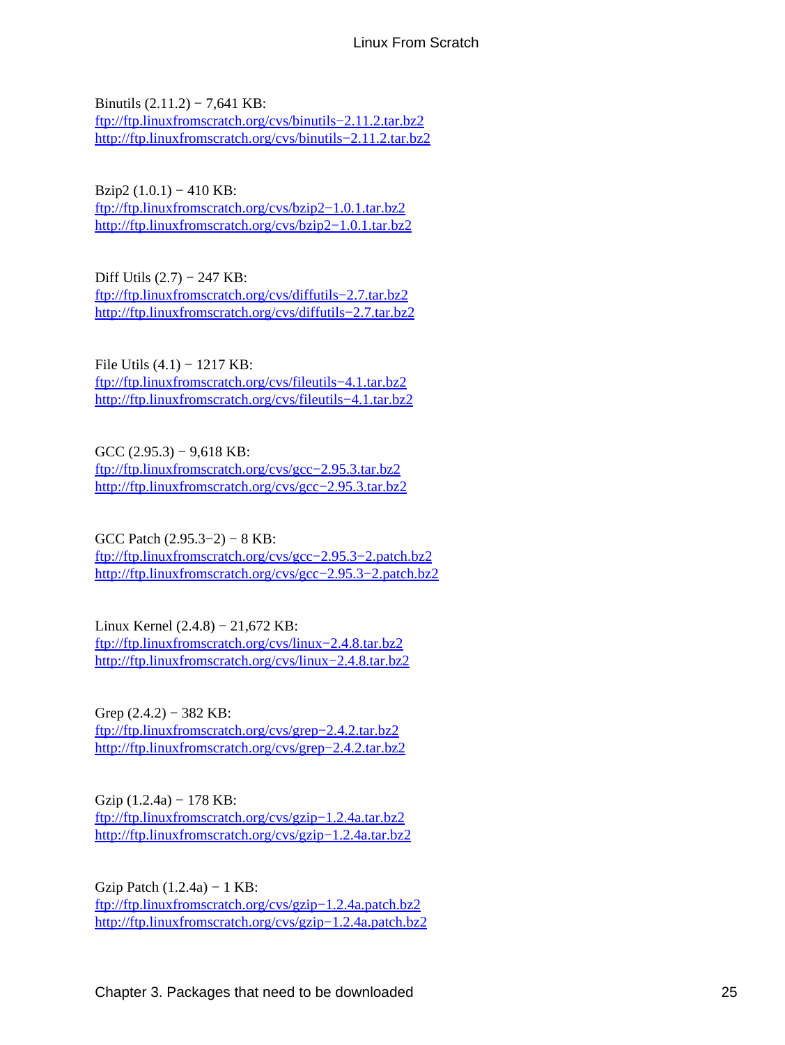Binutils (2.11.2) − 7,641 KB:
ftp://ftp.linuxfromscratch.org/cvs/binutils−2.11.2.tar.bz2
http://ftp.linuxfromscratch.org/cvs/binutils−2.11.2.tar.bz2

Bzip2 (1.0.1) − 410 KB:
ftp://ftp.linuxfromscratch.org/cvs/bzip2−1.0.1.tar.bz2
http://ftp.linuxfromscratch.org/cvs/bzip2−1.0.1.tar.bz2

Diff Utils (2.7) − 247 KB:
ftp://ftp.linuxfromscratch.org/cvs/diffutils−2.7.tar.bz2
http://ftp.linuxfromscratch.org/cvs/diffutils−2.7.tar.bz2

File Utils (4.1) − 1217 KB:
ftp://ftp.linuxfromscratch.org/cvs/fileutils−4.1.tar.bz2
http://ftp.linuxfromscratch.org/cvs/fileutils−4.1.tar.bz2

GCC (2.95.3) − 9,618 KB:
ftp://ftp.linuxfromscratch.org/cvs/gcc−2.95.3.tar.bz2
http://ftp.linuxfromscratch.org/cvs/gcc−2.95.3.tar.bz2

GCC Patch (2.95.3−2) − 8 KB:
ftp://ftp.linuxfromscratch.org/cvs/gcc−2.95.3−2.patch.bz2
http://ftp.linuxfromscratch.org/cvs/gcc−2.95.3−2.patch.bz2

Linux Kernel (2.4.8) − 21,672 KB:
ftp://ftp.linuxfromscratch.org/cvs/linux−2.4.8.tar.bz2
http://ftp.linuxfromscratch.org/cvs/linux−2.4.8.tar.bz2

Grep (2.4.2) − 382 KB:
ftp://ftp.linuxfromscratch.org/cvs/grep−2.4.2.tar.bz2
http://ftp.linuxfromscratch.org/cvs/grep−2.4.2.tar.bz2

Gzip (1.2.4a) − 178 KB:
ftp://ftp.linuxfromscratch.org/cvs/gzip−1.2.4a.tar.bz2
http://ftp.linuxfromscratch.org/cvs/gzip−1.2.4a.tar.bz2

Gzip Patch (1.2.4a) − 1 KB:
ftp://ftp.linuxfromscratch.org/cvs/gzip−1.2.4a.patch.bz2
http://ftp.linuxfromscratch.org/cvs/gzip−1.2.4a.patch.bz2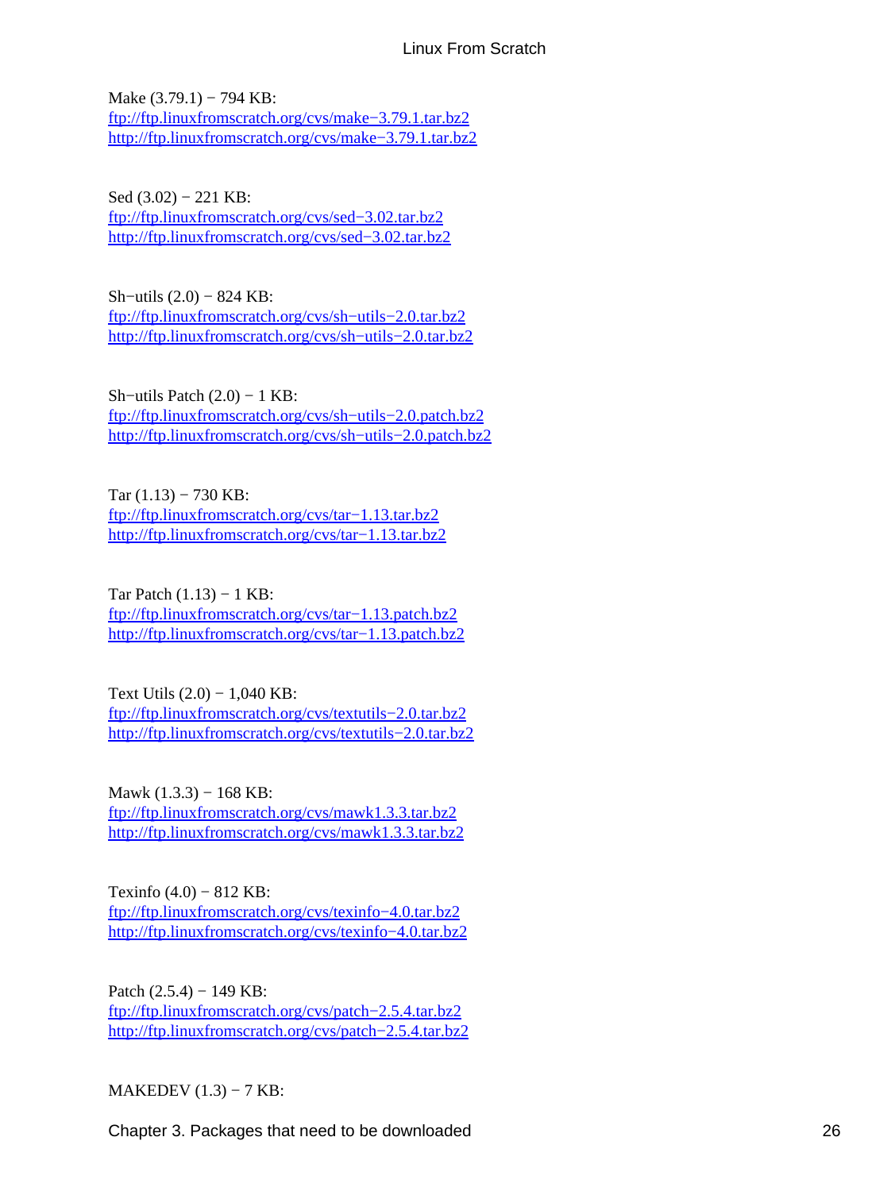Make (3.79.1) − 794 KB:
ftp://ftp.linuxfromscratch.org/cvs/make−3.79.1.tar.bz2
http://ftp.linuxfromscratch.org/cvs/make−3.79.1.tar.bz2

Sed (3.02) − 221 KB:
ftp://ftp.linuxfromscratch.org/cvs/sed−3.02.tar.bz2
http://ftp.linuxfromscratch.org/cvs/sed−3.02.tar.bz2

Sh−utils (2.0) − 824 KB:
ftp://ftp.linuxfromscratch.org/cvs/sh−utils−2.0.tar.bz2
http://ftp.linuxfromscratch.org/cvs/sh−utils−2.0.tar.bz2

Sh−utils Patch (2.0) − 1 KB:
ftp://ftp.linuxfromscratch.org/cvs/sh−utils−2.0.patch.bz2
http://ftp.linuxfromscratch.org/cvs/sh−utils−2.0.patch.bz2

Tar (1.13) − 730 KB:
ftp://ftp.linuxfromscratch.org/cvs/tar−1.13.tar.bz2
http://ftp.linuxfromscratch.org/cvs/tar−1.13.tar.bz2

Tar Patch (1.13) − 1 KB:
ftp://ftp.linuxfromscratch.org/cvs/tar−1.13.patch.bz2
http://ftp.linuxfromscratch.org/cvs/tar−1.13.patch.bz2

Text Utils (2.0) − 1,040 KB:
ftp://ftp.linuxfromscratch.org/cvs/textutils−2.0.tar.bz2
http://ftp.linuxfromscratch.org/cvs/textutils−2.0.tar.bz2

Mawk (1.3.3) − 168 KB:
ftp://ftp.linuxfromscratch.org/cvs/mawk1.3.3.tar.bz2
http://ftp.linuxfromscratch.org/cvs/mawk1.3.3.tar.bz2

Texinfo (4.0) − 812 KB:
ftp://ftp.linuxfromscratch.org/cvs/texinfo−4.0.tar.bz2
http://ftp.linuxfromscratch.org/cvs/texinfo−4.0.tar.bz2

Patch (2.5.4) − 149 KB:
ftp://ftp.linuxfromscratch.org/cvs/patch−2.5.4.tar.bz2
http://ftp.linuxfromscratch.org/cvs/patch−2.5.4.tar.bz2

MAKEDEV (1.3) − 7 KB: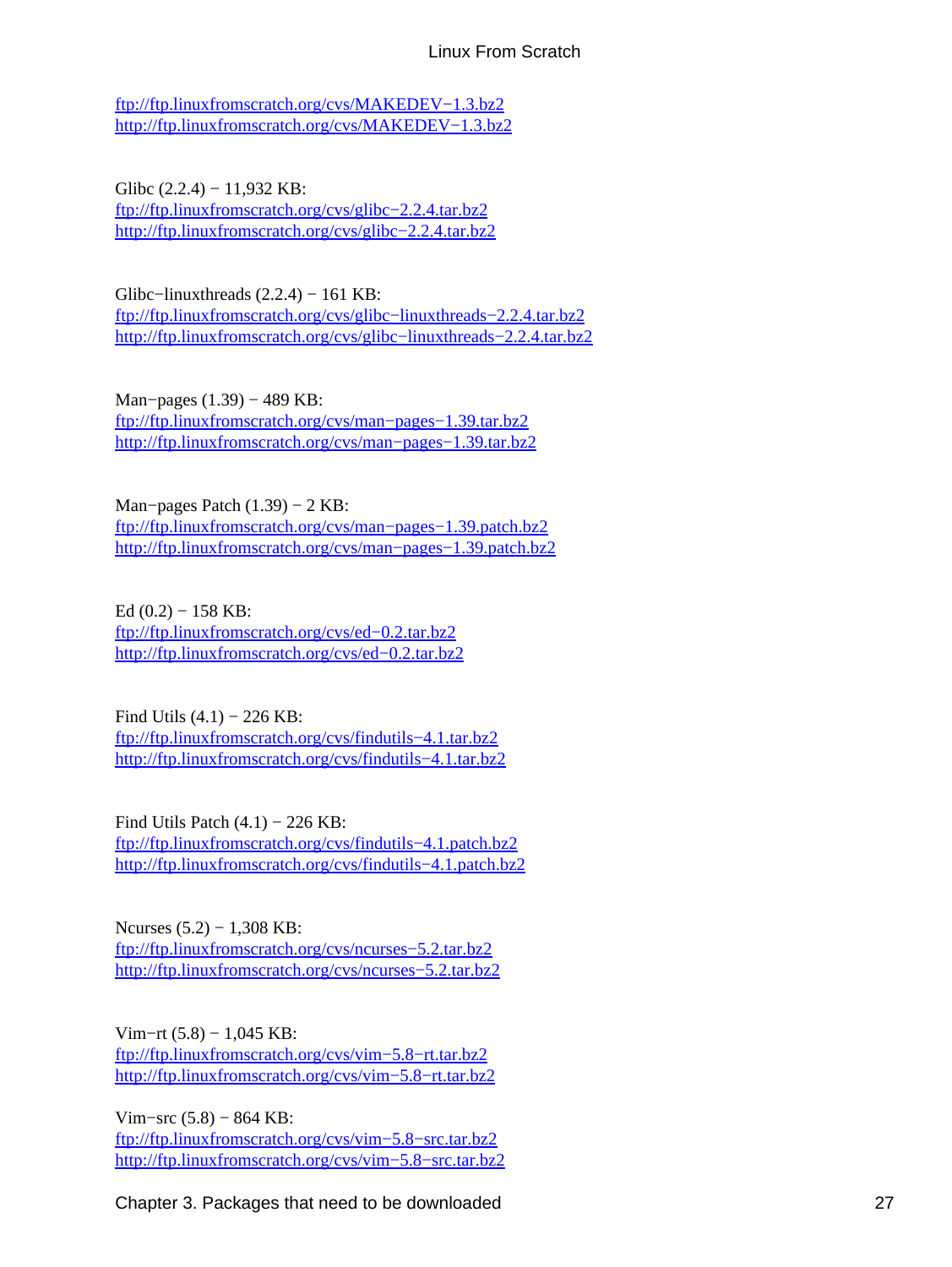ftp://ftp.linuxfromscratch.org/cvs/MAKEDEV−1.3.bz2
http://ftp.linuxfromscratch.org/cvs/MAKEDEV−1.3.bz2

Glibc (2.2.4) − 11,932 KB:
ftp://ftp.linuxfromscratch.org/cvs/glibc−2.2.4.tar.bz2
http://ftp.linuxfromscratch.org/cvs/glibc−2.2.4.tar.bz2

Glibc−linuxthreads (2.2.4) − 161 KB:
ftp://ftp.linuxfromscratch.org/cvs/glibc−linuxthreads−2.2.4.tar.bz2
http://ftp.linuxfromscratch.org/cvs/glibc−linuxthreads−2.2.4.tar.bz2

Man−pages (1.39) − 489 KB:
ftp://ftp.linuxfromscratch.org/cvs/man−pages−1.39.tar.bz2
http://ftp.linuxfromscratch.org/cvs/man−pages−1.39.tar.bz2

Man−pages Patch (1.39) − 2 KB:
ftp://ftp.linuxfromscratch.org/cvs/man−pages−1.39.patch.bz2
http://ftp.linuxfromscratch.org/cvs/man−pages−1.39.patch.bz2

Ed (0.2) − 158 KB:
ftp://ftp.linuxfromscratch.org/cvs/ed−0.2.tar.bz2
http://ftp.linuxfromscratch.org/cvs/ed−0.2.tar.bz2

Find Utils (4.1) − 226 KB:
ftp://ftp.linuxfromscratch.org/cvs/findutils−4.1.tar.bz2
http://ftp.linuxfromscratch.org/cvs/findutils−4.1.tar.bz2

Find Utils Patch (4.1) − 226 KB:
ftp://ftp.linuxfromscratch.org/cvs/findutils−4.1.patch.bz2
http://ftp.linuxfromscratch.org/cvs/findutils−4.1.patch.bz2

Ncurses (5.2) − 1,308 KB:
ftp://ftp.linuxfromscratch.org/cvs/ncurses−5.2.tar.bz2
http://ftp.linuxfromscratch.org/cvs/ncurses−5.2.tar.bz2

Vim−rt (5.8) − 1,045 KB:
ftp://ftp.linuxfromscratch.org/cvs/vim−5.8−rt.tar.bz2
http://ftp.linuxfromscratch.org/cvs/vim−5.8−rt.tar.bz2

Vim−src (5.8) − 864 KB:
ftp://ftp.linuxfromscratch.org/cvs/vim−5.8−src.tar.bz2
http://ftp.linuxfromscratch.org/cvs/vim−5.8−src.tar.bz2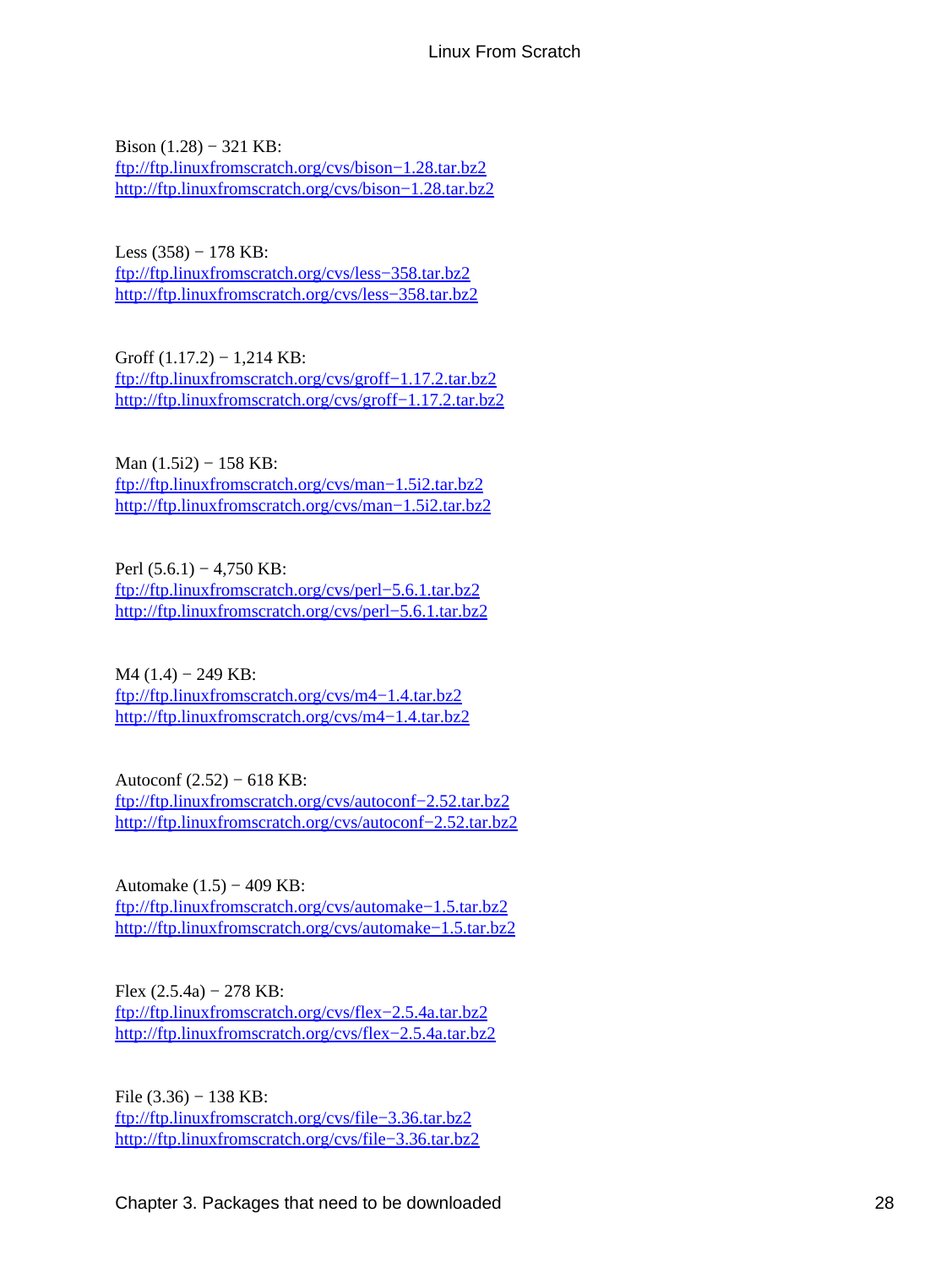Bison (1.28) − 321 KB:
ftp://ftp.linuxfromscratch.org/cvs/bison−1.28.tar.bz2
http://ftp.linuxfromscratch.org/cvs/bison−1.28.tar.bz2

Less (358) − 178 KB:
ftp://ftp.linuxfromscratch.org/cvs/less−358.tar.bz2
http://ftp.linuxfromscratch.org/cvs/less−358.tar.bz2

Groff (1.17.2) − 1,214 KB:
ftp://ftp.linuxfromscratch.org/cvs/groff−1.17.2.tar.bz2
http://ftp.linuxfromscratch.org/cvs/groff−1.17.2.tar.bz2

Man (1.5i2) − 158 KB:
ftp://ftp.linuxfromscratch.org/cvs/man−1.5i2.tar.bz2
http://ftp.linuxfromscratch.org/cvs/man−1.5i2.tar.bz2

Perl (5.6.1) − 4,750 KB:
ftp://ftp.linuxfromscratch.org/cvs/perl−5.6.1.tar.bz2
http://ftp.linuxfromscratch.org/cvs/perl−5.6.1.tar.bz2

M4 (1.4) − 249 KB:
ftp://ftp.linuxfromscratch.org/cvs/m4−1.4.tar.bz2
http://ftp.linuxfromscratch.org/cvs/m4−1.4.tar.bz2

Autoconf (2.52) − 618 KB:
ftp://ftp.linuxfromscratch.org/cvs/autoconf−2.52.tar.bz2
http://ftp.linuxfromscratch.org/cvs/autoconf−2.52.tar.bz2

Automake (1.5) − 409 KB:
ftp://ftp.linuxfromscratch.org/cvs/automake−1.5.tar.bz2
http://ftp.linuxfromscratch.org/cvs/automake−1.5.tar.bz2

Flex (2.5.4a) − 278 KB:
ftp://ftp.linuxfromscratch.org/cvs/flex−2.5.4a.tar.bz2
http://ftp.linuxfromscratch.org/cvs/flex−2.5.4a.tar.bz2

File (3.36) − 138 KB:
ftp://ftp.linuxfromscratch.org/cvs/file−3.36.tar.bz2
http://ftp.linuxfromscratch.org/cvs/file−3.36.tar.bz2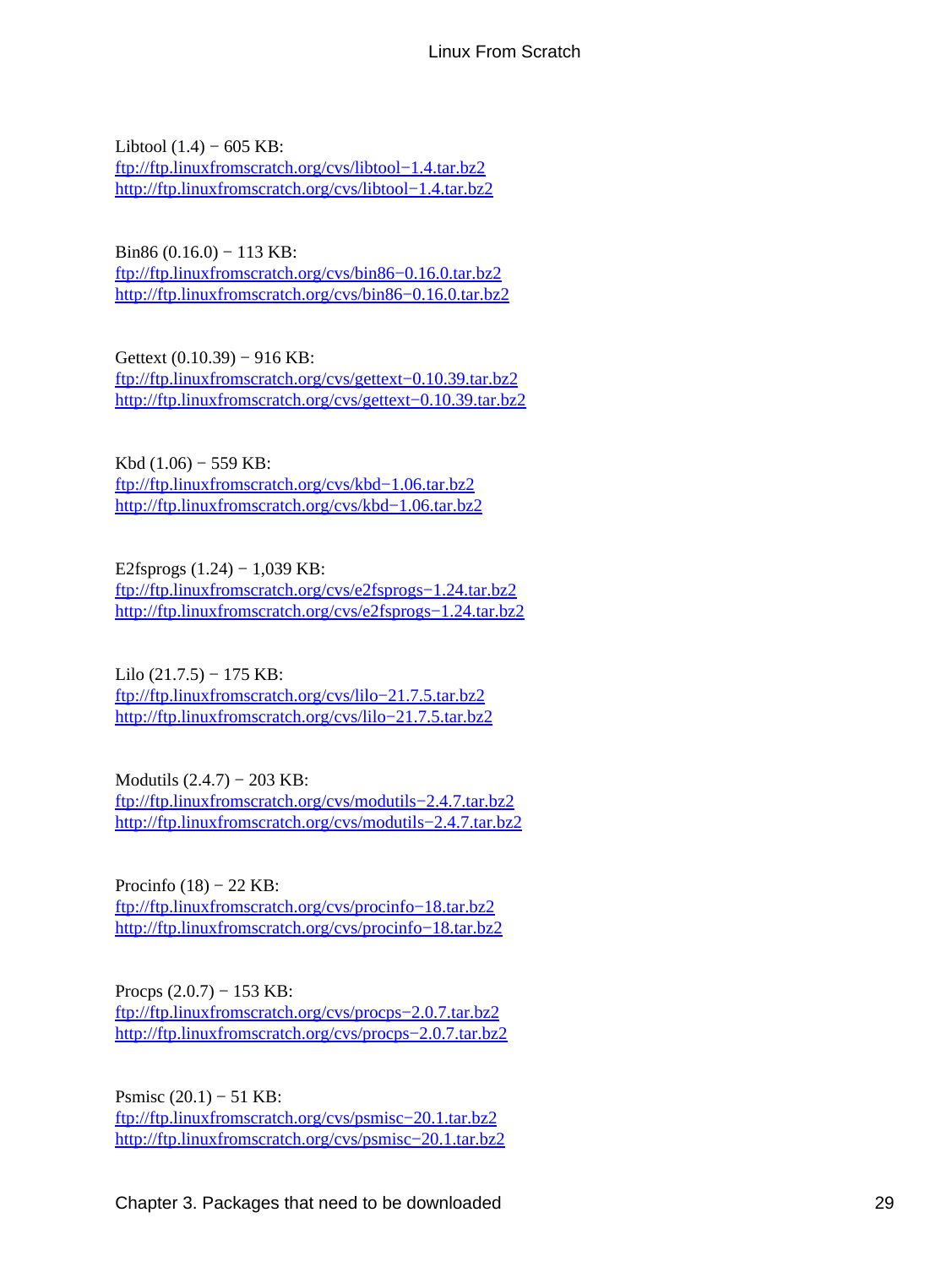Libtool (1.4) − 605 KB:
ftp://ftp.linuxfromscratch.org/cvs/libtool−1.4.tar.bz2
http://ftp.linuxfromscratch.org/cvs/libtool−1.4.tar.bz2

Bin86 (0.16.0) − 113 KB:
ftp://ftp.linuxfromscratch.org/cvs/bin86−0.16.0.tar.bz2
http://ftp.linuxfromscratch.org/cvs/bin86−0.16.0.tar.bz2

Gettext (0.10.39) − 916 KB:
ftp://ftp.linuxfromscratch.org/cvs/gettext−0.10.39.tar.bz2
http://ftp.linuxfromscratch.org/cvs/gettext−0.10.39.tar.bz2

Kbd (1.06) − 559 KB:
ftp://ftp.linuxfromscratch.org/cvs/kbd−1.06.tar.bz2
http://ftp.linuxfromscratch.org/cvs/kbd−1.06.tar.bz2

E2fsprogs (1.24) − 1,039 KB:
ftp://ftp.linuxfromscratch.org/cvs/e2fsprogs−1.24.tar.bz2
http://ftp.linuxfromscratch.org/cvs/e2fsprogs−1.24.tar.bz2

Lilo (21.7.5) − 175 KB:
ftp://ftp.linuxfromscratch.org/cvs/lilo−21.7.5.tar.bz2
http://ftp.linuxfromscratch.org/cvs/lilo−21.7.5.tar.bz2

Modutils (2.4.7) − 203 KB:
ftp://ftp.linuxfromscratch.org/cvs/modutils−2.4.7.tar.bz2
http://ftp.linuxfromscratch.org/cvs/modutils−2.4.7.tar.bz2

Procinfo (18) − 22 KB:
ftp://ftp.linuxfromscratch.org/cvs/procinfo−18.tar.bz2
http://ftp.linuxfromscratch.org/cvs/procinfo−18.tar.bz2

Procps (2.0.7) − 153 KB:
ftp://ftp.linuxfromscratch.org/cvs/procps−2.0.7.tar.bz2
http://ftp.linuxfromscratch.org/cvs/procps−2.0.7.tar.bz2

Psmisc (20.1) − 51 KB:
ftp://ftp.linuxfromscratch.org/cvs/psmisc−20.1.tar.bz2
http://ftp.linuxfromscratch.org/cvs/psmisc−20.1.tar.bz2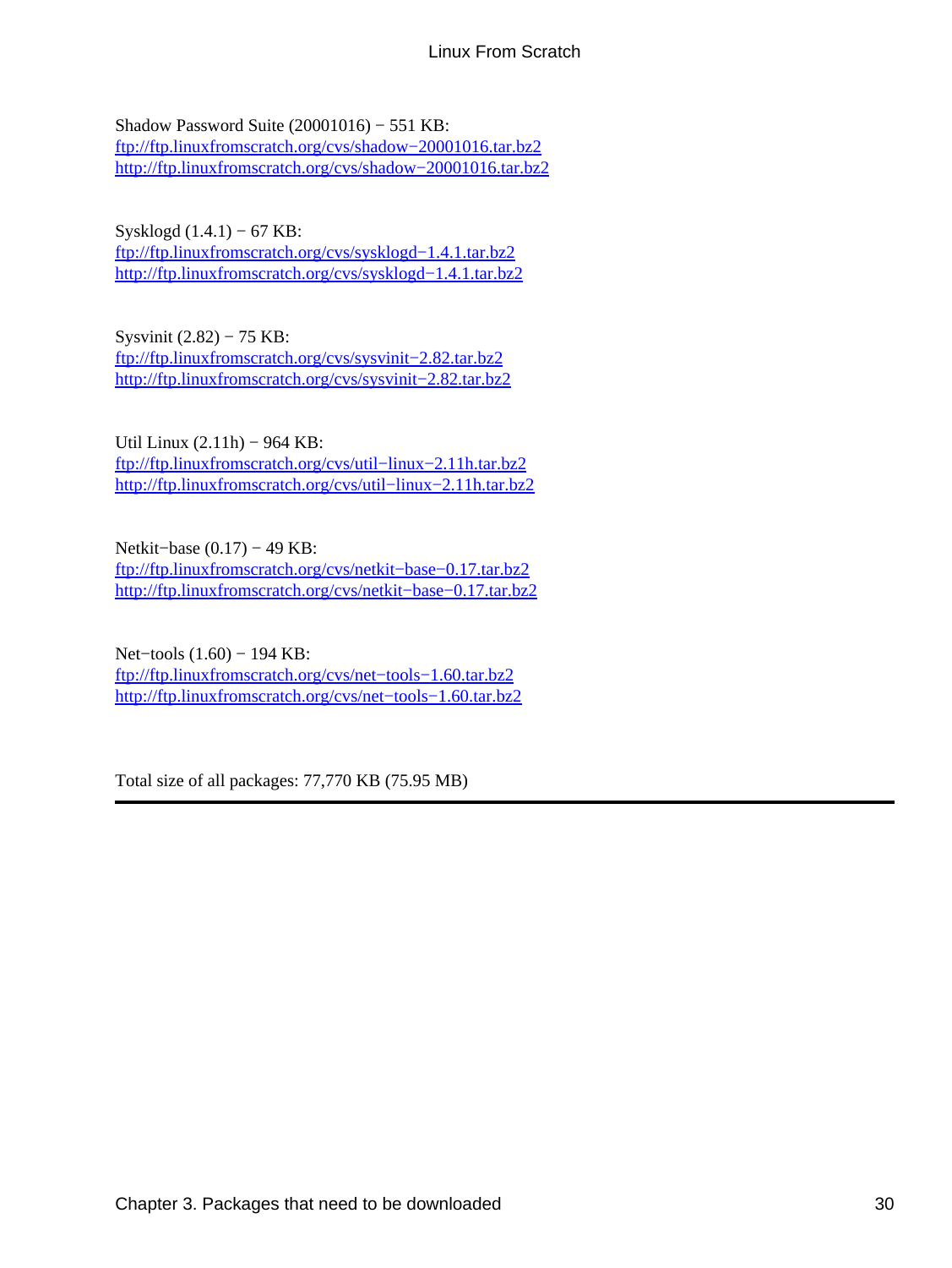Shadow Password Suite (20001016) − 551 KB:
ftp://ftp.linuxfromscratch.org/cvs/shadow−20001016.tar.bz2
http://ftp.linuxfromscratch.org/cvs/shadow−20001016.tar.bz2

Sysklogd (1.4.1) − 67 KB:
ftp://ftp.linuxfromscratch.org/cvs/sysklogd−1.4.1.tar.bz2
http://ftp.linuxfromscratch.org/cvs/sysklogd−1.4.1.tar.bz2

Sysvinit (2.82) − 75 KB:
ftp://ftp.linuxfromscratch.org/cvs/sysvinit−2.82.tar.bz2
http://ftp.linuxfromscratch.org/cvs/sysvinit−2.82.tar.bz2

Util Linux (2.11h) − 964 KB:
ftp://ftp.linuxfromscratch.org/cvs/util−linux−2.11h.tar.bz2
http://ftp.linuxfromscratch.org/cvs/util−linux−2.11h.tar.bz2

Netkit−base (0.17) − 49 KB:
ftp://ftp.linuxfromscratch.org/cvs/netkit−base−0.17.tar.bz2
http://ftp.linuxfromscratch.org/cvs/netkit−base−0.17.tar.bz2

Net−tools (1.60) − 194 KB:
ftp://ftp.linuxfromscratch.org/cvs/net−tools−1.60.tar.bz2
http://ftp.linuxfromscratch.org/cvs/net−tools−1.60.tar.bz2

Total size of all packages: 77,770 KB (75.95 MB)

---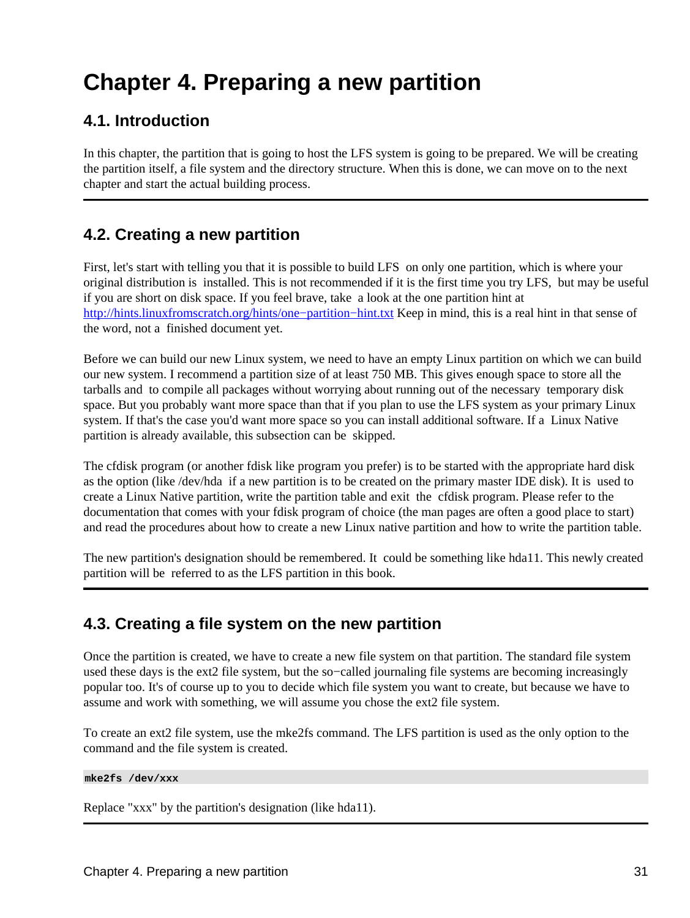# Chapter 4. Preparing a new partition

## 4.1. Introduction

In this chapter, the partition that is going to host the LFS system is going to be prepared. We will be creating the partition itself, a file system and the directory structure. When this is done, we can move on to the next chapter and start the actual building process.

---

## 4.2. Creating a new partition

First, let's start with telling you that it is possible to build LFS on only one partition, which is where your original distribution is installed. This is not recommended if it is the first time you try LFS, but may be useful if you are short on disk space. If you feel brave, take a look at the one partition hint at http://hints.linuxfromscratch.org/hints/one−partition−hint.txt Keep in mind, this is a real hint in that sense of the word, not a finished document yet.

Before we can build our new Linux system, we need to have an empty Linux partition on which we can build our new system. I recommend a partition size of at least 750 MB. This gives enough space to store all the tarballs and to compile all packages without worrying about running out of the necessary temporary disk space. But you probably want more space than that if you plan to use the LFS system as your primary Linux system. If that's the case you'd want more space so you can install additional software. If a Linux Native partition is already available, this subsection can be skipped.

The cfdisk program (or another fdisk like program you prefer) is to be started with the appropriate hard disk as the option (like /dev/hda if a new partition is to be created on the primary master IDE disk). It is used to create a Linux Native partition, write the partition table and exit the cfdisk program. Please refer to the documentation that comes with your fdisk program of choice (the man pages are often a good place to start) and read the procedures about how to create a new Linux native partition and how to write the partition table.

The new partition's designation should be remembered. It could be something like hda11. This newly created partition will be referred to as the LFS partition in this book.

---

## 4.3. Creating a file system on the new partition

Once the partition is created, we have to create a new file system on that partition. The standard file system used these days is the ext2 file system, but the so−called journaling file systems are becoming increasingly popular too. It's of course up to you to decide which file system you want to create, but because we have to assume and work with something, we will assume you chose the ext2 file system.

To create an ext2 file system, use the mke2fs command. The LFS partition is used as the only option to the command and the file system is created.

```
mke2fs /dev/xxx
```

Replace "xxx" by the partition's designation (like hda11).

---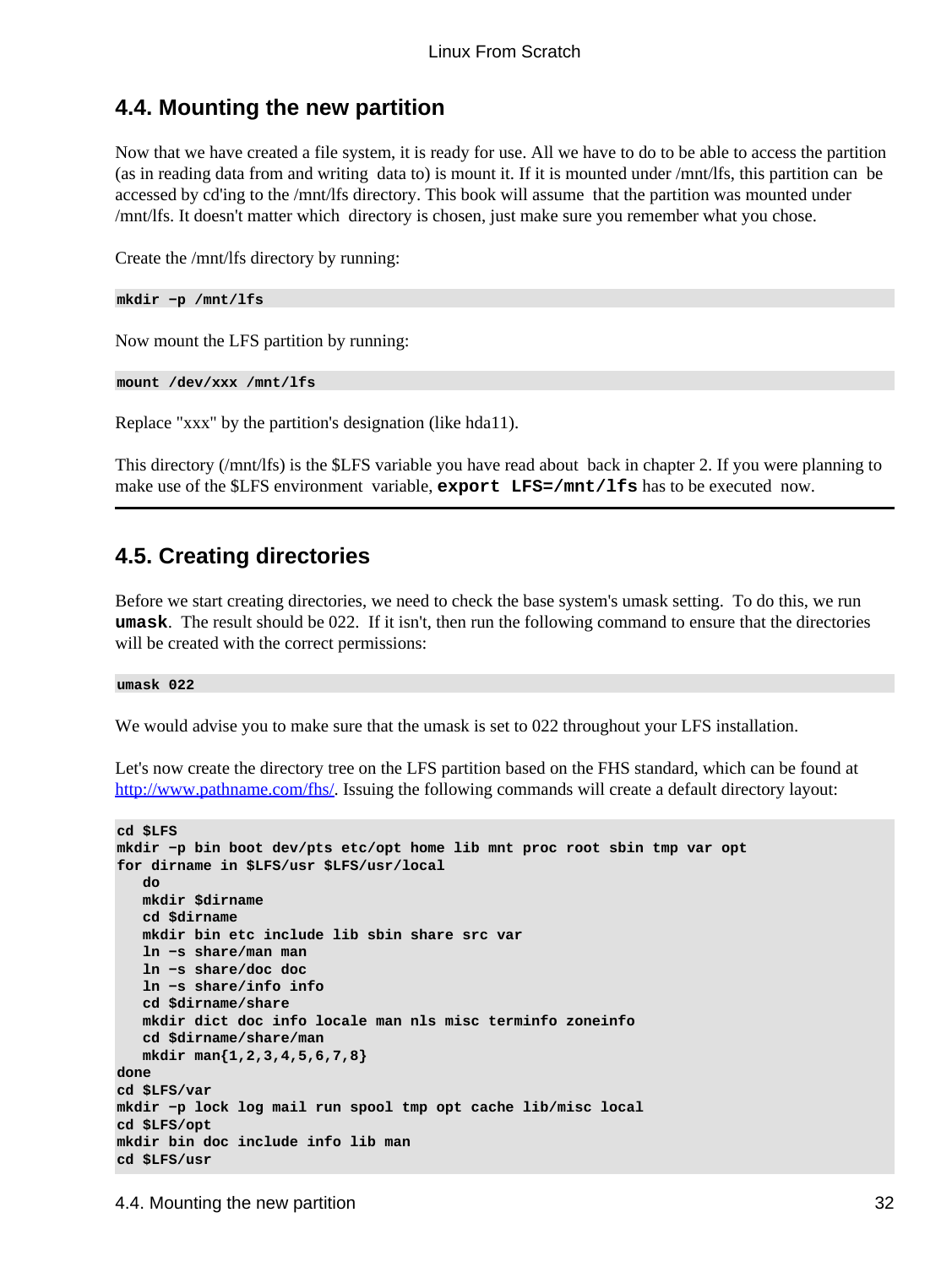## 4.4. Mounting the new partition

Now that we have created a file system, it is ready for use. All we have to do to be able to access the partition (as in reading data from and writing data to) is mount it. If it is mounted under /mnt/lfs, this partition can be accessed by cd'ing to the /mnt/lfs directory. This book will assume that the partition was mounted under /mnt/lfs. It doesn't matter which directory is chosen, just make sure you remember what you chose.

Create the /mnt/lfs directory by running:

```
mkdir −p /mnt/lfs
```

Now mount the LFS partition by running:

```
mount /dev/xxx /mnt/lfs
```

Replace "xxx" by the partition's designation (like hda11).

This directory (/mnt/lfs) is the $LFS variable you have read about back in chapter 2. If you were planning to make use of the $LFS environment variable, **export LFS=/mnt/lfs** has to be executed now.

---

## 4.5. Creating directories

Before we start creating directories, we need to check the base system's umask setting. To do this, we run **umask**. The result should be 022. If it isn't, then run the following command to ensure that the directories will be created with the correct permissions:

```
umask 022
```

We would advise you to make sure that the umask is set to 022 throughout your LFS installation.

Let's now create the directory tree on the LFS partition based on the FHS standard, which can be found at http://www.pathname.com/fhs/. Issuing the following commands will create a default directory layout:

```
cd $LFS
mkdir −p bin boot dev/pts etc/opt home lib mnt proc root sbin tmp var opt
for dirname in $LFS/usr $LFS/usr/local
   do
   mkdir $dirname
   cd $dirname
   mkdir bin etc include lib sbin share src var
   ln −s share/man man
   ln −s share/doc doc
   ln −s share/info info
   cd $dirname/share
   mkdir dict doc info locale man nls misc terminfo zoneinfo
   cd $dirname/share/man
   mkdir man{1,2,3,4,5,6,7,8}
done
cd $LFS/var
mkdir −p lock log mail run spool tmp opt cache lib/misc local
cd $LFS/opt
mkdir bin doc include info lib man
cd $LFS/usr
```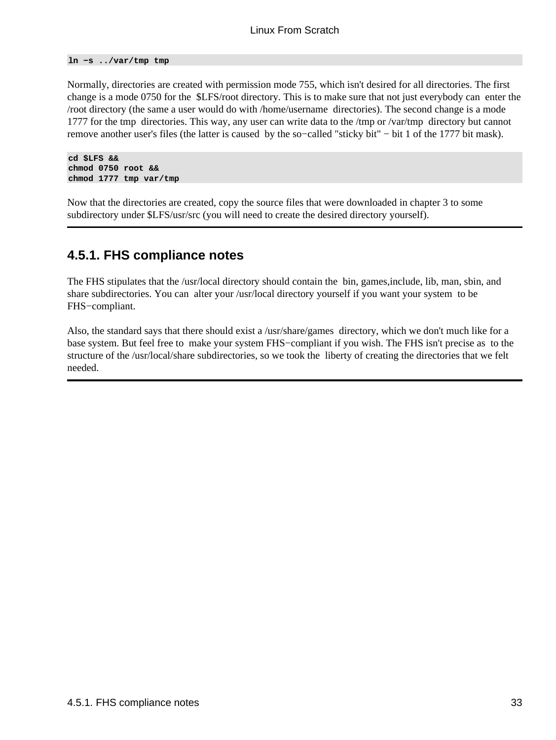```
ln −s ../var/tmp tmp
```

Normally, directories are created with permission mode 755, which isn't desired for all directories. The first change is a mode 0750 for the $LFS/root directory. This is to make sure that not just everybody can enter the /root directory (the same a user would do with /home/username directories). The second change is a mode 1777 for the tmp directories. This way, any user can write data to the /tmp or /var/tmp directory but cannot remove another user's files (the latter is caused by the so−called "sticky bit" − bit 1 of the 1777 bit mask).

```
cd $LFS &&
chmod 0750 root &&
chmod 1777 tmp var/tmp
```

Now that the directories are created, copy the source files that were downloaded in chapter 3 to some subdirectory under $LFS/usr/src (you will need to create the desired directory yourself).

## 4.5.1. FHS compliance notes

The FHS stipulates that the /usr/local directory should contain the bin, games,include, lib, man, sbin, and share subdirectories. You can alter your /usr/local directory yourself if you want your system to be FHS−compliant.

Also, the standard says that there should exist a /usr/share/games directory, which we don't much like for a base system. But feel free to make your system FHS−compliant if you wish. The FHS isn't precise as to the structure of the /usr/local/share subdirectories, so we took the liberty of creating the directories that we felt needed.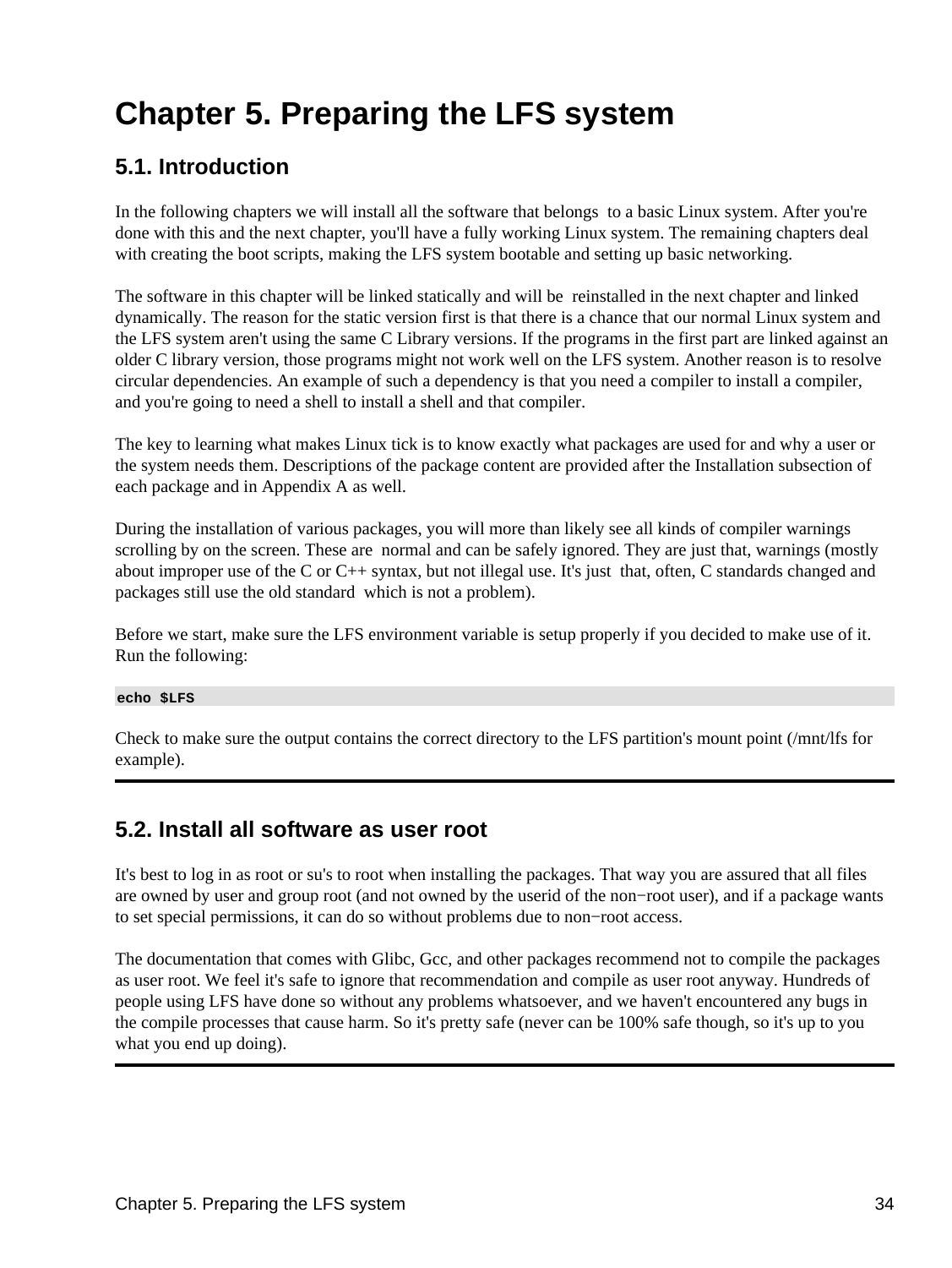# Chapter 5. Preparing the LFS system

## 5.1. Introduction

In the following chapters we will install all the software that belongs to a basic Linux system. After you're done with this and the next chapter, you'll have a fully working Linux system. The remaining chapters deal with creating the boot scripts, making the LFS system bootable and setting up basic networking.

The software in this chapter will be linked statically and will be reinstalled in the next chapter and linked dynamically. The reason for the static version first is that there is a chance that our normal Linux system and the LFS system aren't using the same C Library versions. If the programs in the first part are linked against an older C library version, those programs might not work well on the LFS system. Another reason is to resolve circular dependencies. An example of such a dependency is that you need a compiler to install a compiler, and you're going to need a shell to install a shell and that compiler.

The key to learning what makes Linux tick is to know exactly what packages are used for and why a user or the system needs them. Descriptions of the package content are provided after the Installation subsection of each package and in Appendix A as well.

During the installation of various packages, you will more than likely see all kinds of compiler warnings scrolling by on the screen. These are normal and can be safely ignored. They are just that, warnings (mostly about improper use of the C or C++ syntax, but not illegal use. It's just that, often, C standards changed and packages still use the old standard which is not a problem).

Before we start, make sure the LFS environment variable is setup properly if you decided to make use of it. Run the following:

```
echo $LFS
```

Check to make sure the output contains the correct directory to the LFS partition's mount point (/mnt/lfs for example).

## 5.2. Install all software as user root

It's best to log in as root or su's to root when installing the packages. That way you are assured that all files are owned by user and group root (and not owned by the userid of the non−root user), and if a package wants to set special permissions, it can do so without problems due to non−root access.

The documentation that comes with Glibc, Gcc, and other packages recommend not to compile the packages as user root. We feel it's safe to ignore that recommendation and compile as user root anyway. Hundreds of people using LFS have done so without any problems whatsoever, and we haven't encountered any bugs in the compile processes that cause harm. So it's pretty safe (never can be 100% safe though, so it's up to you what you end up doing).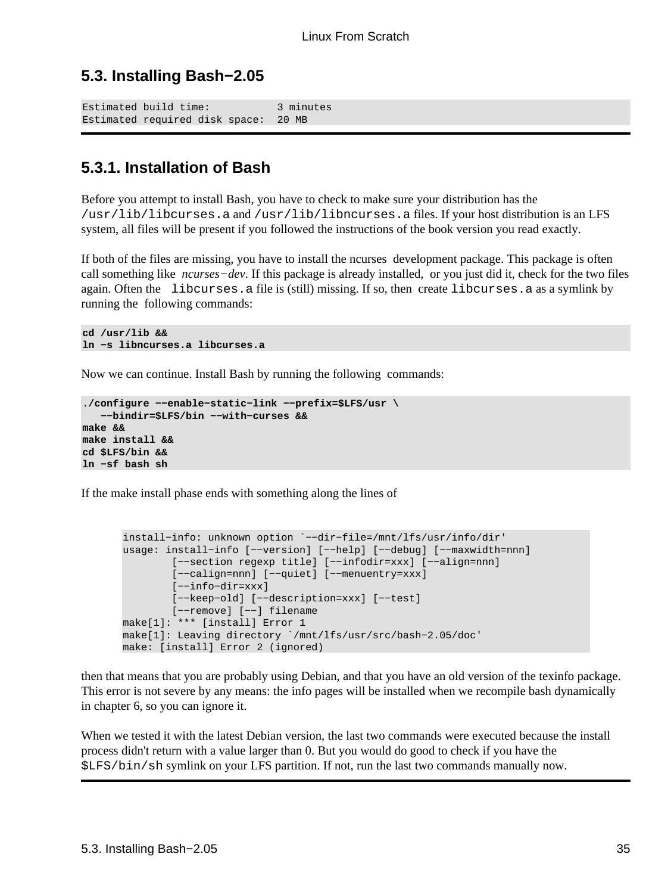## 5.3. Installing Bash−2.05

```
Estimated build time:           3 minutes
Estimated required disk space:  20 MB
```

### 5.3.1. Installation of Bash

Before you attempt to install Bash, you have to check to make sure your distribution has the `/usr/lib/libcurses.a` and `/usr/lib/libncurses.a` files. If your host distribution is an LFS system, all files will be present if you followed the instructions of the book version you read exactly.

If both of the files are missing, you have to install the ncurses development package. This package is often call something like *ncurses−dev*. If this package is already installed, or you just did it, check for the two files again. Often the `libcurses.a` file is (still) missing. If so, then create `libcurses.a` as a symlink by running the following commands:

```
cd /usr/lib &&
ln −s libncurses.a libcurses.a
```

Now we can continue. Install Bash by running the following commands:

```
./configure −−enable−static−link −−prefix=$LFS/usr \
   −−bindir=$LFS/bin −−with−curses &&
make &&
make install &&
cd $LFS/bin &&
ln −sf bash sh
```

If the make install phase ends with something along the lines of

```
install−info: unknown option `−−dir−file=/mnt/lfs/usr/info/dir'
usage: install−info [−−version] [−−help] [−−debug] [−−maxwidth=nnn]
        [−−section regexp title] [−−infodir=xxx] [−−align=nnn]
        [−−calign=nnn] [−−quiet] [−−menuentry=xxx]
        [−−info−dir=xxx]
        [−−keep−old] [−−description=xxx] [−−test]
        [−−remove] [−−] filename
make[1]: *** [install] Error 1
make[1]: Leaving directory `/mnt/lfs/usr/src/bash−2.05/doc'
make: [install] Error 2 (ignored)
```

then that means that you are probably using Debian, and that you have an old version of the texinfo package. This error is not severe by any means: the info pages will be installed when we recompile bash dynamically in chapter 6, so you can ignore it.

When we tested it with the latest Debian version, the last two commands were executed because the install process didn't return with a value larger than 0. But you would do good to check if you have the `$LFS/bin/sh` symlink on your LFS partition. If not, run the last two commands manually now.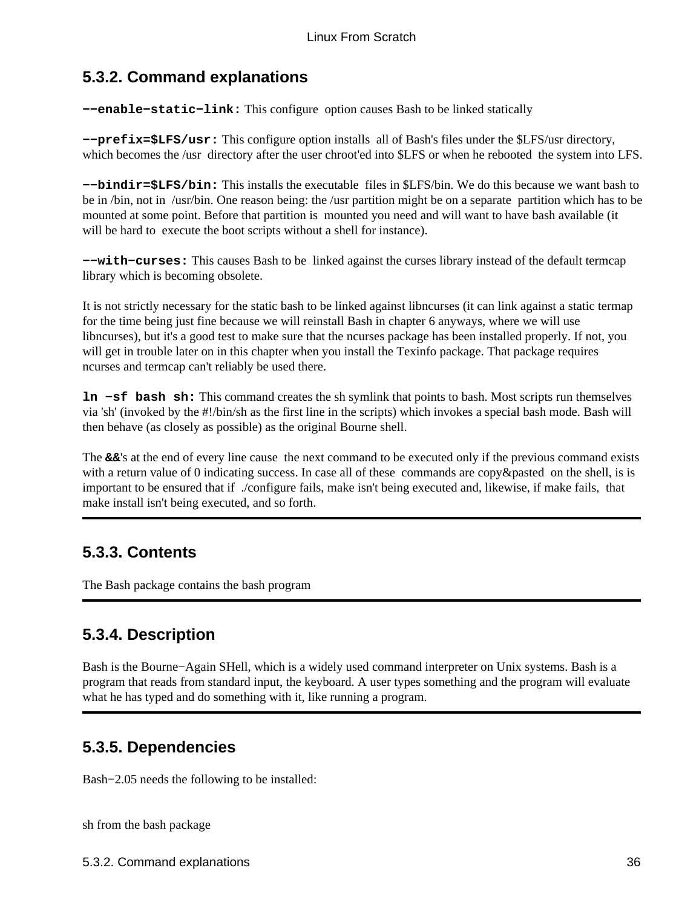## 5.3.2. Command explanations

**−−enable−static−link:** This configure option causes Bash to be linked statically

**−−prefix=$LFS/usr:** This configure option installs all of Bash's files under the $LFS/usr directory, which becomes the /usr directory after the user chroot'ed into $LFS or when he rebooted the system into LFS.

**−−bindir=$LFS/bin:** This installs the executable files in $LFS/bin. We do this because we want bash to be in /bin, not in /usr/bin. One reason being: the /usr partition might be on a separate partition which has to be mounted at some point. Before that partition is mounted you need and will want to have bash available (it will be hard to execute the boot scripts without a shell for instance).

**−−with−curses:** This causes Bash to be linked against the curses library instead of the default termcap library which is becoming obsolete.

It is not strictly necessary for the static bash to be linked against libncurses (it can link against a static termap for the time being just fine because we will reinstall Bash in chapter 6 anyways, where we will use libncurses), but it's a good test to make sure that the ncurses package has been installed properly. If not, you will get in trouble later on in this chapter when you install the Texinfo package. That package requires ncurses and termcap can't reliably be used there.

**ln −sf bash sh:** This command creates the sh symlink that points to bash. Most scripts run themselves via 'sh' (invoked by the #!/bin/sh as the first line in the scripts) which invokes a special bash mode. Bash will then behave (as closely as possible) as the original Bourne shell.

The **&&**'s at the end of every line cause the next command to be executed only if the previous command exists with a return value of 0 indicating success. In case all of these commands are copy&pasted on the shell, is is important to be ensured that if ./configure fails, make isn't being executed and, likewise, if make fails, that make install isn't being executed, and so forth.

## 5.3.3. Contents

The Bash package contains the bash program

## 5.3.4. Description

Bash is the Bourne−Again SHell, which is a widely used command interpreter on Unix systems. Bash is a program that reads from standard input, the keyboard. A user types something and the program will evaluate what he has typed and do something with it, like running a program.

## 5.3.5. Dependencies

Bash−2.05 needs the following to be installed:

sh from the bash package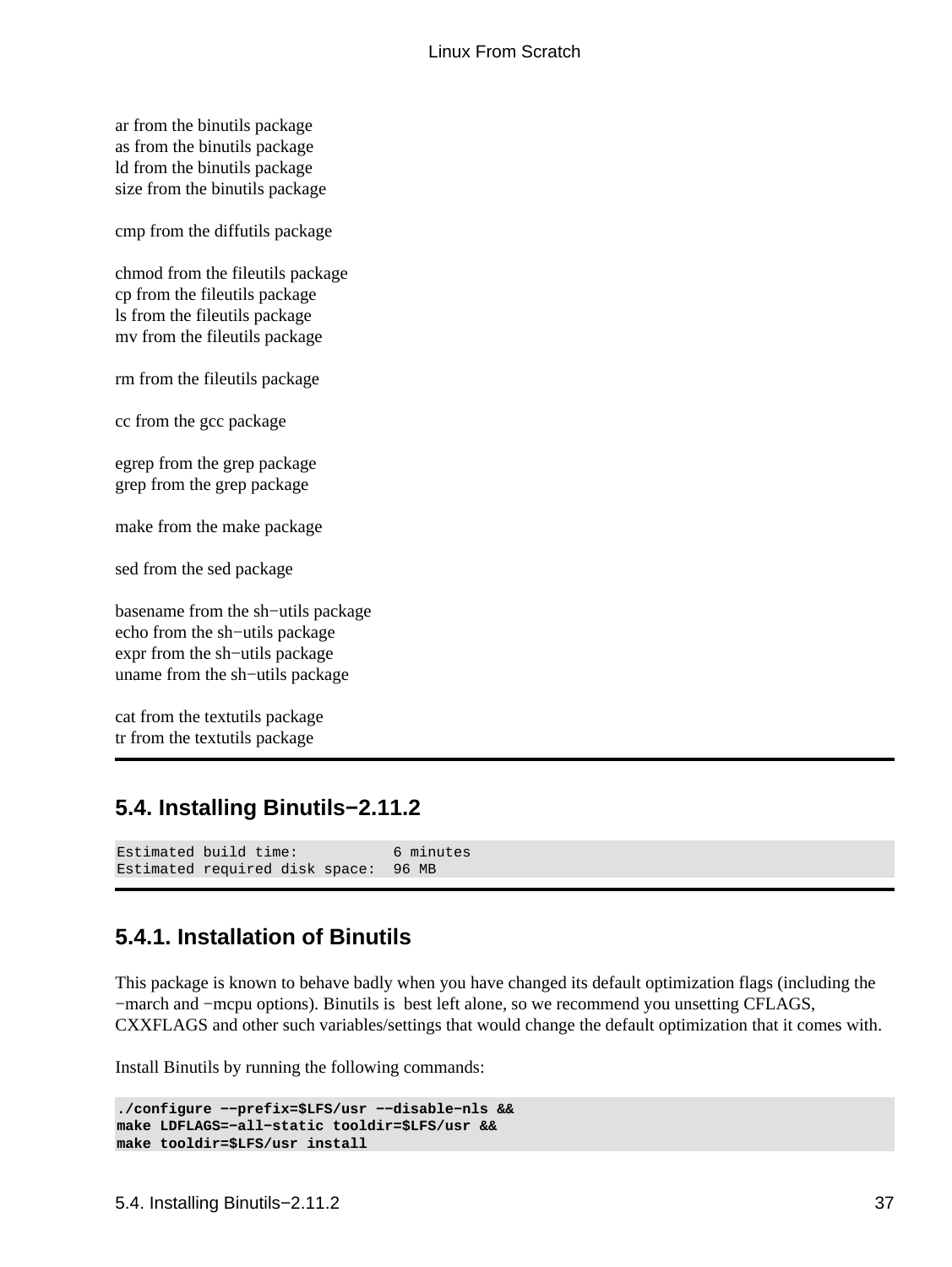ar from the binutils package
as from the binutils package
ld from the binutils package
size from the binutils package

cmp from the diffutils package

chmod from the fileutils package
cp from the fileutils package
ls from the fileutils package
mv from the fileutils package

rm from the fileutils package

cc from the gcc package

egrep from the grep package
grep from the grep package

make from the make package

sed from the sed package

basename from the sh−utils package
echo from the sh−utils package
expr from the sh−utils package
uname from the sh−utils package

cat from the textutils package
tr from the textutils package

---

## 5.4. Installing Binutils−2.11.2

```
Estimated build time:           6 minutes
Estimated required disk space:  96 MB
```

---

### 5.4.1. Installation of Binutils

This package is known to behave badly when you have changed its default optimization flags (including the −march and −mcpu options). Binutils is best left alone, so we recommend you unsetting CFLAGS, CXXFLAGS and other such variables/settings that would change the default optimization that it comes with.

Install Binutils by running the following commands:

```
./configure −−prefix=$LFS/usr −−disable−nls &&
make LDFLAGS=−all−static tooldir=$LFS/usr &&
make tooldir=$LFS/usr install
```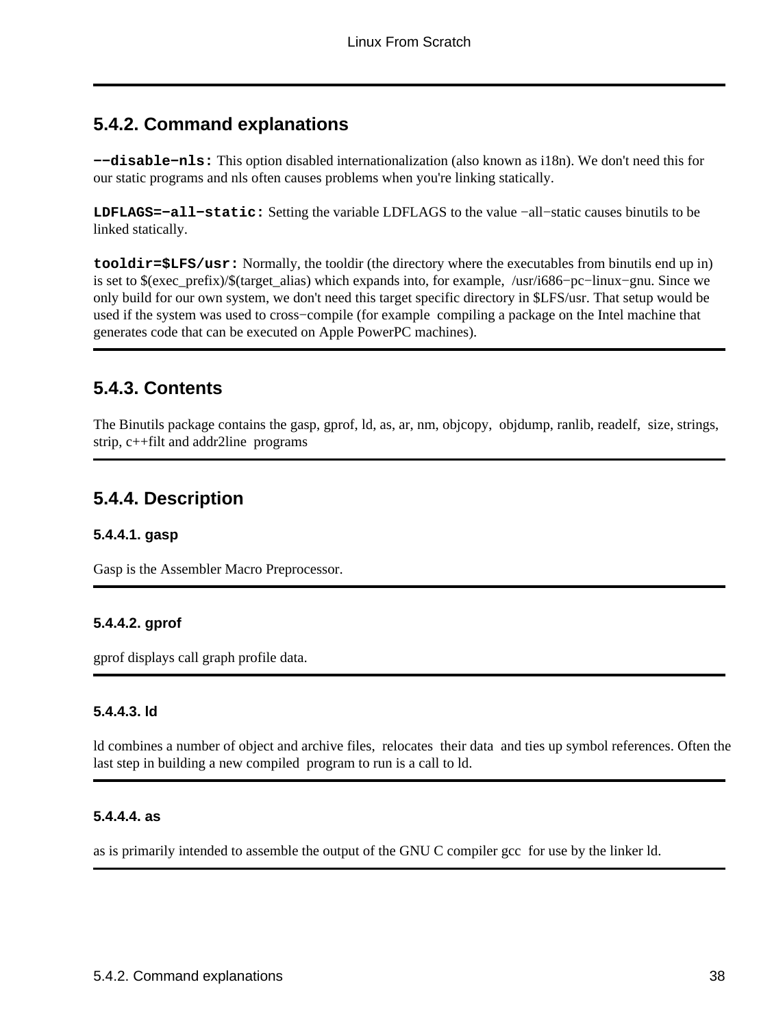## 5.4.2. Command explanations

**−−disable−nls:** This option disabled internationalization (also known as i18n). We don't need this for our static programs and nls often causes problems when you're linking statically.

**LDFLAGS=−all−static:** Setting the variable LDFLAGS to the value −all−static causes binutils to be linked statically.

**tooldir=$LFS/usr:** Normally, the tooldir (the directory where the executables from binutils end up in) is set to $(exec_prefix)/$(target_alias) which expands into, for example, /usr/i686−pc−linux−gnu. Since we only build for our own system, we don't need this target specific directory in $LFS/usr. That setup would be used if the system was used to cross−compile (for example compiling a package on the Intel machine that generates code that can be executed on Apple PowerPC machines).

## 5.4.3. Contents

The Binutils package contains the gasp, gprof, ld, as, ar, nm, objcopy, objdump, ranlib, readelf, size, strings, strip, c++filt and addr2line programs

## 5.4.4. Description

### 5.4.4.1. gasp

Gasp is the Assembler Macro Preprocessor.

### 5.4.4.2. gprof

gprof displays call graph profile data.

### 5.4.4.3. ld

ld combines a number of object and archive files, relocates their data and ties up symbol references. Often the last step in building a new compiled program to run is a call to ld.

### 5.4.4.4. as

as is primarily intended to assemble the output of the GNU C compiler gcc for use by the linker ld.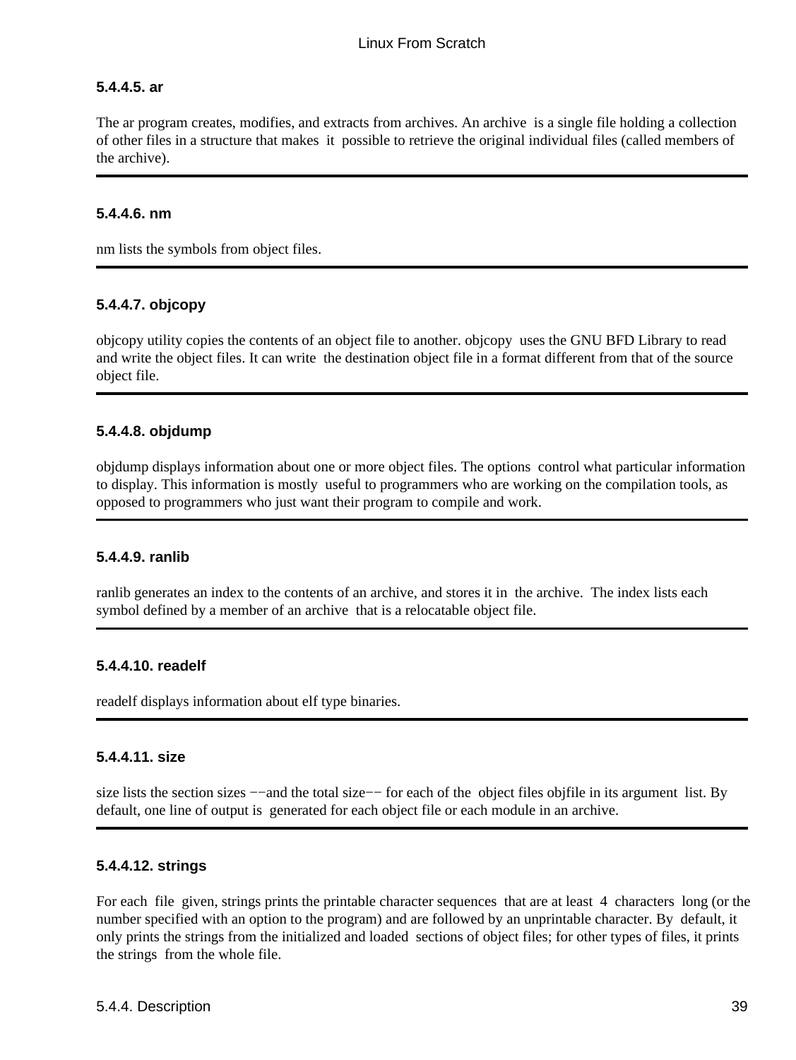#### 5.4.4.5. ar

The ar program creates, modifies, and extracts from archives. An archive is a single file holding a collection of other files in a structure that makes it possible to retrieve the original individual files (called members of the archive).

---

#### 5.4.4.6. nm

nm lists the symbols from object files.

---

#### 5.4.4.7. objcopy

objcopy utility copies the contents of an object file to another. objcopy uses the GNU BFD Library to read and write the object files. It can write the destination object file in a format different from that of the source object file.

---

#### 5.4.4.8. objdump

objdump displays information about one or more object files. The options control what particular information to display. This information is mostly useful to programmers who are working on the compilation tools, as opposed to programmers who just want their program to compile and work.

---

#### 5.4.4.9. ranlib

ranlib generates an index to the contents of an archive, and stores it in the archive. The index lists each symbol defined by a member of an archive that is a relocatable object file.

---

#### 5.4.4.10. readelf

readelf displays information about elf type binaries.

---

#### 5.4.4.11. size

size lists the section sizes −−and the total size−− for each of the object files objfile in its argument list. By default, one line of output is generated for each object file or each module in an archive.

---

#### 5.4.4.12. strings

For each file given, strings prints the printable character sequences that are at least 4 characters long (or the number specified with an option to the program) and are followed by an unprintable character. By default, it only prints the strings from the initialized and loaded sections of object files; for other types of files, it prints the strings from the whole file.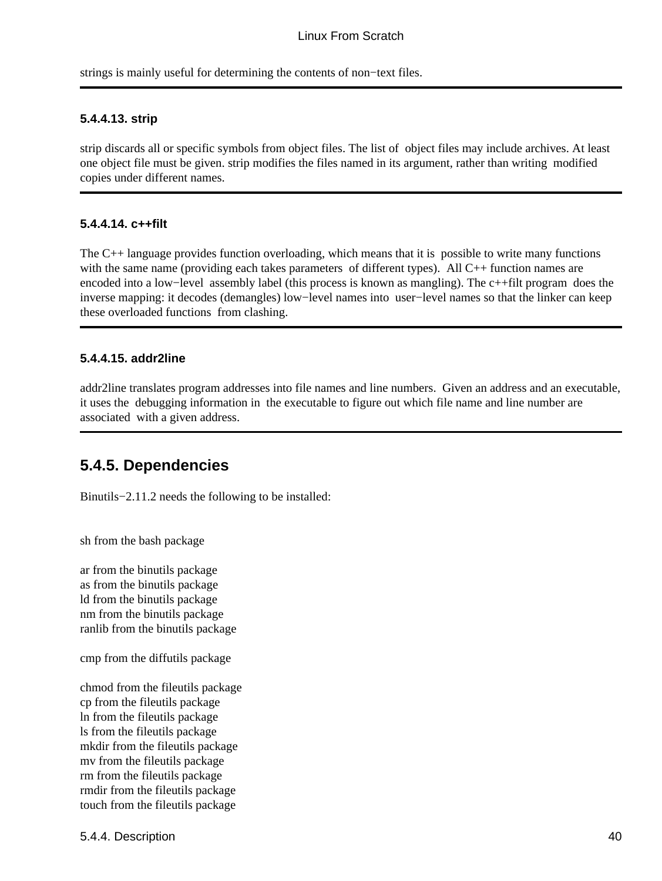strings is mainly useful for determining the contents of non−text files.

---

#### 5.4.4.13. strip

strip discards all or specific symbols from object files. The list of object files may include archives. At least one object file must be given. strip modifies the files named in its argument, rather than writing modified copies under different names.

---

#### 5.4.4.14. c++filt

The C++ language provides function overloading, which means that it is possible to write many functions with the same name (providing each takes parameters of different types). All C++ function names are encoded into a low−level assembly label (this process is known as mangling). The c++filt program does the inverse mapping: it decodes (demangles) low−level names into user−level names so that the linker can keep these overloaded functions from clashing.

---

#### 5.4.4.15. addr2line

addr2line translates program addresses into file names and line numbers. Given an address and an executable, it uses the debugging information in the executable to figure out which file name and line number are associated with a given address.

---

### 5.4.5. Dependencies

Binutils−2.11.2 needs the following to be installed:

sh from the bash package

ar from the binutils package
as from the binutils package
ld from the binutils package
nm from the binutils package
ranlib from the binutils package

cmp from the diffutils package

chmod from the fileutils package
cp from the fileutils package
ln from the fileutils package
ls from the fileutils package
mkdir from the fileutils package
mv from the fileutils package
rm from the fileutils package
rmdir from the fileutils package
touch from the fileutils package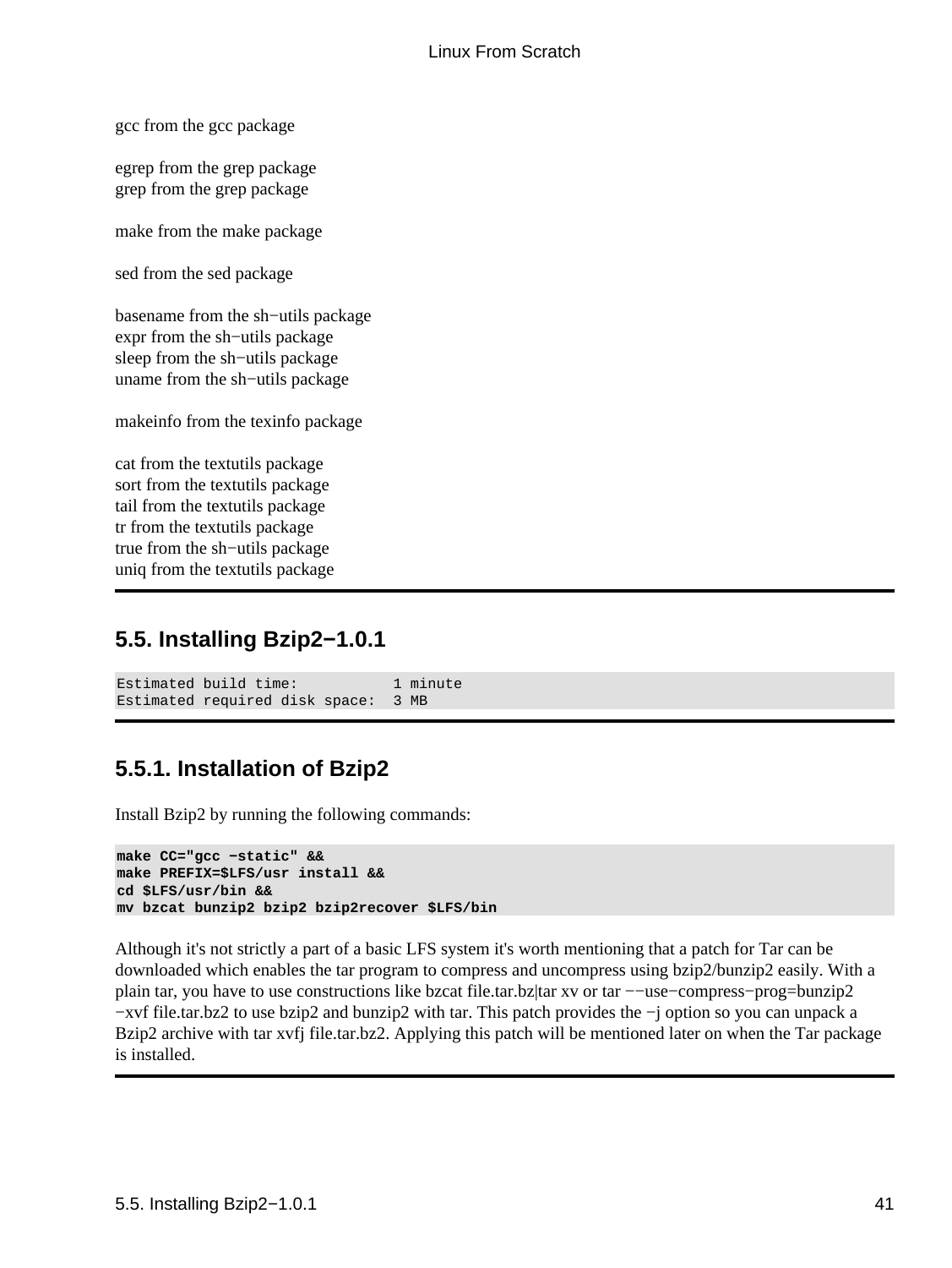gcc from the gcc package

egrep from the grep package
grep from the grep package

make from the make package

sed from the sed package

basename from the sh−utils package
expr from the sh−utils package
sleep from the sh−utils package
uname from the sh−utils package

makeinfo from the texinfo package

cat from the textutils package
sort from the textutils package
tail from the textutils package
tr from the textutils package
true from the sh−utils package
uniq from the textutils package

## 5.5. Installing Bzip2−1.0.1

```
Estimated build time:           1 minute
Estimated required disk space:  3 MB
```

### 5.5.1. Installation of Bzip2

Install Bzip2 by running the following commands:

```
make CC="gcc −static" &&
make PREFIX=$LFS/usr install &&
cd $LFS/usr/bin &&
mv bzcat bunzip2 bzip2 bzip2recover $LFS/bin
```

Although it's not strictly a part of a basic LFS system it's worth mentioning that a patch for Tar can be downloaded which enables the tar program to compress and uncompress using bzip2/bunzip2 easily. With a plain tar, you have to use constructions like bzcat file.tar.bz|tar xv or tar −−use−compress−prog=bunzip2 −xvf file.tar.bz2 to use bzip2 and bunzip2 with tar. This patch provides the −j option so you can unpack a Bzip2 archive with tar xvfj file.tar.bz2. Applying this patch will be mentioned later on when the Tar package is installed.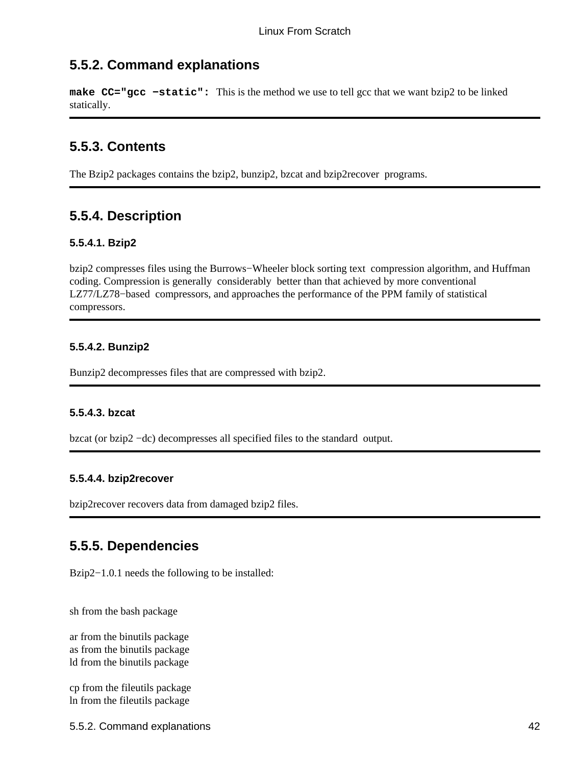## 5.5.2. Command explanations

**make CC="gcc −static":** This is the method we use to tell gcc that we want bzip2 to be linked statically.

---

## 5.5.3. Contents

The Bzip2 packages contains the bzip2, bunzip2, bzcat and bzip2recover programs.

---

## 5.5.4. Description

### 5.5.4.1. Bzip2

bzip2 compresses files using the Burrows−Wheeler block sorting text compression algorithm, and Huffman coding. Compression is generally considerably better than that achieved by more conventional LZ77/LZ78−based compressors, and approaches the performance of the PPM family of statistical compressors.

---

### 5.5.4.2. Bunzip2

Bunzip2 decompresses files that are compressed with bzip2.

---

### 5.5.4.3. bzcat

bzcat (or bzip2 −dc) decompresses all specified files to the standard output.

---

### 5.5.4.4. bzip2recover

bzip2recover recovers data from damaged bzip2 files.

---

## 5.5.5. Dependencies

Bzip2−1.0.1 needs the following to be installed:

sh from the bash package

ar from the binutils package
as from the binutils package
ld from the binutils package

cp from the fileutils package
ln from the fileutils package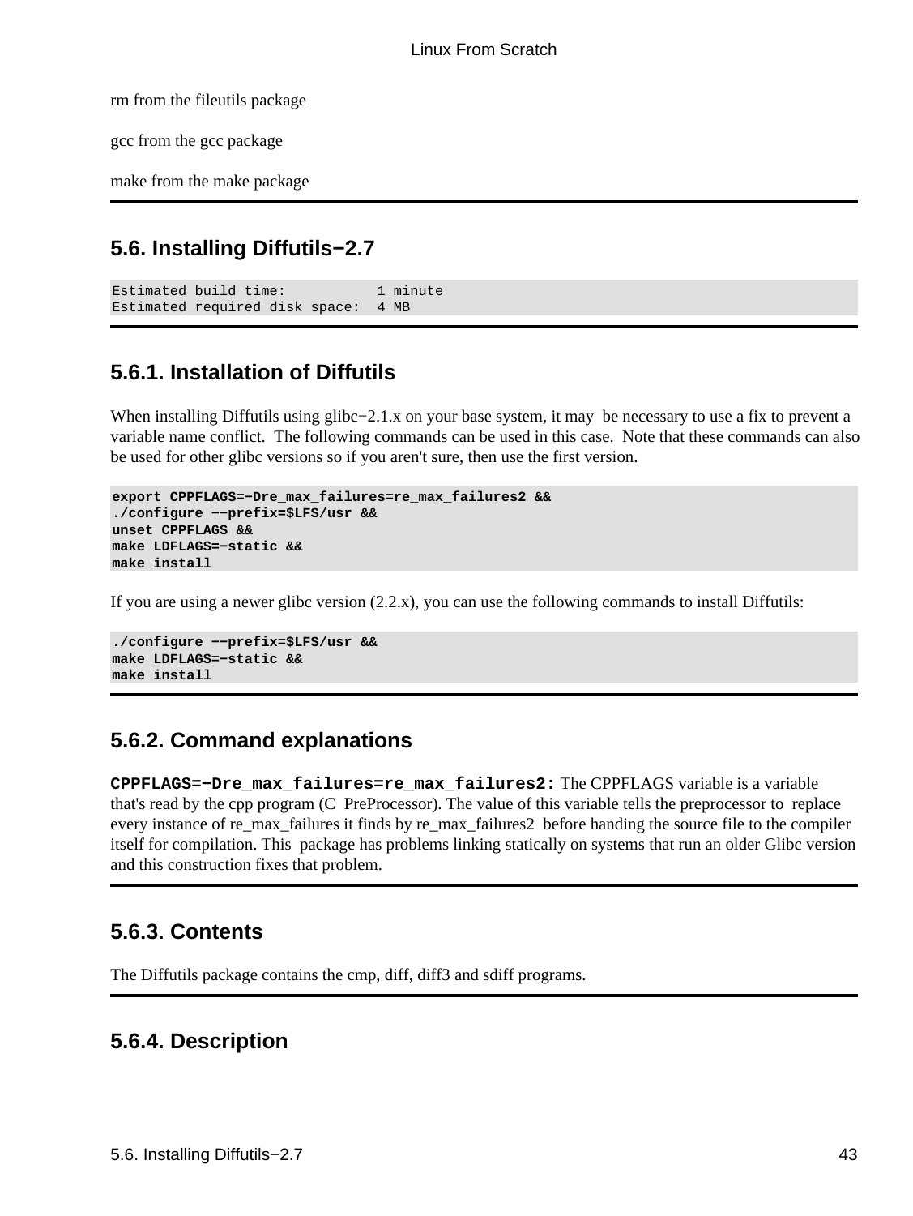rm from the fileutils package

gcc from the gcc package

make from the make package

## 5.6. Installing Diffutils−2.7

```
Estimated build time:           1 minute
Estimated required disk space:  4 MB
```

### 5.6.1. Installation of Diffutils

When installing Diffutils using glibc−2.1.x on your base system, it may be necessary to use a fix to prevent a variable name conflict. The following commands can be used in this case. Note that these commands can also be used for other glibc versions so if you aren't sure, then use the first version.

```
export CPPFLAGS=−Dre_max_failures=re_max_failures2 &&
./configure −−prefix=$LFS/usr &&
unset CPPFLAGS &&
make LDFLAGS=−static &&
make install
```

If you are using a newer glibc version (2.2.x), you can use the following commands to install Diffutils:

```
./configure −−prefix=$LFS/usr &&
make LDFLAGS=−static &&
make install
```

### 5.6.2. Command explanations

**CPPFLAGS=−Dre_max_failures=re_max_failures2:** The CPPFLAGS variable is a variable that's read by the cpp program (C PreProcessor). The value of this variable tells the preprocessor to replace every instance of re_max_failures it finds by re_max_failures2 before handing the source file to the compiler itself for compilation. This package has problems linking statically on systems that run an older Glibc version and this construction fixes that problem.

### 5.6.3. Contents

The Diffutils package contains the cmp, diff, diff3 and sdiff programs.

### 5.6.4. Description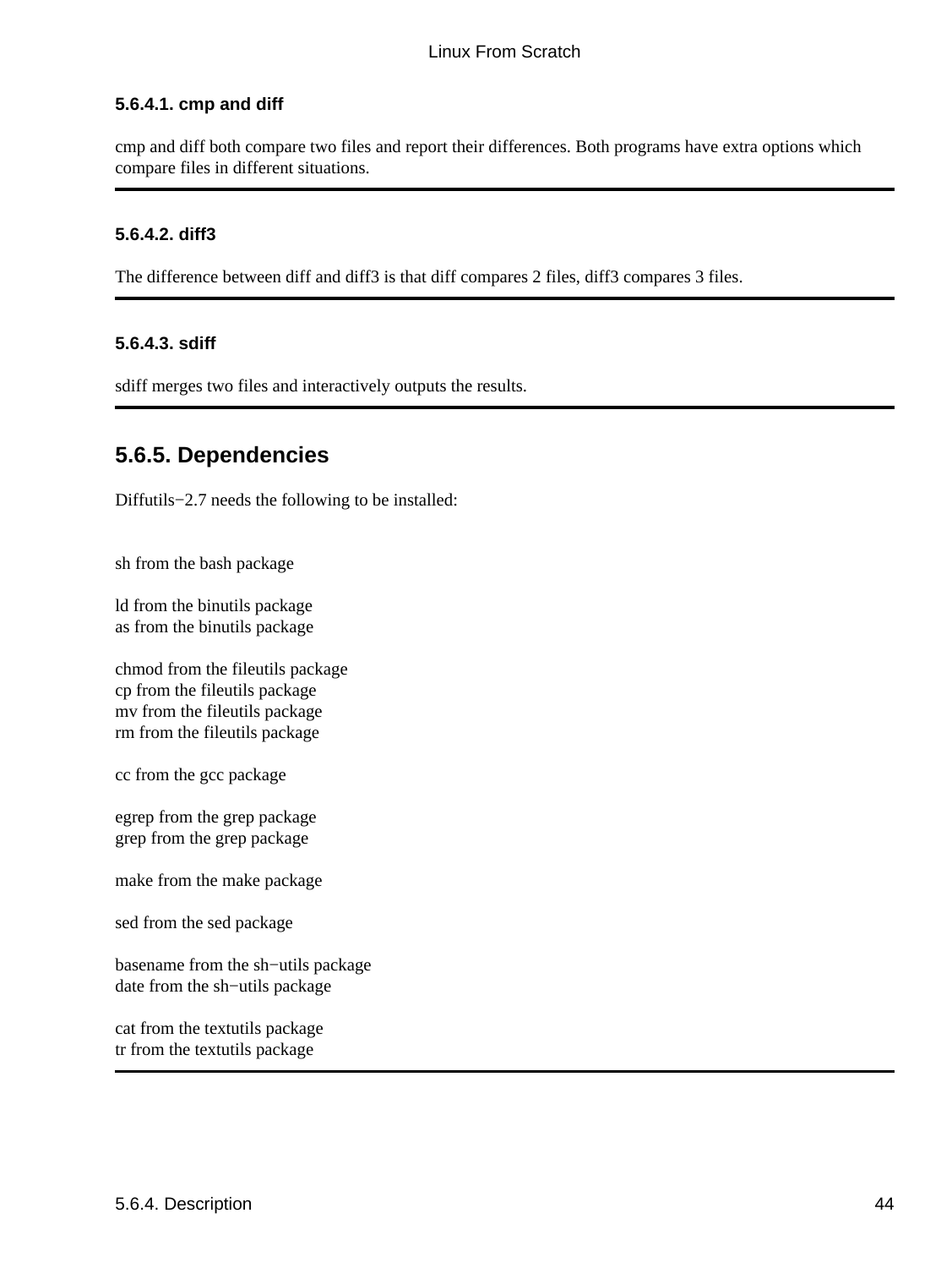#### 5.6.4.1. cmp and diff

cmp and diff both compare two files and report their differences. Both programs have extra options which compare files in different situations.

---

#### 5.6.4.2. diff3

The difference between diff and diff3 is that diff compares 2 files, diff3 compares 3 files.

---

#### 5.6.4.3. sdiff

sdiff merges two files and interactively outputs the results.

---

### 5.6.5. Dependencies

Diffutils−2.7 needs the following to be installed:

sh from the bash package

ld from the binutils package
as from the binutils package

chmod from the fileutils package
cp from the fileutils package
mv from the fileutils package
rm from the fileutils package

cc from the gcc package

egrep from the grep package
grep from the grep package

make from the make package

sed from the sed package

basename from the sh−utils package
date from the sh−utils package

cat from the textutils package
tr from the textutils package

---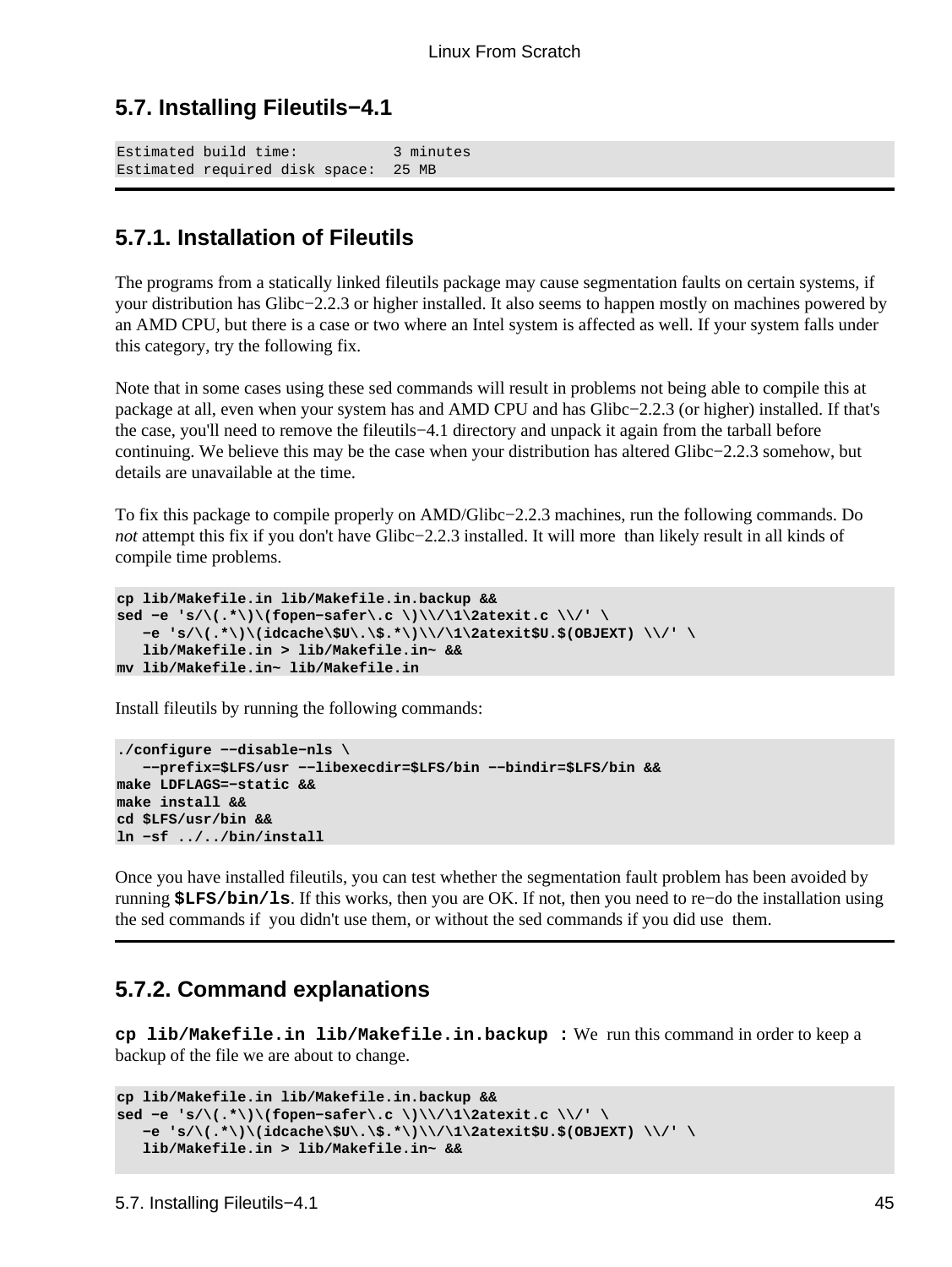## 5.7. Installing Fileutils−4.1

```
Estimated build time:           3 minutes
Estimated required disk space:  25 MB
```

### 5.7.1. Installation of Fileutils

The programs from a statically linked fileutils package may cause segmentation faults on certain systems, if your distribution has Glibc−2.2.3 or higher installed. It also seems to happen mostly on machines powered by an AMD CPU, but there is a case or two where an Intel system is affected as well. If your system falls under this category, try the following fix.

Note that in some cases using these sed commands will result in problems not being able to compile this at package at all, even when your system has and AMD CPU and has Glibc−2.2.3 (or higher) installed. If that's the case, you'll need to remove the fileutils−4.1 directory and unpack it again from the tarball before continuing. We believe this may be the case when your distribution has altered Glibc−2.2.3 somehow, but details are unavailable at the time.

To fix this package to compile properly on AMD/Glibc−2.2.3 machines, run the following commands. Do *not* attempt this fix if you don't have Glibc−2.2.3 installed. It will more than likely result in all kinds of compile time problems.

```
cp lib/Makefile.in lib/Makefile.in.backup &&
sed −e 's/\(.*\)\(fopen−safer\.c \)\\/\1\2atexit.c \\/' \
   −e 's/\(.*\)\(idcache\$U\.\$.*\)\\/\1\2atexit$U.$(OBJEXT) \\/' \
   lib/Makefile.in > lib/Makefile.in~ &&
mv lib/Makefile.in~ lib/Makefile.in
```

Install fileutils by running the following commands:

```
./configure −−disable−nls \
   −−prefix=$LFS/usr −−libexecdir=$LFS/bin −−bindir=$LFS/bin &&
make LDFLAGS=−static &&
make install &&
cd $LFS/usr/bin &&
ln −sf ../../bin/install
```

Once you have installed fileutils, you can test whether the segmentation fault problem has been avoided by running **$LFS/bin/ls**. If this works, then you are OK. If not, then you need to re−do the installation using the sed commands if you didn't use them, or without the sed commands if you did use them.

### 5.7.2. Command explanations

**cp lib/Makefile.in lib/Makefile.in.backup :** We run this command in order to keep a backup of the file we are about to change.

```
cp lib/Makefile.in lib/Makefile.in.backup &&
sed −e 's/\(.*\)\(fopen−safer\.c \)\\/\1\2atexit.c \\/' \
   −e 's/\(.*\)\(idcache\$U\.\$.*\)\\/\1\2atexit$U.$(OBJEXT) \\/' \
   lib/Makefile.in > lib/Makefile.in~ &&
```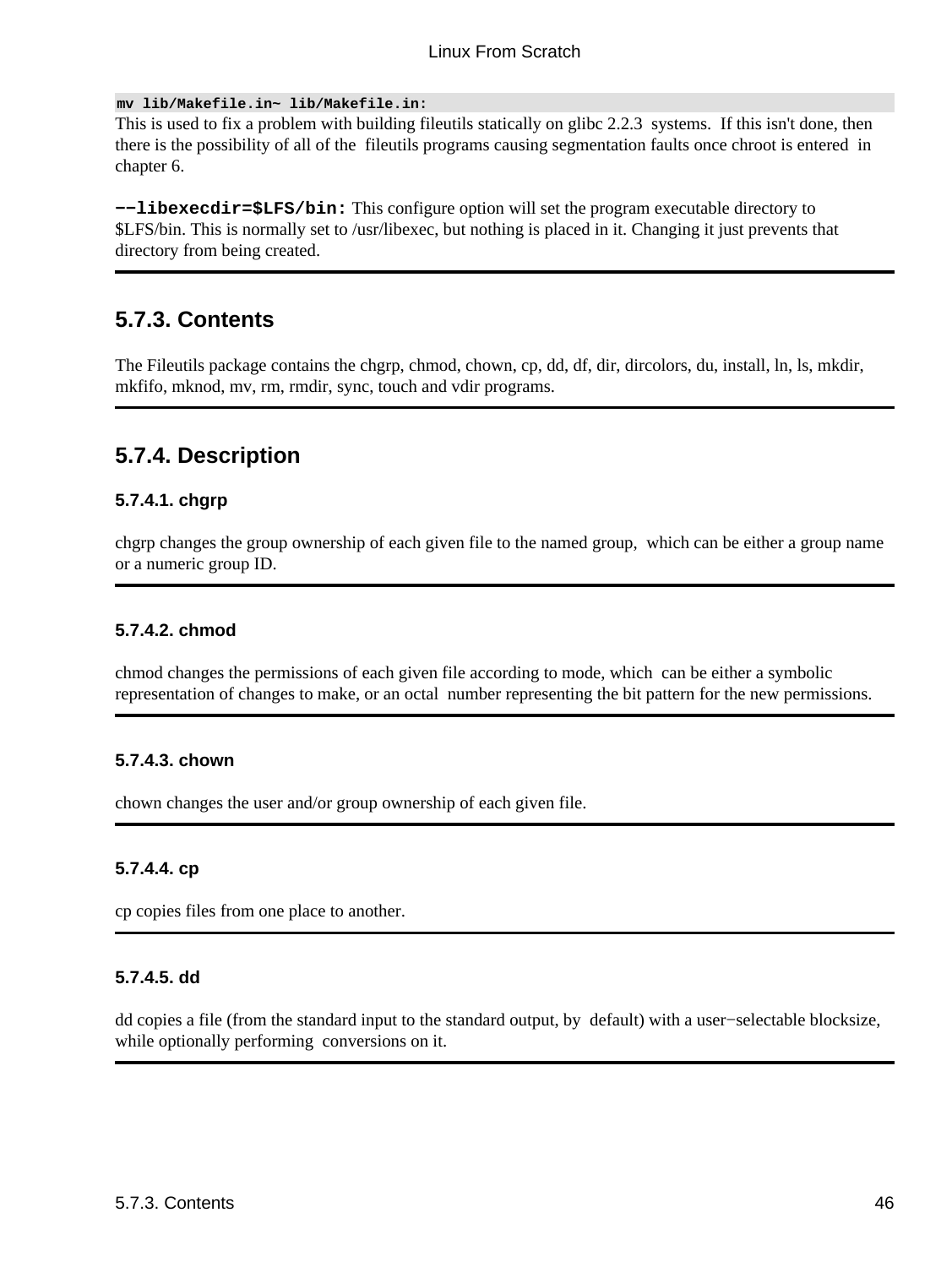**mv lib/Makefile.in~ lib/Makefile.in:**
This is used to fix a problem with building fileutils statically on glibc 2.2.3 systems. If this isn't done, then there is the possibility of all of the fileutils programs causing segmentation faults once chroot is entered in chapter 6.

**−−libexecdir=$LFS/bin:** This configure option will set the program executable directory to $LFS/bin. This is normally set to /usr/libexec, but nothing is placed in it. Changing it just prevents that directory from being created.

## 5.7.3. Contents

The Fileutils package contains the chgrp, chmod, chown, cp, dd, df, dir, dircolors, du, install, ln, ls, mkdir, mkfifo, mknod, mv, rm, rmdir, sync, touch and vdir programs.

## 5.7.4. Description

### 5.7.4.1. chgrp

chgrp changes the group ownership of each given file to the named group, which can be either a group name or a numeric group ID.

### 5.7.4.2. chmod

chmod changes the permissions of each given file according to mode, which can be either a symbolic representation of changes to make, or an octal number representing the bit pattern for the new permissions.

### 5.7.4.3. chown

chown changes the user and/or group ownership of each given file.

### 5.7.4.4. cp

cp copies files from one place to another.

### 5.7.4.5. dd

dd copies a file (from the standard input to the standard output, by default) with a user−selectable blocksize, while optionally performing conversions on it.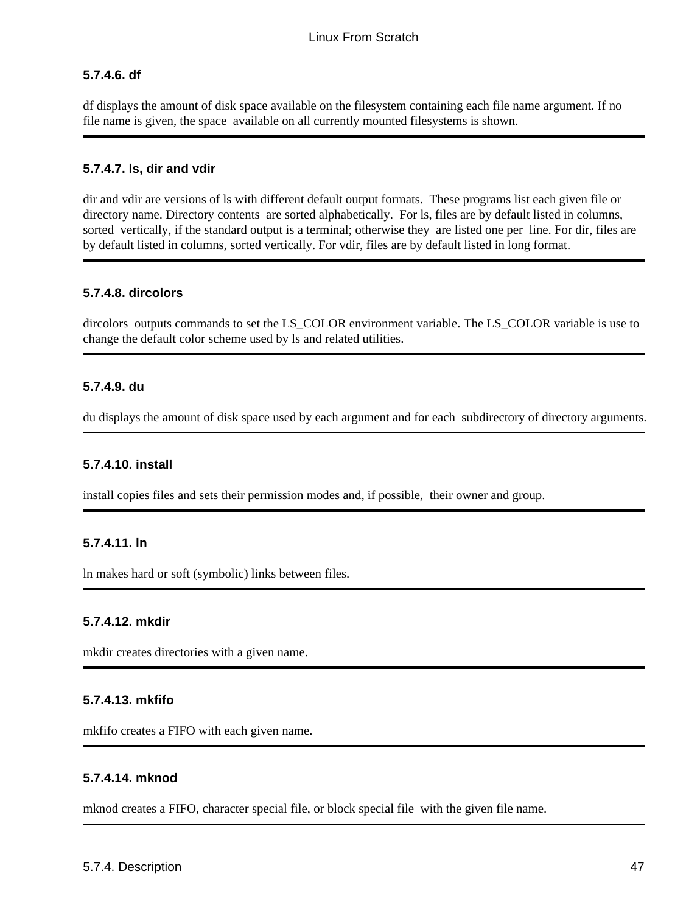#### 5.7.4.6. df

df displays the amount of disk space available on the filesystem containing each file name argument. If no file name is given, the space available on all currently mounted filesystems is shown.

---

#### 5.7.4.7. ls, dir and vdir

dir and vdir are versions of ls with different default output formats. These programs list each given file or directory name. Directory contents are sorted alphabetically. For ls, files are by default listed in columns, sorted vertically, if the standard output is a terminal; otherwise they are listed one per line. For dir, files are by default listed in columns, sorted vertically. For vdir, files are by default listed in long format.

---

#### 5.7.4.8. dircolors

dircolors outputs commands to set the LS_COLOR environment variable. The LS_COLOR variable is use to change the default color scheme used by ls and related utilities.

---

#### 5.7.4.9. du

du displays the amount of disk space used by each argument and for each subdirectory of directory arguments.

---

#### 5.7.4.10. install

install copies files and sets their permission modes and, if possible, their owner and group.

---

#### 5.7.4.11. ln

ln makes hard or soft (symbolic) links between files.

---

#### 5.7.4.12. mkdir

mkdir creates directories with a given name.

---

#### 5.7.4.13. mkfifo

mkfifo creates a FIFO with each given name.

---

#### 5.7.4.14. mknod

mknod creates a FIFO, character special file, or block special file with the given file name.

---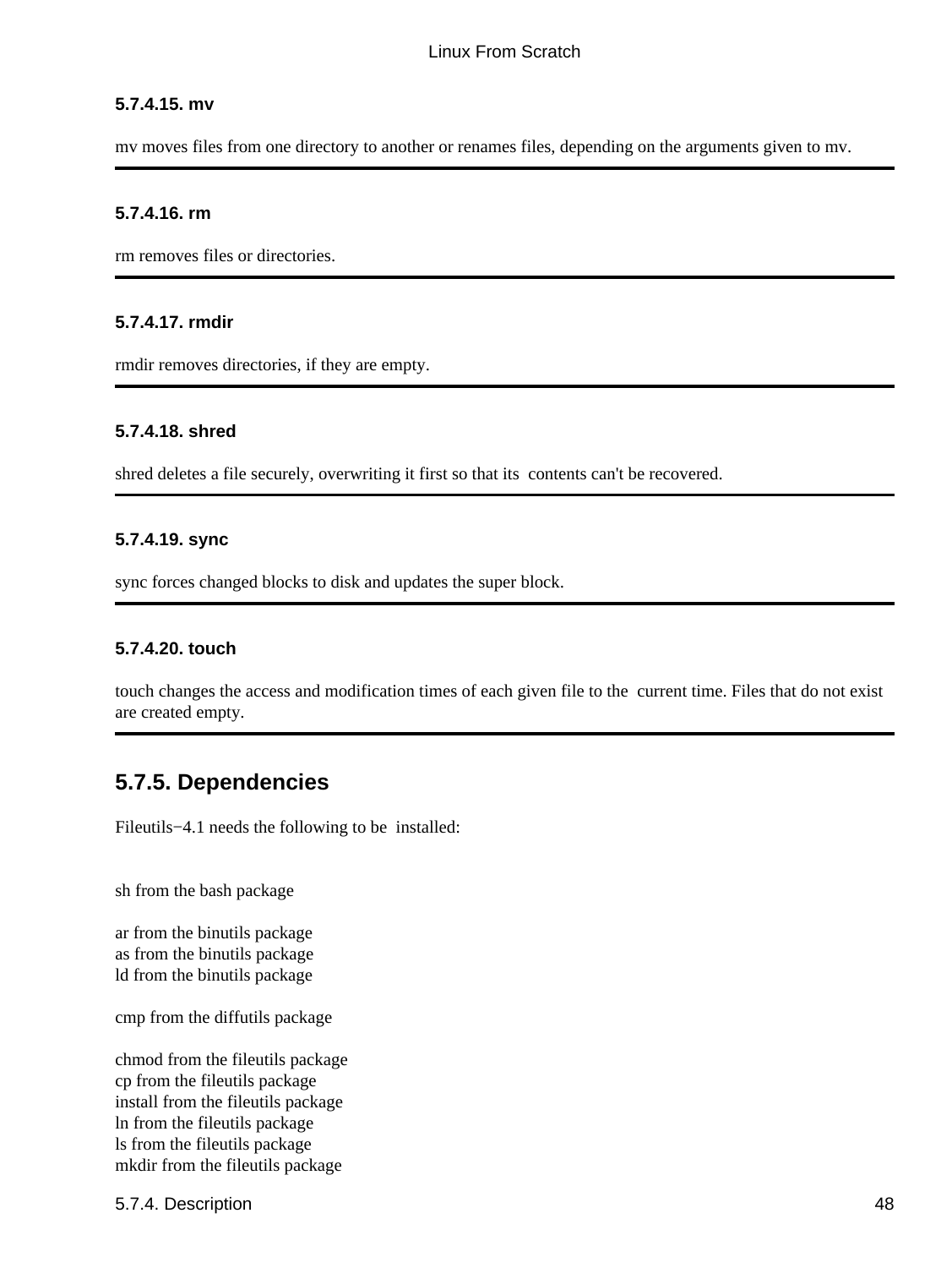#### 5.7.4.15. mv

mv moves files from one directory to another or renames files, depending on the arguments given to mv.

---

#### 5.7.4.16. rm

rm removes files or directories.

---

#### 5.7.4.17. rmdir

rmdir removes directories, if they are empty.

---

#### 5.7.4.18. shred

shred deletes a file securely, overwriting it first so that its contents can't be recovered.

---

#### 5.7.4.19. sync

sync forces changed blocks to disk and updates the super block.

---

#### 5.7.4.20. touch

touch changes the access and modification times of each given file to the current time. Files that do not exist are created empty.

---

## 5.7.5. Dependencies

Fileutils−4.1 needs the following to be installed:

```
sh from the bash package

ar from the binutils package
as from the binutils package
ld from the binutils package

cmp from the diffutils package

chmod from the fileutils package
cp from the fileutils package
install from the fileutils package
ln from the fileutils package
ls from the fileutils package
mkdir from the fileutils package
```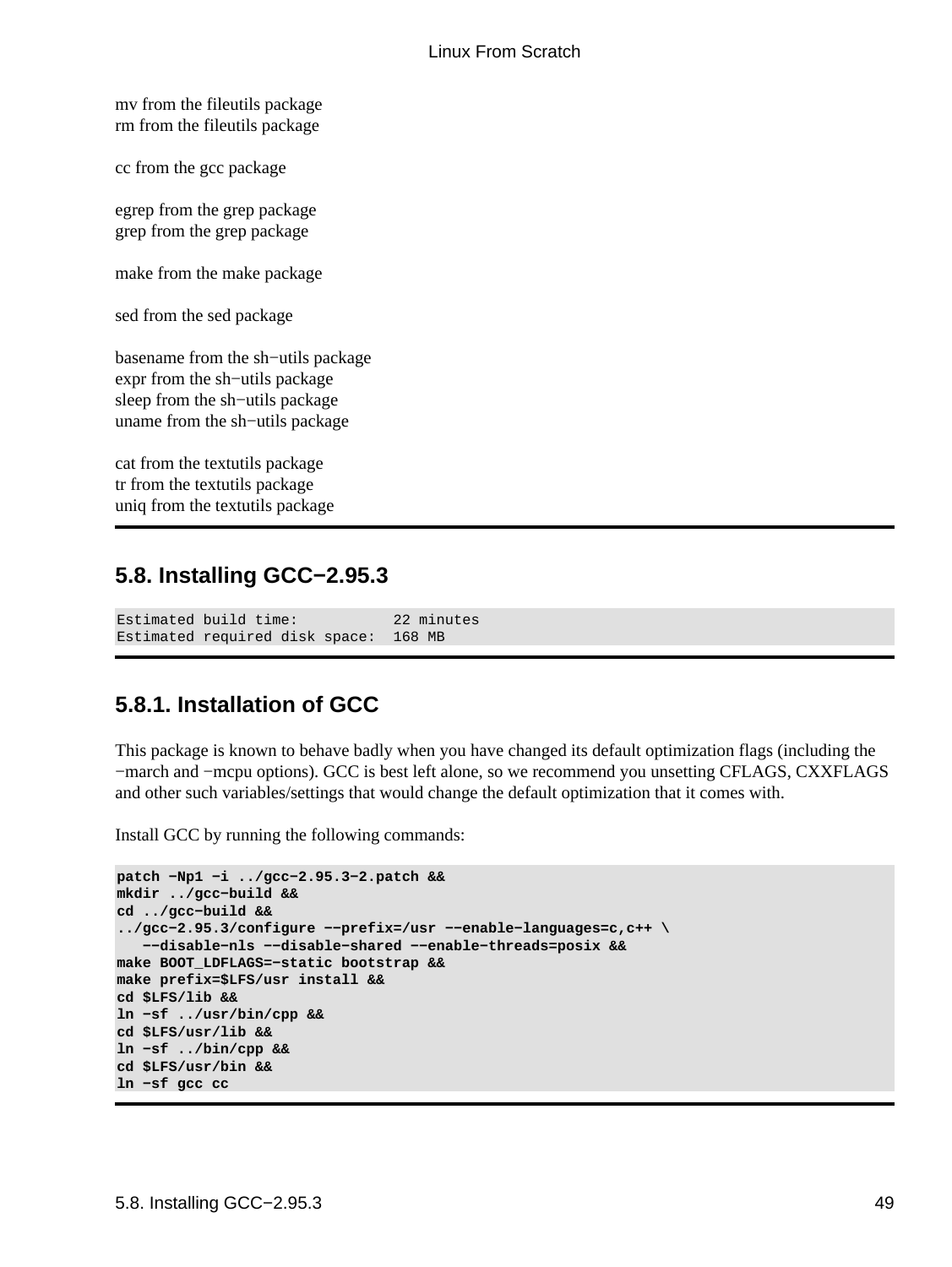mv from the fileutils package
rm from the fileutils package

cc from the gcc package

egrep from the grep package
grep from the grep package

make from the make package

sed from the sed package

basename from the sh−utils package
expr from the sh−utils package
sleep from the sh−utils package
uname from the sh−utils package

cat from the textutils package
tr from the textutils package
uniq from the textutils package

## 5.8. Installing GCC−2.95.3

```
Estimated build time:           22 minutes
Estimated required disk space:  168 MB
```

### 5.8.1. Installation of GCC

This package is known to behave badly when you have changed its default optimization flags (including the −march and −mcpu options). GCC is best left alone, so we recommend you unsetting CFLAGS, CXXFLAGS and other such variables/settings that would change the default optimization that it comes with.

Install GCC by running the following commands:

```
patch −Np1 −i ../gcc−2.95.3−2.patch &&
mkdir ../gcc−build &&
cd ../gcc−build &&
../gcc−2.95.3/configure −−prefix=/usr −−enable−languages=c,c++ \
   −−disable−nls −−disable−shared −−enable−threads=posix &&
make BOOT_LDFLAGS=−static bootstrap &&
make prefix=$LFS/usr install &&
cd $LFS/lib &&
ln −sf ../usr/bin/cpp &&
cd $LFS/usr/lib &&
ln −sf ../bin/cpp &&
cd $LFS/usr/bin &&
ln −sf gcc cc
```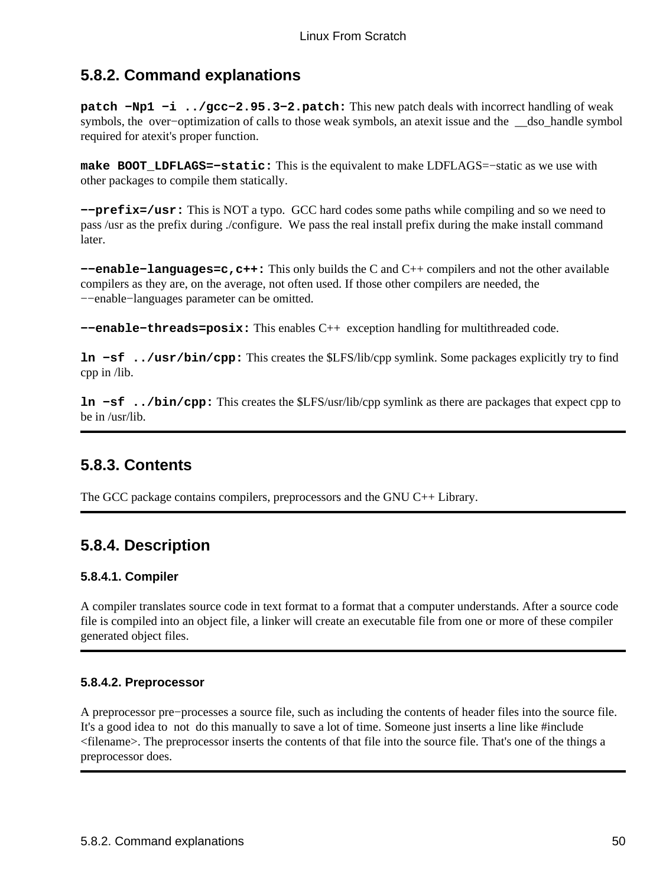## 5.8.2. Command explanations

**patch −Np1 −i ../gcc−2.95.3−2.patch:** This new patch deals with incorrect handling of weak symbols, the over−optimization of calls to those weak symbols, an atexit issue and the __dso_handle symbol required for atexit's proper function.

**make BOOT_LDFLAGS=−static:** This is the equivalent to make LDFLAGS=−static as we use with other packages to compile them statically.

**−−prefix=/usr:** This is NOT a typo. GCC hard codes some paths while compiling and so we need to pass /usr as the prefix during ./configure. We pass the real install prefix during the make install command later.

**−−enable−languages=c,c++:** This only builds the C and C++ compilers and not the other available compilers as they are, on the average, not often used. If those other compilers are needed, the −−enable−languages parameter can be omitted.

**−−enable−threads=posix:** This enables C++ exception handling for multithreaded code.

**ln −sf ../usr/bin/cpp:** This creates the $LFS/lib/cpp symlink. Some packages explicitly try to find cpp in /lib.

**ln −sf ../bin/cpp:** This creates the $LFS/usr/lib/cpp symlink as there are packages that expect cpp to be in /usr/lib.

## 5.8.3. Contents

The GCC package contains compilers, preprocessors and the GNU C++ Library.

## 5.8.4. Description

### 5.8.4.1. Compiler

A compiler translates source code in text format to a format that a computer understands. After a source code file is compiled into an object file, a linker will create an executable file from one or more of these compiler generated object files.

### 5.8.4.2. Preprocessor

A preprocessor pre−processes a source file, such as including the contents of header files into the source file. It's a good idea to not do this manually to save a lot of time. Someone just inserts a line like #include <filename>. The preprocessor inserts the contents of that file into the source file. That's one of the things a preprocessor does.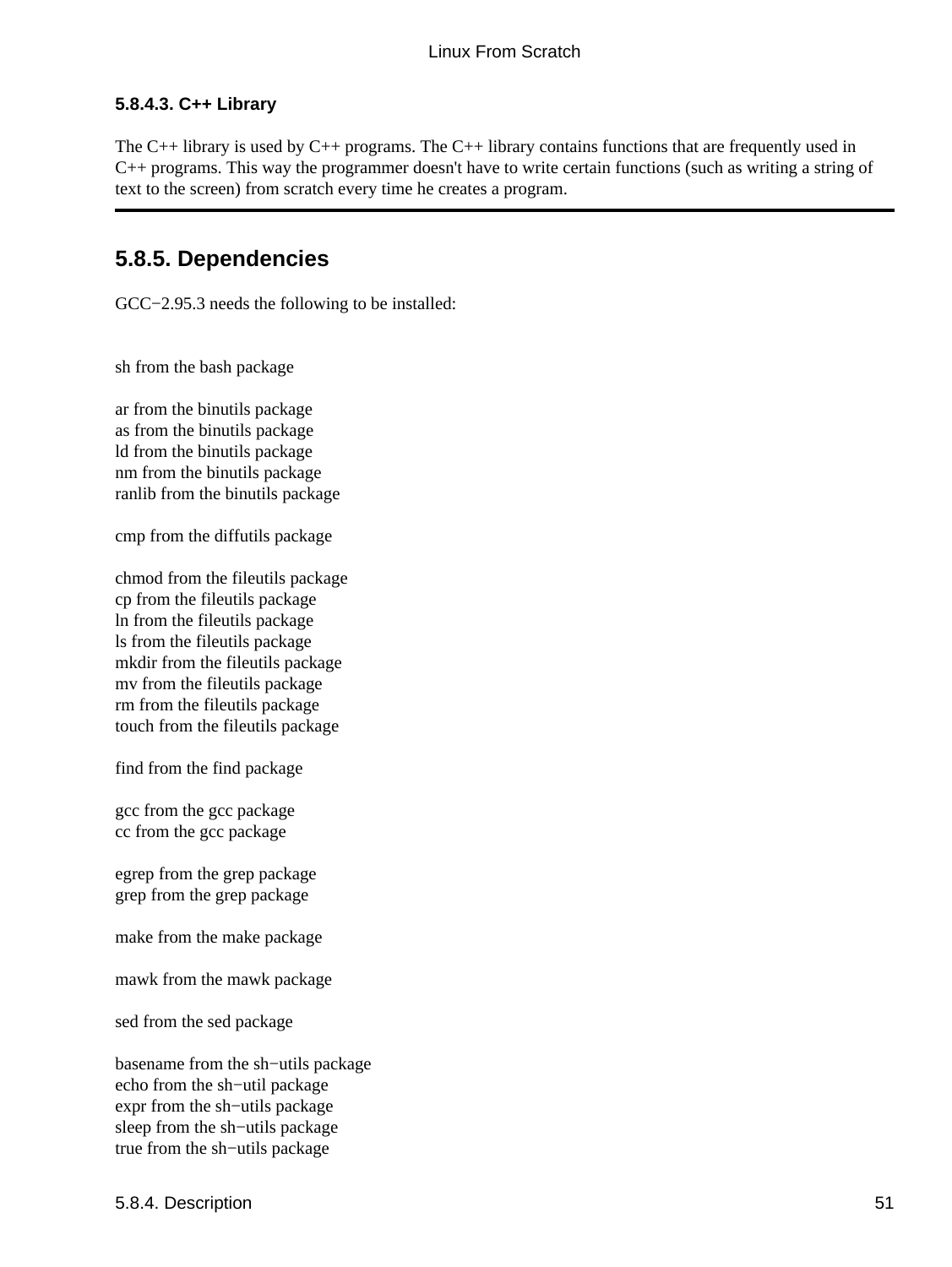#### 5.8.4.3. C++ Library

The C++ library is used by C++ programs. The C++ library contains functions that are frequently used in C++ programs. This way the programmer doesn't have to write certain functions (such as writing a string of text to the screen) from scratch every time he creates a program.

---

## 5.8.5. Dependencies

GCC−2.95.3 needs the following to be installed:

sh from the bash package

ar from the binutils package
as from the binutils package
ld from the binutils package
nm from the binutils package
ranlib from the binutils package

cmp from the diffutils package

chmod from the fileutils package
cp from the fileutils package
ln from the fileutils package
ls from the fileutils package
mkdir from the fileutils package
mv from the fileutils package
rm from the fileutils package
touch from the fileutils package

find from the find package

gcc from the gcc package
cc from the gcc package

egrep from the grep package
grep from the grep package

make from the make package

mawk from the mawk package

sed from the sed package

basename from the sh−utils package
echo from the sh−util package
expr from the sh−utils package
sleep from the sh−utils package
true from the sh−utils package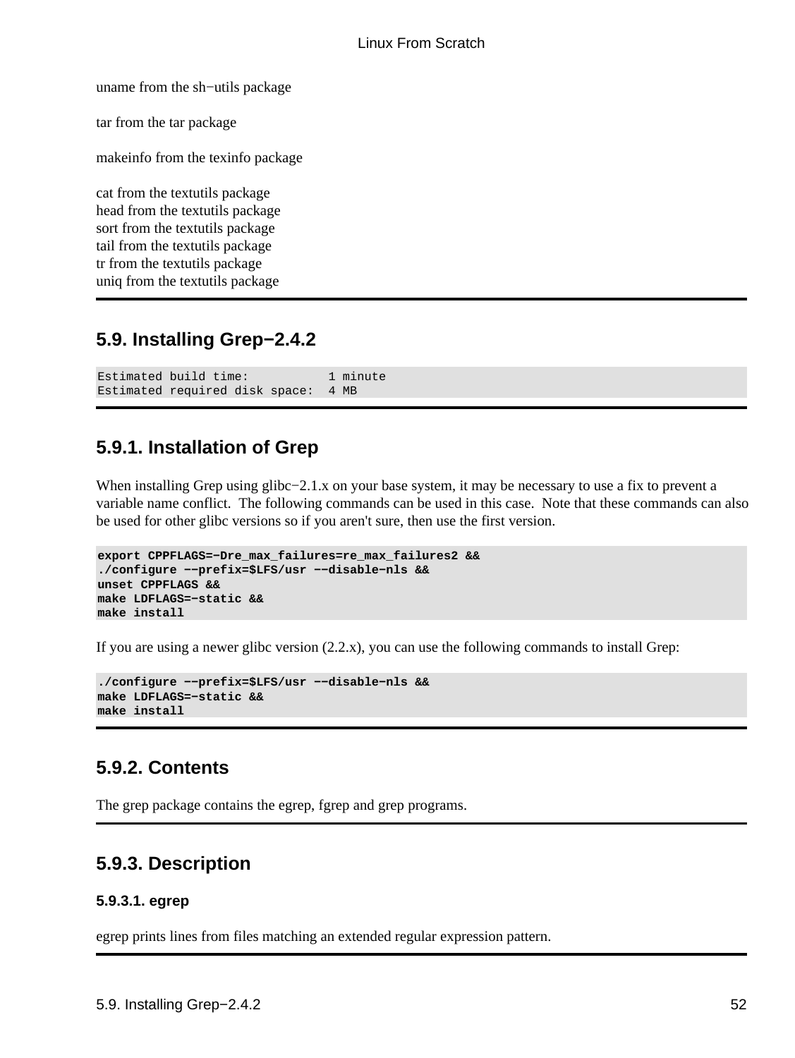uname from the sh−utils package

tar from the tar package

makeinfo from the texinfo package

cat from the textutils package
head from the textutils package
sort from the textutils package
tail from the textutils package
tr from the textutils package
uniq from the textutils package

## 5.9. Installing Grep−2.4.2

```
Estimated build time:           1 minute
Estimated required disk space:  4 MB
```

### 5.9.1. Installation of Grep

When installing Grep using glibc−2.1.x on your base system, it may be necessary to use a fix to prevent a variable name conflict. The following commands can be used in this case. Note that these commands can also be used for other glibc versions so if you aren't sure, then use the first version.

```
export CPPFLAGS=−Dre_max_failures=re_max_failures2 &&
./configure −−prefix=$LFS/usr −−disable−nls &&
unset CPPFLAGS &&
make LDFLAGS=−static &&
make install
```

If you are using a newer glibc version (2.2.x), you can use the following commands to install Grep:

```
./configure −−prefix=$LFS/usr −−disable−nls &&
make LDFLAGS=−static &&
make install
```

### 5.9.2. Contents

The grep package contains the egrep, fgrep and grep programs.

### 5.9.3. Description

#### 5.9.3.1. egrep

egrep prints lines from files matching an extended regular expression pattern.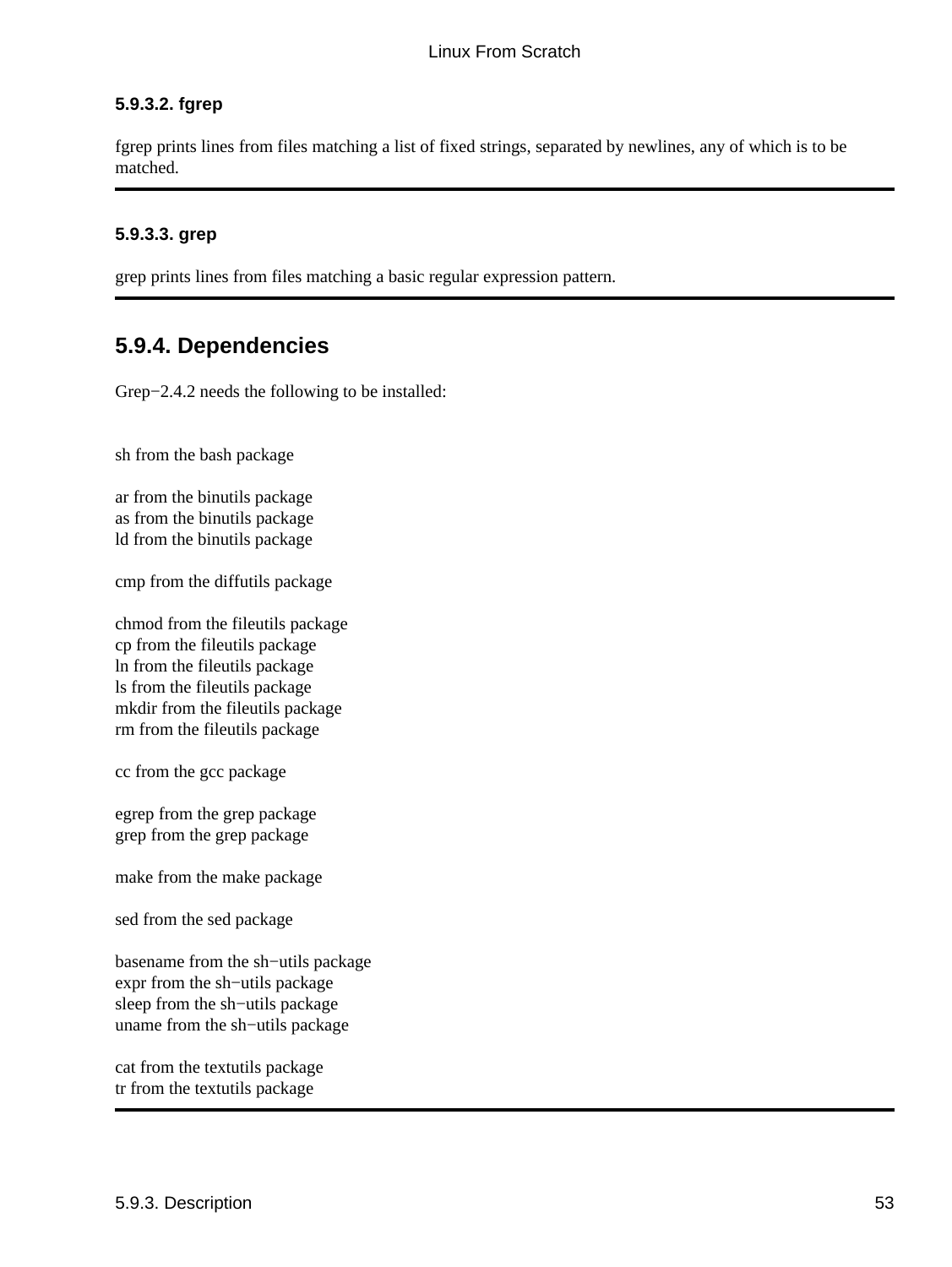#### 5.9.3.2. fgrep

fgrep prints lines from files matching a list of fixed strings, separated by newlines, any of which is to be matched.

#### 5.9.3.3. grep

grep prints lines from files matching a basic regular expression pattern.

### 5.9.4. Dependencies

Grep−2.4.2 needs the following to be installed:

sh from the bash package

ar from the binutils package
as from the binutils package
ld from the binutils package

cmp from the diffutils package

chmod from the fileutils package
cp from the fileutils package
ln from the fileutils package
ls from the fileutils package
mkdir from the fileutils package
rm from the fileutils package

cc from the gcc package

egrep from the grep package
grep from the grep package

make from the make package

sed from the sed package

basename from the sh−utils package
expr from the sh−utils package
sleep from the sh−utils package
uname from the sh−utils package

cat from the textutils package
tr from the textutils package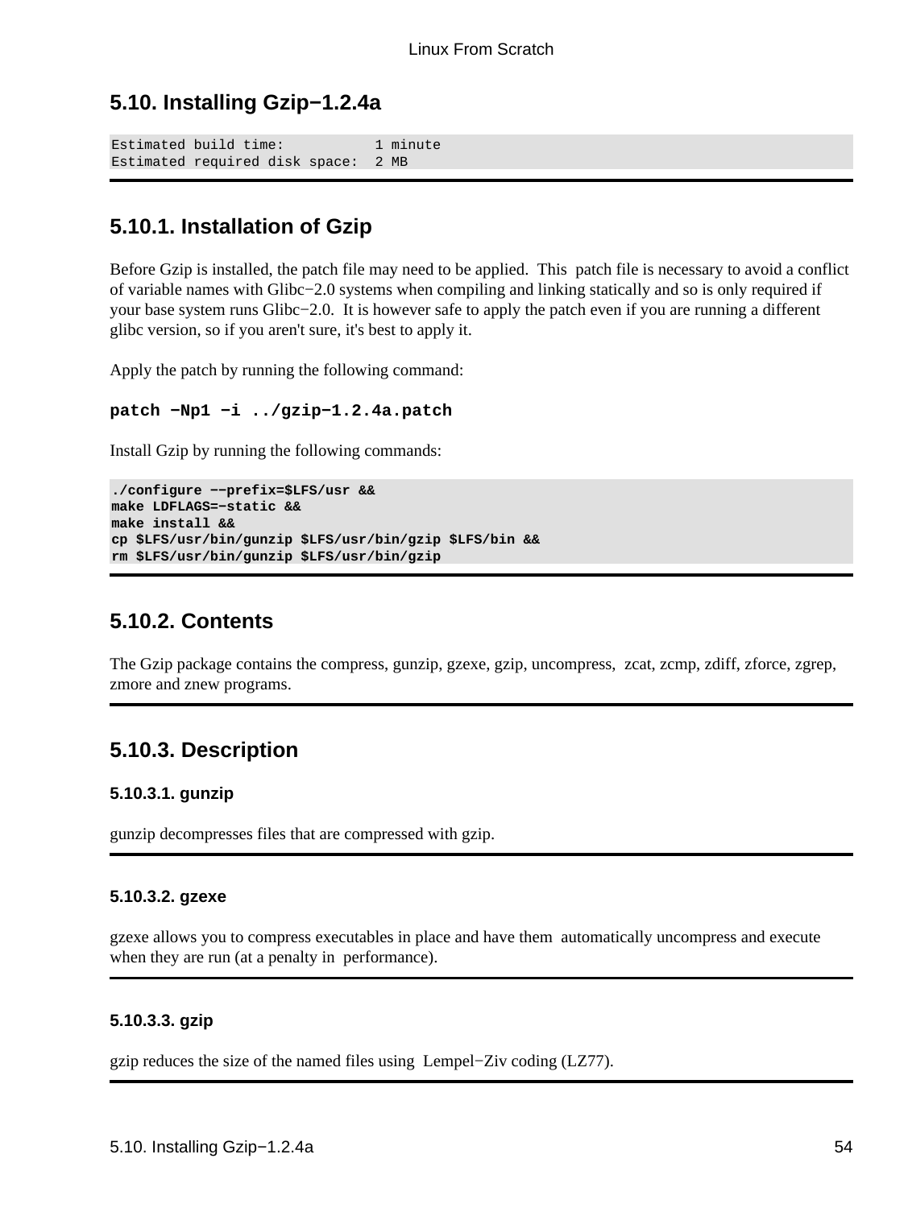## 5.10. Installing Gzip−1.2.4a

```
Estimated build time:           1 minute
Estimated required disk space:  2 MB
```

### 5.10.1. Installation of Gzip

Before Gzip is installed, the patch file may need to be applied. This patch file is necessary to avoid a conflict of variable names with Glibc−2.0 systems when compiling and linking statically and so is only required if your base system runs Glibc−2.0. It is however safe to apply the patch even if you are running a different glibc version, so if you aren't sure, it's best to apply it.

Apply the patch by running the following command:

```
patch −Np1 −i ../gzip−1.2.4a.patch
```

Install Gzip by running the following commands:

```
./configure −−prefix=$LFS/usr &&
make LDFLAGS=−static &&
make install &&
cp $LFS/usr/bin/gunzip $LFS/usr/bin/gzip $LFS/bin &&
rm $LFS/usr/bin/gunzip $LFS/usr/bin/gzip
```

### 5.10.2. Contents

The Gzip package contains the compress, gunzip, gzexe, gzip, uncompress, zcat, zcmp, zdiff, zforce, zgrep, zmore and znew programs.

### 5.10.3. Description

#### 5.10.3.1. gunzip

gunzip decompresses files that are compressed with gzip.

#### 5.10.3.2. gzexe

gzexe allows you to compress executables in place and have them automatically uncompress and execute when they are run (at a penalty in performance).

#### 5.10.3.3. gzip

gzip reduces the size of the named files using Lempel−Ziv coding (LZ77).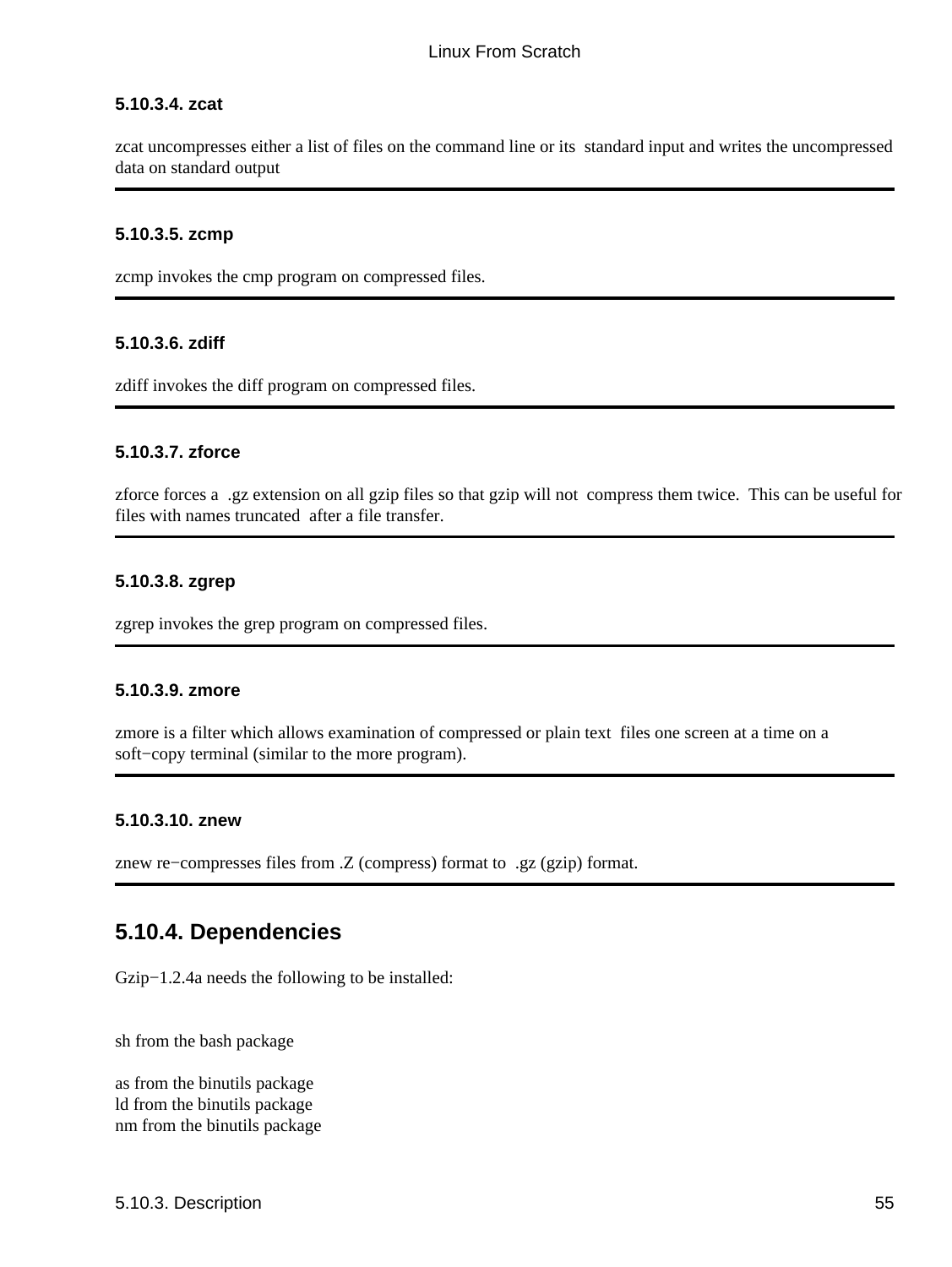#### 5.10.3.4. zcat

zcat uncompresses either a list of files on the command line or its standard input and writes the uncompressed data on standard output

---

#### 5.10.3.5. zcmp

zcmp invokes the cmp program on compressed files.

---

#### 5.10.3.6. zdiff

zdiff invokes the diff program on compressed files.

---

#### 5.10.3.7. zforce

zforce forces a .gz extension on all gzip files so that gzip will not compress them twice. This can be useful for files with names truncated after a file transfer.

---

#### 5.10.3.8. zgrep

zgrep invokes the grep program on compressed files.

---

#### 5.10.3.9. zmore

zmore is a filter which allows examination of compressed or plain text files one screen at a time on a soft−copy terminal (similar to the more program).

---

#### 5.10.3.10. znew

znew re−compresses files from .Z (compress) format to .gz (gzip) format.

---

### 5.10.4. Dependencies

Gzip−1.2.4a needs the following to be installed:

sh from the bash package

as from the binutils package
ld from the binutils package
nm from the binutils package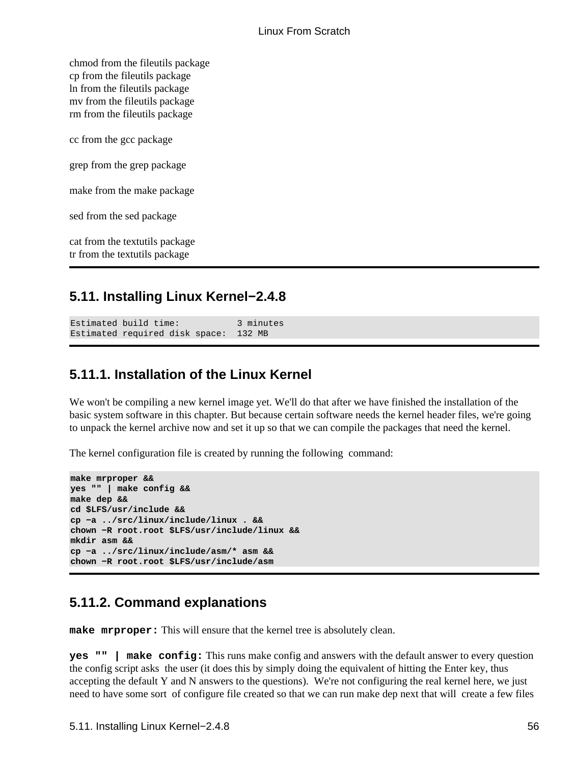chmod from the fileutils package
cp from the fileutils package
ln from the fileutils package
mv from the fileutils package
rm from the fileutils package

cc from the gcc package

grep from the grep package

make from the make package

sed from the sed package

cat from the textutils package
tr from the textutils package

## 5.11. Installing Linux Kernel−2.4.8

```
Estimated build time:           3 minutes
Estimated required disk space:  132 MB
```

### 5.11.1. Installation of the Linux Kernel

We won't be compiling a new kernel image yet. We'll do that after we have finished the installation of the basic system software in this chapter. But because certain software needs the kernel header files, we're going to unpack the kernel archive now and set it up so that we can compile the packages that need the kernel.

The kernel configuration file is created by running the following command:

```
make mrproper &&
yes "" | make config &&
make dep &&
cd $LFS/usr/include &&
cp −a ../src/linux/include/linux . &&
chown −R root.root $LFS/usr/include/linux &&
mkdir asm &&
cp −a ../src/linux/include/asm/* asm &&
chown −R root.root $LFS/usr/include/asm
```

### 5.11.2. Command explanations

**make mrproper:** This will ensure that the kernel tree is absolutely clean.

**yes "" | make config:** This runs make config and answers with the default answer to every question the config script asks the user (it does this by simply doing the equivalent of hitting the Enter key, thus accepting the default Y and N answers to the questions). We're not configuring the real kernel here, we just need to have some sort of configure file created so that we can run make dep next that will create a few files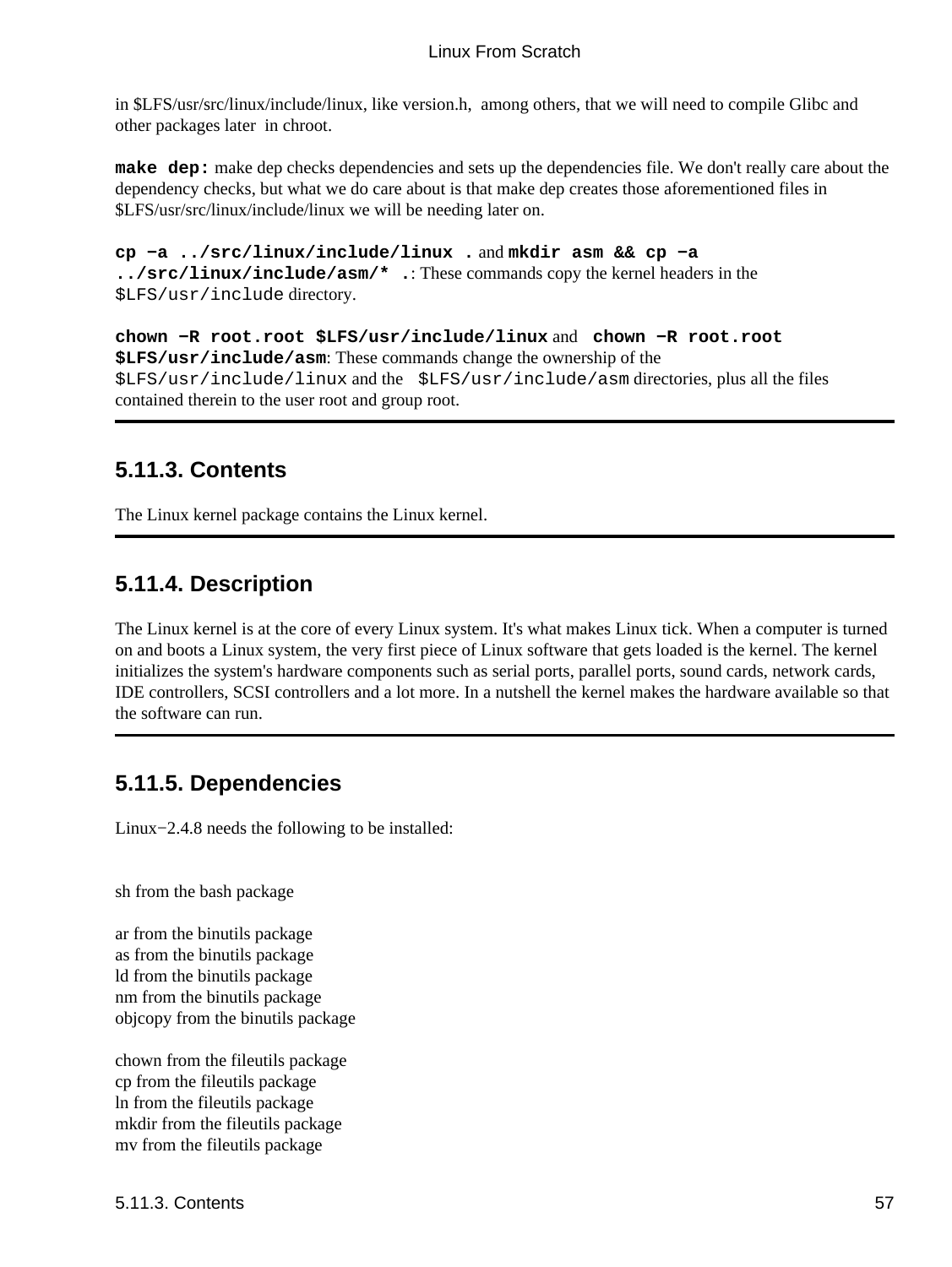in $LFS/usr/src/linux/include/linux, like version.h,  among others, that we will need to compile Glibc and other packages later  in chroot.

**`make dep:`** make dep checks dependencies and sets up the dependencies file. We don't really care about the dependency checks, but what we do care about is that make dep creates those aforementioned files in $LFS/usr/src/linux/include/linux we will be needing later on.

**`cp −a ../src/linux/include/linux .`** and **`mkdir asm && cp −a ../src/linux/include/asm/* .`**: These commands copy the kernel headers in the `$LFS/usr/include` directory.

**`chown −R root.root $LFS/usr/include/linux`** and **`chown −R root.root $LFS/usr/include/asm`**: These commands change the ownership of the `$LFS/usr/include/linux` and the `$LFS/usr/include/asm` directories, plus all the files contained therein to the user root and group root.

## 5.11.3. Contents

The Linux kernel package contains the Linux kernel.

## 5.11.4. Description

The Linux kernel is at the core of every Linux system. It's what makes Linux tick. When a computer is turned on and boots a Linux system, the very first piece of Linux software that gets loaded is the kernel. The kernel initializes the system's hardware components such as serial ports, parallel ports, sound cards, network cards, IDE controllers, SCSI controllers and a lot more. In a nutshell the kernel makes the hardware available so that the software can run.

## 5.11.5. Dependencies

Linux−2.4.8 needs the following to be installed:

sh from the bash package

ar from the binutils package
as from the binutils package
ld from the binutils package
nm from the binutils package
objcopy from the binutils package

chown from the fileutils package
cp from the fileutils package
ln from the fileutils package
mkdir from the fileutils package
mv from the fileutils package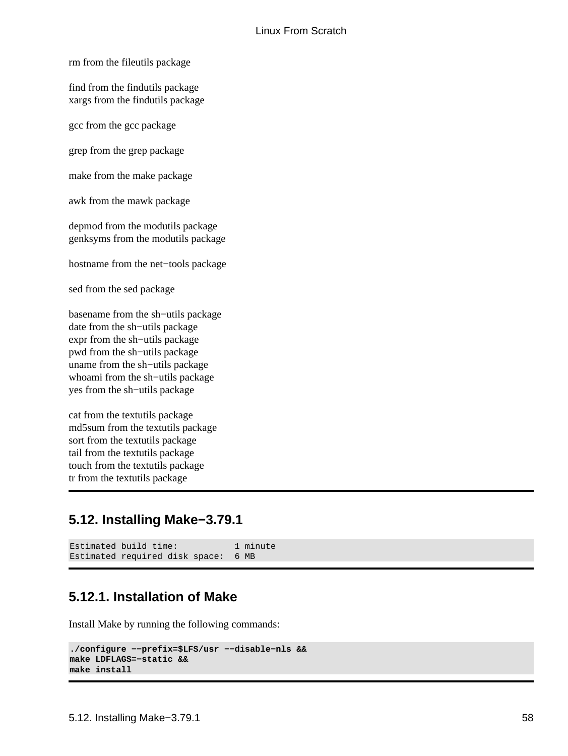rm from the fileutils package

find from the findutils package
xargs from the findutils package

gcc from the gcc package

grep from the grep package

make from the make package

awk from the mawk package

depmod from the modutils package
genksyms from the modutils package

hostname from the net−tools package

sed from the sed package

basename from the sh−utils package
date from the sh−utils package
expr from the sh−utils package
pwd from the sh−utils package
uname from the sh−utils package
whoami from the sh−utils package
yes from the sh−utils package

cat from the textutils package
md5sum from the textutils package
sort from the textutils package
tail from the textutils package
touch from the textutils package
tr from the textutils package

## 5.12. Installing Make−3.79.1

```
Estimated build time:           1 minute
Estimated required disk space:  6 MB
```

### 5.12.1. Installation of Make

Install Make by running the following commands:

```
./configure −−prefix=$LFS/usr −−disable−nls &&
make LDFLAGS=−static &&
make install
```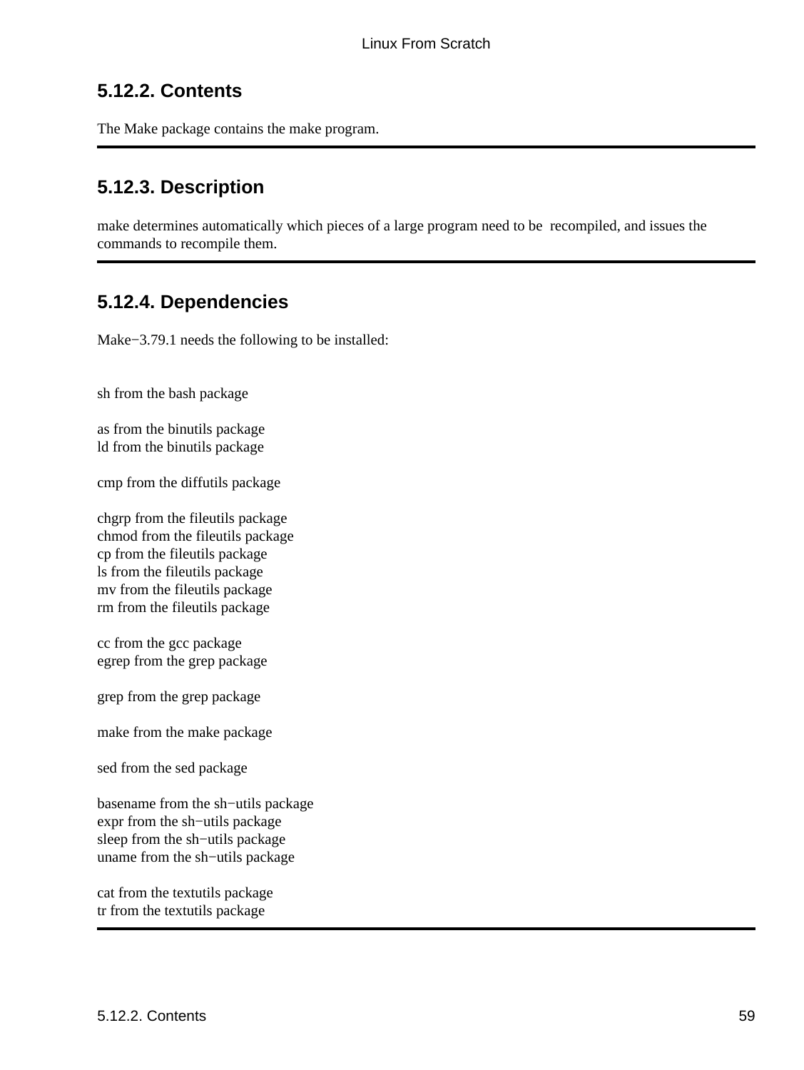## 5.12.2. Contents

The Make package contains the make program.

---

## 5.12.3. Description

make determines automatically which pieces of a large program need to be recompiled, and issues the commands to recompile them.

---

## 5.12.4. Dependencies

Make−3.79.1 needs the following to be installed:

sh from the bash package

as from the binutils package
ld from the binutils package

cmp from the diffutils package

chgrp from the fileutils package
chmod from the fileutils package
cp from the fileutils package
ls from the fileutils package
mv from the fileutils package
rm from the fileutils package

cc from the gcc package
egrep from the grep package

grep from the grep package

make from the make package

sed from the sed package

basename from the sh−utils package
expr from the sh−utils package
sleep from the sh−utils package
uname from the sh−utils package

cat from the textutils package
tr from the textutils package

---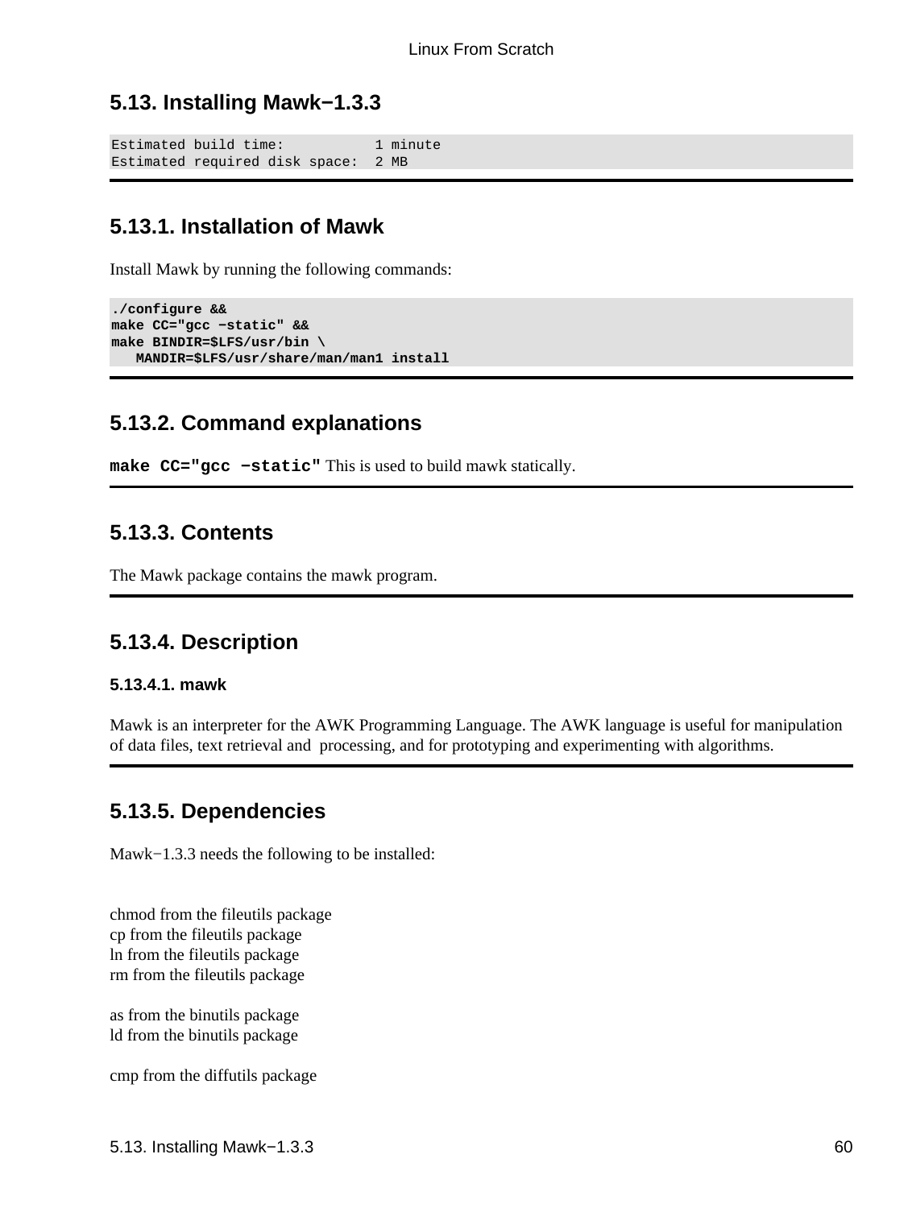## 5.13. Installing Mawk−1.3.3

```
Estimated build time:           1 minute
Estimated required disk space:  2 MB
```

### 5.13.1. Installation of Mawk

Install Mawk by running the following commands:

```
./configure &&
make CC="gcc −static" &&
make BINDIR=$LFS/usr/bin \
   MANDIR=$LFS/usr/share/man/man1 install
```

### 5.13.2. Command explanations

**make CC="gcc −static"** This is used to build mawk statically.

### 5.13.3. Contents

The Mawk package contains the mawk program.

### 5.13.4. Description

#### 5.13.4.1. mawk

Mawk is an interpreter for the AWK Programming Language. The AWK language is useful for manipulation of data files, text retrieval and processing, and for prototyping and experimenting with algorithms.

### 5.13.5. Dependencies

Mawk−1.3.3 needs the following to be installed:

chmod from the fileutils package
cp from the fileutils package
ln from the fileutils package
rm from the fileutils package

as from the binutils package
ld from the binutils package

cmp from the diffutils package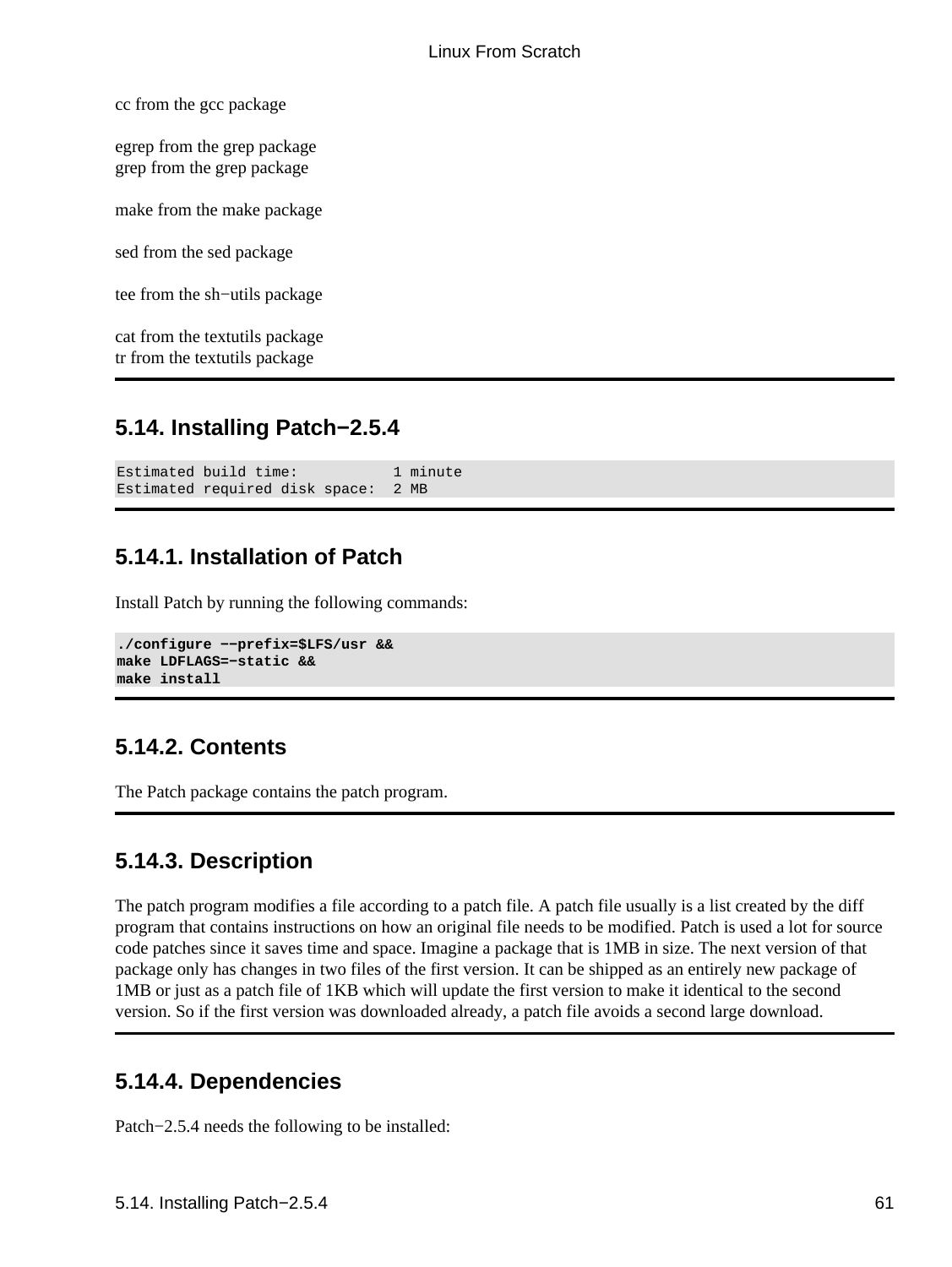cc from the gcc package

egrep from the grep package
grep from the grep package

make from the make package

sed from the sed package

tee from the sh−utils package

cat from the textutils package
tr from the textutils package

## 5.14. Installing Patch−2.5.4

```
Estimated build time:           1 minute
Estimated required disk space:  2 MB
```

### 5.14.1. Installation of Patch

Install Patch by running the following commands:

```
./configure −−prefix=$LFS/usr &&
make LDFLAGS=−static &&
make install
```

### 5.14.2. Contents

The Patch package contains the patch program.

### 5.14.3. Description

The patch program modifies a file according to a patch file. A patch file usually is a list created by the diff program that contains instructions on how an original file needs to be modified. Patch is used a lot for source code patches since it saves time and space. Imagine a package that is 1MB in size. The next version of that package only has changes in two files of the first version. It can be shipped as an entirely new package of 1MB or just as a patch file of 1KB which will update the first version to make it identical to the second version. So if the first version was downloaded already, a patch file avoids a second large download.

### 5.14.4. Dependencies

Patch−2.5.4 needs the following to be installed: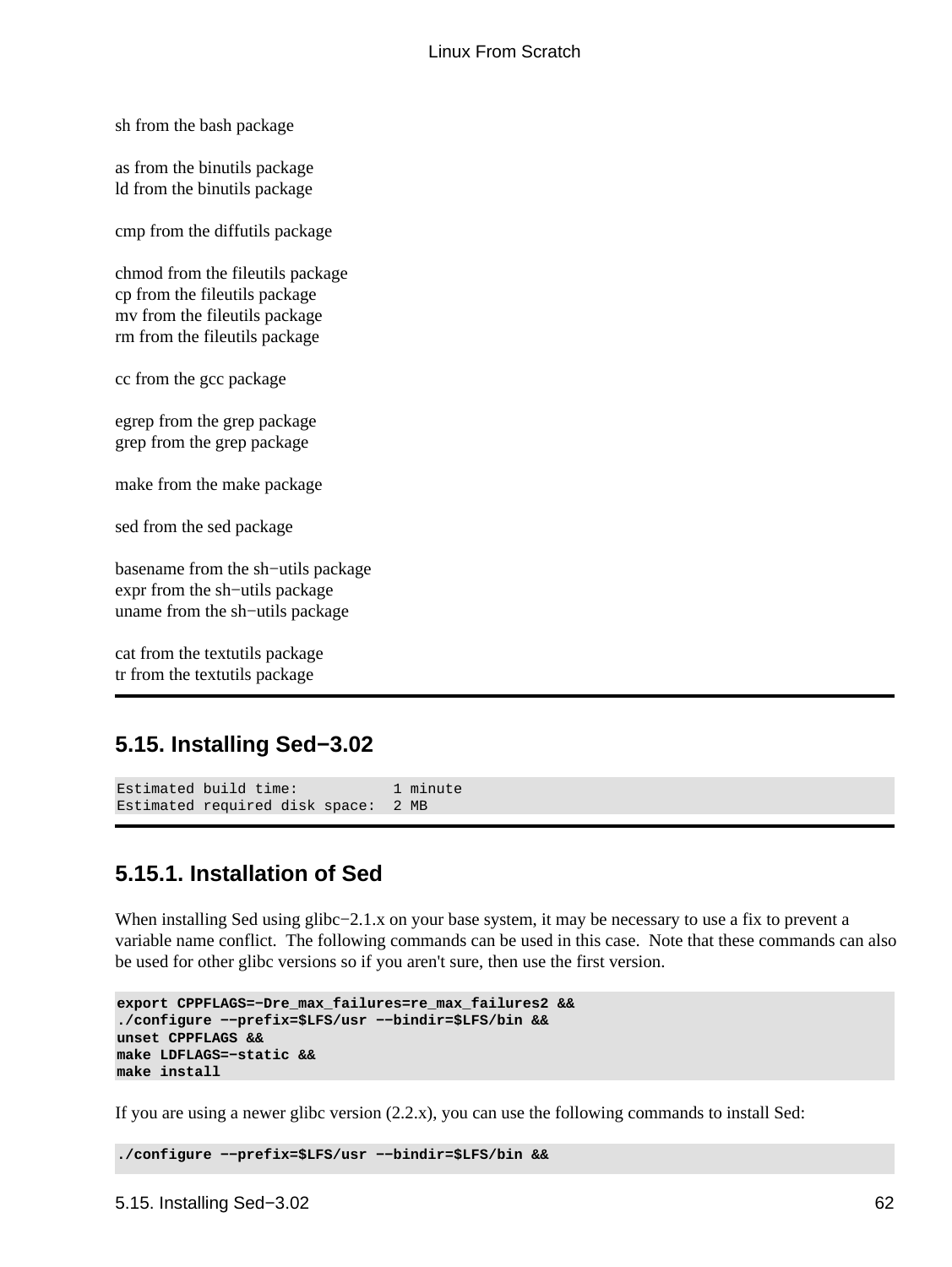sh from the bash package

as from the binutils package
ld from the binutils package

cmp from the diffutils package

chmod from the fileutils package
cp from the fileutils package
mv from the fileutils package
rm from the fileutils package

cc from the gcc package

egrep from the grep package
grep from the grep package

make from the make package

sed from the sed package

basename from the sh−utils package
expr from the sh−utils package
uname from the sh−utils package

cat from the textutils package
tr from the textutils package

---

## 5.15. Installing Sed−3.02

```
Estimated build time:           1 minute
Estimated required disk space:  2 MB
```

---

### 5.15.1. Installation of Sed

When installing Sed using glibc−2.1.x on your base system, it may be necessary to use a fix to prevent a variable name conflict. The following commands can be used in this case. Note that these commands can also be used for other glibc versions so if you aren't sure, then use the first version.

```
export CPPFLAGS=−Dre_max_failures=re_max_failures2 &&
./configure −−prefix=$LFS/usr −−bindir=$LFS/bin &&
unset CPPFLAGS &&
make LDFLAGS=−static &&
make install
```

If you are using a newer glibc version (2.2.x), you can use the following commands to install Sed:

```
./configure −−prefix=$LFS/usr −−bindir=$LFS/bin &&
```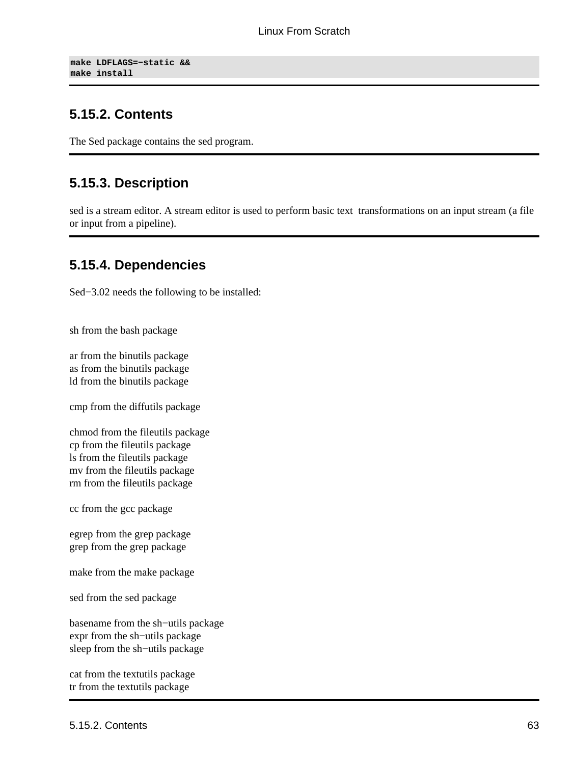```
make LDFLAGS=−static &&
make install
```

### 5.15.2. Contents

The Sed package contains the sed program.

### 5.15.3. Description

sed is a stream editor. A stream editor is used to perform basic text transformations on an input stream (a file or input from a pipeline).

### 5.15.4. Dependencies

Sed−3.02 needs the following to be installed:

sh from the bash package

ar from the binutils package
as from the binutils package
ld from the binutils package

cmp from the diffutils package

chmod from the fileutils package
cp from the fileutils package
ls from the fileutils package
mv from the fileutils package
rm from the fileutils package

cc from the gcc package

egrep from the grep package
grep from the grep package

make from the make package

sed from the sed package

basename from the sh−utils package
expr from the sh−utils package
sleep from the sh−utils package

cat from the textutils package
tr from the textutils package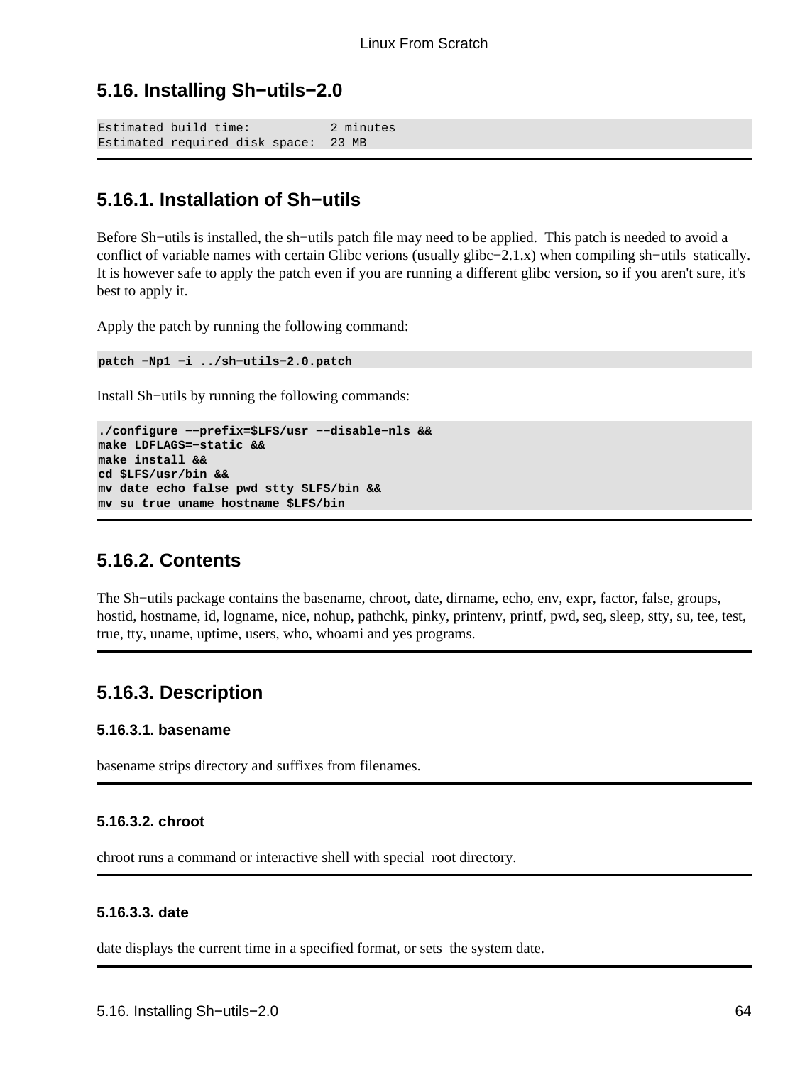## 5.16. Installing Sh−utils−2.0

```
Estimated build time:           2 minutes
Estimated required disk space:  23 MB
```

### 5.16.1. Installation of Sh−utils

Before Sh−utils is installed, the sh−utils patch file may need to be applied. This patch is needed to avoid a conflict of variable names with certain Glibc verions (usually glibc−2.1.x) when compiling sh−utils statically. It is however safe to apply the patch even if you are running a different glibc version, so if you aren't sure, it's best to apply it.

Apply the patch by running the following command:

```
patch −Np1 −i ../sh−utils−2.0.patch
```

Install Sh−utils by running the following commands:

```
./configure −−prefix=$LFS/usr −−disable−nls &&
make LDFLAGS=−static &&
make install &&
cd $LFS/usr/bin &&
mv date echo false pwd stty $LFS/bin &&
mv su true uname hostname $LFS/bin
```

### 5.16.2. Contents

The Sh−utils package contains the basename, chroot, date, dirname, echo, env, expr, factor, false, groups, hostid, hostname, id, logname, nice, nohup, pathchk, pinky, printenv, printf, pwd, seq, sleep, stty, su, tee, test, true, tty, uname, uptime, users, who, whoami and yes programs.

### 5.16.3. Description

#### 5.16.3.1. basename

basename strips directory and suffixes from filenames.

#### 5.16.3.2. chroot

chroot runs a command or interactive shell with special root directory.

#### 5.16.3.3. date

date displays the current time in a specified format, or sets the system date.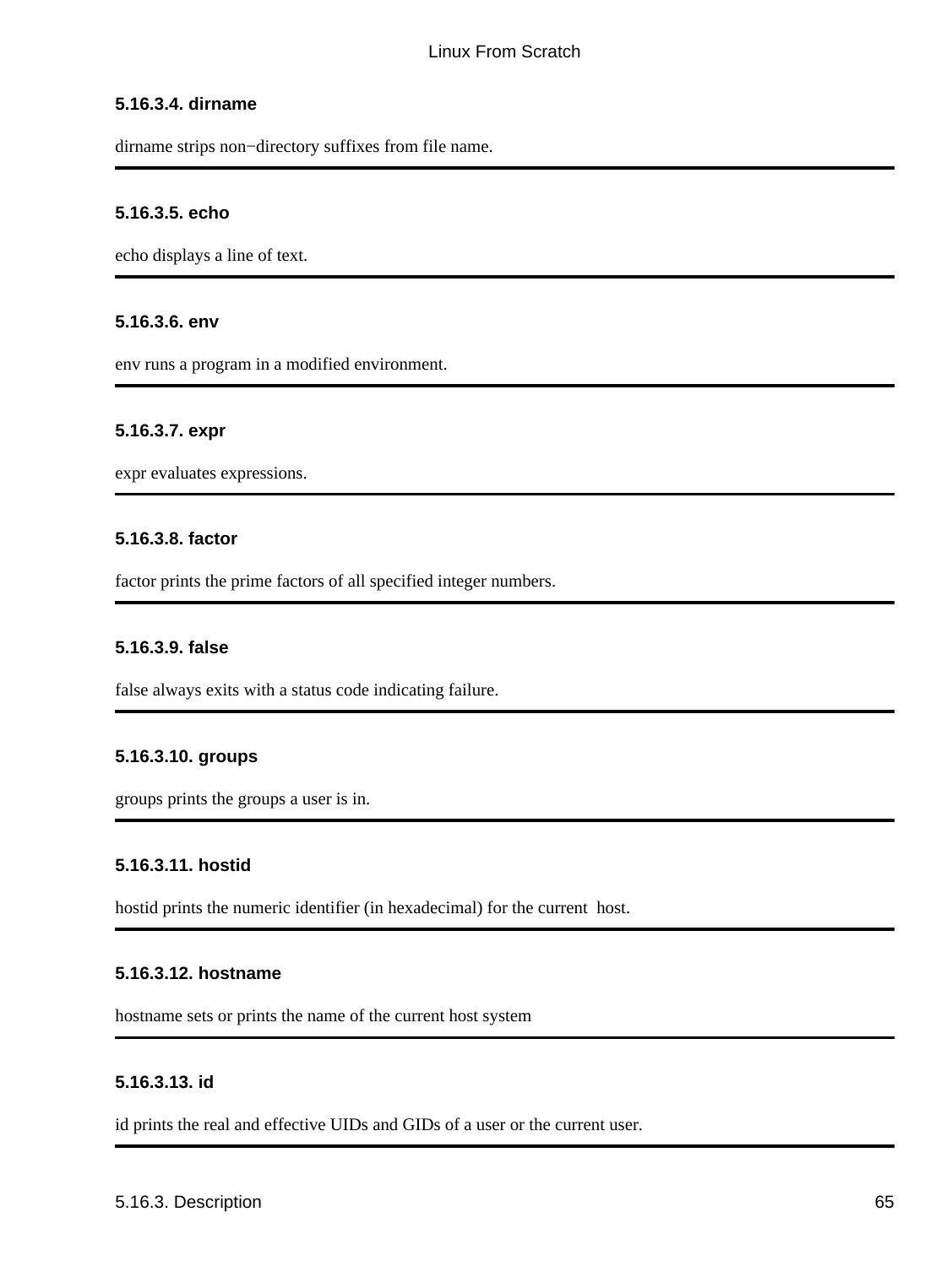#### 5.16.3.4. dirname

dirname strips non−directory suffixes from file name.

---

#### 5.16.3.5. echo

echo displays a line of text.

---

#### 5.16.3.6. env

env runs a program in a modified environment.

---

#### 5.16.3.7. expr

expr evaluates expressions.

---

#### 5.16.3.8. factor

factor prints the prime factors of all specified integer numbers.

---

#### 5.16.3.9. false

false always exits with a status code indicating failure.

---

#### 5.16.3.10. groups

groups prints the groups a user is in.

---

#### 5.16.3.11. hostid

hostid prints the numeric identifier (in hexadecimal) for the current host.

---

#### 5.16.3.12. hostname

hostname sets or prints the name of the current host system

---

#### 5.16.3.13. id

id prints the real and effective UIDs and GIDs of a user or the current user.

---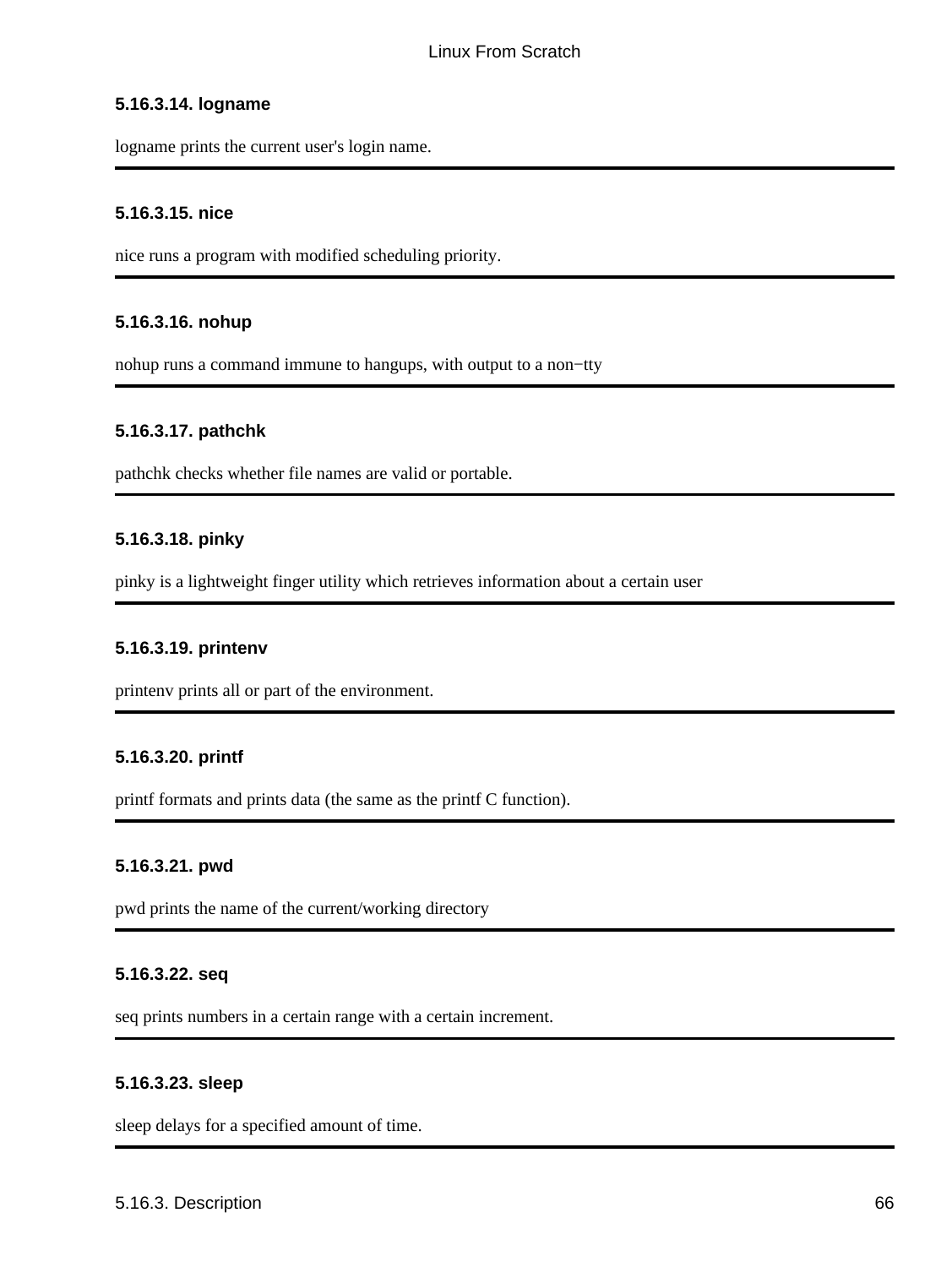#### 5.16.3.14. logname

logname prints the current user's login name.

---

#### 5.16.3.15. nice

nice runs a program with modified scheduling priority.

---

#### 5.16.3.16. nohup

nohup runs a command immune to hangups, with output to a non−tty

---

#### 5.16.3.17. pathchk

pathchk checks whether file names are valid or portable.

---

#### 5.16.3.18. pinky

pinky is a lightweight finger utility which retrieves information about a certain user

---

#### 5.16.3.19. printenv

printenv prints all or part of the environment.

---

#### 5.16.3.20. printf

printf formats and prints data (the same as the printf C function).

---

#### 5.16.3.21. pwd

pwd prints the name of the current/working directory

---

#### 5.16.3.22. seq

seq prints numbers in a certain range with a certain increment.

---

#### 5.16.3.23. sleep

sleep delays for a specified amount of time.

---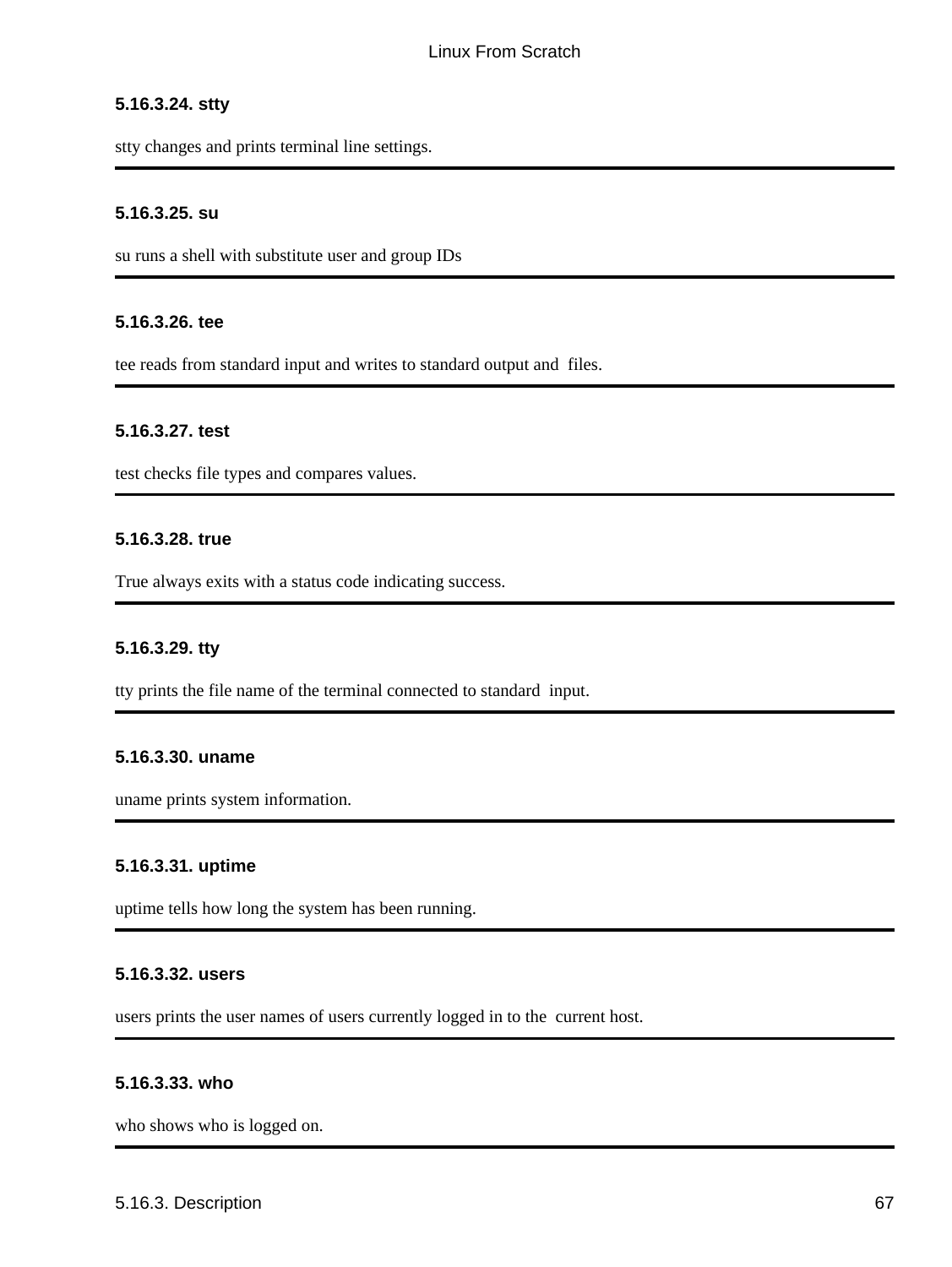#### 5.16.3.24. stty

stty changes and prints terminal line settings.

---

#### 5.16.3.25. su

su runs a shell with substitute user and group IDs

---

#### 5.16.3.26. tee

tee reads from standard input and writes to standard output and files.

---

#### 5.16.3.27. test

test checks file types and compares values.

---

#### 5.16.3.28. true

True always exits with a status code indicating success.

---

#### 5.16.3.29. tty

tty prints the file name of the terminal connected to standard input.

---

#### 5.16.3.30. uname

uname prints system information.

---

#### 5.16.3.31. uptime

uptime tells how long the system has been running.

---

#### 5.16.3.32. users

users prints the user names of users currently logged in to the current host.

---

#### 5.16.3.33. who

who shows who is logged on.

---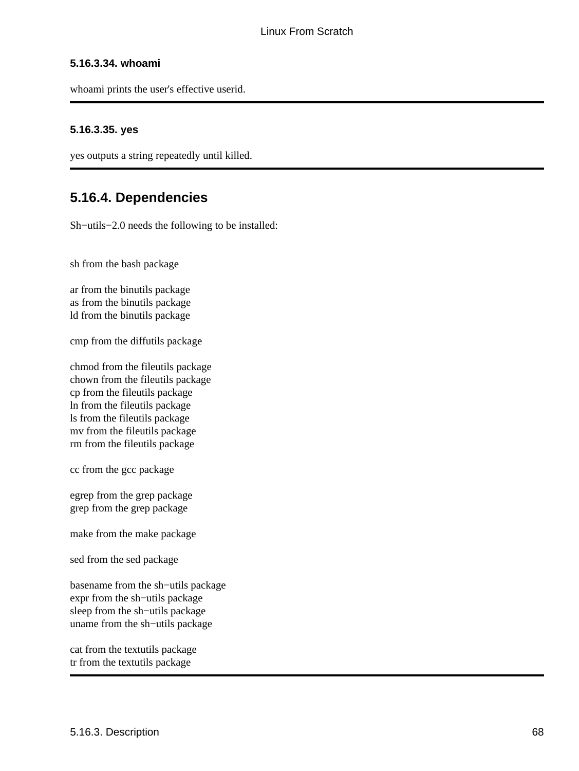#### 5.16.3.34. whoami

whoami prints the user's effective userid.

---

#### 5.16.3.35. yes

yes outputs a string repeatedly until killed.

---

### 5.16.4. Dependencies

Sh−utils−2.0 needs the following to be installed:

sh from the bash package

ar from the binutils package
as from the binutils package
ld from the binutils package

cmp from the diffutils package

chmod from the fileutils package
chown from the fileutils package
cp from the fileutils package
ln from the fileutils package
ls from the fileutils package
mv from the fileutils package
rm from the fileutils package

cc from the gcc package

egrep from the grep package
grep from the grep package

make from the make package

sed from the sed package

basename from the sh−utils package
expr from the sh−utils package
sleep from the sh−utils package
uname from the sh−utils package

cat from the textutils package
tr from the textutils package

---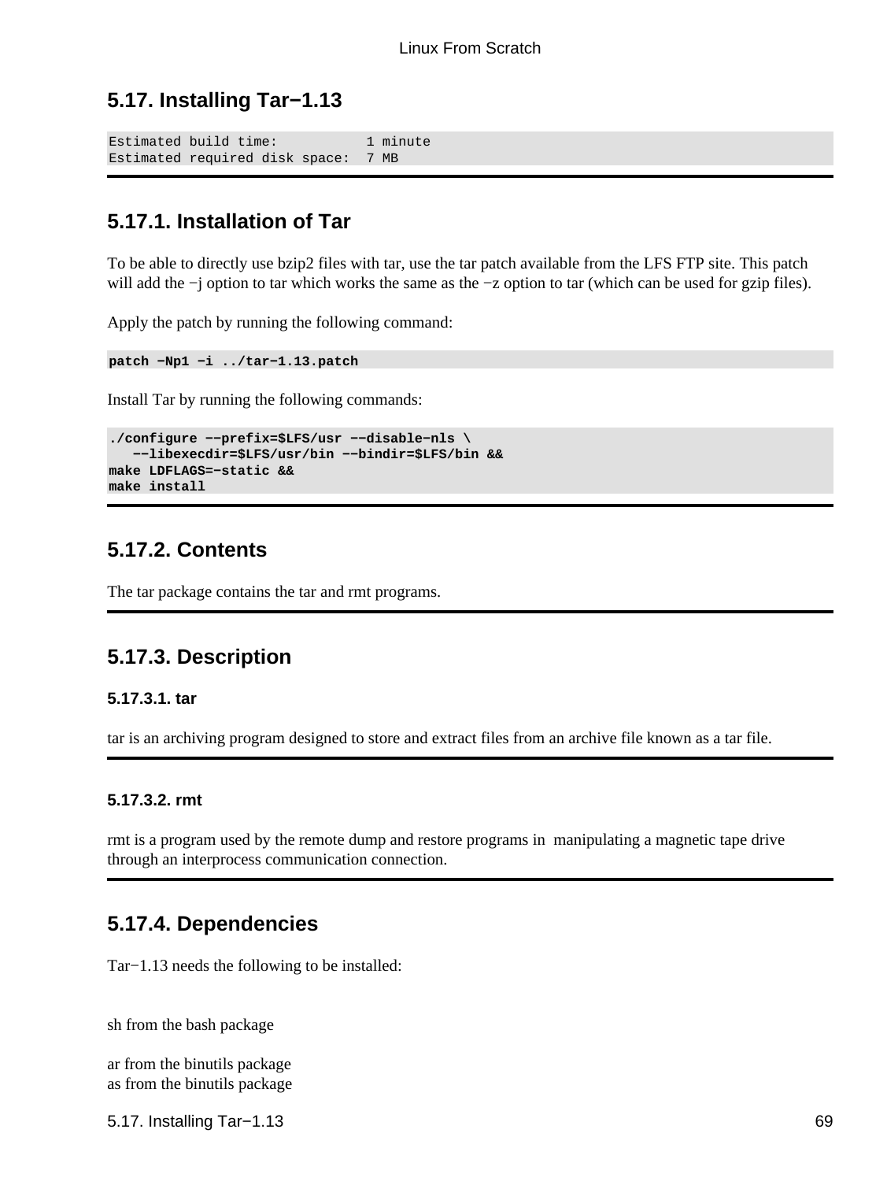## 5.17. Installing Tar−1.13

```
Estimated build time:           1 minute
Estimated required disk space:  7 MB
```

### 5.17.1. Installation of Tar

To be able to directly use bzip2 files with tar, use the tar patch available from the LFS FTP site. This patch will add the −j option to tar which works the same as the −z option to tar (which can be used for gzip files).

Apply the patch by running the following command:

```
patch −Np1 −i ../tar−1.13.patch
```

Install Tar by running the following commands:

```
./configure −−prefix=$LFS/usr −−disable−nls \
   −−libexecdir=$LFS/usr/bin −−bindir=$LFS/bin &&
make LDFLAGS=−static &&
make install
```

### 5.17.2. Contents

The tar package contains the tar and rmt programs.

### 5.17.3. Description

#### 5.17.3.1. tar

tar is an archiving program designed to store and extract files from an archive file known as a tar file.

#### 5.17.3.2. rmt

rmt is a program used by the remote dump and restore programs in manipulating a magnetic tape drive through an interprocess communication connection.

### 5.17.4. Dependencies

Tar−1.13 needs the following to be installed:

sh from the bash package

ar from the binutils package
as from the binutils package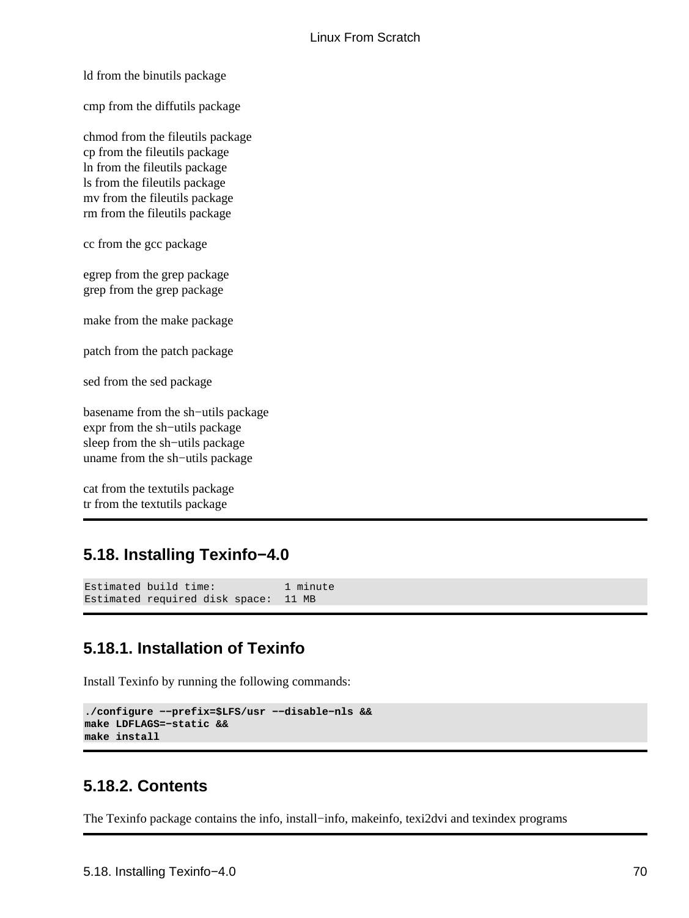ld from the binutils package

cmp from the diffutils package

chmod from the fileutils package
cp from the fileutils package
ln from the fileutils package
ls from the fileutils package
mv from the fileutils package
rm from the fileutils package

cc from the gcc package

egrep from the grep package
grep from the grep package

make from the make package

patch from the patch package

sed from the sed package

basename from the sh−utils package
expr from the sh−utils package
sleep from the sh−utils package
uname from the sh−utils package

cat from the textutils package
tr from the textutils package

## 5.18. Installing Texinfo−4.0

```
Estimated build time:           1 minute
Estimated required disk space:  11 MB
```

### 5.18.1. Installation of Texinfo

Install Texinfo by running the following commands:

```
./configure −−prefix=$LFS/usr −−disable−nls &&
make LDFLAGS=−static &&
make install
```

### 5.18.2. Contents

The Texinfo package contains the info, install−info, makeinfo, texi2dvi and texindex programs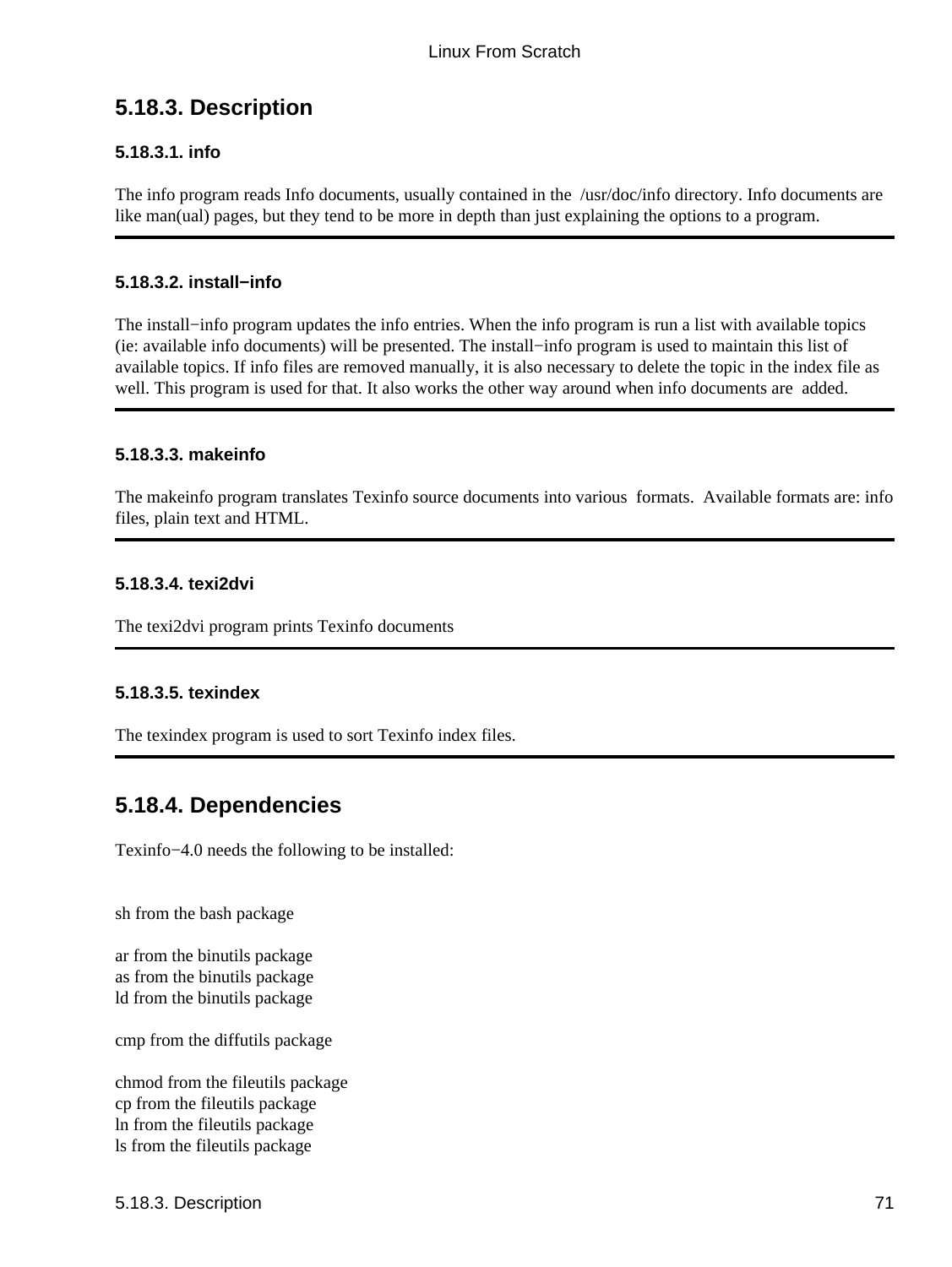## 5.18.3. Description

### 5.18.3.1. info

The info program reads Info documents, usually contained in the /usr/doc/info directory. Info documents are like man(ual) pages, but they tend to be more in depth than just explaining the options to a program.

---

### 5.18.3.2. install−info

The install−info program updates the info entries. When the info program is run a list with available topics (ie: available info documents) will be presented. The install−info program is used to maintain this list of available topics. If info files are removed manually, it is also necessary to delete the topic in the index file as well. This program is used for that. It also works the other way around when info documents are added.

---

### 5.18.3.3. makeinfo

The makeinfo program translates Texinfo source documents into various formats. Available formats are: info files, plain text and HTML.

---

### 5.18.3.4. texi2dvi

The texi2dvi program prints Texinfo documents

---

### 5.18.3.5. texindex

The texindex program is used to sort Texinfo index files.

---

## 5.18.4. Dependencies

Texinfo−4.0 needs the following to be installed:

sh from the bash package

ar from the binutils package
as from the binutils package
ld from the binutils package

cmp from the diffutils package

chmod from the fileutils package
cp from the fileutils package
ln from the fileutils package
ls from the fileutils package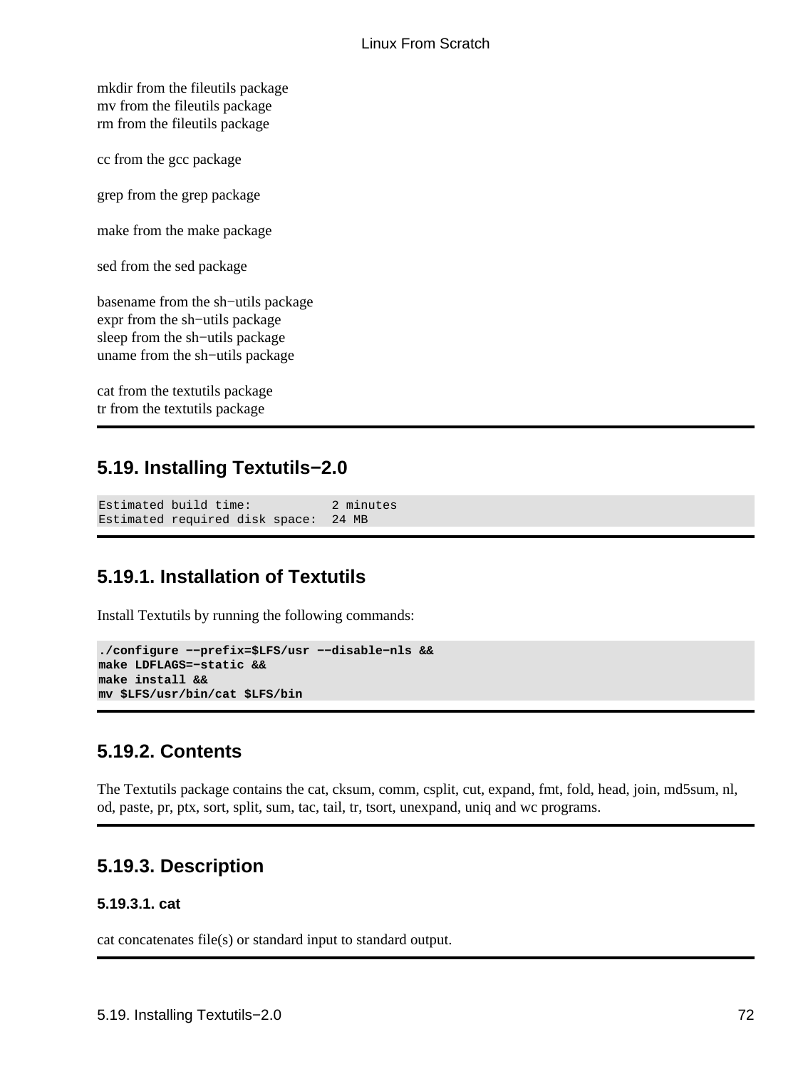mkdir from the fileutils package
mv from the fileutils package
rm from the fileutils package

cc from the gcc package

grep from the grep package

make from the make package

sed from the sed package

basename from the sh−utils package
expr from the sh−utils package
sleep from the sh−utils package
uname from the sh−utils package

cat from the textutils package
tr from the textutils package

## 5.19. Installing Textutils−2.0

```
Estimated build time:           2 minutes
Estimated required disk space:  24 MB
```

### 5.19.1. Installation of Textutils

Install Textutils by running the following commands:

```
./configure −−prefix=$LFS/usr −−disable−nls &&
make LDFLAGS=−static &&
make install &&
mv $LFS/usr/bin/cat $LFS/bin
```

### 5.19.2. Contents

The Textutils package contains the cat, cksum, comm, csplit, cut, expand, fmt, fold, head, join, md5sum, nl, od, paste, pr, ptx, sort, split, sum, tac, tail, tr, tsort, unexpand, uniq and wc programs.

### 5.19.3. Description

#### 5.19.3.1. cat

cat concatenates file(s) or standard input to standard output.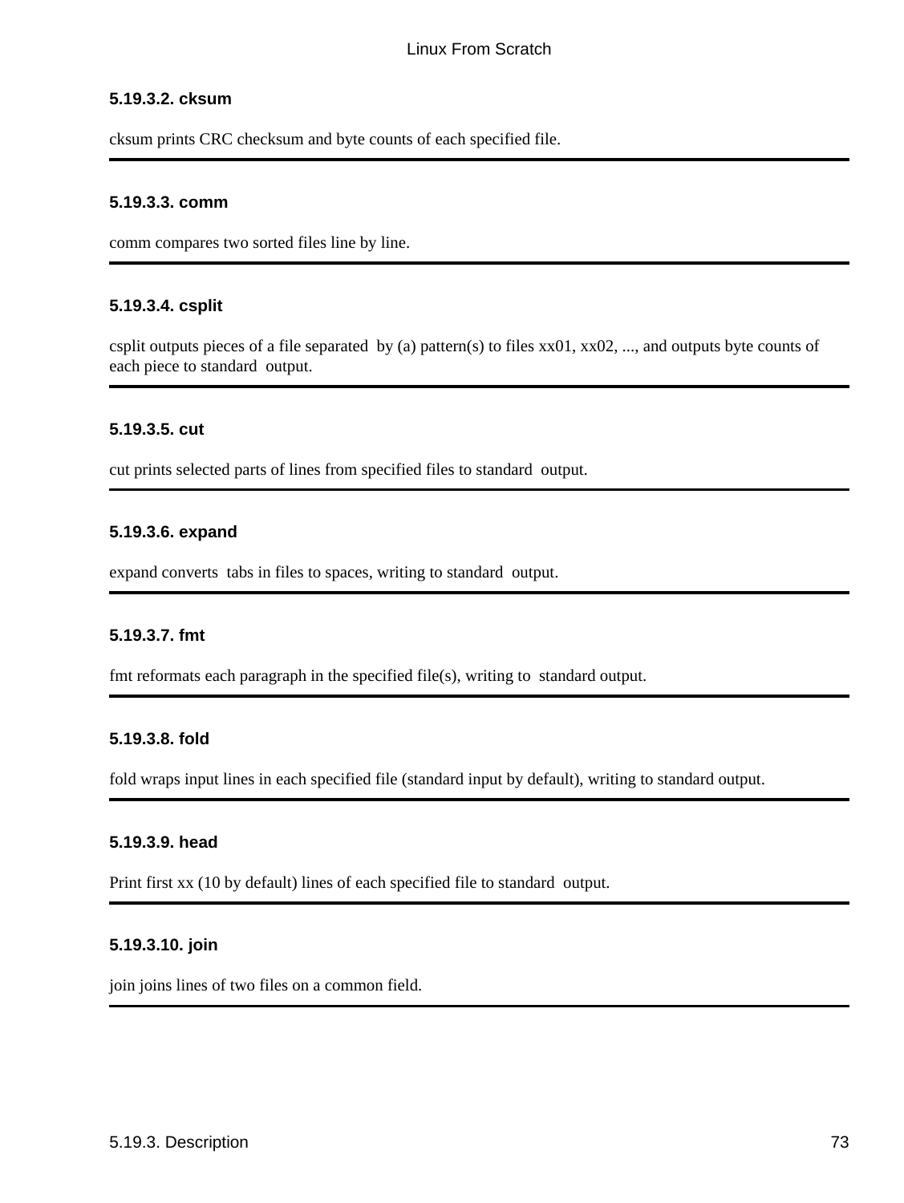#### 5.19.3.2. cksum

cksum prints CRC checksum and byte counts of each specified file.

---

#### 5.19.3.3. comm

comm compares two sorted files line by line.

---

#### 5.19.3.4. csplit

csplit outputs pieces of a file separated by (a) pattern(s) to files xx01, xx02, ..., and outputs byte counts of each piece to standard output.

---

#### 5.19.3.5. cut

cut prints selected parts of lines from specified files to standard output.

---

#### 5.19.3.6. expand

expand converts tabs in files to spaces, writing to standard output.

---

#### 5.19.3.7. fmt

fmt reformats each paragraph in the specified file(s), writing to standard output.

---

#### 5.19.3.8. fold

fold wraps input lines in each specified file (standard input by default), writing to standard output.

---

#### 5.19.3.9. head

Print first xx (10 by default) lines of each specified file to standard output.

---

#### 5.19.3.10. join

join joins lines of two files on a common field.

---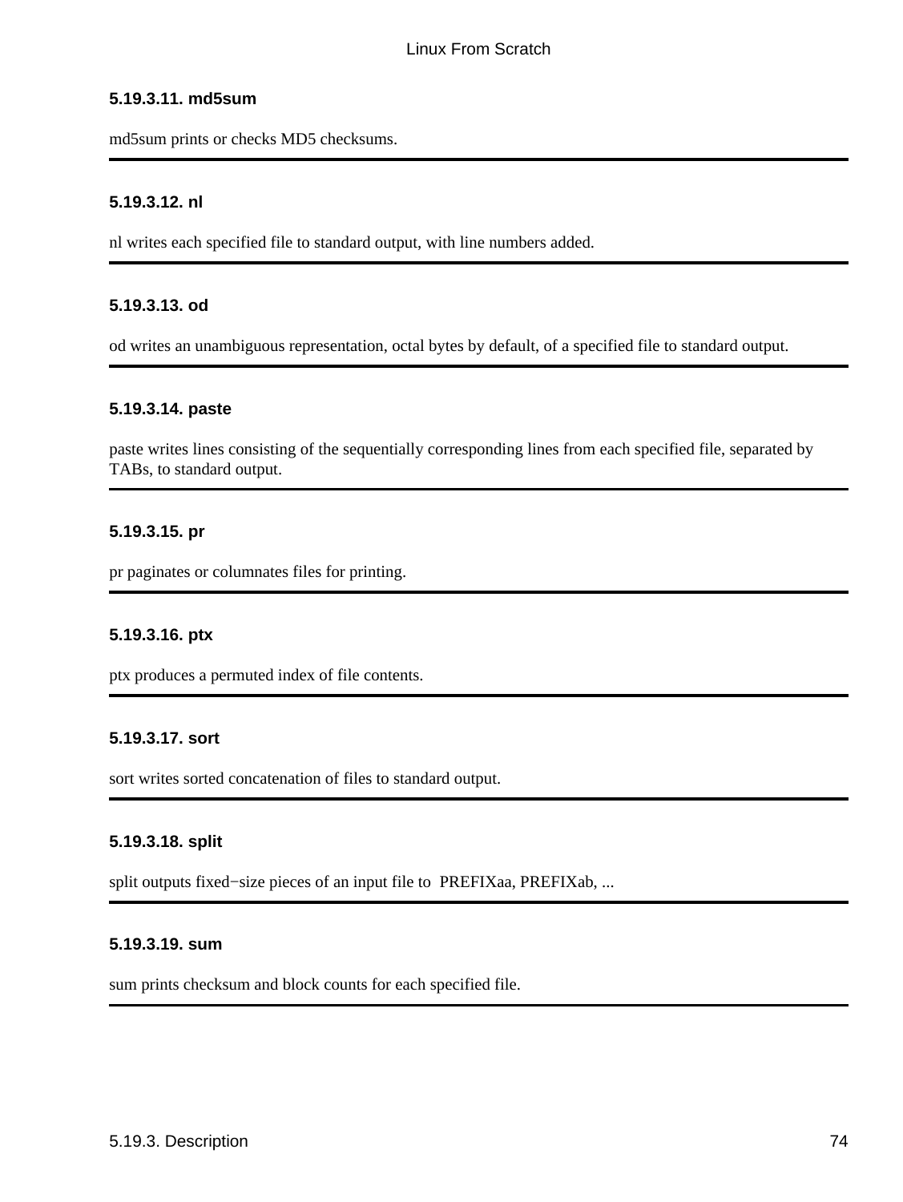#### 5.19.3.11. md5sum

md5sum prints or checks MD5 checksums.

---

#### 5.19.3.12. nl

nl writes each specified file to standard output, with line numbers added.

---

#### 5.19.3.13. od

od writes an unambiguous representation, octal bytes by default, of a specified file to standard output.

---

#### 5.19.3.14. paste

paste writes lines consisting of the sequentially corresponding lines from each specified file, separated by TABs, to standard output.

---

#### 5.19.3.15. pr

pr paginates or columnates files for printing.

---

#### 5.19.3.16. ptx

ptx produces a permuted index of file contents.

---

#### 5.19.3.17. sort

sort writes sorted concatenation of files to standard output.

---

#### 5.19.3.18. split

split outputs fixed−size pieces of an input file to PREFIXaa, PREFIXab, ...

---

#### 5.19.3.19. sum

sum prints checksum and block counts for each specified file.

---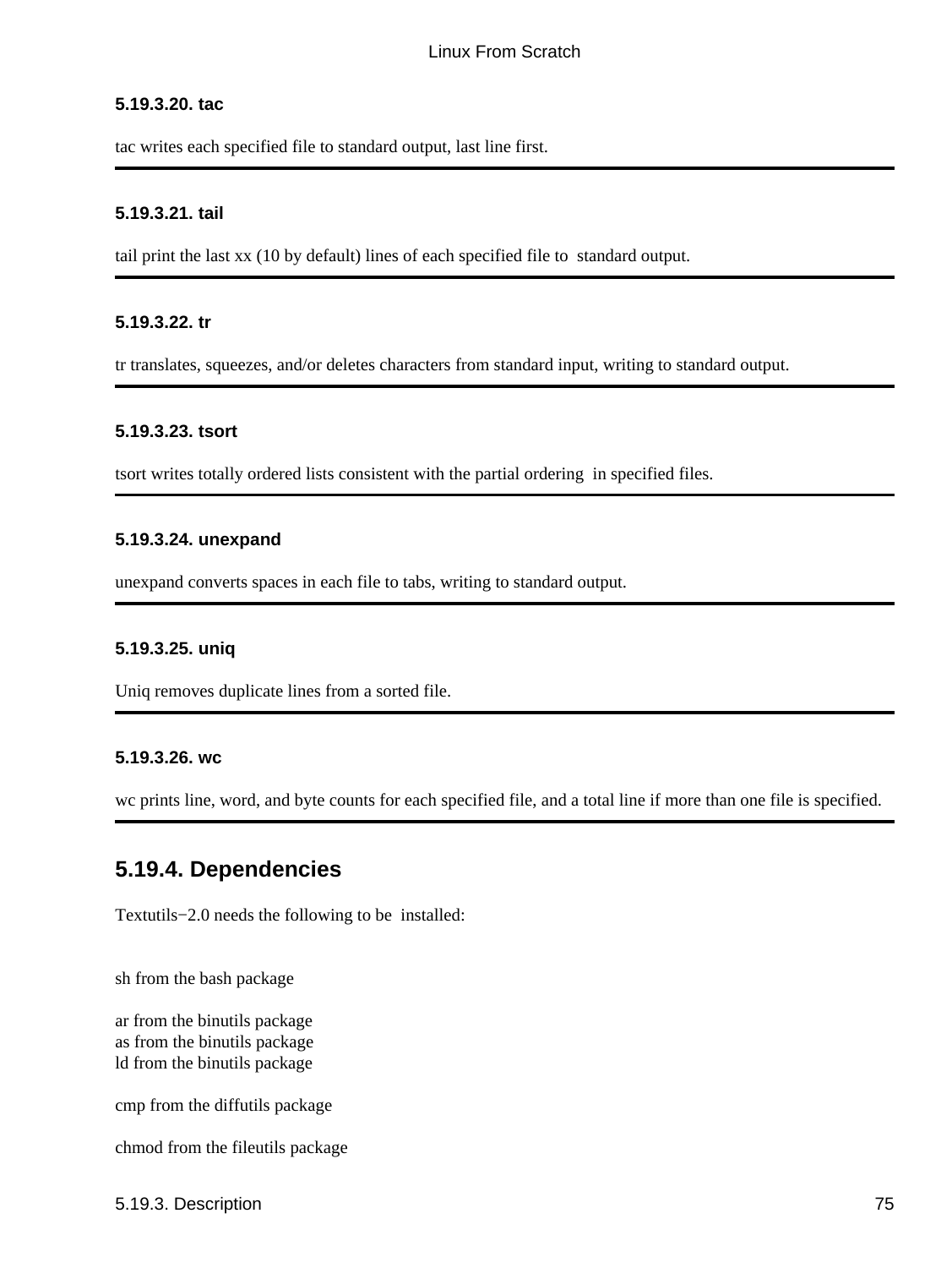#### 5.19.3.20. tac

tac writes each specified file to standard output, last line first.

#### 5.19.3.21. tail

tail print the last xx (10 by default) lines of each specified file to standard output.

#### 5.19.3.22. tr

tr translates, squeezes, and/or deletes characters from standard input, writing to standard output.

#### 5.19.3.23. tsort

tsort writes totally ordered lists consistent with the partial ordering in specified files.

#### 5.19.3.24. unexpand

unexpand converts spaces in each file to tabs, writing to standard output.

#### 5.19.3.25. uniq

Uniq removes duplicate lines from a sorted file.

#### 5.19.3.26. wc

wc prints line, word, and byte counts for each specified file, and a total line if more than one file is specified.

## 5.19.4. Dependencies

Textutils−2.0 needs the following to be installed:

sh from the bash package

ar from the binutils package
as from the binutils package
ld from the binutils package

cmp from the diffutils package

chmod from the fileutils package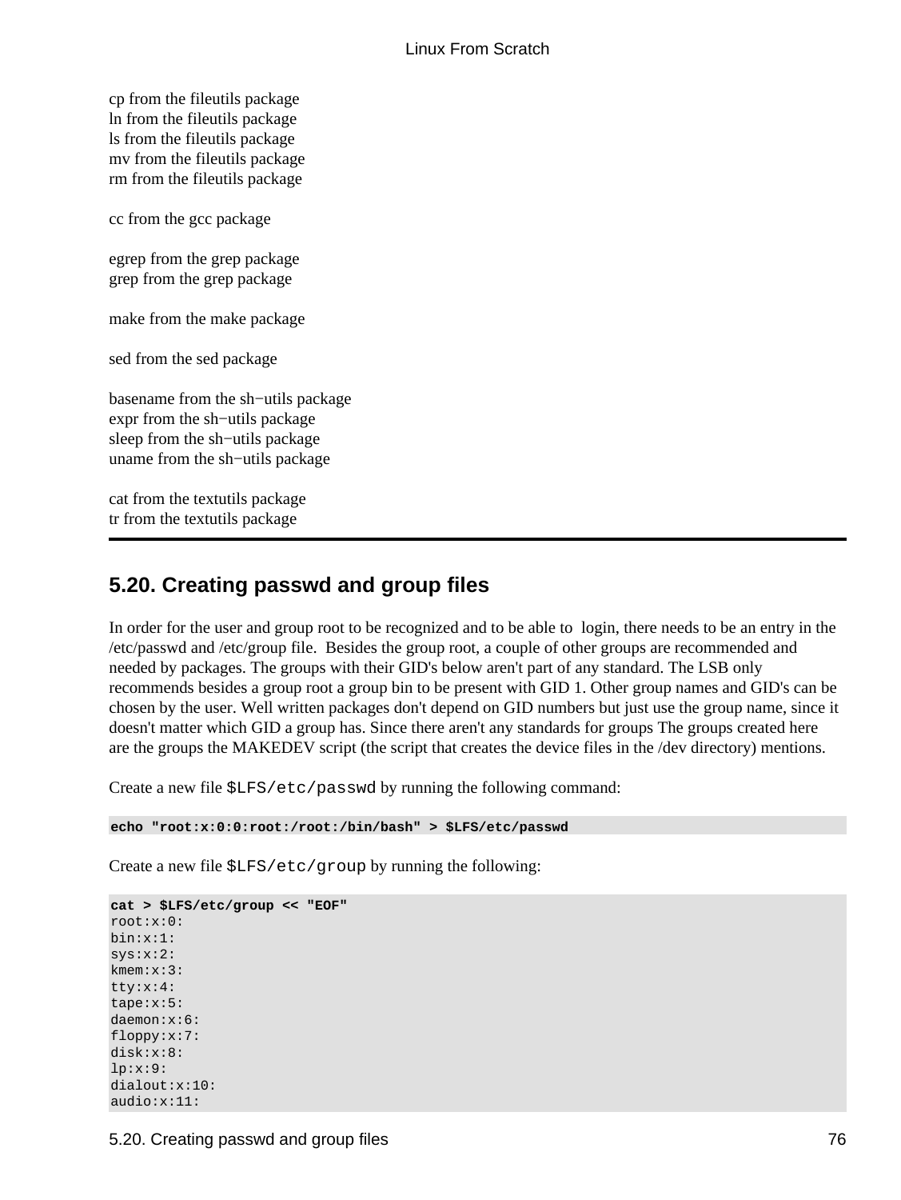cp from the fileutils package
ln from the fileutils package
ls from the fileutils package
mv from the fileutils package
rm from the fileutils package

cc from the gcc package

egrep from the grep package
grep from the grep package

make from the make package

sed from the sed package

basename from the sh−utils package
expr from the sh−utils package
sleep from the sh−utils package
uname from the sh−utils package

cat from the textutils package
tr from the textutils package

---

## 5.20. Creating passwd and group files

In order for the user and group root to be recognized and to be able to login, there needs to be an entry in the /etc/passwd and /etc/group file. Besides the group root, a couple of other groups are recommended and needed by packages. The groups with their GID's below aren't part of any standard. The LSB only recommends besides a group root a group bin to be present with GID 1. Other group names and GID's can be chosen by the user. Well written packages don't depend on GID numbers but just use the group name, since it doesn't matter which GID a group has. Since there aren't any standards for groups The groups created here are the groups the MAKEDEV script (the script that creates the device files in the /dev directory) mentions.

Create a new file `$LFS/etc/passwd` by running the following command:

```
echo "root:x:0:0:root:/root:/bin/bash" > $LFS/etc/passwd
```

Create a new file `$LFS/etc/group` by running the following:

```
cat > $LFS/etc/group << "EOF"
root:x:0:
bin:x:1:
sys:x:2:
kmem:x:3:
tty:x:4:
tape:x:5:
daemon:x:6:
floppy:x:7:
disk:x:8:
lp:x:9:
dialout:x:10:
audio:x:11:
```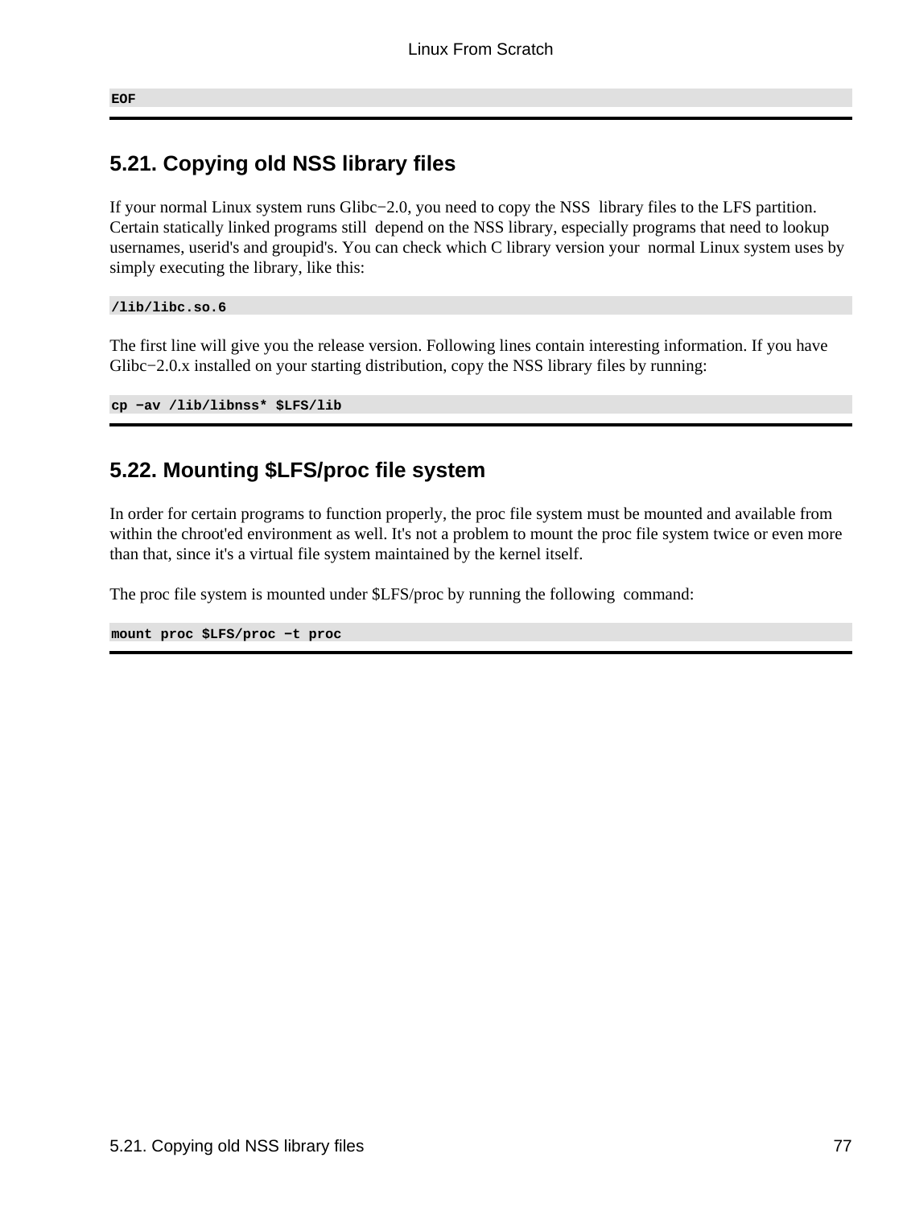```
EOF
```

## 5.21. Copying old NSS library files

If your normal Linux system runs Glibc−2.0, you need to copy the NSS library files to the LFS partition. Certain statically linked programs still depend on the NSS library, especially programs that need to lookup usernames, userid's and groupid's. You can check which C library version your normal Linux system uses by simply executing the library, like this:

```
/lib/libc.so.6
```

The first line will give you the release version. Following lines contain interesting information. If you have Glibc−2.0.x installed on your starting distribution, copy the NSS library files by running:

```
cp −av /lib/libnss* $LFS/lib
```

## 5.22. Mounting $LFS/proc file system

In order for certain programs to function properly, the proc file system must be mounted and available from within the chroot'ed environment as well. It's not a problem to mount the proc file system twice or even more than that, since it's a virtual file system maintained by the kernel itself.

The proc file system is mounted under $LFS/proc by running the following command:

```
mount proc $LFS/proc −t proc
```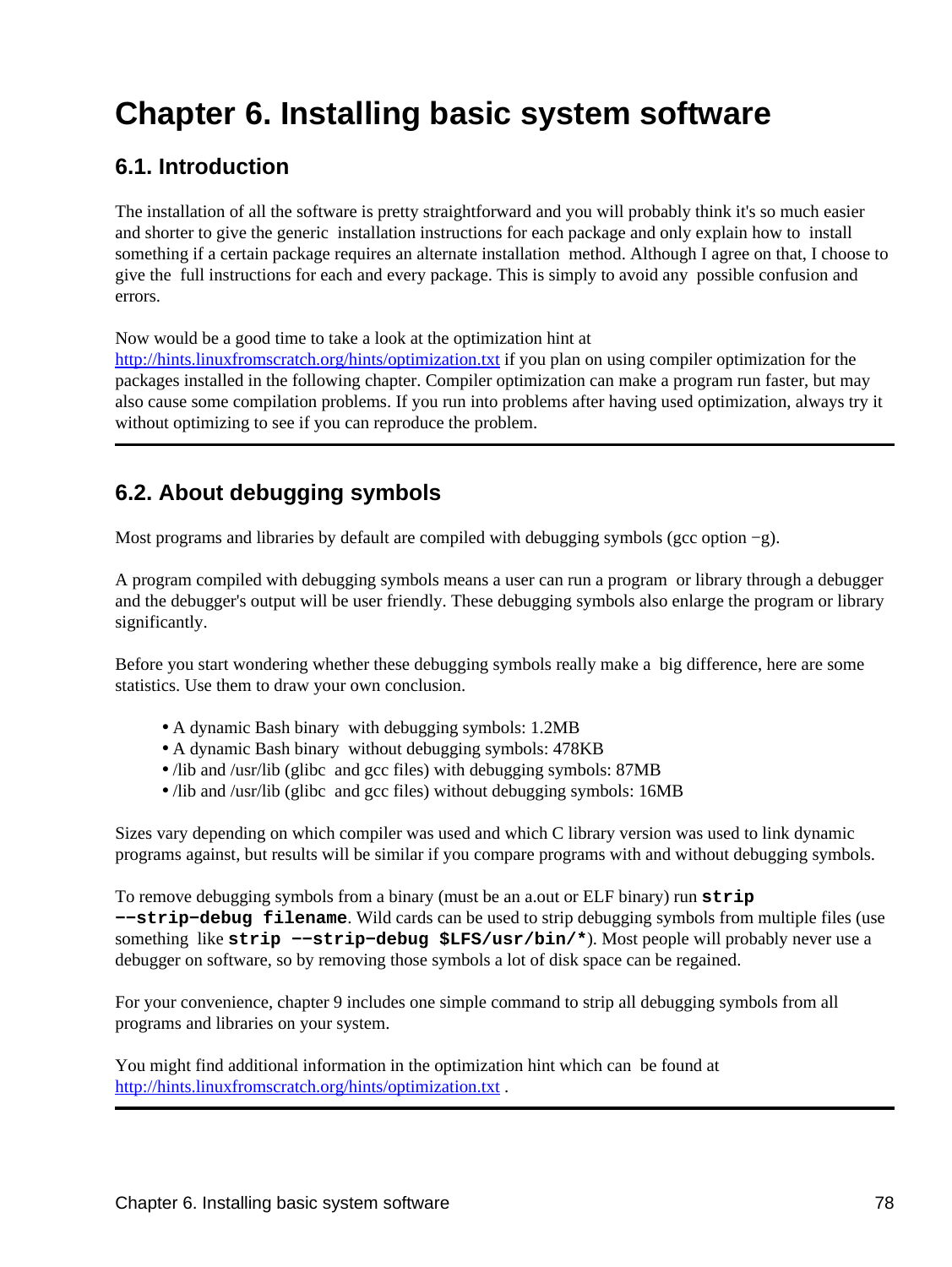# Chapter 6. Installing basic system software

## 6.1. Introduction

The installation of all the software is pretty straightforward and you will probably think it's so much easier and shorter to give the generic installation instructions for each package and only explain how to install something if a certain package requires an alternate installation method. Although I agree on that, I choose to give the full instructions for each and every package. This is simply to avoid any possible confusion and errors.

Now would be a good time to take a look at the optimization hint at http://hints.linuxfromscratch.org/hints/optimization.txt if you plan on using compiler optimization for the packages installed in the following chapter. Compiler optimization can make a program run faster, but may also cause some compilation problems. If you run into problems after having used optimization, always try it without optimizing to see if you can reproduce the problem.

## 6.2. About debugging symbols

Most programs and libraries by default are compiled with debugging symbols (gcc option −g).

A program compiled with debugging symbols means a user can run a program or library through a debugger and the debugger's output will be user friendly. These debugging symbols also enlarge the program or library significantly.

Before you start wondering whether these debugging symbols really make a big difference, here are some statistics. Use them to draw your own conclusion.

- A dynamic Bash binary with debugging symbols: 1.2MB
- A dynamic Bash binary without debugging symbols: 478KB
- /lib and /usr/lib (glibc and gcc files) with debugging symbols: 87MB
- /lib and /usr/lib (glibc and gcc files) without debugging symbols: 16MB

Sizes vary depending on which compiler was used and which C library version was used to link dynamic programs against, but results will be similar if you compare programs with and without debugging symbols.

To remove debugging symbols from a binary (must be an a.out or ELF binary) run **`strip −−strip−debug filename`**. Wild cards can be used to strip debugging symbols from multiple files (use something like **`strip −−strip−debug $LFS/usr/bin/*`**). Most people will probably never use a debugger on software, so by removing those symbols a lot of disk space can be regained.

For your convenience, chapter 9 includes one simple command to strip all debugging symbols from all programs and libraries on your system.

You might find additional information in the optimization hint which can be found at http://hints.linuxfromscratch.org/hints/optimization.txt .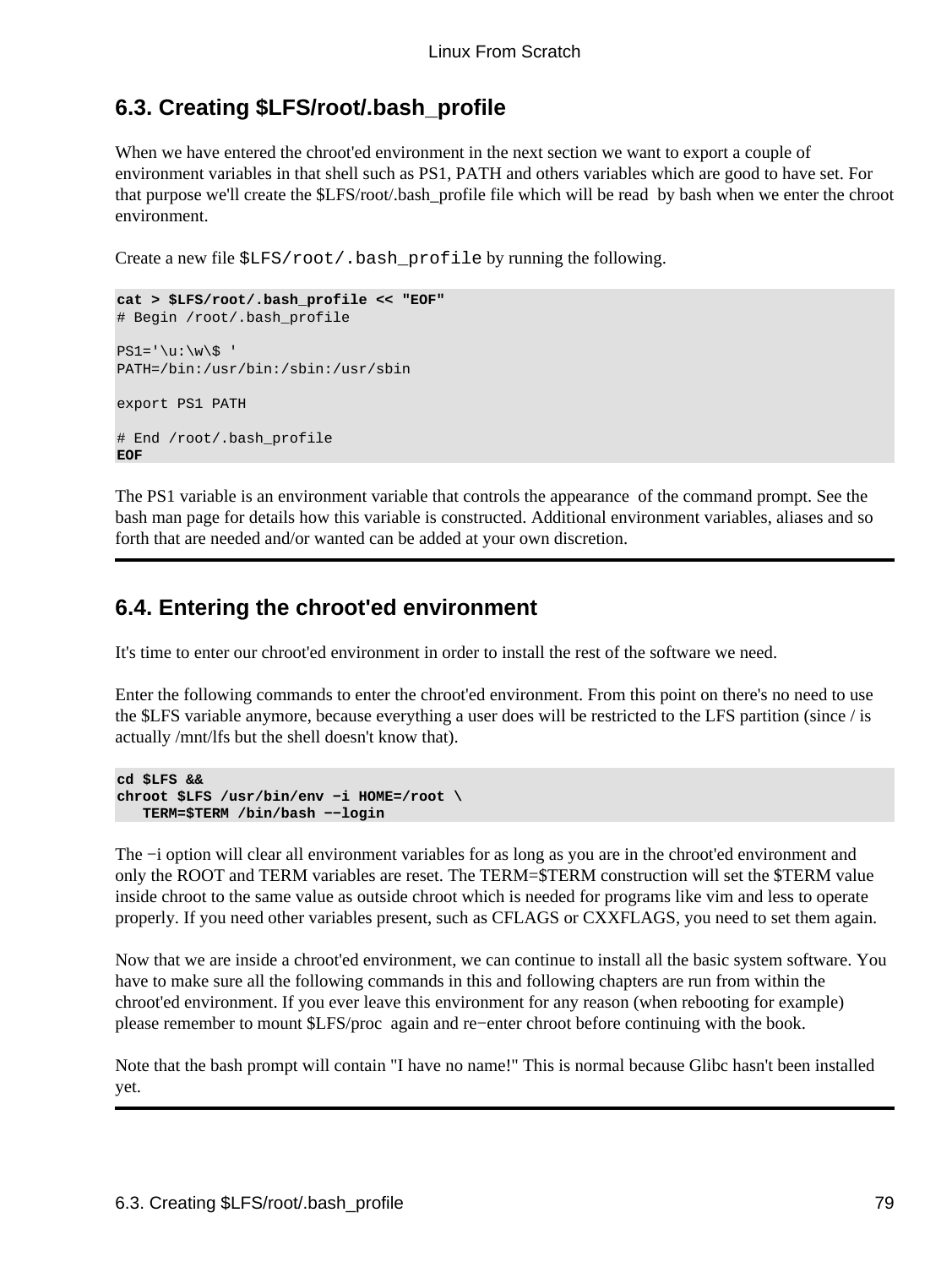## 6.3. Creating $LFS/root/.bash_profile

When we have entered the chroot'ed environment in the next section we want to export a couple of environment variables in that shell such as PS1, PATH and others variables which are good to have set. For that purpose we'll create the $LFS/root/.bash_profile file which will be read by bash when we enter the chroot environment.

Create a new file `$LFS/root/.bash_profile` by running the following.

```
cat > $LFS/root/.bash_profile << "EOF"
# Begin /root/.bash_profile

PS1='\u:\w\$ '
PATH=/bin:/usr/bin:/sbin:/usr/sbin

export PS1 PATH

# End /root/.bash_profile
EOF
```

The PS1 variable is an environment variable that controls the appearance of the command prompt. See the bash man page for details how this variable is constructed. Additional environment variables, aliases and so forth that are needed and/or wanted can be added at your own discretion.

## 6.4. Entering the chroot'ed environment

It's time to enter our chroot'ed environment in order to install the rest of the software we need.

Enter the following commands to enter the chroot'ed environment. From this point on there's no need to use the $LFS variable anymore, because everything a user does will be restricted to the LFS partition (since / is actually /mnt/lfs but the shell doesn't know that).

```
cd $LFS &&
chroot $LFS /usr/bin/env −i HOME=/root \
   TERM=$TERM /bin/bash −−login
```

The −i option will clear all environment variables for as long as you are in the chroot'ed environment and only the ROOT and TERM variables are reset. The TERM=$TERM construction will set the $TERM value inside chroot to the same value as outside chroot which is needed for programs like vim and less to operate properly. If you need other variables present, such as CFLAGS or CXXFLAGS, you need to set them again.

Now that we are inside a chroot'ed environment, we can continue to install all the basic system software. You have to make sure all the following commands in this and following chapters are run from within the chroot'ed environment. If you ever leave this environment for any reason (when rebooting for example) please remember to mount $LFS/proc again and re−enter chroot before continuing with the book.

Note that the bash prompt will contain "I have no name!" This is normal because Glibc hasn't been installed yet.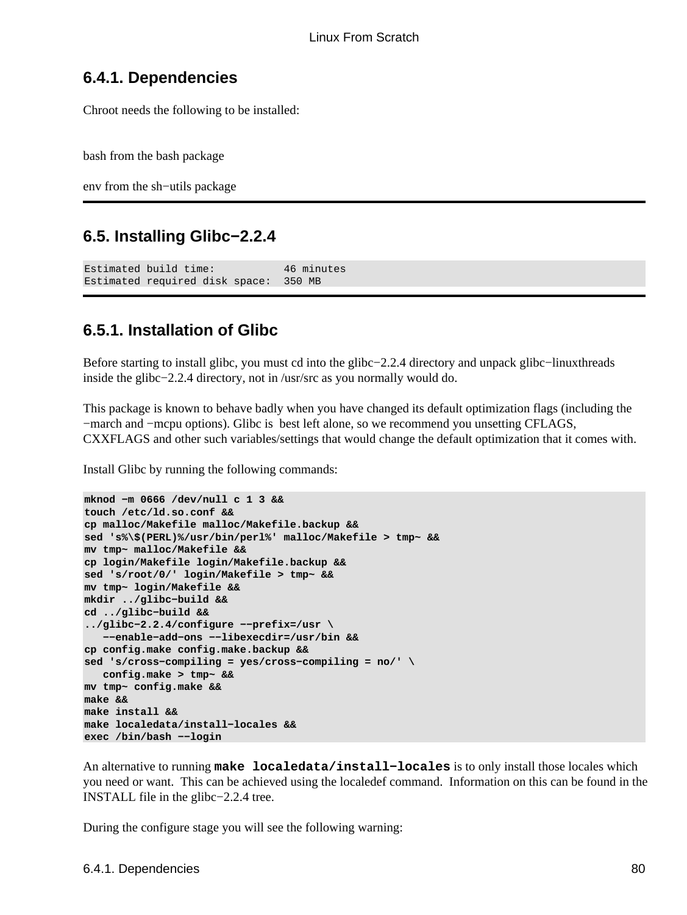### 6.4.1. Dependencies

Chroot needs the following to be installed:

bash from the bash package

env from the sh−utils package

## 6.5. Installing Glibc−2.2.4

```
Estimated build time:          46 minutes
Estimated required disk space:  350 MB
```

### 6.5.1. Installation of Glibc

Before starting to install glibc, you must cd into the glibc−2.2.4 directory and unpack glibc−linuxthreads inside the glibc−2.2.4 directory, not in /usr/src as you normally would do.

This package is known to behave badly when you have changed its default optimization flags (including the −march and −mcpu options). Glibc is best left alone, so we recommend you unsetting CFLAGS, CXXFLAGS and other such variables/settings that would change the default optimization that it comes with.

Install Glibc by running the following commands:

```
mknod -m 0666 /dev/null c 1 3 &&
touch /etc/ld.so.conf &&
cp malloc/Makefile malloc/Makefile.backup &&
sed 's%\$(PERL)%/usr/bin/perl%' malloc/Makefile > tmp~ &&
mv tmp~ malloc/Makefile &&
cp login/Makefile login/Makefile.backup &&
sed 's/root/0/' login/Makefile > tmp~ &&
mv tmp~ login/Makefile &&
mkdir ../glibc-build &&
cd ../glibc-build &&
../glibc-2.2.4/configure --prefix=/usr \
   --enable-add-ons --libexecdir=/usr/bin &&
cp config.make config.make.backup &&
sed 's/cross-compiling = yes/cross-compiling = no/' \
   config.make > tmp~ &&
mv tmp~ config.make &&
make &&
make install &&
make localedata/install-locales &&
exec /bin/bash --login
```

An alternative to running **make localedata/install−locales** is to only install those locales which you need or want. This can be achieved using the localedef command. Information on this can be found in the INSTALL file in the glibc−2.2.4 tree.

During the configure stage you will see the following warning: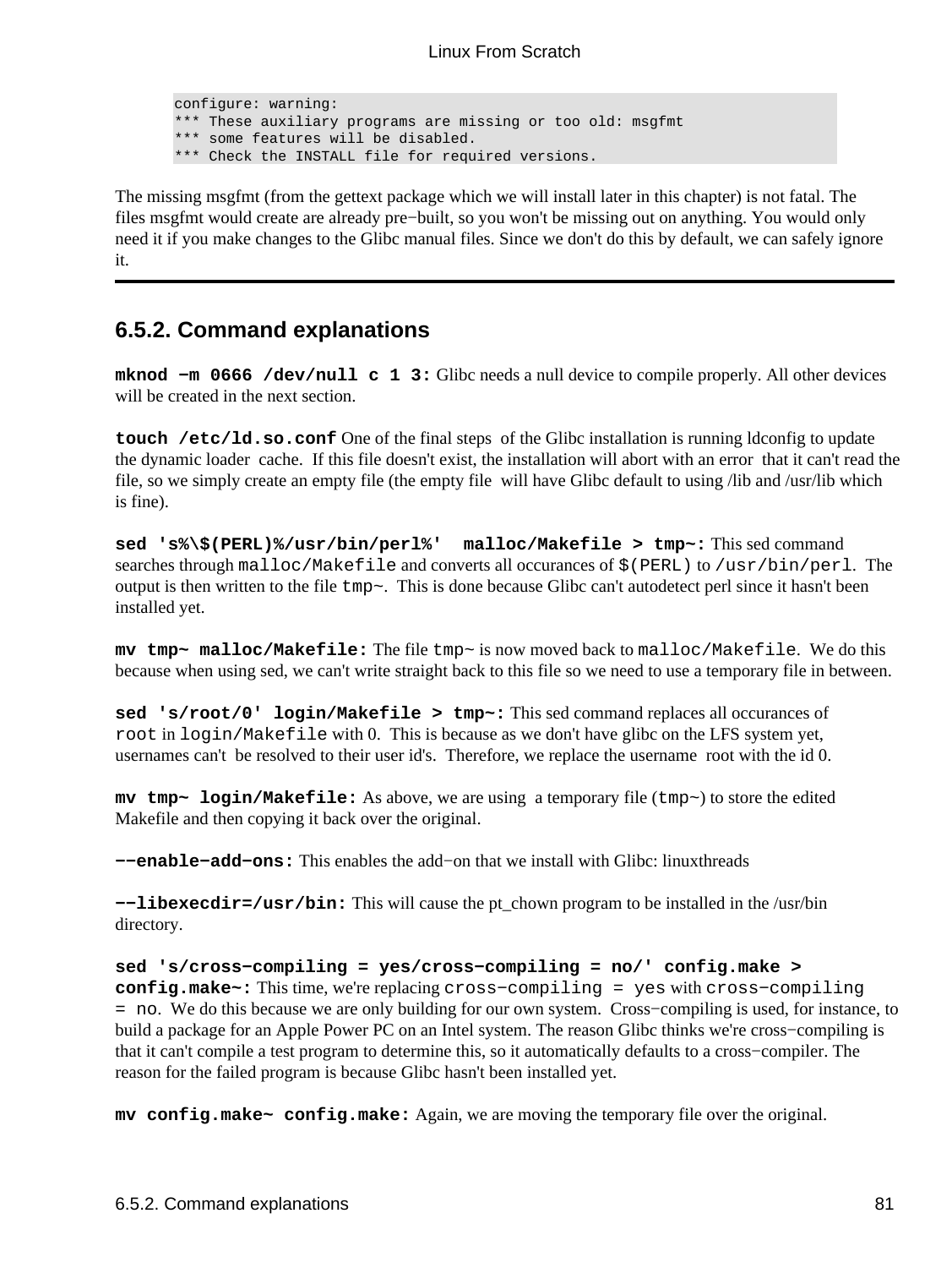```
configure: warning:
*** These auxiliary programs are missing or too old: msgfmt
*** some features will be disabled.
*** Check the INSTALL file for required versions.
```

The missing msgfmt (from the gettext package which we will install later in this chapter) is not fatal. The files msgfmt would create are already pre−built, so you won't be missing out on anything. You would only need it if you make changes to the Glibc manual files. Since we don't do this by default, we can safely ignore it.

## 6.5.2. Command explanations

**`mknod −m 0666 /dev/null c 1 3:`** Glibc needs a null device to compile properly. All other devices will be created in the next section.

**`touch /etc/ld.so.conf`** One of the final steps of the Glibc installation is running ldconfig to update the dynamic loader cache. If this file doesn't exist, the installation will abort with an error that it can't read the file, so we simply create an empty file (the empty file will have Glibc default to using /lib and /usr/lib which is fine).

**`sed 's%\$(PERL)%/usr/bin/perl%'  malloc/Makefile > tmp~:`** This sed command searches through `malloc/Makefile` and converts all occurances of `$(PERL)` to `/usr/bin/perl`. The output is then written to the file `tmp~`. This is done because Glibc can't autodetect perl since it hasn't been installed yet.

**`mv tmp~ malloc/Makefile:`** The file `tmp~` is now moved back to `malloc/Makefile`. We do this because when using sed, we can't write straight back to this file so we need to use a temporary file in between.

**`sed 's/root/0' login/Makefile > tmp~:`** This sed command replaces all occurances of `root` in `login/Makefile` with 0. This is because as we don't have glibc on the LFS system yet, usernames can't be resolved to their user id's. Therefore, we replace the username root with the id 0.

**`mv tmp~ login/Makefile:`** As above, we are using a temporary file (`tmp~`) to store the edited Makefile and then copying it back over the original.

**`−−enable−add−ons:`** This enables the add−on that we install with Glibc: linuxthreads

**`−−libexecdir=/usr/bin:`** This will cause the pt_chown program to be installed in the /usr/bin directory.

**`sed 's/cross−compiling = yes/cross−compiling = no/' config.make > config.make~:`** This time, we're replacing `cross−compiling = yes` with `cross−compiling = no`. We do this because we are only building for our own system. Cross−compiling is used, for instance, to build a package for an Apple Power PC on an Intel system. The reason Glibc thinks we're cross−compiling is that it can't compile a test program to determine this, so it automatically defaults to a cross−compiler. The reason for the failed program is because Glibc hasn't been installed yet.

**`mv config.make~ config.make:`** Again, we are moving the temporary file over the original.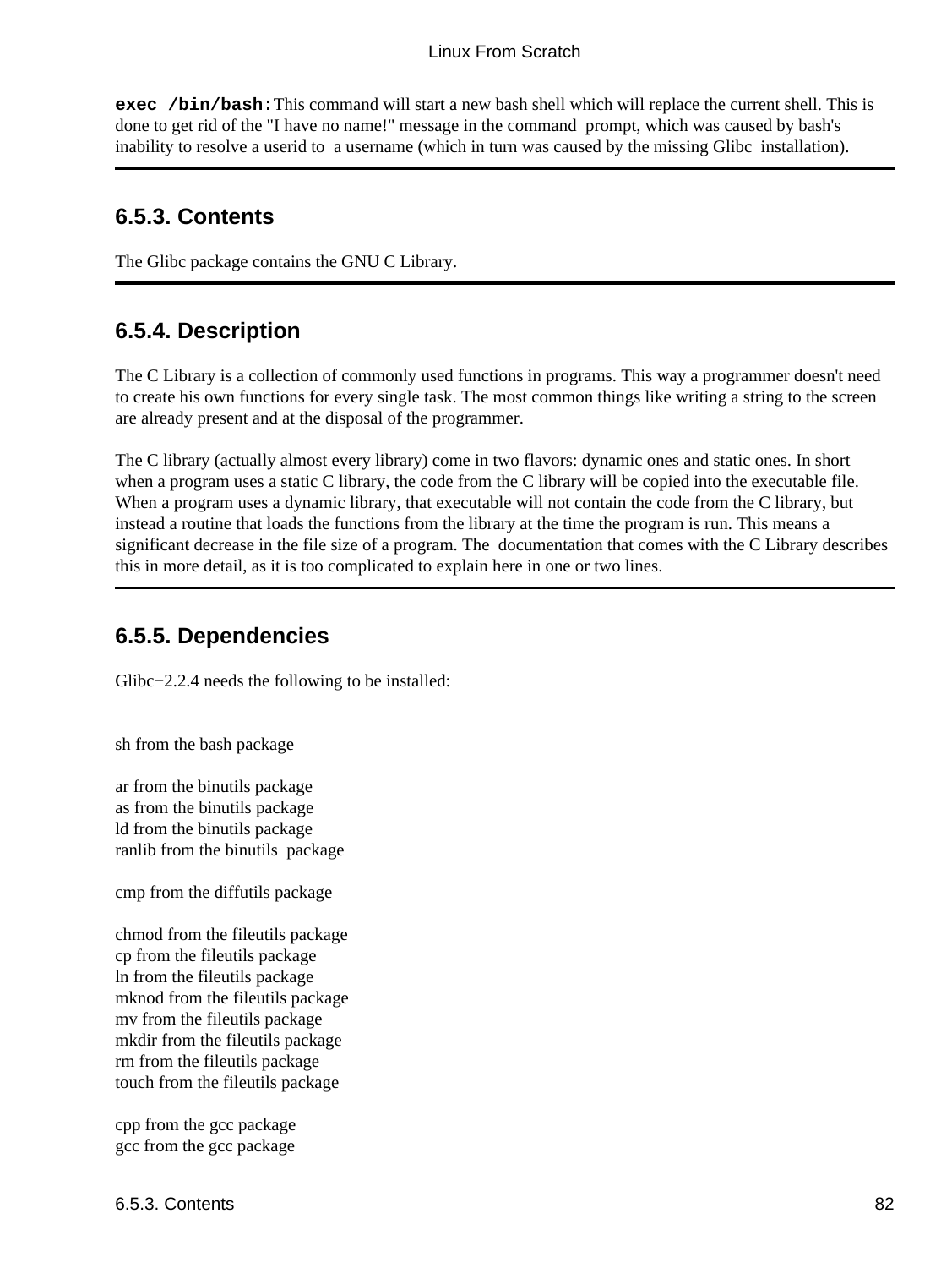**`exec /bin/bash:`** This command will start a new bash shell which will replace the current shell. This is done to get rid of the "I have no name!" message in the command prompt, which was caused by bash's inability to resolve a userid to a username (which in turn was caused by the missing Glibc installation).

## 6.5.3. Contents

The Glibc package contains the GNU C Library.

## 6.5.4. Description

The C Library is a collection of commonly used functions in programs. This way a programmer doesn't need to create his own functions for every single task. The most common things like writing a string to the screen are already present and at the disposal of the programmer.

The C library (actually almost every library) come in two flavors: dynamic ones and static ones. In short when a program uses a static C library, the code from the C library will be copied into the executable file. When a program uses a dynamic library, that executable will not contain the code from the C library, but instead a routine that loads the functions from the library at the time the program is run. This means a significant decrease in the file size of a program. The documentation that comes with the C Library describes this in more detail, as it is too complicated to explain here in one or two lines.

## 6.5.5. Dependencies

Glibc−2.2.4 needs the following to be installed:

sh from the bash package

ar from the binutils package
as from the binutils package
ld from the binutils package
ranlib from the binutils package

cmp from the diffutils package

chmod from the fileutils package
cp from the fileutils package
ln from the fileutils package
mknod from the fileutils package
mv from the fileutils package
mkdir from the fileutils package
rm from the fileutils package
touch from the fileutils package

cpp from the gcc package
gcc from the gcc package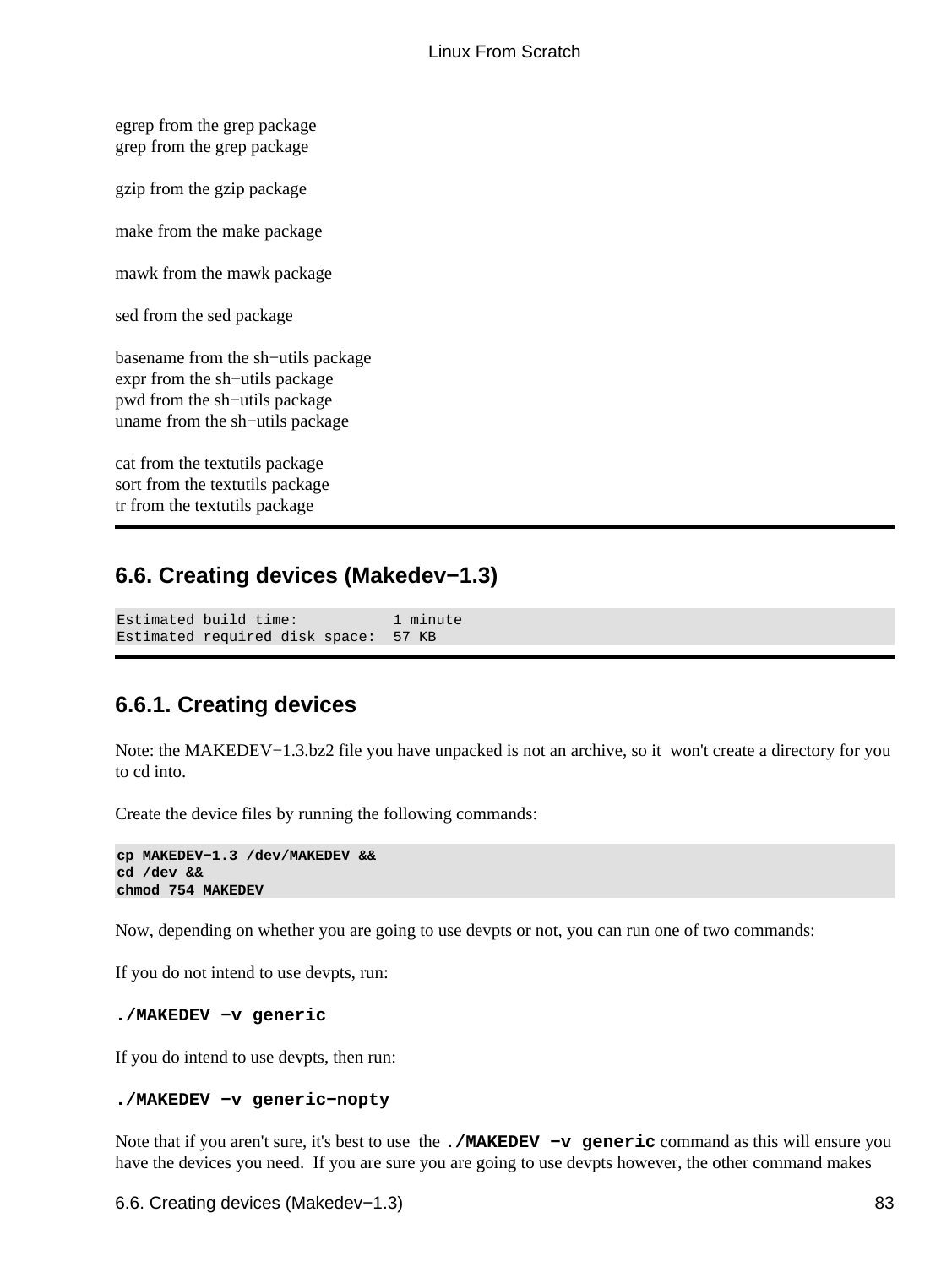egrep from the grep package
grep from the grep package

gzip from the gzip package

make from the make package

mawk from the mawk package

sed from the sed package

basename from the sh−utils package
expr from the sh−utils package
pwd from the sh−utils package
uname from the sh−utils package

cat from the textutils package
sort from the textutils package
tr from the textutils package

## 6.6. Creating devices (Makedev−1.3)

```
Estimated build time:           1 minute
Estimated required disk space:  57 KB
```

### 6.6.1. Creating devices

Note: the MAKEDEV−1.3.bz2 file you have unpacked is not an archive, so it won't create a directory for you to cd into.

Create the device files by running the following commands:

```
cp MAKEDEV−1.3 /dev/MAKEDEV &&
cd /dev &&
chmod 754 MAKEDEV
```

Now, depending on whether you are going to use devpts or not, you can run one of two commands:

If you do not intend to use devpts, run:

```
./MAKEDEV −v generic
```

If you do intend to use devpts, then run:

```
./MAKEDEV −v generic−nopty
```

Note that if you aren't sure, it's best to use the **./MAKEDEV −v generic** command as this will ensure you have the devices you need. If you are sure you are going to use devpts however, the other command makes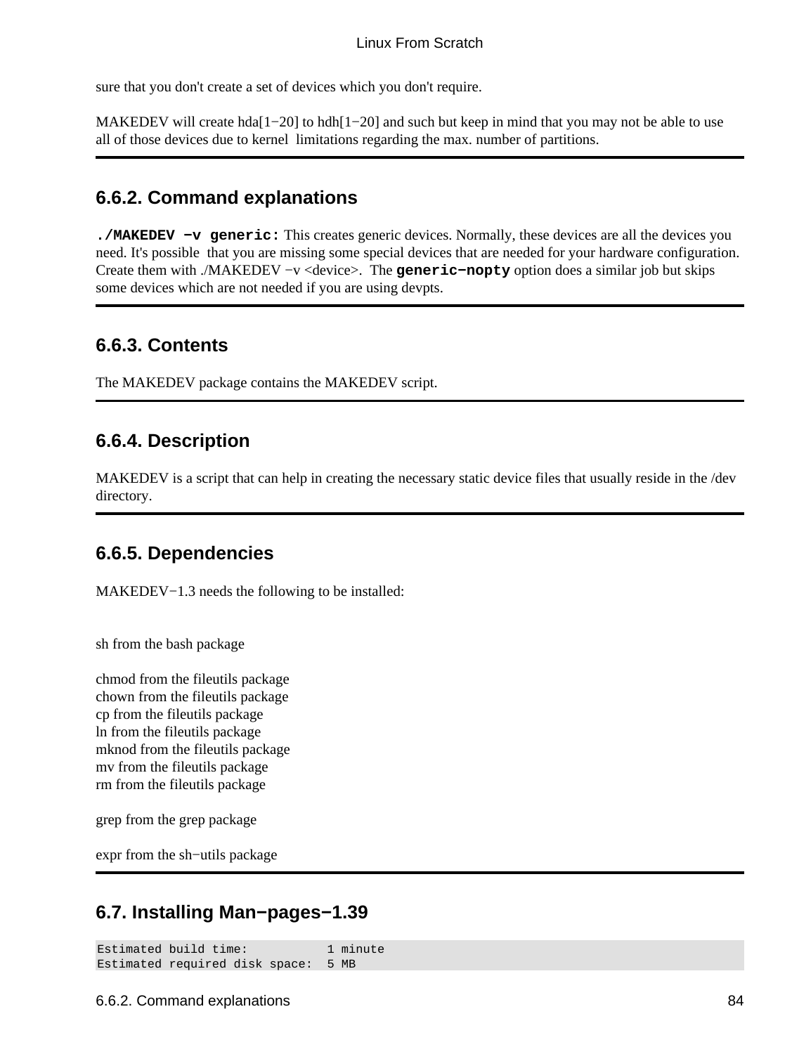sure that you don't create a set of devices which you don't require.

MAKEDEV will create hda[1−20] to hdh[1−20] and such but keep in mind that you may not be able to use all of those devices due to kernel limitations regarding the max. number of partitions.

## 6.6.2. Command explanations

**./MAKEDEV −v generic:** This creates generic devices. Normally, these devices are all the devices you need. It's possible that you are missing some special devices that are needed for your hardware configuration. Create them with ./MAKEDEV −v <device>. The **generic−nopty** option does a similar job but skips some devices which are not needed if you are using devpts.

## 6.6.3. Contents

The MAKEDEV package contains the MAKEDEV script.

## 6.6.4. Description

MAKEDEV is a script that can help in creating the necessary static device files that usually reside in the /dev directory.

## 6.6.5. Dependencies

MAKEDEV−1.3 needs the following to be installed:

sh from the bash package

chmod from the fileutils package
chown from the fileutils package
cp from the fileutils package
ln from the fileutils package
mknod from the fileutils package
mv from the fileutils package
rm from the fileutils package

grep from the grep package

expr from the sh−utils package

## 6.7. Installing Man−pages−1.39

```
Estimated build time:           1 minute
Estimated required disk space:  5 MB
```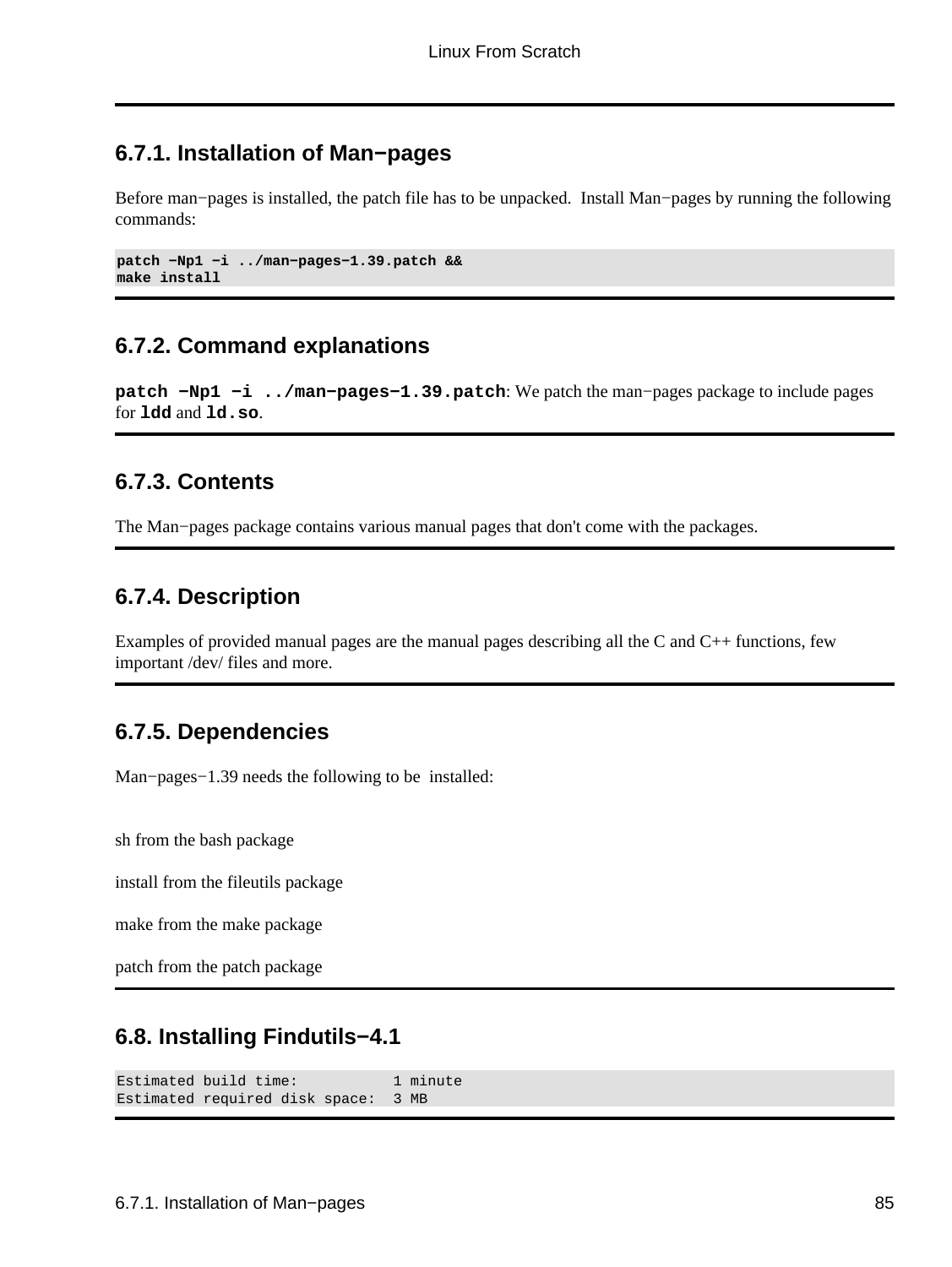### 6.7.1. Installation of Man−pages

Before man−pages is installed, the patch file has to be unpacked. Install Man−pages by running the following commands:

```
patch −Np1 −i ../man−pages−1.39.patch &&
make install
```

### 6.7.2. Command explanations

**patch −Np1 −i ../man−pages−1.39.patch**: We patch the man−pages package to include pages for **ldd** and **ld.so**.

### 6.7.3. Contents

The Man−pages package contains various manual pages that don't come with the packages.

### 6.7.4. Description

Examples of provided manual pages are the manual pages describing all the C and C++ functions, few important /dev/ files and more.

### 6.7.5. Dependencies

Man−pages−1.39 needs the following to be installed:

sh from the bash package

install from the fileutils package

make from the make package

patch from the patch package

## 6.8. Installing Findutils−4.1

```
Estimated build time:           1 minute
Estimated required disk space:  3 MB
```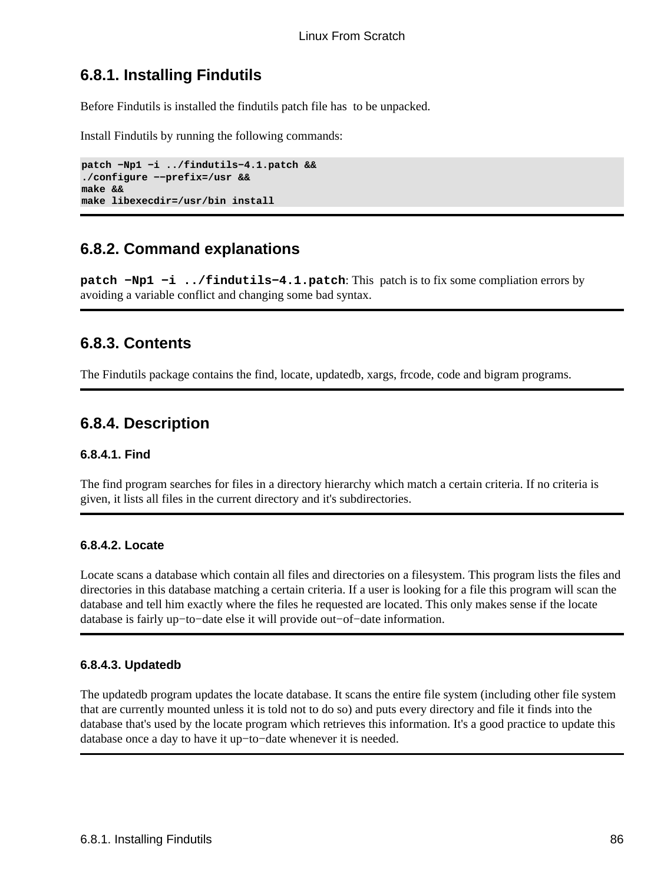## 6.8.1. Installing Findutils

Before Findutils is installed the findutils patch file has to be unpacked.

Install Findutils by running the following commands:

```
patch -Np1 -i ../findutils-4.1.patch &&
./configure --prefix=/usr &&
make &&
make libexecdir=/usr/bin install
```

## 6.8.2. Command explanations

**patch -Np1 -i ../findutils-4.1.patch**: This patch is to fix some compliation errors by avoiding a variable conflict and changing some bad syntax.

## 6.8.3. Contents

The Findutils package contains the find, locate, updatedb, xargs, frcode, code and bigram programs.

## 6.8.4. Description

### 6.8.4.1. Find

The find program searches for files in a directory hierarchy which match a certain criteria. If no criteria is given, it lists all files in the current directory and it's subdirectories.

### 6.8.4.2. Locate

Locate scans a database which contain all files and directories on a filesystem. This program lists the files and directories in this database matching a certain criteria. If a user is looking for a file this program will scan the database and tell him exactly where the files he requested are located. This only makes sense if the locate database is fairly up−to−date else it will provide out−of−date information.

### 6.8.4.3. Updatedb

The updatedb program updates the locate database. It scans the entire file system (including other file system that are currently mounted unless it is told not to do so) and puts every directory and file it finds into the database that's used by the locate program which retrieves this information. It's a good practice to update this database once a day to have it up−to−date whenever it is needed.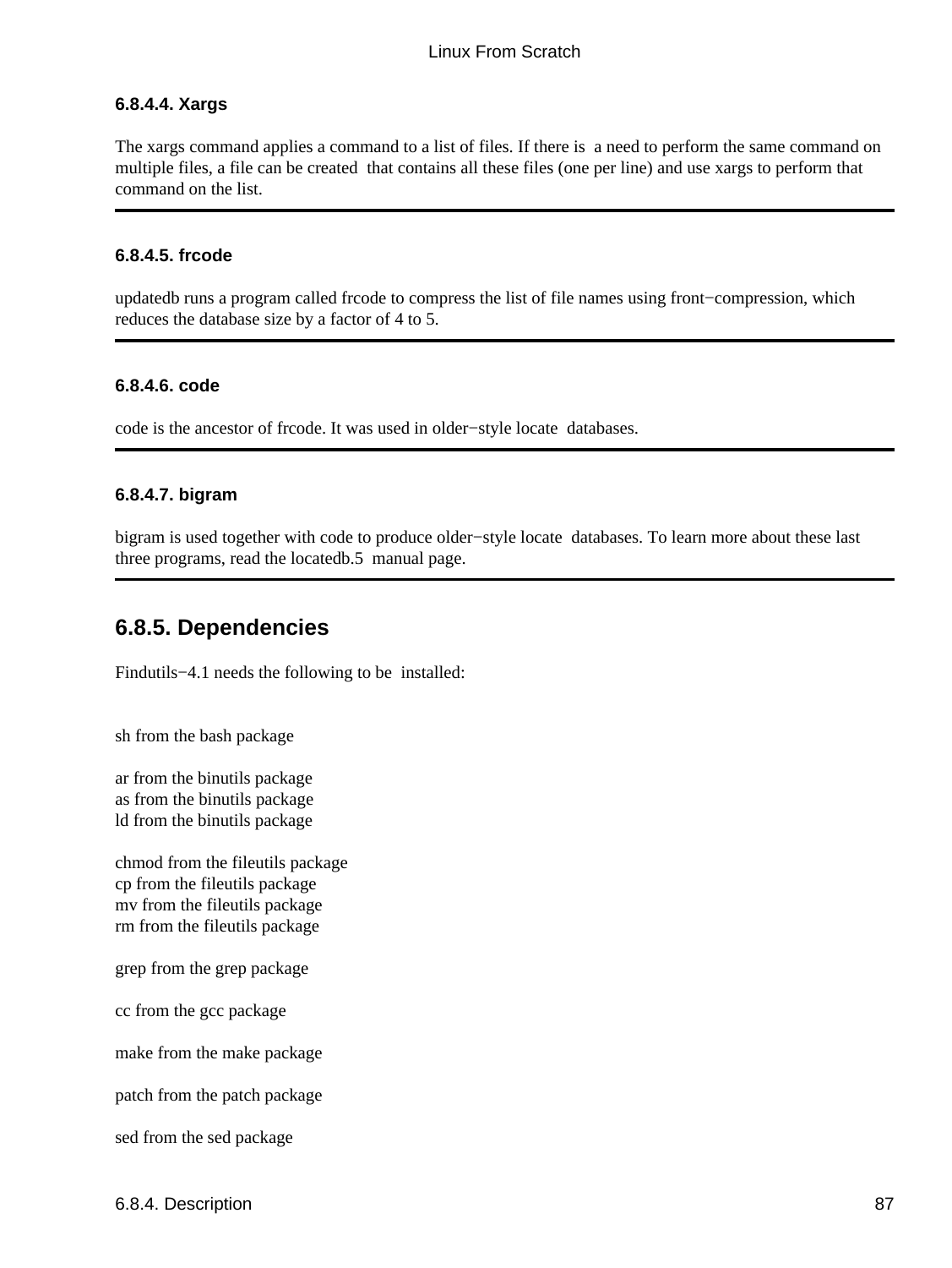#### 6.8.4.4. Xargs

The xargs command applies a command to a list of files. If there is a need to perform the same command on multiple files, a file can be created that contains all these files (one per line) and use xargs to perform that command on the list.

---

#### 6.8.4.5. frcode

updatedb runs a program called frcode to compress the list of file names using front−compression, which reduces the database size by a factor of 4 to 5.

---

#### 6.8.4.6. code

code is the ancestor of frcode. It was used in older−style locate databases.

---

#### 6.8.4.7. bigram

bigram is used together with code to produce older−style locate databases. To learn more about these last three programs, read the locatedb.5 manual page.

---

## 6.8.5. Dependencies

Findutils−4.1 needs the following to be installed:

sh from the bash package

ar from the binutils package
as from the binutils package
ld from the binutils package

chmod from the fileutils package
cp from the fileutils package
mv from the fileutils package
rm from the fileutils package

grep from the grep package

cc from the gcc package

make from the make package

patch from the patch package

sed from the sed package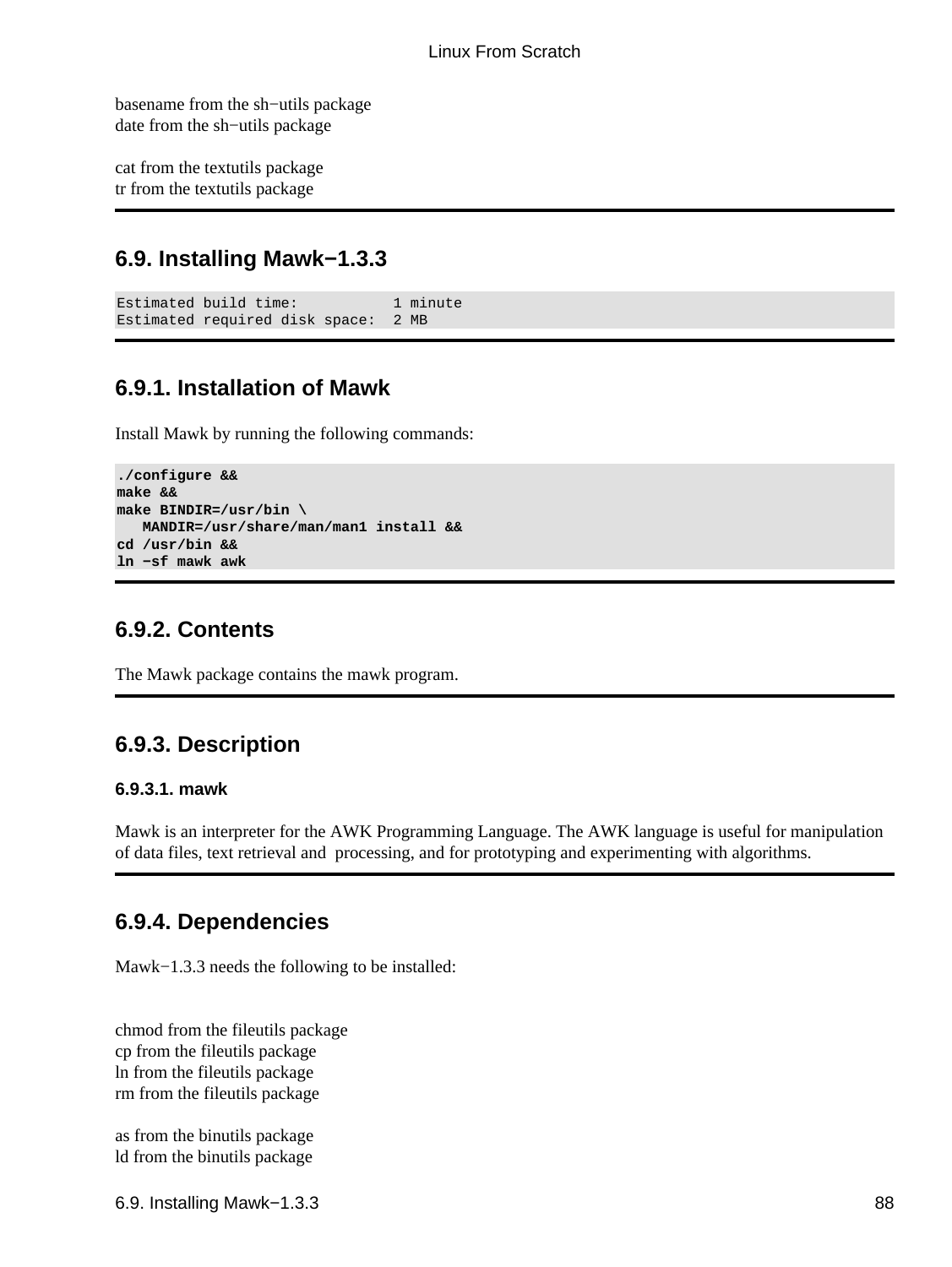basename from the sh−utils package
date from the sh−utils package

cat from the textutils package
tr from the textutils package

## 6.9. Installing Mawk−1.3.3

```
Estimated build time:           1 minute
Estimated required disk space:  2 MB
```

### 6.9.1. Installation of Mawk

Install Mawk by running the following commands:

```
./configure &&
make &&
make BINDIR=/usr/bin \
   MANDIR=/usr/share/man/man1 install &&
cd /usr/bin &&
ln −sf mawk awk
```

### 6.9.2. Contents

The Mawk package contains the mawk program.

### 6.9.3. Description

#### 6.9.3.1. mawk

Mawk is an interpreter for the AWK Programming Language. The AWK language is useful for manipulation of data files, text retrieval and processing, and for prototyping and experimenting with algorithms.

### 6.9.4. Dependencies

Mawk−1.3.3 needs the following to be installed:

chmod from the fileutils package
cp from the fileutils package
ln from the fileutils package
rm from the fileutils package

as from the binutils package
ld from the binutils package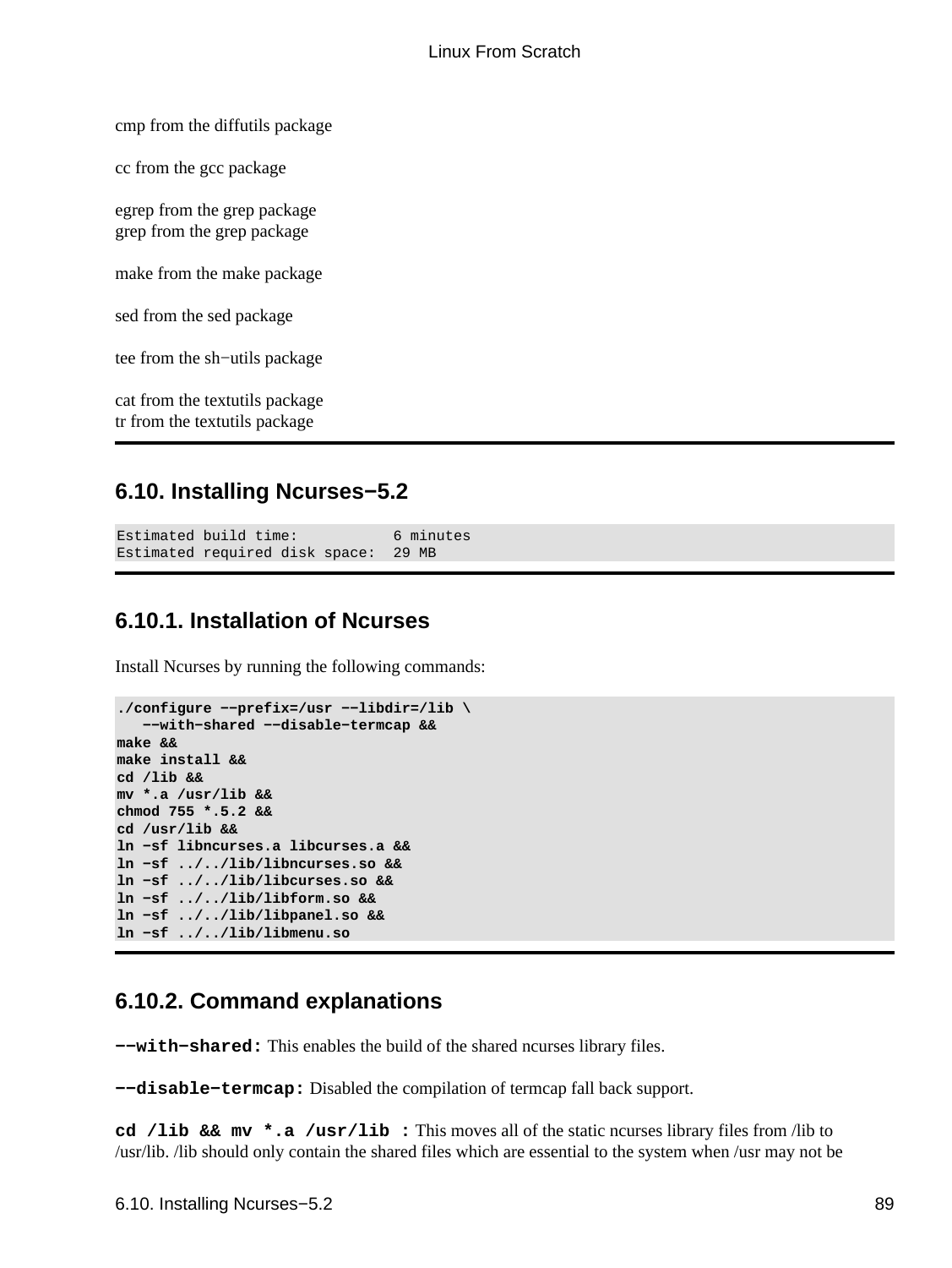cmp from the diffutils package

cc from the gcc package

egrep from the grep package
grep from the grep package

make from the make package

sed from the sed package

tee from the sh−utils package

cat from the textutils package
tr from the textutils package

## 6.10. Installing Ncurses−5.2

```
Estimated build time:           6 minutes
Estimated required disk space:  29 MB
```

### 6.10.1. Installation of Ncurses

Install Ncurses by running the following commands:

```
./configure −−prefix=/usr −−libdir=/lib \
   −−with−shared −−disable−termcap &&
make &&
make install &&
cd /lib &&
mv *.a /usr/lib &&
chmod 755 *.5.2 &&
cd /usr/lib &&
ln −sf libncurses.a libcurses.a &&
ln −sf ../../lib/libncurses.so &&
ln −sf ../../lib/libcurses.so &&
ln −sf ../../lib/libform.so &&
ln −sf ../../lib/libpanel.so &&
ln −sf ../../lib/libmenu.so
```

### 6.10.2. Command explanations

**`−−with−shared:`** This enables the build of the shared ncurses library files.

**`−−disable−termcap:`** Disabled the compilation of termcap fall back support.

**`cd /lib && mv *.a /usr/lib :`** This moves all of the static ncurses library files from /lib to /usr/lib. /lib should only contain the shared files which are essential to the system when /usr may not be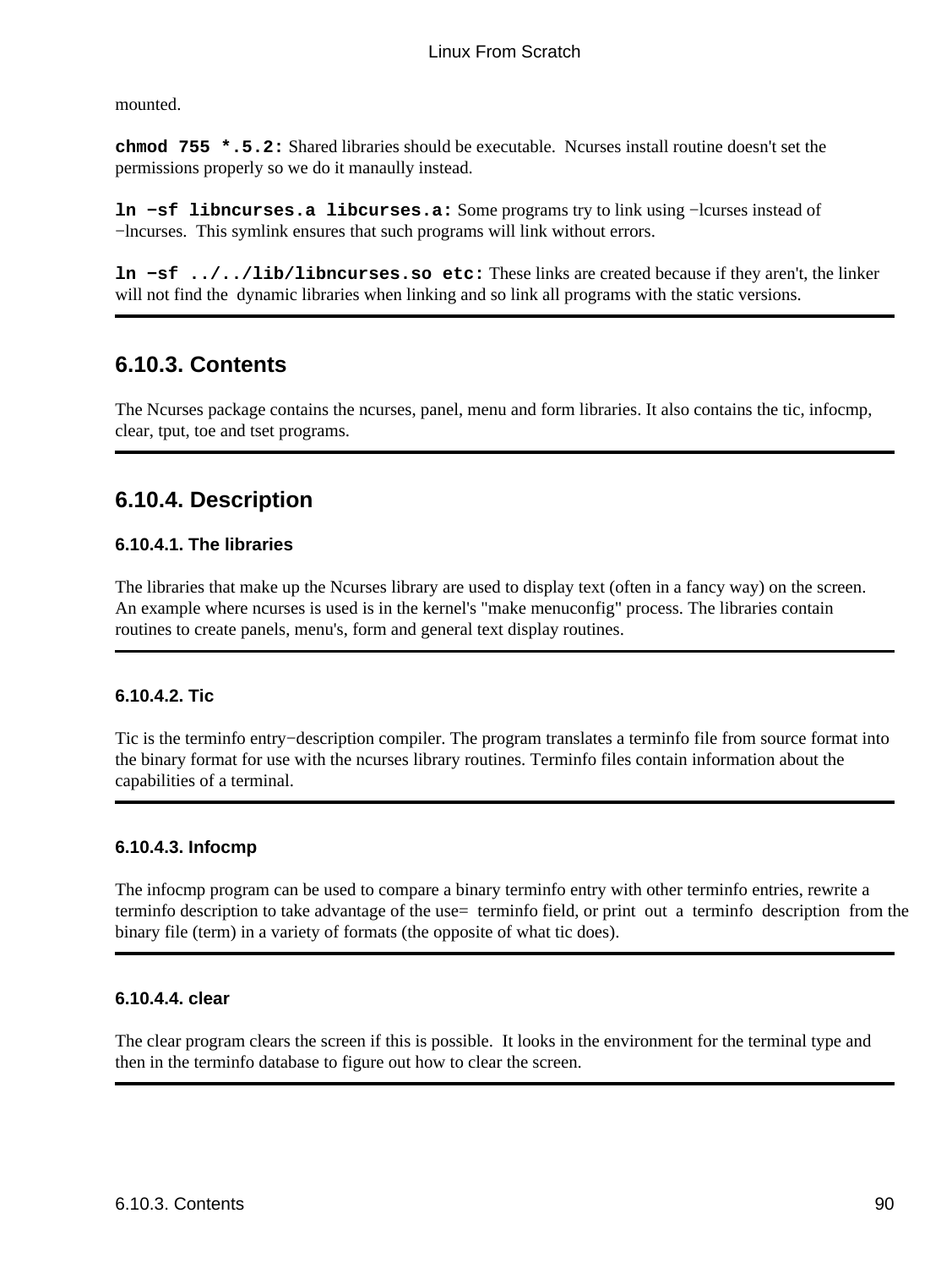mounted.

**chmod 755 *.5.2:** Shared libraries should be executable. Ncurses install routine doesn't set the permissions properly so we do it manaully instead.

**ln −sf libncurses.a libcurses.a:** Some programs try to link using −lcurses instead of −lncurses. This symlink ensures that such programs will link without errors.

**ln −sf ../../lib/libncurses.so etc:** These links are created because if they aren't, the linker will not find the dynamic libraries when linking and so link all programs with the static versions.

---

## 6.10.3. Contents

The Ncurses package contains the ncurses, panel, menu and form libraries. It also contains the tic, infocmp, clear, tput, toe and tset programs.

---

## 6.10.4. Description

### 6.10.4.1. The libraries

The libraries that make up the Ncurses library are used to display text (often in a fancy way) on the screen. An example where ncurses is used is in the kernel's "make menuconfig" process. The libraries contain routines to create panels, menu's, form and general text display routines.

---

### 6.10.4.2. Tic

Tic is the terminfo entry−description compiler. The program translates a terminfo file from source format into the binary format for use with the ncurses library routines. Terminfo files contain information about the capabilities of a terminal.

---

### 6.10.4.3. Infocmp

The infocmp program can be used to compare a binary terminfo entry with other terminfo entries, rewrite a terminfo description to take advantage of the use= terminfo field, or print out a terminfo description from the binary file (term) in a variety of formats (the opposite of what tic does).

---

### 6.10.4.4. clear

The clear program clears the screen if this is possible. It looks in the environment for the terminal type and then in the terminfo database to figure out how to clear the screen.

---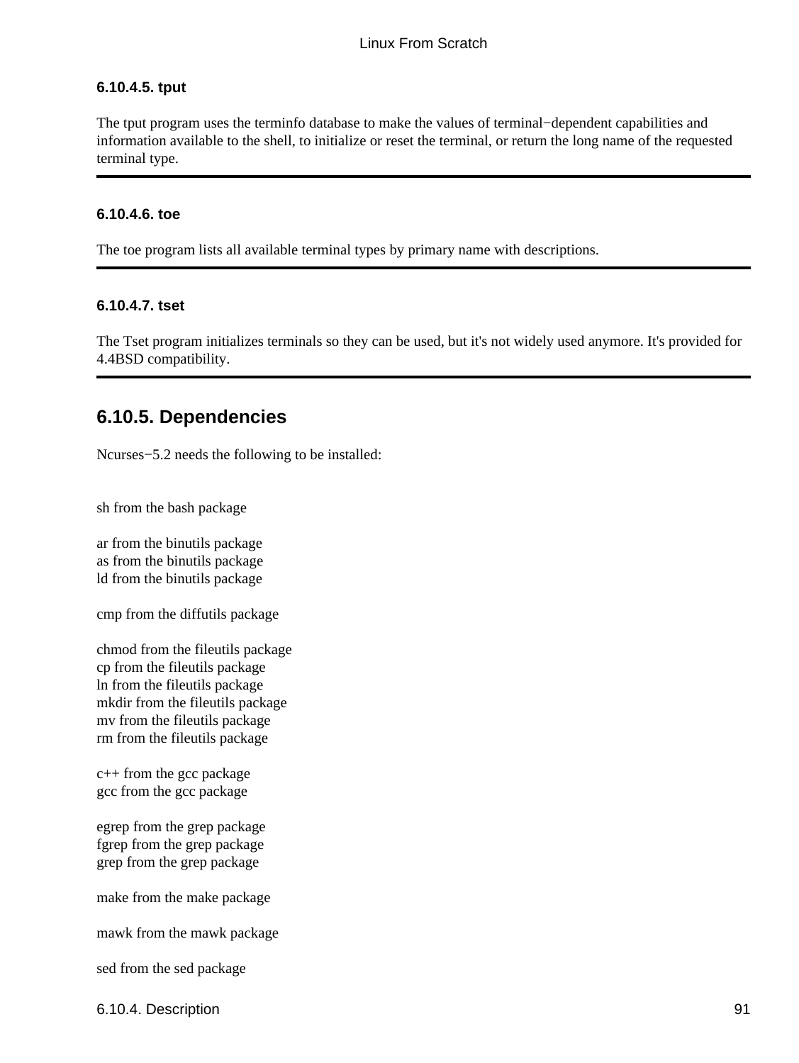#### 6.10.4.5. tput

The tput program uses the terminfo database to make the values of terminal−dependent capabilities and information available to the shell, to initialize or reset the terminal, or return the long name of the requested terminal type.

---

#### 6.10.4.6. toe

The toe program lists all available terminal types by primary name with descriptions.

---

#### 6.10.4.7. tset

The Tset program initializes terminals so they can be used, but it's not widely used anymore. It's provided for 4.4BSD compatibility.

---

### 6.10.5. Dependencies

Ncurses−5.2 needs the following to be installed:

```
sh from the bash package

ar from the binutils package
as from the binutils package
ld from the binutils package

cmp from the diffutils package

chmod from the fileutils package
cp from the fileutils package
ln from the fileutils package
mkdir from the fileutils package
mv from the fileutils package
rm from the fileutils package

c++ from the gcc package
gcc from the gcc package

egrep from the grep package
fgrep from the grep package
grep from the grep package

make from the make package

mawk from the mawk package

sed from the sed package
```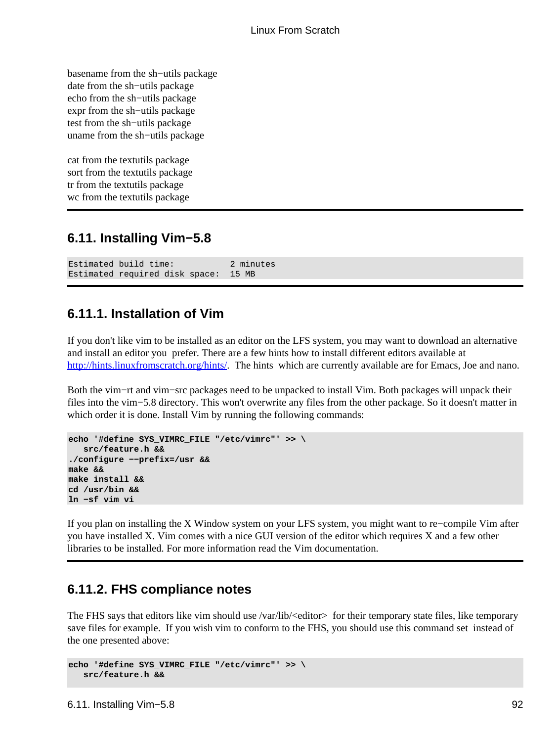basename from the sh−utils package
date from the sh−utils package
echo from the sh−utils package
expr from the sh−utils package
test from the sh−utils package
uname from the sh−utils package

cat from the textutils package
sort from the textutils package
tr from the textutils package
wc from the textutils package

## 6.11. Installing Vim−5.8

```
Estimated build time:           2 minutes
Estimated required disk space:  15 MB
```

### 6.11.1. Installation of Vim

If you don't like vim to be installed as an editor on the LFS system, you may want to download an alternative and install an editor you prefer. There are a few hints how to install different editors available at [http://hints.linuxfromscratch.org/hints/](http://hints.linuxfromscratch.org/hints/). The hints which are currently available are for Emacs, Joe and nano.

Both the vim−rt and vim−src packages need to be unpacked to install Vim. Both packages will unpack their files into the vim−5.8 directory. This won't overwrite any files from the other package. So it doesn't matter in which order it is done. Install Vim by running the following commands:

```
echo '#define SYS_VIMRC_FILE "/etc/vimrc"' >> \
   src/feature.h &&
./configure −−prefix=/usr &&
make &&
make install &&
cd /usr/bin &&
ln −sf vim vi
```

If you plan on installing the X Window system on your LFS system, you might want to re−compile Vim after you have installed X. Vim comes with a nice GUI version of the editor which requires X and a few other libraries to be installed. For more information read the Vim documentation.

### 6.11.2. FHS compliance notes

The FHS says that editors like vim should use /var/lib/<editor> for their temporary state files, like temporary save files for example. If you wish vim to conform to the FHS, you should use this command set instead of the one presented above:

```
echo '#define SYS_VIMRC_FILE "/etc/vimrc"' >> \
   src/feature.h &&
```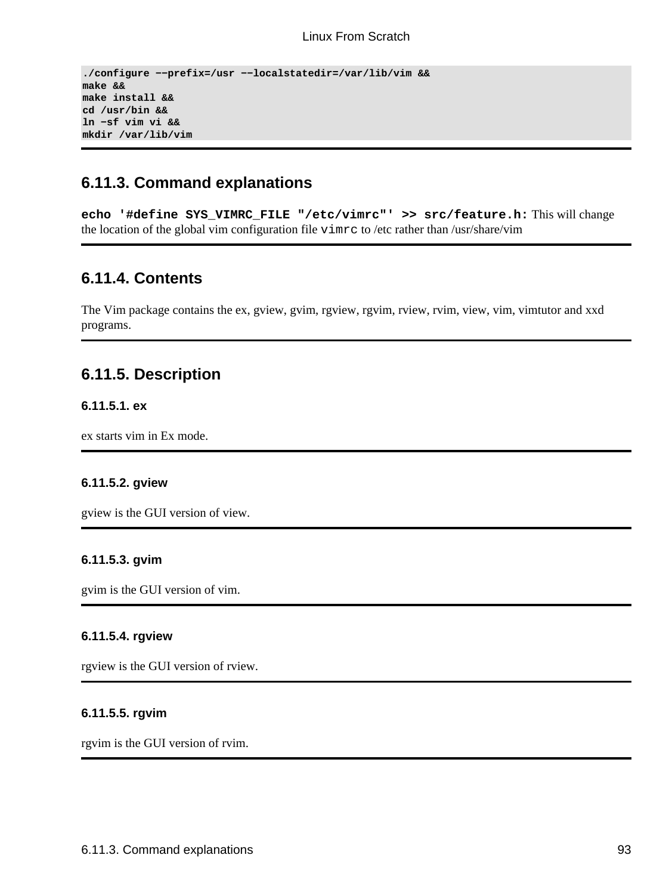```
./configure --prefix=/usr --localstatedir=/var/lib/vim &&
make &&
make install &&
cd /usr/bin &&
ln -sf vim vi &&
mkdir /var/lib/vim
```

## 6.11.3. Command explanations

**`echo '#define SYS_VIMRC_FILE "/etc/vimrc"' >> src/feature.h:`** This will change the location of the global vim configuration file `vimrc` to /etc rather than /usr/share/vim

## 6.11.4. Contents

The Vim package contains the ex, gview, gvim, rgview, rgvim, rview, rvim, view, vim, vimtutor and xxd programs.

## 6.11.5. Description

### 6.11.5.1. ex

ex starts vim in Ex mode.

### 6.11.5.2. gview

gview is the GUI version of view.

### 6.11.5.3. gvim

gvim is the GUI version of vim.

### 6.11.5.4. rgview

rgview is the GUI version of rview.

### 6.11.5.5. rgvim

rgvim is the GUI version of rvim.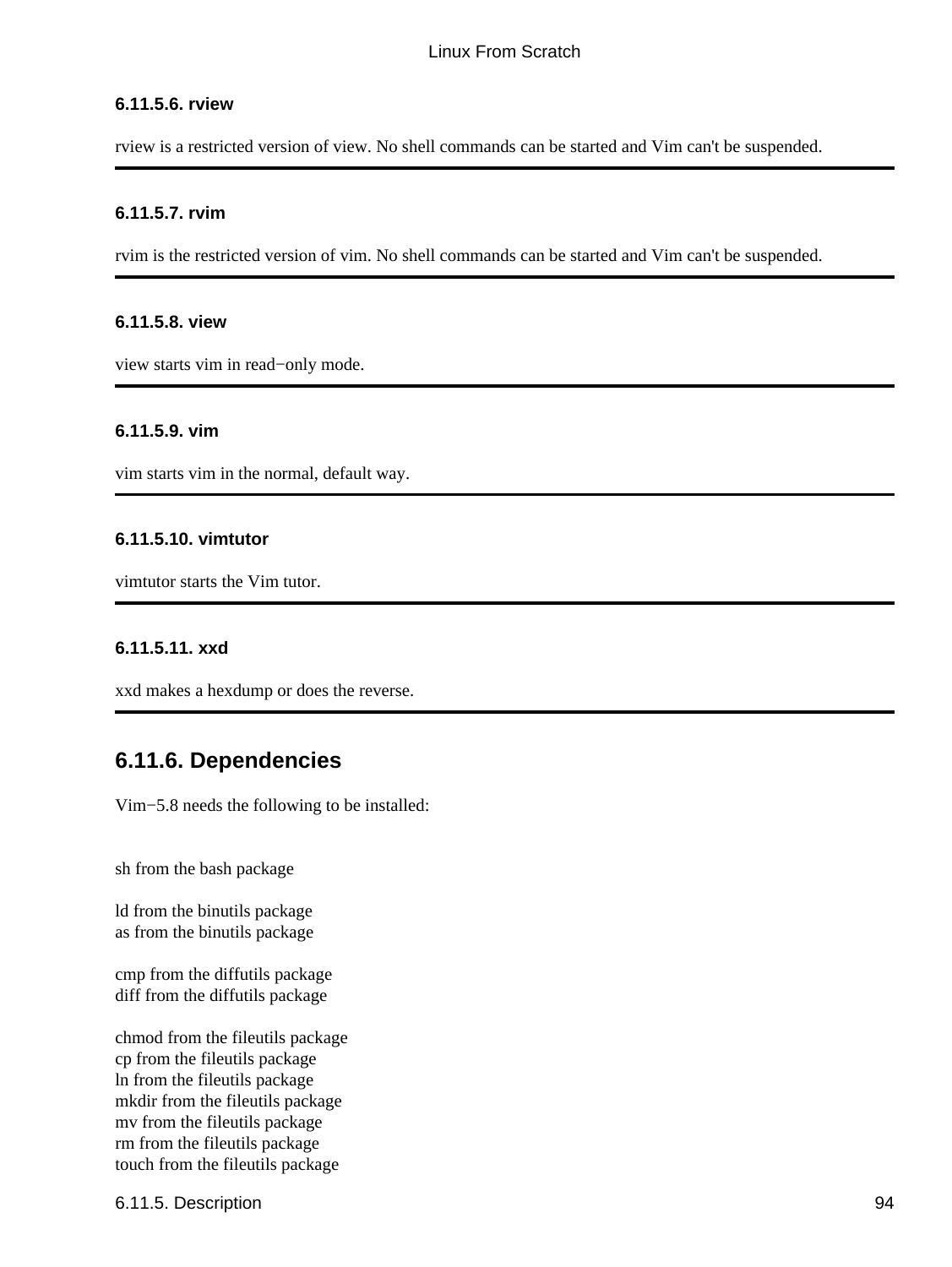#### 6.11.5.6. rview

rview is a restricted version of view. No shell commands can be started and Vim can't be suspended.

---

#### 6.11.5.7. rvim

rvim is the restricted version of vim. No shell commands can be started and Vim can't be suspended.

---

#### 6.11.5.8. view

view starts vim in read−only mode.

---

#### 6.11.5.9. vim

vim starts vim in the normal, default way.

---

#### 6.11.5.10. vimtutor

vimtutor starts the Vim tutor.

---

#### 6.11.5.11. xxd

xxd makes a hexdump or does the reverse.

---

## 6.11.6. Dependencies

Vim−5.8 needs the following to be installed:

sh from the bash package

ld from the binutils package
as from the binutils package

cmp from the diffutils package
diff from the diffutils package

chmod from the fileutils package
cp from the fileutils package
ln from the fileutils package
mkdir from the fileutils package
mv from the fileutils package
rm from the fileutils package
touch from the fileutils package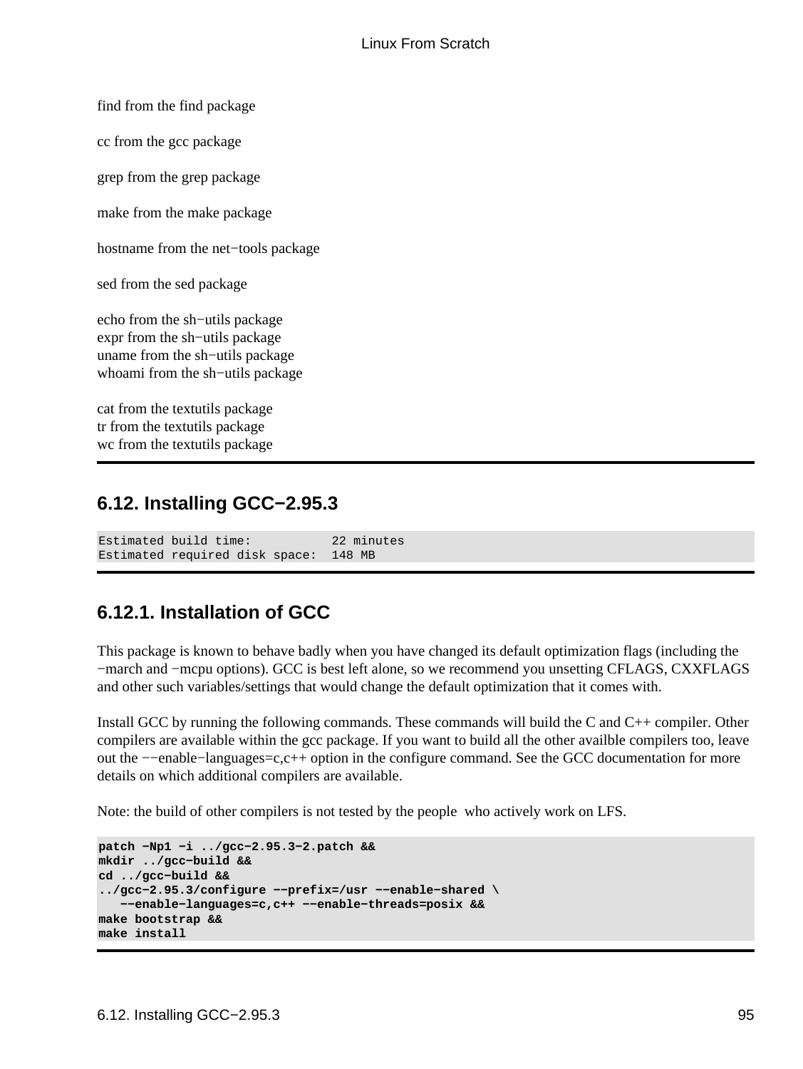find from the find package

cc from the gcc package

grep from the grep package

make from the make package

hostname from the net−tools package

sed from the sed package

echo from the sh−utils package
expr from the sh−utils package
uname from the sh−utils package
whoami from the sh−utils package

cat from the textutils package
tr from the textutils package
wc from the textutils package

## 6.12. Installing GCC−2.95.3

```
Estimated build time:           22 minutes
Estimated required disk space:  148 MB
```

### 6.12.1. Installation of GCC

This package is known to behave badly when you have changed its default optimization flags (including the −march and −mcpu options). GCC is best left alone, so we recommend you unsetting CFLAGS, CXXFLAGS and other such variables/settings that would change the default optimization that it comes with.

Install GCC by running the following commands. These commands will build the C and C++ compiler. Other compilers are available within the gcc package. If you want to build all the other availble compilers too, leave out the −−enable−languages=c,c++ option in the configure command. See the GCC documentation for more details on which additional compilers are available.

Note: the build of other compilers is not tested by the people who actively work on LFS.

```
patch −Np1 −i ../gcc−2.95.3−2.patch &&
mkdir ../gcc−build &&
cd ../gcc−build &&
../gcc−2.95.3/configure −−prefix=/usr −−enable−shared \
   −−enable−languages=c,c++ −−enable−threads=posix &&
make bootstrap &&
make install
```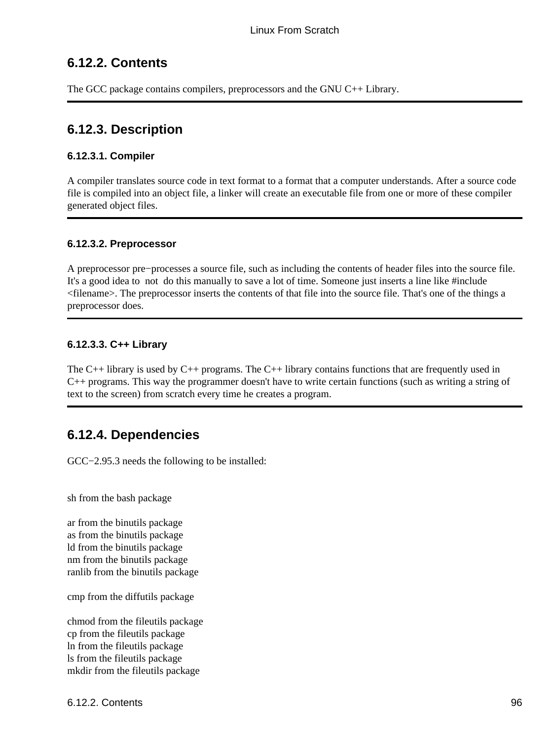## 6.12.2. Contents

The GCC package contains compilers, preprocessors and the GNU C++ Library.

## 6.12.3. Description

### 6.12.3.1. Compiler

A compiler translates source code in text format to a format that a computer understands. After a source code file is compiled into an object file, a linker will create an executable file from one or more of these compiler generated object files.

### 6.12.3.2. Preprocessor

A preprocessor pre−processes a source file, such as including the contents of header files into the source file. It's a good idea to not do this manually to save a lot of time. Someone just inserts a line like #include <filename>. The preprocessor inserts the contents of that file into the source file. That's one of the things a preprocessor does.

### 6.12.3.3. C++ Library

The C++ library is used by C++ programs. The C++ library contains functions that are frequently used in C++ programs. This way the programmer doesn't have to write certain functions (such as writing a string of text to the screen) from scratch every time he creates a program.

## 6.12.4. Dependencies

GCC−2.95.3 needs the following to be installed:

sh from the bash package

ar from the binutils package
as from the binutils package
ld from the binutils package
nm from the binutils package
ranlib from the binutils package

cmp from the diffutils package

chmod from the fileutils package
cp from the fileutils package
ln from the fileutils package
ls from the fileutils package
mkdir from the fileutils package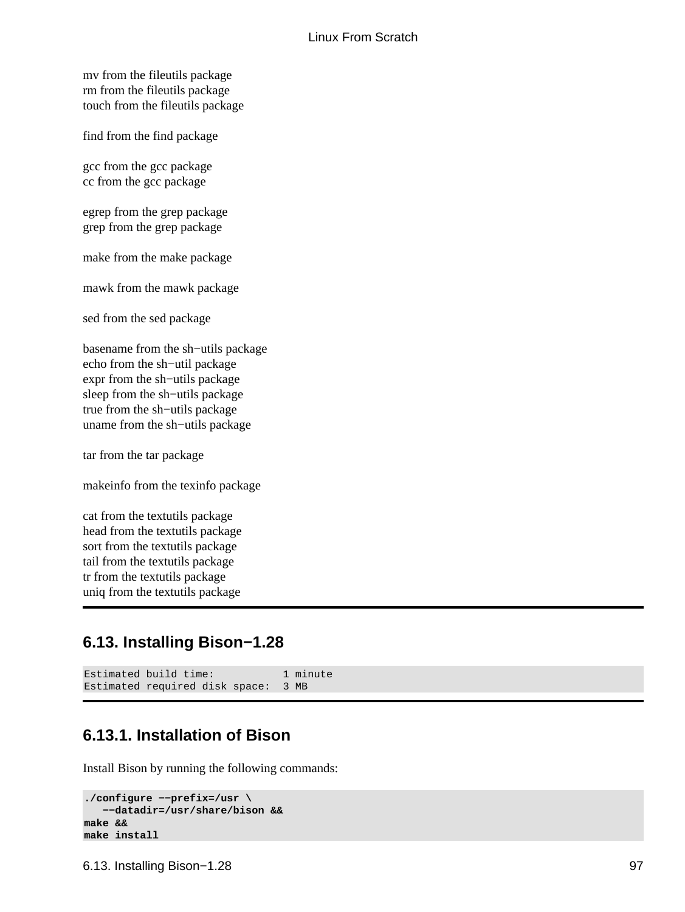mv from the fileutils package
rm from the fileutils package
touch from the fileutils package

find from the find package

gcc from the gcc package
cc from the gcc package

egrep from the grep package
grep from the grep package

make from the make package

mawk from the mawk package

sed from the sed package

basename from the sh−utils package
echo from the sh−util package
expr from the sh−utils package
sleep from the sh−utils package
true from the sh−utils package
uname from the sh−utils package

tar from the tar package

makeinfo from the texinfo package

cat from the textutils package
head from the textutils package
sort from the textutils package
tail from the textutils package
tr from the textutils package
uniq from the textutils package

## 6.13. Installing Bison−1.28

```
Estimated build time:           1 minute
Estimated required disk space:  3 MB
```

### 6.13.1. Installation of Bison

Install Bison by running the following commands:

```
./configure −−prefix=/usr \
   −−datadir=/usr/share/bison &&
make &&
make install
```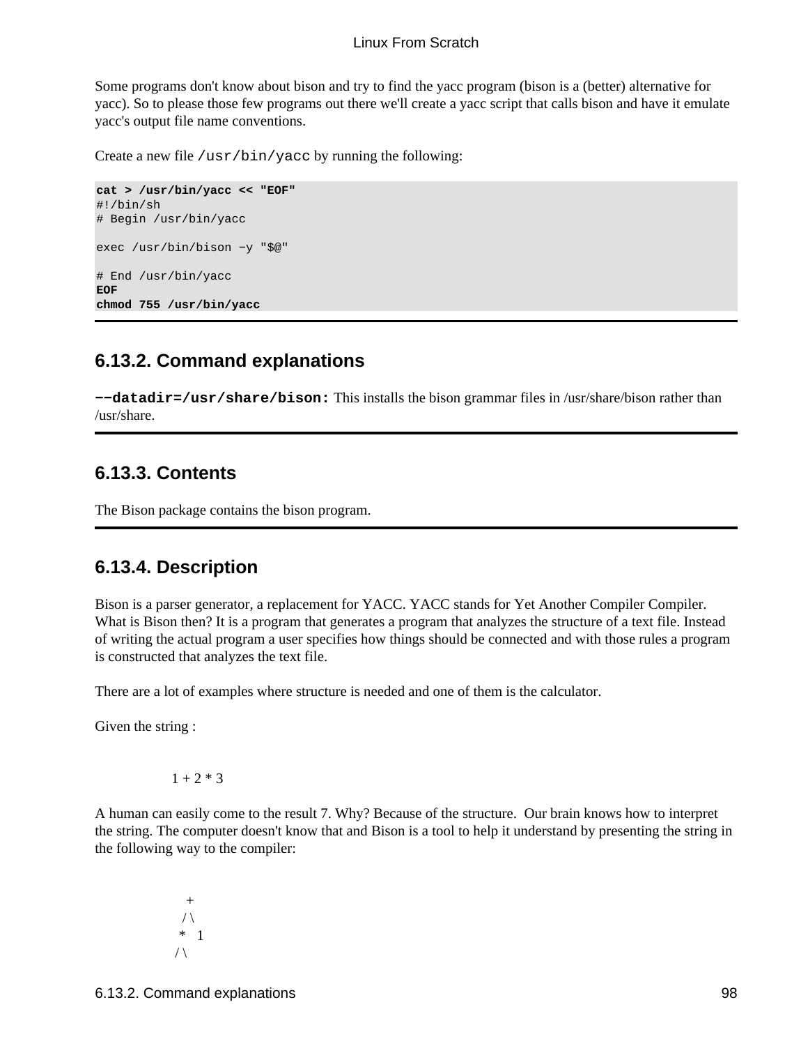Some programs don't know about bison and try to find the yacc program (bison is a (better) alternative for yacc). So to please those few programs out there we'll create a yacc script that calls bison and have it emulate yacc's output file name conventions.

Create a new file `/usr/bin/yacc` by running the following:

```
cat > /usr/bin/yacc << "EOF"
#!/bin/sh
# Begin /usr/bin/yacc

exec /usr/bin/bison −y "$@"

# End /usr/bin/yacc
EOF
chmod 755 /usr/bin/yacc
```

## 6.13.2. Command explanations

**−−datadir=/usr/share/bison:** This installs the bison grammar files in /usr/share/bison rather than /usr/share.

## 6.13.3. Contents

The Bison package contains the bison program.

## 6.13.4. Description

Bison is a parser generator, a replacement for YACC. YACC stands for Yet Another Compiler Compiler. What is Bison then? It is a program that generates a program that analyzes the structure of a text file. Instead of writing the actual program a user specifies how things should be connected and with those rules a program is constructed that analyzes the text file.

There are a lot of examples where structure is needed and one of them is the calculator.

Given the string :

```
1 + 2 * 3
```

A human can easily come to the result 7. Why? Because of the structure. Our brain knows how to interpret the string. The computer doesn't know that and Bison is a tool to help it understand by presenting the string in the following way to the compiler:

```
    +
   / \
  *   1
 / \
```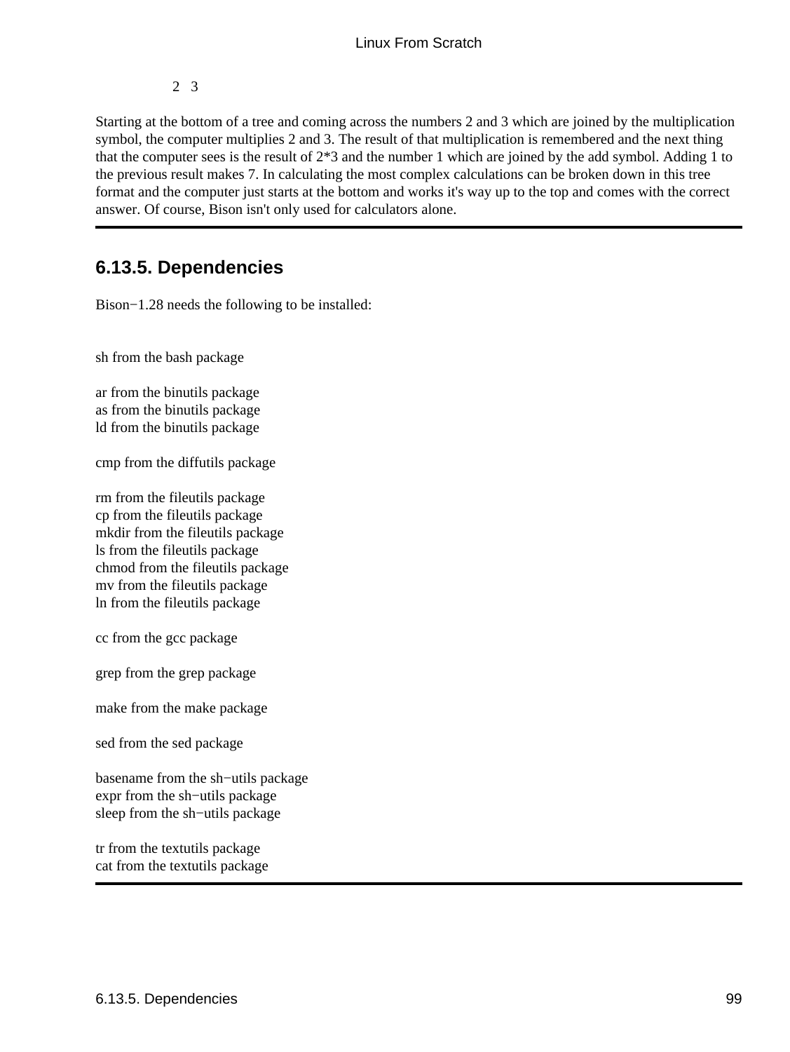```
  2   3
```

Starting at the bottom of a tree and coming across the numbers 2 and 3 which are joined by the multiplication symbol, the computer multiplies 2 and 3. The result of that multiplication is remembered and the next thing that the computer sees is the result of 2*3 and the number 1 which are joined by the add symbol. Adding 1 to the previous result makes 7. In calculating the most complex calculations can be broken down in this tree format and the computer just starts at the bottom and works it's way up to the top and comes with the correct answer. Of course, Bison isn't only used for calculators alone.

---

## 6.13.5. Dependencies

Bison−1.28 needs the following to be installed:

sh from the bash package

ar from the binutils package
as from the binutils package
ld from the binutils package

cmp from the diffutils package

rm from the fileutils package
cp from the fileutils package
mkdir from the fileutils package
ls from the fileutils package
chmod from the fileutils package
mv from the fileutils package
ln from the fileutils package

cc from the gcc package

grep from the grep package

make from the make package

sed from the sed package

basename from the sh−utils package
expr from the sh−utils package
sleep from the sh−utils package

tr from the textutils package
cat from the textutils package

---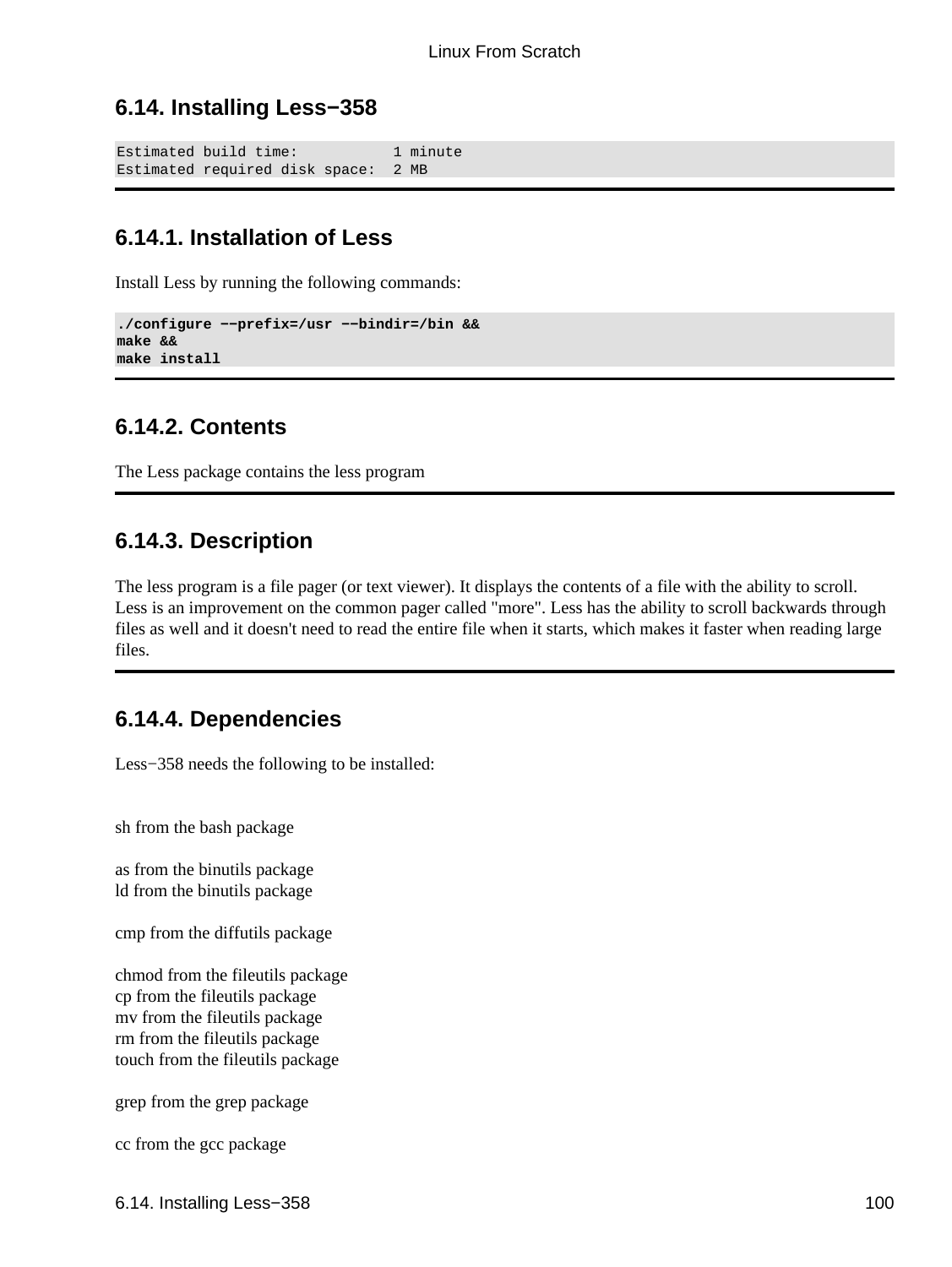## 6.14. Installing Less−358

```
Estimated build time:           1 minute
Estimated required disk space:  2 MB
```

### 6.14.1. Installation of Less

Install Less by running the following commands:

```
./configure −−prefix=/usr −−bindir=/bin &&
make &&
make install
```

### 6.14.2. Contents

The Less package contains the less program

### 6.14.3. Description

The less program is a file pager (or text viewer). It displays the contents of a file with the ability to scroll. Less is an improvement on the common pager called "more". Less has the ability to scroll backwards through files as well and it doesn't need to read the entire file when it starts, which makes it faster when reading large files.

### 6.14.4. Dependencies

Less−358 needs the following to be installed:

sh from the bash package

as from the binutils package  
ld from the binutils package

cmp from the diffutils package

chmod from the fileutils package  
cp from the fileutils package  
mv from the fileutils package  
rm from the fileutils package  
touch from the fileutils package

grep from the grep package

cc from the gcc package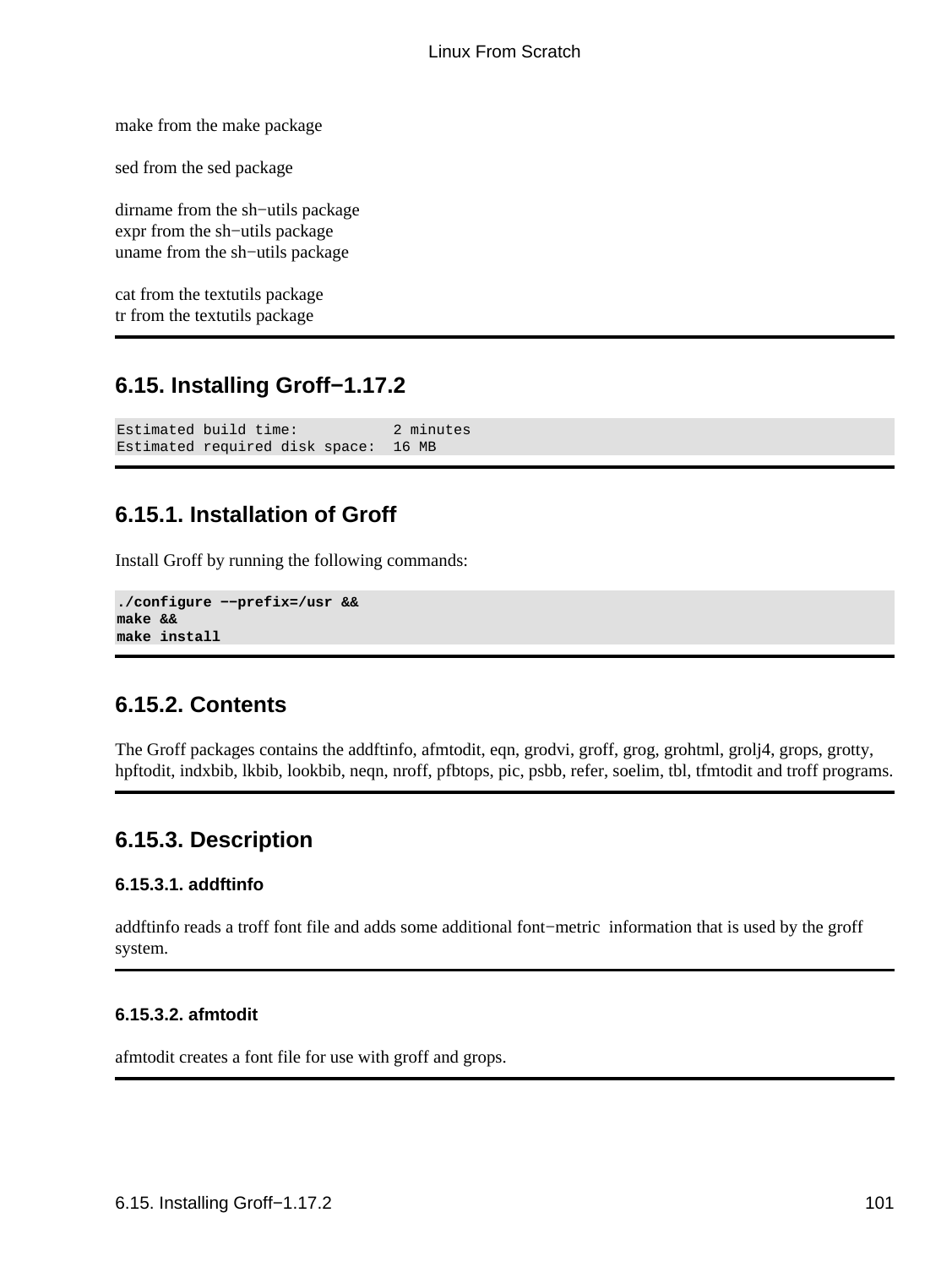make from the make package

sed from the sed package

dirname from the sh−utils package
expr from the sh−utils package
uname from the sh−utils package

cat from the textutils package
tr from the textutils package

## 6.15. Installing Groff−1.17.2

```
Estimated build time:           2 minutes
Estimated required disk space:  16 MB
```

### 6.15.1. Installation of Groff

Install Groff by running the following commands:

```
./configure −−prefix=/usr &&
make &&
make install
```

### 6.15.2. Contents

The Groff packages contains the addftinfo, afmtodit, eqn, grodvi, groff, grog, grohtml, grolj4, grops, grotty, hpftodit, indxbib, lkbib, lookbib, neqn, nroff, pfbtops, pic, psbb, refer, soelim, tbl, tfmtodit and troff programs.

### 6.15.3. Description

#### 6.15.3.1. addftinfo

addftinfo reads a troff font file and adds some additional font−metric information that is used by the groff system.

#### 6.15.3.2. afmtodit

afmtodit creates a font file for use with groff and grops.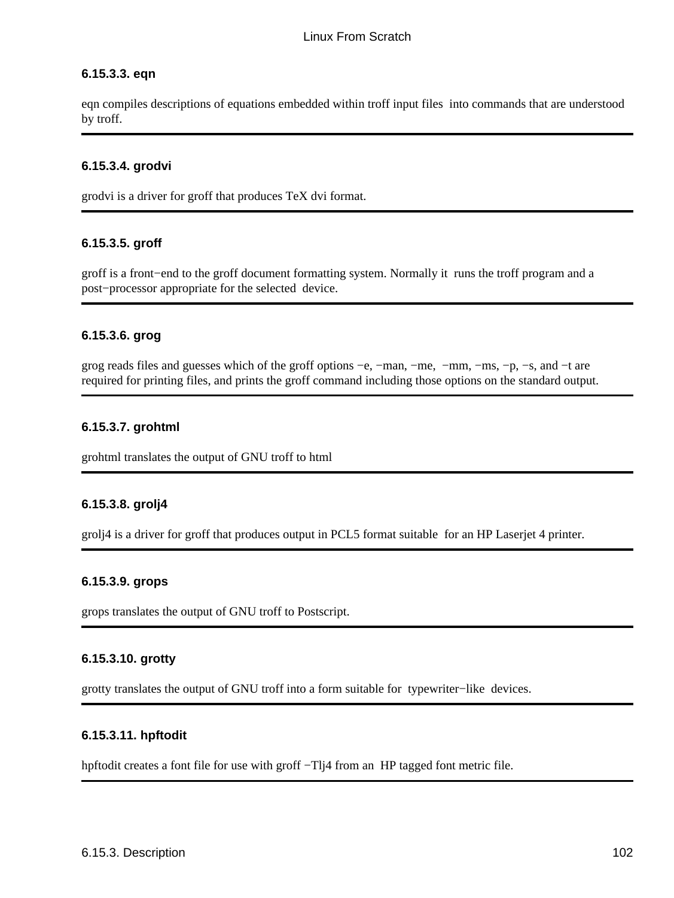#### 6.15.3.3. eqn

eqn compiles descriptions of equations embedded within troff input files into commands that are understood by troff.

---

#### 6.15.3.4. grodvi

grodvi is a driver for groff that produces TeX dvi format.

---

#### 6.15.3.5. groff

groff is a front−end to the groff document formatting system. Normally it runs the troff program and a post−processor appropriate for the selected device.

---

#### 6.15.3.6. grog

grog reads files and guesses which of the groff options −e, −man, −me, −mm, −ms, −p, −s, and −t are required for printing files, and prints the groff command including those options on the standard output.

---

#### 6.15.3.7. grohtml

grohtml translates the output of GNU troff to html

---

#### 6.15.3.8. grolj4

grolj4 is a driver for groff that produces output in PCL5 format suitable for an HP Laserjet 4 printer.

---

#### 6.15.3.9. grops

grops translates the output of GNU troff to Postscript.

---

#### 6.15.3.10. grotty

grotty translates the output of GNU troff into a form suitable for typewriter−like devices.

---

#### 6.15.3.11. hpftodit

hpftodit creates a font file for use with groff −Tlj4 from an HP tagged font metric file.

---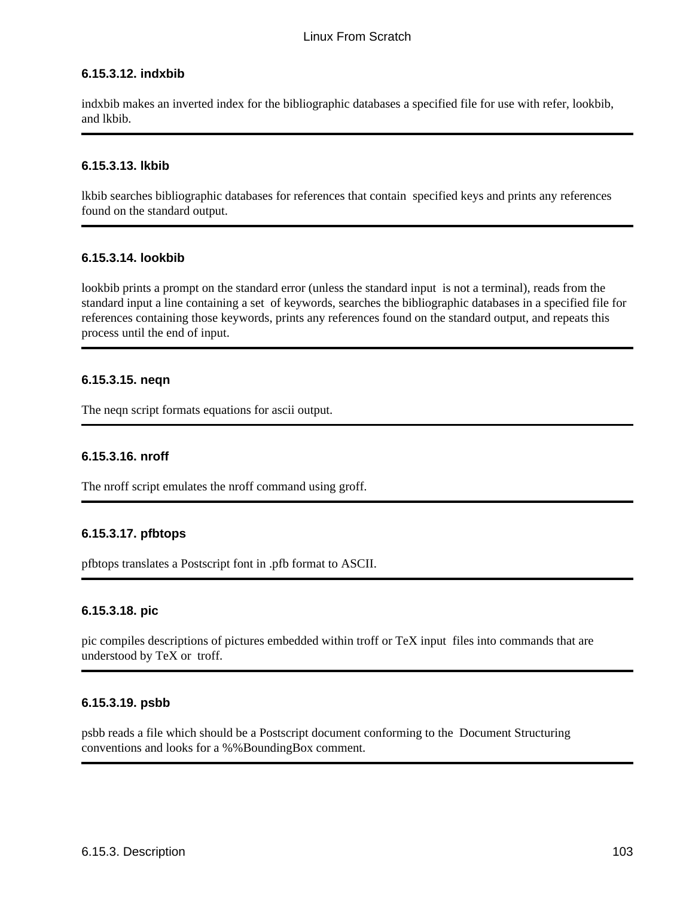#### 6.15.3.12. indxbib

indxbib makes an inverted index for the bibliographic databases a specified file for use with refer, lookbib, and lkbib.

---

#### 6.15.3.13. lkbib

lkbib searches bibliographic databases for references that contain specified keys and prints any references found on the standard output.

---

#### 6.15.3.14. lookbib

lookbib prints a prompt on the standard error (unless the standard input is not a terminal), reads from the standard input a line containing a set of keywords, searches the bibliographic databases in a specified file for references containing those keywords, prints any references found on the standard output, and repeats this process until the end of input.

---

#### 6.15.3.15. neqn

The neqn script formats equations for ascii output.

---

#### 6.15.3.16. nroff

The nroff script emulates the nroff command using groff.

---

#### 6.15.3.17. pfbtops

pfbtops translates a Postscript font in .pfb format to ASCII.

---

#### 6.15.3.18. pic

pic compiles descriptions of pictures embedded within troff or TeX input files into commands that are understood by TeX or troff.

---

#### 6.15.3.19. psbb

psbb reads a file which should be a Postscript document conforming to the Document Structuring conventions and looks for a %%BoundingBox comment.

---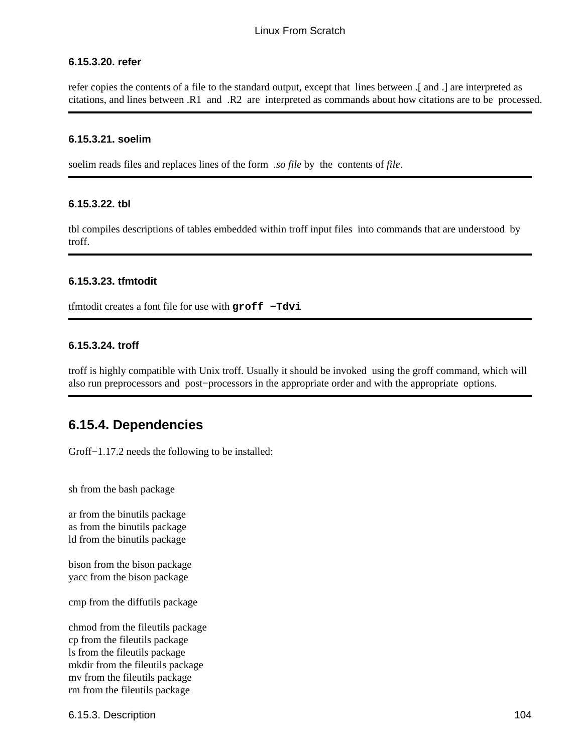#### 6.15.3.20. refer

refer copies the contents of a file to the standard output, except that lines between .[ and .] are interpreted as citations, and lines between .R1 and .R2 are interpreted as commands about how citations are to be processed.

---

#### 6.15.3.21. soelim

soelim reads files and replaces lines of the form *.so file* by the contents of *file*.

---

#### 6.15.3.22. tbl

tbl compiles descriptions of tables embedded within troff input files into commands that are understood by troff.

---

#### 6.15.3.23. tfmtodit

tfmtodit creates a font file for use with **`groff −Tdvi`**

---

#### 6.15.3.24. troff

troff is highly compatible with Unix troff. Usually it should be invoked using the groff command, which will also run preprocessors and post−processors in the appropriate order and with the appropriate options.

---

## 6.15.4. Dependencies

Groff−1.17.2 needs the following to be installed:

sh from the bash package

ar from the binutils package
as from the binutils package
ld from the binutils package

bison from the bison package
yacc from the bison package

cmp from the diffutils package

chmod from the fileutils package
cp from the fileutils package
ls from the fileutils package
mkdir from the fileutils package
mv from the fileutils package
rm from the fileutils package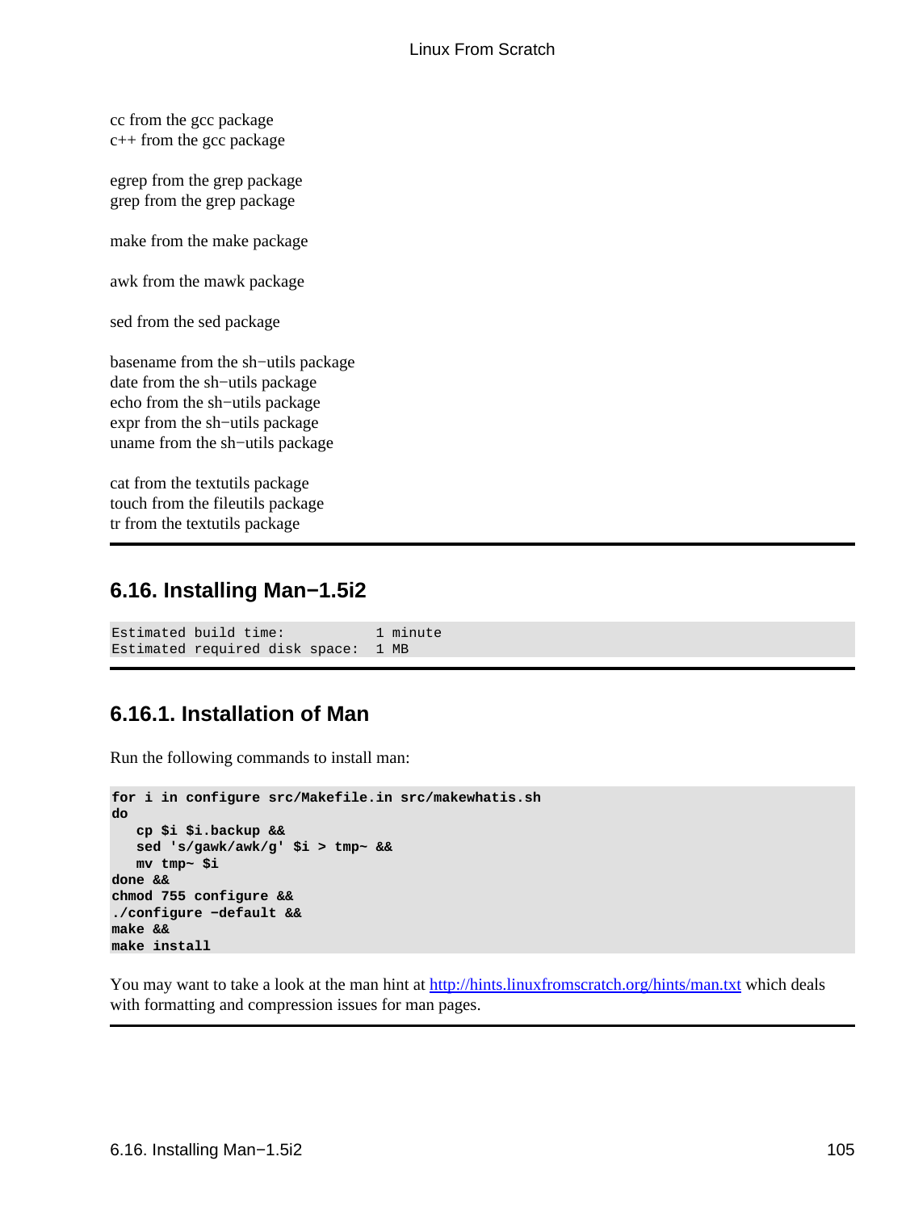cc from the gcc package
c++ from the gcc package

egrep from the grep package
grep from the grep package

make from the make package

awk from the mawk package

sed from the sed package

basename from the sh−utils package
date from the sh−utils package
echo from the sh−utils package
expr from the sh−utils package
uname from the sh−utils package

cat from the textutils package
touch from the fileutils package
tr from the textutils package

---

## 6.16. Installing Man−1.5i2

```
Estimated build time:           1 minute
Estimated required disk space:  1 MB
```

---

### 6.16.1. Installation of Man

Run the following commands to install man:

```
for i in configure src/Makefile.in src/makewhatis.sh
do
   cp $i $i.backup &&
   sed 's/gawk/awk/g' $i > tmp~ &&
   mv tmp~ $i
done &&
chmod 755 configure &&
./configure −default &&
make &&
make install
```

You may want to take a look at the man hint at http://hints.linuxfromscratch.org/hints/man.txt which deals with formatting and compression issues for man pages.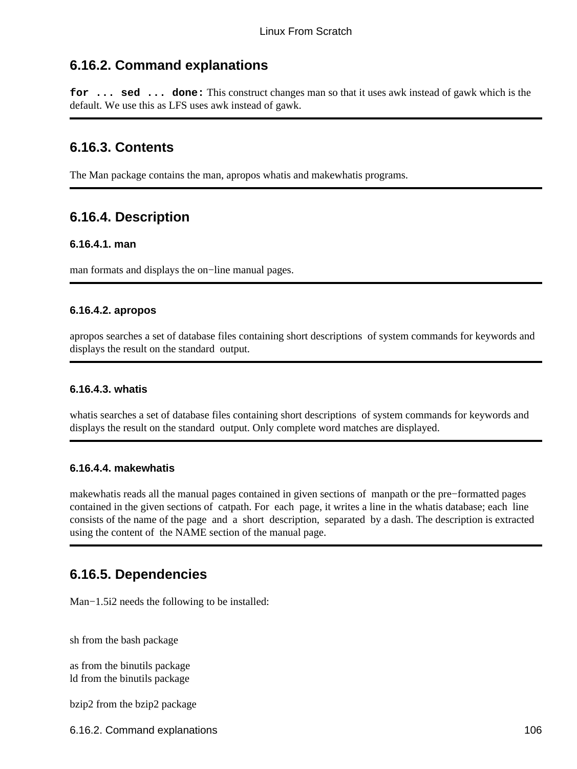## 6.16.2. Command explanations

**for ... sed ... done:** This construct changes man so that it uses awk instead of gawk which is the default. We use this as LFS uses awk instead of gawk.

## 6.16.3. Contents

The Man package contains the man, apropos whatis and makewhatis programs.

## 6.16.4. Description

### 6.16.4.1. man

man formats and displays the on−line manual pages.

### 6.16.4.2. apropos

apropos searches a set of database files containing short descriptions of system commands for keywords and displays the result on the standard output.

### 6.16.4.3. whatis

whatis searches a set of database files containing short descriptions of system commands for keywords and displays the result on the standard output. Only complete word matches are displayed.

### 6.16.4.4. makewhatis

makewhatis reads all the manual pages contained in given sections of manpath or the pre−formatted pages contained in the given sections of catpath. For each page, it writes a line in the whatis database; each line consists of the name of the page and a short description, separated by a dash. The description is extracted using the content of the NAME section of the manual page.

## 6.16.5. Dependencies

Man−1.5i2 needs the following to be installed:

sh from the bash package

as from the binutils package
ld from the binutils package

bzip2 from the bzip2 package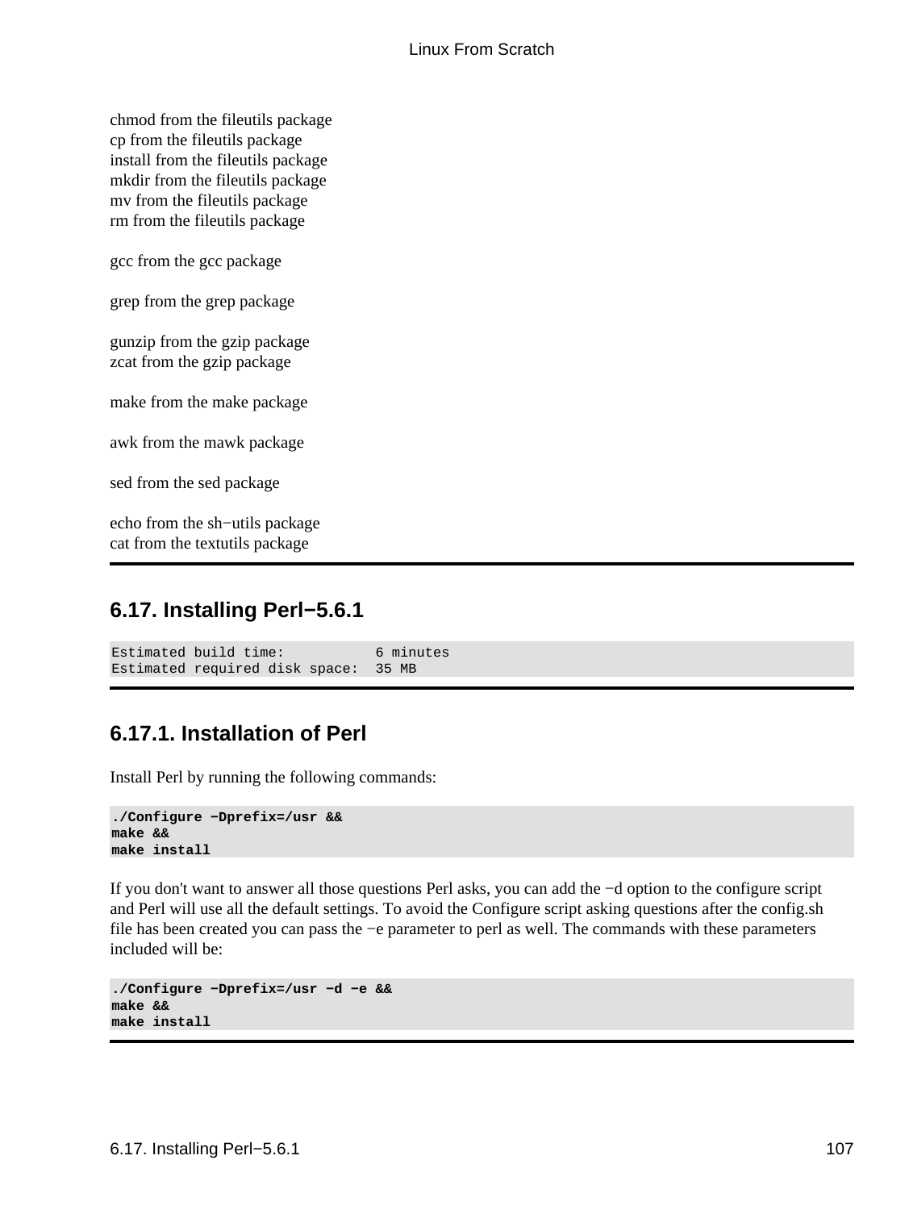chmod from the fileutils package
cp from the fileutils package
install from the fileutils package
mkdir from the fileutils package
mv from the fileutils package
rm from the fileutils package

gcc from the gcc package

grep from the grep package

gunzip from the gzip package
zcat from the gzip package

make from the make package

awk from the mawk package

sed from the sed package

echo from the sh−utils package
cat from the textutils package

## 6.17. Installing Perl−5.6.1

```
Estimated build time:           6 minutes
Estimated required disk space:  35 MB
```

### 6.17.1. Installation of Perl

Install Perl by running the following commands:

```
./Configure −Dprefix=/usr &&
make &&
make install
```

If you don't want to answer all those questions Perl asks, you can add the −d option to the configure script and Perl will use all the default settings. To avoid the Configure script asking questions after the config.sh file has been created you can pass the −e parameter to perl as well. The commands with these parameters included will be:

```
./Configure −Dprefix=/usr −d −e &&
make &&
make install
```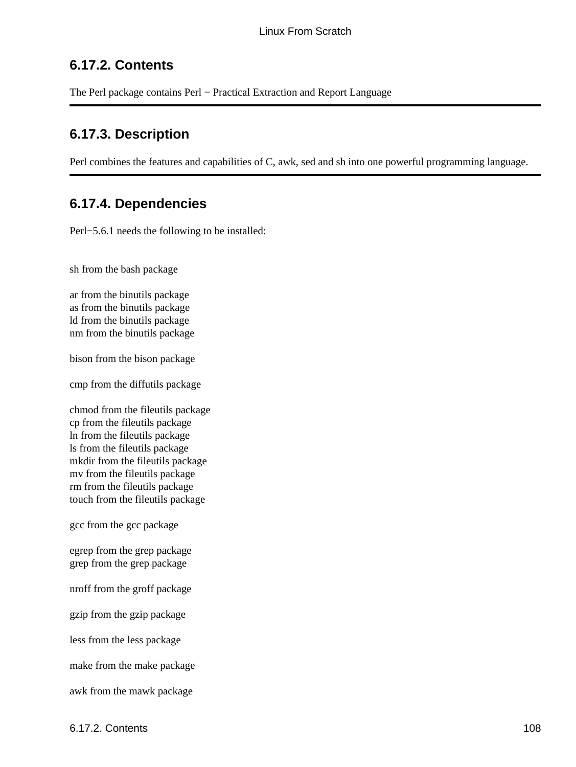### 6.17.2. Contents

The Perl package contains Perl − Practical Extraction and Report Language

---

### 6.17.3. Description

Perl combines the features and capabilities of C, awk, sed and sh into one powerful programming language.

---

### 6.17.4. Dependencies

Perl−5.6.1 needs the following to be installed:

sh from the bash package

ar from the binutils package
as from the binutils package
ld from the binutils package
nm from the binutils package

bison from the bison package

cmp from the diffutils package

chmod from the fileutils package
cp from the fileutils package
ln from the fileutils package
ls from the fileutils package
mkdir from the fileutils package
mv from the fileutils package
rm from the fileutils package
touch from the fileutils package

gcc from the gcc package

egrep from the grep package
grep from the grep package

nroff from the groff package

gzip from the gzip package

less from the less package

make from the make package

awk from the mawk package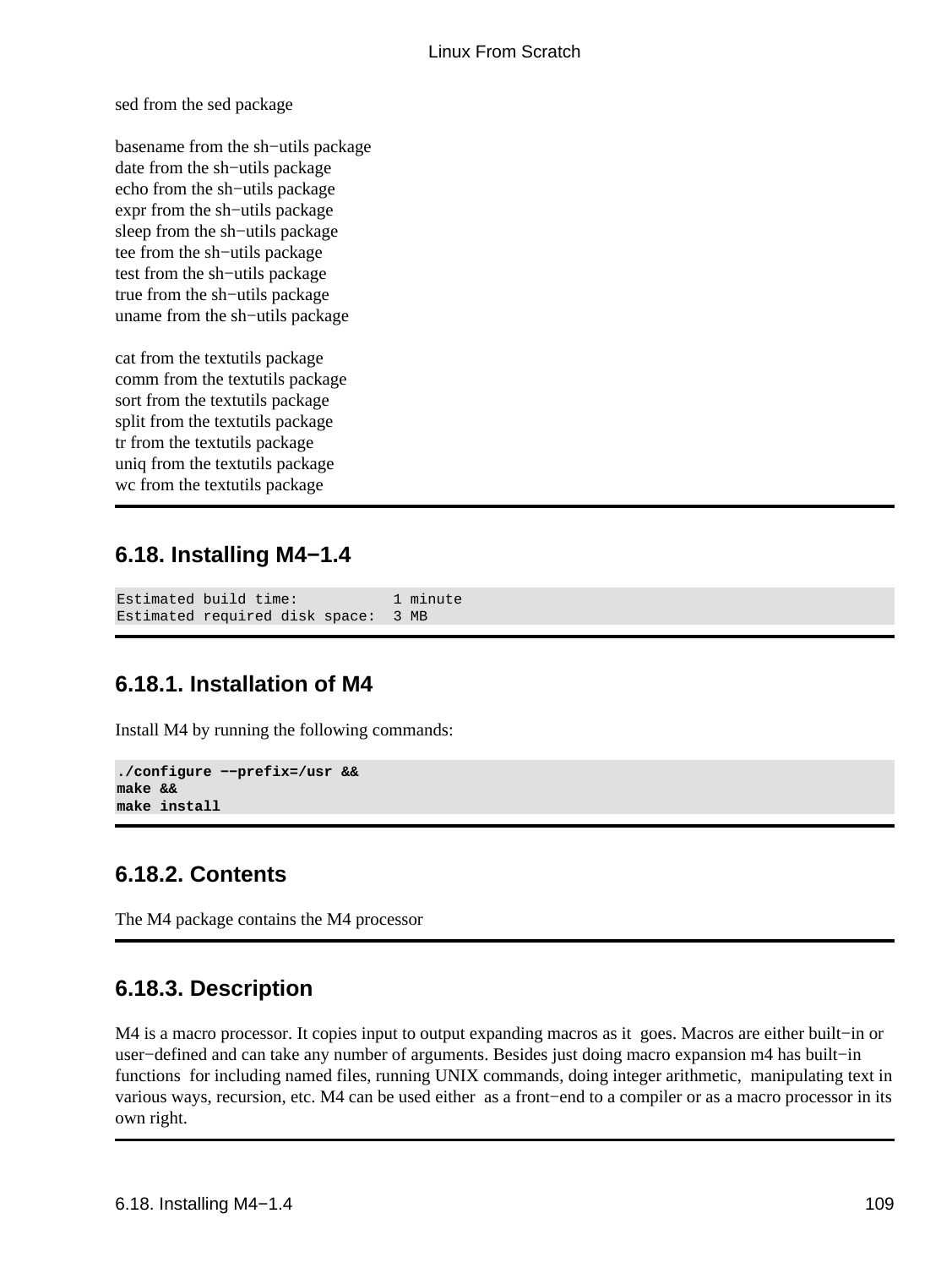sed from the sed package

basename from the sh−utils package
date from the sh−utils package
echo from the sh−utils package
expr from the sh−utils package
sleep from the sh−utils package
tee from the sh−utils package
test from the sh−utils package
true from the sh−utils package
uname from the sh−utils package

cat from the textutils package
comm from the textutils package
sort from the textutils package
split from the textutils package
tr from the textutils package
uniq from the textutils package
wc from the textutils package

## 6.18. Installing M4−1.4

```
Estimated build time:           1 minute
Estimated required disk space:  3 MB
```

### 6.18.1. Installation of M4

Install M4 by running the following commands:

```
./configure −−prefix=/usr &&
make &&
make install
```

### 6.18.2. Contents

The M4 package contains the M4 processor

### 6.18.3. Description

M4 is a macro processor. It copies input to output expanding macros as it goes. Macros are either built−in or user−defined and can take any number of arguments. Besides just doing macro expansion m4 has built−in functions for including named files, running UNIX commands, doing integer arithmetic, manipulating text in various ways, recursion, etc. M4 can be used either as a front−end to a compiler or as a macro processor in its own right.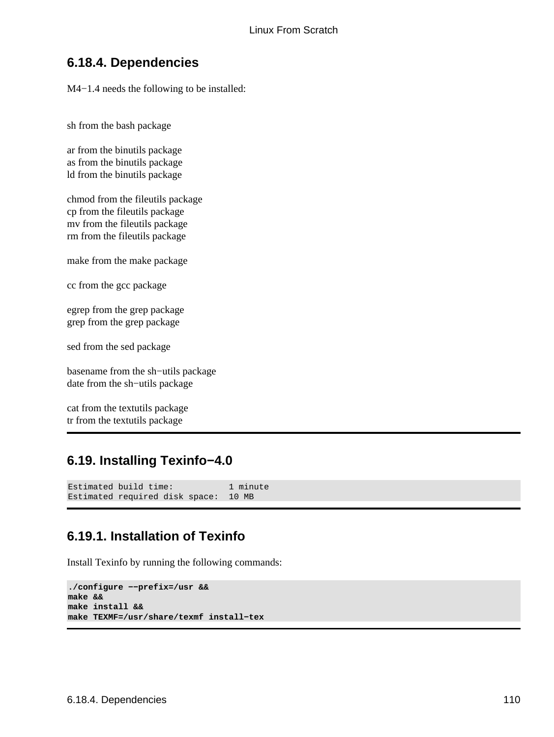### 6.18.4. Dependencies

M4−1.4 needs the following to be installed:

sh from the bash package

ar from the binutils package
as from the binutils package
ld from the binutils package

chmod from the fileutils package
cp from the fileutils package
mv from the fileutils package
rm from the fileutils package

make from the make package

cc from the gcc package

egrep from the grep package
grep from the grep package

sed from the sed package

basename from the sh−utils package
date from the sh−utils package

cat from the textutils package
tr from the textutils package

## 6.19. Installing Texinfo−4.0

```
Estimated build time:           1 minute
Estimated required disk space:  10 MB
```

### 6.19.1. Installation of Texinfo

Install Texinfo by running the following commands:

```
./configure −−prefix=/usr &&
make &&
make install &&
make TEXMF=/usr/share/texmf install−tex
```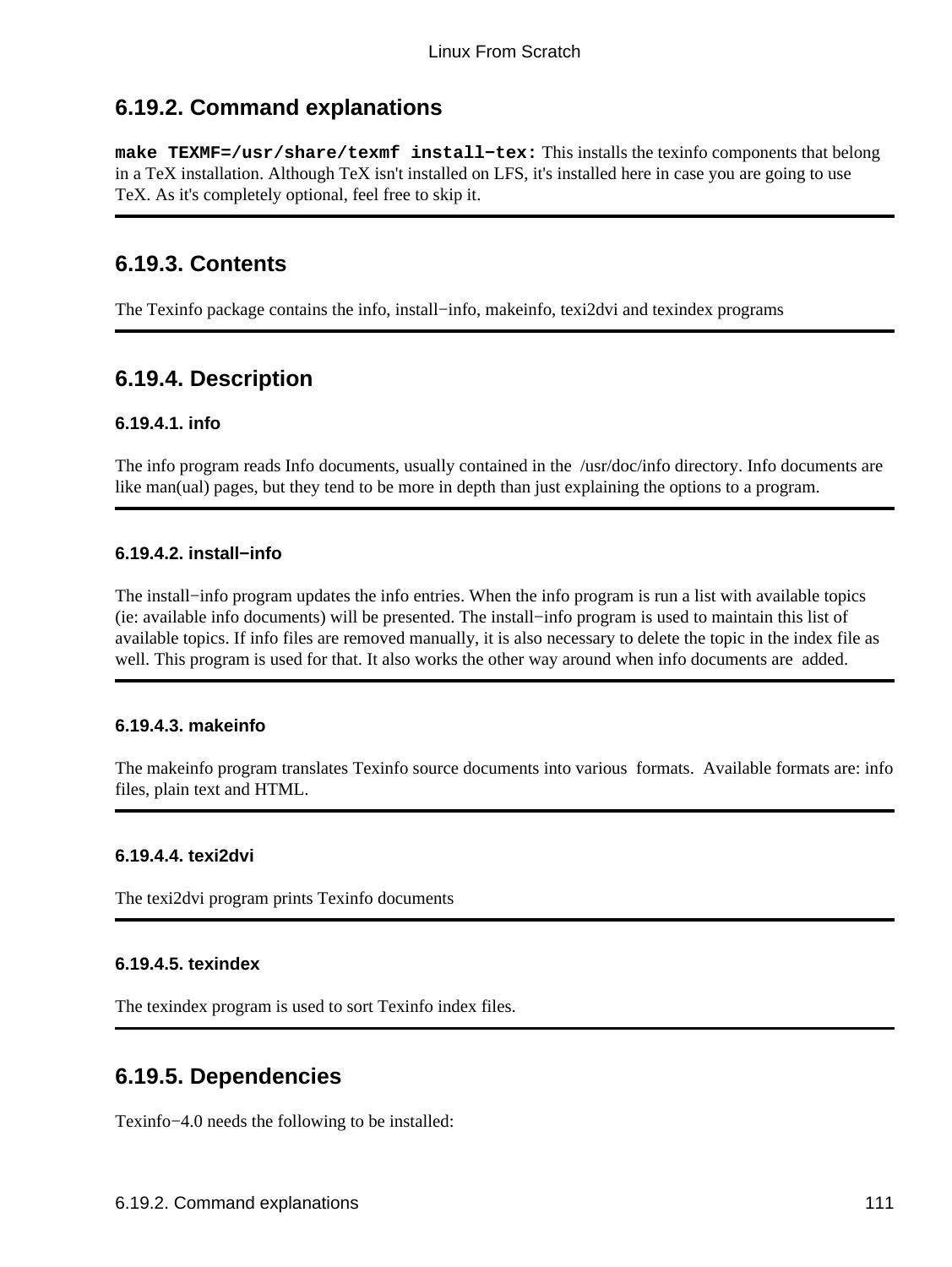## 6.19.2. Command explanations

**make TEXMF=/usr/share/texmf install−tex:** This installs the texinfo components that belong in a TeX installation. Although TeX isn't installed on LFS, it's installed here in case you are going to use TeX. As it's completely optional, feel free to skip it.

## 6.19.3. Contents

The Texinfo package contains the info, install−info, makeinfo, texi2dvi and texindex programs

## 6.19.4. Description

### 6.19.4.1. info

The info program reads Info documents, usually contained in the /usr/doc/info directory. Info documents are like man(ual) pages, but they tend to be more in depth than just explaining the options to a program.

### 6.19.4.2. install−info

The install−info program updates the info entries. When the info program is run a list with available topics (ie: available info documents) will be presented. The install−info program is used to maintain this list of available topics. If info files are removed manually, it is also necessary to delete the topic in the index file as well. This program is used for that. It also works the other way around when info documents are added.

### 6.19.4.3. makeinfo

The makeinfo program translates Texinfo source documents into various formats. Available formats are: info files, plain text and HTML.

### 6.19.4.4. texi2dvi

The texi2dvi program prints Texinfo documents

### 6.19.4.5. texindex

The texindex program is used to sort Texinfo index files.

## 6.19.5. Dependencies

Texinfo−4.0 needs the following to be installed: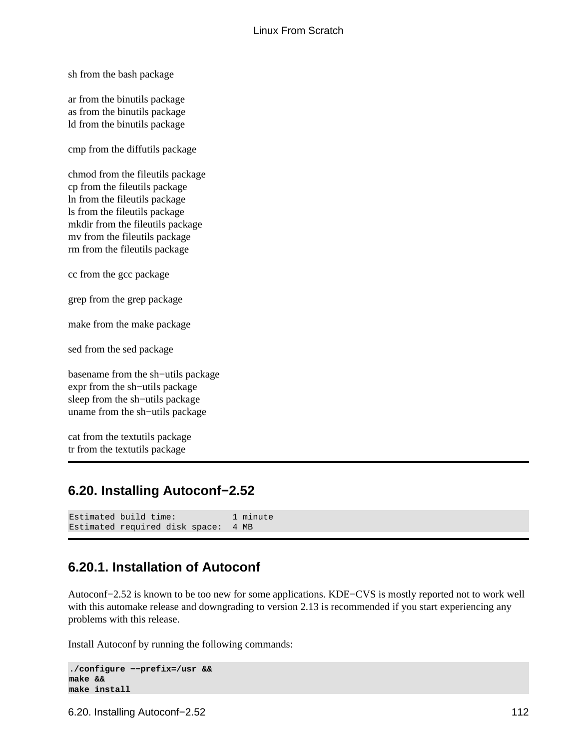sh from the bash package

ar from the binutils package
as from the binutils package
ld from the binutils package

cmp from the diffutils package

chmod from the fileutils package
cp from the fileutils package
ln from the fileutils package
ls from the fileutils package
mkdir from the fileutils package
mv from the fileutils package
rm from the fileutils package

cc from the gcc package

grep from the grep package

make from the make package

sed from the sed package

basename from the sh−utils package
expr from the sh−utils package
sleep from the sh−utils package
uname from the sh−utils package

cat from the textutils package
tr from the textutils package

## 6.20. Installing Autoconf−2.52

```
Estimated build time:           1 minute
Estimated required disk space:  4 MB
```

### 6.20.1. Installation of Autoconf

Autoconf−2.52 is known to be too new for some applications. KDE−CVS is mostly reported not to work well with this automake release and downgrading to version 2.13 is recommended if you start experiencing any problems with this release.

Install Autoconf by running the following commands:

```
./configure −−prefix=/usr &&
make &&
make install
```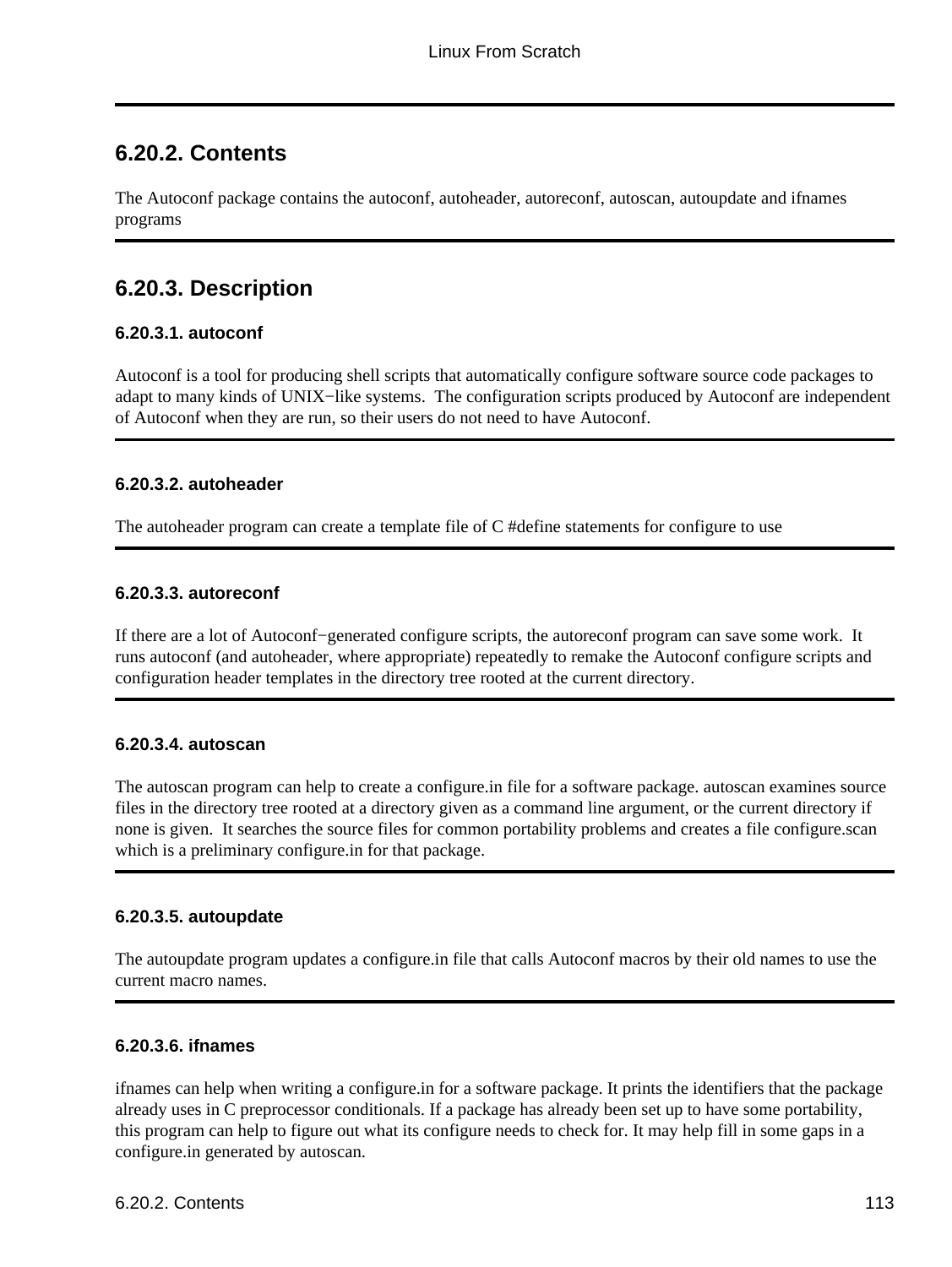## 6.20.2. Contents

The Autoconf package contains the autoconf, autoheader, autoreconf, autoscan, autoupdate and ifnames programs

## 6.20.3. Description

### 6.20.3.1. autoconf

Autoconf is a tool for producing shell scripts that automatically configure software source code packages to adapt to many kinds of UNIX−like systems. The configuration scripts produced by Autoconf are independent of Autoconf when they are run, so their users do not need to have Autoconf.

### 6.20.3.2. autoheader

The autoheader program can create a template file of C #define statements for configure to use

### 6.20.3.3. autoreconf

If there are a lot of Autoconf−generated configure scripts, the autoreconf program can save some work. It runs autoconf (and autoheader, where appropriate) repeatedly to remake the Autoconf configure scripts and configuration header templates in the directory tree rooted at the current directory.

### 6.20.3.4. autoscan

The autoscan program can help to create a configure.in file for a software package. autoscan examines source files in the directory tree rooted at a directory given as a command line argument, or the current directory if none is given. It searches the source files for common portability problems and creates a file configure.scan which is a preliminary configure.in for that package.

### 6.20.3.5. autoupdate

The autoupdate program updates a configure.in file that calls Autoconf macros by their old names to use the current macro names.

### 6.20.3.6. ifnames

ifnames can help when writing a configure.in for a software package. It prints the identifiers that the package already uses in C preprocessor conditionals. If a package has already been set up to have some portability, this program can help to figure out what its configure needs to check for. It may help fill in some gaps in a configure.in generated by autoscan.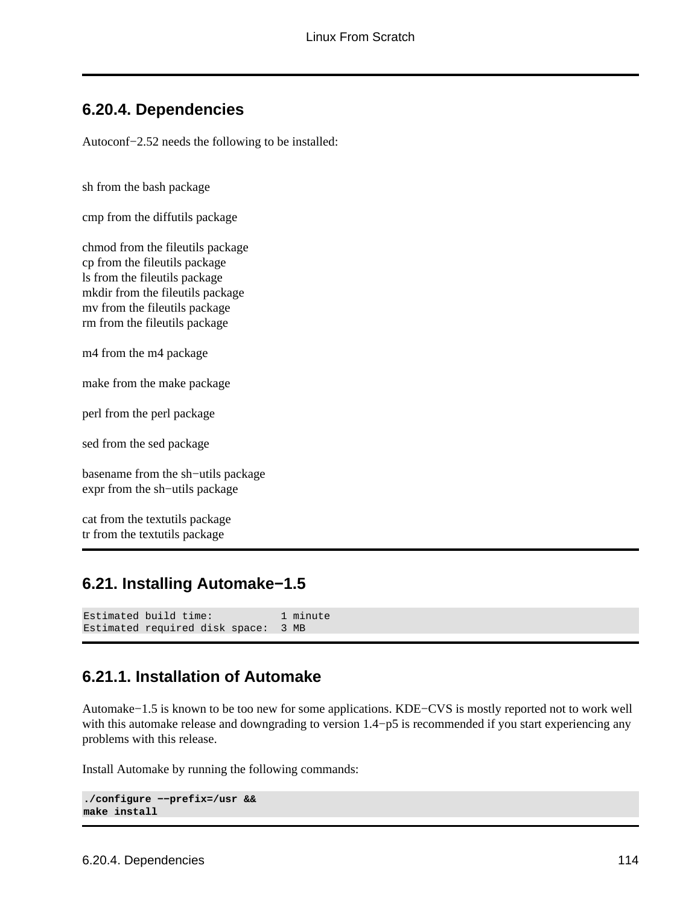### 6.20.4. Dependencies

Autoconf−2.52 needs the following to be installed:

sh from the bash package

cmp from the diffutils package

chmod from the fileutils package
cp from the fileutils package
ls from the fileutils package
mkdir from the fileutils package
mv from the fileutils package
rm from the fileutils package

m4 from the m4 package

make from the make package

perl from the perl package

sed from the sed package

basename from the sh−utils package
expr from the sh−utils package

cat from the textutils package
tr from the textutils package

## 6.21. Installing Automake−1.5

```
Estimated build time:           1 minute
Estimated required disk space:  3 MB
```

### 6.21.1. Installation of Automake

Automake−1.5 is known to be too new for some applications. KDE−CVS is mostly reported not to work well with this automake release and downgrading to version 1.4−p5 is recommended if you start experiencing any problems with this release.

Install Automake by running the following commands:

```
./configure −−prefix=/usr &&
make install
```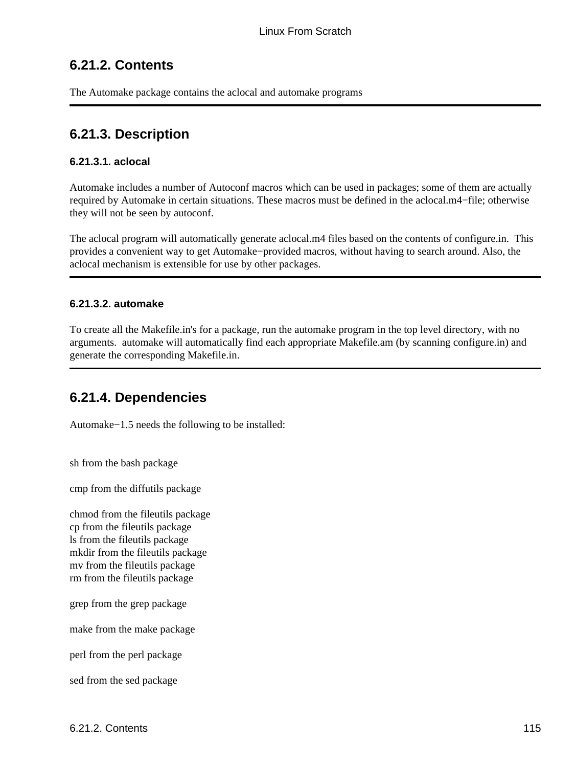## 6.21.2. Contents

The Automake package contains the aclocal and automake programs

---

## 6.21.3. Description

### 6.21.3.1. aclocal

Automake includes a number of Autoconf macros which can be used in packages; some of them are actually required by Automake in certain situations. These macros must be defined in the aclocal.m4−file; otherwise they will not be seen by autoconf.

The aclocal program will automatically generate aclocal.m4 files based on the contents of configure.in. This provides a convenient way to get Automake−provided macros, without having to search around. Also, the aclocal mechanism is extensible for use by other packages.

---

### 6.21.3.2. automake

To create all the Makefile.in's for a package, run the automake program in the top level directory, with no arguments. automake will automatically find each appropriate Makefile.am (by scanning configure.in) and generate the corresponding Makefile.in.

---

## 6.21.4. Dependencies

Automake−1.5 needs the following to be installed:

sh from the bash package

cmp from the diffutils package

chmod from the fileutils package
cp from the fileutils package
ls from the fileutils package
mkdir from the fileutils package
mv from the fileutils package
rm from the fileutils package

grep from the grep package

make from the make package

perl from the perl package

sed from the sed package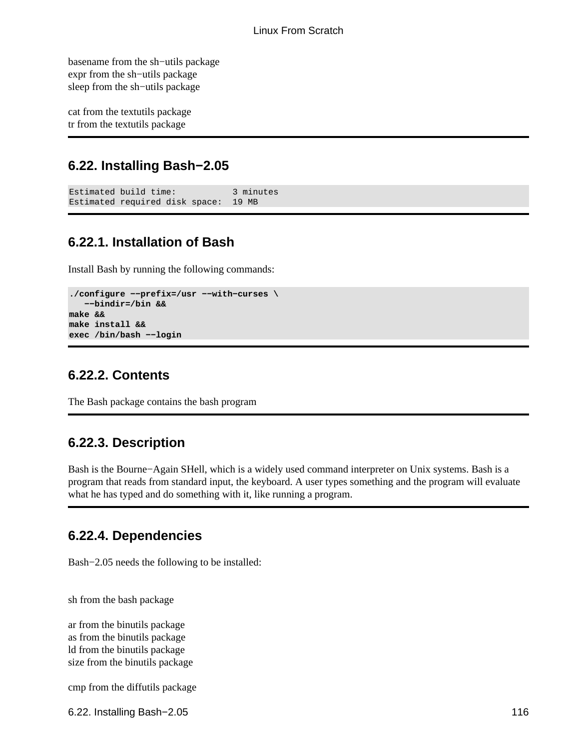basename from the sh−utils package
expr from the sh−utils package
sleep from the sh−utils package

cat from the textutils package
tr from the textutils package

## 6.22. Installing Bash−2.05

```
Estimated build time:           3 minutes
Estimated required disk space:  19 MB
```

### 6.22.1. Installation of Bash

Install Bash by running the following commands:

```
./configure −−prefix=/usr −−with−curses \
   −−bindir=/bin &&
make &&
make install &&
exec /bin/bash −−login
```

### 6.22.2. Contents

The Bash package contains the bash program

### 6.22.3. Description

Bash is the Bourne−Again SHell, which is a widely used command interpreter on Unix systems. Bash is a program that reads from standard input, the keyboard. A user types something and the program will evaluate what he has typed and do something with it, like running a program.

### 6.22.4. Dependencies

Bash−2.05 needs the following to be installed:

sh from the bash package

ar from the binutils package
as from the binutils package
ld from the binutils package
size from the binutils package

cmp from the diffutils package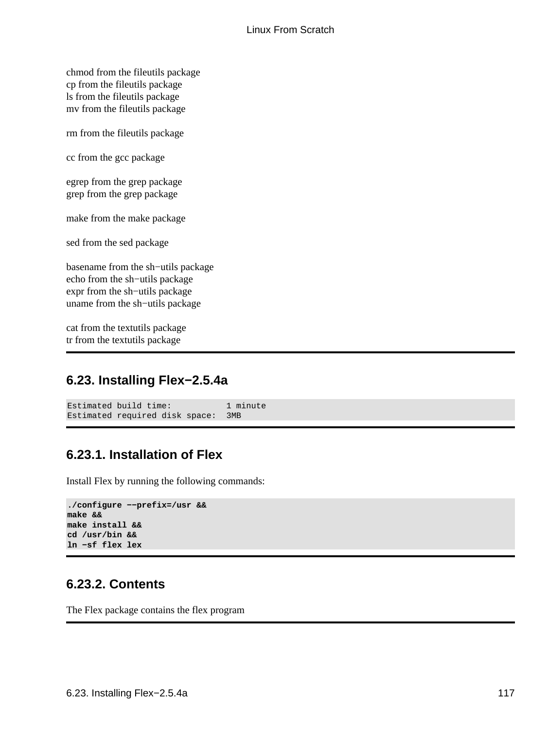chmod from the fileutils package
cp from the fileutils package
ls from the fileutils package
mv from the fileutils package

rm from the fileutils package

cc from the gcc package

egrep from the grep package
grep from the grep package

make from the make package

sed from the sed package

basename from the sh−utils package
echo from the sh−utils package
expr from the sh−utils package
uname from the sh−utils package

cat from the textutils package
tr from the textutils package

## 6.23. Installing Flex−2.5.4a

```
Estimated build time:          1 minute
Estimated required disk space:  3MB
```

### 6.23.1. Installation of Flex

Install Flex by running the following commands:

```
./configure −−prefix=/usr &&
make &&
make install &&
cd /usr/bin &&
ln −sf flex lex
```

### 6.23.2. Contents

The Flex package contains the flex program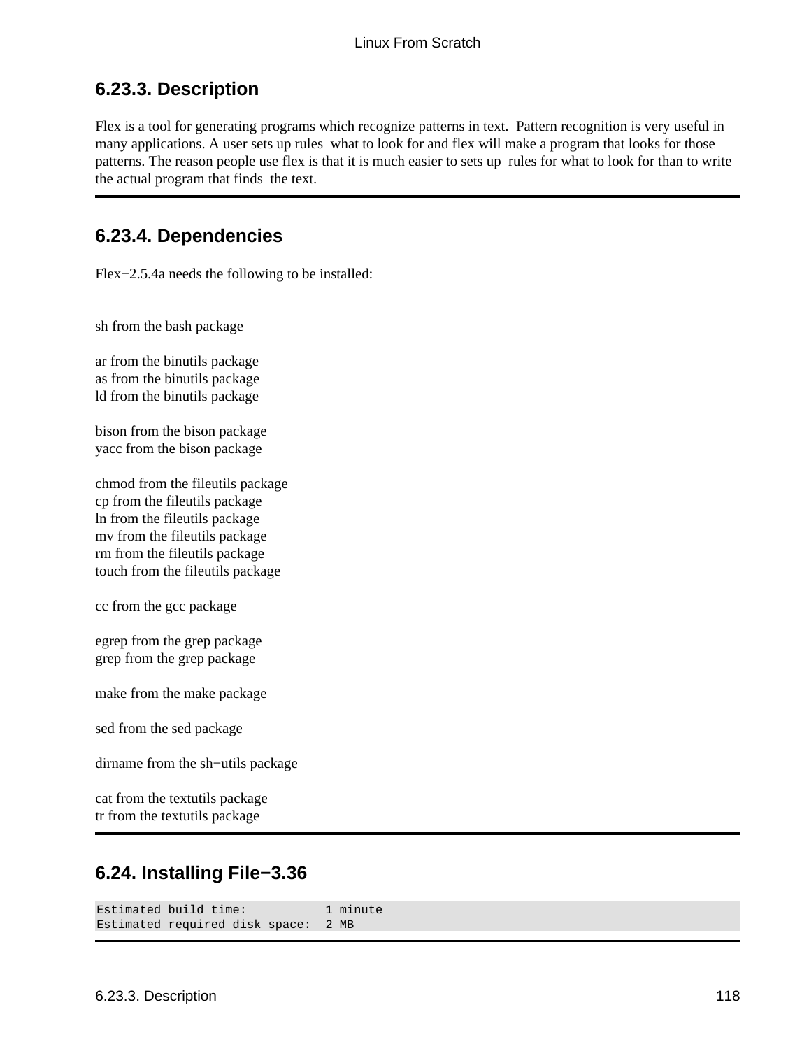### 6.23.3. Description

Flex is a tool for generating programs which recognize patterns in text. Pattern recognition is very useful in many applications. A user sets up rules what to look for and flex will make a program that looks for those patterns. The reason people use flex is that it is much easier to sets up rules for what to look for than to write the actual program that finds the text.

---

### 6.23.4. Dependencies

Flex−2.5.4a needs the following to be installed:

sh from the bash package

ar from the binutils package
as from the binutils package
ld from the binutils package

bison from the bison package
yacc from the bison package

chmod from the fileutils package
cp from the fileutils package
ln from the fileutils package
mv from the fileutils package
rm from the fileutils package
touch from the fileutils package

cc from the gcc package

egrep from the grep package
grep from the grep package

make from the make package

sed from the sed package

dirname from the sh−utils package

cat from the textutils package
tr from the textutils package

---

## 6.24. Installing File−3.36

```
Estimated build time:          1 minute
Estimated required disk space:  2 MB
```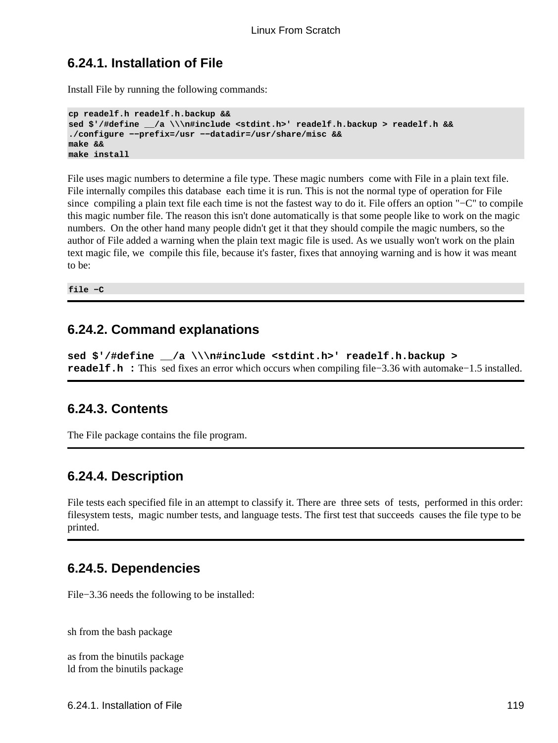### 6.24.1. Installation of File

Install File by running the following commands:

```
cp readelf.h readelf.h.backup &&
sed $'/#define __/a \\\n#include <stdint.h>' readelf.h.backup > readelf.h &&
./configure −−prefix=/usr −−datadir=/usr/share/misc &&
make &&
make install
```

File uses magic numbers to determine a file type. These magic numbers come with File in a plain text file. File internally compiles this database each time it is run. This is not the normal type of operation for File since compiling a plain text file each time is not the fastest way to do it. File offers an option "−C" to compile this magic number file. The reason this isn't done automatically is that some people like to work on the magic numbers. On the other hand many people didn't get it that they should compile the magic numbers, so the author of File added a warning when the plain text magic file is used. As we usually won't work on the plain text magic file, we compile this file, because it's faster, fixes that annoying warning and is how it was meant to be:

```
file −C
```

### 6.24.2. Command explanations

**sed $'/#define __/a \\\n#include <stdint.h>' readelf.h.backup > readelf.h :** This sed fixes an error which occurs when compiling file−3.36 with automake−1.5 installed.

### 6.24.3. Contents

The File package contains the file program.

### 6.24.4. Description

File tests each specified file in an attempt to classify it. There are three sets of tests, performed in this order: filesystem tests, magic number tests, and language tests. The first test that succeeds causes the file type to be printed.

### 6.24.5. Dependencies

File−3.36 needs the following to be installed:

sh from the bash package

as from the binutils package
ld from the binutils package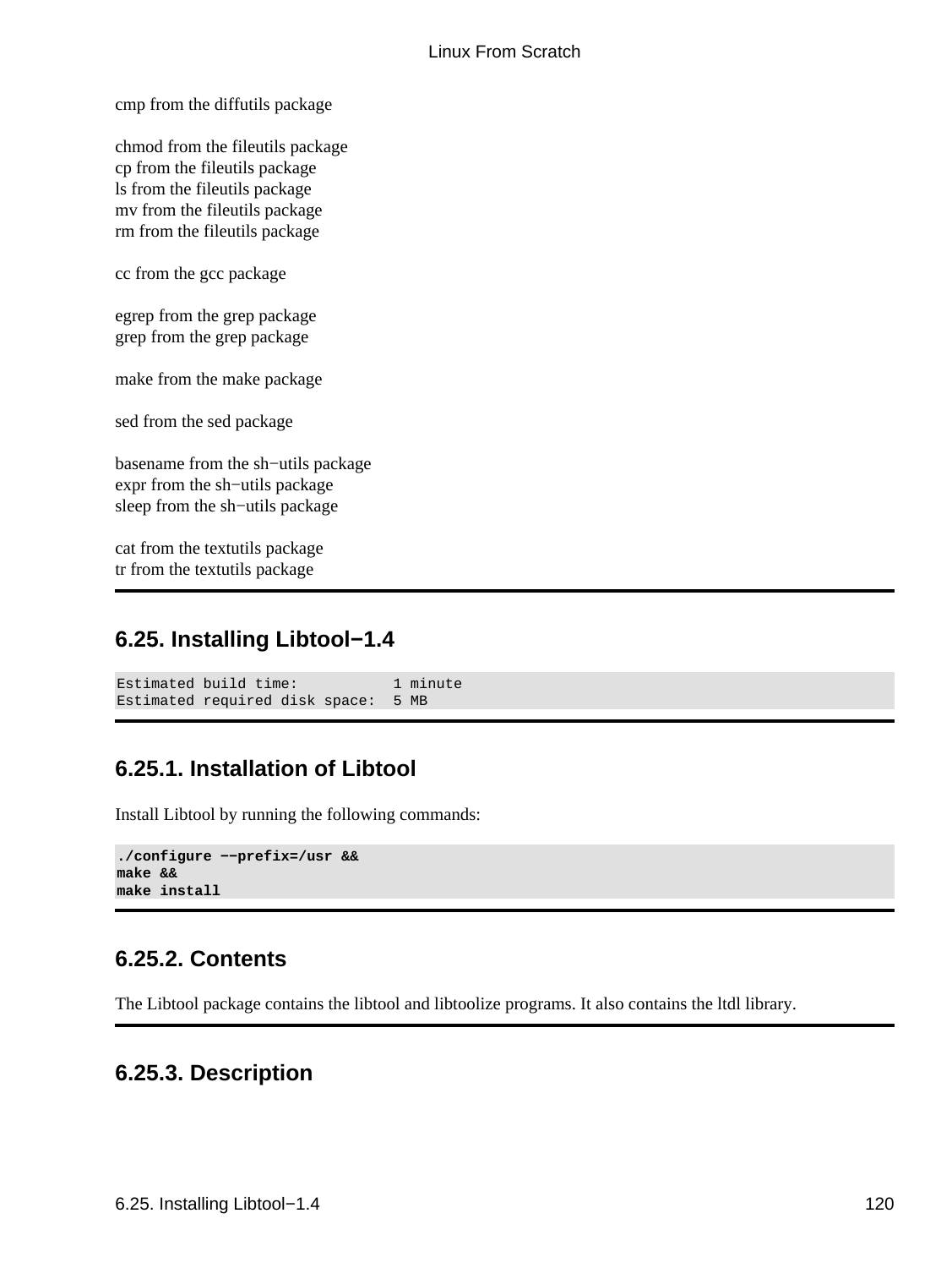cmp from the diffutils package

chmod from the fileutils package
cp from the fileutils package
ls from the fileutils package
mv from the fileutils package
rm from the fileutils package

cc from the gcc package

egrep from the grep package
grep from the grep package

make from the make package

sed from the sed package

basename from the sh−utils package
expr from the sh−utils package
sleep from the sh−utils package

cat from the textutils package
tr from the textutils package

## 6.25. Installing Libtool−1.4

```
Estimated build time:           1 minute
Estimated required disk space:  5 MB
```

### 6.25.1. Installation of Libtool

Install Libtool by running the following commands:

```
./configure −−prefix=/usr &&
make &&
make install
```

### 6.25.2. Contents

The Libtool package contains the libtool and libtoolize programs. It also contains the ltdl library.

### 6.25.3. Description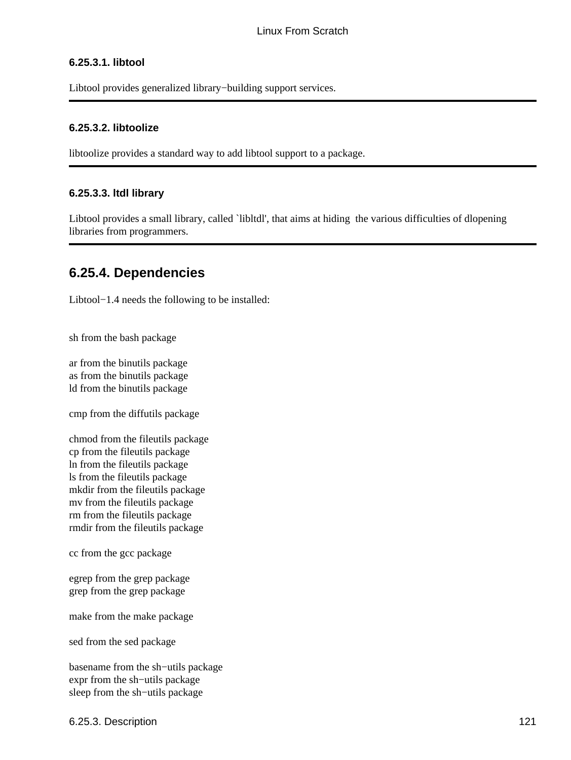#### 6.25.3.1. libtool

Libtool provides generalized library−building support services.

---

#### 6.25.3.2. libtoolize

libtoolize provides a standard way to add libtool support to a package.

---

#### 6.25.3.3. ltdl library

Libtool provides a small library, called `libltdl', that aims at hiding the various difficulties of dlopening libraries from programmers.

---

### 6.25.4. Dependencies

Libtool−1.4 needs the following to be installed:

sh from the bash package

ar from the binutils package
as from the binutils package
ld from the binutils package

cmp from the diffutils package

chmod from the fileutils package
cp from the fileutils package
ln from the fileutils package
ls from the fileutils package
mkdir from the fileutils package
mv from the fileutils package
rm from the fileutils package
rmdir from the fileutils package

cc from the gcc package

egrep from the grep package
grep from the grep package

make from the make package

sed from the sed package

basename from the sh−utils package
expr from the sh−utils package
sleep from the sh−utils package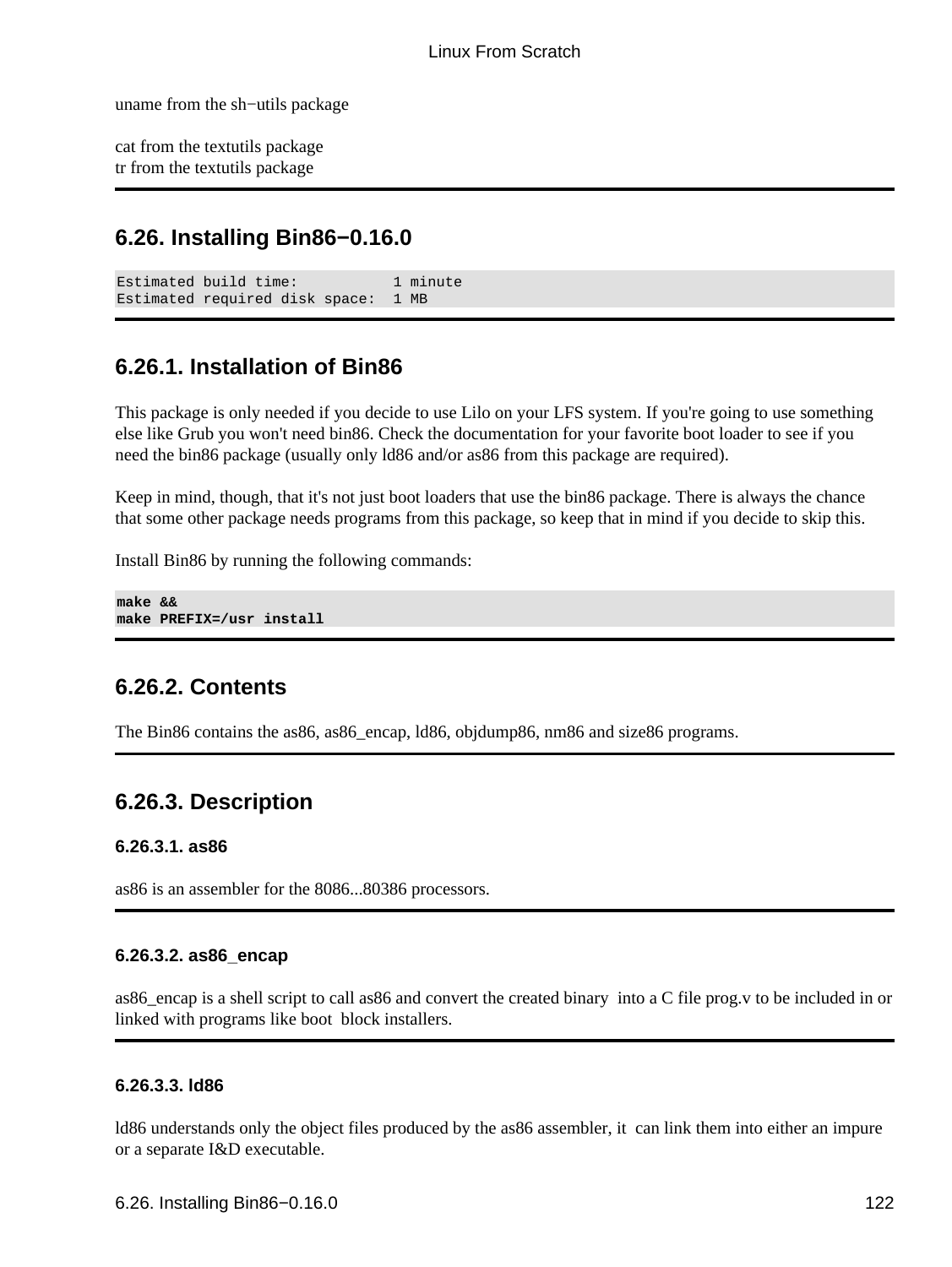uname from the sh−utils package

cat from the textutils package
tr from the textutils package

## 6.26. Installing Bin86−0.16.0

```
Estimated build time:           1 minute
Estimated required disk space:  1 MB
```

### 6.26.1. Installation of Bin86

This package is only needed if you decide to use Lilo on your LFS system. If you're going to use something else like Grub you won't need bin86. Check the documentation for your favorite boot loader to see if you need the bin86 package (usually only ld86 and/or as86 from this package are required).

Keep in mind, though, that it's not just boot loaders that use the bin86 package. There is always the chance that some other package needs programs from this package, so keep that in mind if you decide to skip this.

Install Bin86 by running the following commands:

```
make &&
make PREFIX=/usr install
```

### 6.26.2. Contents

The Bin86 contains the as86, as86_encap, ld86, objdump86, nm86 and size86 programs.

### 6.26.3. Description

#### 6.26.3.1. as86

as86 is an assembler for the 8086...80386 processors.

#### 6.26.3.2. as86_encap

as86_encap is a shell script to call as86 and convert the created binary into a C file prog.v to be included in or linked with programs like boot block installers.

#### 6.26.3.3. ld86

ld86 understands only the object files produced by the as86 assembler, it can link them into either an impure or a separate I&D executable.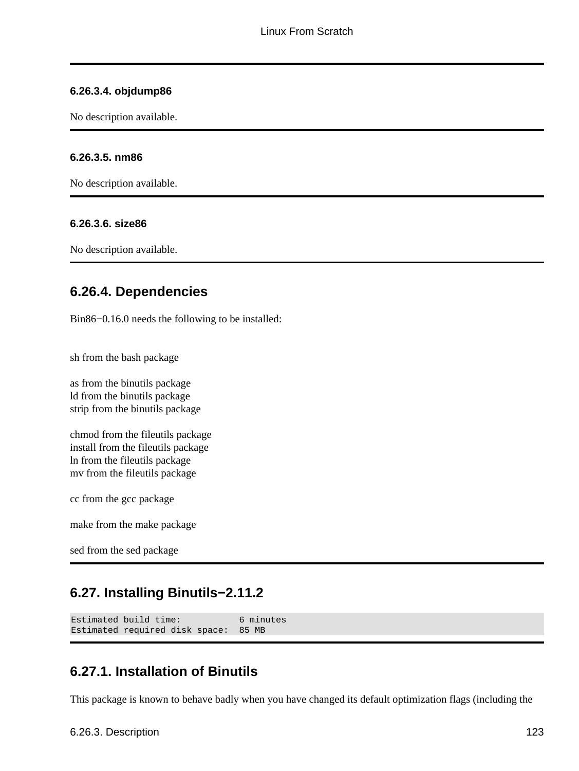#### 6.26.3.4. objdump86

No description available.

#### 6.26.3.5. nm86

No description available.

#### 6.26.3.6. size86

No description available.

### 6.26.4. Dependencies

Bin86−0.16.0 needs the following to be installed:

sh from the bash package

as from the binutils package
ld from the binutils package
strip from the binutils package

chmod from the fileutils package
install from the fileutils package
ln from the fileutils package
mv from the fileutils package

cc from the gcc package

make from the make package

sed from the sed package

## 6.27. Installing Binutils−2.11.2

```
Estimated build time:           6 minutes
Estimated required disk space:  85 MB
```

### 6.27.1. Installation of Binutils

This package is known to behave badly when you have changed its default optimization flags (including the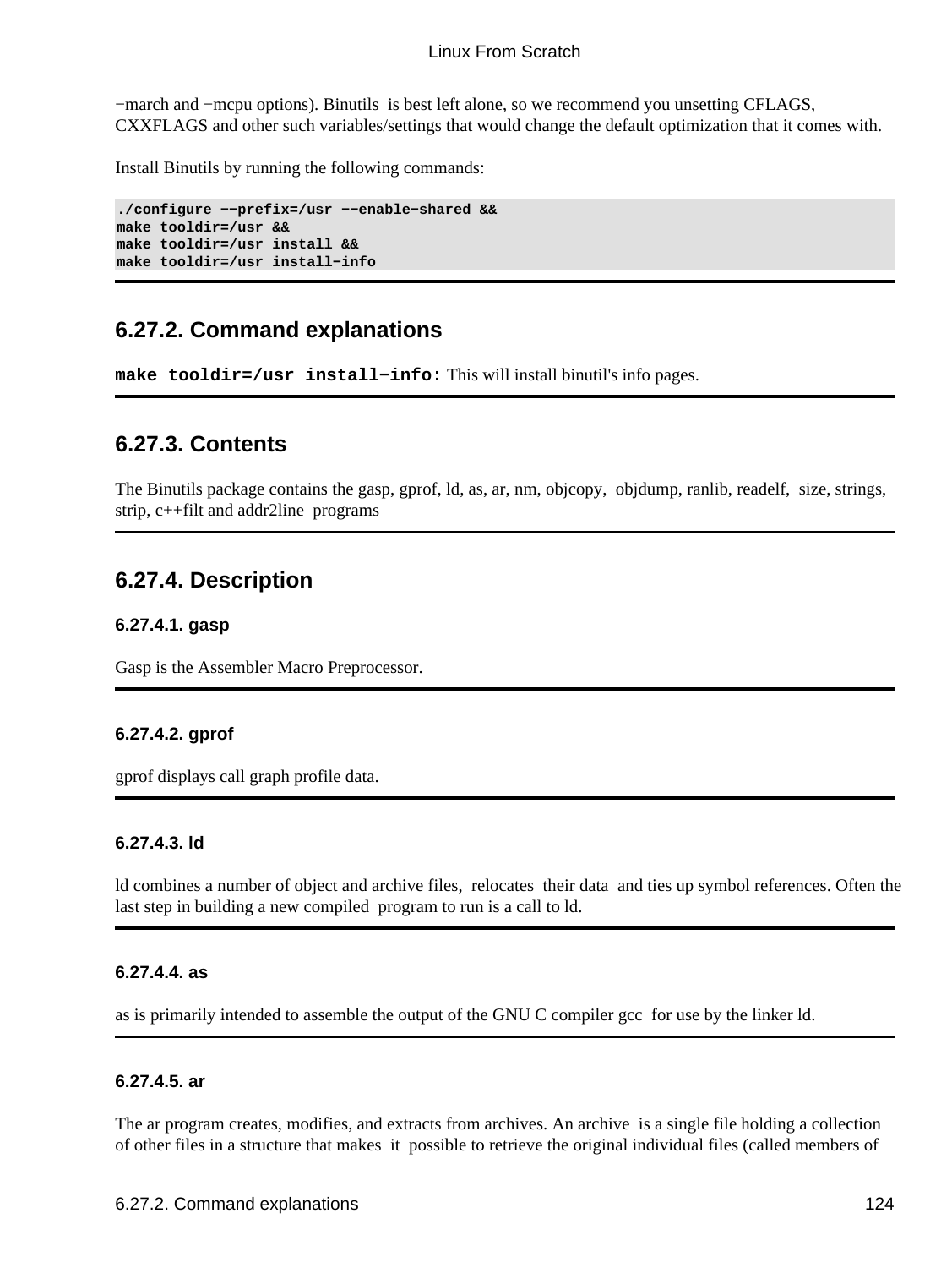−march and −mcpu options). Binutils is best left alone, so we recommend you unsetting CFLAGS, CXXFLAGS and other such variables/settings that would change the default optimization that it comes with.

Install Binutils by running the following commands:

```
./configure −−prefix=/usr −−enable−shared &&
make tooldir=/usr &&
make tooldir=/usr install &&
make tooldir=/usr install−info
```

## 6.27.2. Command explanations

**make tooldir=/usr install−info:** This will install binutil's info pages.

## 6.27.3. Contents

The Binutils package contains the gasp, gprof, ld, as, ar, nm, objcopy, objdump, ranlib, readelf, size, strings, strip, c++filt and addr2line programs

## 6.27.4. Description

### 6.27.4.1. gasp

Gasp is the Assembler Macro Preprocessor.

### 6.27.4.2. gprof

gprof displays call graph profile data.

### 6.27.4.3. ld

ld combines a number of object and archive files, relocates their data and ties up symbol references. Often the last step in building a new compiled program to run is a call to ld.

### 6.27.4.4. as

as is primarily intended to assemble the output of the GNU C compiler gcc for use by the linker ld.

### 6.27.4.5. ar

The ar program creates, modifies, and extracts from archives. An archive is a single file holding a collection of other files in a structure that makes it possible to retrieve the original individual files (called members of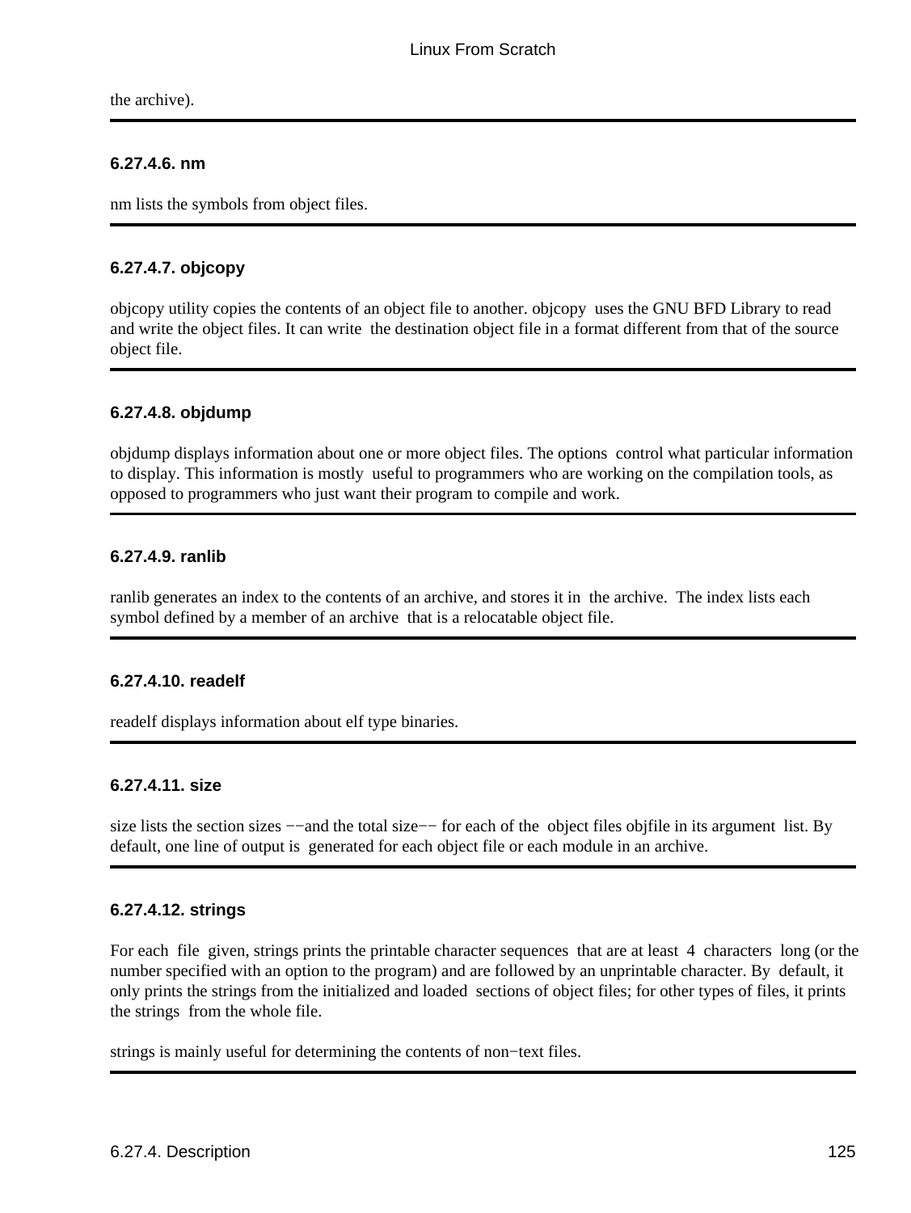the archive).

---

#### 6.27.4.6. nm

nm lists the symbols from object files.

---

#### 6.27.4.7. objcopy

objcopy utility copies the contents of an object file to another. objcopy uses the GNU BFD Library to read and write the object files. It can write the destination object file in a format different from that of the source object file.

---

#### 6.27.4.8. objdump

objdump displays information about one or more object files. The options control what particular information to display. This information is mostly useful to programmers who are working on the compilation tools, as opposed to programmers who just want their program to compile and work.

---

#### 6.27.4.9. ranlib

ranlib generates an index to the contents of an archive, and stores it in the archive. The index lists each symbol defined by a member of an archive that is a relocatable object file.

---

#### 6.27.4.10. readelf

readelf displays information about elf type binaries.

---

#### 6.27.4.11. size

size lists the section sizes −−and the total size−− for each of the object files objfile in its argument list. By default, one line of output is generated for each object file or each module in an archive.

---

#### 6.27.4.12. strings

For each file given, strings prints the printable character sequences that are at least 4 characters long (or the number specified with an option to the program) and are followed by an unprintable character. By default, it only prints the strings from the initialized and loaded sections of object files; for other types of files, it prints the strings from the whole file.

strings is mainly useful for determining the contents of non−text files.

---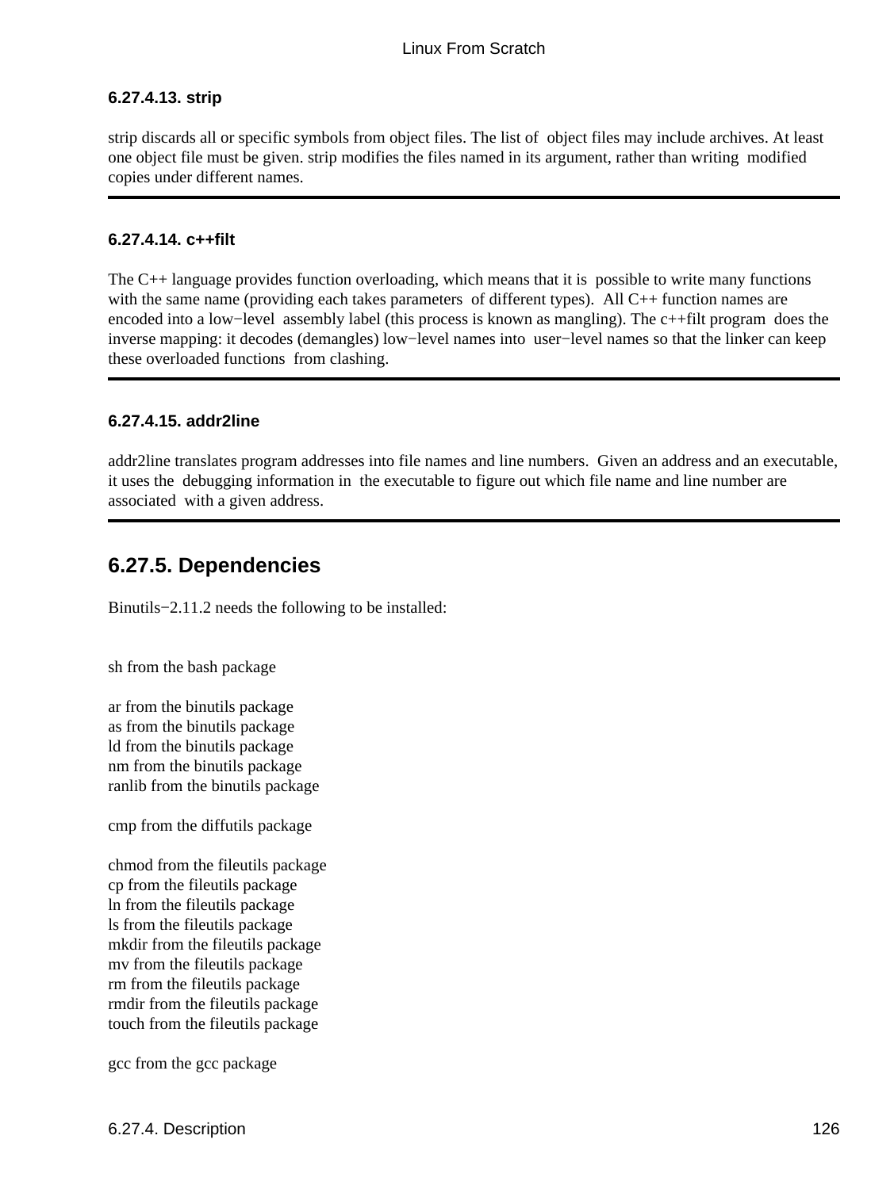#### 6.27.4.13. strip

strip discards all or specific symbols from object files. The list of object files may include archives. At least one object file must be given. strip modifies the files named in its argument, rather than writing modified copies under different names.

---

#### 6.27.4.14. c++filt

The C++ language provides function overloading, which means that it is possible to write many functions with the same name (providing each takes parameters of different types). All C++ function names are encoded into a low−level assembly label (this process is known as mangling). The c++filt program does the inverse mapping: it decodes (demangles) low−level names into user−level names so that the linker can keep these overloaded functions from clashing.

---

#### 6.27.4.15. addr2line

addr2line translates program addresses into file names and line numbers. Given an address and an executable, it uses the debugging information in the executable to figure out which file name and line number are associated with a given address.

---

### 6.27.5. Dependencies

Binutils−2.11.2 needs the following to be installed:

sh from the bash package

ar from the binutils package
as from the binutils package
ld from the binutils package
nm from the binutils package
ranlib from the binutils package

cmp from the diffutils package

chmod from the fileutils package
cp from the fileutils package
ln from the fileutils package
ls from the fileutils package
mkdir from the fileutils package
mv from the fileutils package
rm from the fileutils package
rmdir from the fileutils package
touch from the fileutils package

gcc from the gcc package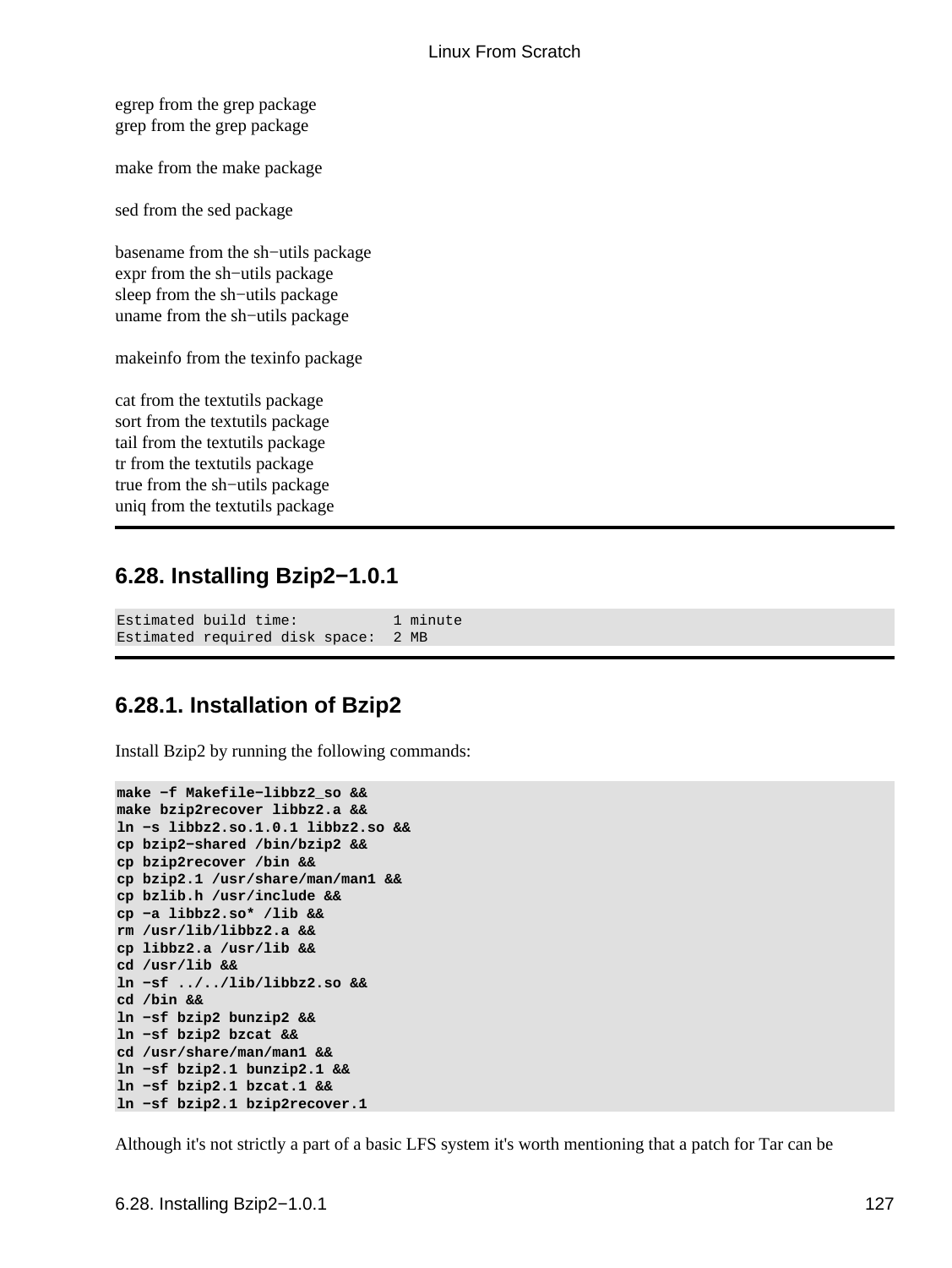egrep from the grep package
grep from the grep package

make from the make package

sed from the sed package

basename from the sh−utils package
expr from the sh−utils package
sleep from the sh−utils package
uname from the sh−utils package

makeinfo from the texinfo package

cat from the textutils package
sort from the textutils package
tail from the textutils package
tr from the textutils package
true from the sh−utils package
uniq from the textutils package

## 6.28. Installing Bzip2−1.0.1

```
Estimated build time:           1 minute
Estimated required disk space:  2 MB
```

### 6.28.1. Installation of Bzip2

Install Bzip2 by running the following commands:

```
make −f Makefile−libbz2_so &&
make bzip2recover libbz2.a &&
ln −s libbz2.so.1.0.1 libbz2.so &&
cp bzip2−shared /bin/bzip2 &&
cp bzip2recover /bin &&
cp bzip2.1 /usr/share/man/man1 &&
cp bzlib.h /usr/include &&
cp −a libbz2.so* /lib &&
rm /usr/lib/libbz2.a &&
cp libbz2.a /usr/lib &&
cd /usr/lib &&
ln −sf ../../lib/libbz2.so &&
cd /bin &&
ln −sf bzip2 bunzip2 &&
ln −sf bzip2 bzcat &&
cd /usr/share/man/man1 &&
ln −sf bzip2.1 bunzip2.1 &&
ln −sf bzip2.1 bzcat.1 &&
ln −sf bzip2.1 bzip2recover.1
```

Although it's not strictly a part of a basic LFS system it's worth mentioning that a patch for Tar can be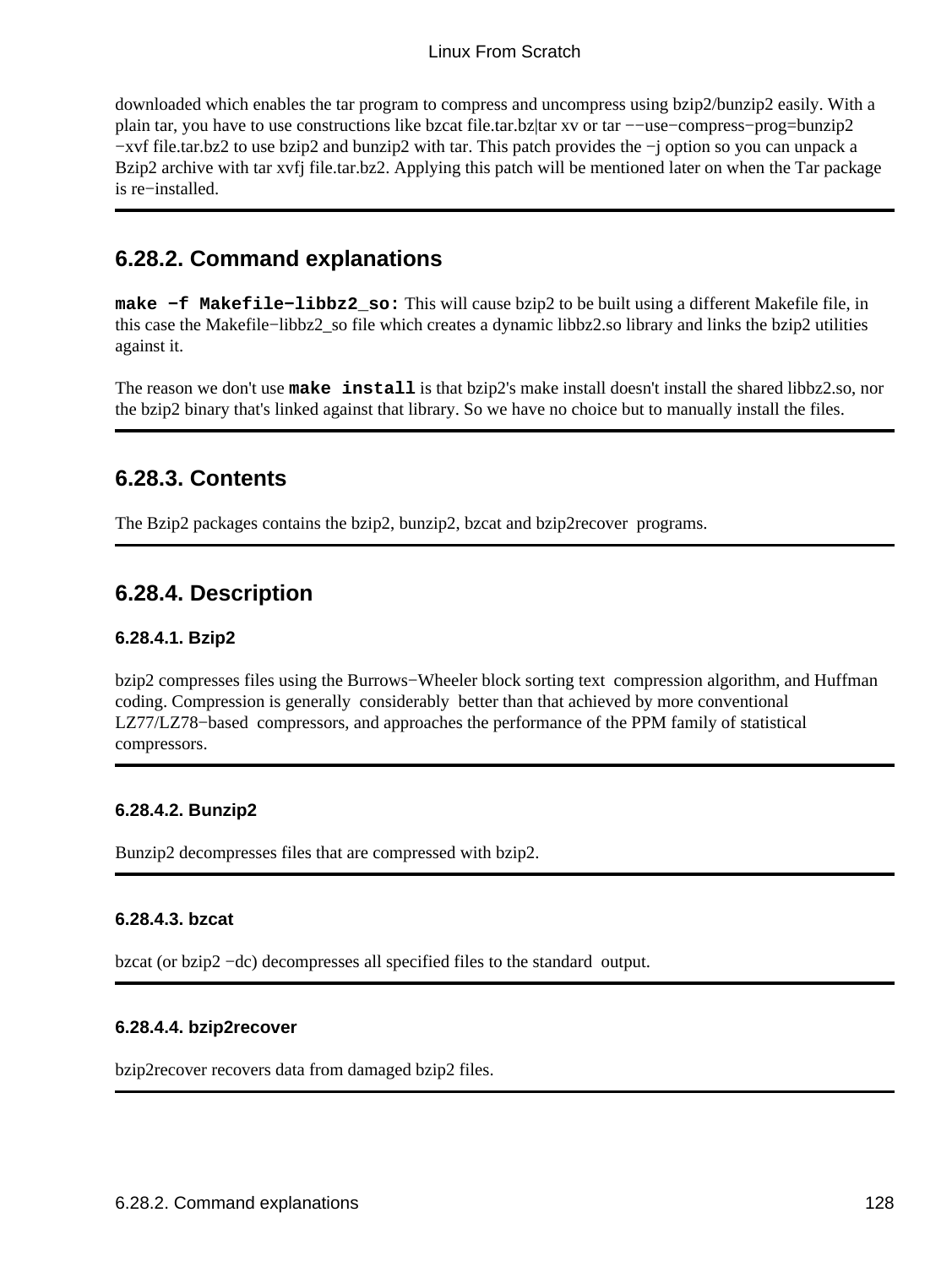downloaded which enables the tar program to compress and uncompress using bzip2/bunzip2 easily. With a plain tar, you have to use constructions like bzcat file.tar.bz|tar xv or tar −−use−compress−prog=bunzip2 −xvf file.tar.bz2 to use bzip2 and bunzip2 with tar. This patch provides the −j option so you can unpack a Bzip2 archive with tar xvfj file.tar.bz2. Applying this patch will be mentioned later on when the Tar package is re−installed.

## 6.28.2. Command explanations

**`make −f Makefile−libbz2_so:`** This will cause bzip2 to be built using a different Makefile file, in this case the Makefile−libbz2_so file which creates a dynamic libbz2.so library and links the bzip2 utilities against it.

The reason we don't use **`make install`** is that bzip2's make install doesn't install the shared libbz2.so, nor the bzip2 binary that's linked against that library. So we have no choice but to manually install the files.

## 6.28.3. Contents

The Bzip2 packages contains the bzip2, bunzip2, bzcat and bzip2recover programs.

## 6.28.4. Description

### 6.28.4.1. Bzip2

bzip2 compresses files using the Burrows−Wheeler block sorting text compression algorithm, and Huffman coding. Compression is generally considerably better than that achieved by more conventional LZ77/LZ78−based compressors, and approaches the performance of the PPM family of statistical compressors.

### 6.28.4.2. Bunzip2

Bunzip2 decompresses files that are compressed with bzip2.

### 6.28.4.3. bzcat

bzcat (or bzip2 −dc) decompresses all specified files to the standard output.

### 6.28.4.4. bzip2recover

bzip2recover recovers data from damaged bzip2 files.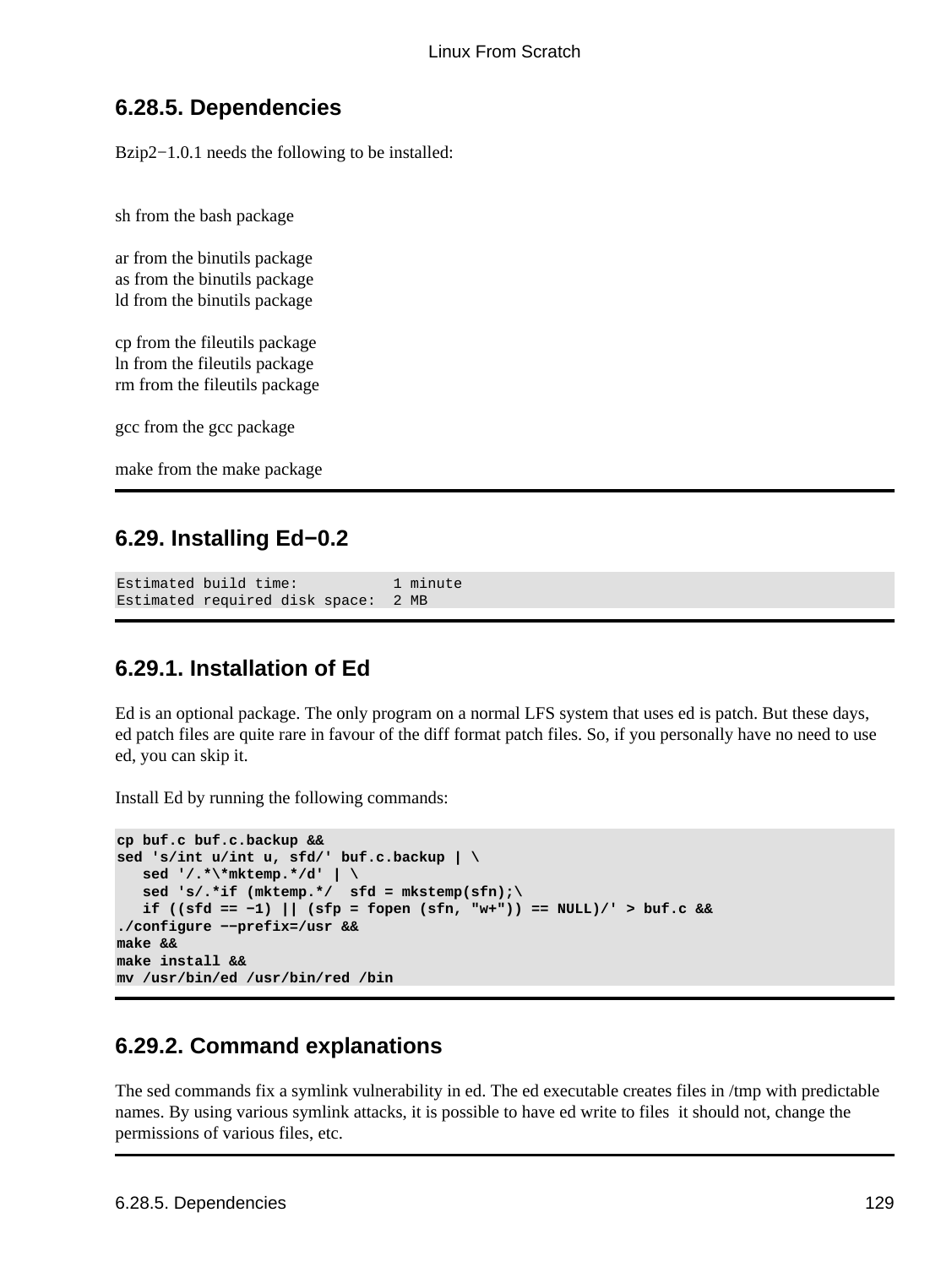## 6.28.5. Dependencies

Bzip2−1.0.1 needs the following to be installed:

sh from the bash package

ar from the binutils package
as from the binutils package
ld from the binutils package

cp from the fileutils package
ln from the fileutils package
rm from the fileutils package

gcc from the gcc package

make from the make package

## 6.29. Installing Ed−0.2

```
Estimated build time:           1 minute
Estimated required disk space:  2 MB
```

### 6.29.1. Installation of Ed

Ed is an optional package. The only program on a normal LFS system that uses ed is patch. But these days, ed patch files are quite rare in favour of the diff format patch files. So, if you personally have no need to use ed, you can skip it.

Install Ed by running the following commands:

```
cp buf.c buf.c.backup &&
sed 's/int u/int u, sfd/' buf.c.backup | \
   sed '/.*\*mktemp.*/d' | \
   sed 's/.*if (mktemp.*/  sfd = mkstemp(sfn);\
   if ((sfd == −1) || (sfp = fopen (sfn, "w+")) == NULL)/' > buf.c &&
./configure −−prefix=/usr &&
make &&
make install &&
mv /usr/bin/ed /usr/bin/red /bin
```

### 6.29.2. Command explanations

The sed commands fix a symlink vulnerability in ed. The ed executable creates files in /tmp with predictable names. By using various symlink attacks, it is possible to have ed write to files it should not, change the permissions of various files, etc.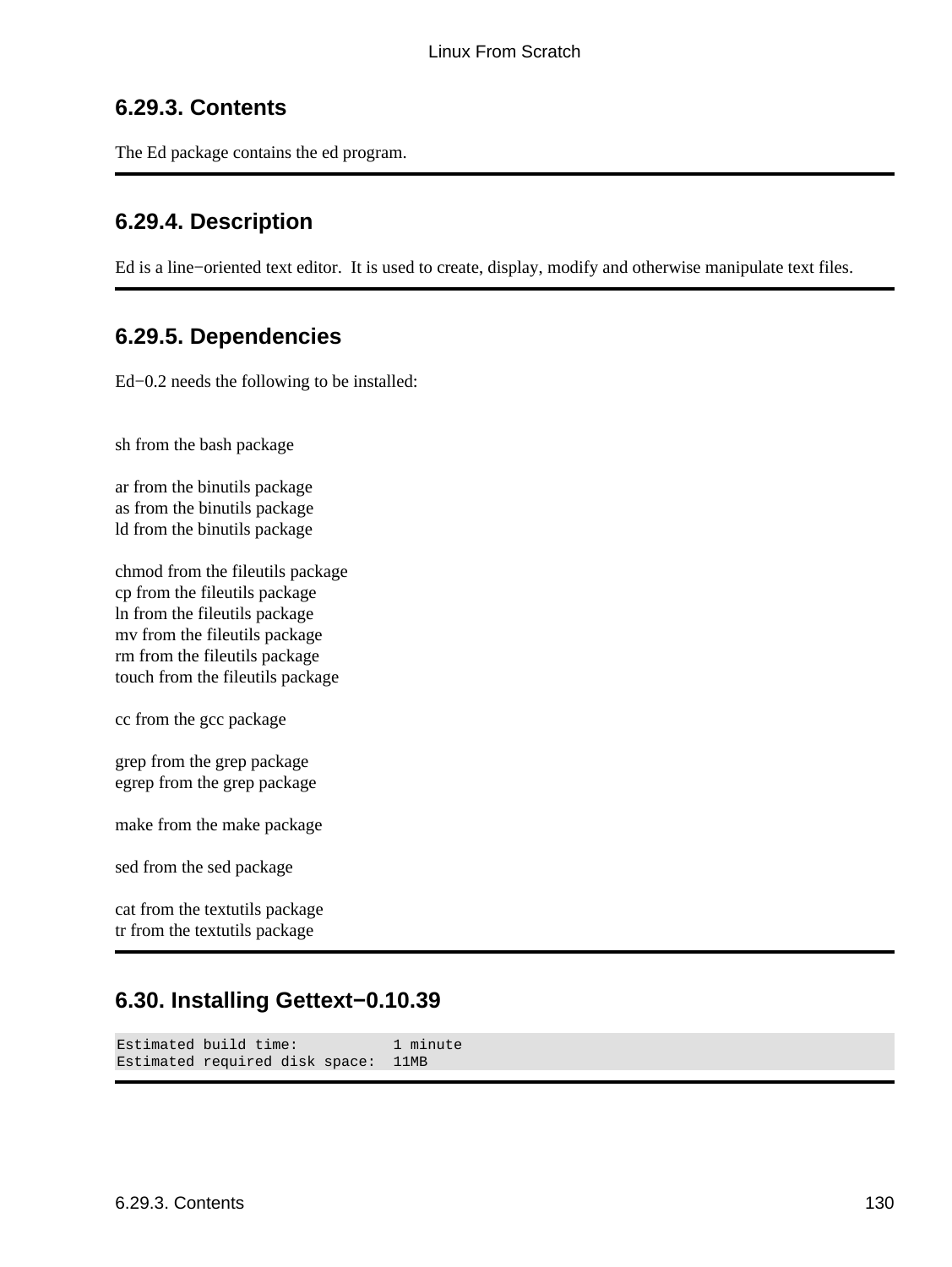### 6.29.3. Contents

The Ed package contains the ed program.

### 6.29.4. Description

Ed is a line−oriented text editor. It is used to create, display, modify and otherwise manipulate text files.

### 6.29.5. Dependencies

Ed−0.2 needs the following to be installed:

sh from the bash package

ar from the binutils package
as from the binutils package
ld from the binutils package

chmod from the fileutils package
cp from the fileutils package
ln from the fileutils package
mv from the fileutils package
rm from the fileutils package
touch from the fileutils package

cc from the gcc package

grep from the grep package
egrep from the grep package

make from the make package

sed from the sed package

cat from the textutils package
tr from the textutils package

## 6.30. Installing Gettext−0.10.39

```
Estimated build time:           1 minute
Estimated required disk space:  11MB
```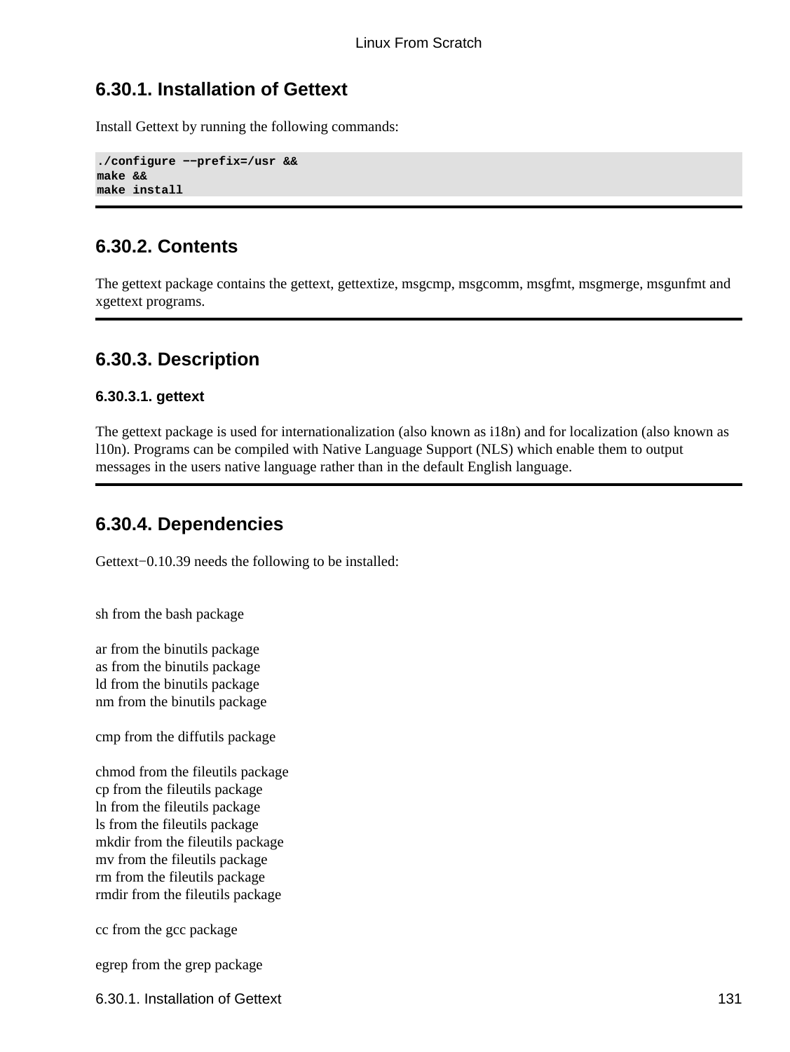## 6.30.1. Installation of Gettext

Install Gettext by running the following commands:

```
./configure −−prefix=/usr &&
make &&
make install
```

## 6.30.2. Contents

The gettext package contains the gettext, gettextize, msgcmp, msgcomm, msgfmt, msgmerge, msgunfmt and xgettext programs.

## 6.30.3. Description

### 6.30.3.1. gettext

The gettext package is used for internationalization (also known as i18n) and for localization (also known as l10n). Programs can be compiled with Native Language Support (NLS) which enable them to output messages in the users native language rather than in the default English language.

## 6.30.4. Dependencies

Gettext−0.10.39 needs the following to be installed:

sh from the bash package

ar from the binutils package
as from the binutils package
ld from the binutils package
nm from the binutils package

cmp from the diffutils package

chmod from the fileutils package
cp from the fileutils package
ln from the fileutils package
ls from the fileutils package
mkdir from the fileutils package
mv from the fileutils package
rm from the fileutils package
rmdir from the fileutils package

cc from the gcc package

egrep from the grep package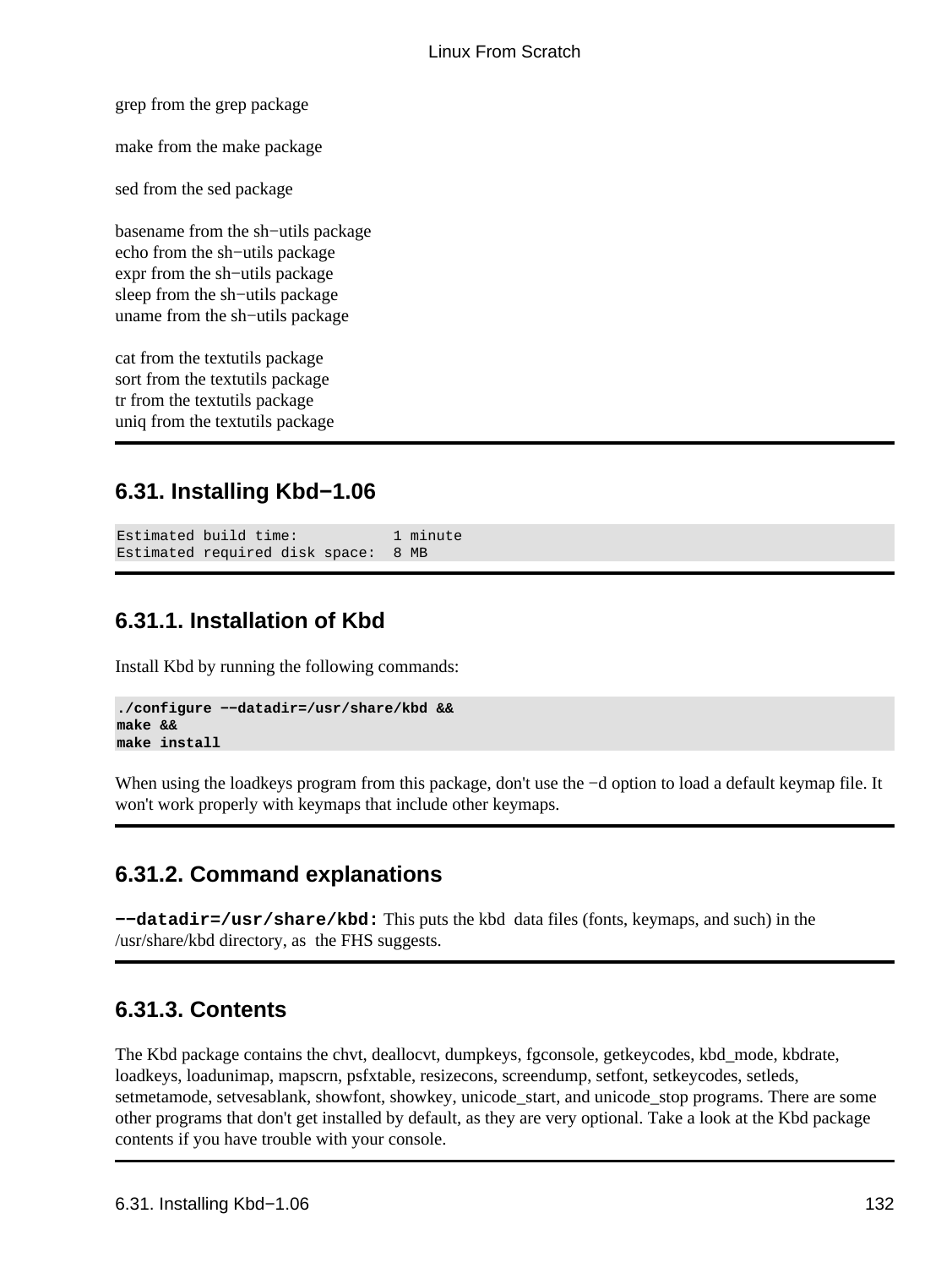grep from the grep package

make from the make package

sed from the sed package

basename from the sh−utils package
echo from the sh−utils package
expr from the sh−utils package
sleep from the sh−utils package
uname from the sh−utils package

cat from the textutils package
sort from the textutils package
tr from the textutils package
uniq from the textutils package

## 6.31. Installing Kbd−1.06

```
Estimated build time:           1 minute
Estimated required disk space:  8 MB
```

### 6.31.1. Installation of Kbd

Install Kbd by running the following commands:

```
./configure −−datadir=/usr/share/kbd &&
make &&
make install
```

When using the loadkeys program from this package, don't use the −d option to load a default keymap file. It won't work properly with keymaps that include other keymaps.

### 6.31.2. Command explanations

**−−datadir=/usr/share/kbd:** This puts the kbd data files (fonts, keymaps, and such) in the /usr/share/kbd directory, as the FHS suggests.

### 6.31.3. Contents

The Kbd package contains the chvt, deallocvt, dumpkeys, fgconsole, getkeycodes, kbd_mode, kbdrate, loadkeys, loadunimap, mapscrn, psfxtable, resizecons, screendump, setfont, setkeycodes, setleds, setmetamode, setvesablank, showfont, showkey, unicode_start, and unicode_stop programs. There are some other programs that don't get installed by default, as they are very optional. Take a look at the Kbd package contents if you have trouble with your console.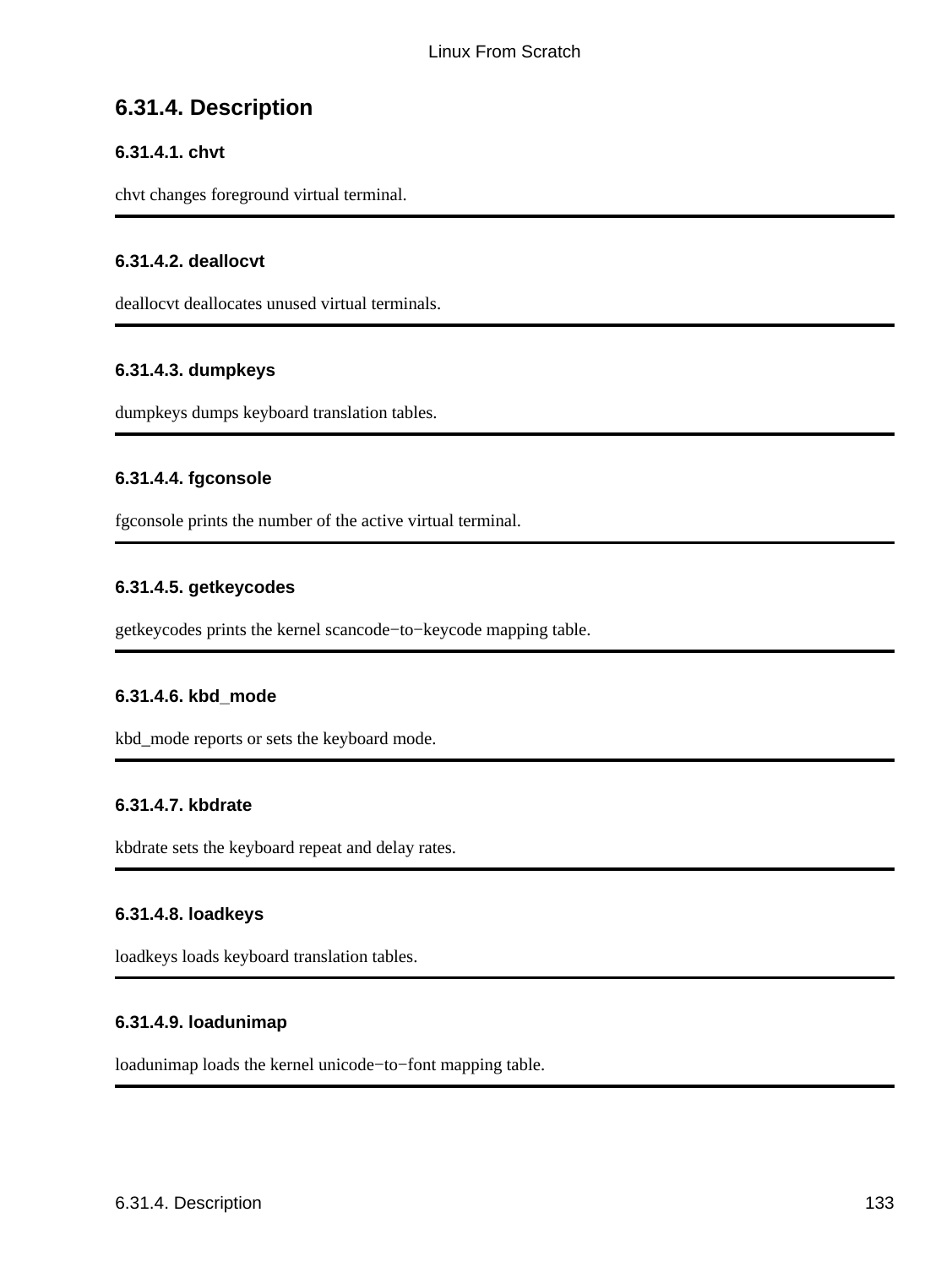## 6.31.4. Description

### 6.31.4.1. chvt

chvt changes foreground virtual terminal.

---

### 6.31.4.2. deallocvt

deallocvt deallocates unused virtual terminals.

---

### 6.31.4.3. dumpkeys

dumpkeys dumps keyboard translation tables.

---

### 6.31.4.4. fgconsole

fgconsole prints the number of the active virtual terminal.

---

### 6.31.4.5. getkeycodes

getkeycodes prints the kernel scancode−to−keycode mapping table.

---

### 6.31.4.6. kbd_mode

kbd_mode reports or sets the keyboard mode.

---

### 6.31.4.7. kbdrate

kbdrate sets the keyboard repeat and delay rates.

---

### 6.31.4.8. loadkeys

loadkeys loads keyboard translation tables.

---

### 6.31.4.9. loadunimap

loadunimap loads the kernel unicode−to−font mapping table.

---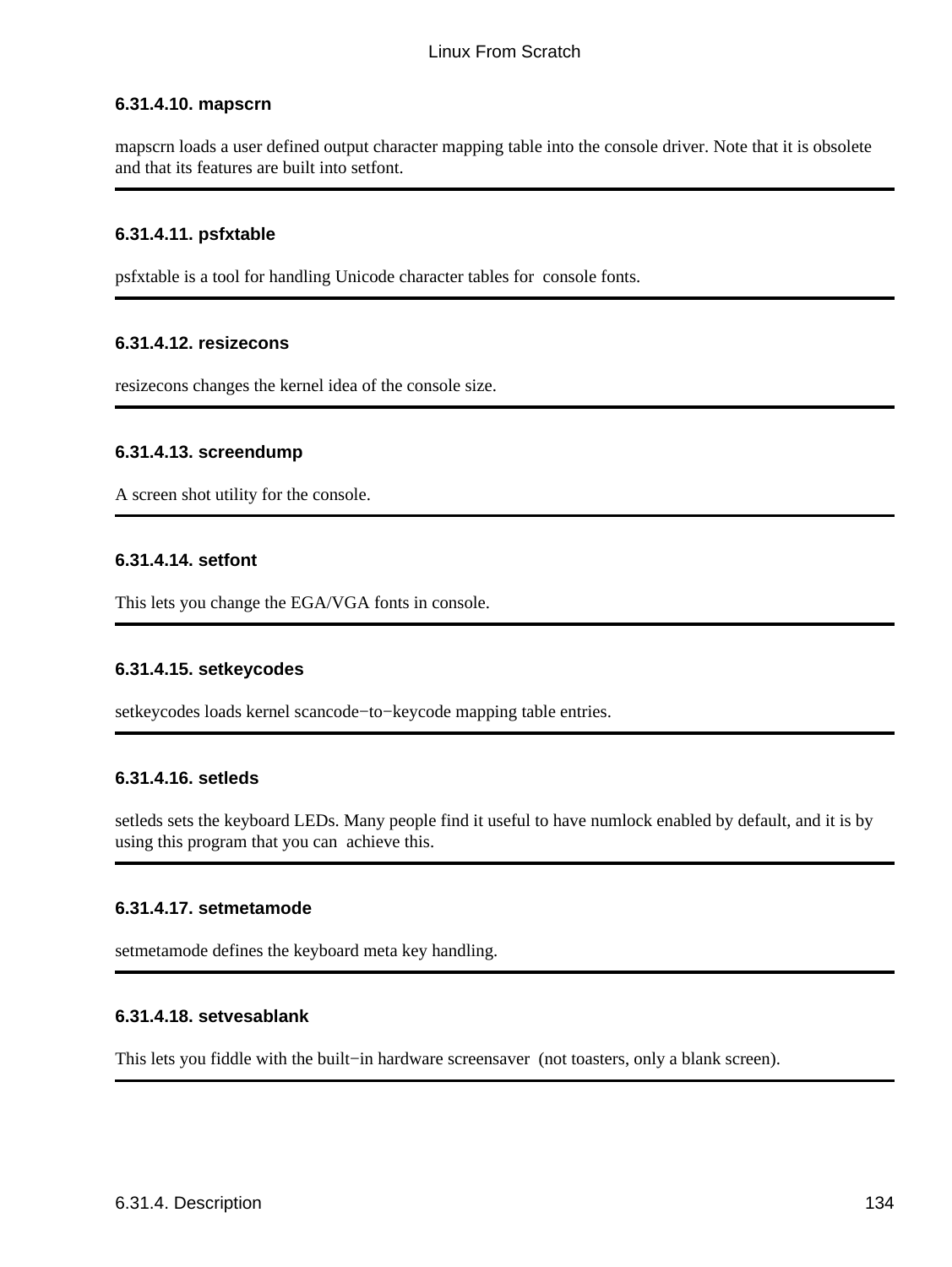#### 6.31.4.10. mapscrn

mapscrn loads a user defined output character mapping table into the console driver. Note that it is obsolete and that its features are built into setfont.

---

#### 6.31.4.11. psfxtable

psfxtable is a tool for handling Unicode character tables for console fonts.

---

#### 6.31.4.12. resizecons

resizecons changes the kernel idea of the console size.

---

#### 6.31.4.13. screendump

A screen shot utility for the console.

---

#### 6.31.4.14. setfont

This lets you change the EGA/VGA fonts in console.

---

#### 6.31.4.15. setkeycodes

setkeycodes loads kernel scancode−to−keycode mapping table entries.

---

#### 6.31.4.16. setleds

setleds sets the keyboard LEDs. Many people find it useful to have numlock enabled by default, and it is by using this program that you can achieve this.

---

#### 6.31.4.17. setmetamode

setmetamode defines the keyboard meta key handling.

---

#### 6.31.4.18. setvesablank

This lets you fiddle with the built−in hardware screensaver (not toasters, only a blank screen).

---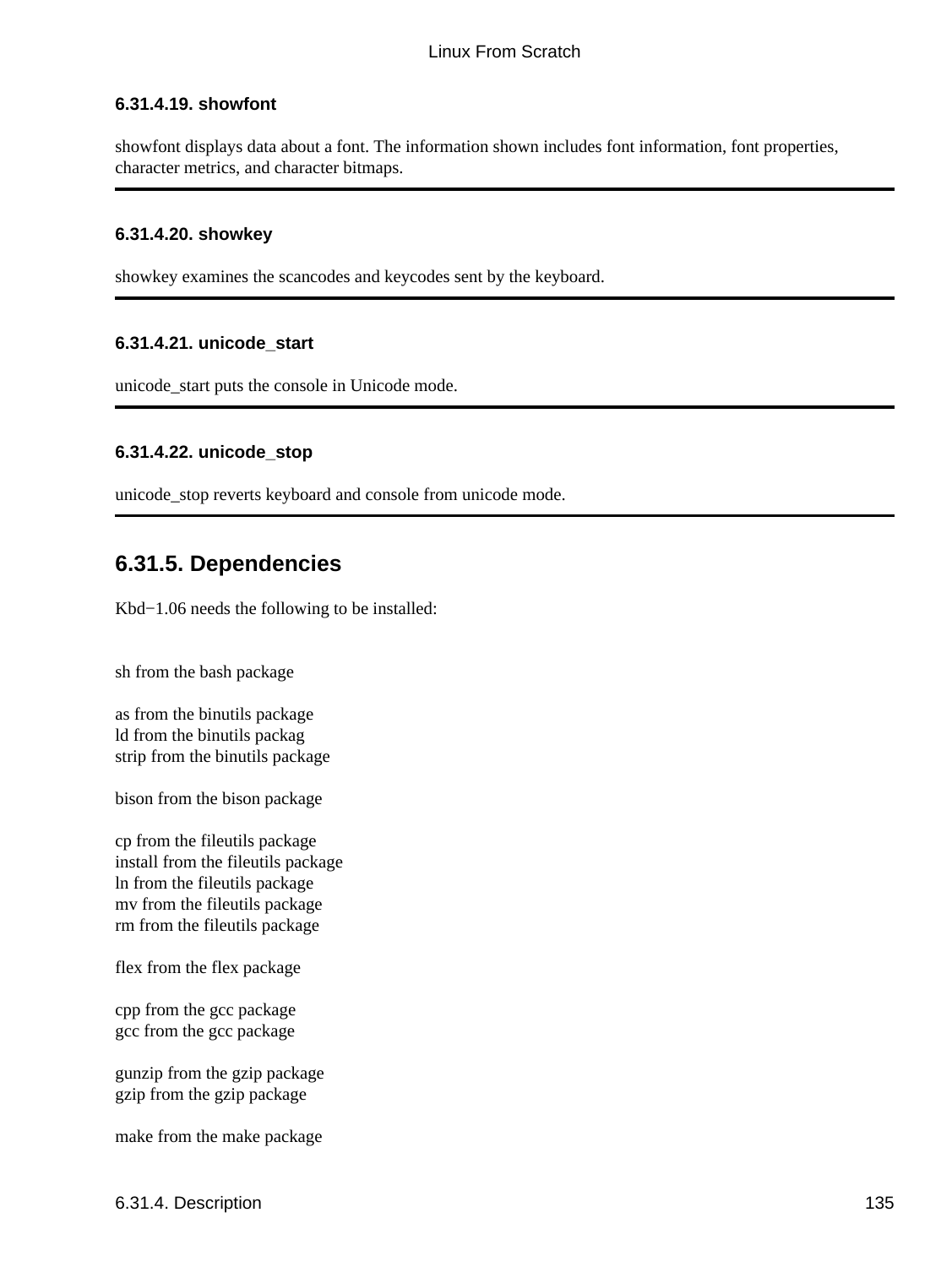#### 6.31.4.19. showfont

showfont displays data about a font. The information shown includes font information, font properties, character metrics, and character bitmaps.

---

#### 6.31.4.20. showkey

showkey examines the scancodes and keycodes sent by the keyboard.

---

#### 6.31.4.21. unicode_start

unicode_start puts the console in Unicode mode.

---

#### 6.31.4.22. unicode_stop

unicode_stop reverts keyboard and console from unicode mode.

---

### 6.31.5. Dependencies

Kbd−1.06 needs the following to be installed:

sh from the bash package

as from the binutils package
ld from the binutils packag
strip from the binutils package

bison from the bison package

cp from the fileutils package
install from the fileutils package
ln from the fileutils package
mv from the fileutils package
rm from the fileutils package

flex from the flex package

cpp from the gcc package
gcc from the gcc package

gunzip from the gzip package
gzip from the gzip package

make from the make package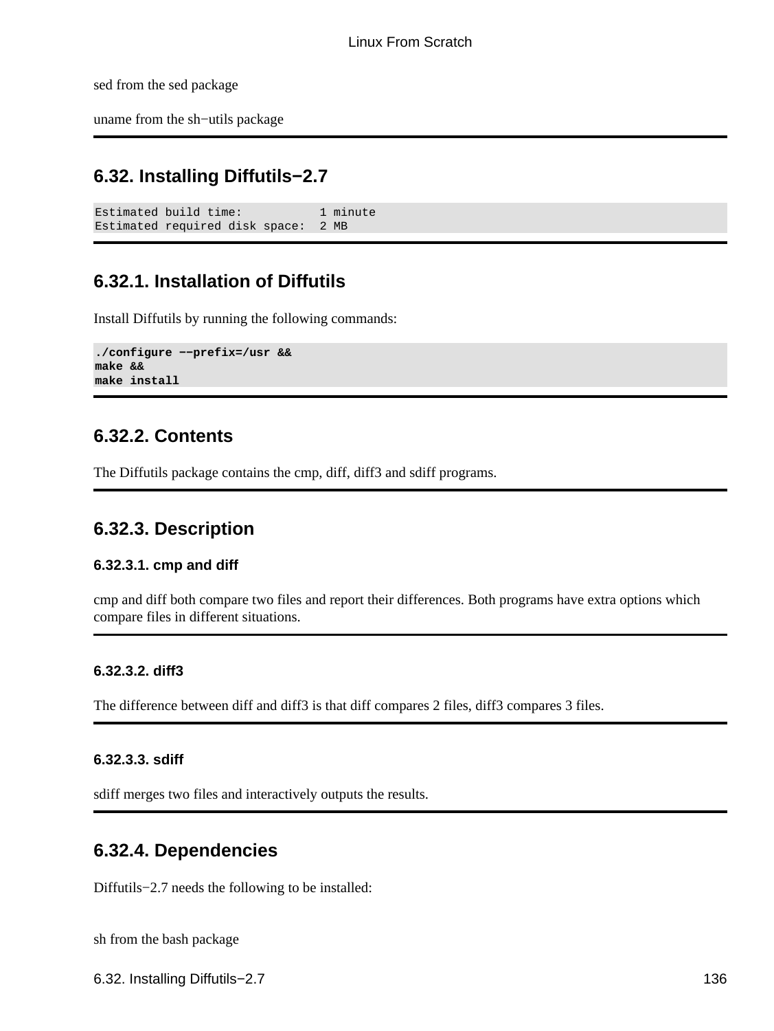sed from the sed package

uname from the sh−utils package

## 6.32. Installing Diffutils−2.7

```
Estimated build time:           1 minute
Estimated required disk space:  2 MB
```

### 6.32.1. Installation of Diffutils

Install Diffutils by running the following commands:

```
./configure −−prefix=/usr &&
make &&
make install
```

### 6.32.2. Contents

The Diffutils package contains the cmp, diff, diff3 and sdiff programs.

### 6.32.3. Description

#### 6.32.3.1. cmp and diff

cmp and diff both compare two files and report their differences. Both programs have extra options which compare files in different situations.

#### 6.32.3.2. diff3

The difference between diff and diff3 is that diff compares 2 files, diff3 compares 3 files.

#### 6.32.3.3. sdiff

sdiff merges two files and interactively outputs the results.

### 6.32.4. Dependencies

Diffutils−2.7 needs the following to be installed:

sh from the bash package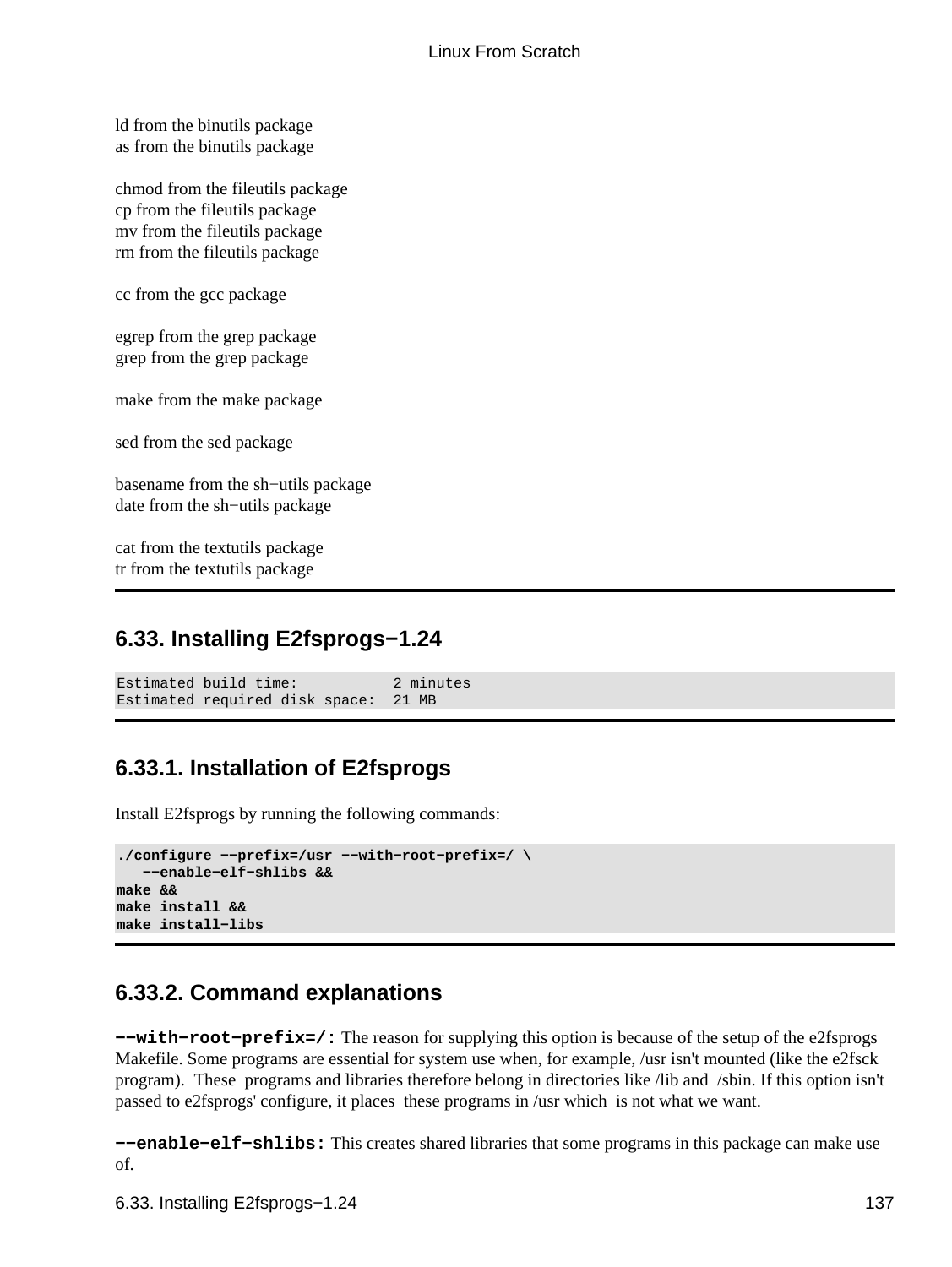ld from the binutils package
as from the binutils package

chmod from the fileutils package
cp from the fileutils package
mv from the fileutils package
rm from the fileutils package

cc from the gcc package

egrep from the grep package
grep from the grep package

make from the make package

sed from the sed package

basename from the sh−utils package
date from the sh−utils package

cat from the textutils package
tr from the textutils package

## 6.33. Installing E2fsprogs−1.24

```
Estimated build time:           2 minutes
Estimated required disk space:  21 MB
```

### 6.33.1. Installation of E2fsprogs

Install E2fsprogs by running the following commands:

```
./configure −−prefix=/usr −−with−root−prefix=/ \
   −−enable−elf−shlibs &&
make &&
make install &&
make install−libs
```

### 6.33.2. Command explanations

**−−with−root−prefix=/:** The reason for supplying this option is because of the setup of the e2fsprogs Makefile. Some programs are essential for system use when, for example, /usr isn't mounted (like the e2fsck program). These programs and libraries therefore belong in directories like /lib and /sbin. If this option isn't passed to e2fsprogs' configure, it places these programs in /usr which is not what we want.

**−−enable−elf−shlibs:** This creates shared libraries that some programs in this package can make use of.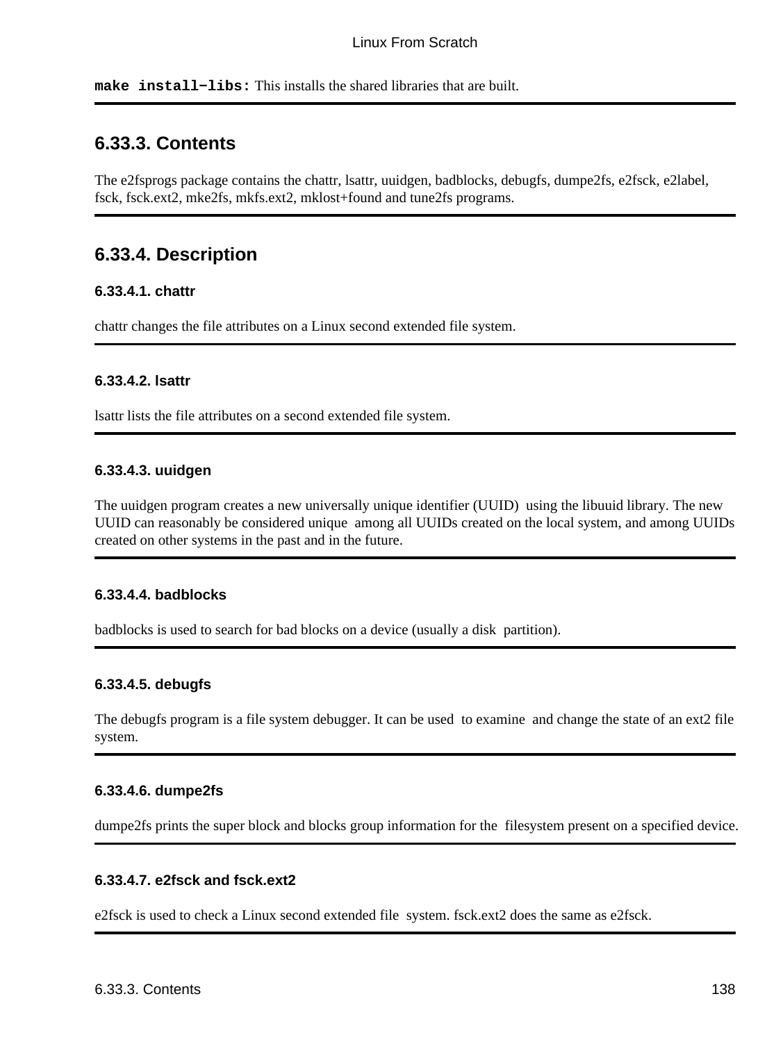**`make install−libs:`** This installs the shared libraries that are built.

## 6.33.3. Contents

The e2fsprogs package contains the chattr, lsattr, uuidgen, badblocks, debugfs, dumpe2fs, e2fsck, e2label, fsck, fsck.ext2, mke2fs, mkfs.ext2, mklost+found and tune2fs programs.

## 6.33.4. Description

### 6.33.4.1. chattr

chattr changes the file attributes on a Linux second extended file system.

### 6.33.4.2. lsattr

lsattr lists the file attributes on a second extended file system.

### 6.33.4.3. uuidgen

The uuidgen program creates a new universally unique identifier (UUID) using the libuuid library. The new UUID can reasonably be considered unique among all UUIDs created on the local system, and among UUIDs created on other systems in the past and in the future.

### 6.33.4.4. badblocks

badblocks is used to search for bad blocks on a device (usually a disk partition).

### 6.33.4.5. debugfs

The debugfs program is a file system debugger. It can be used to examine and change the state of an ext2 file system.

### 6.33.4.6. dumpe2fs

dumpe2fs prints the super block and blocks group information for the filesystem present on a specified device.

### 6.33.4.7. e2fsck and fsck.ext2

e2fsck is used to check a Linux second extended file system. fsck.ext2 does the same as e2fsck.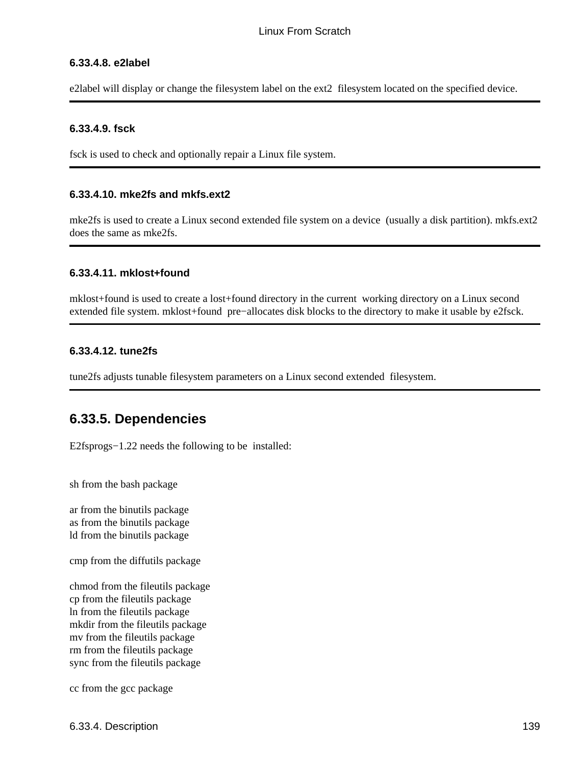#### 6.33.4.8. e2label

e2label will display or change the filesystem label on the ext2 filesystem located on the specified device.

#### 6.33.4.9. fsck

fsck is used to check and optionally repair a Linux file system.

#### 6.33.4.10. mke2fs and mkfs.ext2

mke2fs is used to create a Linux second extended file system on a device (usually a disk partition). mkfs.ext2 does the same as mke2fs.

#### 6.33.4.11. mklost+found

mklost+found is used to create a lost+found directory in the current working directory on a Linux second extended file system. mklost+found pre−allocates disk blocks to the directory to make it usable by e2fsck.

#### 6.33.4.12. tune2fs

tune2fs adjusts tunable filesystem parameters on a Linux second extended filesystem.

### 6.33.5. Dependencies

E2fsprogs−1.22 needs the following to be installed:

sh from the bash package

ar from the binutils package
as from the binutils package
ld from the binutils package

cmp from the diffutils package

chmod from the fileutils package
cp from the fileutils package
ln from the fileutils package
mkdir from the fileutils package
mv from the fileutils package
rm from the fileutils package
sync from the fileutils package

cc from the gcc package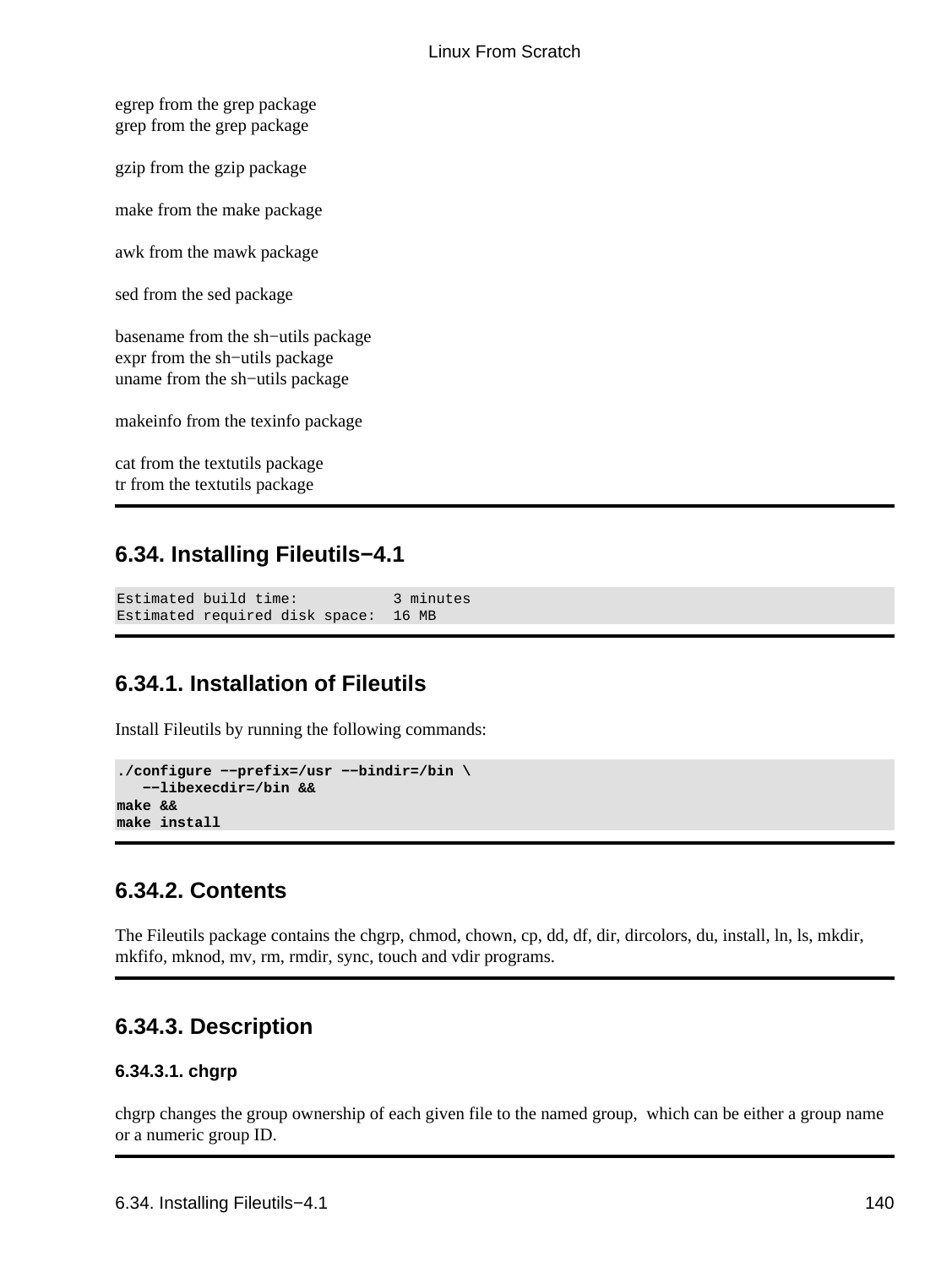egrep from the grep package
grep from the grep package

gzip from the gzip package

make from the make package

awk from the mawk package

sed from the sed package

basename from the sh−utils package
expr from the sh−utils package
uname from the sh−utils package

makeinfo from the texinfo package

cat from the textutils package
tr from the textutils package

## 6.34. Installing Fileutils−4.1

```
Estimated build time:           3 minutes
Estimated required disk space:  16 MB
```

### 6.34.1. Installation of Fileutils

Install Fileutils by running the following commands:

```
./configure −−prefix=/usr −−bindir=/bin \
   −−libexecdir=/bin &&
make &&
make install
```

### 6.34.2. Contents

The Fileutils package contains the chgrp, chmod, chown, cp, dd, df, dir, dircolors, du, install, ln, ls, mkdir, mkfifo, mknod, mv, rm, rmdir, sync, touch and vdir programs.

### 6.34.3. Description

#### 6.34.3.1. chgrp

chgrp changes the group ownership of each given file to the named group, which can be either a group name or a numeric group ID.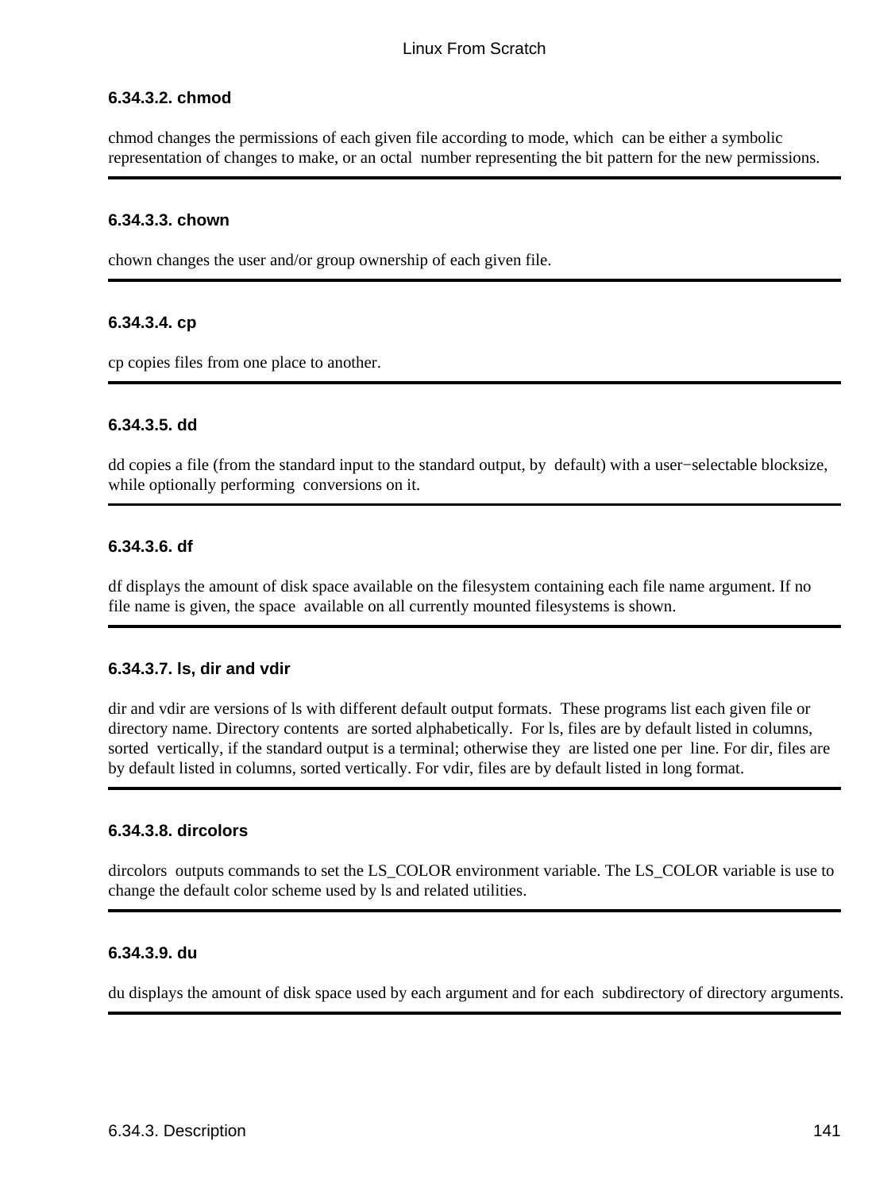#### 6.34.3.2. chmod

chmod changes the permissions of each given file according to mode, which can be either a symbolic representation of changes to make, or an octal number representing the bit pattern for the new permissions.

---

#### 6.34.3.3. chown

chown changes the user and/or group ownership of each given file.

---

#### 6.34.3.4. cp

cp copies files from one place to another.

---

#### 6.34.3.5. dd

dd copies a file (from the standard input to the standard output, by default) with a user−selectable blocksize, while optionally performing conversions on it.

---

#### 6.34.3.6. df

df displays the amount of disk space available on the filesystem containing each file name argument. If no file name is given, the space available on all currently mounted filesystems is shown.

---

#### 6.34.3.7. ls, dir and vdir

dir and vdir are versions of ls with different default output formats. These programs list each given file or directory name. Directory contents are sorted alphabetically. For ls, files are by default listed in columns, sorted vertically, if the standard output is a terminal; otherwise they are listed one per line. For dir, files are by default listed in columns, sorted vertically. For vdir, files are by default listed in long format.

---

#### 6.34.3.8. dircolors

dircolors outputs commands to set the LS_COLOR environment variable. The LS_COLOR variable is use to change the default color scheme used by ls and related utilities.

---

#### 6.34.3.9. du

du displays the amount of disk space used by each argument and for each subdirectory of directory arguments.

---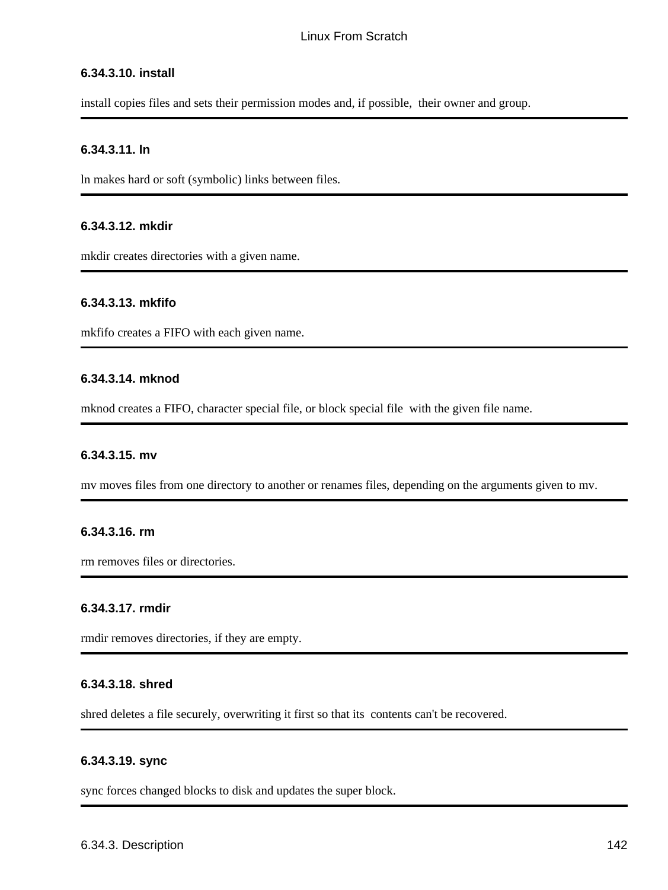#### 6.34.3.10. install

install copies files and sets their permission modes and, if possible, their owner and group.

---

#### 6.34.3.11. ln

ln makes hard or soft (symbolic) links between files.

---

#### 6.34.3.12. mkdir

mkdir creates directories with a given name.

---

#### 6.34.3.13. mkfifo

mkfifo creates a FIFO with each given name.

---

#### 6.34.3.14. mknod

mknod creates a FIFO, character special file, or block special file with the given file name.

---

#### 6.34.3.15. mv

mv moves files from one directory to another or renames files, depending on the arguments given to mv.

---

#### 6.34.3.16. rm

rm removes files or directories.

---

#### 6.34.3.17. rmdir

rmdir removes directories, if they are empty.

---

#### 6.34.3.18. shred

shred deletes a file securely, overwriting it first so that its contents can't be recovered.

---

#### 6.34.3.19. sync

sync forces changed blocks to disk and updates the super block.

---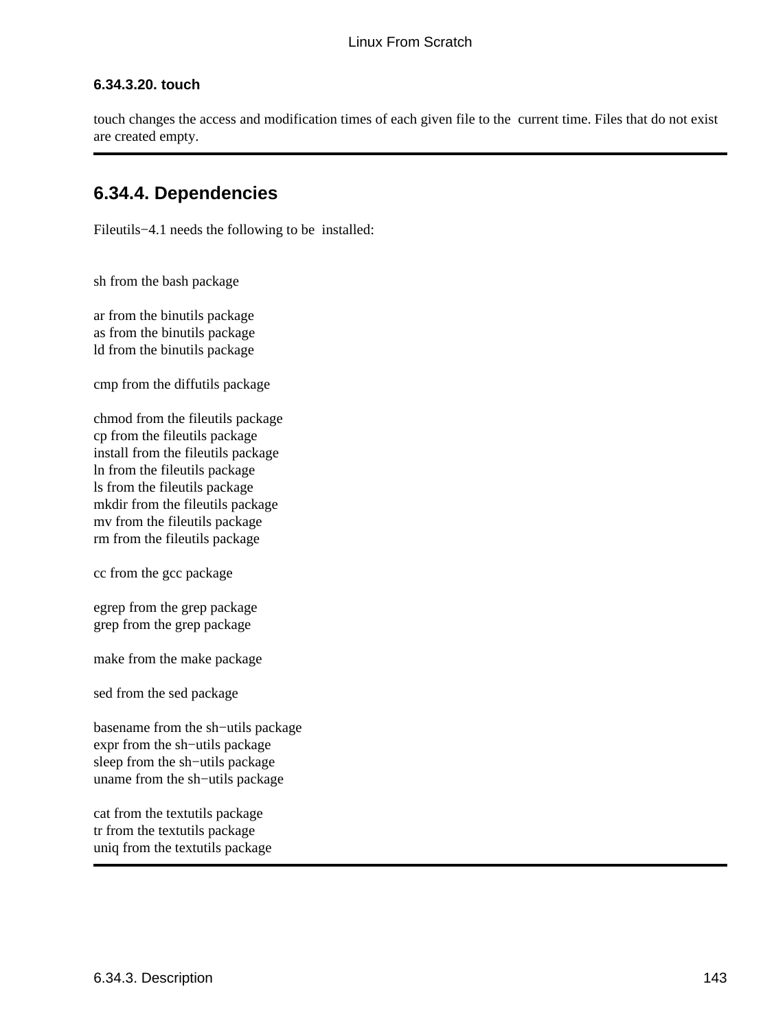#### 6.34.3.20. touch

touch changes the access and modification times of each given file to the current time. Files that do not exist are created empty.

---

### 6.34.4. Dependencies

Fileutils−4.1 needs the following to be installed:

sh from the bash package

ar from the binutils package
as from the binutils package
ld from the binutils package

cmp from the diffutils package

chmod from the fileutils package
cp from the fileutils package
install from the fileutils package
ln from the fileutils package
ls from the fileutils package
mkdir from the fileutils package
mv from the fileutils package
rm from the fileutils package

cc from the gcc package

egrep from the grep package
grep from the grep package

make from the make package

sed from the sed package

basename from the sh−utils package
expr from the sh−utils package
sleep from the sh−utils package
uname from the sh−utils package

cat from the textutils package
tr from the textutils package
uniq from the textutils package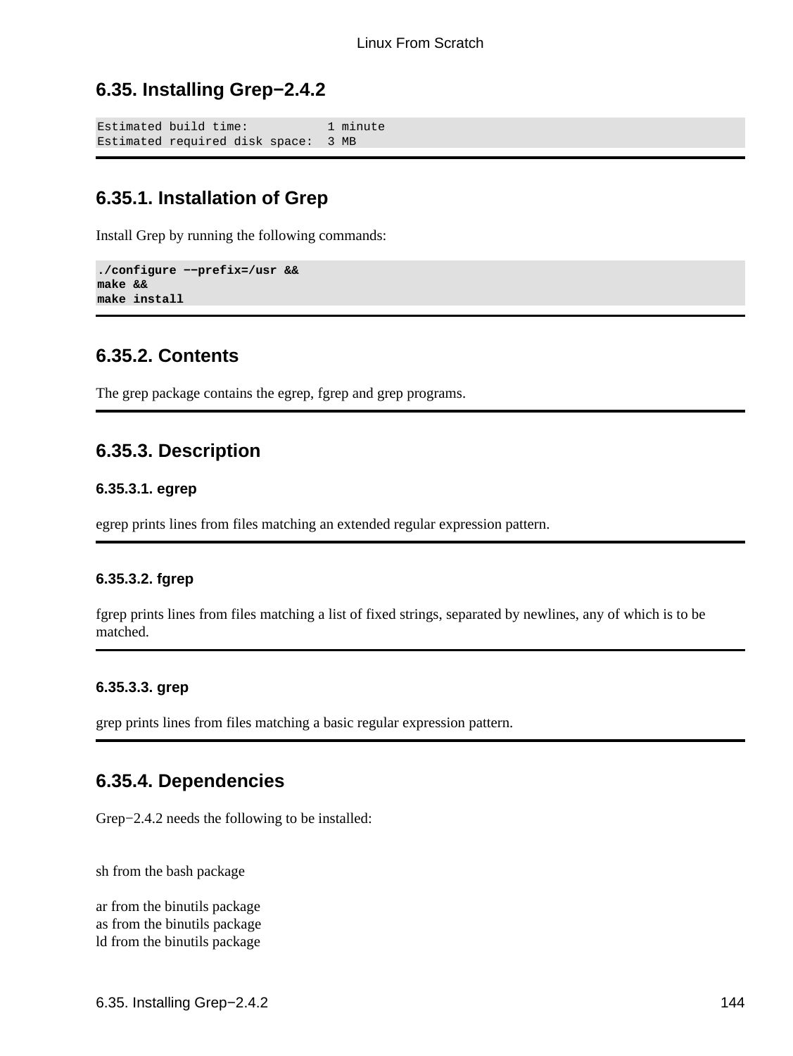## 6.35. Installing Grep−2.4.2

```
Estimated build time:           1 minute
Estimated required disk space:  3 MB
```

### 6.35.1. Installation of Grep

Install Grep by running the following commands:

```
./configure −−prefix=/usr &&
make &&
make install
```

### 6.35.2. Contents

The grep package contains the egrep, fgrep and grep programs.

### 6.35.3. Description

#### 6.35.3.1. egrep

egrep prints lines from files matching an extended regular expression pattern.

#### 6.35.3.2. fgrep

fgrep prints lines from files matching a list of fixed strings, separated by newlines, any of which is to be matched.

#### 6.35.3.3. grep

grep prints lines from files matching a basic regular expression pattern.

### 6.35.4. Dependencies

Grep−2.4.2 needs the following to be installed:

sh from the bash package

ar from the binutils package
as from the binutils package
ld from the binutils package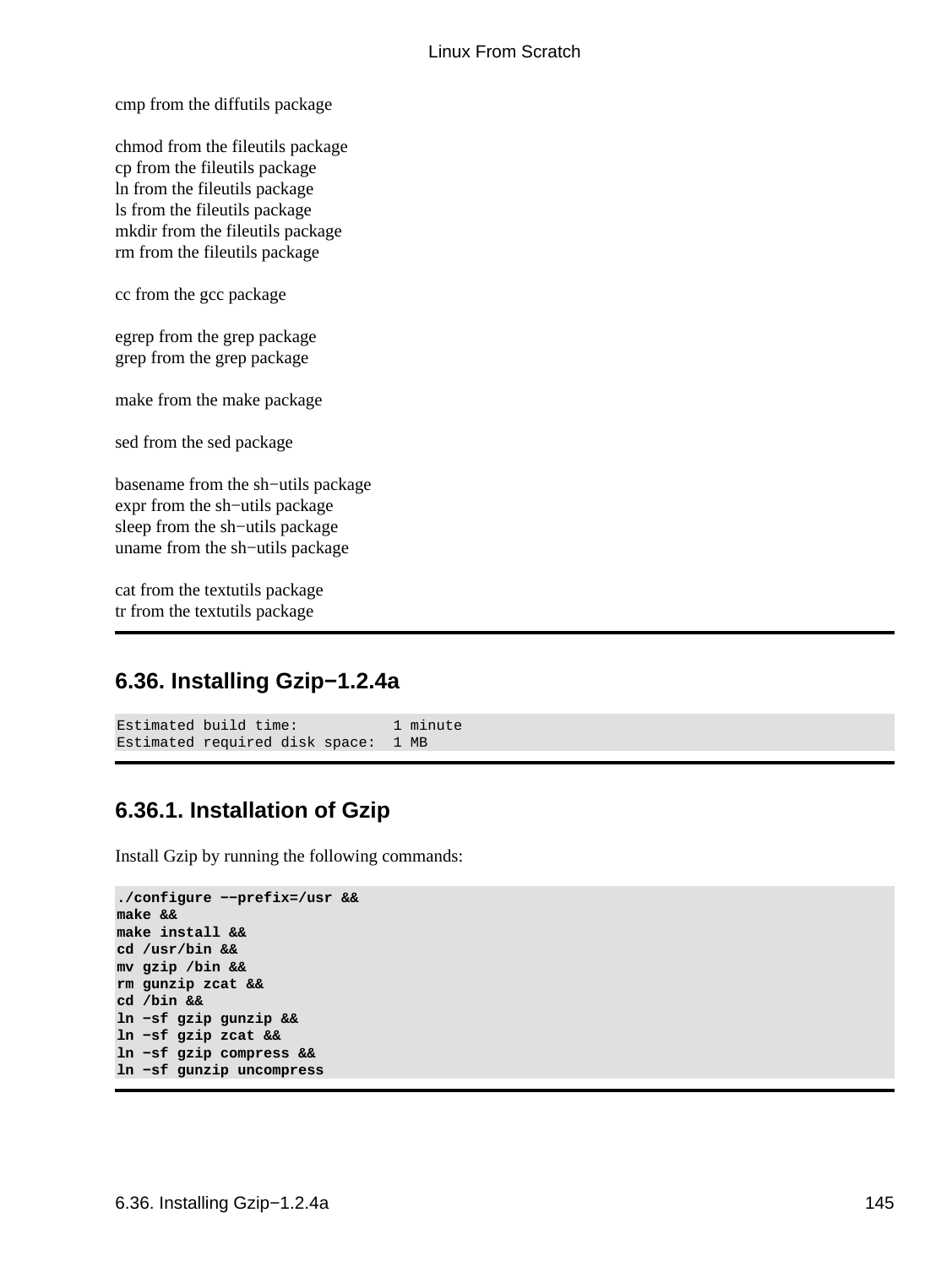cmp from the diffutils package

chmod from the fileutils package
cp from the fileutils package
ln from the fileutils package
ls from the fileutils package
mkdir from the fileutils package
rm from the fileutils package

cc from the gcc package

egrep from the grep package
grep from the grep package

make from the make package

sed from the sed package

basename from the sh−utils package
expr from the sh−utils package
sleep from the sh−utils package
uname from the sh−utils package

cat from the textutils package
tr from the textutils package

## 6.36. Installing Gzip−1.2.4a

```
Estimated build time:           1 minute
Estimated required disk space:  1 MB
```

### 6.36.1. Installation of Gzip

Install Gzip by running the following commands:

```
./configure −−prefix=/usr &&
make &&
make install &&
cd /usr/bin &&
mv gzip /bin &&
rm gunzip zcat &&
cd /bin &&
ln −sf gzip gunzip &&
ln −sf gzip zcat &&
ln −sf gzip compress &&
ln −sf gunzip uncompress
```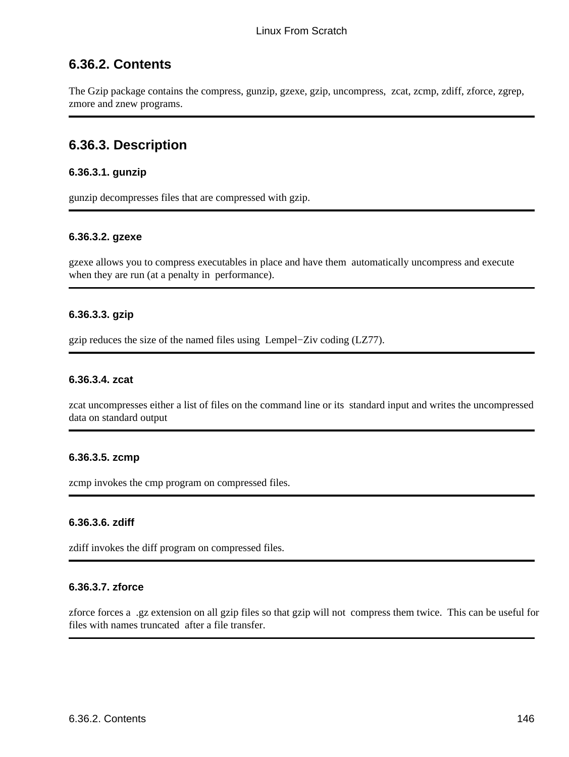## 6.36.2. Contents

The Gzip package contains the compress, gunzip, gzexe, gzip, uncompress, zcat, zcmp, zdiff, zforce, zgrep, zmore and znew programs.

---

## 6.36.3. Description

### 6.36.3.1. gunzip

gunzip decompresses files that are compressed with gzip.

---

### 6.36.3.2. gzexe

gzexe allows you to compress executables in place and have them automatically uncompress and execute when they are run (at a penalty in performance).

---

### 6.36.3.3. gzip

gzip reduces the size of the named files using Lempel−Ziv coding (LZ77).

---

### 6.36.3.4. zcat

zcat uncompresses either a list of files on the command line or its standard input and writes the uncompressed data on standard output

---

### 6.36.3.5. zcmp

zcmp invokes the cmp program on compressed files.

---

### 6.36.3.6. zdiff

zdiff invokes the diff program on compressed files.

---

### 6.36.3.7. zforce

zforce forces a .gz extension on all gzip files so that gzip will not compress them twice. This can be useful for files with names truncated after a file transfer.

---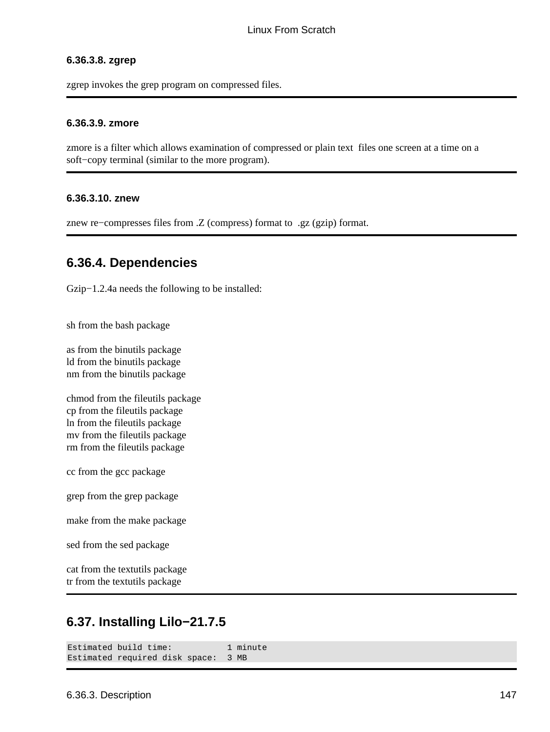#### 6.36.3.8. zgrep

zgrep invokes the grep program on compressed files.

#### 6.36.3.9. zmore

zmore is a filter which allows examination of compressed or plain text files one screen at a time on a soft−copy terminal (similar to the more program).

#### 6.36.3.10. znew

znew re−compresses files from .Z (compress) format to .gz (gzip) format.

### 6.36.4. Dependencies

Gzip−1.2.4a needs the following to be installed:

sh from the bash package

as from the binutils package
ld from the binutils package
nm from the binutils package

chmod from the fileutils package
cp from the fileutils package
ln from the fileutils package
mv from the fileutils package
rm from the fileutils package

cc from the gcc package

grep from the grep package

make from the make package

sed from the sed package

cat from the textutils package
tr from the textutils package

## 6.37. Installing Lilo−21.7.5

```
Estimated build time:          1 minute
Estimated required disk space:  3 MB
```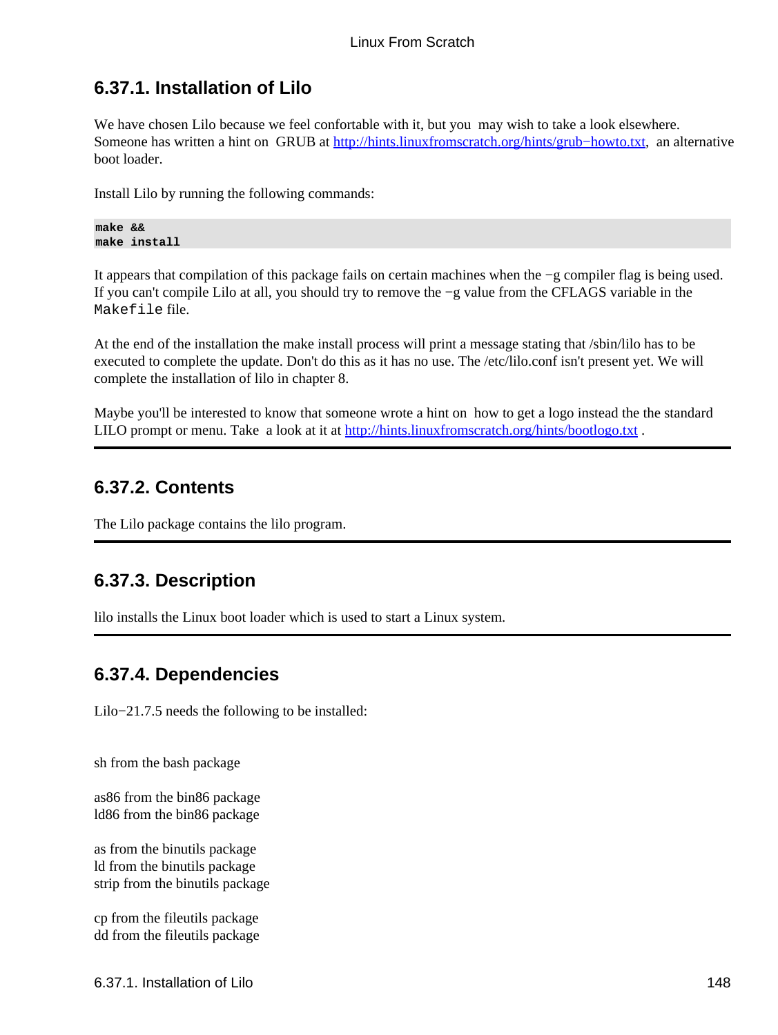### 6.37.1. Installation of Lilo

We have chosen Lilo because we feel confortable with it, but you may wish to take a look elsewhere. Someone has written a hint on GRUB at http://hints.linuxfromscratch.org/hints/grub−howto.txt, an alternative boot loader.

Install Lilo by running the following commands:

```
make &&
make install
```

It appears that compilation of this package fails on certain machines when the −g compiler flag is being used. If you can't compile Lilo at all, you should try to remove the −g value from the CFLAGS variable in the `Makefile` file.

At the end of the installation the make install process will print a message stating that /sbin/lilo has to be executed to complete the update. Don't do this as it has no use. The /etc/lilo.conf isn't present yet. We will complete the installation of lilo in chapter 8.

Maybe you'll be interested to know that someone wrote a hint on how to get a logo instead the the standard LILO prompt or menu. Take a look at it at http://hints.linuxfromscratch.org/hints/bootlogo.txt .

### 6.37.2. Contents

The Lilo package contains the lilo program.

### 6.37.3. Description

lilo installs the Linux boot loader which is used to start a Linux system.

### 6.37.4. Dependencies

Lilo−21.7.5 needs the following to be installed:

sh from the bash package

as86 from the bin86 package  
ld86 from the bin86 package

as from the binutils package  
ld from the binutils package  
strip from the binutils package

cp from the fileutils package  
dd from the fileutils package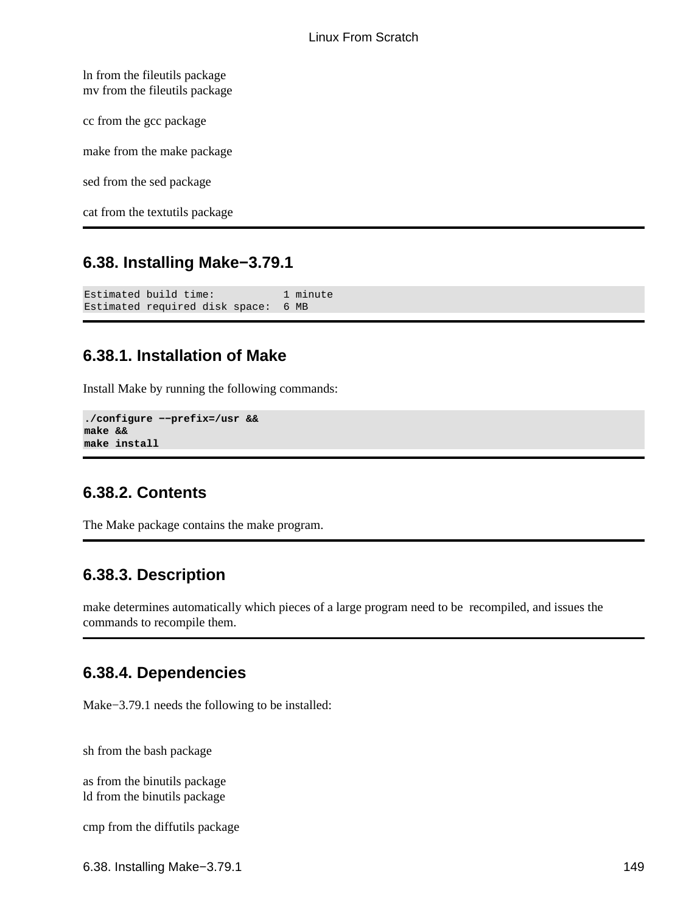ln from the fileutils package
mv from the fileutils package

cc from the gcc package

make from the make package

sed from the sed package

cat from the textutils package

## 6.38. Installing Make−3.79.1

```
Estimated build time:           1 minute
Estimated required disk space:  6 MB
```

### 6.38.1. Installation of Make

Install Make by running the following commands:

```
./configure −−prefix=/usr &&
make &&
make install
```

### 6.38.2. Contents

The Make package contains the make program.

### 6.38.3. Description

make determines automatically which pieces of a large program need to be recompiled, and issues the commands to recompile them.

### 6.38.4. Dependencies

Make−3.79.1 needs the following to be installed:

sh from the bash package

as from the binutils package
ld from the binutils package

cmp from the diffutils package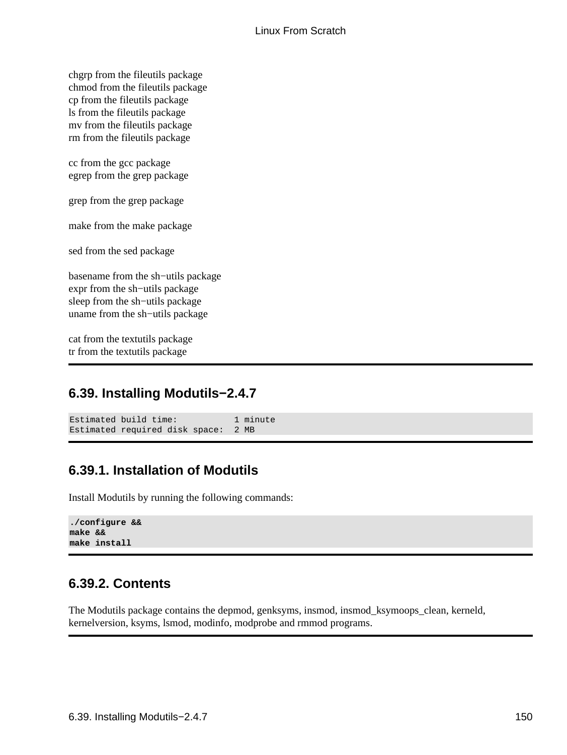chgrp from the fileutils package
chmod from the fileutils package
cp from the fileutils package
ls from the fileutils package
mv from the fileutils package
rm from the fileutils package

cc from the gcc package
egrep from the grep package

grep from the grep package

make from the make package

sed from the sed package

basename from the sh−utils package
expr from the sh−utils package
sleep from the sh−utils package
uname from the sh−utils package

cat from the textutils package
tr from the textutils package

## 6.39. Installing Modutils−2.4.7

```
Estimated build time:           1 minute
Estimated required disk space:  2 MB
```

### 6.39.1. Installation of Modutils

Install Modutils by running the following commands:

```
./configure &&
make &&
make install
```

### 6.39.2. Contents

The Modutils package contains the depmod, genksyms, insmod, insmod_ksymoops_clean, kerneld, kernelversion, ksyms, lsmod, modinfo, modprobe and rmmod programs.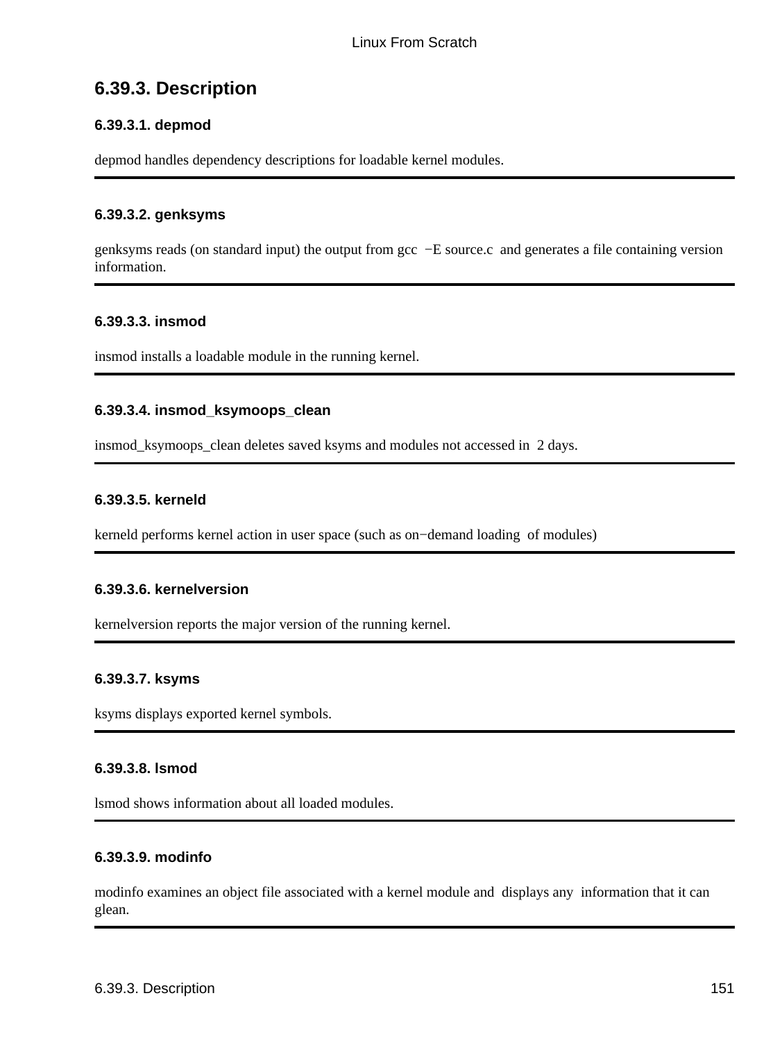## 6.39.3. Description

### 6.39.3.1. depmod

depmod handles dependency descriptions for loadable kernel modules.

---

### 6.39.3.2. genksyms

genksyms reads (on standard input) the output from gcc −E source.c and generates a file containing version information.

---

### 6.39.3.3. insmod

insmod installs a loadable module in the running kernel.

---

### 6.39.3.4. insmod_ksymoops_clean

insmod_ksymoops_clean deletes saved ksyms and modules not accessed in 2 days.

---

### 6.39.3.5. kerneld

kerneld performs kernel action in user space (such as on−demand loading of modules)

---

### 6.39.3.6. kernelversion

kernelversion reports the major version of the running kernel.

---

### 6.39.3.7. ksyms

ksyms displays exported kernel symbols.

---

### 6.39.3.8. lsmod

lsmod shows information about all loaded modules.

---

### 6.39.3.9. modinfo

modinfo examines an object file associated with a kernel module and displays any information that it can glean.

---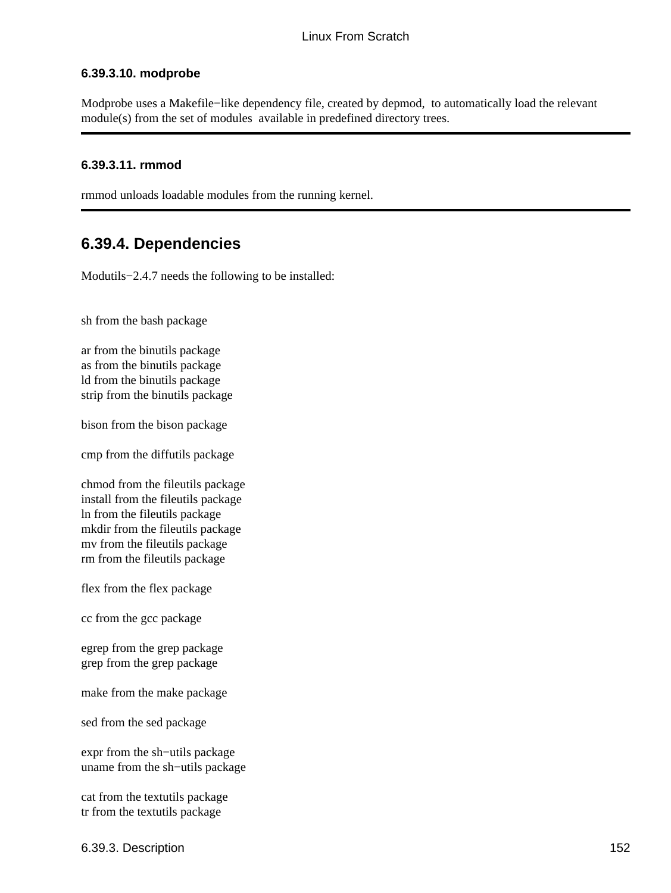#### 6.39.3.10. modprobe

Modprobe uses a Makefile−like dependency file, created by depmod, to automatically load the relevant module(s) from the set of modules available in predefined directory trees.

---

#### 6.39.3.11. rmmod

rmmod unloads loadable modules from the running kernel.

---

### 6.39.4. Dependencies

Modutils−2.4.7 needs the following to be installed:

sh from the bash package

ar from the binutils package
as from the binutils package
ld from the binutils package
strip from the binutils package

bison from the bison package

cmp from the diffutils package

chmod from the fileutils package
install from the fileutils package
ln from the fileutils package
mkdir from the fileutils package
mv from the fileutils package
rm from the fileutils package

flex from the flex package

cc from the gcc package

egrep from the grep package
grep from the grep package

make from the make package

sed from the sed package

expr from the sh−utils package
uname from the sh−utils package

cat from the textutils package
tr from the textutils package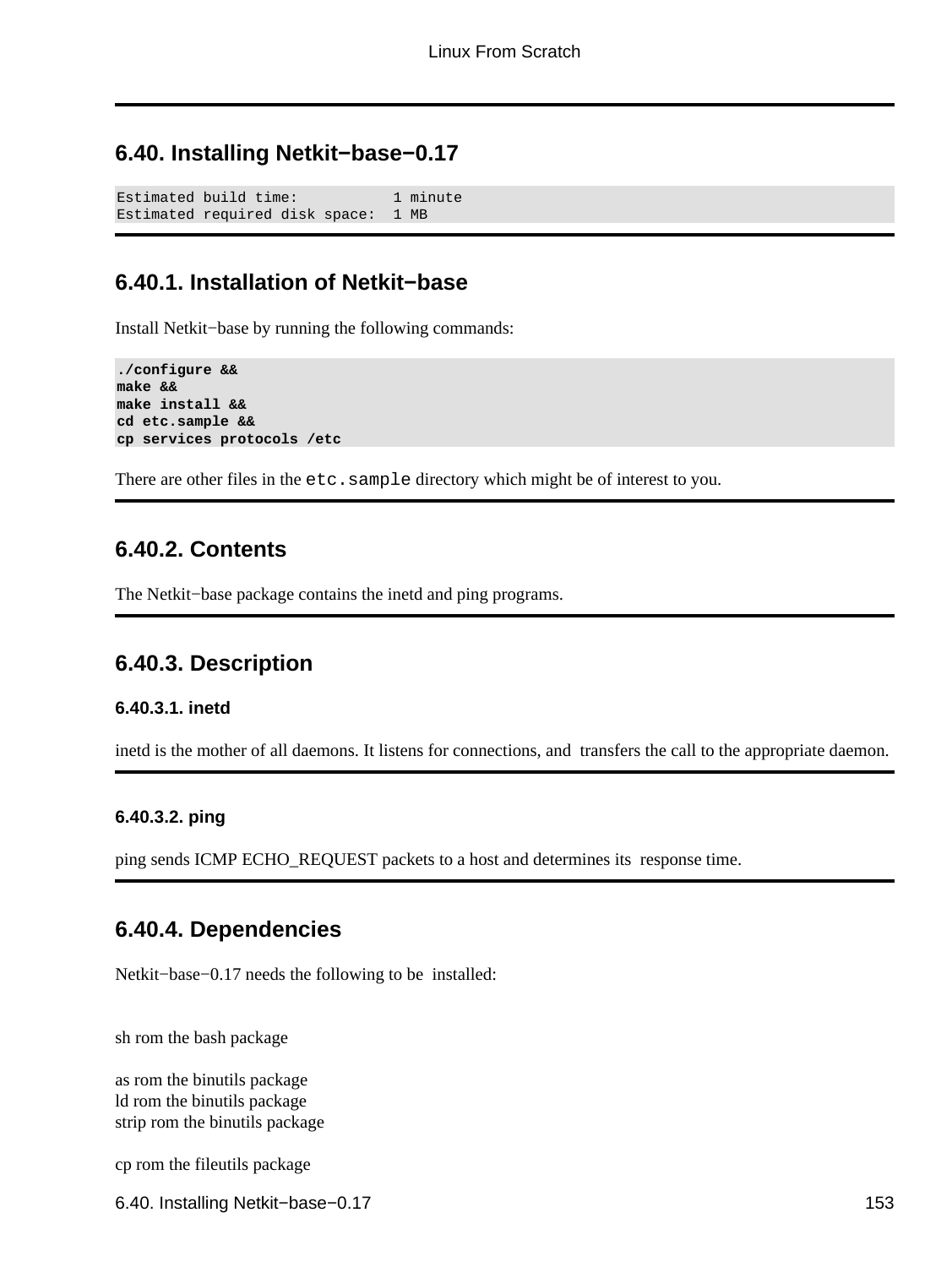## 6.40. Installing Netkit−base−0.17

```
Estimated build time:           1 minute
Estimated required disk space:  1 MB
```

### 6.40.1. Installation of Netkit−base

Install Netkit−base by running the following commands:

```
./configure &&
make &&
make install &&
cd etc.sample &&
cp services protocols /etc
```

There are other files in the `etc.sample` directory which might be of interest to you.

### 6.40.2. Contents

The Netkit−base package contains the inetd and ping programs.

### 6.40.3. Description

#### 6.40.3.1. inetd

inetd is the mother of all daemons. It listens for connections, and transfers the call to the appropriate daemon.

#### 6.40.3.2. ping

ping sends ICMP ECHO_REQUEST packets to a host and determines its response time.

### 6.40.4. Dependencies

Netkit−base−0.17 needs the following to be installed:

sh rom the bash package

as rom the binutils package
ld rom the binutils package
strip rom the binutils package

cp rom the fileutils package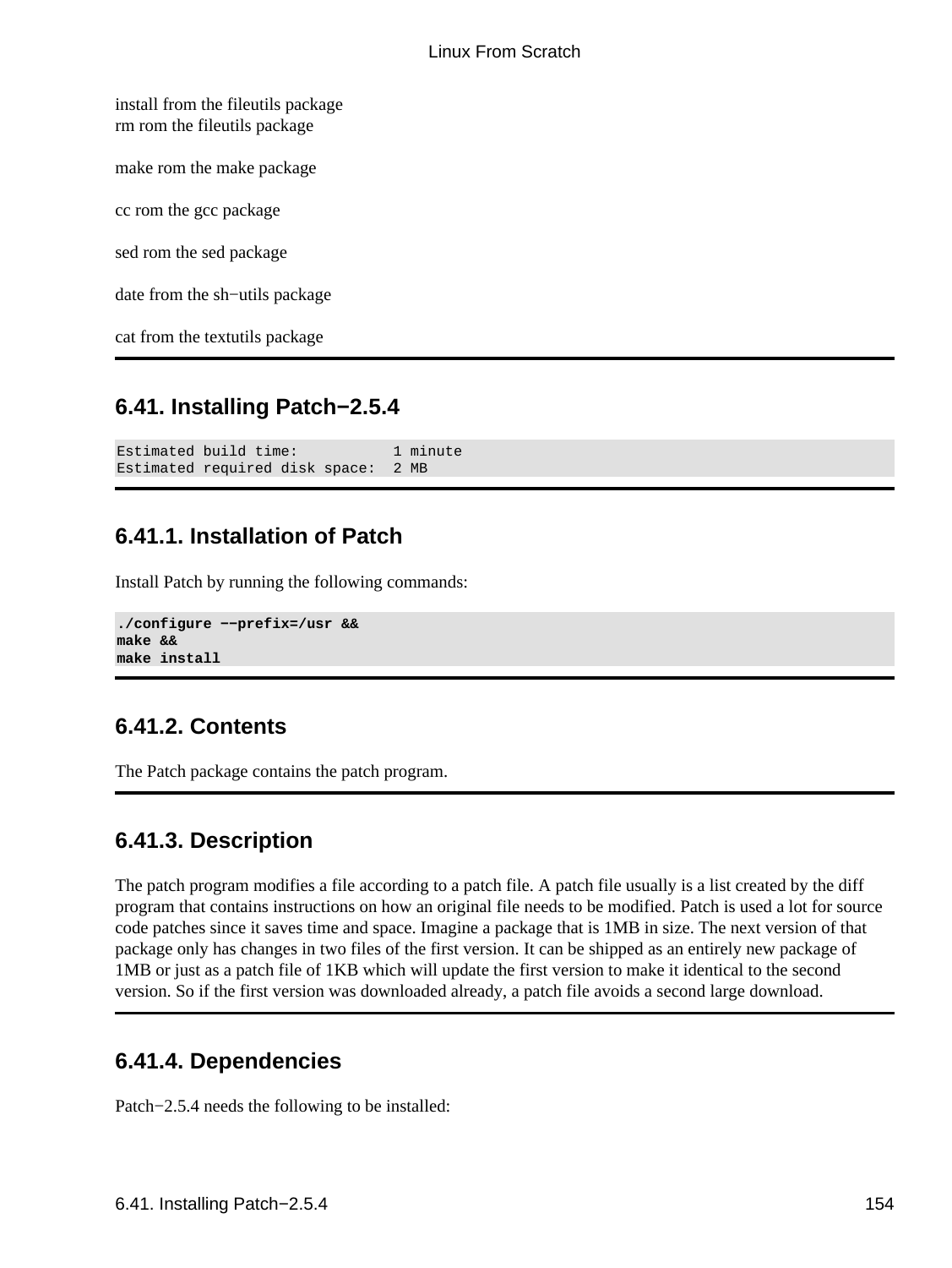install from the fileutils package
rm rom the fileutils package

make rom the make package

cc rom the gcc package

sed rom the sed package

date from the sh−utils package

cat from the textutils package

## 6.41. Installing Patch−2.5.4

```
Estimated build time:           1 minute
Estimated required disk space:  2 MB
```

### 6.41.1. Installation of Patch

Install Patch by running the following commands:

```
./configure −−prefix=/usr &&
make &&
make install
```

### 6.41.2. Contents

The Patch package contains the patch program.

### 6.41.3. Description

The patch program modifies a file according to a patch file. A patch file usually is a list created by the diff program that contains instructions on how an original file needs to be modified. Patch is used a lot for source code patches since it saves time and space. Imagine a package that is 1MB in size. The next version of that package only has changes in two files of the first version. It can be shipped as an entirely new package of 1MB or just as a patch file of 1KB which will update the first version to make it identical to the second version. So if the first version was downloaded already, a patch file avoids a second large download.

### 6.41.4. Dependencies

Patch−2.5.4 needs the following to be installed: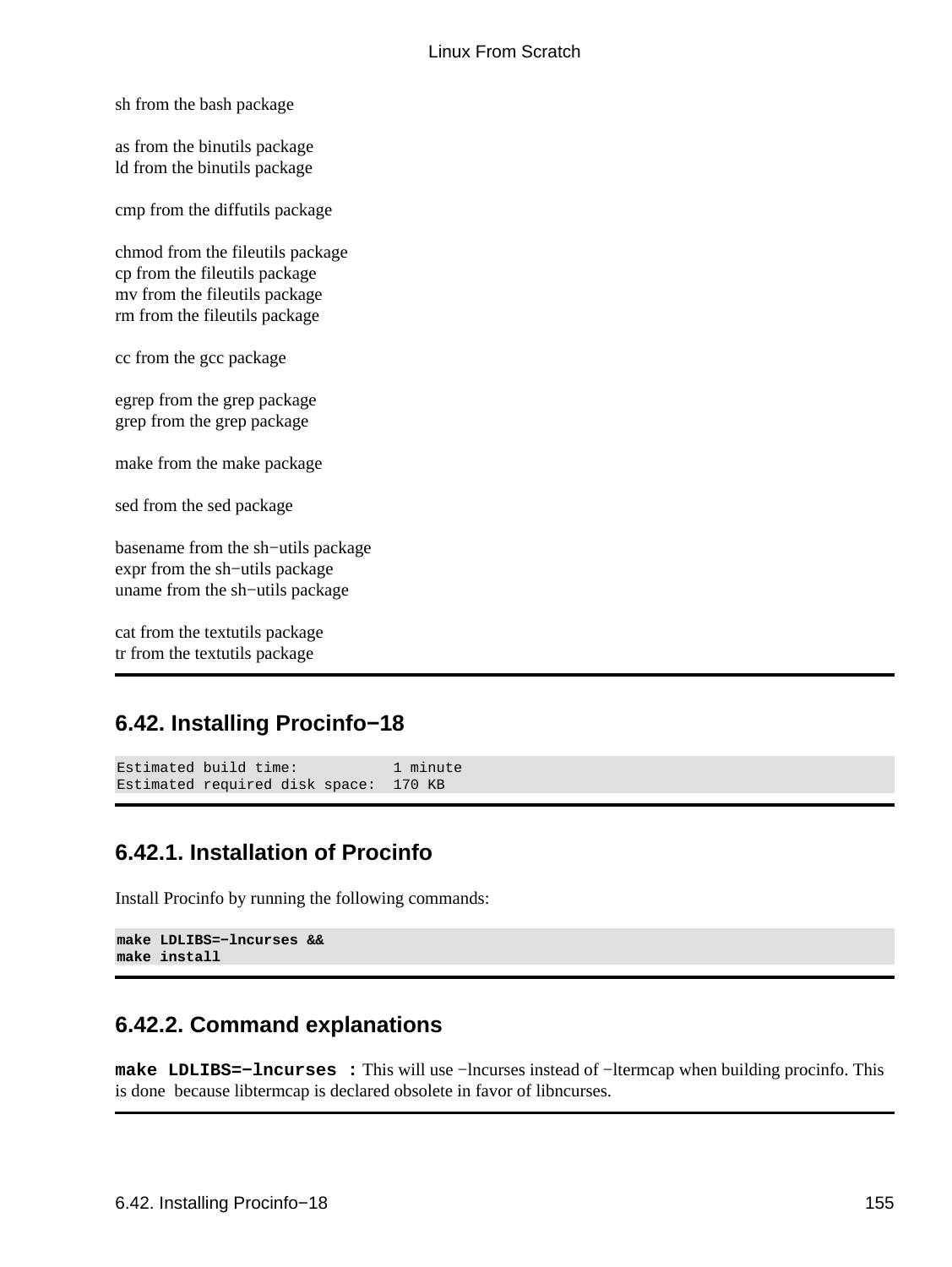sh from the bash package

as from the binutils package
ld from the binutils package

cmp from the diffutils package

chmod from the fileutils package
cp from the fileutils package
mv from the fileutils package
rm from the fileutils package

cc from the gcc package

egrep from the grep package
grep from the grep package

make from the make package

sed from the sed package

basename from the sh−utils package
expr from the sh−utils package
uname from the sh−utils package

cat from the textutils package
tr from the textutils package

## 6.42. Installing Procinfo−18

```
Estimated build time:           1 minute
Estimated required disk space:  170 KB
```

### 6.42.1. Installation of Procinfo

Install Procinfo by running the following commands:

```
make LDLIBS=−lncurses &&
make install
```

### 6.42.2. Command explanations

**`make LDLIBS=−lncurses :`** This will use −lncurses instead of −ltermcap when building procinfo. This is done because libtermcap is declared obsolete in favor of libncurses.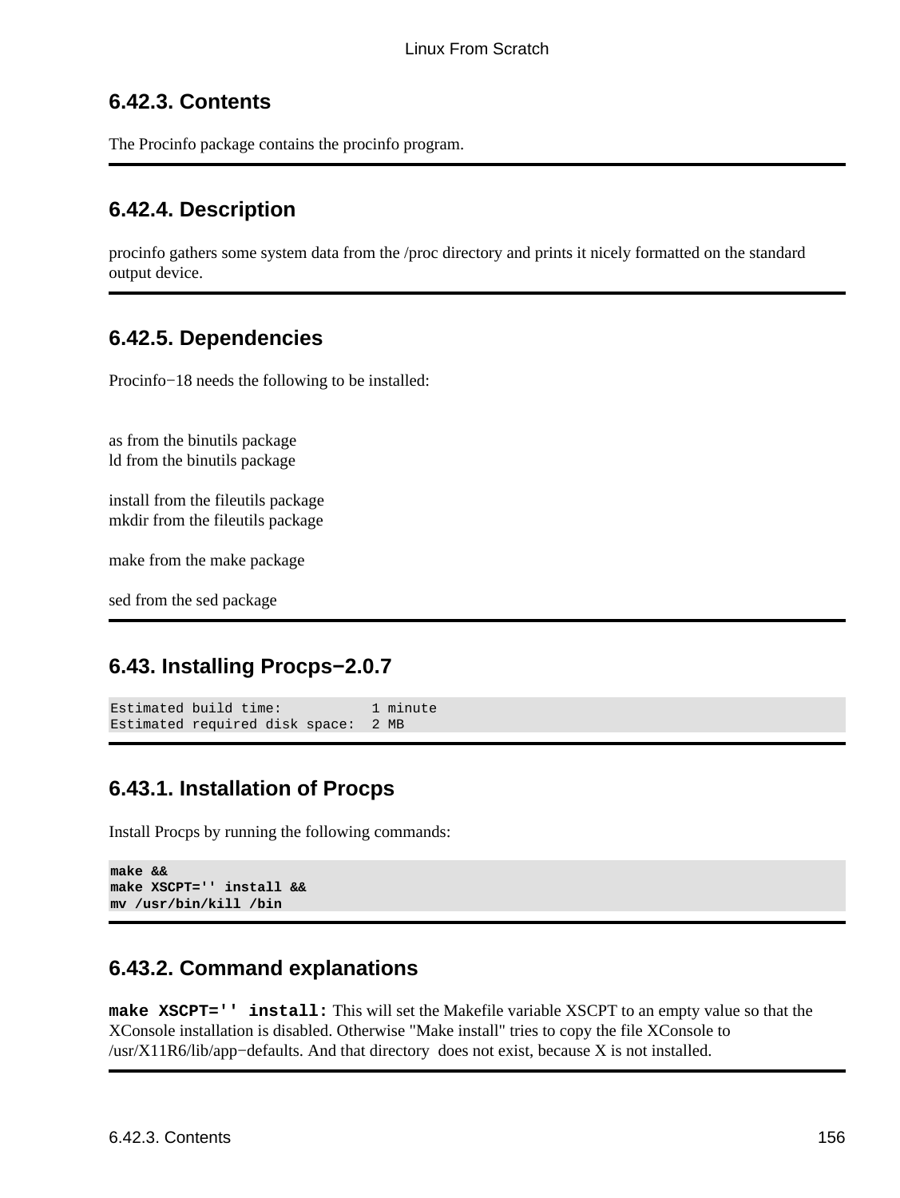## 6.42.3. Contents

The Procinfo package contains the procinfo program.

## 6.42.4. Description

procinfo gathers some system data from the /proc directory and prints it nicely formatted on the standard output device.

## 6.42.5. Dependencies

Procinfo−18 needs the following to be installed:

as from the binutils package
ld from the binutils package

install from the fileutils package
mkdir from the fileutils package

make from the make package

sed from the sed package

## 6.43. Installing Procps−2.0.7

```
Estimated build time:           1 minute
Estimated required disk space:  2 MB
```

## 6.43.1. Installation of Procps

Install Procps by running the following commands:

```
make &&
make XSCPT='' install &&
mv /usr/bin/kill /bin
```

## 6.43.2. Command explanations

**make XSCPT='' install:** This will set the Makefile variable XSCPT to an empty value so that the XConsole installation is disabled. Otherwise "Make install" tries to copy the file XConsole to /usr/X11R6/lib/app−defaults. And that directory does not exist, because X is not installed.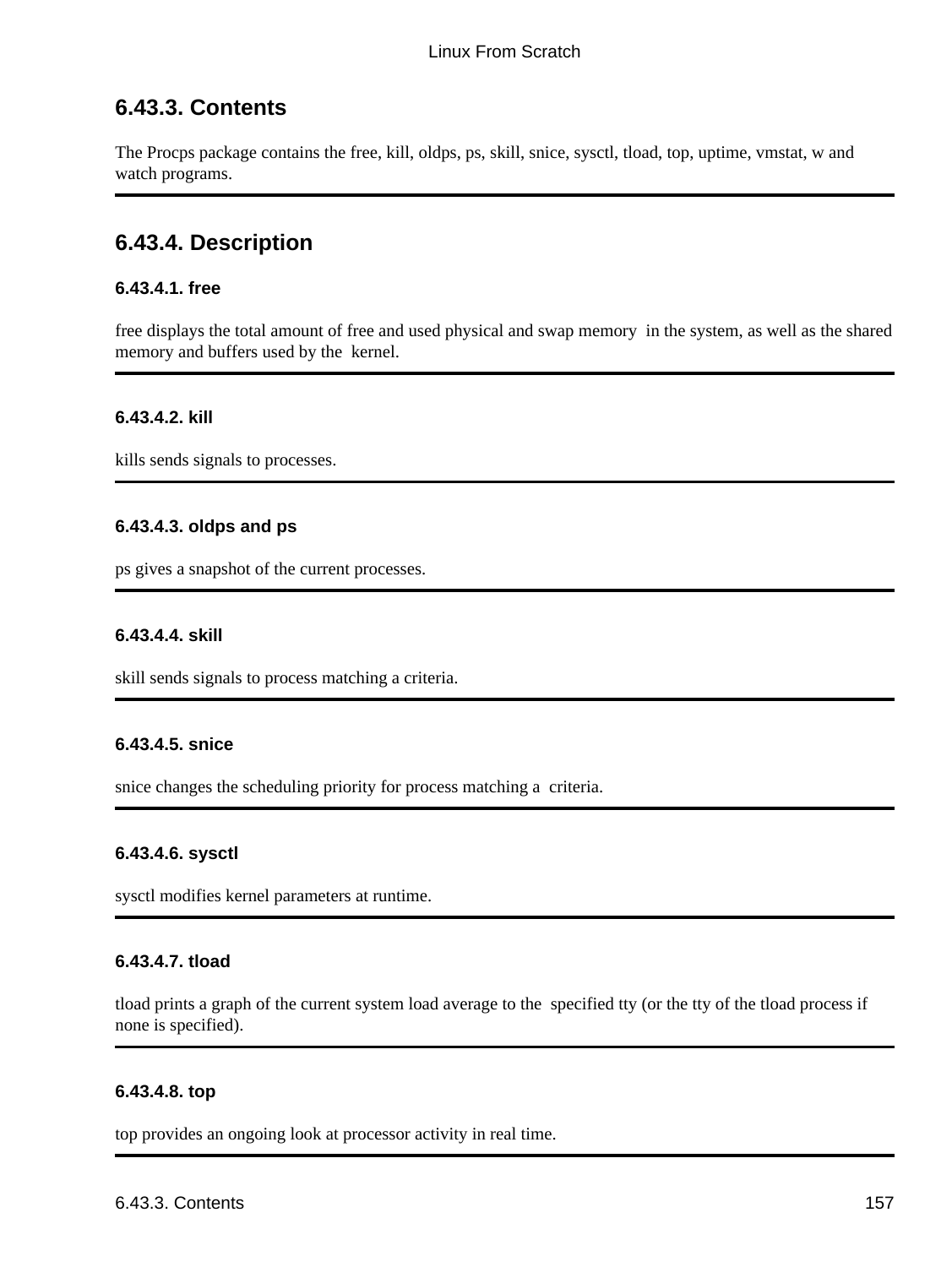## 6.43.3. Contents

The Procps package contains the free, kill, oldps, ps, skill, snice, sysctl, tload, top, uptime, vmstat, w and watch programs.

## 6.43.4. Description

### 6.43.4.1. free

free displays the total amount of free and used physical and swap memory in the system, as well as the shared memory and buffers used by the kernel.

### 6.43.4.2. kill

kills sends signals to processes.

### 6.43.4.3. oldps and ps

ps gives a snapshot of the current processes.

### 6.43.4.4. skill

skill sends signals to process matching a criteria.

### 6.43.4.5. snice

snice changes the scheduling priority for process matching a criteria.

### 6.43.4.6. sysctl

sysctl modifies kernel parameters at runtime.

### 6.43.4.7. tload

tload prints a graph of the current system load average to the specified tty (or the tty of the tload process if none is specified).

### 6.43.4.8. top

top provides an ongoing look at processor activity in real time.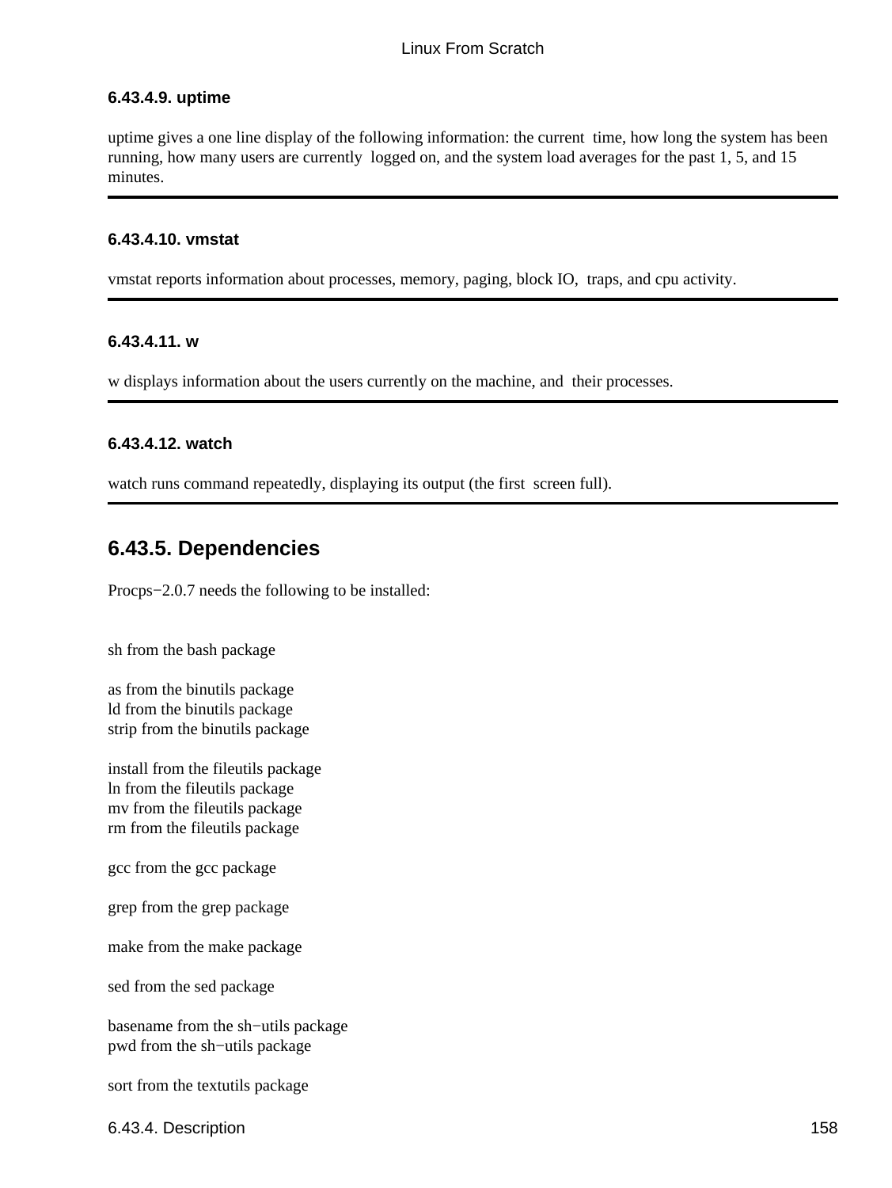#### 6.43.4.9. uptime

uptime gives a one line display of the following information: the current time, how long the system has been running, how many users are currently logged on, and the system load averages for the past 1, 5, and 15 minutes.

---

#### 6.43.4.10. vmstat

vmstat reports information about processes, memory, paging, block IO, traps, and cpu activity.

---

#### 6.43.4.11. w

w displays information about the users currently on the machine, and their processes.

---

#### 6.43.4.12. watch

watch runs command repeatedly, displaying its output (the first screen full).

---

### 6.43.5. Dependencies

Procps−2.0.7 needs the following to be installed:

sh from the bash package

as from the binutils package
ld from the binutils package
strip from the binutils package

install from the fileutils package
ln from the fileutils package
mv from the fileutils package
rm from the fileutils package

gcc from the gcc package

grep from the grep package

make from the make package

sed from the sed package

basename from the sh−utils package
pwd from the sh−utils package

sort from the textutils package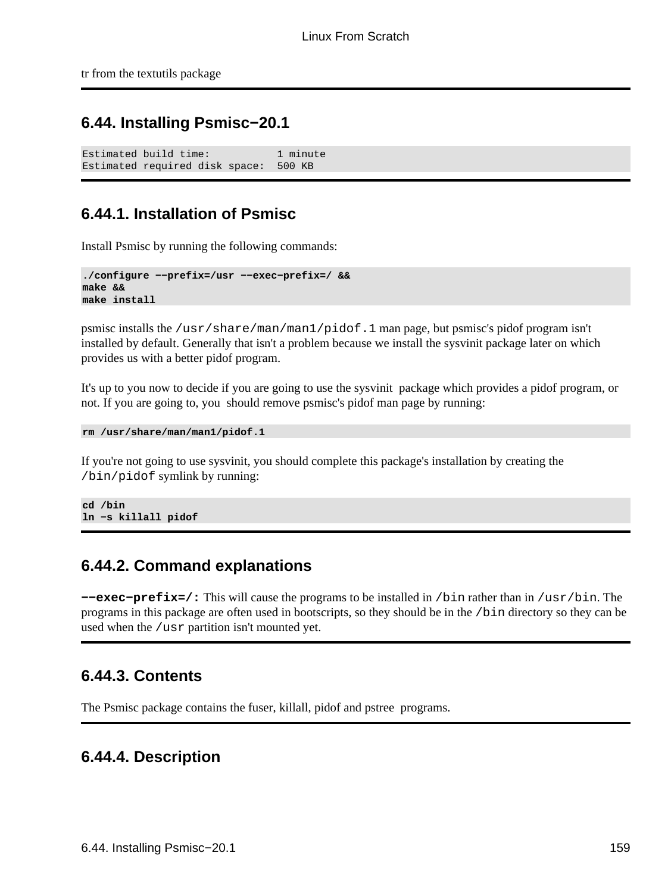tr from the textutils package

## 6.44. Installing Psmisc−20.1

```
Estimated build time:           1 minute
Estimated required disk space:  500 KB
```

### 6.44.1. Installation of Psmisc

Install Psmisc by running the following commands:

```
./configure −−prefix=/usr −−exec−prefix=/ &&
make &&
make install
```

psmisc installs the `/usr/share/man/man1/pidof.1` man page, but psmisc's pidof program isn't installed by default. Generally that isn't a problem because we install the sysvinit package later on which provides us with a better pidof program.

It's up to you now to decide if you are going to use the sysvinit package which provides a pidof program, or not. If you are going to, you should remove psmisc's pidof man page by running:

```
rm /usr/share/man/man1/pidof.1
```

If you're not going to use sysvinit, you should complete this package's installation by creating the `/bin/pidof` symlink by running:

```
cd /bin
ln −s killall pidof
```

### 6.44.2. Command explanations

**−−exec−prefix=/:** This will cause the programs to be installed in `/bin` rather than in `/usr/bin`. The programs in this package are often used in bootscripts, so they should be in the `/bin` directory so they can be used when the `/usr` partition isn't mounted yet.

### 6.44.3. Contents

The Psmisc package contains the fuser, killall, pidof and pstree programs.

### 6.44.4. Description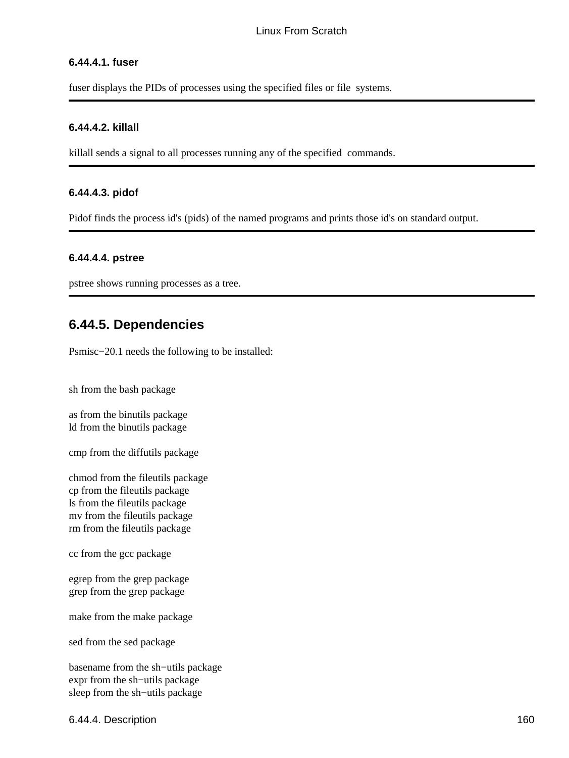#### 6.44.4.1. fuser

fuser displays the PIDs of processes using the specified files or file systems.

---

#### 6.44.4.2. killall

killall sends a signal to all processes running any of the specified commands.

---

#### 6.44.4.3. pidof

Pidof finds the process id's (pids) of the named programs and prints those id's on standard output.

---

#### 6.44.4.4. pstree

pstree shows running processes as a tree.

---

### 6.44.5. Dependencies

Psmisc−20.1 needs the following to be installed:

sh from the bash package

as from the binutils package
ld from the binutils package

cmp from the diffutils package

chmod from the fileutils package
cp from the fileutils package
ls from the fileutils package
mv from the fileutils package
rm from the fileutils package

cc from the gcc package

egrep from the grep package
grep from the grep package

make from the make package

sed from the sed package

basename from the sh−utils package
expr from the sh−utils package
sleep from the sh−utils package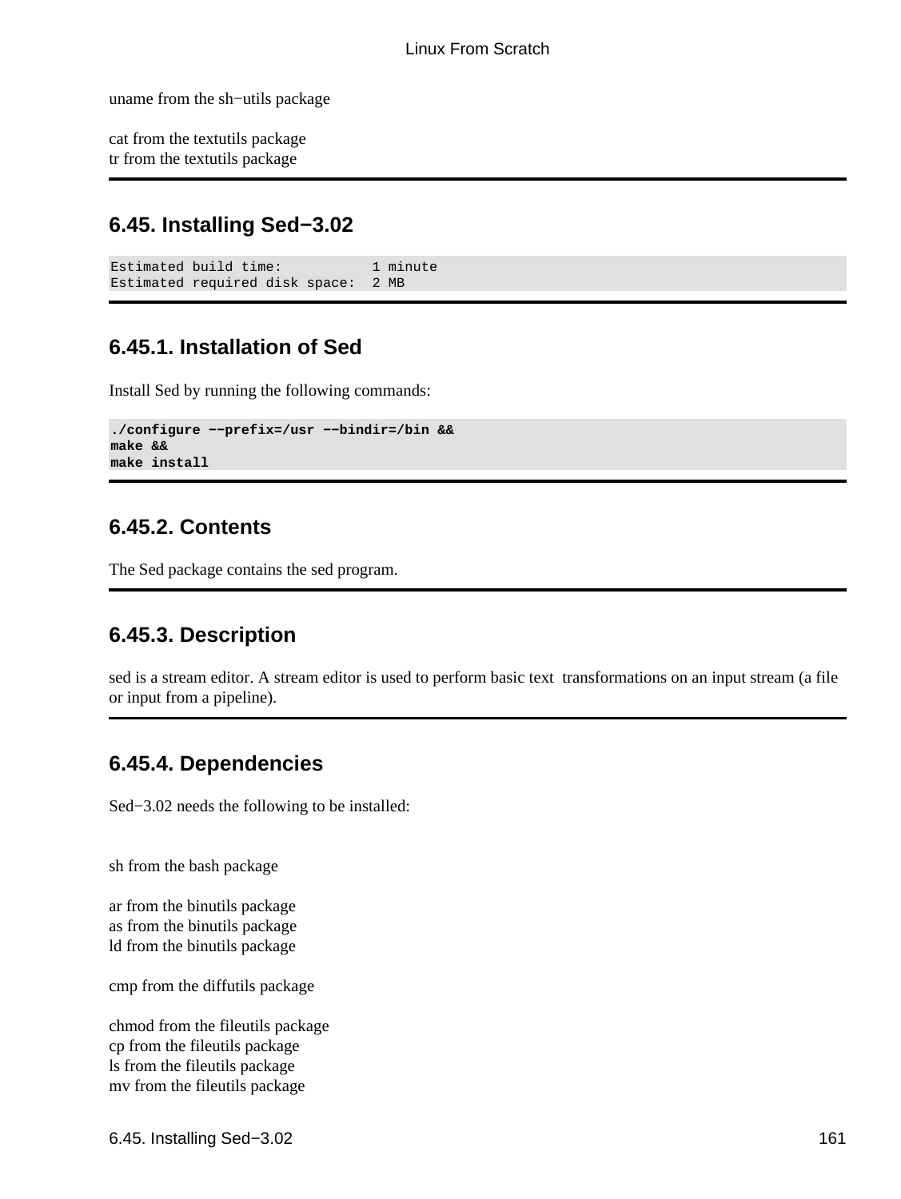uname from the sh−utils package

cat from the textutils package
tr from the textutils package

## 6.45. Installing Sed−3.02

```
Estimated build time:           1 minute
Estimated required disk space:  2 MB
```

### 6.45.1. Installation of Sed

Install Sed by running the following commands:

```
./configure −−prefix=/usr −−bindir=/bin &&
make &&
make install
```

### 6.45.2. Contents

The Sed package contains the sed program.

### 6.45.3. Description

sed is a stream editor. A stream editor is used to perform basic text transformations on an input stream (a file or input from a pipeline).

### 6.45.4. Dependencies

Sed−3.02 needs the following to be installed:

sh from the bash package

ar from the binutils package
as from the binutils package
ld from the binutils package

cmp from the diffutils package

chmod from the fileutils package
cp from the fileutils package
ls from the fileutils package
mv from the fileutils package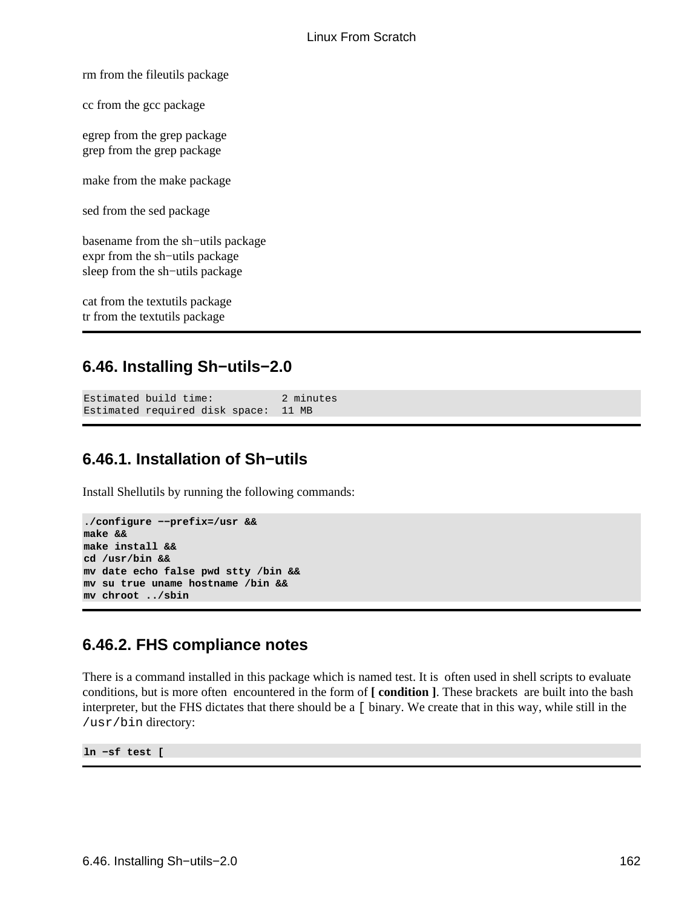rm from the fileutils package

cc from the gcc package

egrep from the grep package
grep from the grep package

make from the make package

sed from the sed package

basename from the sh−utils package
expr from the sh−utils package
sleep from the sh−utils package

cat from the textutils package
tr from the textutils package

## 6.46. Installing Sh−utils−2.0

```
Estimated build time:           2 minutes
Estimated required disk space:  11 MB
```

### 6.46.1. Installation of Sh−utils

Install Shellutils by running the following commands:

```
./configure −−prefix=/usr &&
make &&
make install &&
cd /usr/bin &&
mv date echo false pwd stty /bin &&
mv su true uname hostname /bin &&
mv chroot ../sbin
```

### 6.46.2. FHS compliance notes

There is a command installed in this package which is named test. It is often used in shell scripts to evaluate conditions, but is more often encountered in the form of **[ condition ]**. These brackets are built into the bash interpreter, but the FHS dictates that there should be a `[` binary. We create that in this way, while still in the `/usr/bin` directory:

```
ln −sf test [
```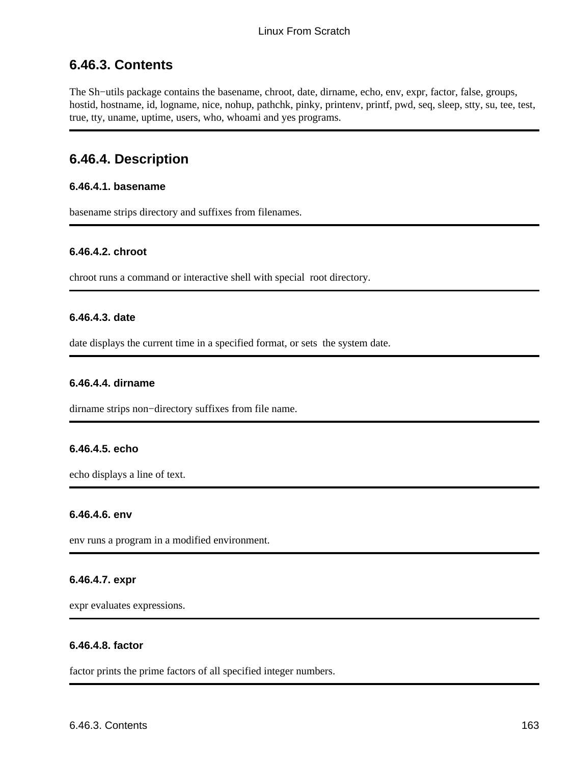## 6.46.3. Contents

The Sh−utils package contains the basename, chroot, date, dirname, echo, env, expr, factor, false, groups, hostid, hostname, id, logname, nice, nohup, pathchk, pinky, printenv, printf, pwd, seq, sleep, stty, su, tee, test, true, tty, uname, uptime, users, who, whoami and yes programs.

## 6.46.4. Description

### 6.46.4.1. basename

basename strips directory and suffixes from filenames.

### 6.46.4.2. chroot

chroot runs a command or interactive shell with special root directory.

### 6.46.4.3. date

date displays the current time in a specified format, or sets the system date.

### 6.46.4.4. dirname

dirname strips non−directory suffixes from file name.

### 6.46.4.5. echo

echo displays a line of text.

### 6.46.4.6. env

env runs a program in a modified environment.

### 6.46.4.7. expr

expr evaluates expressions.

### 6.46.4.8. factor

factor prints the prime factors of all specified integer numbers.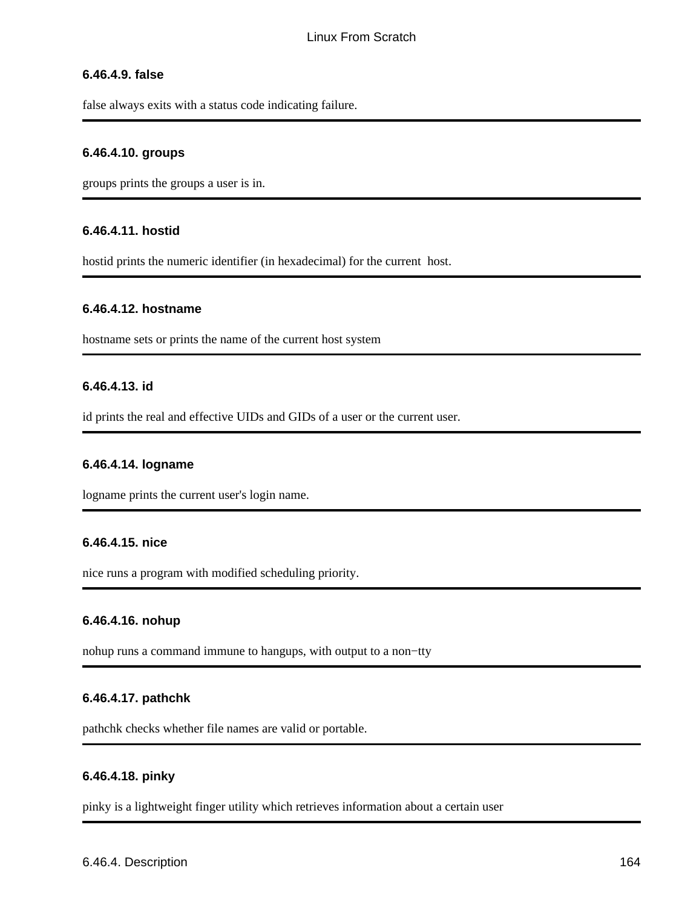#### 6.46.4.9. false

false always exits with a status code indicating failure.

---

#### 6.46.4.10. groups

groups prints the groups a user is in.

---

#### 6.46.4.11. hostid

hostid prints the numeric identifier (in hexadecimal) for the current host.

---

#### 6.46.4.12. hostname

hostname sets or prints the name of the current host system

---

#### 6.46.4.13. id

id prints the real and effective UIDs and GIDs of a user or the current user.

---

#### 6.46.4.14. logname

logname prints the current user's login name.

---

#### 6.46.4.15. nice

nice runs a program with modified scheduling priority.

---

#### 6.46.4.16. nohup

nohup runs a command immune to hangups, with output to a non−tty

---

#### 6.46.4.17. pathchk

pathchk checks whether file names are valid or portable.

---

#### 6.46.4.18. pinky

pinky is a lightweight finger utility which retrieves information about a certain user

---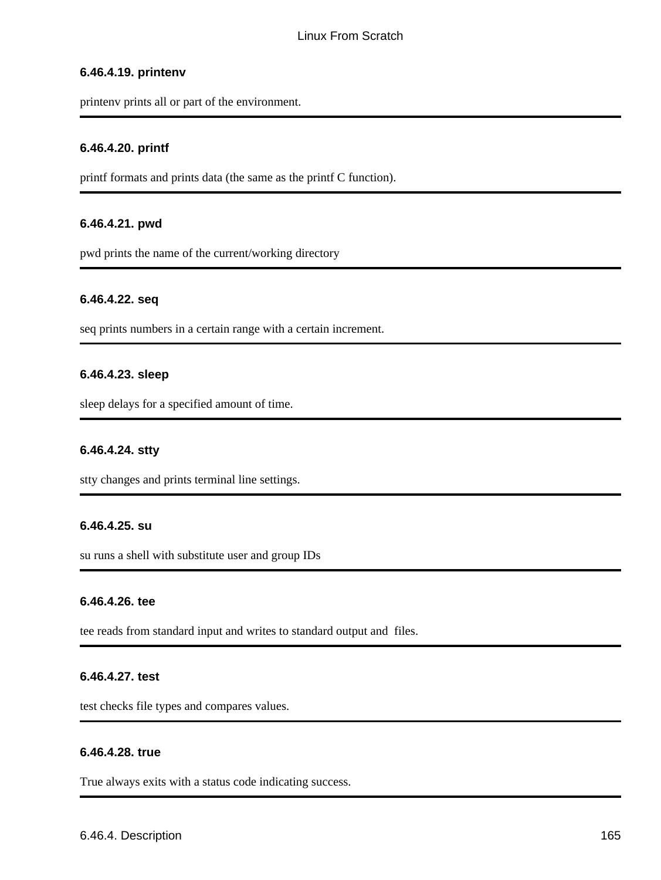#### 6.46.4.19. printenv

printenv prints all or part of the environment.

---

#### 6.46.4.20. printf

printf formats and prints data (the same as the printf C function).

---

#### 6.46.4.21. pwd

pwd prints the name of the current/working directory

---

#### 6.46.4.22. seq

seq prints numbers in a certain range with a certain increment.

---

#### 6.46.4.23. sleep

sleep delays for a specified amount of time.

---

#### 6.46.4.24. stty

stty changes and prints terminal line settings.

---

#### 6.46.4.25. su

su runs a shell with substitute user and group IDs

---

#### 6.46.4.26. tee

tee reads from standard input and writes to standard output and  files.

---

#### 6.46.4.27. test

test checks file types and compares values.

---

#### 6.46.4.28. true

True always exits with a status code indicating success.

---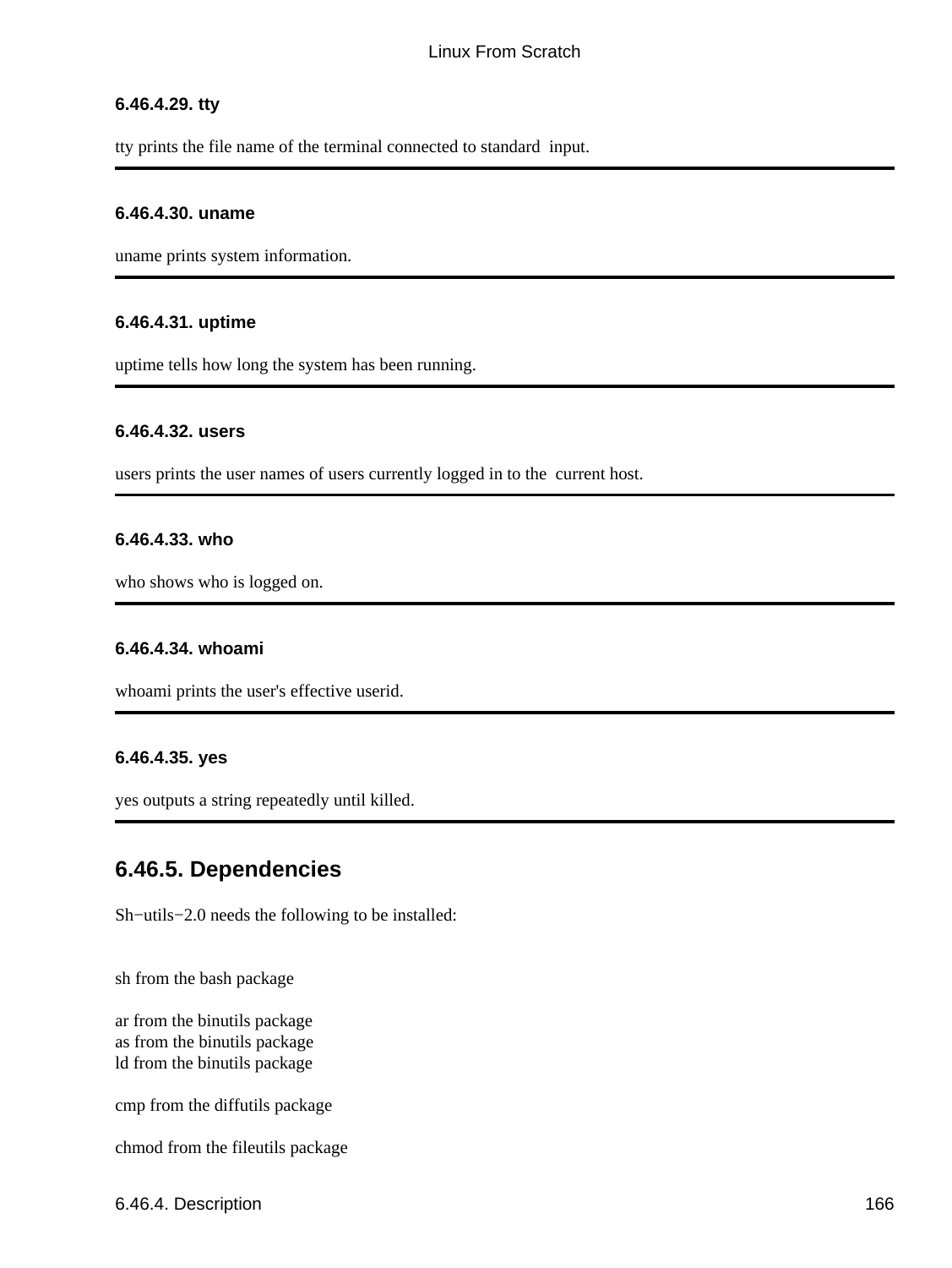#### 6.46.4.29. tty

tty prints the file name of the terminal connected to standard input.

---

#### 6.46.4.30. uname

uname prints system information.

---

#### 6.46.4.31. uptime

uptime tells how long the system has been running.

---

#### 6.46.4.32. users

users prints the user names of users currently logged in to the current host.

---

#### 6.46.4.33. who

who shows who is logged on.

---

#### 6.46.4.34. whoami

whoami prints the user's effective userid.

---

#### 6.46.4.35. yes

yes outputs a string repeatedly until killed.

---

### 6.46.5. Dependencies

Sh−utils−2.0 needs the following to be installed:

sh from the bash package

ar from the binutils package
as from the binutils package
ld from the binutils package

cmp from the diffutils package

chmod from the fileutils package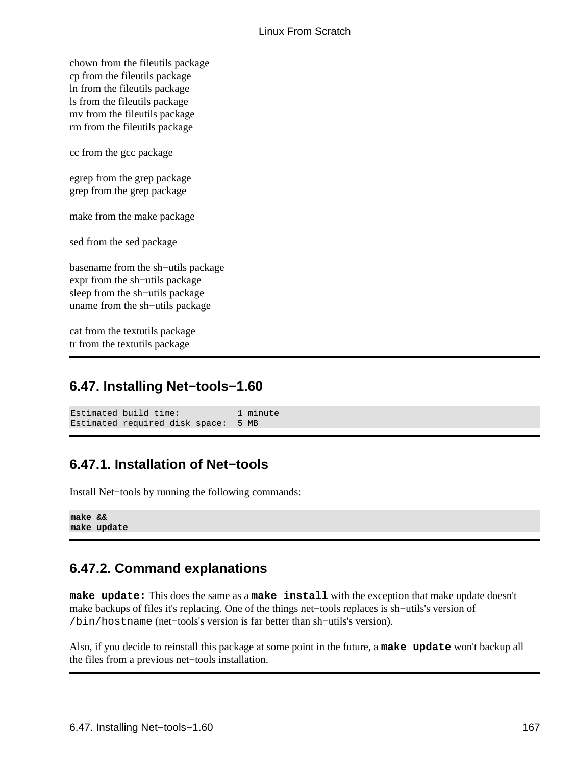chown from the fileutils package
cp from the fileutils package
ln from the fileutils package
ls from the fileutils package
mv from the fileutils package
rm from the fileutils package

cc from the gcc package

egrep from the grep package
grep from the grep package

make from the make package

sed from the sed package

basename from the sh−utils package
expr from the sh−utils package
sleep from the sh−utils package
uname from the sh−utils package

cat from the textutils package
tr from the textutils package

## 6.47. Installing Net−tools−1.60

```
Estimated build time:           1 minute
Estimated required disk space:  5 MB
```

### 6.47.1. Installation of Net−tools

Install Net−tools by running the following commands:

```
make &&
make update
```

### 6.47.2. Command explanations

**`make update:`** This does the same as a **`make install`** with the exception that make update doesn't make backups of files it's replacing. One of the things net−tools replaces is sh−utils's version of `/bin/hostname` (net−tools's version is far better than sh−utils's version).

Also, if you decide to reinstall this package at some point in the future, a **`make update`** won't backup all the files from a previous net−tools installation.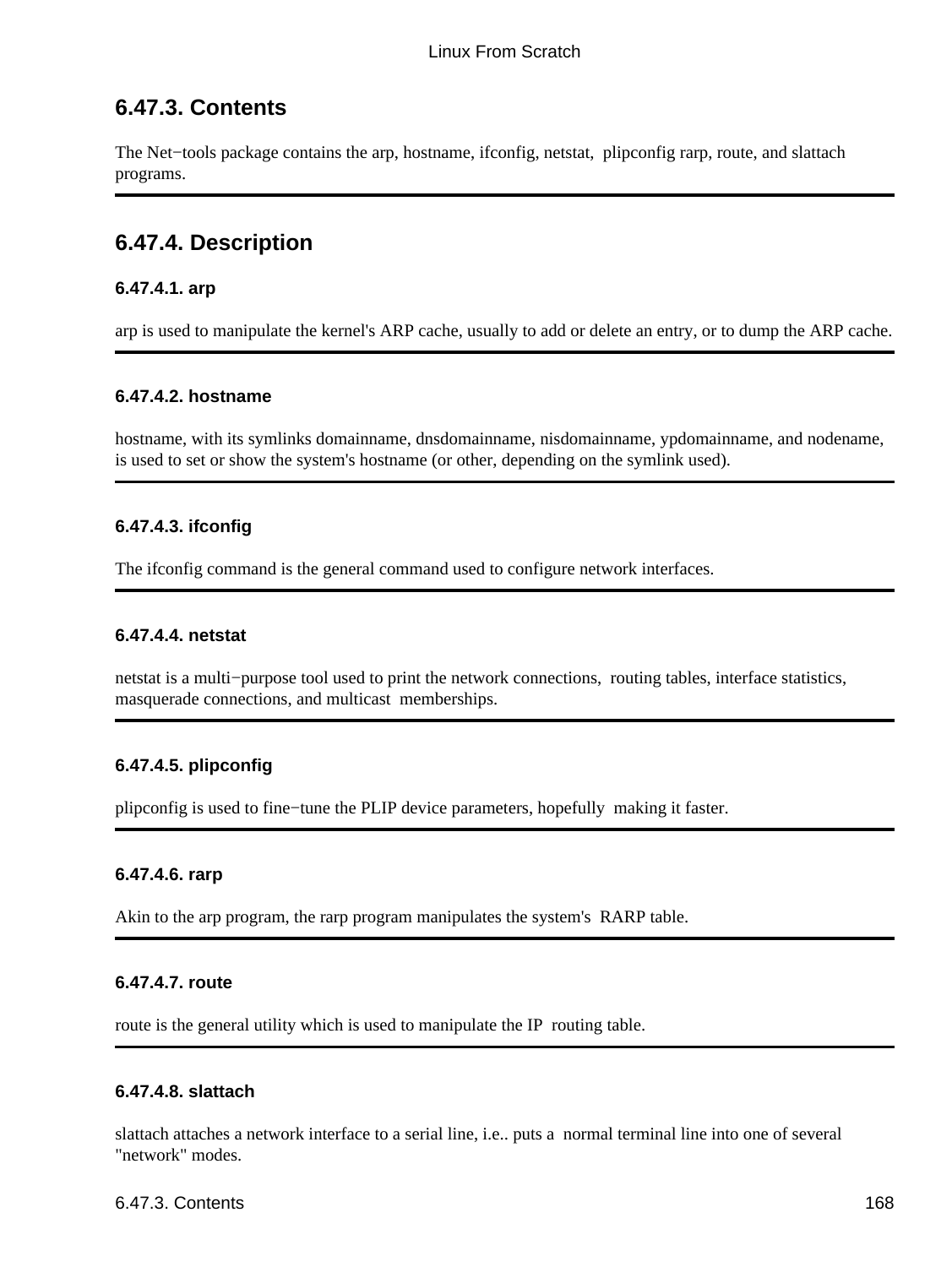## 6.47.3. Contents

The Net−tools package contains the arp, hostname, ifconfig, netstat, plipconfig rarp, route, and slattach programs.

## 6.47.4. Description

### 6.47.4.1. arp

arp is used to manipulate the kernel's ARP cache, usually to add or delete an entry, or to dump the ARP cache.

### 6.47.4.2. hostname

hostname, with its symlinks domainname, dnsdomainname, nisdomainname, ypdomainname, and nodename, is used to set or show the system's hostname (or other, depending on the symlink used).

### 6.47.4.3. ifconfig

The ifconfig command is the general command used to configure network interfaces.

### 6.47.4.4. netstat

netstat is a multi−purpose tool used to print the network connections, routing tables, interface statistics, masquerade connections, and multicast memberships.

### 6.47.4.5. plipconfig

plipconfig is used to fine−tune the PLIP device parameters, hopefully making it faster.

### 6.47.4.6. rarp

Akin to the arp program, the rarp program manipulates the system's RARP table.

### 6.47.4.7. route

route is the general utility which is used to manipulate the IP routing table.

### 6.47.4.8. slattach

slattach attaches a network interface to a serial line, i.e.. puts a normal terminal line into one of several "network" modes.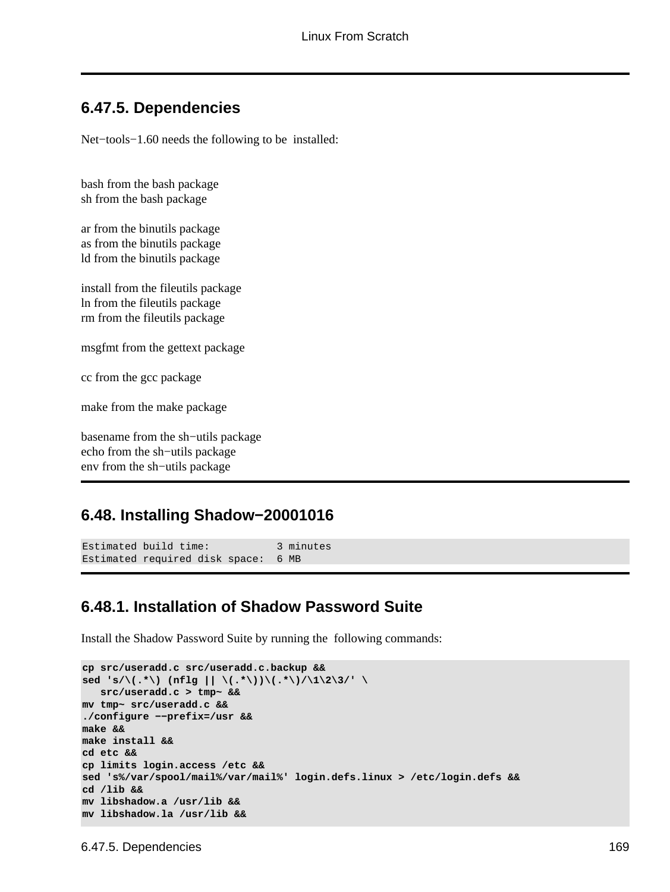## 6.47.5. Dependencies

Net−tools−1.60 needs the following to be installed:

bash from the bash package
sh from the bash package

ar from the binutils package
as from the binutils package
ld from the binutils package

install from the fileutils package
ln from the fileutils package
rm from the fileutils package

msgfmt from the gettext package

cc from the gcc package

make from the make package

basename from the sh−utils package
echo from the sh−utils package
env from the sh−utils package

## 6.48. Installing Shadow−20001016

```
Estimated build time:           3 minutes
Estimated required disk space:  6 MB
```

## 6.48.1. Installation of Shadow Password Suite

Install the Shadow Password Suite by running the following commands:

```
cp src/useradd.c src/useradd.c.backup &&
sed 's/\(.*\) (nflg || \(.*\))\(.*\)/\1\2\3/' \
   src/useradd.c > tmp~ &&
mv tmp~ src/useradd.c &&
./configure −−prefix=/usr &&
make &&
make install &&
cd etc &&
cp limits login.access /etc &&
sed 's%/var/spool/mail%/var/mail%' login.defs.linux > /etc/login.defs &&
cd /lib &&
mv libshadow.a /usr/lib &&
mv libshadow.la /usr/lib &&
```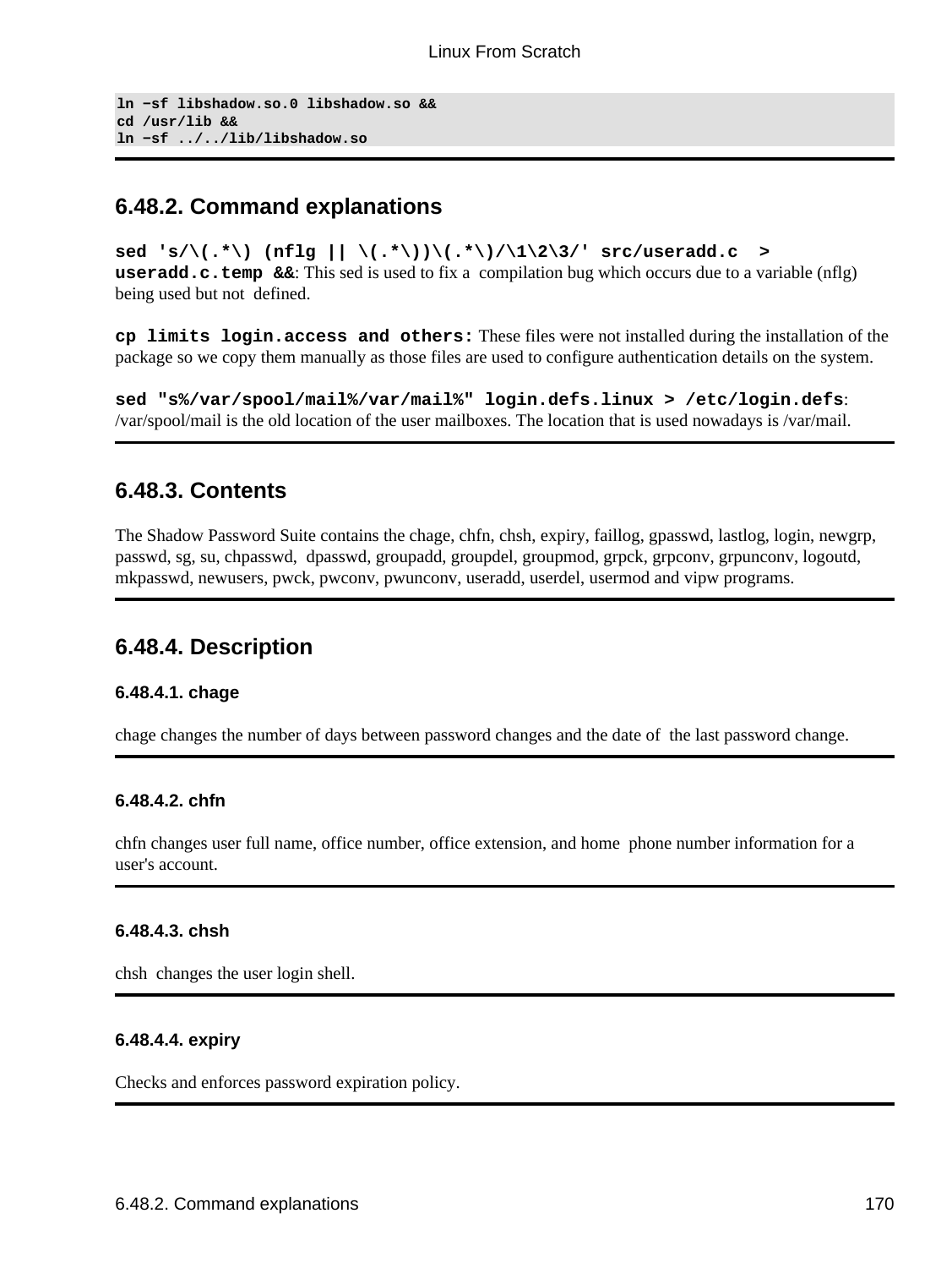```
ln −sf libshadow.so.0 libshadow.so &&
cd /usr/lib &&
ln −sf ../../lib/libshadow.so
```

## 6.48.2. Command explanations

**sed 's/\(.*\) (nflg || \(.*\))\(.*\)/\1\2\3/' src/useradd.c > useradd.c.temp &&**: This sed is used to fix a compilation bug which occurs due to a variable (nflg) being used but not defined.

**cp limits login.access and others:** These files were not installed during the installation of the package so we copy them manually as those files are used to configure authentication details on the system.

**sed "s%/var/spool/mail%/var/mail%" login.defs.linux > /etc/login.defs**: /var/spool/mail is the old location of the user mailboxes. The location that is used nowadays is /var/mail.

## 6.48.3. Contents

The Shadow Password Suite contains the chage, chfn, chsh, expiry, faillog, gpasswd, lastlog, login, newgrp, passwd, sg, su, chpasswd, dpasswd, groupadd, groupdel, groupmod, grpck, grpconv, grpunconv, logoutd, mkpasswd, newusers, pwck, pwconv, pwunconv, useradd, userdel, usermod and vipw programs.

## 6.48.4. Description

### 6.48.4.1. chage

chage changes the number of days between password changes and the date of the last password change.

### 6.48.4.2. chfn

chfn changes user full name, office number, office extension, and home phone number information for a user's account.

### 6.48.4.3. chsh

chsh changes the user login shell.

### 6.48.4.4. expiry

Checks and enforces password expiration policy.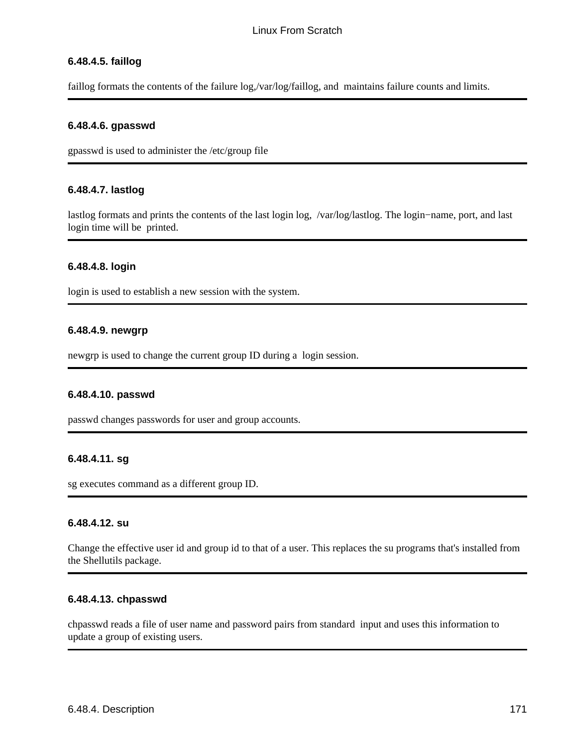#### 6.48.4.5. faillog

faillog formats the contents of the failure log,/var/log/faillog, and maintains failure counts and limits.

---

#### 6.48.4.6. gpasswd

gpasswd is used to administer the /etc/group file

---

#### 6.48.4.7. lastlog

lastlog formats and prints the contents of the last login log, /var/log/lastlog. The login−name, port, and last login time will be printed.

---

#### 6.48.4.8. login

login is used to establish a new session with the system.

---

#### 6.48.4.9. newgrp

newgrp is used to change the current group ID during a login session.

---

#### 6.48.4.10. passwd

passwd changes passwords for user and group accounts.

---

#### 6.48.4.11. sg

sg executes command as a different group ID.

---

#### 6.48.4.12. su

Change the effective user id and group id to that of a user. This replaces the su programs that's installed from the Shellutils package.

---

#### 6.48.4.13. chpasswd

chpasswd reads a file of user name and password pairs from standard input and uses this information to update a group of existing users.

---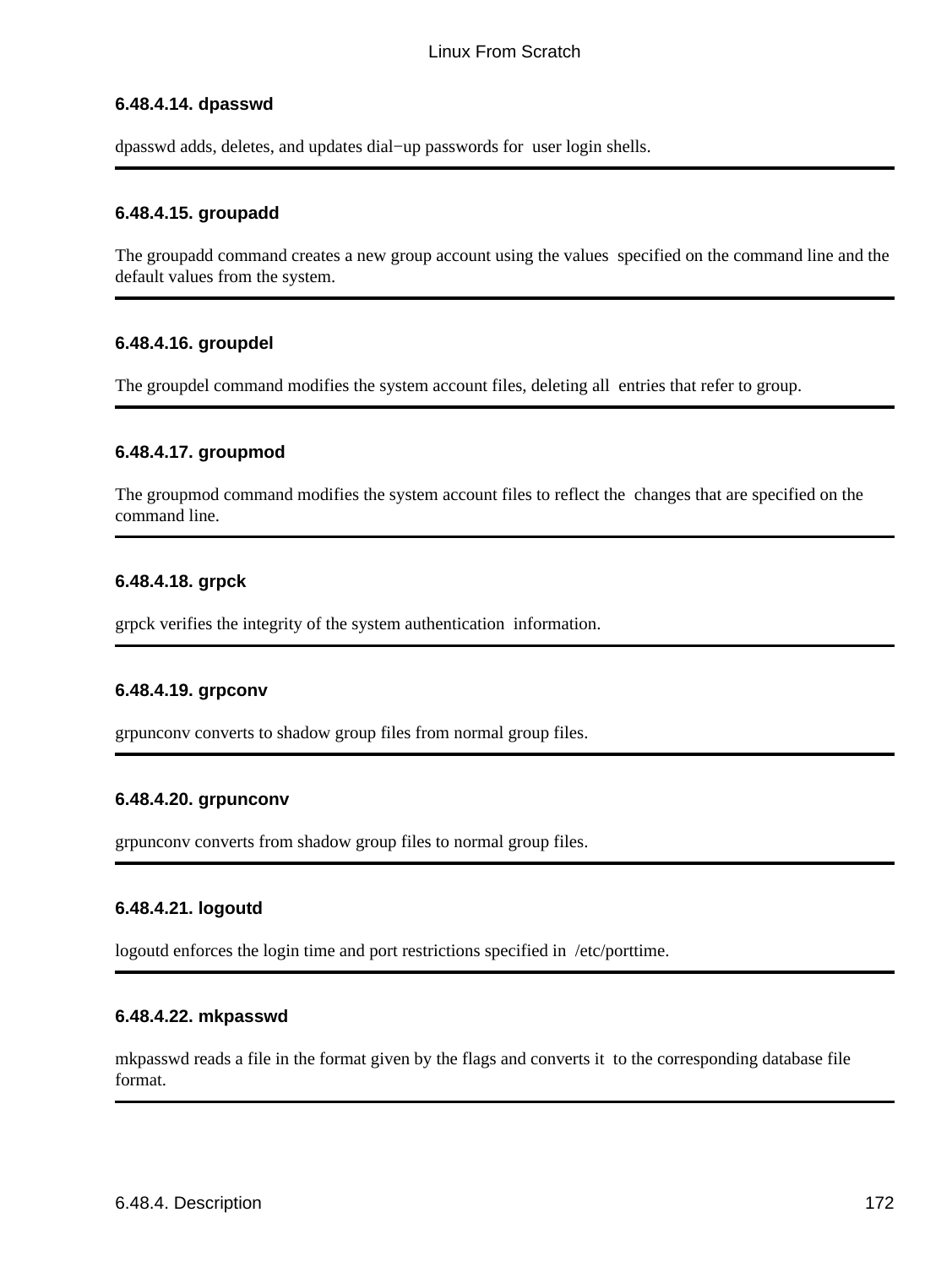#### 6.48.4.14. dpasswd

dpasswd adds, deletes, and updates dial−up passwords for user login shells.

---

#### 6.48.4.15. groupadd

The groupadd command creates a new group account using the values specified on the command line and the default values from the system.

---

#### 6.48.4.16. groupdel

The groupdel command modifies the system account files, deleting all entries that refer to group.

---

#### 6.48.4.17. groupmod

The groupmod command modifies the system account files to reflect the changes that are specified on the command line.

---

#### 6.48.4.18. grpck

grpck verifies the integrity of the system authentication information.

---

#### 6.48.4.19. grpconv

grpunconv converts to shadow group files from normal group files.

---

#### 6.48.4.20. grpunconv

grpunconv converts from shadow group files to normal group files.

---

#### 6.48.4.21. logoutd

logoutd enforces the login time and port restrictions specified in /etc/porttime.

---

#### 6.48.4.22. mkpasswd

mkpasswd reads a file in the format given by the flags and converts it to the corresponding database file format.

---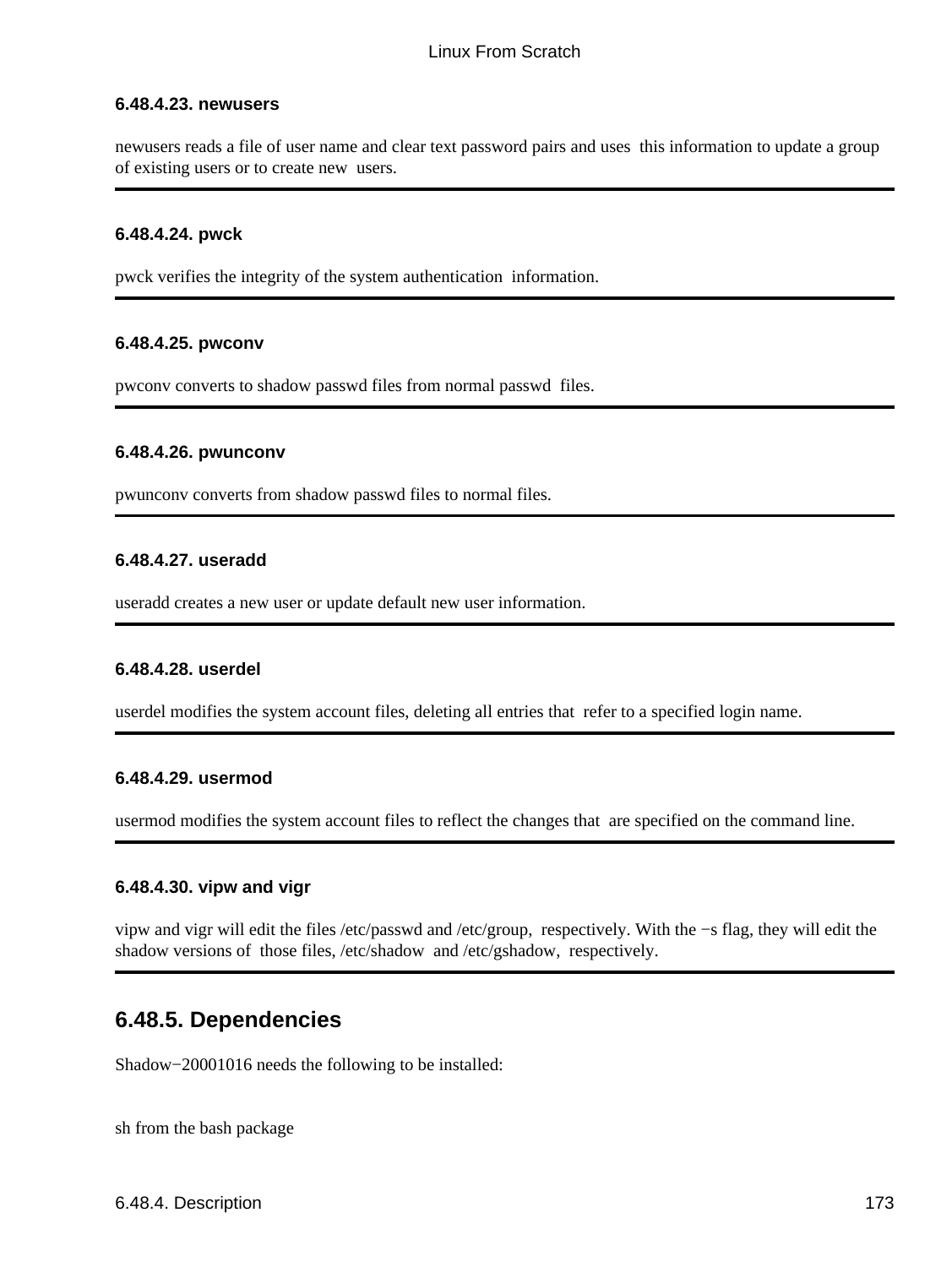#### 6.48.4.23. newusers

newusers reads a file of user name and clear text password pairs and uses this information to update a group of existing users or to create new users.

---

#### 6.48.4.24. pwck

pwck verifies the integrity of the system authentication information.

---

#### 6.48.4.25. pwconv

pwconv converts to shadow passwd files from normal passwd files.

---

#### 6.48.4.26. pwunconv

pwunconv converts from shadow passwd files to normal files.

---

#### 6.48.4.27. useradd

useradd creates a new user or update default new user information.

---

#### 6.48.4.28. userdel

userdel modifies the system account files, deleting all entries that refer to a specified login name.

---

#### 6.48.4.29. usermod

usermod modifies the system account files to reflect the changes that are specified on the command line.

---

#### 6.48.4.30. vipw and vigr

vipw and vigr will edit the files /etc/passwd and /etc/group, respectively. With the −s flag, they will edit the shadow versions of those files, /etc/shadow and /etc/gshadow, respectively.

---

### 6.48.5. Dependencies

Shadow−20001016 needs the following to be installed:

sh from the bash package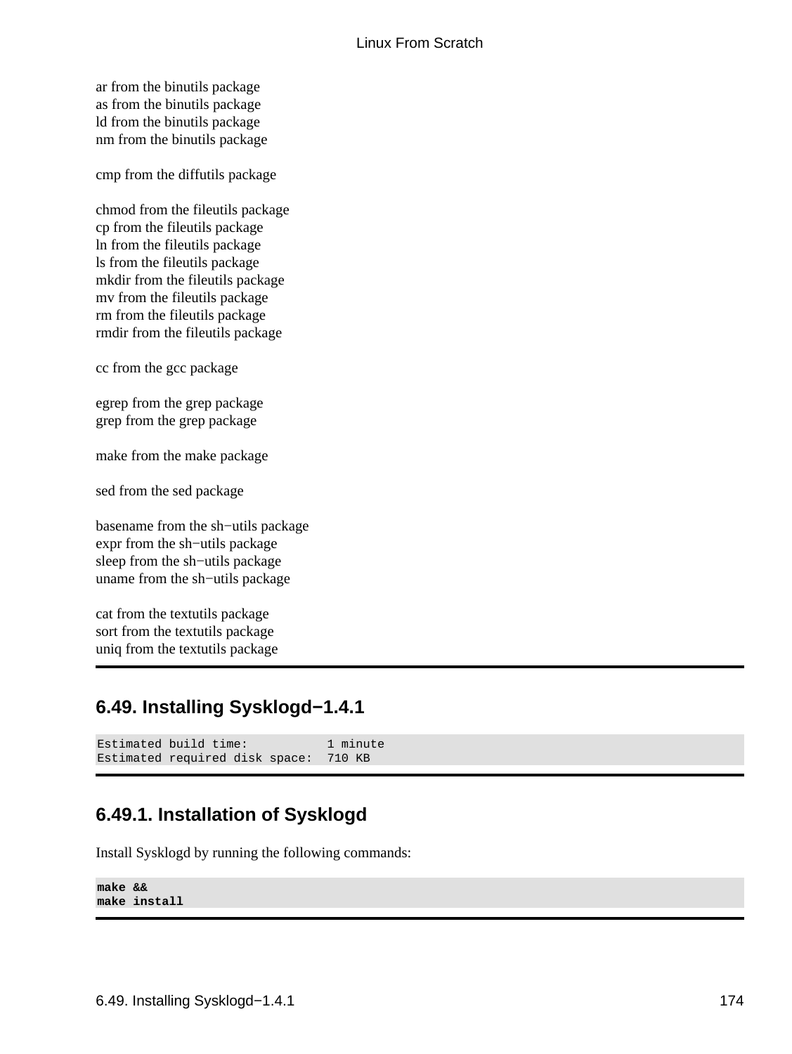ar from the binutils package
as from the binutils package
ld from the binutils package
nm from the binutils package

cmp from the diffutils package

chmod from the fileutils package
cp from the fileutils package
ln from the fileutils package
ls from the fileutils package
mkdir from the fileutils package
mv from the fileutils package
rm from the fileutils package
rmdir from the fileutils package

cc from the gcc package

egrep from the grep package
grep from the grep package

make from the make package

sed from the sed package

basename from the sh−utils package
expr from the sh−utils package
sleep from the sh−utils package
uname from the sh−utils package

cat from the textutils package
sort from the textutils package
uniq from the textutils package

## 6.49. Installing Sysklogd−1.4.1

```
Estimated build time:           1 minute
Estimated required disk space:  710 KB
```

### 6.49.1. Installation of Sysklogd

Install Sysklogd by running the following commands:

```
make &&
make install
```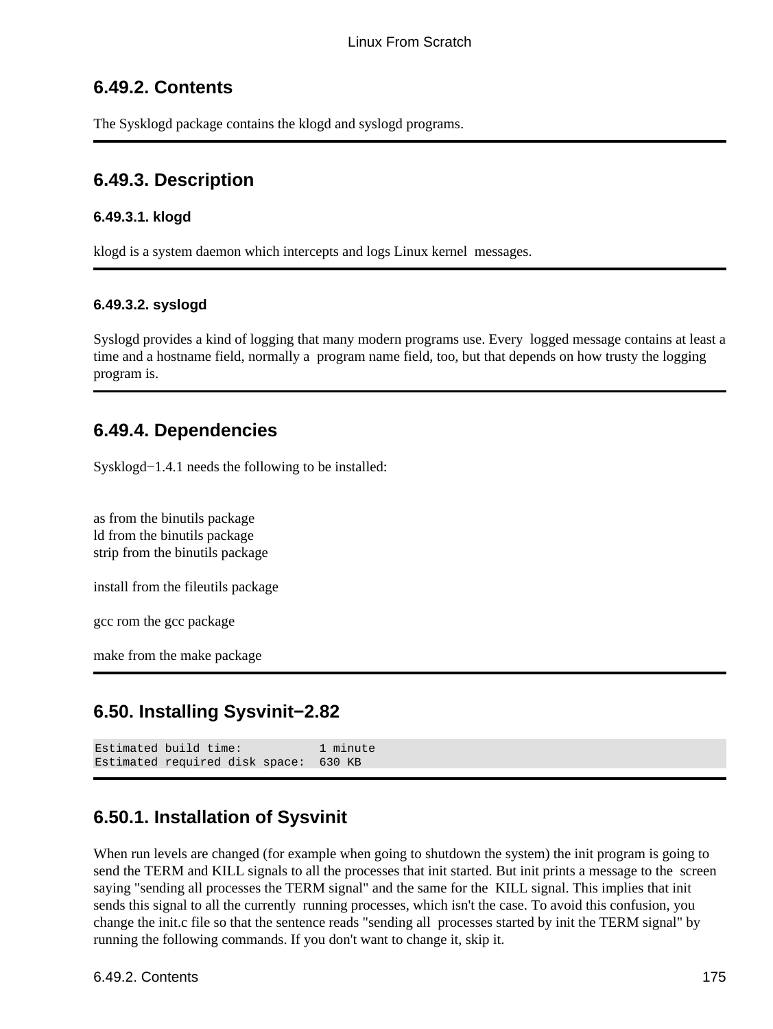## 6.49.2. Contents

The Sysklogd package contains the klogd and syslogd programs.

## 6.49.3. Description

### 6.49.3.1. klogd

klogd is a system daemon which intercepts and logs Linux kernel messages.

### 6.49.3.2. syslogd

Syslogd provides a kind of logging that many modern programs use. Every logged message contains at least a time and a hostname field, normally a program name field, too, but that depends on how trusty the logging program is.

## 6.49.4. Dependencies

Sysklogd−1.4.1 needs the following to be installed:

as from the binutils package
ld from the binutils package
strip from the binutils package

install from the fileutils package

gcc rom the gcc package

make from the make package

## 6.50. Installing Sysvinit−2.82

```
Estimated build time:           1 minute
Estimated required disk space:  630 KB
```

## 6.50.1. Installation of Sysvinit

When run levels are changed (for example when going to shutdown the system) the init program is going to send the TERM and KILL signals to all the processes that init started. But init prints a message to the screen saying "sending all processes the TERM signal" and the same for the KILL signal. This implies that init sends this signal to all the currently running processes, which isn't the case. To avoid this confusion, you change the init.c file so that the sentence reads "sending all processes started by init the TERM signal" by running the following commands. If you don't want to change it, skip it.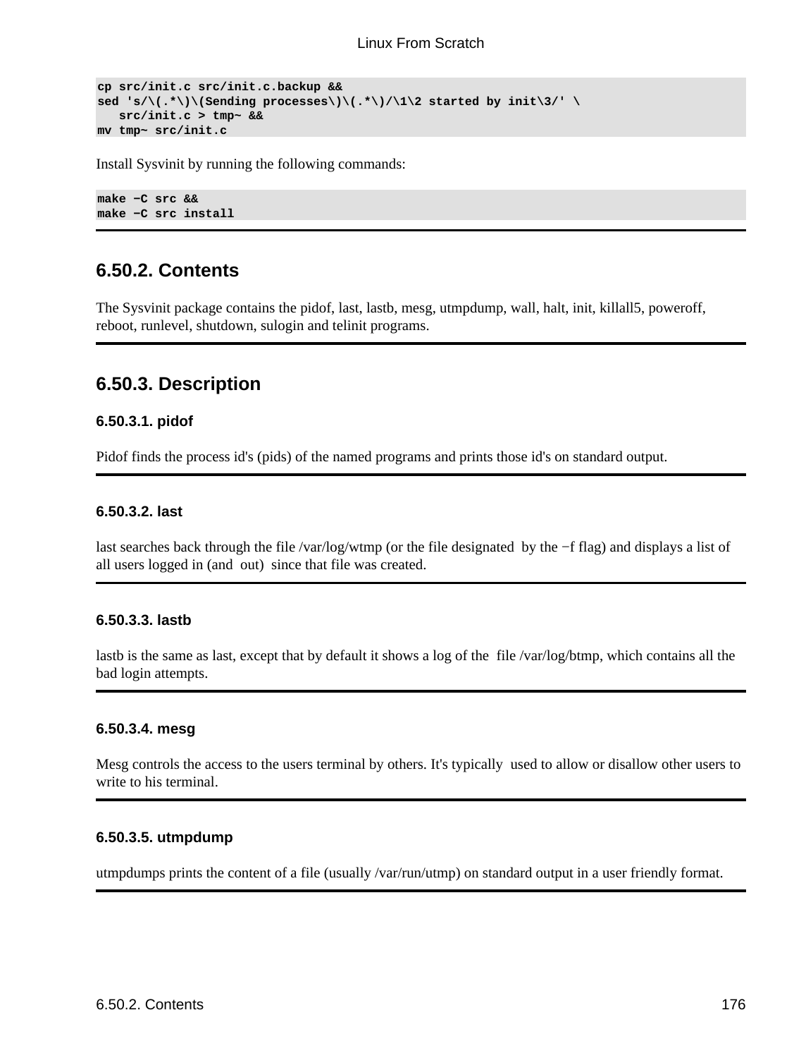```
cp src/init.c src/init.c.backup &&
sed 's/\(.*\)\(Sending processes\)\(.*\)/\1\2 started by init\3/' \
   src/init.c > tmp~ &&
mv tmp~ src/init.c
```

Install Sysvinit by running the following commands:

```
make −C src &&
make −C src install
```

## 6.50.2. Contents

The Sysvinit package contains the pidof, last, lastb, mesg, utmpdump, wall, halt, init, killall5, poweroff, reboot, runlevel, shutdown, sulogin and telinit programs.

## 6.50.3. Description

### 6.50.3.1. pidof

Pidof finds the process id's (pids) of the named programs and prints those id's on standard output.

### 6.50.3.2. last

last searches back through the file /var/log/wtmp (or the file designated by the −f flag) and displays a list of all users logged in (and out) since that file was created.

### 6.50.3.3. lastb

lastb is the same as last, except that by default it shows a log of the file /var/log/btmp, which contains all the bad login attempts.

### 6.50.3.4. mesg

Mesg controls the access to the users terminal by others. It's typically used to allow or disallow other users to write to his terminal.

### 6.50.3.5. utmpdump

utmpdumps prints the content of a file (usually /var/run/utmp) on standard output in a user friendly format.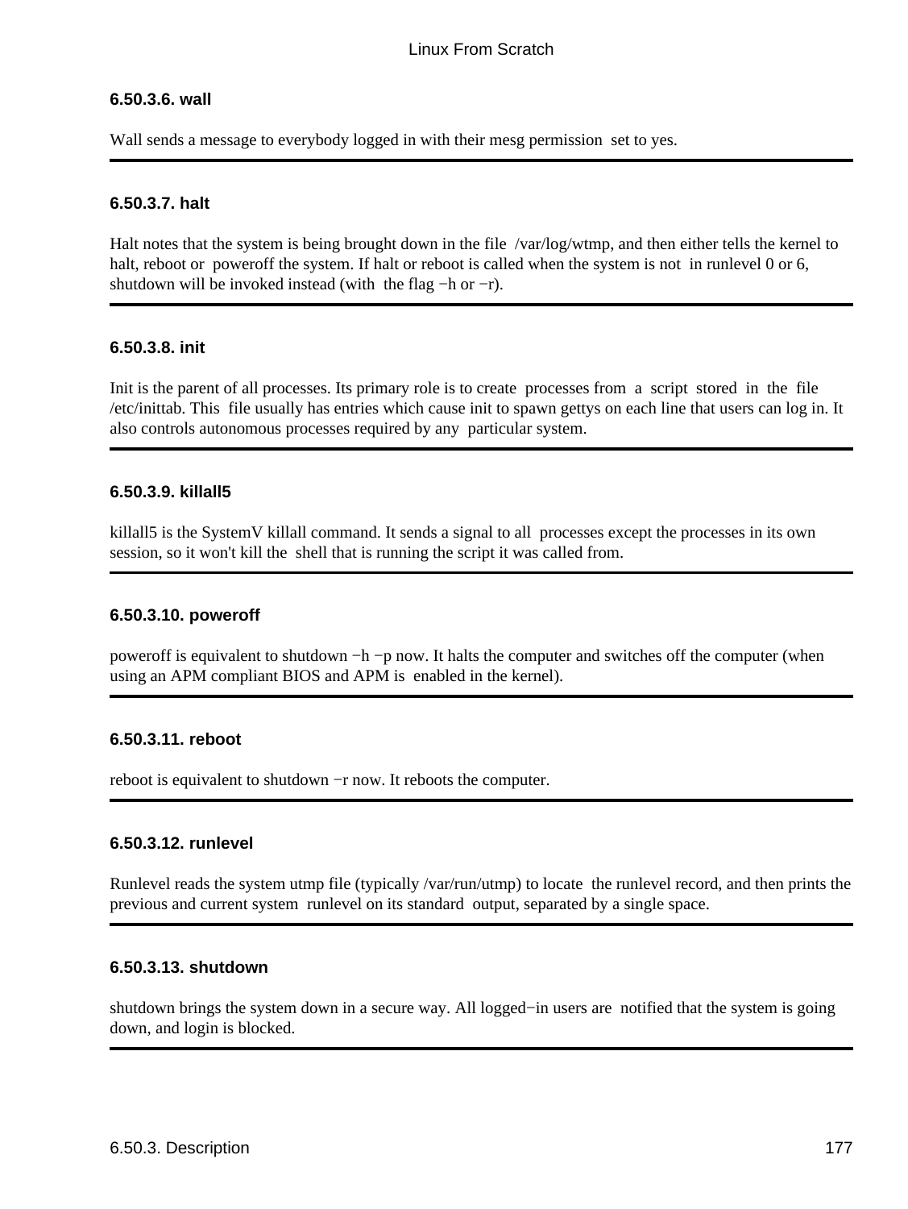#### 6.50.3.6. wall

Wall sends a message to everybody logged in with their mesg permission set to yes.

---

#### 6.50.3.7. halt

Halt notes that the system is being brought down in the file /var/log/wtmp, and then either tells the kernel to halt, reboot or poweroff the system. If halt or reboot is called when the system is not in runlevel 0 or 6, shutdown will be invoked instead (with the flag −h or −r).

---

#### 6.50.3.8. init

Init is the parent of all processes. Its primary role is to create processes from a script stored in the file /etc/inittab. This file usually has entries which cause init to spawn gettys on each line that users can log in. It also controls autonomous processes required by any particular system.

---

#### 6.50.3.9. killall5

killall5 is the SystemV killall command. It sends a signal to all processes except the processes in its own session, so it won't kill the shell that is running the script it was called from.

---

#### 6.50.3.10. poweroff

poweroff is equivalent to shutdown −h −p now. It halts the computer and switches off the computer (when using an APM compliant BIOS and APM is enabled in the kernel).

---

#### 6.50.3.11. reboot

reboot is equivalent to shutdown −r now. It reboots the computer.

---

#### 6.50.3.12. runlevel

Runlevel reads the system utmp file (typically /var/run/utmp) to locate the runlevel record, and then prints the previous and current system runlevel on its standard output, separated by a single space.

---

#### 6.50.3.13. shutdown

shutdown brings the system down in a secure way. All logged−in users are notified that the system is going down, and login is blocked.

---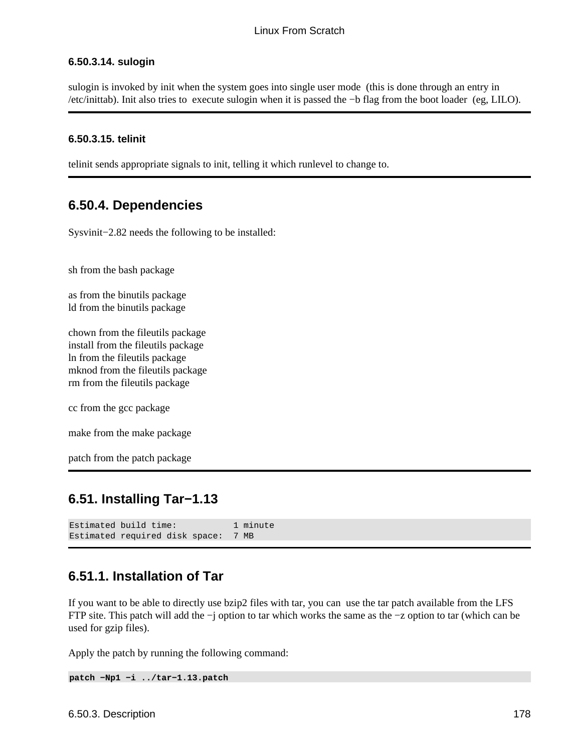#### 6.50.3.14. sulogin

sulogin is invoked by init when the system goes into single user mode (this is done through an entry in /etc/inittab). Init also tries to execute sulogin when it is passed the −b flag from the boot loader (eg, LILO).

#### 6.50.3.15. telinit

telinit sends appropriate signals to init, telling it which runlevel to change to.

### 6.50.4. Dependencies

Sysvinit−2.82 needs the following to be installed:

sh from the bash package

as from the binutils package
ld from the binutils package

chown from the fileutils package
install from the fileutils package
ln from the fileutils package
mknod from the fileutils package
rm from the fileutils package

cc from the gcc package

make from the make package

patch from the patch package

## 6.51. Installing Tar−1.13

```
Estimated build time:           1 minute
Estimated required disk space:  7 MB
```

### 6.51.1. Installation of Tar

If you want to be able to directly use bzip2 files with tar, you can use the tar patch available from the LFS FTP site. This patch will add the −j option to tar which works the same as the −z option to tar (which can be used for gzip files).

Apply the patch by running the following command:

```
patch −Np1 −i ../tar−1.13.patch
```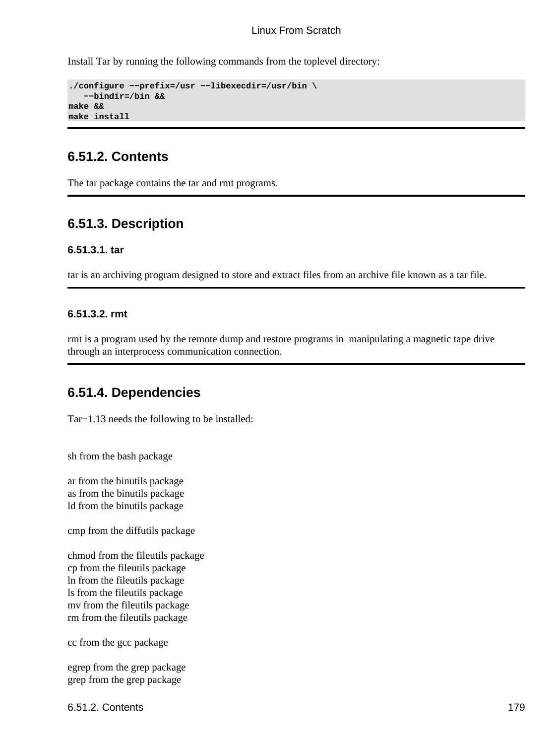Install Tar by running the following commands from the toplevel directory:

```
./configure −−prefix=/usr −−libexecdir=/usr/bin \
   −−bindir=/bin &&
make &&
make install
```

## 6.51.2. Contents

The tar package contains the tar and rmt programs.

## 6.51.3. Description

### 6.51.3.1. tar

tar is an archiving program designed to store and extract files from an archive file known as a tar file.

### 6.51.3.2. rmt

rmt is a program used by the remote dump and restore programs in manipulating a magnetic tape drive through an interprocess communication connection.

## 6.51.4. Dependencies

Tar−1.13 needs the following to be installed:

sh from the bash package

ar from the binutils package
as from the binutils package
ld from the binutils package

cmp from the diffutils package

chmod from the fileutils package
cp from the fileutils package
ln from the fileutils package
ls from the fileutils package
mv from the fileutils package
rm from the fileutils package

cc from the gcc package

egrep from the grep package
grep from the grep package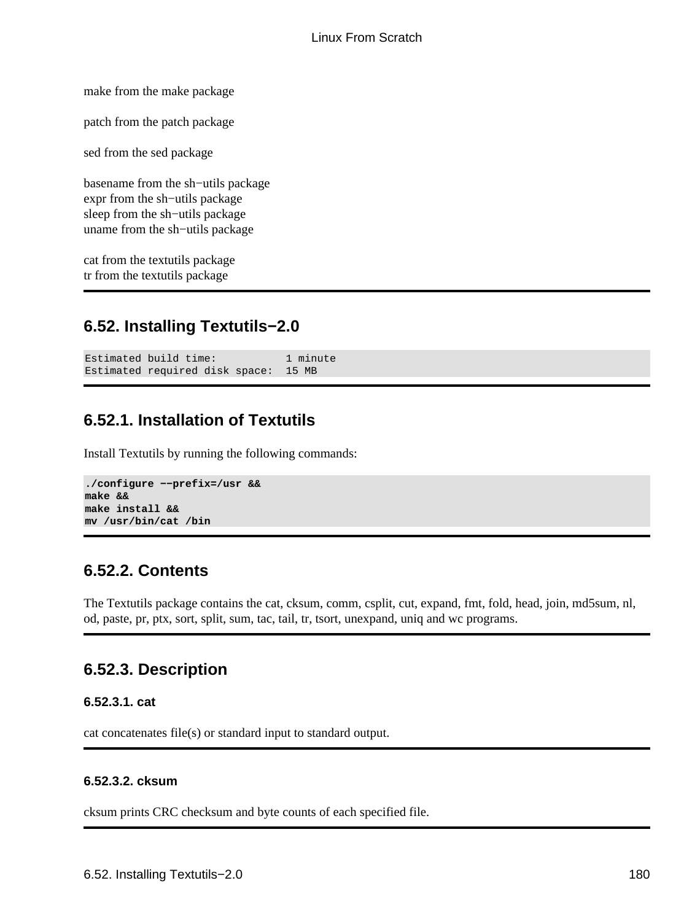make from the make package

patch from the patch package

sed from the sed package

basename from the sh−utils package
expr from the sh−utils package
sleep from the sh−utils package
uname from the sh−utils package

cat from the textutils package
tr from the textutils package

## 6.52. Installing Textutils−2.0

```
Estimated build time:           1 minute
Estimated required disk space:  15 MB
```

### 6.52.1. Installation of Textutils

Install Textutils by running the following commands:

```
./configure −−prefix=/usr &&
make &&
make install &&
mv /usr/bin/cat /bin
```

### 6.52.2. Contents

The Textutils package contains the cat, cksum, comm, csplit, cut, expand, fmt, fold, head, join, md5sum, nl, od, paste, pr, ptx, sort, split, sum, tac, tail, tr, tsort, unexpand, uniq and wc programs.

### 6.52.3. Description

#### 6.52.3.1. cat

cat concatenates file(s) or standard input to standard output.

#### 6.52.3.2. cksum

cksum prints CRC checksum and byte counts of each specified file.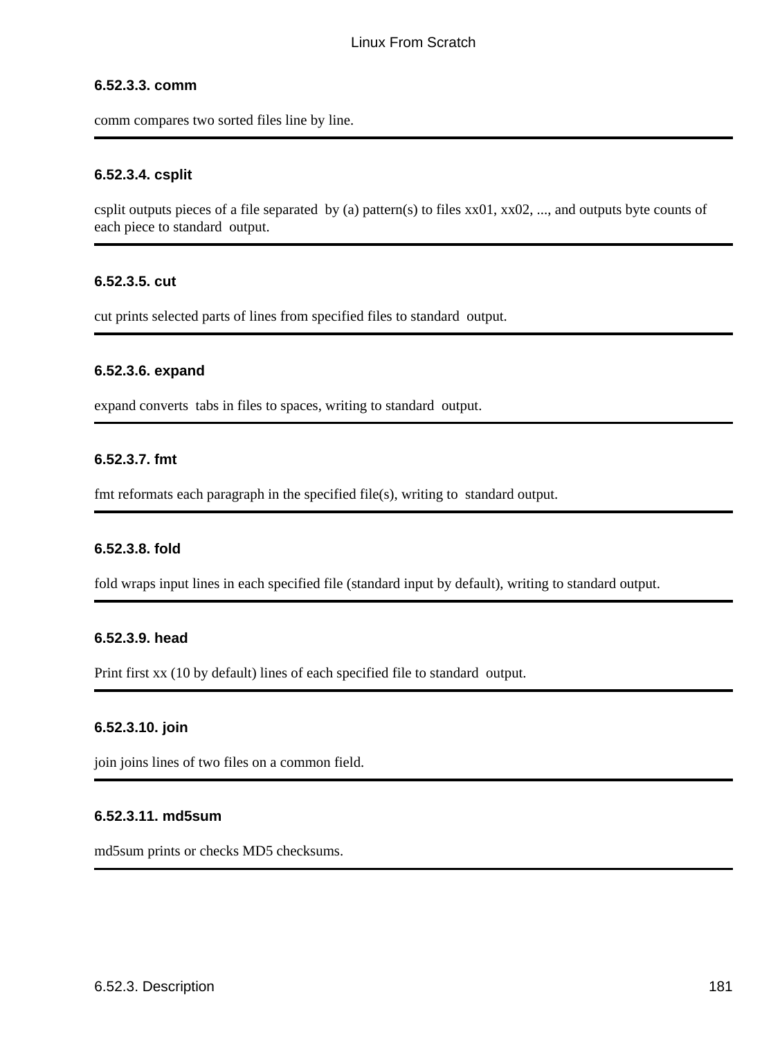#### 6.52.3.3. comm

comm compares two sorted files line by line.

---

#### 6.52.3.4. csplit

csplit outputs pieces of a file separated by (a) pattern(s) to files xx01, xx02, ..., and outputs byte counts of each piece to standard output.

---

#### 6.52.3.5. cut

cut prints selected parts of lines from specified files to standard output.

---

#### 6.52.3.6. expand

expand converts tabs in files to spaces, writing to standard output.

---

#### 6.52.3.7. fmt

fmt reformats each paragraph in the specified file(s), writing to standard output.

---

#### 6.52.3.8. fold

fold wraps input lines in each specified file (standard input by default), writing to standard output.

---

#### 6.52.3.9. head

Print first xx (10 by default) lines of each specified file to standard output.

---

#### 6.52.3.10. join

join joins lines of two files on a common field.

---

#### 6.52.3.11. md5sum

md5sum prints or checks MD5 checksums.

---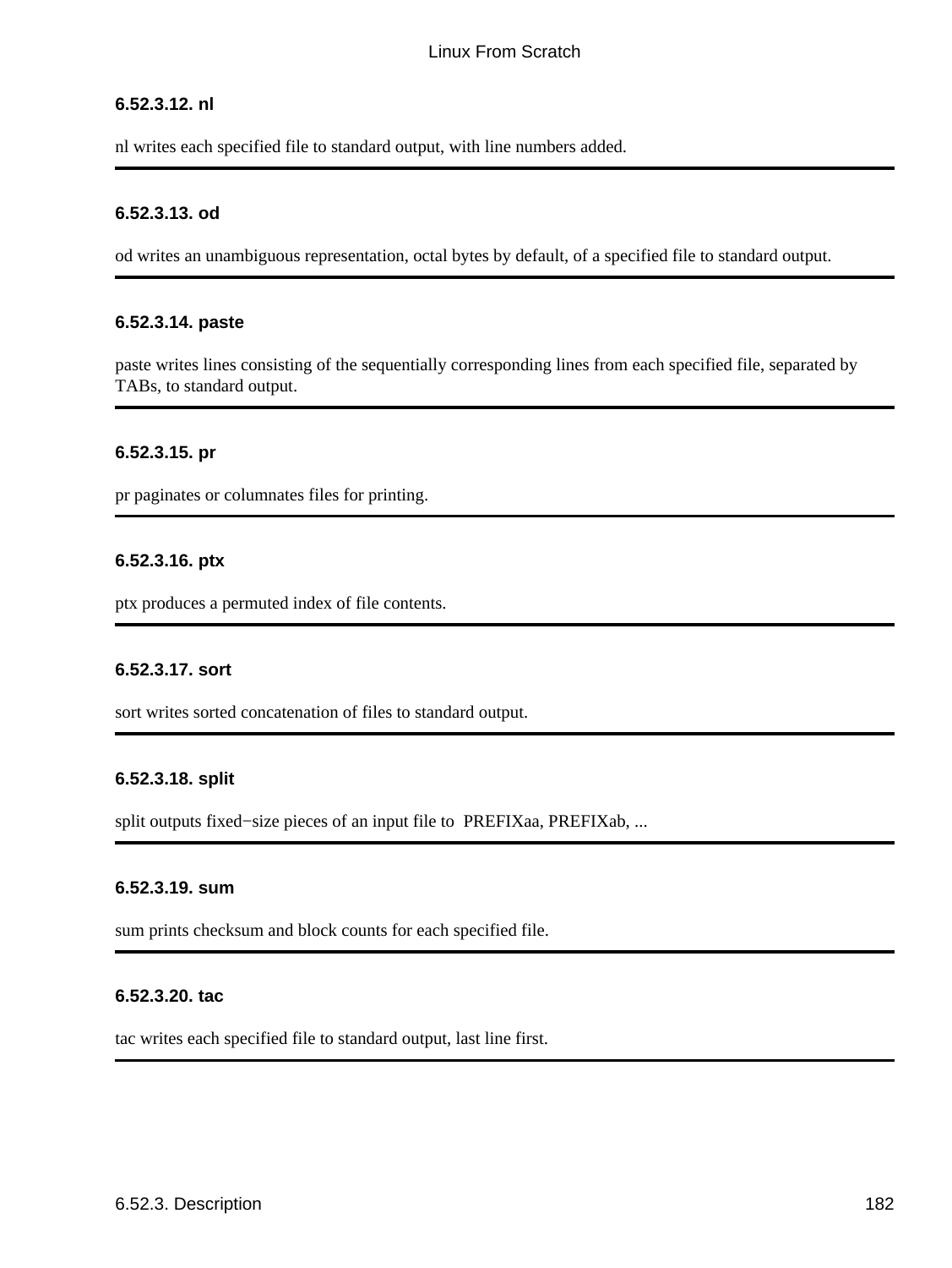#### 6.52.3.12. nl

nl writes each specified file to standard output, with line numbers added.

---

#### 6.52.3.13. od

od writes an unambiguous representation, octal bytes by default, of a specified file to standard output.

---

#### 6.52.3.14. paste

paste writes lines consisting of the sequentially corresponding lines from each specified file, separated by TABs, to standard output.

---

#### 6.52.3.15. pr

pr paginates or columnates files for printing.

---

#### 6.52.3.16. ptx

ptx produces a permuted index of file contents.

---

#### 6.52.3.17. sort

sort writes sorted concatenation of files to standard output.

---

#### 6.52.3.18. split

split outputs fixed−size pieces of an input file to PREFIXaa, PREFIXab, ...

---

#### 6.52.3.19. sum

sum prints checksum and block counts for each specified file.

---

#### 6.52.3.20. tac

tac writes each specified file to standard output, last line first.

---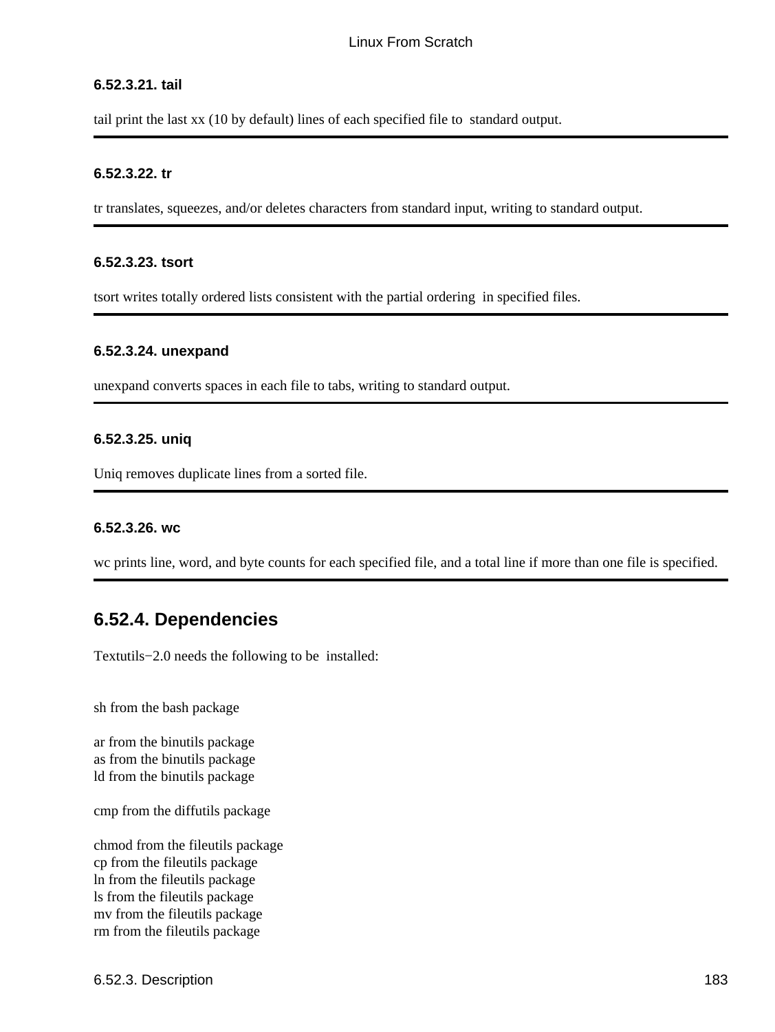#### 6.52.3.21. tail

tail print the last xx (10 by default) lines of each specified file to standard output.

---

#### 6.52.3.22. tr

tr translates, squeezes, and/or deletes characters from standard input, writing to standard output.

---

#### 6.52.3.23. tsort

tsort writes totally ordered lists consistent with the partial ordering in specified files.

---

#### 6.52.3.24. unexpand

unexpand converts spaces in each file to tabs, writing to standard output.

---

#### 6.52.3.25. uniq

Uniq removes duplicate lines from a sorted file.

---

#### 6.52.3.26. wc

wc prints line, word, and byte counts for each specified file, and a total line if more than one file is specified.

---

### 6.52.4. Dependencies

Textutils−2.0 needs the following to be installed:

sh from the bash package

ar from the binutils package
as from the binutils package
ld from the binutils package

cmp from the diffutils package

chmod from the fileutils package
cp from the fileutils package
ln from the fileutils package
ls from the fileutils package
mv from the fileutils package
rm from the fileutils package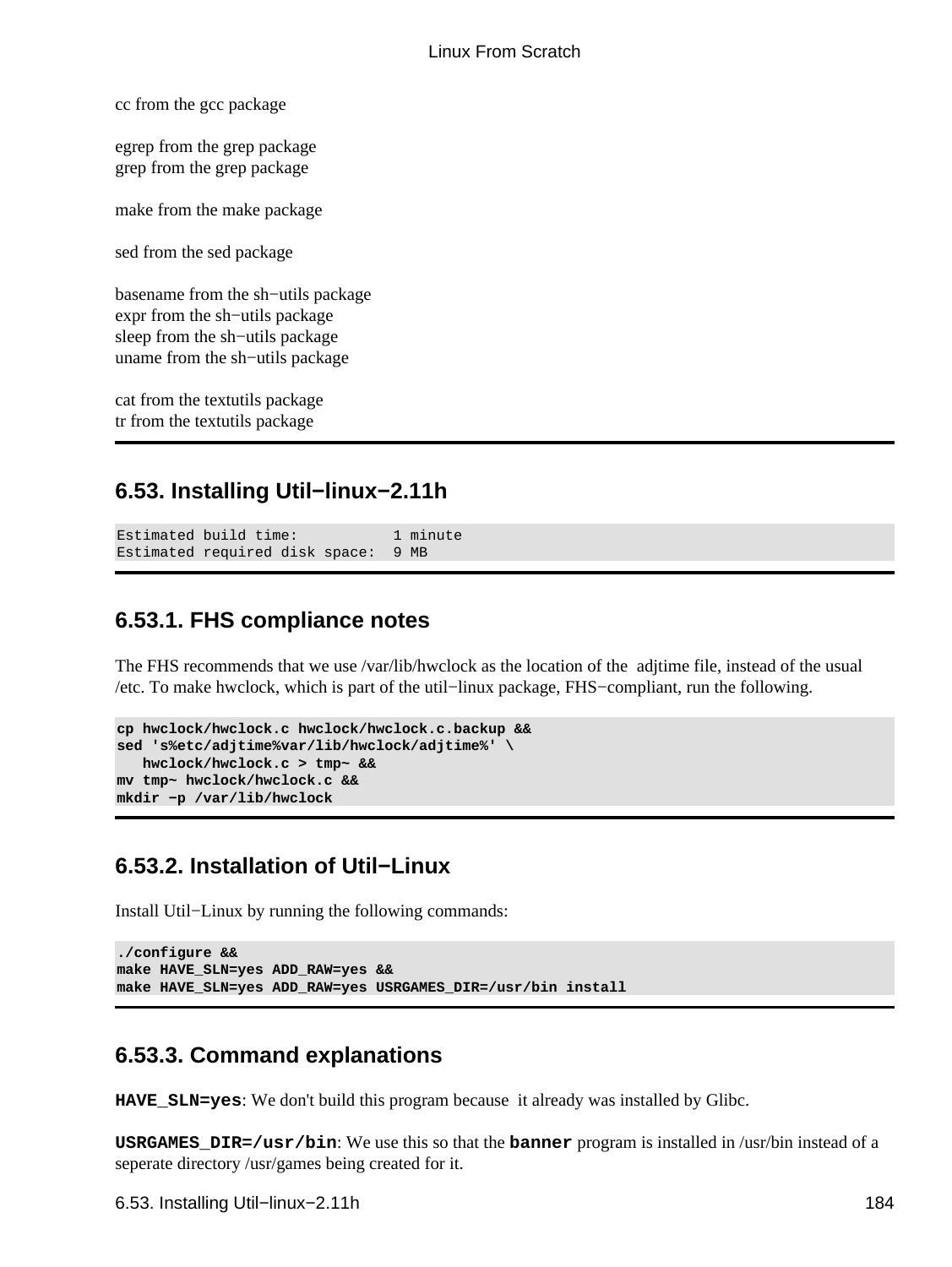cc from the gcc package

egrep from the grep package
grep from the grep package

make from the make package

sed from the sed package

basename from the sh−utils package
expr from the sh−utils package
sleep from the sh−utils package
uname from the sh−utils package

cat from the textutils package
tr from the textutils package

## 6.53. Installing Util−linux−2.11h

```
Estimated build time:           1 minute
Estimated required disk space:  9 MB
```

### 6.53.1. FHS compliance notes

The FHS recommends that we use /var/lib/hwclock as the location of the adjtime file, instead of the usual /etc. To make hwclock, which is part of the util−linux package, FHS−compliant, run the following.

```
cp hwclock/hwclock.c hwclock/hwclock.c.backup &&
sed 's%etc/adjtime%var/lib/hwclock/adjtime%' \
   hwclock/hwclock.c > tmp~ &&
mv tmp~ hwclock/hwclock.c &&
mkdir −p /var/lib/hwclock
```

### 6.53.2. Installation of Util−Linux

Install Util−Linux by running the following commands:

```
./configure &&
make HAVE_SLN=yes ADD_RAW=yes &&
make HAVE_SLN=yes ADD_RAW=yes USRGAMES_DIR=/usr/bin install
```

### 6.53.3. Command explanations

**HAVE_SLN=yes**: We don't build this program because it already was installed by Glibc.

**USRGAMES_DIR=/usr/bin**: We use this so that the **banner** program is installed in /usr/bin instead of a seperate directory /usr/games being created for it.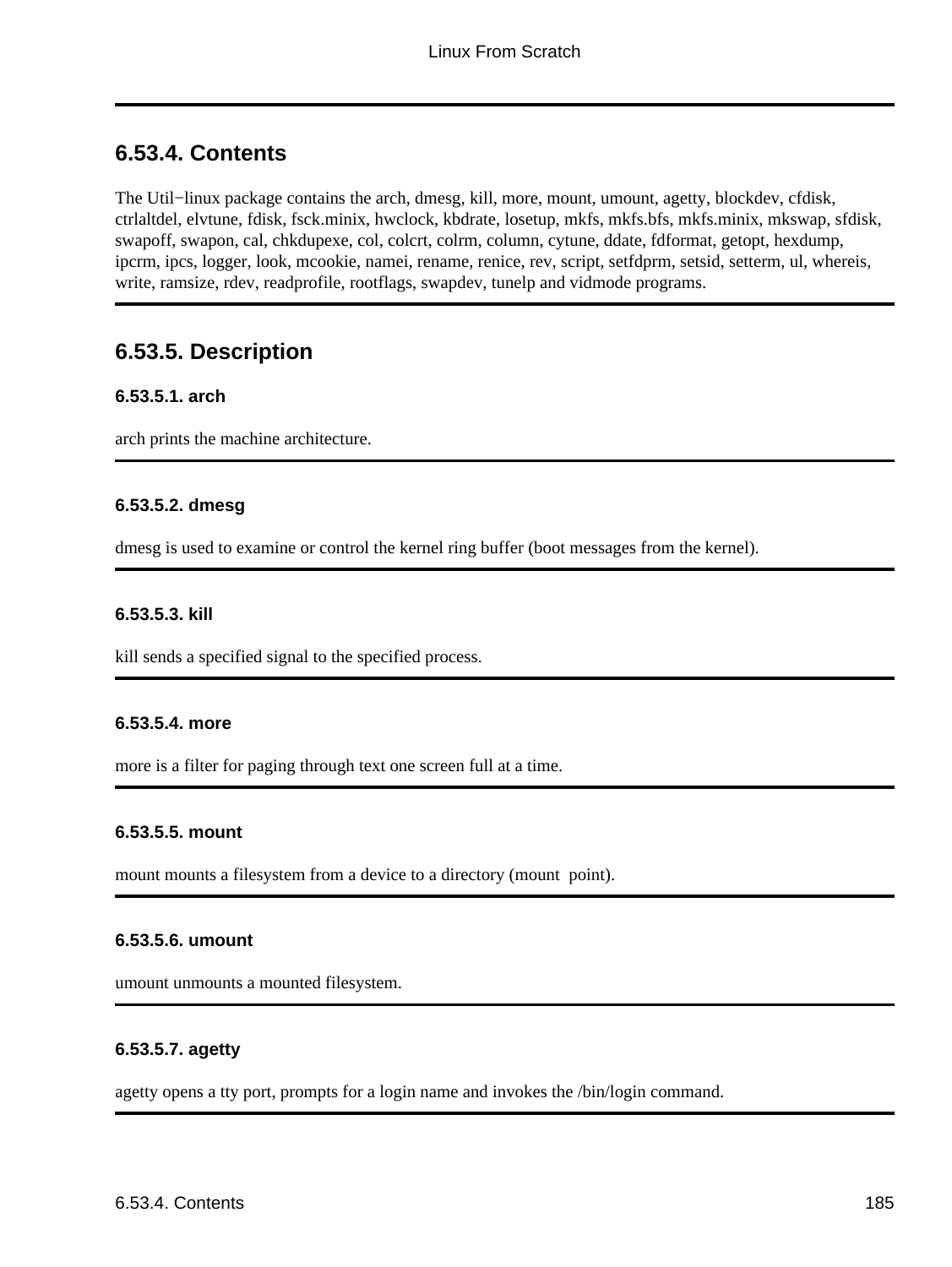## 6.53.4. Contents

The Util−linux package contains the arch, dmesg, kill, more, mount, umount, agetty, blockdev, cfdisk, ctrlaltdel, elvtune, fdisk, fsck.minix, hwclock, kbdrate, losetup, mkfs, mkfs.bfs, mkfs.minix, mkswap, sfdisk, swapoff, swapon, cal, chkdupexe, col, colcrt, colrm, column, cytune, ddate, fdformat, getopt, hexdump, ipcrm, ipcs, logger, look, mcookie, namei, rename, renice, rev, script, setfdprm, setsid, setterm, ul, whereis, write, ramsize, rdev, readprofile, rootflags, swapdev, tunelp and vidmode programs.

## 6.53.5. Description

### 6.53.5.1. arch

arch prints the machine architecture.

### 6.53.5.2. dmesg

dmesg is used to examine or control the kernel ring buffer (boot messages from the kernel).

### 6.53.5.3. kill

kill sends a specified signal to the specified process.

### 6.53.5.4. more

more is a filter for paging through text one screen full at a time.

### 6.53.5.5. mount

mount mounts a filesystem from a device to a directory (mount point).

### 6.53.5.6. umount

umount unmounts a mounted filesystem.

### 6.53.5.7. agetty

agetty opens a tty port, prompts for a login name and invokes the /bin/login command.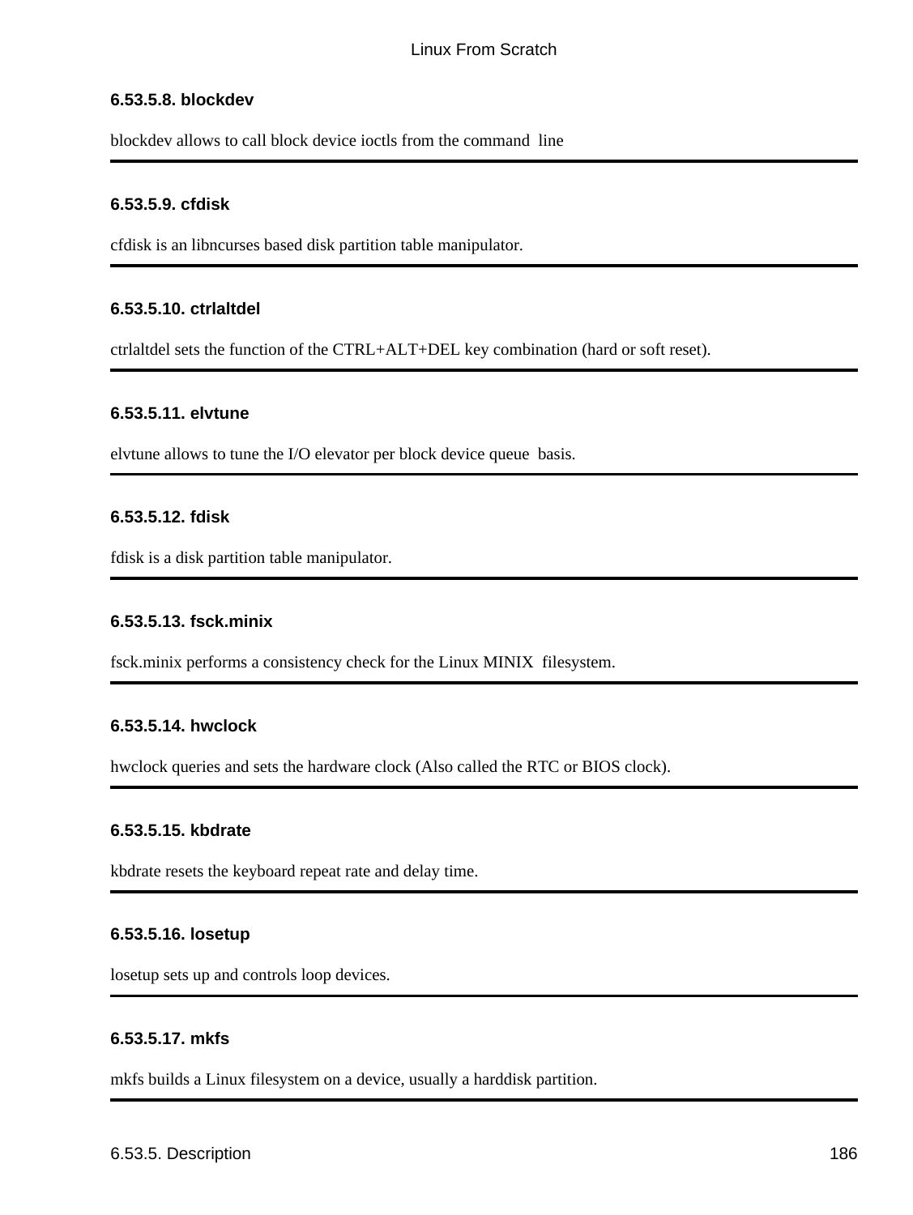#### 6.53.5.8. blockdev

blockdev allows to call block device ioctls from the command line

---

#### 6.53.5.9. cfdisk

cfdisk is an libncurses based disk partition table manipulator.

---

#### 6.53.5.10. ctrlaltdel

ctrlaltdel sets the function of the CTRL+ALT+DEL key combination (hard or soft reset).

---

#### 6.53.5.11. elvtune

elvtune allows to tune the I/O elevator per block device queue basis.

---

#### 6.53.5.12. fdisk

fdisk is a disk partition table manipulator.

---

#### 6.53.5.13. fsck.minix

fsck.minix performs a consistency check for the Linux MINIX filesystem.

---

#### 6.53.5.14. hwclock

hwclock queries and sets the hardware clock (Also called the RTC or BIOS clock).

---

#### 6.53.5.15. kbdrate

kbdrate resets the keyboard repeat rate and delay time.

---

#### 6.53.5.16. losetup

losetup sets up and controls loop devices.

---

#### 6.53.5.17. mkfs

mkfs builds a Linux filesystem on a device, usually a harddisk partition.

---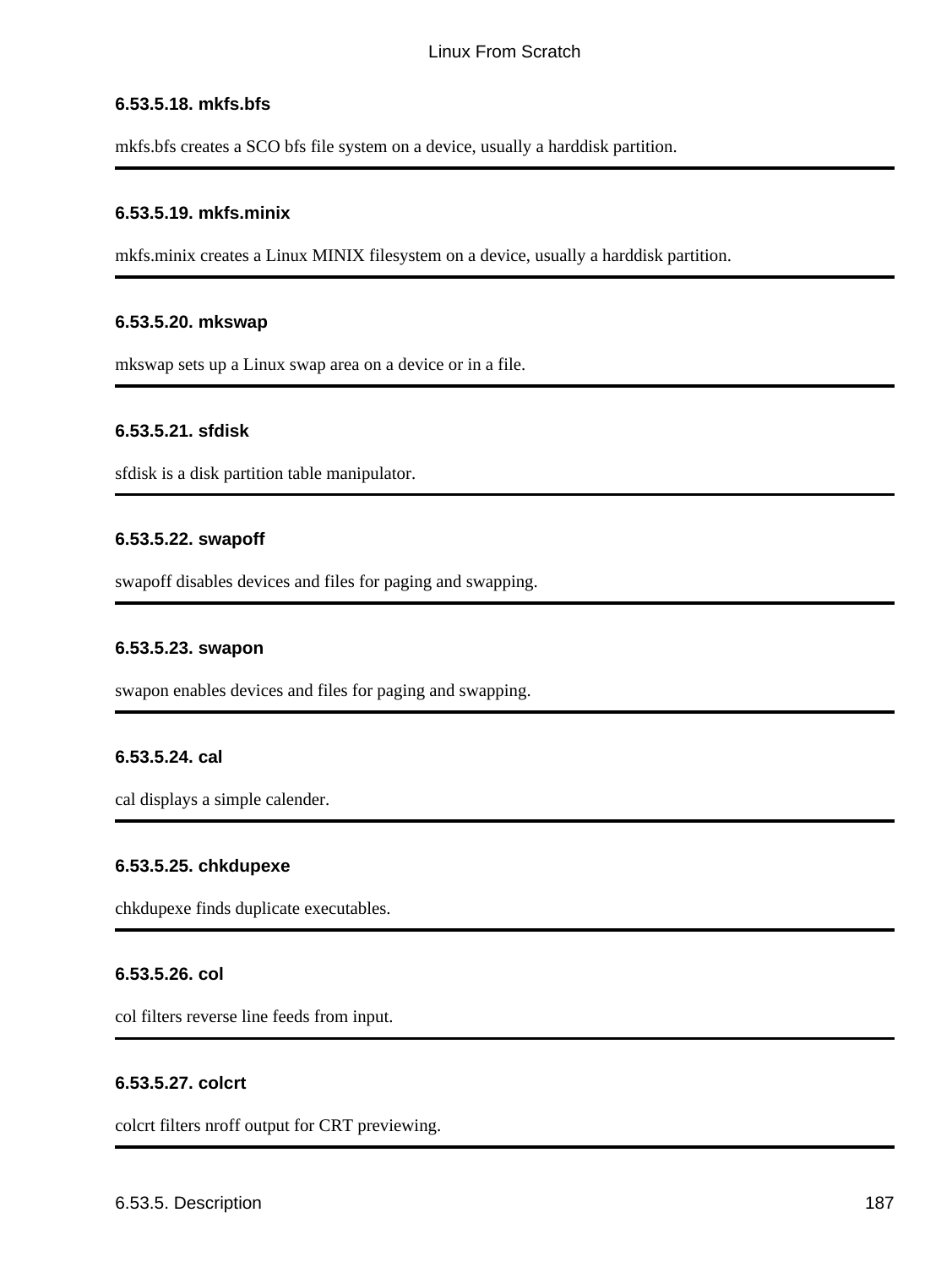#### 6.53.5.18. mkfs.bfs

mkfs.bfs creates a SCO bfs file system on a device, usually a harddisk partition.

---

#### 6.53.5.19. mkfs.minix

mkfs.minix creates a Linux MINIX filesystem on a device, usually a harddisk partition.

---

#### 6.53.5.20. mkswap

mkswap sets up a Linux swap area on a device or in a file.

---

#### 6.53.5.21. sfdisk

sfdisk is a disk partition table manipulator.

---

#### 6.53.5.22. swapoff

swapoff disables devices and files for paging and swapping.

---

#### 6.53.5.23. swapon

swapon enables devices and files for paging and swapping.

---

#### 6.53.5.24. cal

cal displays a simple calender.

---

#### 6.53.5.25. chkdupexe

chkdupexe finds duplicate executables.

---

#### 6.53.5.26. col

col filters reverse line feeds from input.

---

#### 6.53.5.27. colcrt

colcrt filters nroff output for CRT previewing.

---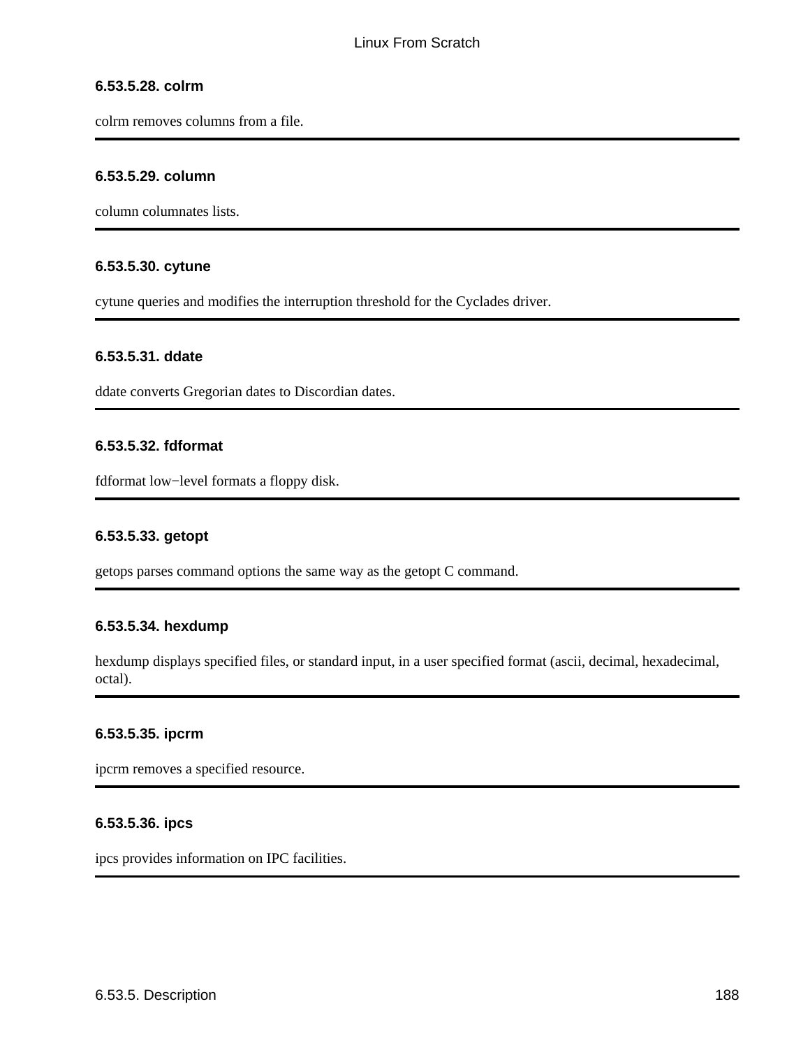#### 6.53.5.28. colrm

colrm removes columns from a file.

#### 6.53.5.29. column

column columnates lists.

#### 6.53.5.30. cytune

cytune queries and modifies the interruption threshold for the Cyclades driver.

#### 6.53.5.31. ddate

ddate converts Gregorian dates to Discordian dates.

#### 6.53.5.32. fdformat

fdformat low−level formats a floppy disk.

#### 6.53.5.33. getopt

getops parses command options the same way as the getopt C command.

#### 6.53.5.34. hexdump

hexdump displays specified files, or standard input, in a user specified format (ascii, decimal, hexadecimal, octal).

#### 6.53.5.35. ipcrm

ipcrm removes a specified resource.

#### 6.53.5.36. ipcs

ipcs provides information on IPC facilities.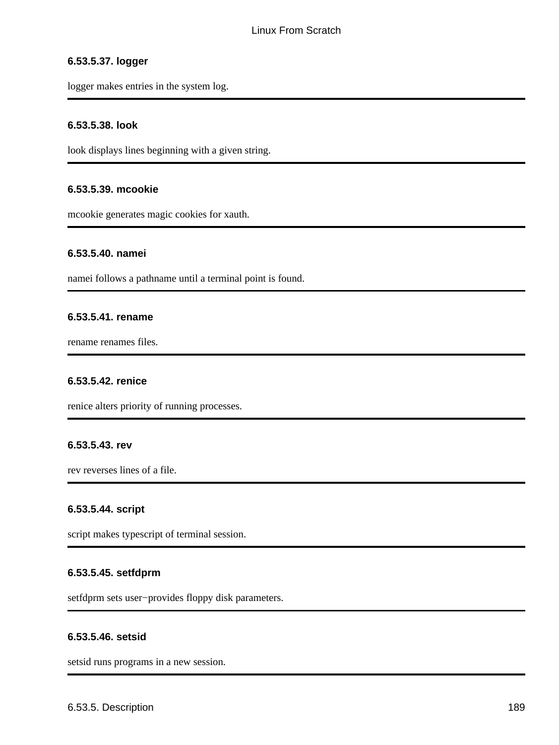#### 6.53.5.37. logger

logger makes entries in the system log.

---

#### 6.53.5.38. look

look displays lines beginning with a given string.

---

#### 6.53.5.39. mcookie

mcookie generates magic cookies for xauth.

---

#### 6.53.5.40. namei

namei follows a pathname until a terminal point is found.

---

#### 6.53.5.41. rename

rename renames files.

---

#### 6.53.5.42. renice

renice alters priority of running processes.

---

#### 6.53.5.43. rev

rev reverses lines of a file.

---

#### 6.53.5.44. script

script makes typescript of terminal session.

---

#### 6.53.5.45. setfdprm

setfdprm sets user−provides floppy disk parameters.

---

#### 6.53.5.46. setsid

setsid runs programs in a new session.

---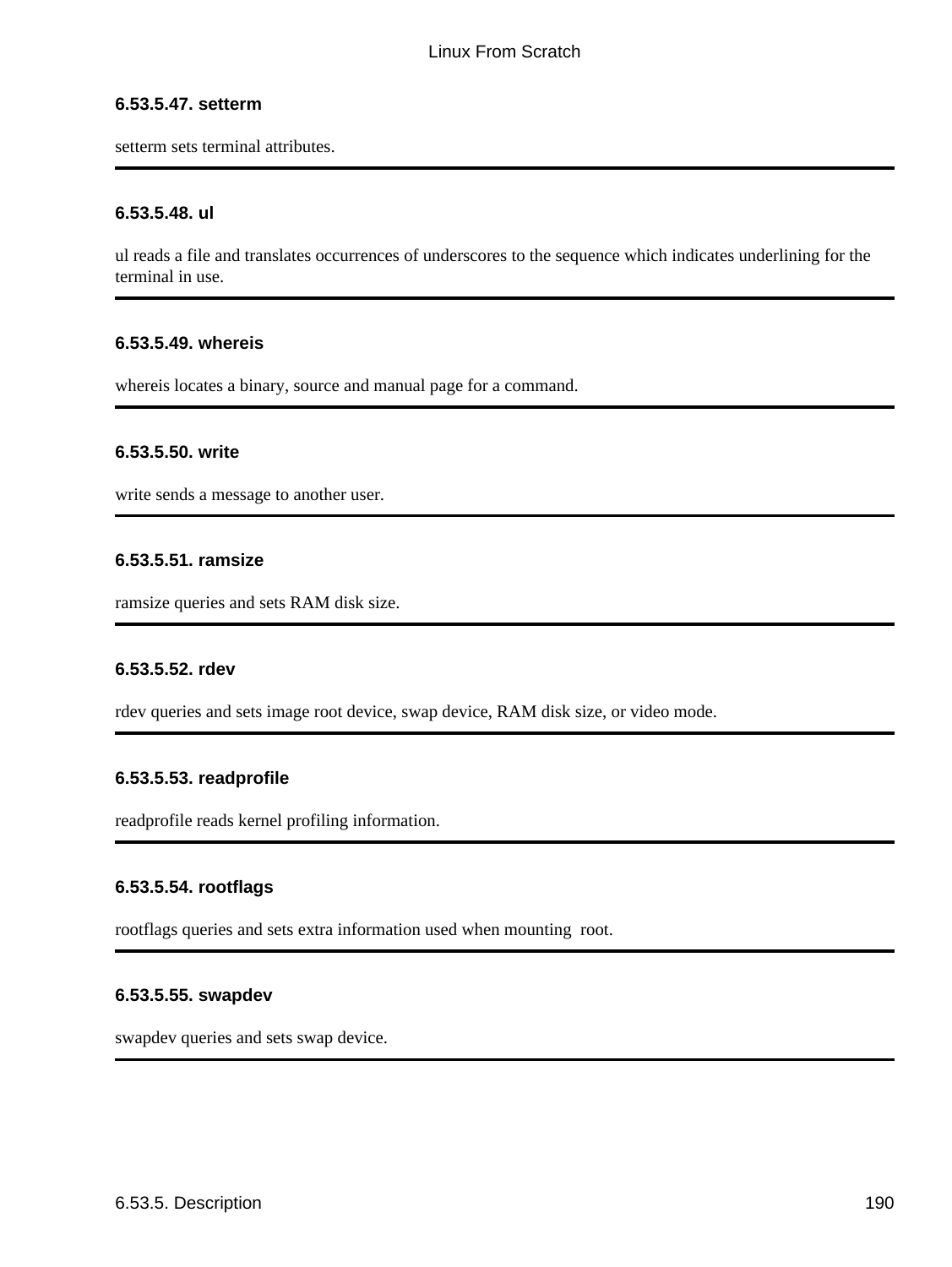#### 6.53.5.47. setterm

setterm sets terminal attributes.

---

#### 6.53.5.48. ul

ul reads a file and translates occurrences of underscores to the sequence which indicates underlining for the terminal in use.

---

#### 6.53.5.49. whereis

whereis locates a binary, source and manual page for a command.

---

#### 6.53.5.50. write

write sends a message to another user.

---

#### 6.53.5.51. ramsize

ramsize queries and sets RAM disk size.

---

#### 6.53.5.52. rdev

rdev queries and sets image root device, swap device, RAM disk size, or video mode.

---

#### 6.53.5.53. readprofile

readprofile reads kernel profiling information.

---

#### 6.53.5.54. rootflags

rootflags queries and sets extra information used when mounting root.

---

#### 6.53.5.55. swapdev

swapdev queries and sets swap device.

---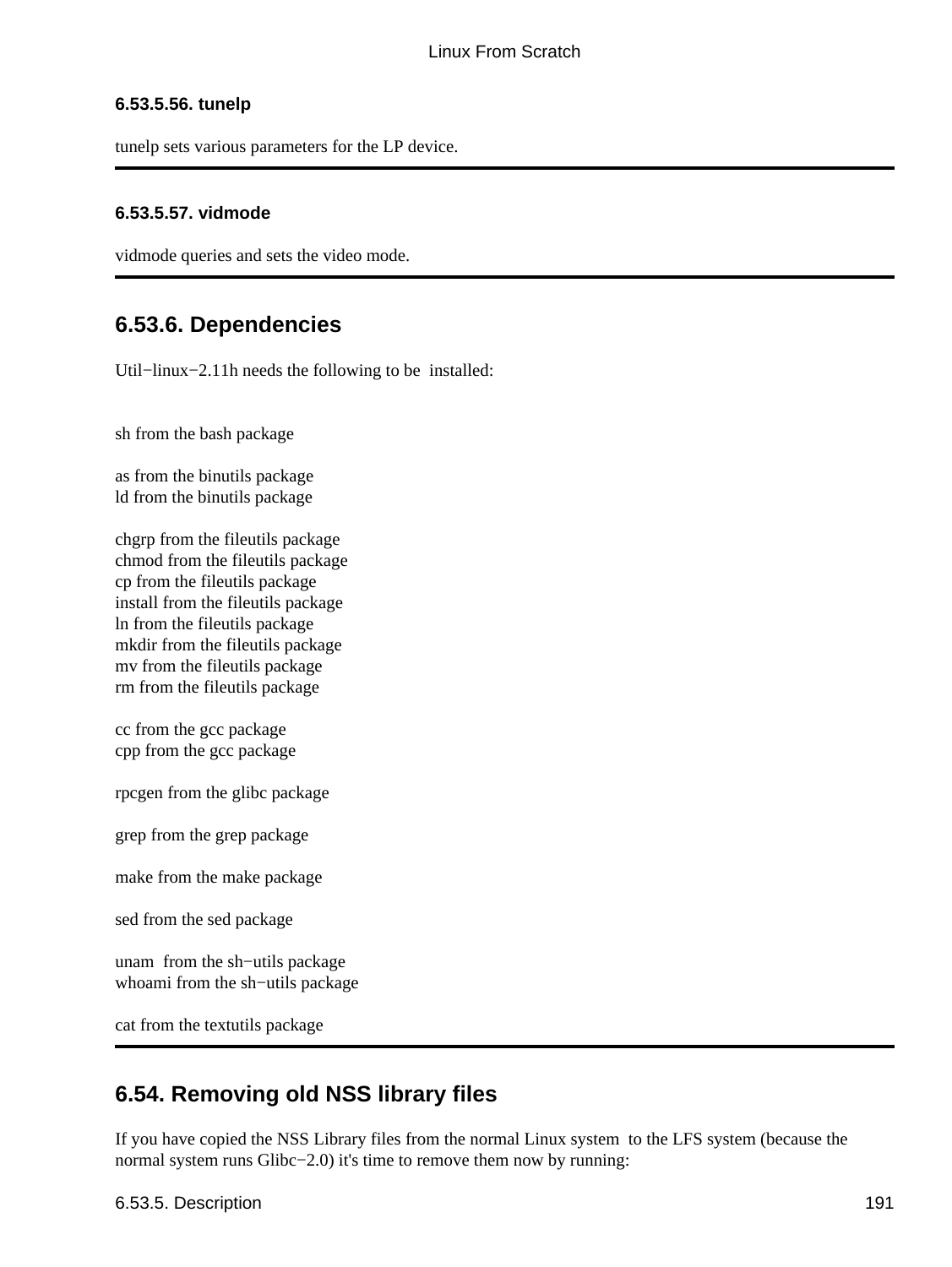#### 6.53.5.56. tunelp

tunelp sets various parameters for the LP device.

#### 6.53.5.57. vidmode

vidmode queries and sets the video mode.

## 6.53.6. Dependencies

Util−linux−2.11h needs the following to be installed:

sh from the bash package

as from the binutils package
ld from the binutils package

chgrp from the fileutils package
chmod from the fileutils package
cp from the fileutils package
install from the fileutils package
ln from the fileutils package
mkdir from the fileutils package
mv from the fileutils package
rm from the fileutils package

cc from the gcc package
cpp from the gcc package

rpcgen from the glibc package

grep from the grep package

make from the make package

sed from the sed package

unam from the sh−utils package
whoami from the sh−utils package

cat from the textutils package

## 6.54. Removing old NSS library files

If you have copied the NSS Library files from the normal Linux system to the LFS system (because the normal system runs Glibc−2.0) it's time to remove them now by running: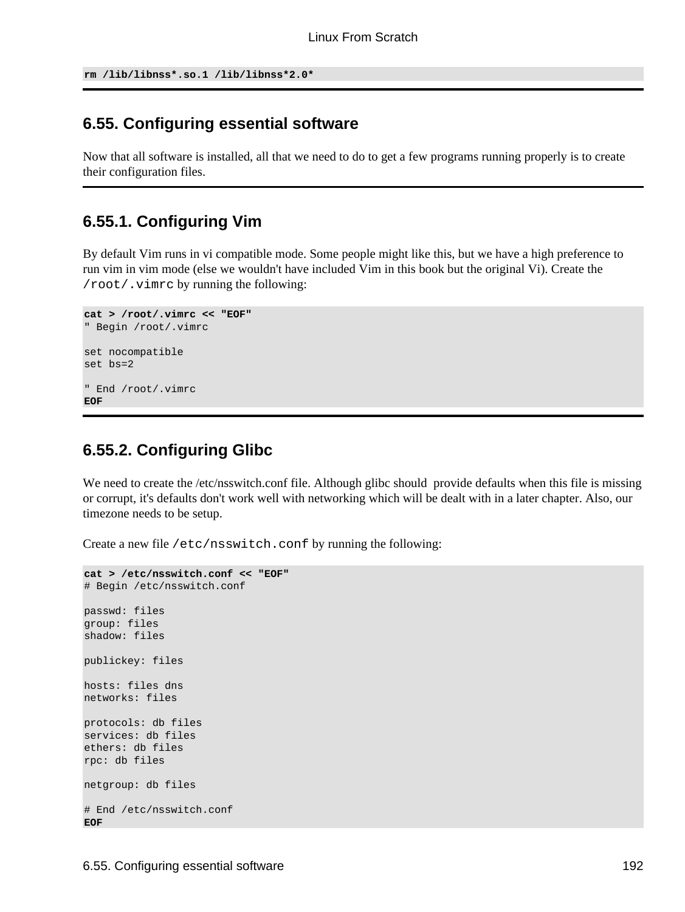```
rm /lib/libnss*.so.1 /lib/libnss*2.0*
```

## 6.55. Configuring essential software

Now that all software is installed, all that we need to do to get a few programs running properly is to create their configuration files.

### 6.55.1. Configuring Vim

By default Vim runs in vi compatible mode. Some people might like this, but we have a high preference to run vim in vim mode (else we wouldn't have included Vim in this book but the original Vi). Create the `/root/.vimrc` by running the following:

```
cat > /root/.vimrc << "EOF"
" Begin /root/.vimrc

set nocompatible
set bs=2

" End /root/.vimrc
EOF
```

### 6.55.2. Configuring Glibc

We need to create the /etc/nsswitch.conf file. Although glibc should provide defaults when this file is missing or corrupt, it's defaults don't work well with networking which will be dealt with in a later chapter. Also, our timezone needs to be setup.

Create a new file `/etc/nsswitch.conf` by running the following:

```
cat > /etc/nsswitch.conf << "EOF"
# Begin /etc/nsswitch.conf

passwd: files
group: files
shadow: files

publickey: files

hosts: files dns
networks: files

protocols: db files
services: db files
ethers: db files
rpc: db files

netgroup: db files

# End /etc/nsswitch.conf
EOF
```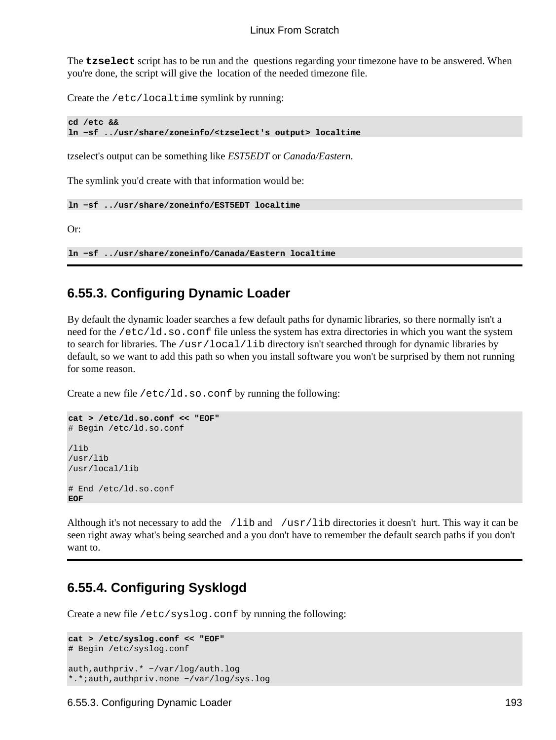The **tzselect** script has to be run and the questions regarding your timezone have to be answered. When you're done, the script will give the location of the needed timezone file.

Create the /etc/localtime symlink by running:

```
cd /etc &&
ln −sf ../usr/share/zoneinfo/<tzselect's output> localtime
```

tzselect's output can be something like *EST5EDT* or *Canada/Eastern*.

The symlink you'd create with that information would be:

```
ln −sf ../usr/share/zoneinfo/EST5EDT localtime
```

Or:

```
ln −sf ../usr/share/zoneinfo/Canada/Eastern localtime
```

## 6.55.3. Configuring Dynamic Loader

By default the dynamic loader searches a few default paths for dynamic libraries, so there normally isn't a need for the /etc/ld.so.conf file unless the system has extra directories in which you want the system to search for libraries. The /usr/local/lib directory isn't searched through for dynamic libraries by default, so we want to add this path so when you install software you won't be surprised by them not running for some reason.

Create a new file /etc/ld.so.conf by running the following:

```
cat > /etc/ld.so.conf << "EOF"
# Begin /etc/ld.so.conf

/lib
/usr/lib
/usr/local/lib

# End /etc/ld.so.conf
EOF
```

Although it's not necessary to add the /lib and /usr/lib directories it doesn't hurt. This way it can be seen right away what's being searched and a you don't have to remember the default search paths if you don't want to.

## 6.55.4. Configuring Sysklogd

Create a new file /etc/syslog.conf by running the following:

```
cat > /etc/syslog.conf << "EOF"
# Begin /etc/syslog.conf

auth,authpriv.* −/var/log/auth.log
*.*;auth,authpriv.none −/var/log/sys.log
```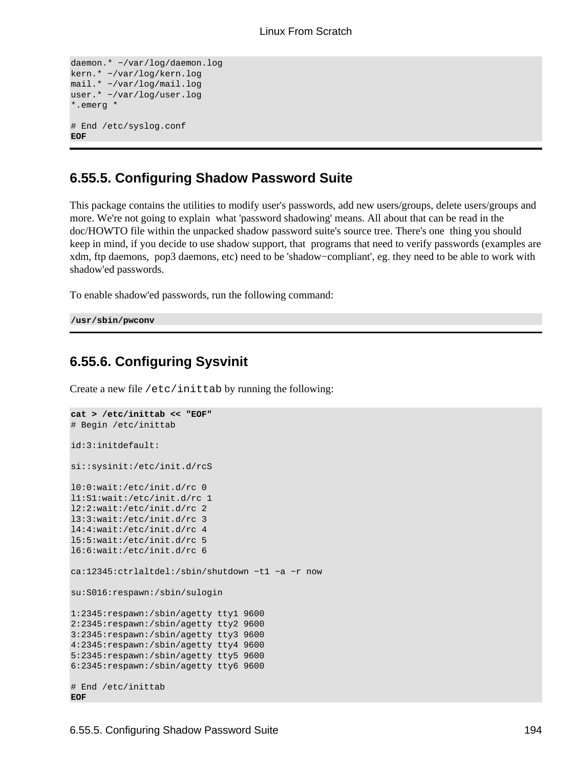```
daemon.* −/var/log/daemon.log
kern.* −/var/log/kern.log
mail.* −/var/log/mail.log
user.* −/var/log/user.log
*.emerg *

# End /etc/syslog.conf
EOF
```

### 6.55.5. Configuring Shadow Password Suite

This package contains the utilities to modify user's passwords, add new users/groups, delete users/groups and more. We're not going to explain what 'password shadowing' means. All about that can be read in the doc/HOWTO file within the unpacked shadow password suite's source tree. There's one thing you should keep in mind, if you decide to use shadow support, that programs that need to verify passwords (examples are xdm, ftp daemons, pop3 daemons, etc) need to be 'shadow−compliant', eg. they need to be able to work with shadow'ed passwords.

To enable shadow'ed passwords, run the following command:

```
/usr/sbin/pwconv
```

### 6.55.6. Configuring Sysvinit

Create a new file `/etc/inittab` by running the following:

```
cat > /etc/inittab << "EOF"
# Begin /etc/inittab

id:3:initdefault:

si::sysinit:/etc/init.d/rcS

l0:0:wait:/etc/init.d/rc 0
l1:S1:wait:/etc/init.d/rc 1
l2:2:wait:/etc/init.d/rc 2
l3:3:wait:/etc/init.d/rc 3
l4:4:wait:/etc/init.d/rc 4
l5:5:wait:/etc/init.d/rc 5
l6:6:wait:/etc/init.d/rc 6

ca:12345:ctrlaltdel:/sbin/shutdown −t1 −a −r now

su:S016:respawn:/sbin/sulogin

1:2345:respawn:/sbin/agetty tty1 9600
2:2345:respawn:/sbin/agetty tty2 9600
3:2345:respawn:/sbin/agetty tty3 9600
4:2345:respawn:/sbin/agetty tty4 9600
5:2345:respawn:/sbin/agetty tty5 9600
6:2345:respawn:/sbin/agetty tty6 9600

# End /etc/inittab
EOF
```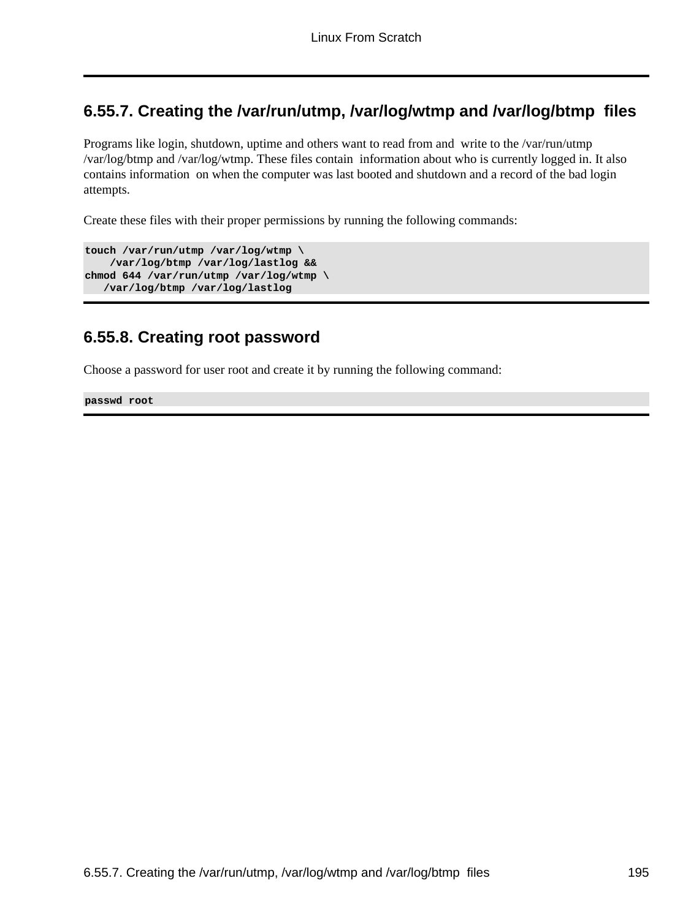## 6.55.7. Creating the /var/run/utmp, /var/log/wtmp and /var/log/btmp files

Programs like login, shutdown, uptime and others want to read from and write to the /var/run/utmp /var/log/btmp and /var/log/wtmp. These files contain information about who is currently logged in. It also contains information on when the computer was last booted and shutdown and a record of the bad login attempts.

Create these files with their proper permissions by running the following commands:

```
touch /var/run/utmp /var/log/wtmp \
    /var/log/btmp /var/log/lastlog &&
chmod 644 /var/run/utmp /var/log/wtmp \
   /var/log/btmp /var/log/lastlog
```

## 6.55.8. Creating root password

Choose a password for user root and create it by running the following command:

```
passwd root
```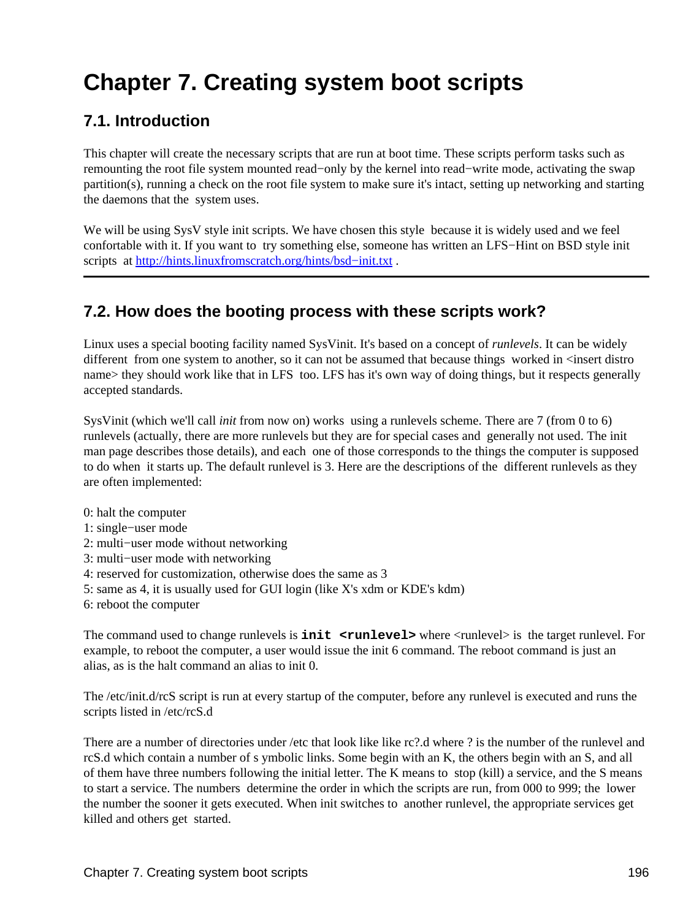# Chapter 7. Creating system boot scripts

## 7.1. Introduction

This chapter will create the necessary scripts that are run at boot time. These scripts perform tasks such as remounting the root file system mounted read−only by the kernel into read−write mode, activating the swap partition(s), running a check on the root file system to make sure it's intact, setting up networking and starting the daemons that the system uses.

We will be using SysV style init scripts. We have chosen this style because it is widely used and we feel confortable with it. If you want to try something else, someone has written an LFS−Hint on BSD style init scripts at http://hints.linuxfromscratch.org/hints/bsd−init.txt .

---

## 7.2. How does the booting process with these scripts work?

Linux uses a special booting facility named SysVinit. It's based on a concept of *runlevels*. It can be widely different from one system to another, so it can not be assumed that because things worked in <insert distro name> they should work like that in LFS too. LFS has it's own way of doing things, but it respects generally accepted standards.

SysVinit (which we'll call *init* from now on) works using a runlevels scheme. There are 7 (from 0 to 6) runlevels (actually, there are more runlevels but they are for special cases and generally not used. The init man page describes those details), and each one of those corresponds to the things the computer is supposed to do when it starts up. The default runlevel is 3. Here are the descriptions of the different runlevels as they are often implemented:

0: halt the computer
1: single−user mode
2: multi−user mode without networking
3: multi−user mode with networking
4: reserved for customization, otherwise does the same as 3
5: same as 4, it is usually used for GUI login (like X's xdm or KDE's kdm)
6: reboot the computer

The command used to change runlevels is **`init <runlevel>`** where <runlevel> is the target runlevel. For example, to reboot the computer, a user would issue the init 6 command. The reboot command is just an alias, as is the halt command an alias to init 0.

The /etc/init.d/rcS script is run at every startup of the computer, before any runlevel is executed and runs the scripts listed in /etc/rcS.d

There are a number of directories under /etc that look like like rc?.d where ? is the number of the runlevel and rcS.d which contain a number of s ymbolic links. Some begin with an K, the others begin with an S, and all of them have three numbers following the initial letter. The K means to stop (kill) a service, and the S means to start a service. The numbers determine the order in which the scripts are run, from 000 to 999; the lower the number the sooner it gets executed. When init switches to another runlevel, the appropriate services get killed and others get started.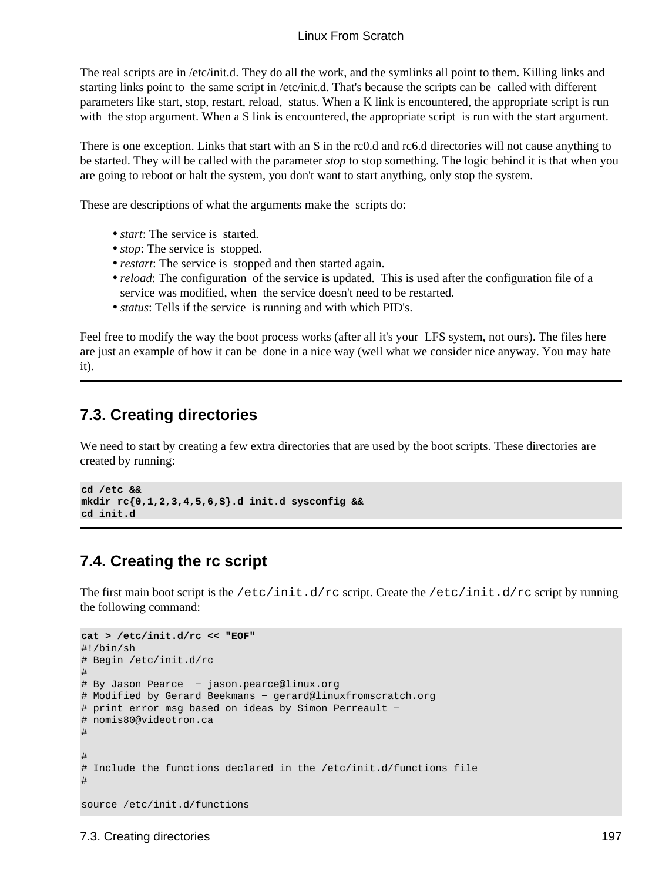The real scripts are in /etc/init.d. They do all the work, and the symlinks all point to them. Killing links and starting links point to the same script in /etc/init.d. That's because the scripts can be called with different parameters like start, stop, restart, reload, status. When a K link is encountered, the appropriate script is run with the stop argument. When a S link is encountered, the appropriate script is run with the start argument.

There is one exception. Links that start with an S in the rc0.d and rc6.d directories will not cause anything to be started. They will be called with the parameter *stop* to stop something. The logic behind it is that when you are going to reboot or halt the system, you don't want to start anything, only stop the system.

These are descriptions of what the arguments make the scripts do:

- *start*: The service is started.
- *stop*: The service is stopped.
- *restart*: The service is stopped and then started again.
- *reload*: The configuration of the service is updated. This is used after the configuration file of a service was modified, when the service doesn't need to be restarted.
- *status*: Tells if the service is running and with which PID's.

Feel free to modify the way the boot process works (after all it's your LFS system, not ours). The files here are just an example of how it can be done in a nice way (well what we consider nice anyway. You may hate it).

## 7.3. Creating directories

We need to start by creating a few extra directories that are used by the boot scripts. These directories are created by running:

```
cd /etc &&
mkdir rc{0,1,2,3,4,5,6,S}.d init.d sysconfig &&
cd init.d
```

## 7.4. Creating the rc script

The first main boot script is the `/etc/init.d/rc` script. Create the `/etc/init.d/rc` script by running the following command:

```
cat > /etc/init.d/rc << "EOF"
#!/bin/sh
# Begin /etc/init.d/rc
#
# By Jason Pearce  − jason.pearce@linux.org
# Modified by Gerard Beekmans − gerard@linuxfromscratch.org
# print_error_msg based on ideas by Simon Perreault −
# nomis80@videotron.ca
#

#
# Include the functions declared in the /etc/init.d/functions file
#

source /etc/init.d/functions
```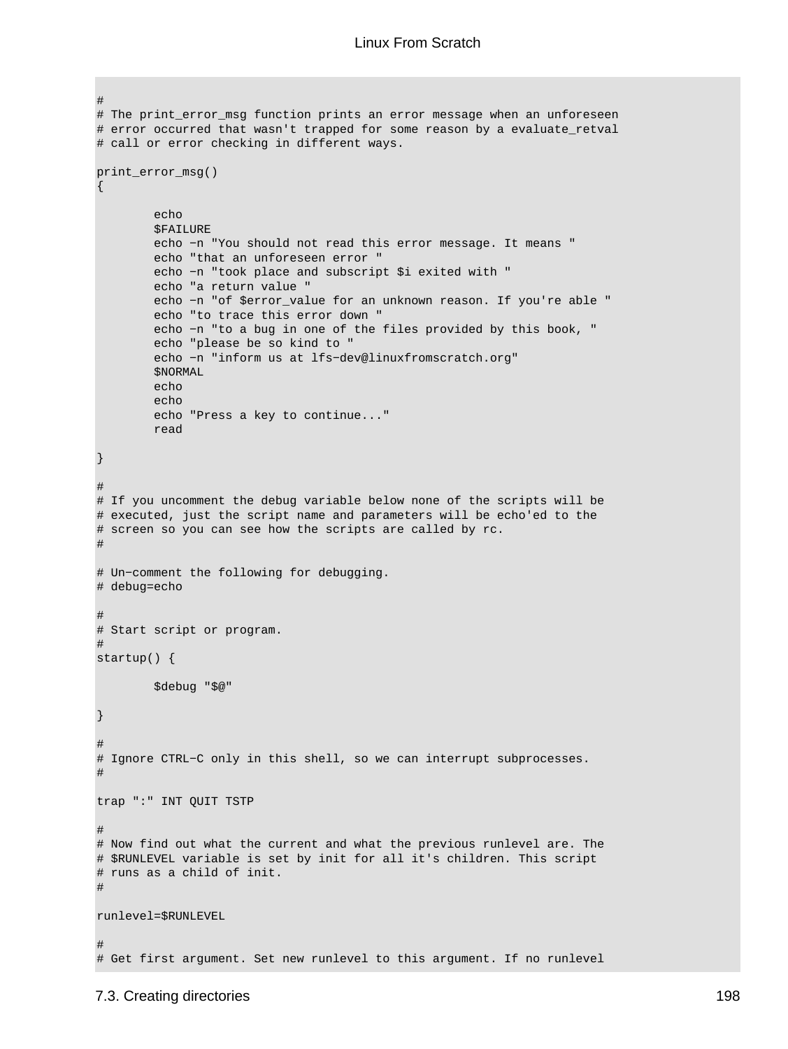```
#
# The print_error_msg function prints an error message when an unforeseen
# error occurred that wasn't trapped for some reason by a evaluate_retval
# call or error checking in different ways.

print_error_msg()
{

        echo
        $FAILURE
        echo −n "You should not read this error message. It means "
        echo "that an unforeseen error "
        echo −n "took place and subscript $i exited with "
        echo "a return value "
        echo −n "of $error_value for an unknown reason. If you're able "
        echo "to trace this error down "
        echo −n "to a bug in one of the files provided by this book, "
        echo "please be so kind to "
        echo −n "inform us at lfs−dev@linuxfromscratch.org"
        $NORMAL
        echo
        echo
        echo "Press a key to continue..."
        read

}

#
# If you uncomment the debug variable below none of the scripts will be
# executed, just the script name and parameters will be echo'ed to the
# screen so you can see how the scripts are called by rc.
#

# Un−comment the following for debugging.
# debug=echo

#
# Start script or program.
#
startup() {

        $debug "$@"

}

#
# Ignore CTRL−C only in this shell, so we can interrupt subprocesses.
#

trap ":" INT QUIT TSTP

#
# Now find out what the current and what the previous runlevel are. The
# $RUNLEVEL variable is set by init for all it's children. This script
# runs as a child of init.
#

runlevel=$RUNLEVEL

#
# Get first argument. Set new runlevel to this argument. If no runlevel
```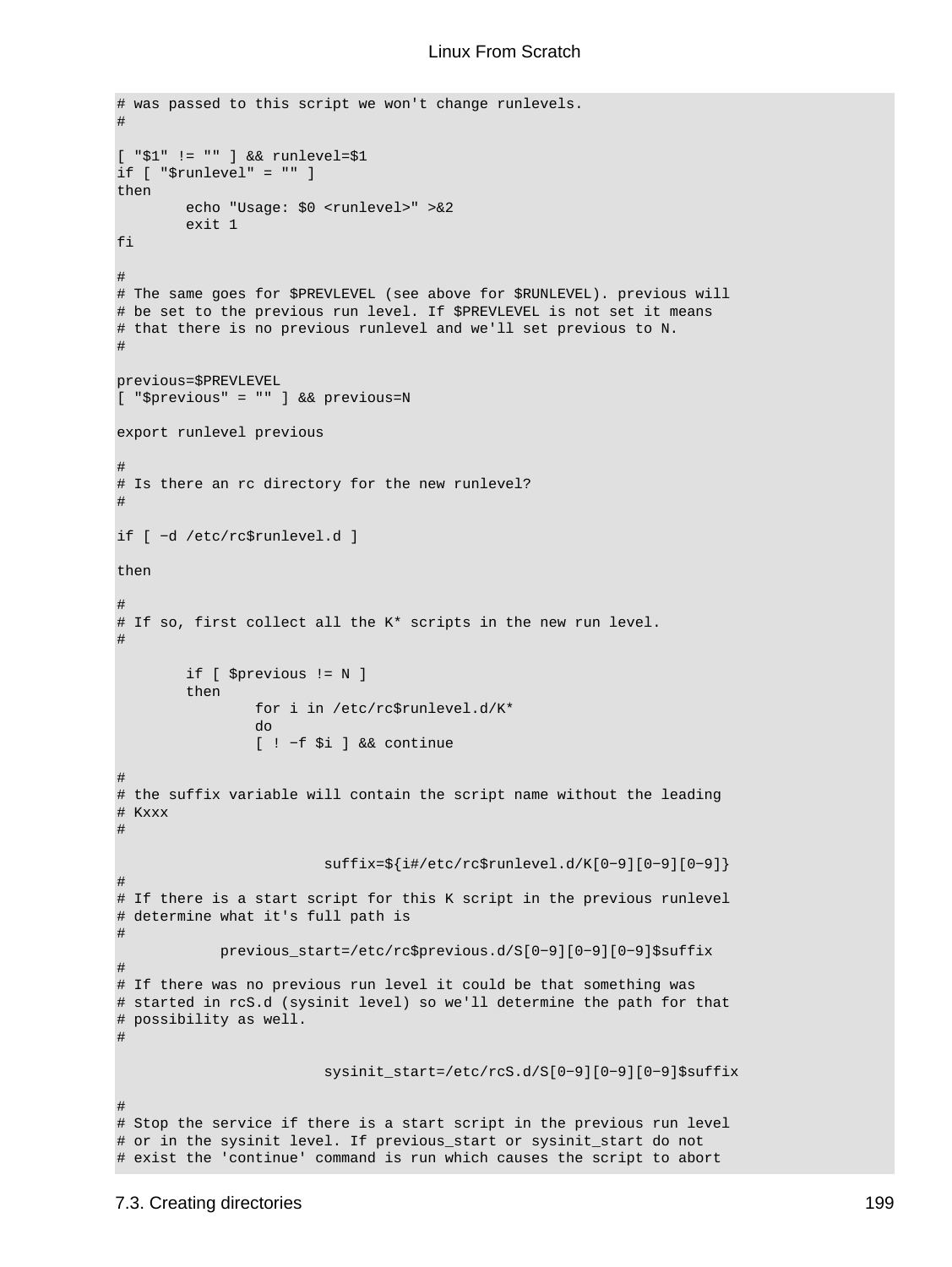```
# was passed to this script we won't change runlevels.
#

[ "$1" != "" ] && runlevel=$1
if [ "$runlevel" = "" ]
then
        echo "Usage: $0 <runlevel>" >&2
        exit 1
fi

#
# The same goes for $PREVLEVEL (see above for $RUNLEVEL). previous will
# be set to the previous run level. If $PREVLEVEL is not set it means
# that there is no previous runlevel and we'll set previous to N.
#

previous=$PREVLEVEL
[ "$previous" = "" ] && previous=N

export runlevel previous

#
# Is there an rc directory for the new runlevel?
#

if [ −d /etc/rc$runlevel.d ]

then

#
# If so, first collect all the K* scripts in the new run level.
#

        if [ $previous != N ]
        then
                for i in /etc/rc$runlevel.d/K*
                do
                [ ! −f $i ] && continue

#
# the suffix variable will contain the script name without the leading
# Kxxx
#

                        suffix=${i#/etc/rc$runlevel.d/K[0−9][0−9][0−9]}
#
# If there is a start script for this K script in the previous runlevel
# determine what it's full path is
#
            previous_start=/etc/rc$previous.d/S[0−9][0−9][0−9]$suffix
#
# If there was no previous run level it could be that something was
# started in rcS.d (sysinit level) so we'll determine the path for that
# possibility as well.
#

                        sysinit_start=/etc/rcS.d/S[0−9][0−9][0−9]$suffix

#
# Stop the service if there is a start script in the previous run level
# or in the sysinit level. If previous_start or sysinit_start do not
# exist the 'continue' command is run which causes the script to abort
```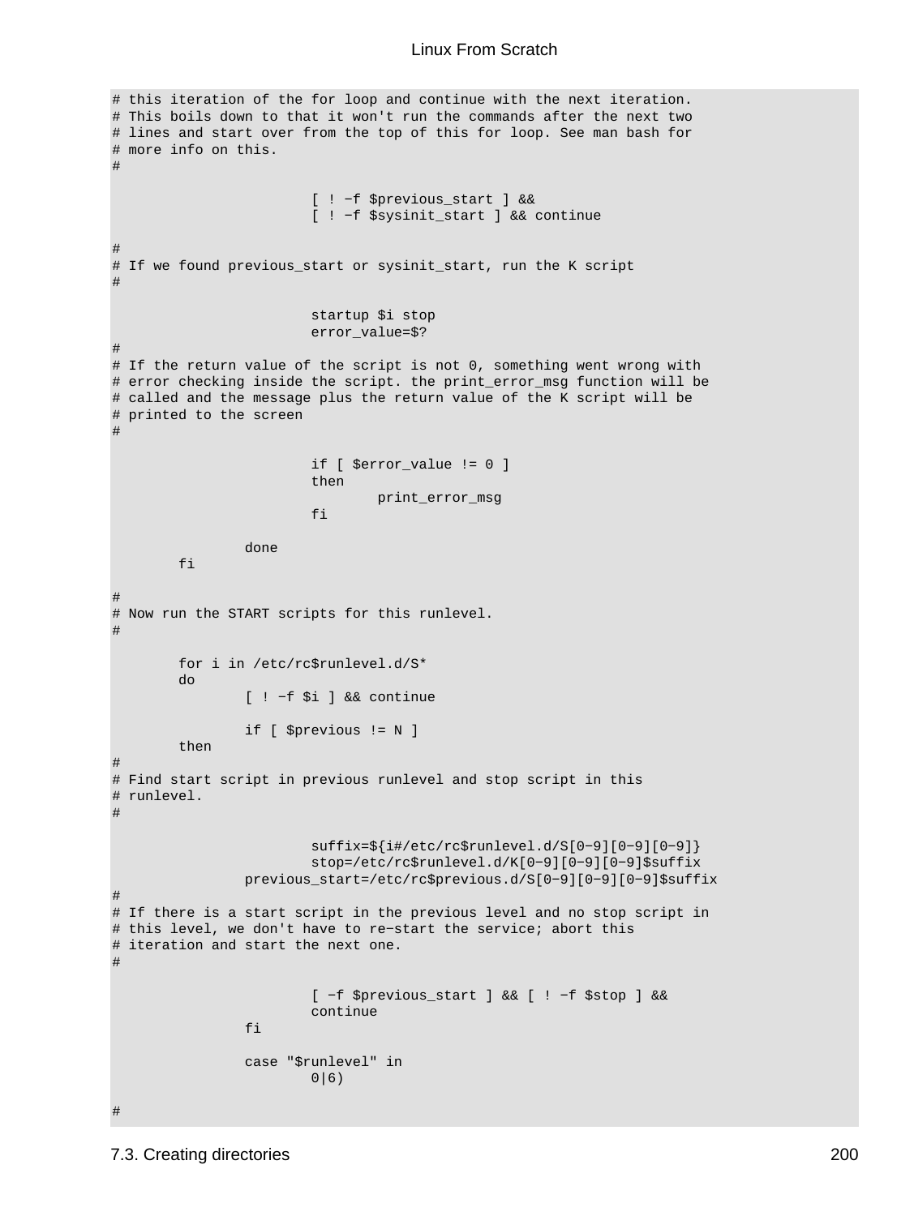```
# this iteration of the for loop and continue with the next iteration.
# This boils down to that it won't run the commands after the next two
# lines and start over from the top of this for loop. See man bash for
# more info on this.
#

                        [ ! −f $previous_start ] &&
                        [ ! −f $sysinit_start ] && continue

#
# If we found previous_start or sysinit_start, run the K script
#

                        startup $i stop
                        error_value=$?
#
# If the return value of the script is not 0, something went wrong with
# error checking inside the script. the print_error_msg function will be
# called and the message plus the return value of the K script will be
# printed to the screen
#

                        if [ $error_value != 0 ]
                        then
                                print_error_msg
                        fi

                done
        fi

#
# Now run the START scripts for this runlevel.
#

        for i in /etc/rc$runlevel.d/S*
        do
                [ ! −f $i ] && continue

                if [ $previous != N ]
        then
#
# Find start script in previous runlevel and stop script in this
# runlevel.
#

                        suffix=${i#/etc/rc$runlevel.d/S[0−9][0−9][0−9]}
                        stop=/etc/rc$runlevel.d/K[0−9][0−9][0−9]$suffix
                previous_start=/etc/rc$previous.d/S[0−9][0−9][0−9]$suffix
#
# If there is a start script in the previous level and no stop script in
# this level, we don't have to re−start the service; abort this
# iteration and start the next one.
#

                        [ −f $previous_start ] && [ ! −f $stop ] &&
                        continue
                fi

                case "$runlevel" in
                        0|6)

#
```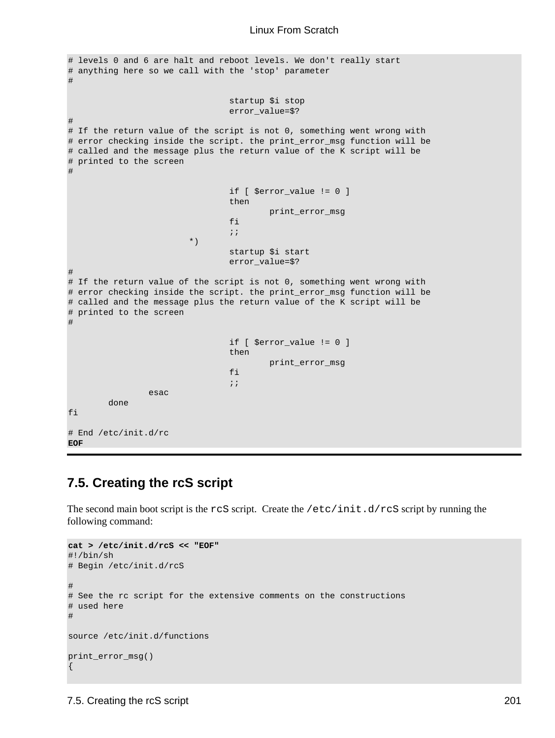```
# levels 0 and 6 are halt and reboot levels. We don't really start
# anything here so we call with the 'stop' parameter
#

                                startup $i stop
                                error_value=$?
#
# If the return value of the script is not 0, something went wrong with
# error checking inside the script. the print_error_msg function will be
# called and the message plus the return value of the K script will be
# printed to the screen
#

                                if [ $error_value != 0 ]
                                then
                                        print_error_msg
                                fi
                                ;;
                        *)
                                startup $i start
                                error_value=$?
#
# If the return value of the script is not 0, something went wrong with
# error checking inside the script. the print_error_msg function will be
# called and the message plus the return value of the K script will be
# printed to the screen
#

                                if [ $error_value != 0 ]
                                then
                                        print_error_msg
                                fi
                                ;;
                esac
        done
fi

# End /etc/init.d/rc
EOF
```

## 7.5. Creating the rcS script

The second main boot script is the `rcS` script. Create the `/etc/init.d/rcS` script by running the following command:

```
cat > /etc/init.d/rcS << "EOF"
#!/bin/sh
# Begin /etc/init.d/rcS

#
# See the rc script for the extensive comments on the constructions
# used here
#

source /etc/init.d/functions

print_error_msg()
{
```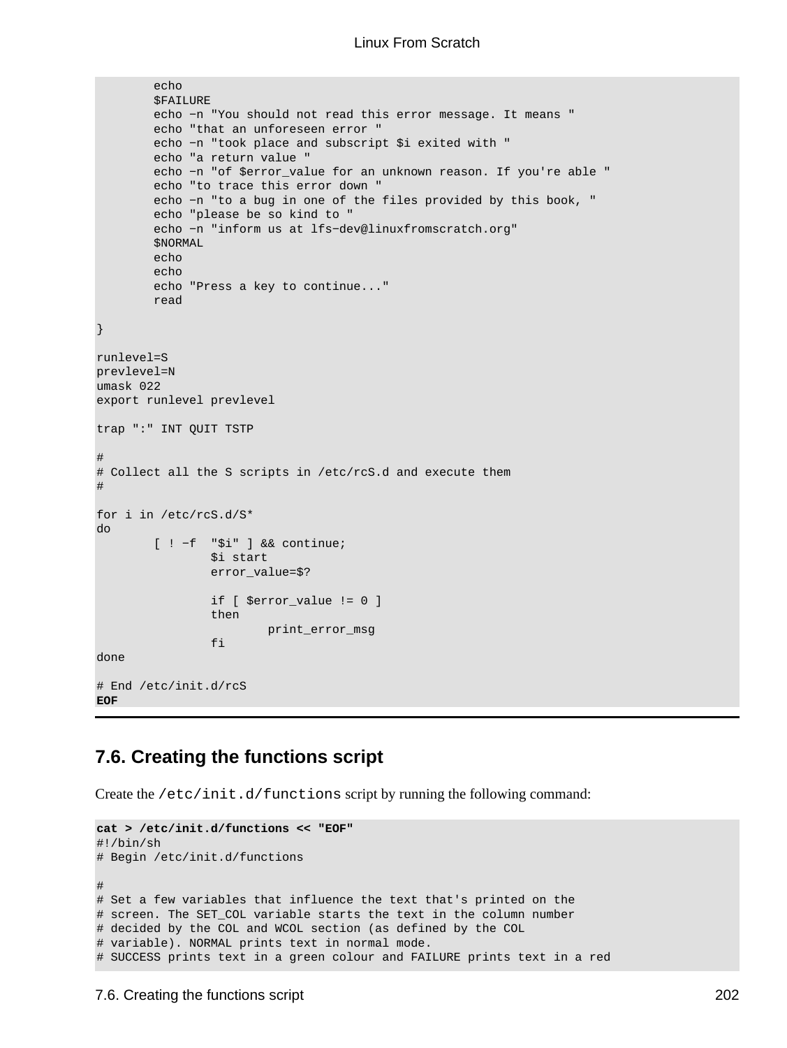```
        echo
        $FAILURE
        echo −n "You should not read this error message. It means "
        echo "that an unforeseen error "
        echo −n "took place and subscript $i exited with "
        echo "a return value "
        echo −n "of $error_value for an unknown reason. If you're able "
        echo "to trace this error down "
        echo −n "to a bug in one of the files provided by this book, "
        echo "please be so kind to "
        echo −n "inform us at lfs−dev@linuxfromscratch.org"
        $NORMAL
        echo
        echo
        echo "Press a key to continue..."
        read

}

runlevel=S
prevlevel=N
umask 022
export runlevel prevlevel

trap ":" INT QUIT TSTP

#
# Collect all the S scripts in /etc/rcS.d and execute them
#

for i in /etc/rcS.d/S*
do
        [ ! −f  "$i" ] && continue;
                $i start
                error_value=$?

                if [ $error_value != 0 ]
                then
                        print_error_msg
                fi
done

# End /etc/init.d/rcS
EOF
```

## 7.6. Creating the functions script

Create the `/etc/init.d/functions` script by running the following command:

```
cat > /etc/init.d/functions << "EOF"
#!/bin/sh
# Begin /etc/init.d/functions

#
# Set a few variables that influence the text that's printed on the
# screen. The SET_COL variable starts the text in the column number
# decided by the COL and WCOL section (as defined by the COL
# variable). NORMAL prints text in normal mode.
# SUCCESS prints text in a green colour and FAILURE prints text in a red
```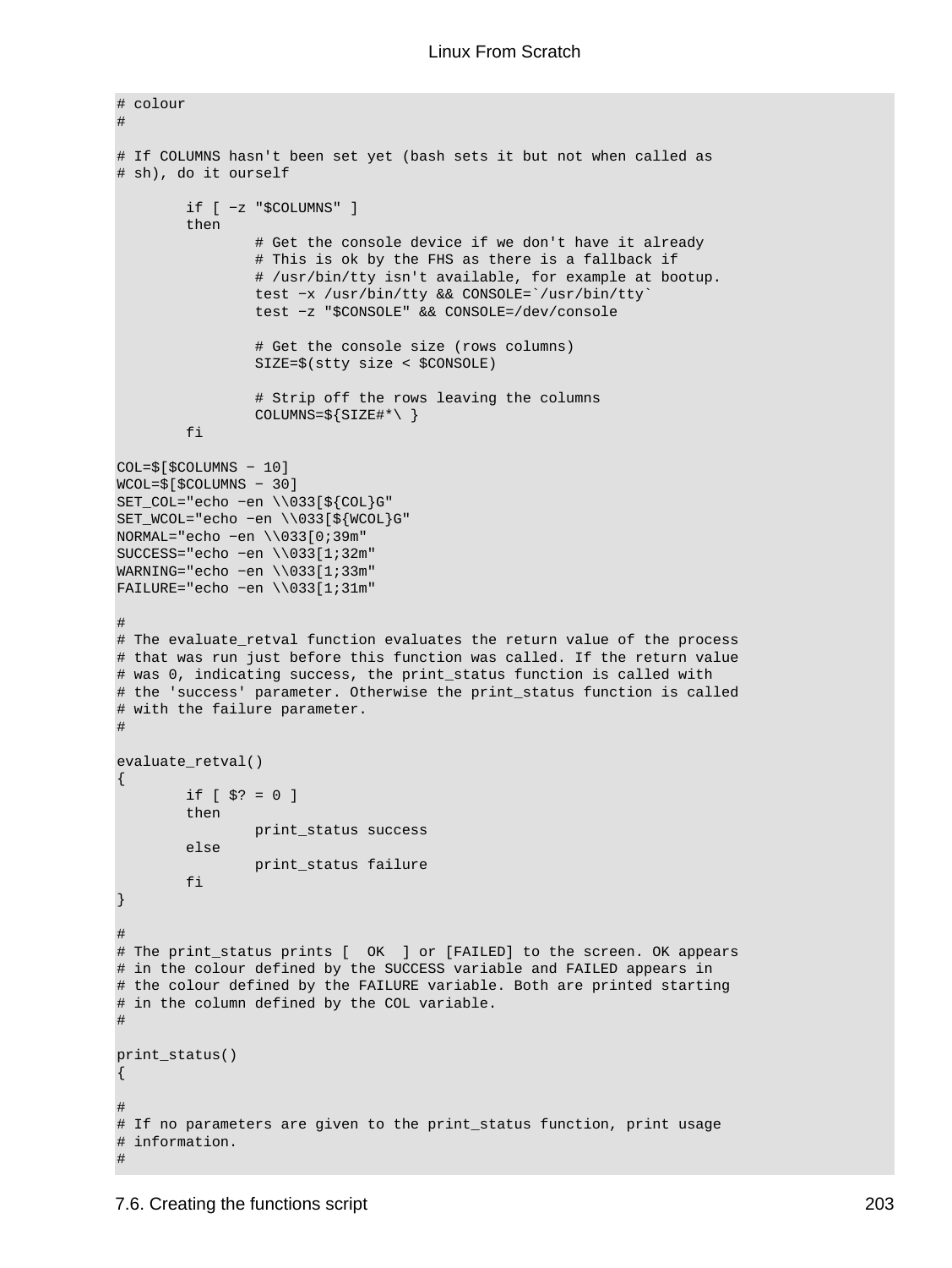```
# colour
#

# If COLUMNS hasn't been set yet (bash sets it but not when called as
# sh), do it ourself

        if [ −z "$COLUMNS" ]
        then
                # Get the console device if we don't have it already
                # This is ok by the FHS as there is a fallback if
                # /usr/bin/tty isn't available, for example at bootup.
                test −x /usr/bin/tty && CONSOLE=`/usr/bin/tty`
                test −z "$CONSOLE" && CONSOLE=/dev/console

                # Get the console size (rows columns)
                SIZE=$(stty size < $CONSOLE)

                # Strip off the rows leaving the columns
                COLUMNS=${SIZE#*\ }
        fi

COL=$[$COLUMNS − 10]
WCOL=$[$COLUMNS − 30]
SET_COL="echo −en \\033[${COL}G"
SET_WCOL="echo −en \\033[${WCOL}G"
NORMAL="echo −en \\033[0;39m"
SUCCESS="echo −en \\033[1;32m"
WARNING="echo −en \\033[1;33m"
FAILURE="echo −en \\033[1;31m"

#
# The evaluate_retval function evaluates the return value of the process
# that was run just before this function was called. If the return value
# was 0, indicating success, the print_status function is called with
# the 'success' parameter. Otherwise the print_status function is called
# with the failure parameter.
#

evaluate_retval()
{
        if [ $? = 0 ]
        then
                print_status success
        else
                print_status failure
        fi
}

#
# The print_status prints [  OK  ] or [FAILED] to the screen. OK appears
# in the colour defined by the SUCCESS variable and FAILED appears in
# the colour defined by the FAILURE variable. Both are printed starting
# in the column defined by the COL variable.
#

print_status()
{

#
# If no parameters are given to the print_status function, print usage
# information.
#
```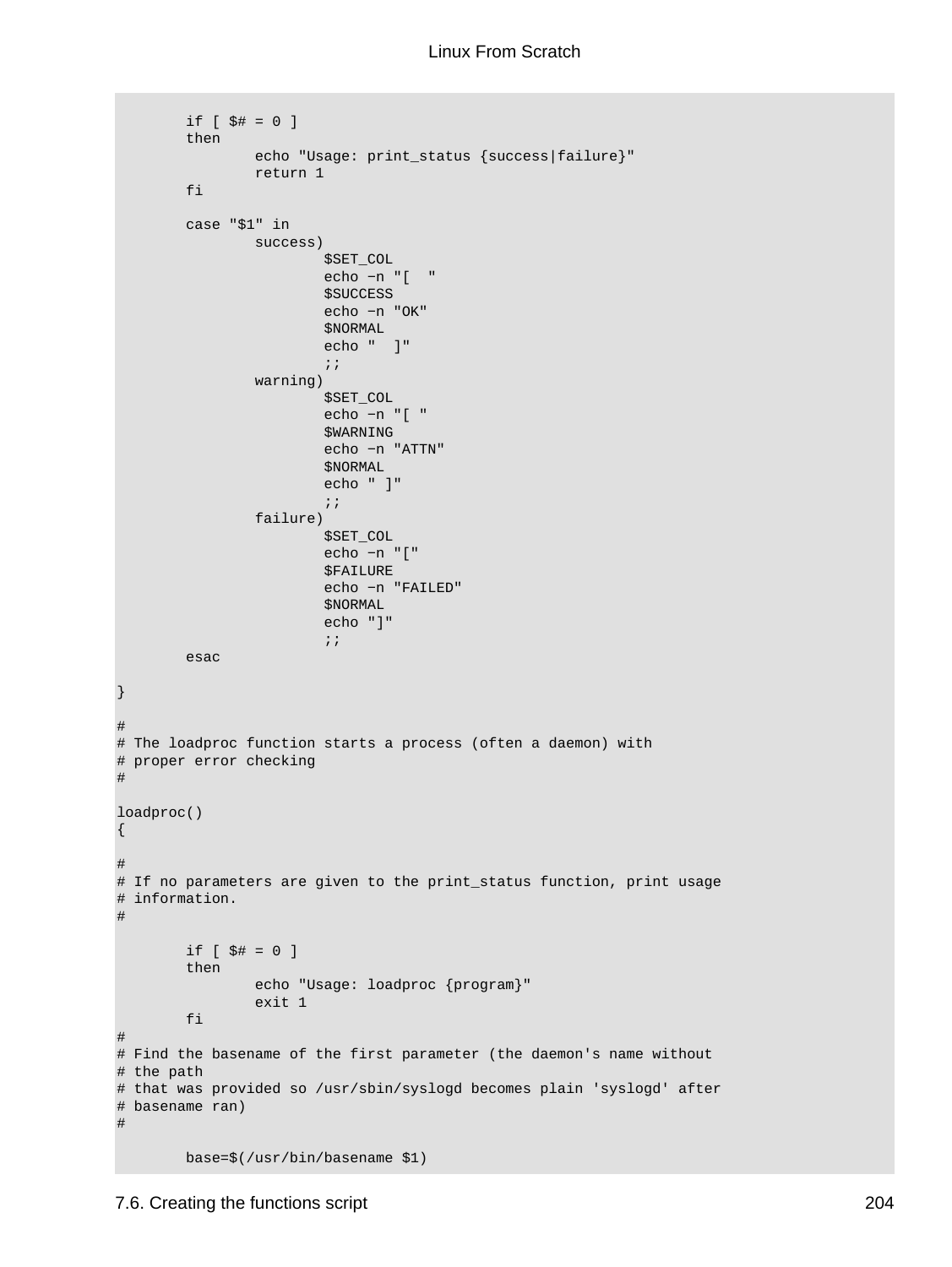```
        if [ $# = 0 ]
        then
                echo "Usage: print_status {success|failure}"
                return 1
        fi

        case "$1" in
                success)
                        $SET_COL
                        echo -n "[  "
                        $SUCCESS
                        echo -n "OK"
                        $NORMAL
                        echo "  ]"
                        ;;
                warning)
                        $SET_COL
                        echo -n "[ "
                        $WARNING
                        echo -n "ATTN"
                        $NORMAL
                        echo " ]"
                        ;;
                failure)
                        $SET_COL
                        echo -n "["
                        $FAILURE
                        echo -n "FAILED"
                        $NORMAL
                        echo "]"
                        ;;
        esac

}

#
# The loadproc function starts a process (often a daemon) with
# proper error checking
#

loadproc()
{

#
# If no parameters are given to the print_status function, print usage
# information.
#

        if [ $# = 0 ]
        then
                echo "Usage: loadproc {program}"
                exit 1
        fi
#
# Find the basename of the first parameter (the daemon's name without
# the path
# that was provided so /usr/sbin/syslogd becomes plain 'syslogd' after
# basename ran)
#

        base=$(/usr/bin/basename $1)
```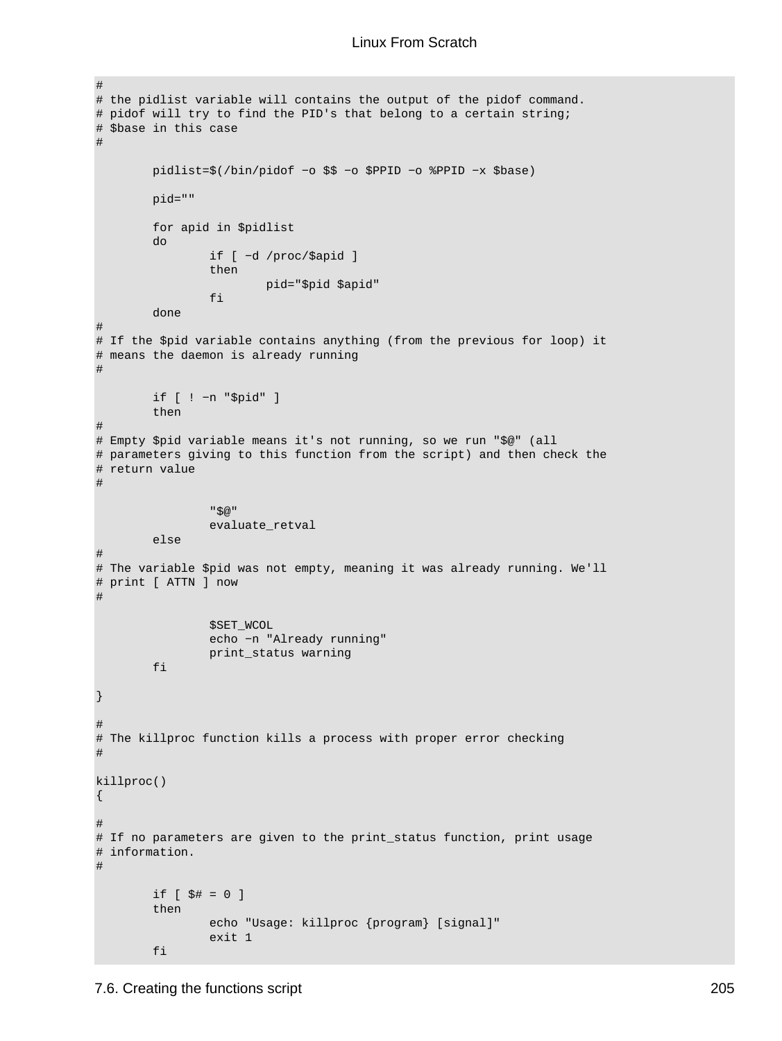```
#
# the pidlist variable will contains the output of the pidof command.
# pidof will try to find the PID's that belong to a certain string;
# $base in this case
#

        pidlist=$(/bin/pidof −o $$ −o $PPID −o %PPID −x $base)

        pid=""

        for apid in $pidlist
        do
                if [ −d /proc/$apid ]
                then
                        pid="$pid $apid"
                fi
        done
#
# If the $pid variable contains anything (from the previous for loop) it
# means the daemon is already running
#

        if [ ! −n "$pid" ]
        then
#
# Empty $pid variable means it's not running, so we run "$@" (all
# parameters giving to this function from the script) and then check the
# return value
#

                "$@"
                evaluate_retval
        else
#
# The variable $pid was not empty, meaning it was already running. We'll
# print [ ATTN ] now
#

                $SET_WCOL
                echo −n "Already running"
                print_status warning
        fi

}

#
# The killproc function kills a process with proper error checking
#

killproc()
{

#
# If no parameters are given to the print_status function, print usage
# information.
#

        if [ $# = 0 ]
        then
                echo "Usage: killproc {program} [signal]"
                exit 1
        fi
```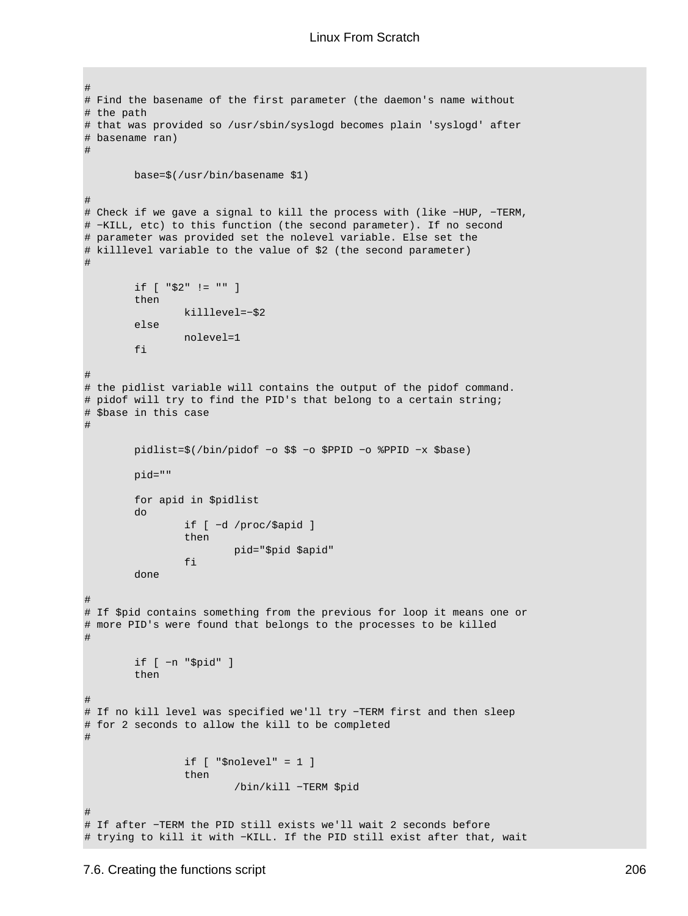```
#
# Find the basename of the first parameter (the daemon's name without
# the path
# that was provided so /usr/sbin/syslogd becomes plain 'syslogd' after
# basename ran)
#

        base=$(/usr/bin/basename $1)

#
# Check if we gave a signal to kill the process with (like −HUP, −TERM,
# −KILL, etc) to this function (the second parameter). If no second
# parameter was provided set the nolevel variable. Else set the
# killlevel variable to the value of $2 (the second parameter)
#

        if [ "$2" != "" ]
        then
                killlevel=−$2
        else
                nolevel=1
        fi

#
# the pidlist variable will contains the output of the pidof command.
# pidof will try to find the PID's that belong to a certain string;
# $base in this case
#

        pidlist=$(/bin/pidof −o $$ −o $PPID −o %PPID −x $base)

        pid=""

        for apid in $pidlist
        do
                if [ −d /proc/$apid ]
                then
                        pid="$pid $apid"
                fi
        done

#
# If $pid contains something from the previous for loop it means one or
# more PID's were found that belongs to the processes to be killed
#

        if [ −n "$pid" ]
        then

#
# If no kill level was specified we'll try −TERM first and then sleep
# for 2 seconds to allow the kill to be completed
#

                if [ "$nolevel" = 1 ]
                then
                        /bin/kill −TERM $pid

#
# If after −TERM the PID still exists we'll wait 2 seconds before
# trying to kill it with −KILL. If the PID still exist after that, wait
```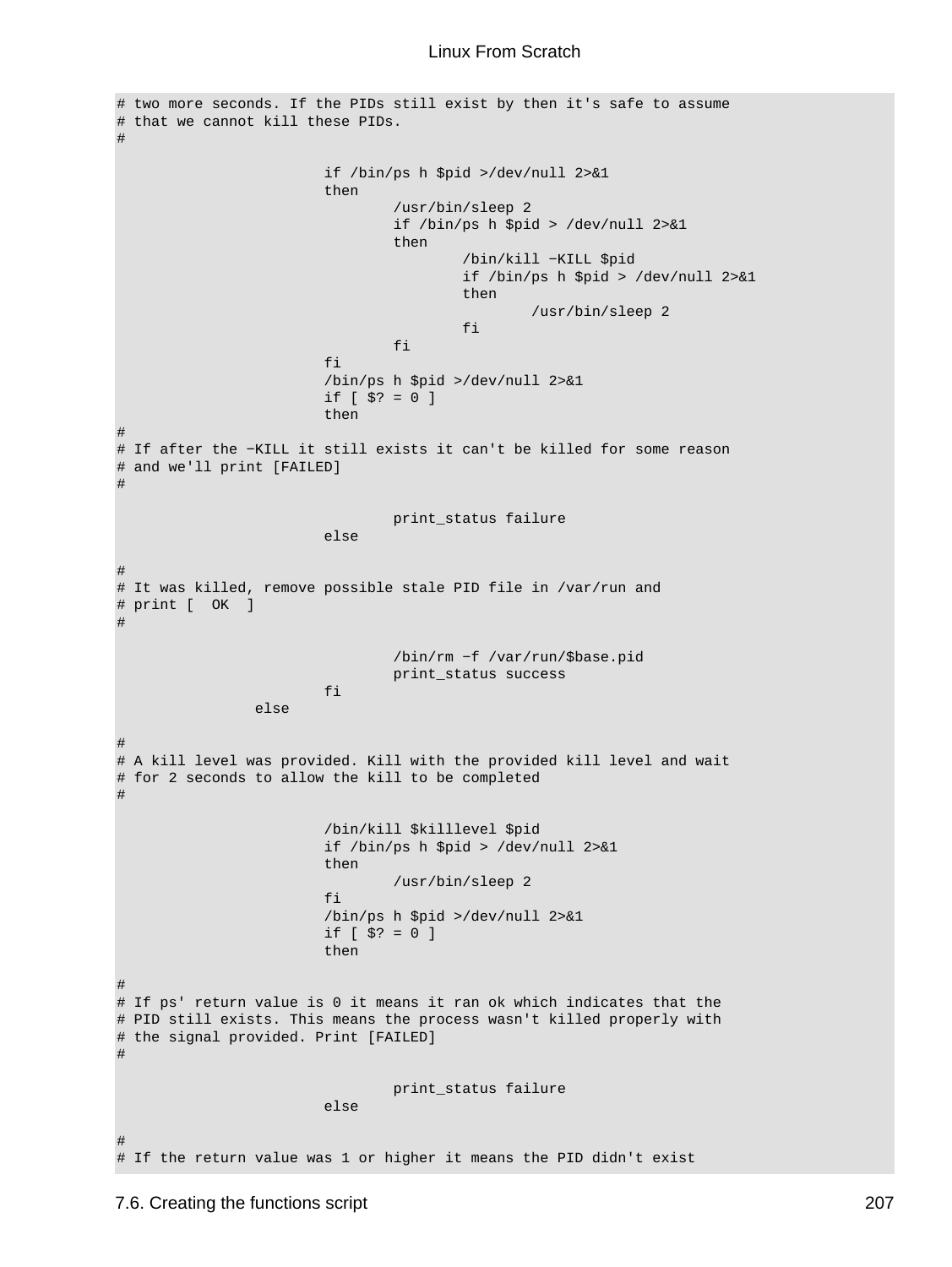```
# two more seconds. If the PIDs still exist by then it's safe to assume
# that we cannot kill these PIDs.
#

                        if /bin/ps h $pid >/dev/null 2>&1
                        then
                                /usr/bin/sleep 2
                                if /bin/ps h $pid > /dev/null 2>&1
                                then
                                        /bin/kill −KILL $pid
                                        if /bin/ps h $pid > /dev/null 2>&1
                                        then
                                                /usr/bin/sleep 2
                                        fi
                                fi
                        fi
                        /bin/ps h $pid >/dev/null 2>&1
                        if [ $? = 0 ]
                        then
#
# If after the −KILL it still exists it can't be killed for some reason
# and we'll print [FAILED]
#

                                print_status failure
                        else

#
# It was killed, remove possible stale PID file in /var/run and
# print [  OK  ]
#

                                /bin/rm −f /var/run/$base.pid
                                print_status success
                        fi
                else

#
# A kill level was provided. Kill with the provided kill level and wait
# for 2 seconds to allow the kill to be completed
#

                        /bin/kill $killlevel $pid
                        if /bin/ps h $pid > /dev/null 2>&1
                        then
                                /usr/bin/sleep 2
                        fi
                        /bin/ps h $pid >/dev/null 2>&1
                        if [ $? = 0 ]
                        then

#
# If ps' return value is 0 it means it ran ok which indicates that the
# PID still exists. This means the process wasn't killed properly with
# the signal provided. Print [FAILED]
#

                                print_status failure
                        else

#
# If the return value was 1 or higher it means the PID didn't exist
```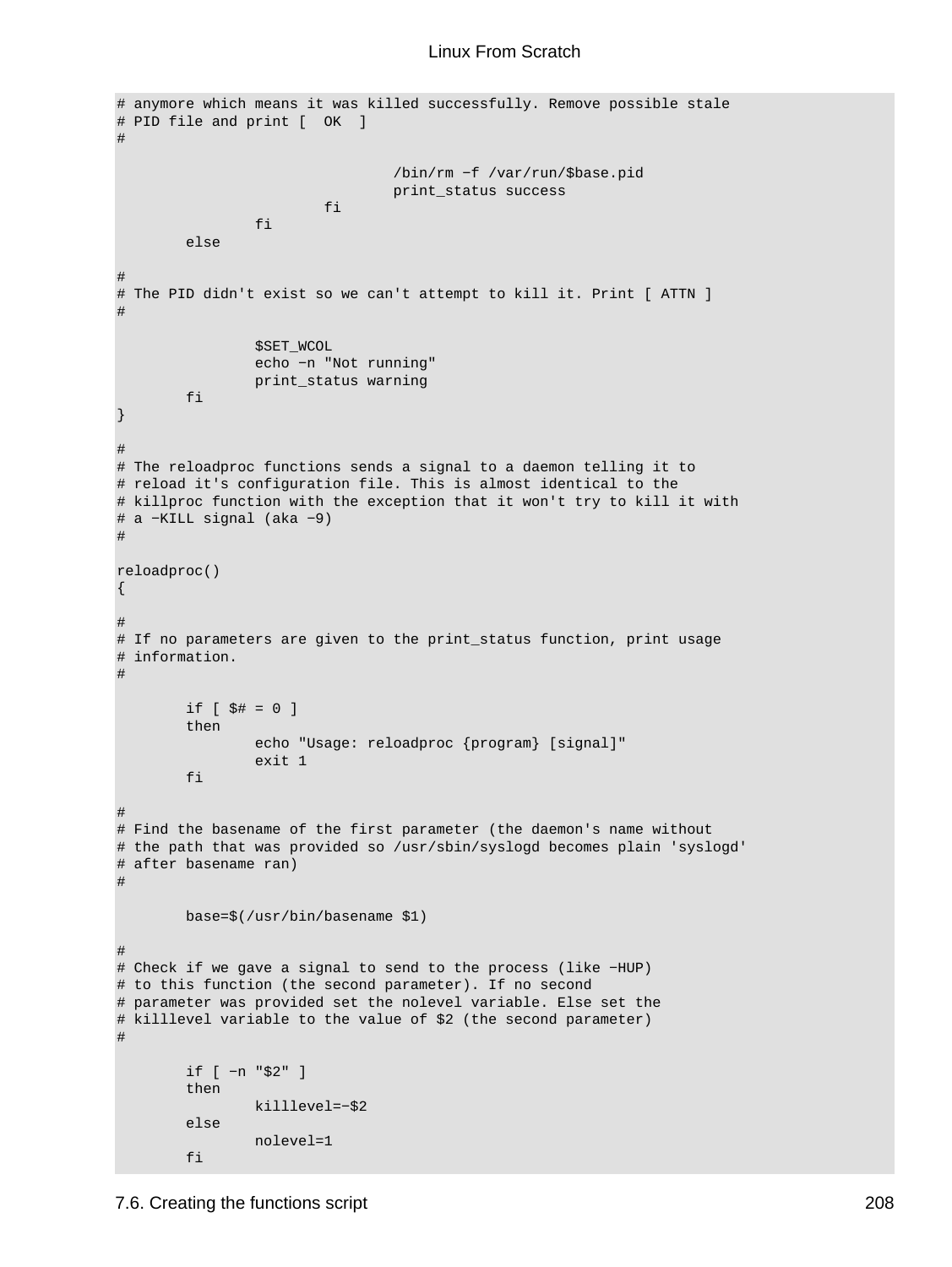```
# anymore which means it was killed successfully. Remove possible stale
# PID file and print [  OK  ]
#

                                /bin/rm -f /var/run/$base.pid
                                print_status success
                        fi
                fi
        else

#
# The PID didn't exist so we can't attempt to kill it. Print [ ATTN ]
#

                $SET_WCOL
                echo -n "Not running"
                print_status warning
        fi
}

#
# The reloadproc functions sends a signal to a daemon telling it to
# reload it's configuration file. This is almost identical to the
# killproc function with the exception that it won't try to kill it with
# a -KILL signal (aka -9)
#

reloadproc()
{

#
# If no parameters are given to the print_status function, print usage
# information.
#

        if [ $# = 0 ]
        then
                echo "Usage: reloadproc {program} [signal]"
                exit 1
        fi

#
# Find the basename of the first parameter (the daemon's name without
# the path that was provided so /usr/sbin/syslogd becomes plain 'syslogd'
# after basename ran)
#

        base=$(/usr/bin/basename $1)

#
# Check if we gave a signal to send to the process (like -HUP)
# to this function (the second parameter). If no second
# parameter was provided set the nolevel variable. Else set the
# killlevel variable to the value of $2 (the second parameter)
#

        if [ -n "$2" ]
        then
                killlevel=-$2
        else
                nolevel=1
        fi
```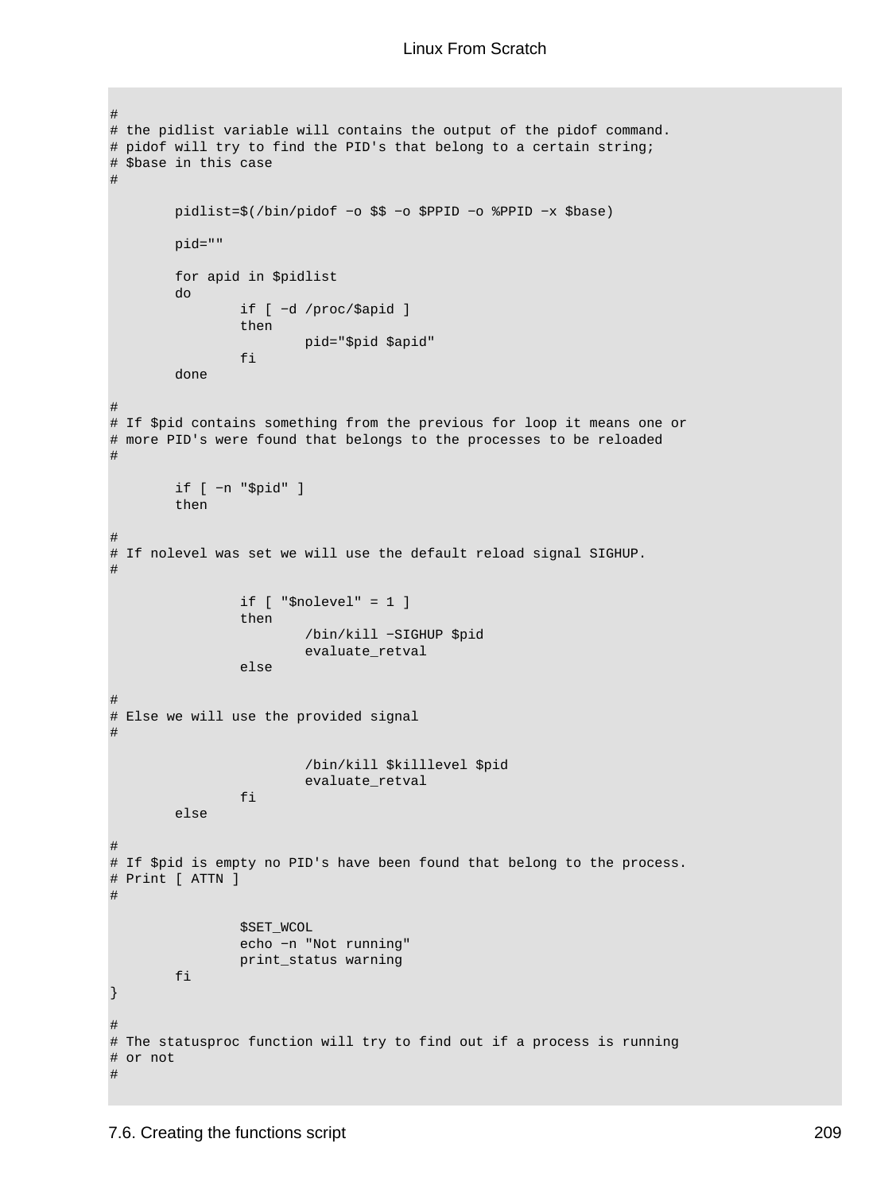```
#
# the pidlist variable will contains the output of the pidof command.
# pidof will try to find the PID's that belong to a certain string;
# $base in this case
#

        pidlist=$(/bin/pidof -o $$ -o $PPID -o %PPID -x $base)

        pid=""

        for apid in $pidlist
        do
                if [ -d /proc/$apid ]
                then
                        pid="$pid $apid"
                fi
        done

#
# If $pid contains something from the previous for loop it means one or
# more PID's were found that belongs to the processes to be reloaded
#

        if [ -n "$pid" ]
        then

#
# If nolevel was set we will use the default reload signal SIGHUP.
#

                if [ "$nolevel" = 1 ]
                then
                        /bin/kill -SIGHUP $pid
                        evaluate_retval
                else

#
# Else we will use the provided signal
#

                        /bin/kill $killlevel $pid
                        evaluate_retval
                fi
        else

#
# If $pid is empty no PID's have been found that belong to the process.
# Print [ ATTN ]
#

                $SET_WCOL
                echo -n "Not running"
                print_status warning
        fi
}

#
# The statusproc function will try to find out if a process is running
# or not
#
```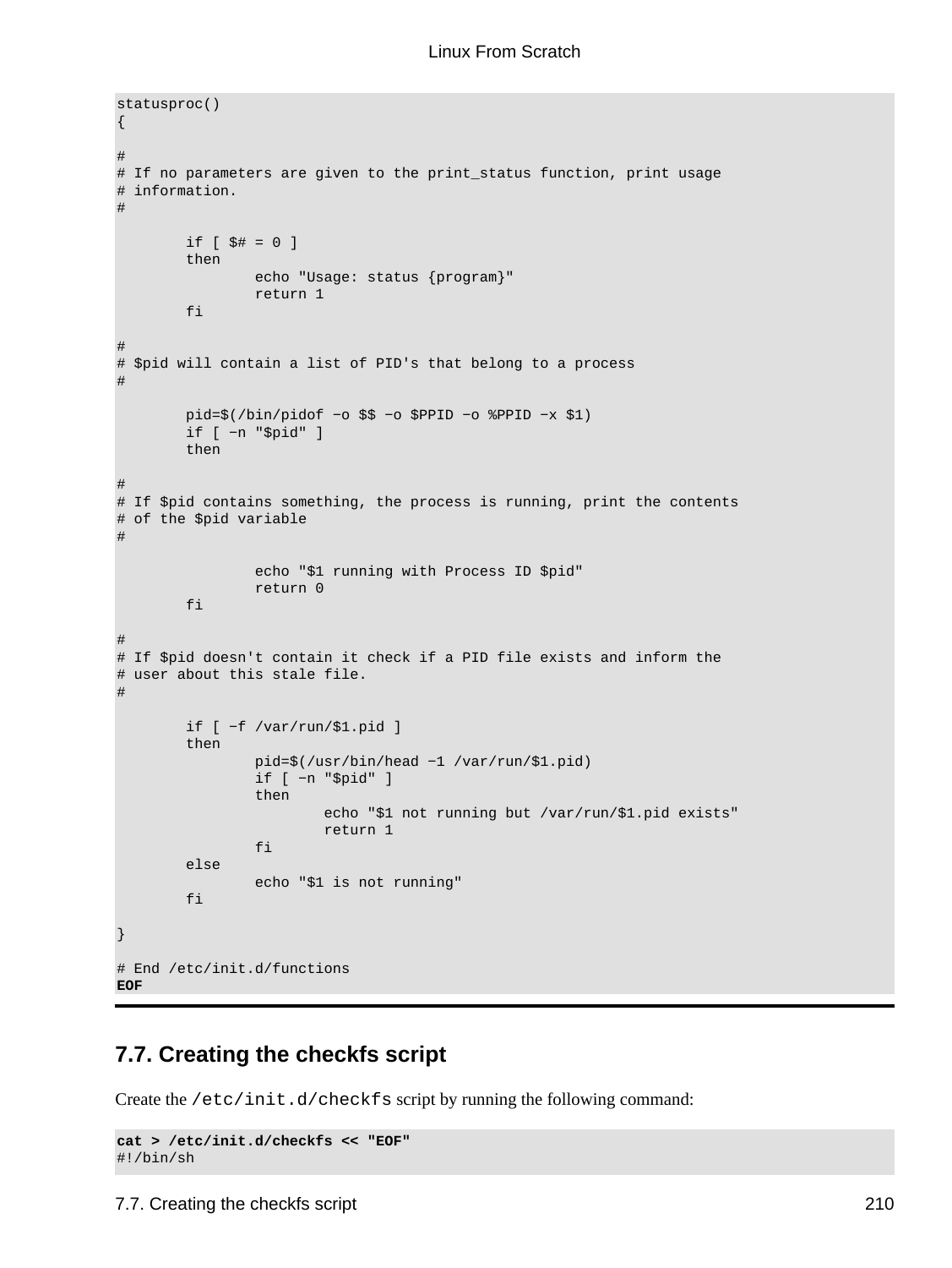```
statusproc()
{

#
# If no parameters are given to the print_status function, print usage
# information.
#

        if [ $# = 0 ]
        then
                echo "Usage: status {program}"
                return 1
        fi

#
# $pid will contain a list of PID's that belong to a process
#

        pid=$(/bin/pidof −o $$ −o $PPID −o %PPID −x $1)
        if [ −n "$pid" ]
        then

#
# If $pid contains something, the process is running, print the contents
# of the $pid variable
#

                echo "$1 running with Process ID $pid"
                return 0
        fi

#
# If $pid doesn't contain it check if a PID file exists and inform the
# user about this stale file.
#

        if [ −f /var/run/$1.pid ]
        then
                pid=$(/usr/bin/head −1 /var/run/$1.pid)
                if [ −n "$pid" ]
                then
                        echo "$1 not running but /var/run/$1.pid exists"
                        return 1
                fi
        else
                echo "$1 is not running"
        fi

}

# End /etc/init.d/functions
EOF
```

## 7.7. Creating the checkfs script

Create the `/etc/init.d/checkfs` script by running the following command:

```
cat > /etc/init.d/checkfs << "EOF"
#!/bin/sh
```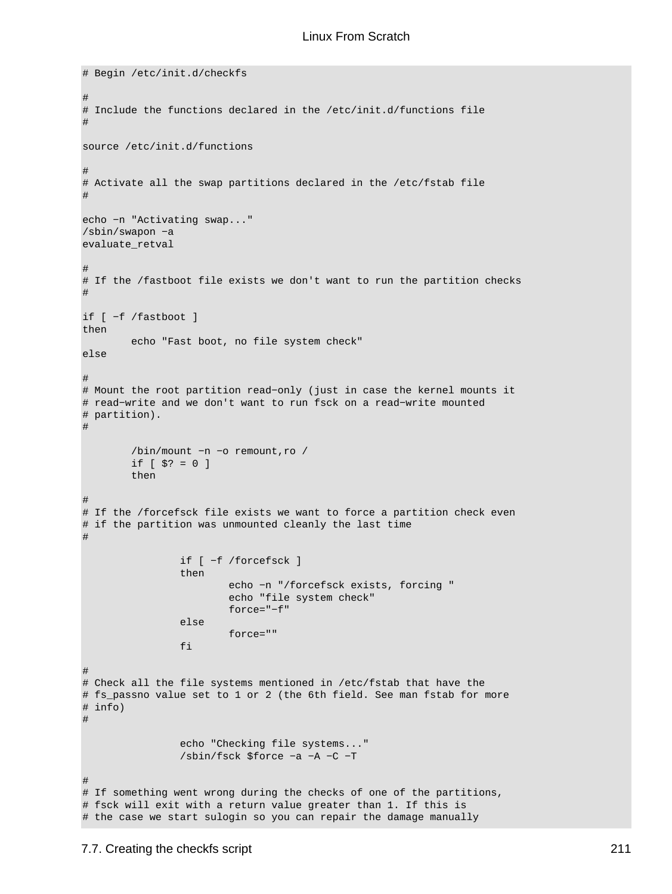```
# Begin /etc/init.d/checkfs

#
# Include the functions declared in the /etc/init.d/functions file
#

source /etc/init.d/functions

#
# Activate all the swap partitions declared in the /etc/fstab file
#

echo −n "Activating swap..."
/sbin/swapon −a
evaluate_retval

#
# If the /fastboot file exists we don't want to run the partition checks
#

if [ −f /fastboot ]
then
        echo "Fast boot, no file system check"
else

#
# Mount the root partition read−only (just in case the kernel mounts it
# read−write and we don't want to run fsck on a read−write mounted
# partition).
#

        /bin/mount −n −o remount,ro /
        if [ $? = 0 ]
        then

#
# If the /forcefsck file exists we want to force a partition check even
# if the partition was unmounted cleanly the last time
#

                if [ −f /forcefsck ]
                then
                        echo −n "/forcefsck exists, forcing "
                        echo "file system check"
                        force="−f"
                else
                        force=""
                fi

#
# Check all the file systems mentioned in /etc/fstab that have the
# fs_passno value set to 1 or 2 (the 6th field. See man fstab for more
# info)
#

                echo "Checking file systems..."
                /sbin/fsck $force −a −A −C −T

#
# If something went wrong during the checks of one of the partitions,
# fsck will exit with a return value greater than 1. If this is
# the case we start sulogin so you can repair the damage manually
```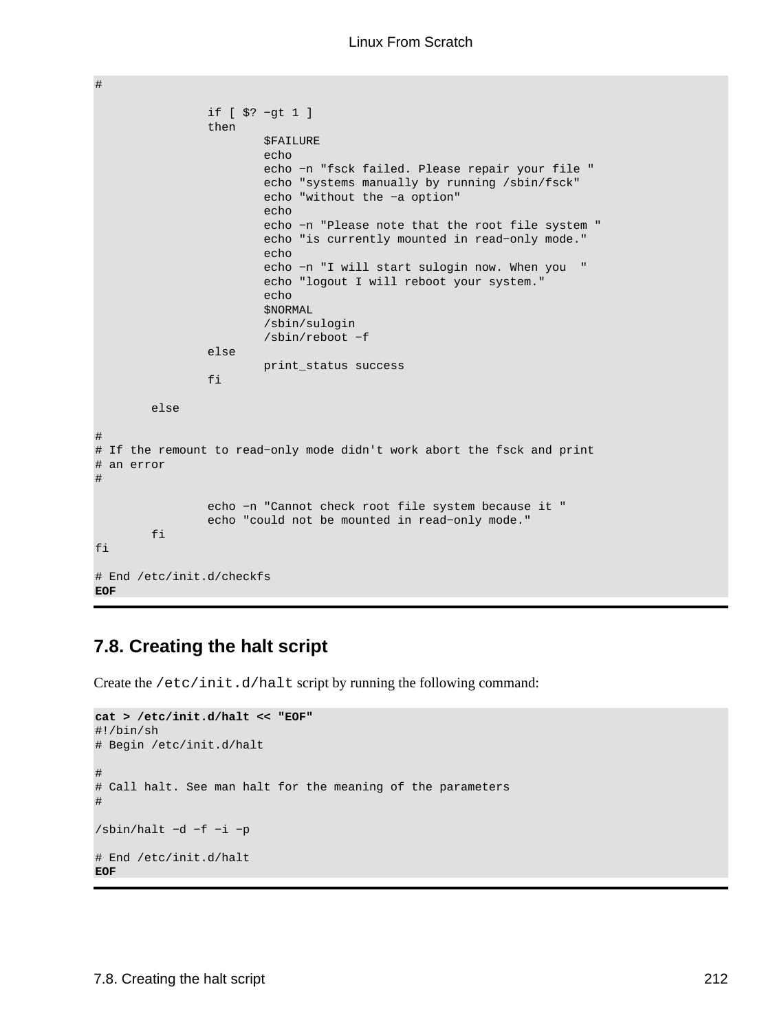```
#

                if [ $? −gt 1 ]
                then
                        $FAILURE
                        echo
                        echo −n "fsck failed. Please repair your file "
                        echo "systems manually by running /sbin/fsck"
                        echo "without the −a option"
                        echo
                        echo −n "Please note that the root file system "
                        echo "is currently mounted in read−only mode."
                        echo
                        echo −n "I will start sulogin now. When you  "
                        echo "logout I will reboot your system."
                        echo
                        $NORMAL
                        /sbin/sulogin
                        /sbin/reboot −f
                else
                        print_status success
                fi

        else

#
# If the remount to read−only mode didn't work abort the fsck and print
# an error
#

                echo −n "Cannot check root file system because it "
                echo "could not be mounted in read−only mode."
        fi
fi

# End /etc/init.d/checkfs
EOF
```

## 7.8. Creating the halt script

Create the /etc/init.d/halt script by running the following command:

```
cat > /etc/init.d/halt << "EOF"
#!/bin/sh
# Begin /etc/init.d/halt

#
# Call halt. See man halt for the meaning of the parameters
#

/sbin/halt −d −f −i −p

# End /etc/init.d/halt
EOF
```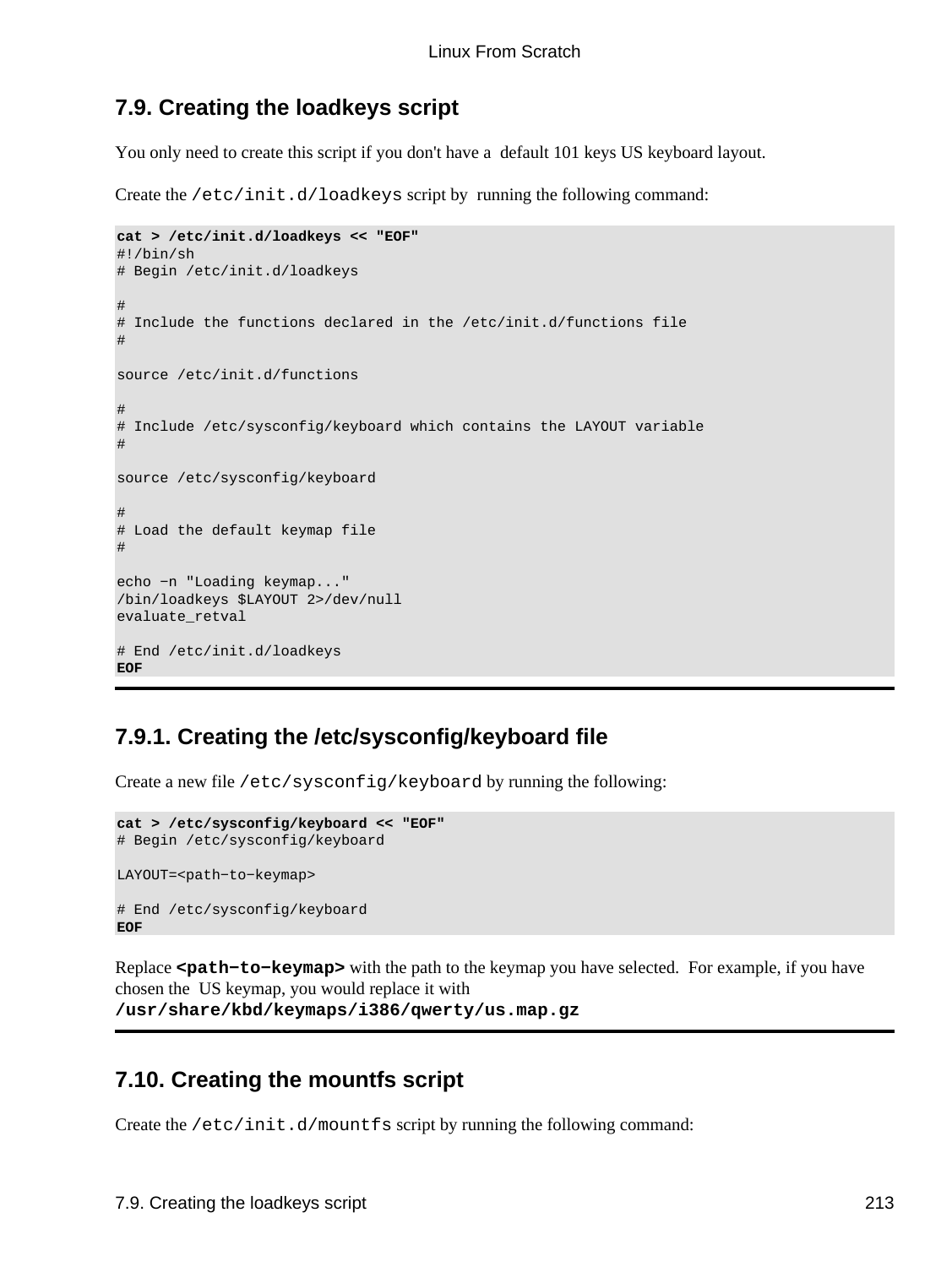## 7.9. Creating the loadkeys script

You only need to create this script if you don't have a default 101 keys US keyboard layout.

Create the `/etc/init.d/loadkeys` script by running the following command:

```
cat > /etc/init.d/loadkeys << "EOF"
#!/bin/sh
# Begin /etc/init.d/loadkeys

#
# Include the functions declared in the /etc/init.d/functions file
#

source /etc/init.d/functions

#
# Include /etc/sysconfig/keyboard which contains the LAYOUT variable
#

source /etc/sysconfig/keyboard

#
# Load the default keymap file
#

echo -n "Loading keymap..."
/bin/loadkeys $LAYOUT 2>/dev/null
evaluate_retval

# End /etc/init.d/loadkeys
EOF
```

### 7.9.1. Creating the /etc/sysconfig/keyboard file

Create a new file `/etc/sysconfig/keyboard` by running the following:

```
cat > /etc/sysconfig/keyboard << "EOF"
# Begin /etc/sysconfig/keyboard

LAYOUT=<path-to-keymap>

# End /etc/sysconfig/keyboard
EOF
```

Replace **`<path-to-keymap>`** with the path to the keymap you have selected. For example, if you have chosen the US keymap, you would replace it with **`/usr/share/kbd/keymaps/i386/qwerty/us.map.gz`**

## 7.10. Creating the mountfs script

Create the `/etc/init.d/mountfs` script by running the following command: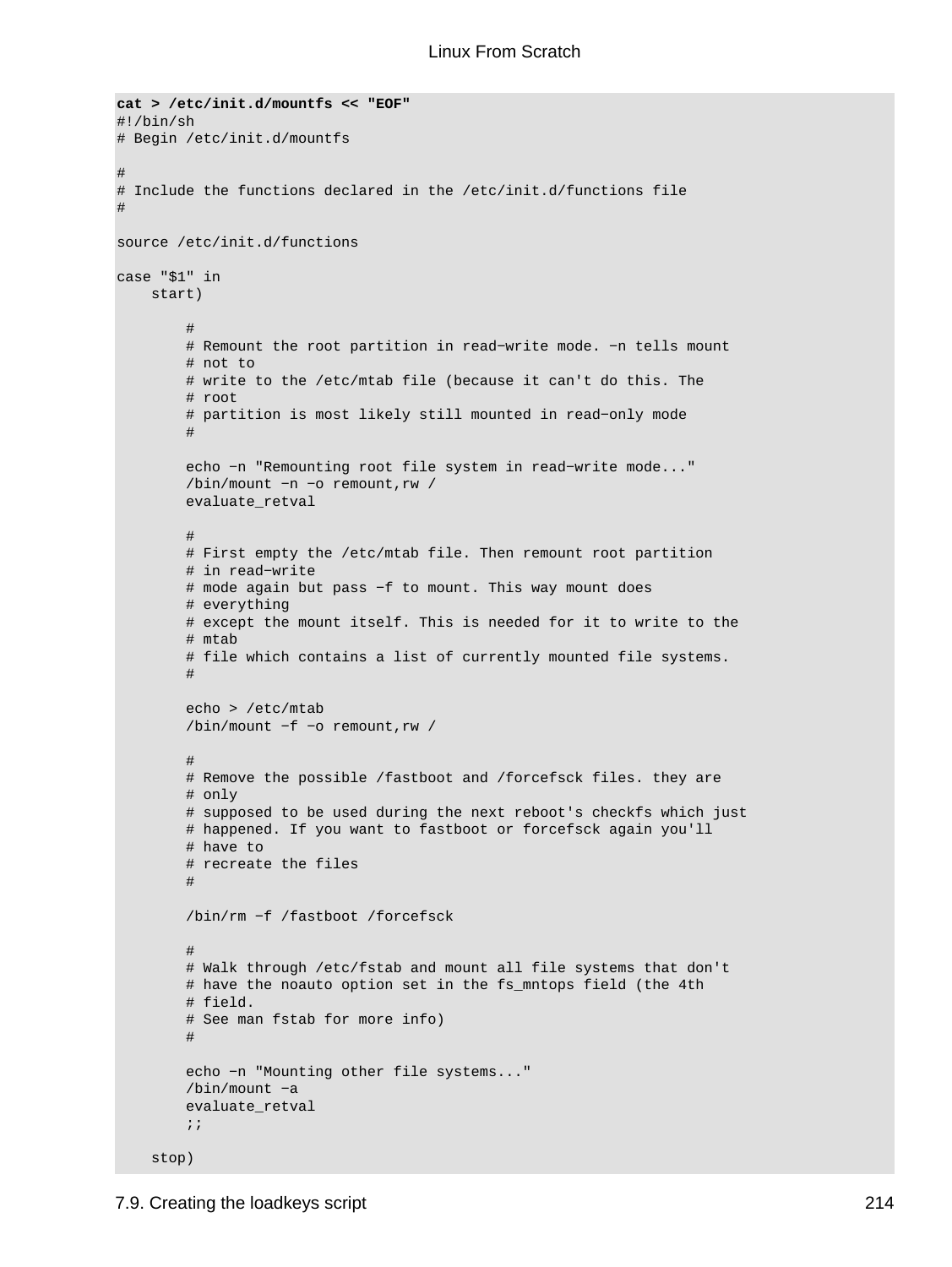```
cat > /etc/init.d/mountfs << "EOF"
#!/bin/sh
# Begin /etc/init.d/mountfs

#
# Include the functions declared in the /etc/init.d/functions file
#

source /etc/init.d/functions

case "$1" in
    start)

        #
        # Remount the root partition in read-write mode. -n tells mount
        # not to
        # write to the /etc/mtab file (because it can't do this. The
        # root
        # partition is most likely still mounted in read-only mode
        #

        echo -n "Remounting root file system in read-write mode..."
        /bin/mount -n -o remount,rw /
        evaluate_retval

        #
        # First empty the /etc/mtab file. Then remount root partition
        # in read-write
        # mode again but pass -f to mount. This way mount does
        # everything
        # except the mount itself. This is needed for it to write to the
        # mtab
        # file which contains a list of currently mounted file systems.
        #

        echo > /etc/mtab
        /bin/mount -f -o remount,rw /

        #
        # Remove the possible /fastboot and /forcefsck files. they are
        # only
        # supposed to be used during the next reboot's checkfs which just
        # happened. If you want to fastboot or forcefsck again you'll
        # have to
        # recreate the files
        #

        /bin/rm -f /fastboot /forcefsck

        #
        # Walk through /etc/fstab and mount all file systems that don't
        # have the noauto option set in the fs_mntops field (the 4th
        # field.
        # See man fstab for more info)
        #

        echo -n "Mounting other file systems..."
        /bin/mount -a
        evaluate_retval
        ;;

    stop)
```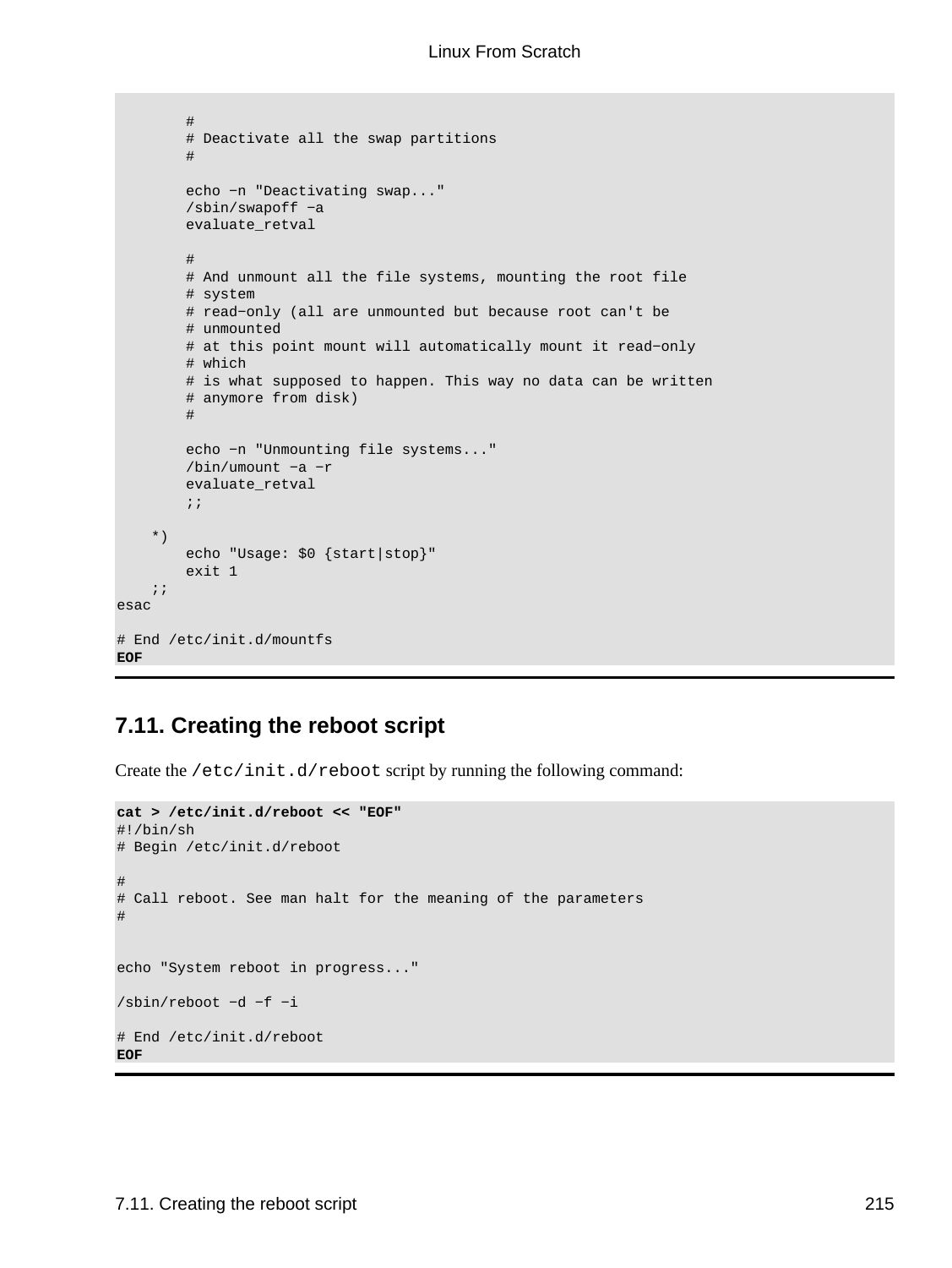```
        #
        # Deactivate all the swap partitions
        #

        echo −n "Deactivating swap..."
        /sbin/swapoff −a
        evaluate_retval

        #
        # And unmount all the file systems, mounting the root file
        # system
        # read−only (all are unmounted but because root can't be
        # unmounted
        # at this point mount will automatically mount it read−only
        # which
        # is what supposed to happen. This way no data can be written
        # anymore from disk)
        #

        echo −n "Unmounting file systems..."
        /bin/umount −a −r
        evaluate_retval
        ;;

    *)
        echo "Usage: $0 {start|stop}"
        exit 1
    ;;
esac

# End /etc/init.d/mountfs
EOF
```

## 7.11. Creating the reboot script

Create the `/etc/init.d/reboot` script by running the following command:

```
cat > /etc/init.d/reboot << "EOF"
#!/bin/sh
# Begin /etc/init.d/reboot

#
# Call reboot. See man halt for the meaning of the parameters
#


echo "System reboot in progress..."

/sbin/reboot −d −f −i

# End /etc/init.d/reboot
EOF
```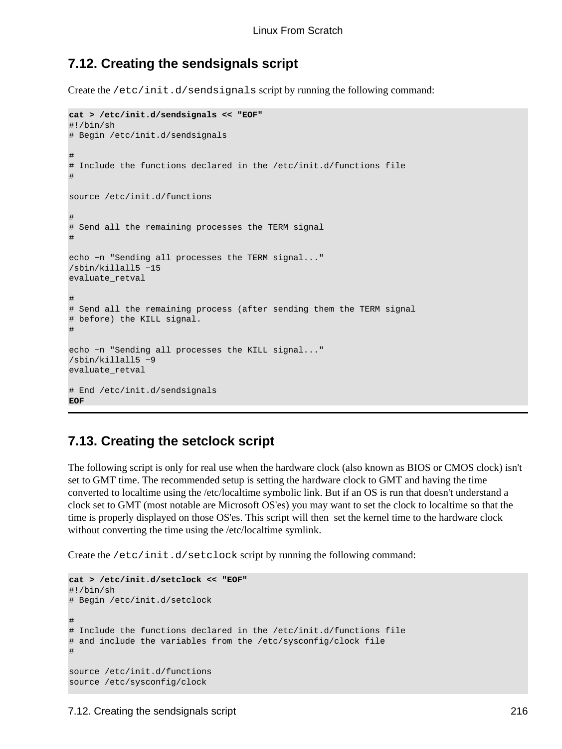## 7.12. Creating the sendsignals script

Create the `/etc/init.d/sendsignals` script by running the following command:

```
cat > /etc/init.d/sendsignals << "EOF"
#!/bin/sh
# Begin /etc/init.d/sendsignals

#
# Include the functions declared in the /etc/init.d/functions file
#

source /etc/init.d/functions

#
# Send all the remaining processes the TERM signal
#

echo −n "Sending all processes the TERM signal..."
/sbin/killall5 −15
evaluate_retval

#
# Send all the remaining process (after sending them the TERM signal
# before) the KILL signal.
#

echo −n "Sending all processes the KILL signal..."
/sbin/killall5 −9
evaluate_retval

# End /etc/init.d/sendsignals
EOF
```

## 7.13. Creating the setclock script

The following script is only for real use when the hardware clock (also known as BIOS or CMOS clock) isn't set to GMT time. The recommended setup is setting the hardware clock to GMT and having the time converted to localtime using the /etc/localtime symbolic link. But if an OS is run that doesn't understand a clock set to GMT (most notable are Microsoft OS'es) you may want to set the clock to localtime so that the time is properly displayed on those OS'es. This script will then set the kernel time to the hardware clock without converting the time using the /etc/localtime symlink.

Create the `/etc/init.d/setclock` script by running the following command:

```
cat > /etc/init.d/setclock << "EOF"
#!/bin/sh
# Begin /etc/init.d/setclock

#
# Include the functions declared in the /etc/init.d/functions file
# and include the variables from the /etc/sysconfig/clock file
#

source /etc/init.d/functions
source /etc/sysconfig/clock
```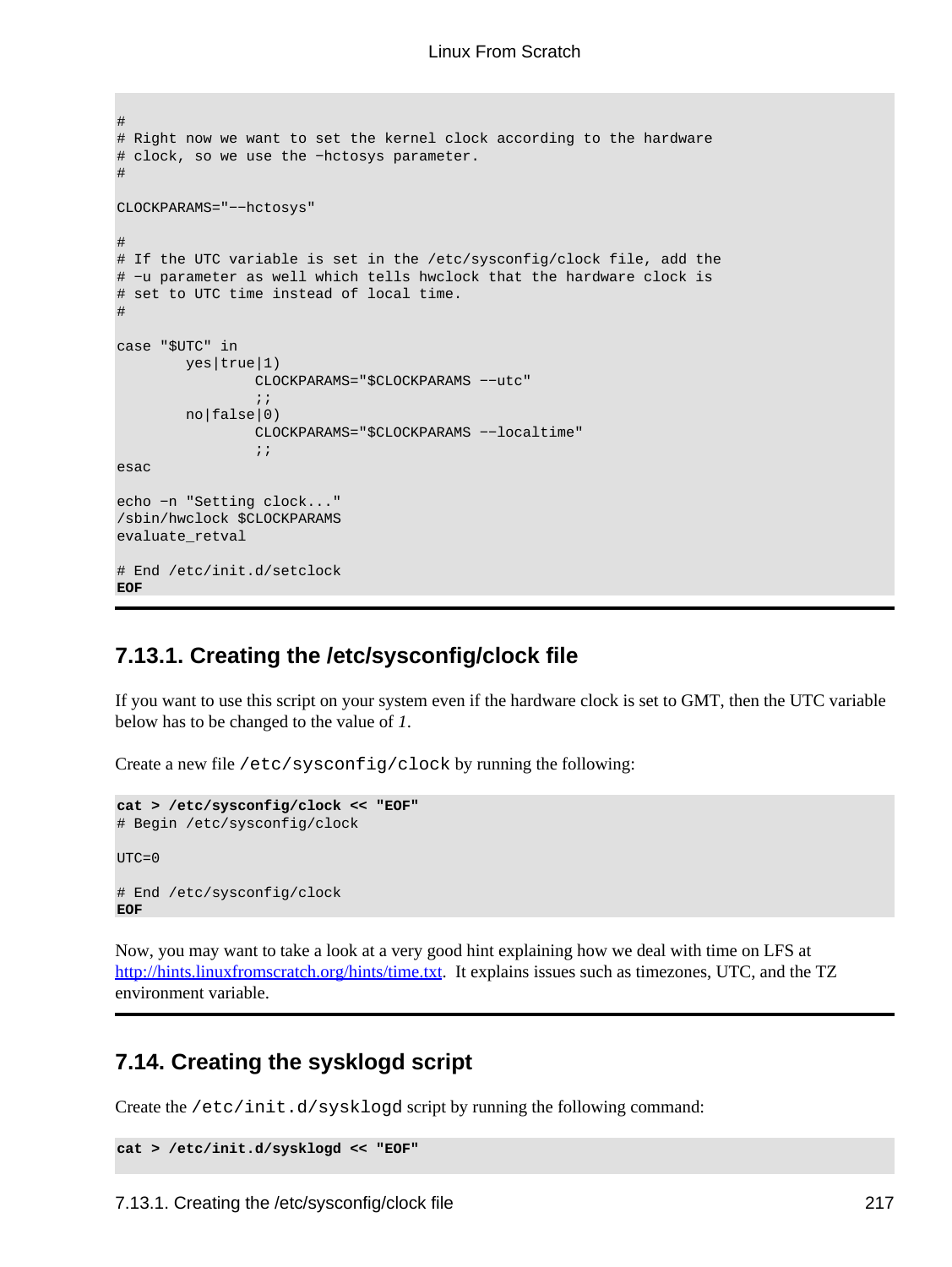```
#
# Right now we want to set the kernel clock according to the hardware
# clock, so we use the -hctosys parameter.
#

CLOCKPARAMS="--hctosys"

#
# If the UTC variable is set in the /etc/sysconfig/clock file, add the
# -u parameter as well which tells hwclock that the hardware clock is
# set to UTC time instead of local time.
#

case "$UTC" in
        yes|true|1)
                CLOCKPARAMS="$CLOCKPARAMS --utc"
                ;;
        no|false|0)
                CLOCKPARAMS="$CLOCKPARAMS --localtime"
                ;;
esac

echo -n "Setting clock..."
/sbin/hwclock $CLOCKPARAMS
evaluate_retval

# End /etc/init.d/setclock
EOF
```

## 7.13.1. Creating the /etc/sysconfig/clock file

If you want to use this script on your system even if the hardware clock is set to GMT, then the UTC variable below has to be changed to the value of *1*.

Create a new file `/etc/sysconfig/clock` by running the following:

```
cat > /etc/sysconfig/clock << "EOF"
# Begin /etc/sysconfig/clock

UTC=0

# End /etc/sysconfig/clock
EOF
```

Now, you may want to take a look at a very good hint explaining how we deal with time on LFS at http://hints.linuxfromscratch.org/hints/time.txt. It explains issues such as timezones, UTC, and the TZ environment variable.

## 7.14. Creating the sysklogd script

Create the `/etc/init.d/sysklogd` script by running the following command:

```
cat > /etc/init.d/sysklogd << "EOF"
```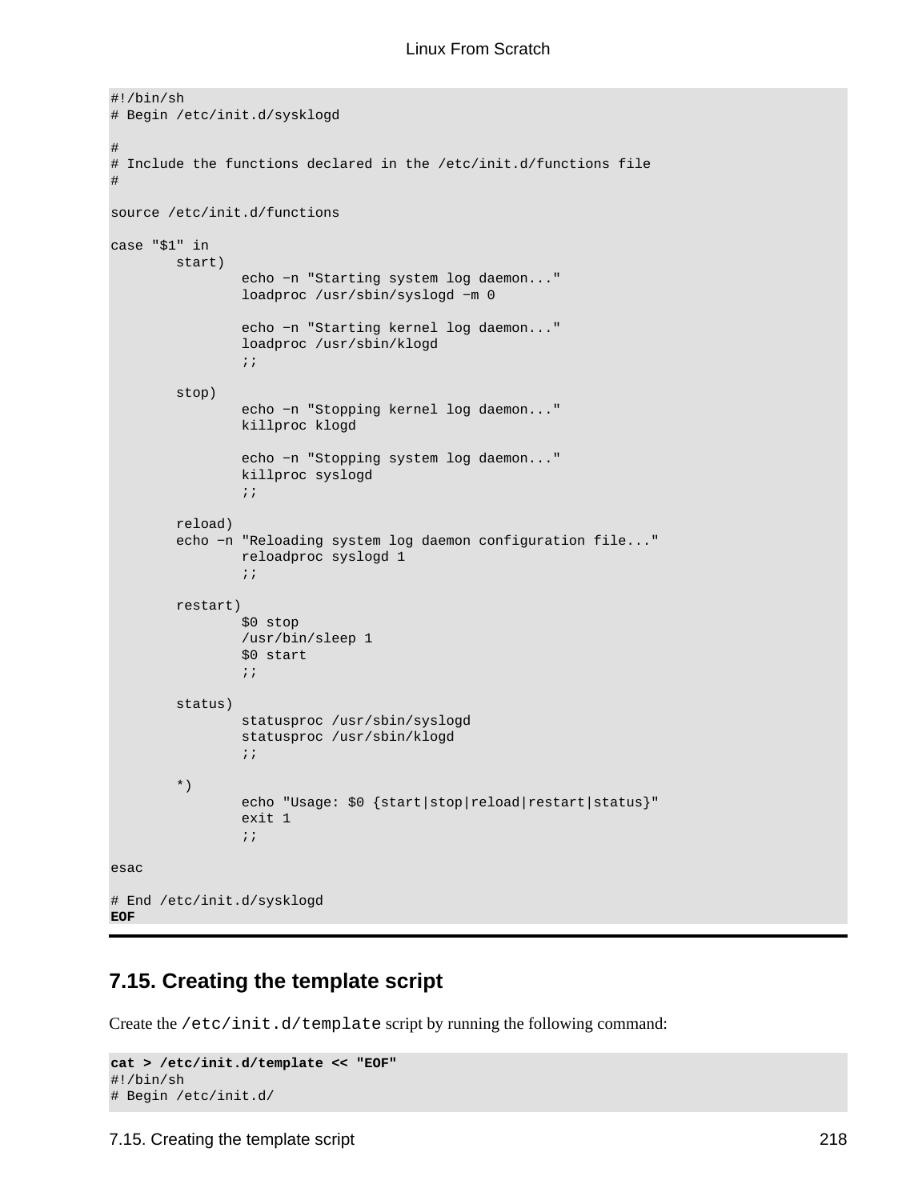```
#!/bin/sh
# Begin /etc/init.d/sysklogd

#
# Include the functions declared in the /etc/init.d/functions file
#

source /etc/init.d/functions

case "$1" in
        start)
                echo −n "Starting system log daemon..."
                loadproc /usr/sbin/syslogd −m 0

                echo −n "Starting kernel log daemon..."
                loadproc /usr/sbin/klogd
                ;;

        stop)
                echo −n "Stopping kernel log daemon..."
                killproc klogd

                echo −n "Stopping system log daemon..."
                killproc syslogd
                ;;

        reload)
        echo −n "Reloading system log daemon configuration file..."
                reloadproc syslogd 1
                ;;

        restart)
                $0 stop
                /usr/bin/sleep 1
                $0 start
                ;;

        status)
                statusproc /usr/sbin/syslogd
                statusproc /usr/sbin/klogd
                ;;

        *)
                echo "Usage: $0 {start|stop|reload|restart|status}"
                exit 1
                ;;

esac

# End /etc/init.d/sysklogd
EOF
```

## 7.15. Creating the template script

Create the `/etc/init.d/template` script by running the following command:

```
cat > /etc/init.d/template << "EOF"
#!/bin/sh
# Begin /etc/init.d/
```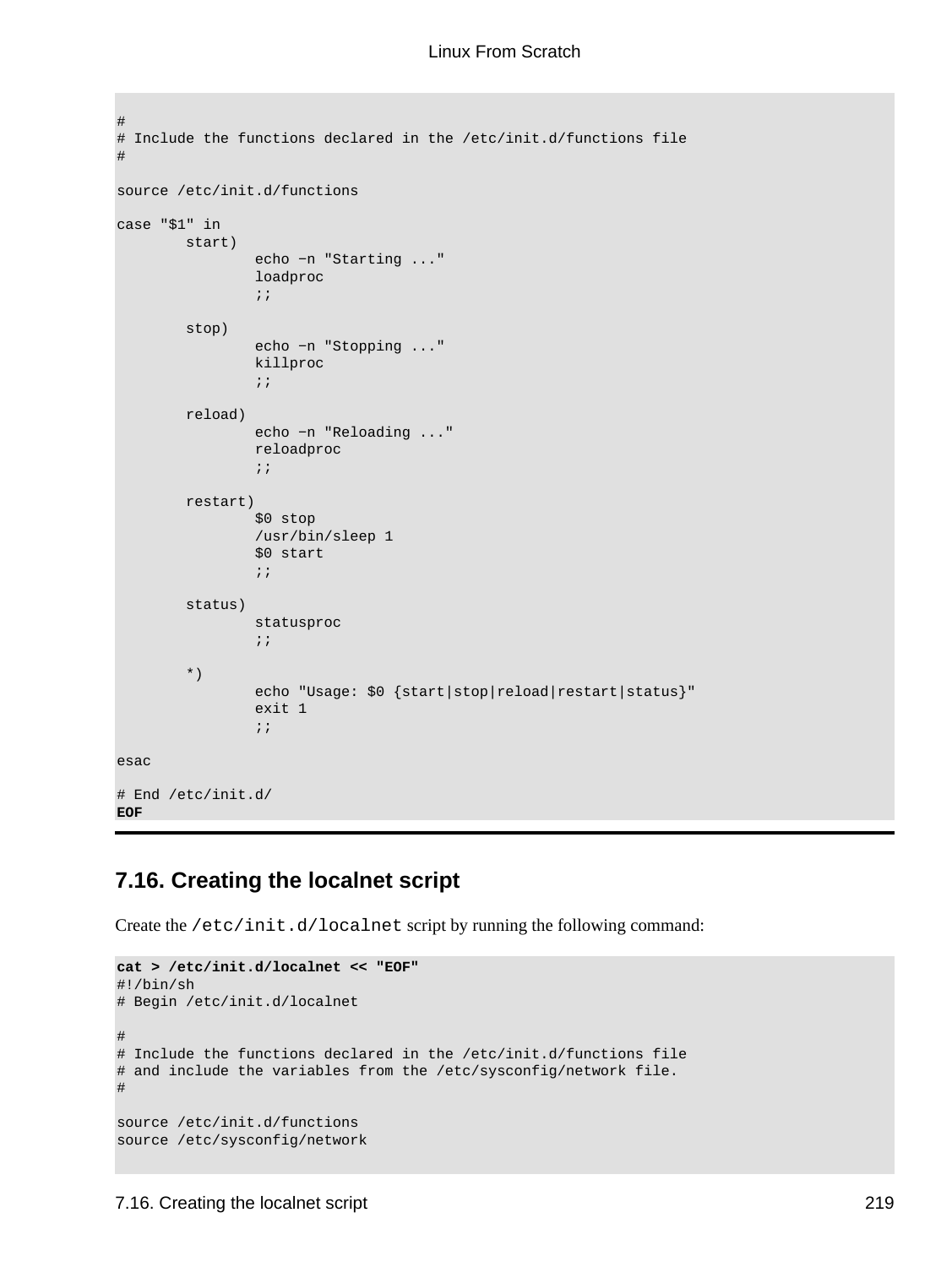```
#
# Include the functions declared in the /etc/init.d/functions file
#

source /etc/init.d/functions

case "$1" in
        start)
                echo −n "Starting ..."
                loadproc
                ;;

        stop)
                echo −n "Stopping ..."
                killproc
                ;;

        reload)
                echo −n "Reloading ..."
                reloadproc
                ;;

        restart)
                $0 stop
                /usr/bin/sleep 1
                $0 start
                ;;

        status)
                statusproc
                ;;

        *)
                echo "Usage: $0 {start|stop|reload|restart|status}"
                exit 1
                ;;

esac

# End /etc/init.d/
EOF
```

## 7.16. Creating the localnet script

Create the `/etc/init.d/localnet` script by running the following command:

```
cat > /etc/init.d/localnet << "EOF"
#!/bin/sh
# Begin /etc/init.d/localnet

#
# Include the functions declared in the /etc/init.d/functions file
# and include the variables from the /etc/sysconfig/network file.
#

source /etc/init.d/functions
source /etc/sysconfig/network
```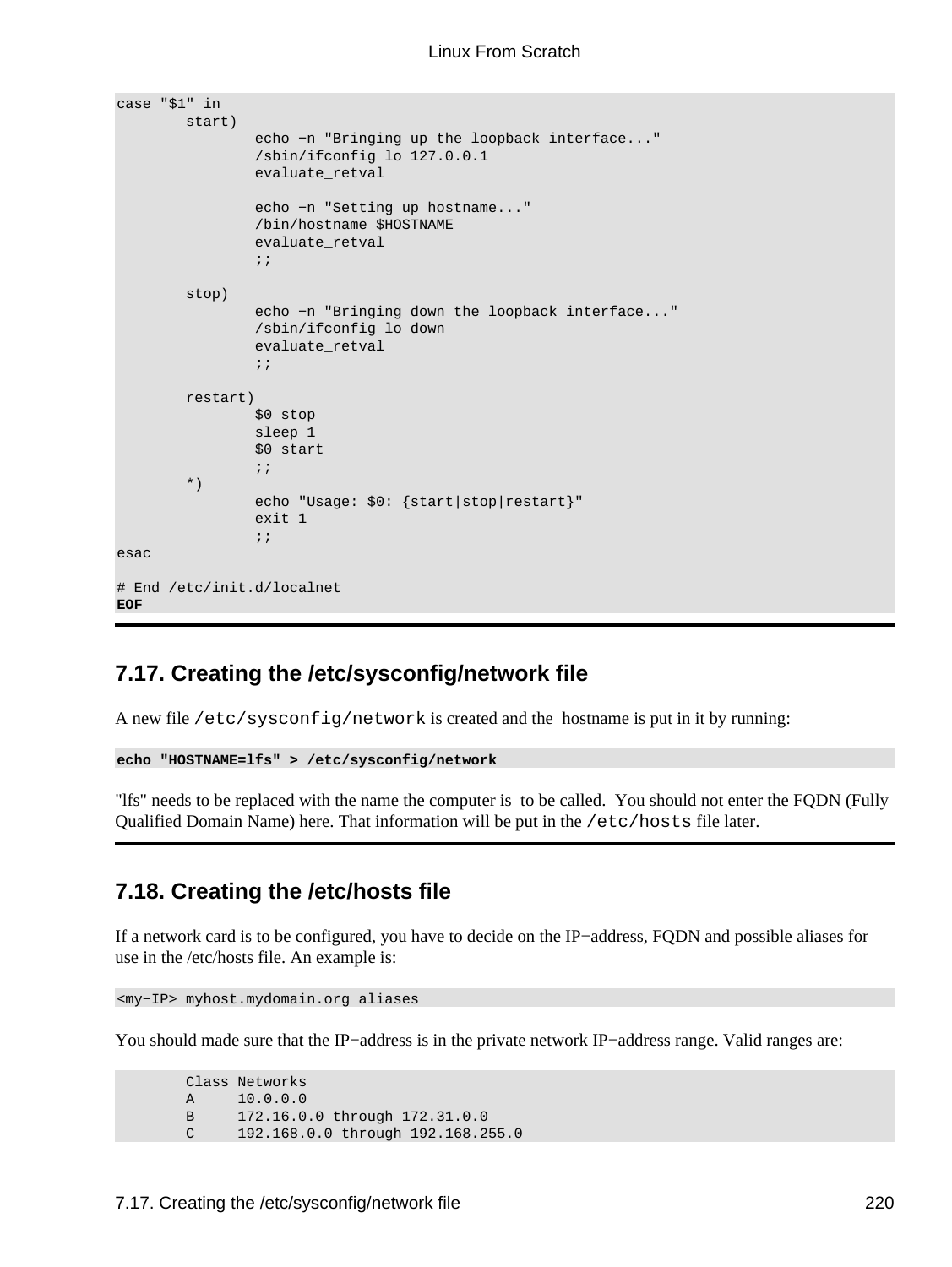```
case "$1" in
        start)
                echo -n "Bringing up the loopback interface..."
                /sbin/ifconfig lo 127.0.0.1
                evaluate_retval

                echo -n "Setting up hostname..."
                /bin/hostname $HOSTNAME
                evaluate_retval
                ;;

        stop)
                echo -n "Bringing down the loopback interface..."
                /sbin/ifconfig lo down
                evaluate_retval
                ;;

        restart)
                $0 stop
                sleep 1
                $0 start
                ;;
        *)
                echo "Usage: $0: {start|stop|restart}"
                exit 1
                ;;
esac

# End /etc/init.d/localnet
EOF
```

## 7.17. Creating the /etc/sysconfig/network file

A new file `/etc/sysconfig/network` is created and the hostname is put in it by running:

```
echo "HOSTNAME=lfs" > /etc/sysconfig/network
```

"lfs" needs to be replaced with the name the computer is to be called. You should not enter the FQDN (Fully Qualified Domain Name) here. That information will be put in the `/etc/hosts` file later.

## 7.18. Creating the /etc/hosts file

If a network card is to be configured, you have to decide on the IP−address, FQDN and possible aliases for use in the /etc/hosts file. An example is:

```
<my-IP> myhost.mydomain.org aliases
```

You should made sure that the IP−address is in the private network IP−address range. Valid ranges are:

```
        Class Networks
        A     10.0.0.0
        B     172.16.0.0 through 172.31.0.0
        C     192.168.0.0 through 192.168.255.0
```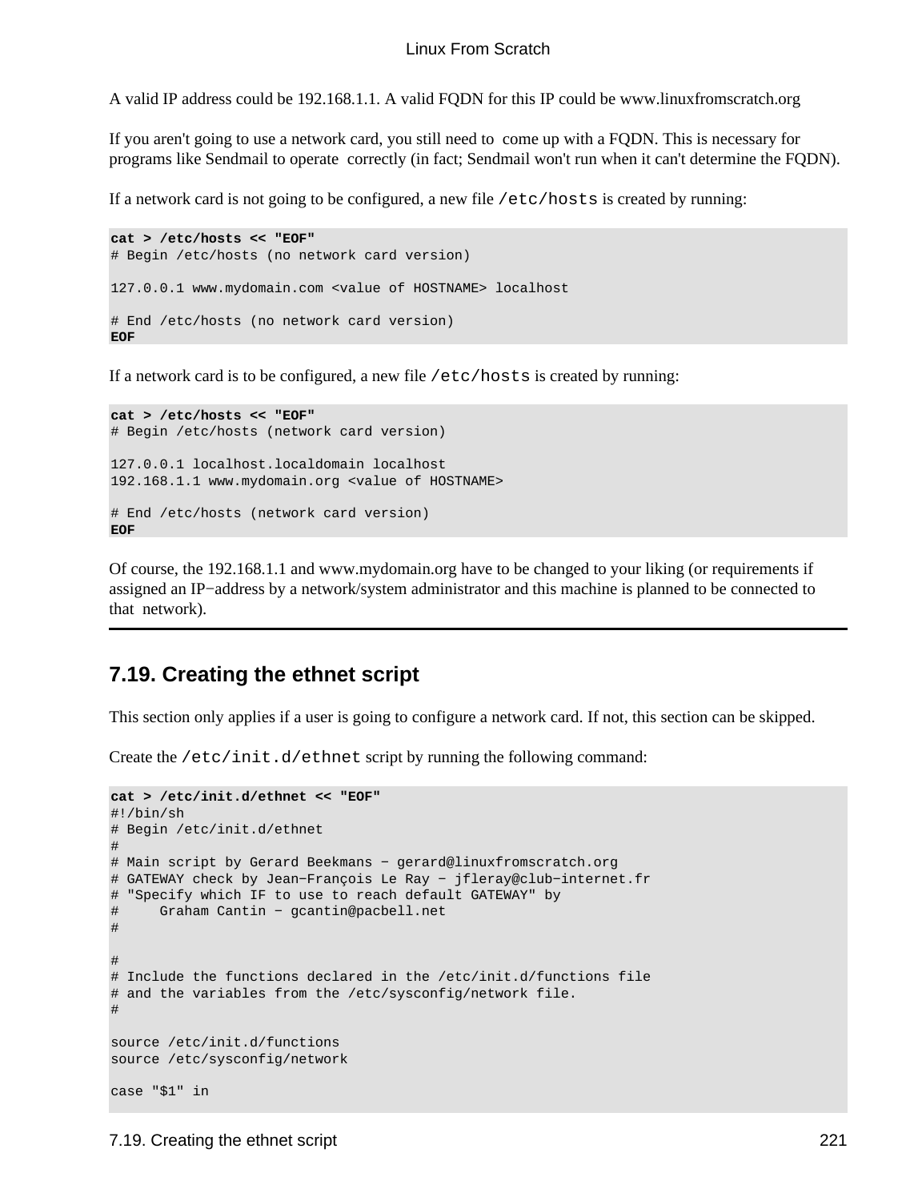A valid IP address could be 192.168.1.1. A valid FQDN for this IP could be www.linuxfromscratch.org

If you aren't going to use a network card, you still need to come up with a FQDN. This is necessary for programs like Sendmail to operate correctly (in fact; Sendmail won't run when it can't determine the FQDN).

If a network card is not going to be configured, a new file `/etc/hosts` is created by running:

```
cat > /etc/hosts << "EOF"
# Begin /etc/hosts (no network card version)

127.0.0.1 www.mydomain.com <value of HOSTNAME> localhost

# End /etc/hosts (no network card version)
EOF
```

If a network card is to be configured, a new file `/etc/hosts` is created by running:

```
cat > /etc/hosts << "EOF"
# Begin /etc/hosts (network card version)

127.0.0.1 localhost.localdomain localhost
192.168.1.1 www.mydomain.org <value of HOSTNAME>

# End /etc/hosts (network card version)
EOF
```

Of course, the 192.168.1.1 and www.mydomain.org have to be changed to your liking (or requirements if assigned an IP−address by a network/system administrator and this machine is planned to be connected to that network).

## 7.19. Creating the ethnet script

This section only applies if a user is going to configure a network card. If not, this section can be skipped.

Create the `/etc/init.d/ethnet` script by running the following command:

```
cat > /etc/init.d/ethnet << "EOF"
#!/bin/sh
# Begin /etc/init.d/ethnet
#
# Main script by Gerard Beekmans − gerard@linuxfromscratch.org
# GATEWAY check by Jean−François Le Ray − jfleray@club−internet.fr
# "Specify which IF to use to reach default GATEWAY" by
#     Graham Cantin − gcantin@pacbell.net
#

#
# Include the functions declared in the /etc/init.d/functions file
# and the variables from the /etc/sysconfig/network file.
#

source /etc/init.d/functions
source /etc/sysconfig/network

case "$1" in
```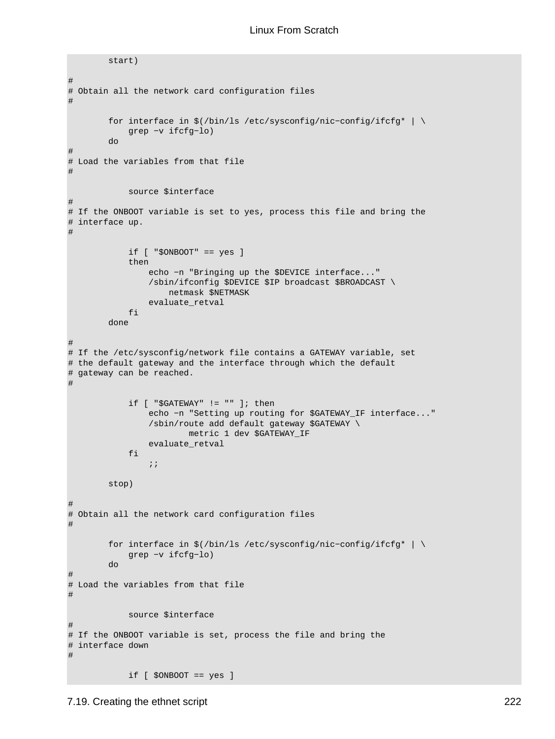```
        start)

#
# Obtain all the network card configuration files
#

        for interface in $(/bin/ls /etc/sysconfig/nic−config/ifcfg* | \
            grep −v ifcfg−lo)
        do
#
# Load the variables from that file
#

            source $interface
#
# If the ONBOOT variable is set to yes, process this file and bring the
# interface up.
#

            if [ "$ONBOOT" == yes ]
            then
                echo −n "Bringing up the $DEVICE interface..."
                /sbin/ifconfig $DEVICE $IP broadcast $BROADCAST \
                    netmask $NETMASK
                evaluate_retval
            fi
        done

#
# If the /etc/sysconfig/network file contains a GATEWAY variable, set
# the default gateway and the interface through which the default
# gateway can be reached.
#

            if [ "$GATEWAY" != "" ]; then
                echo −n "Setting up routing for $GATEWAY_IF interface..."
                /sbin/route add default gateway $GATEWAY \
                        metric 1 dev $GATEWAY_IF
                evaluate_retval
            fi
                ;;

        stop)

#
# Obtain all the network card configuration files
#

        for interface in $(/bin/ls /etc/sysconfig/nic−config/ifcfg* | \
            grep −v ifcfg−lo)
        do
#
# Load the variables from that file
#

            source $interface
#
# If the ONBOOT variable is set, process the file and bring the
# interface down
#

            if [ $ONBOOT == yes ]
```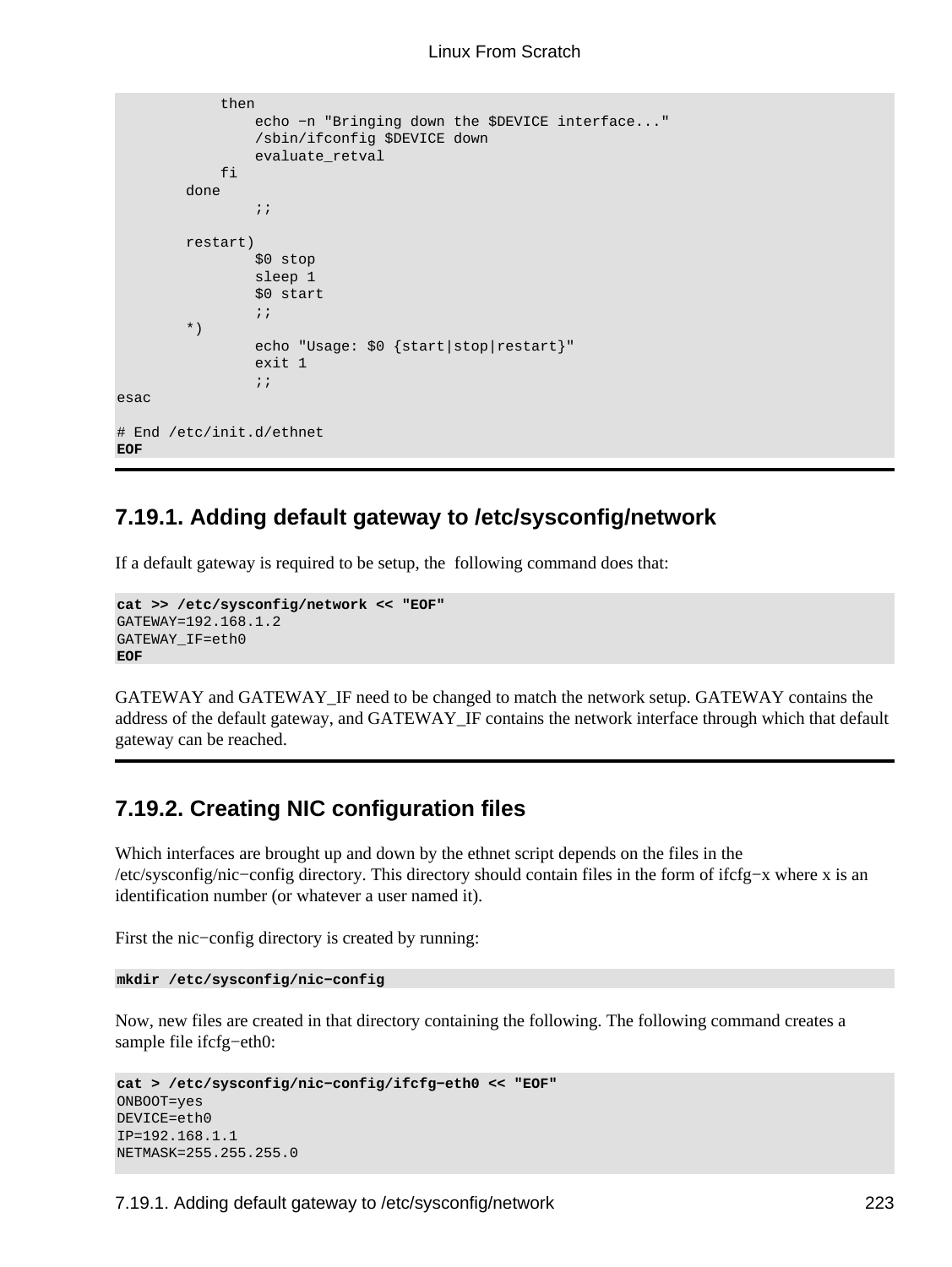```
            then
                echo -n "Bringing down the $DEVICE interface..."
                /sbin/ifconfig $DEVICE down
                evaluate_retval
            fi
        done
                ;;

        restart)
                $0 stop
                sleep 1
                $0 start
                ;;
        *)
                echo "Usage: $0 {start|stop|restart}"
                exit 1
                ;;
esac

# End /etc/init.d/ethnet
EOF
```

## 7.19.1. Adding default gateway to /etc/sysconfig/network

If a default gateway is required to be setup, the following command does that:

```
cat >> /etc/sysconfig/network << "EOF"
GATEWAY=192.168.1.2
GATEWAY_IF=eth0
EOF
```

GATEWAY and GATEWAY_IF need to be changed to match the network setup. GATEWAY contains the address of the default gateway, and GATEWAY_IF contains the network interface through which that default gateway can be reached.

## 7.19.2. Creating NIC configuration files

Which interfaces are brought up and down by the ethnet script depends on the files in the /etc/sysconfig/nic-config directory. This directory should contain files in the form of ifcfg-x where x is an identification number (or whatever a user named it).

First the nic-config directory is created by running:

```
mkdir /etc/sysconfig/nic-config
```

Now, new files are created in that directory containing the following. The following command creates a sample file ifcfg-eth0:

```
cat > /etc/sysconfig/nic-config/ifcfg-eth0 << "EOF"
ONBOOT=yes
DEVICE=eth0
IP=192.168.1.1
NETMASK=255.255.255.0
```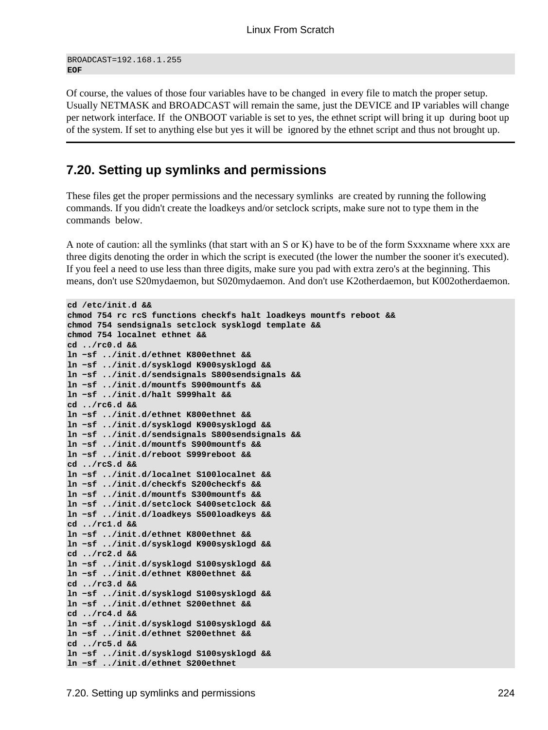```
BROADCAST=192.168.1.255
EOF
```

Of course, the values of those four variables have to be changed in every file to match the proper setup. Usually NETMASK and BROADCAST will remain the same, just the DEVICE and IP variables will change per network interface. If the ONBOOT variable is set to yes, the ethnet script will bring it up during boot up of the system. If set to anything else but yes it will be ignored by the ethnet script and thus not brought up.

## 7.20. Setting up symlinks and permissions

These files get the proper permissions and the necessary symlinks are created by running the following commands. If you didn't create the loadkeys and/or setclock scripts, make sure not to type them in the commands below.

A note of caution: all the symlinks (that start with an S or K) have to be of the form Sxxxname where xxx are three digits denoting the order in which the script is executed (the lower the number the sooner it's executed). If you feel a need to use less than three digits, make sure you pad with extra zero's at the beginning. This means, don't use S20mydaemon, but S020mydaemon. And don't use K2otherdaemon, but K002otherdaemon.

```
cd /etc/init.d &&
chmod 754 rc rcS functions checkfs halt loadkeys mountfs reboot &&
chmod 754 sendsignals setclock sysklogd template &&
chmod 754 localnet ethnet &&
cd ../rc0.d &&
ln -sf ../init.d/ethnet K800ethnet &&
ln -sf ../init.d/sysklogd K900sysklogd &&
ln -sf ../init.d/sendsignals S800sendsignals &&
ln -sf ../init.d/mountfs S900mountfs &&
ln -sf ../init.d/halt S999halt &&
cd ../rc6.d &&
ln -sf ../init.d/ethnet K800ethnet &&
ln -sf ../init.d/sysklogd K900sysklogd &&
ln -sf ../init.d/sendsignals S800sendsignals &&
ln -sf ../init.d/mountfs S900mountfs &&
ln -sf ../init.d/reboot S999reboot &&
cd ../rcS.d &&
ln -sf ../init.d/localnet S100localnet &&
ln -sf ../init.d/checkfs S200checkfs &&
ln -sf ../init.d/mountfs S300mountfs &&
ln -sf ../init.d/setclock S400setclock &&
ln -sf ../init.d/loadkeys S500loadkeys &&
cd ../rc1.d &&
ln -sf ../init.d/ethnet K800ethnet &&
ln -sf ../init.d/sysklogd K900sysklogd &&
cd ../rc2.d &&
ln -sf ../init.d/sysklogd S100sysklogd &&
ln -sf ../init.d/ethnet K800ethnet &&
cd ../rc3.d &&
ln -sf ../init.d/sysklogd S100sysklogd &&
ln -sf ../init.d/ethnet S200ethnet &&
cd ../rc4.d &&
ln -sf ../init.d/sysklogd S100sysklogd &&
ln -sf ../init.d/ethnet S200ethnet &&
cd ../rc5.d &&
ln -sf ../init.d/sysklogd S100sysklogd &&
ln -sf ../init.d/ethnet S200ethnet
```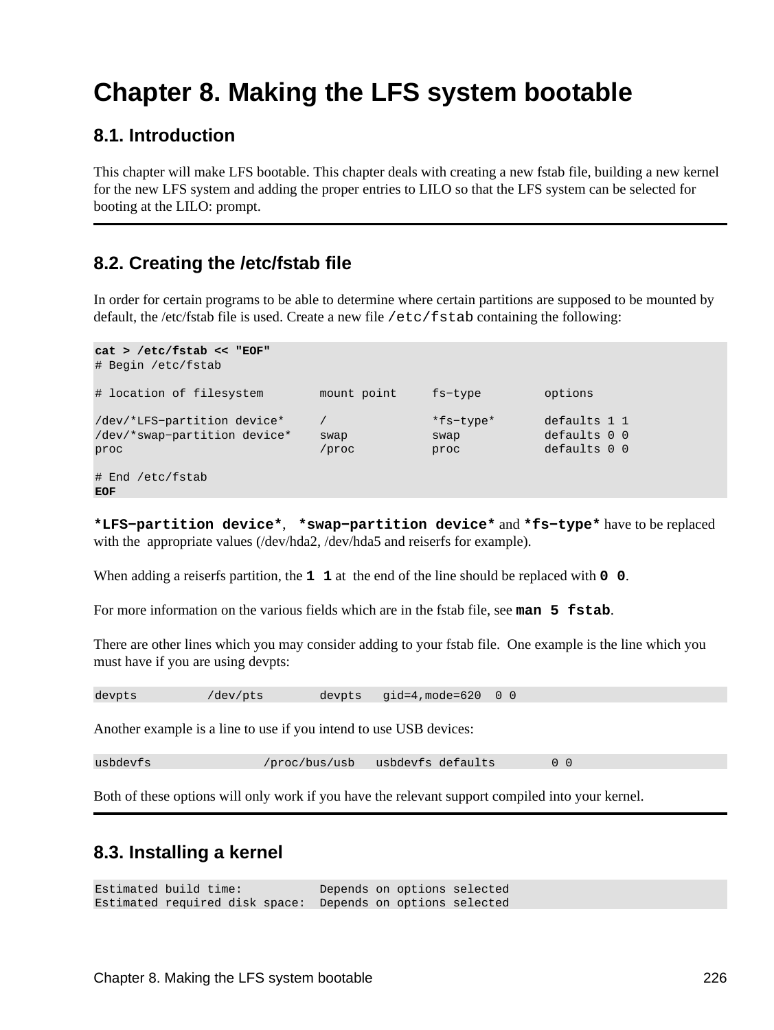# Chapter 8. Making the LFS system bootable

## 8.1. Introduction

This chapter will make LFS bootable. This chapter deals with creating a new fstab file, building a new kernel for the new LFS system and adding the proper entries to LILO so that the LFS system can be selected for booting at the LILO: prompt.

## 8.2. Creating the /etc/fstab file

In order for certain programs to be able to determine where certain partitions are supposed to be mounted by default, the /etc/fstab file is used. Create a new file `/etc/fstab` containing the following:

```
cat > /etc/fstab << "EOF"
# Begin /etc/fstab

# location of filesystem        mount point     fs−type         options

/dev/*LFS−partition device*     /               *fs−type*       defaults 1 1
/dev/*swap−partition device*    swap            swap            defaults 0 0
proc                            /proc           proc            defaults 0 0

# End /etc/fstab
EOF
```

**`*LFS−partition device*`**, **`*swap−partition device*`** and **`*fs−type*`** have to be replaced with the appropriate values (/dev/hda2, /dev/hda5 and reiserfs for example).

When adding a reiserfs partition, the **`1 1`** at the end of the line should be replaced with **`0 0`**.

For more information on the various fields which are in the fstab file, see **`man 5 fstab`**.

There are other lines which you may consider adding to your fstab file. One example is the line which you must have if you are using devpts:

```
devpts          /dev/pts        devpts   gid=4,mode=620  0 0
```

Another example is a line to use if you intend to use USB devices:

```
usbdevfs                /proc/bus/usb   usbdevfs defaults       0 0
```

Both of these options will only work if you have the relevant support compiled into your kernel.

## 8.3. Installing a kernel

```
Estimated build time:           Depends on options selected
Estimated required disk space:  Depends on options selected
```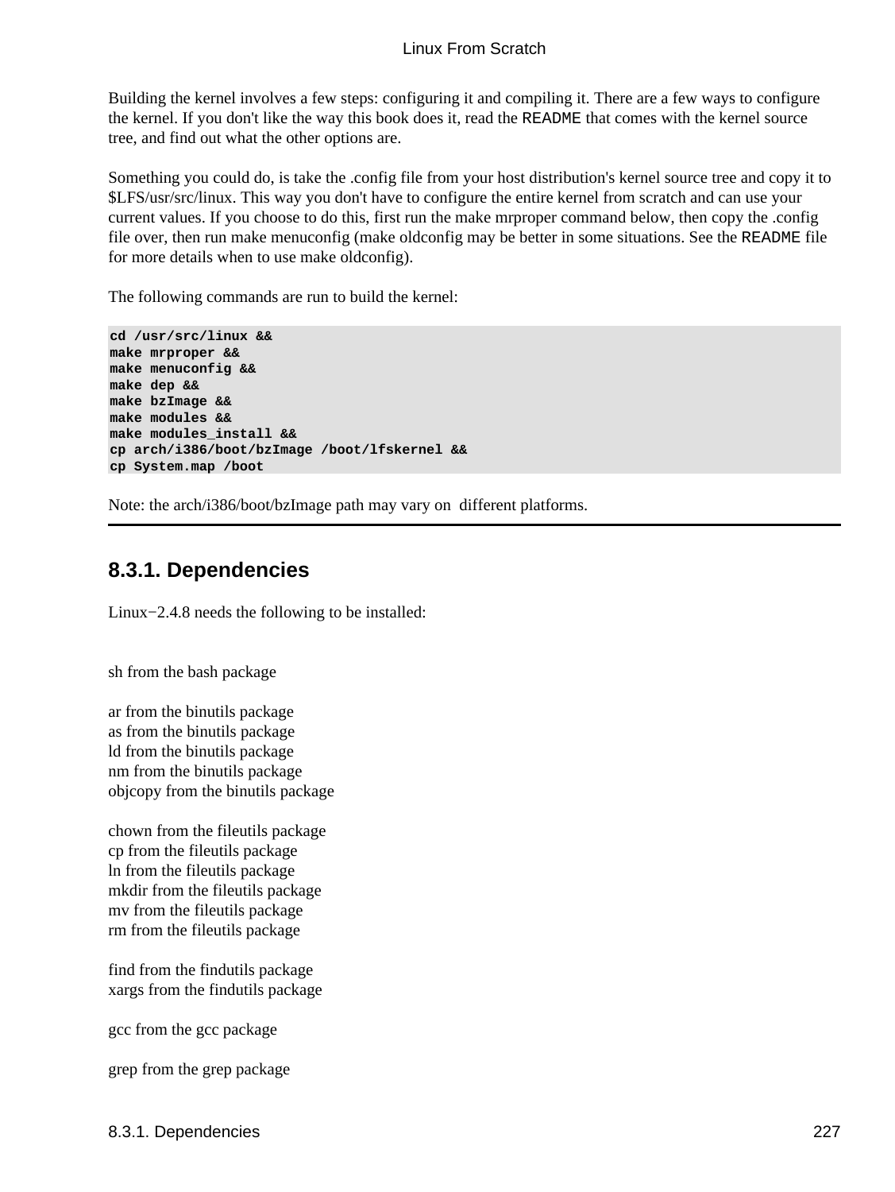Building the kernel involves a few steps: configuring it and compiling it. There are a few ways to configure the kernel. If you don't like the way this book does it, read the `README` that comes with the kernel source tree, and find out what the other options are.

Something you could do, is take the .config file from your host distribution's kernel source tree and copy it to $LFS/usr/src/linux. This way you don't have to configure the entire kernel from scratch and can use your current values. If you choose to do this, first run the make mrproper command below, then copy the .config file over, then run make menuconfig (make oldconfig may be better in some situations. See the `README` file for more details when to use make oldconfig).

The following commands are run to build the kernel:

```
cd /usr/src/linux &&
make mrproper &&
make menuconfig &&
make dep &&
make bzImage &&
make modules &&
make modules_install &&
cp arch/i386/boot/bzImage /boot/lfskernel &&
cp System.map /boot
```

Note: the arch/i386/boot/bzImage path may vary on different platforms.

---

## 8.3.1. Dependencies

Linux−2.4.8 needs the following to be installed:

sh from the bash package

ar from the binutils package
as from the binutils package
ld from the binutils package
nm from the binutils package
objcopy from the binutils package

chown from the fileutils package
cp from the fileutils package
ln from the fileutils package
mkdir from the fileutils package
mv from the fileutils package
rm from the fileutils package

find from the findutils package
xargs from the findutils package

gcc from the gcc package

grep from the grep package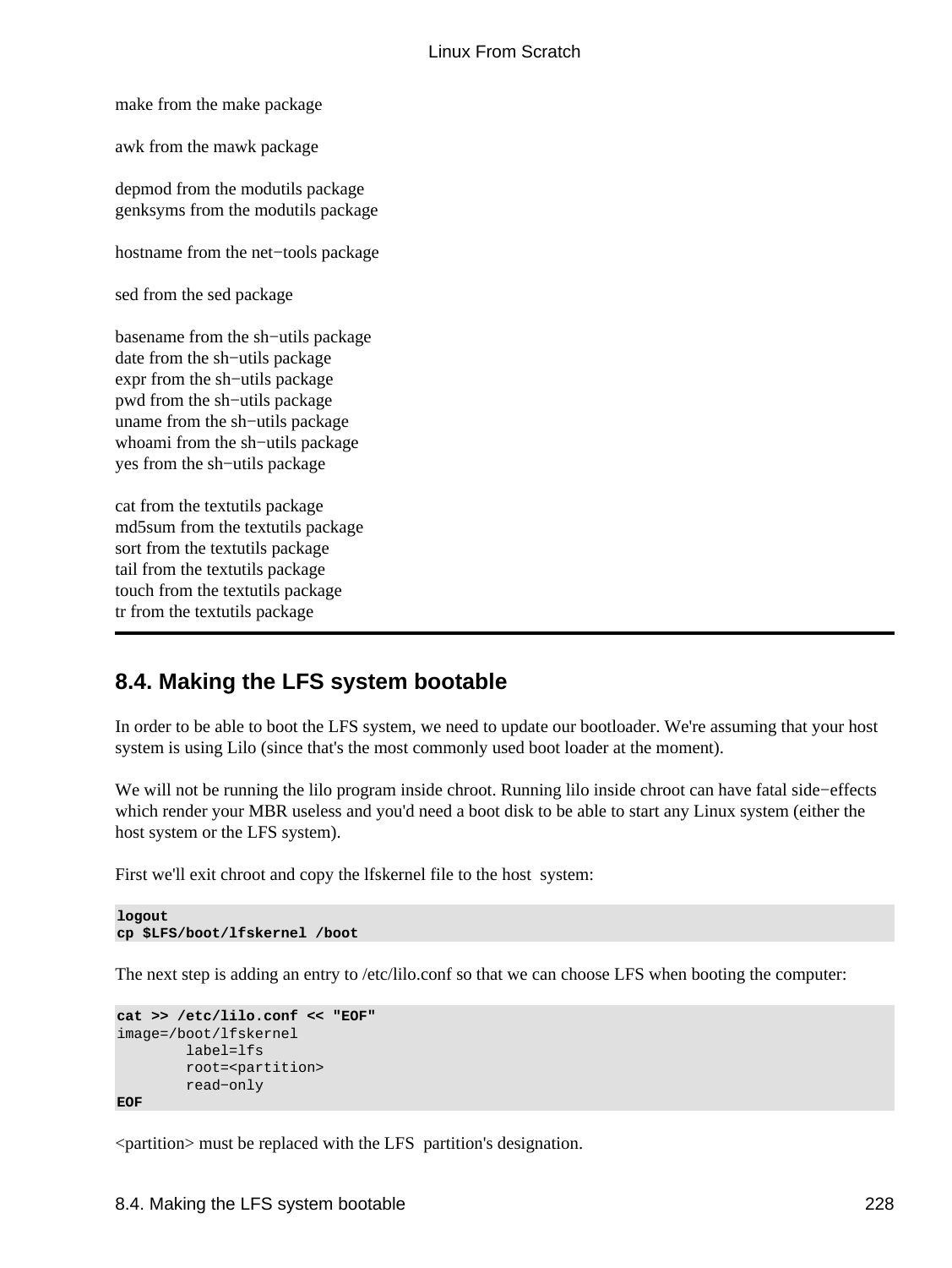make from the make package

awk from the mawk package

depmod from the modutils package
genksyms from the modutils package

hostname from the net−tools package

sed from the sed package

basename from the sh−utils package
date from the sh−utils package
expr from the sh−utils package
pwd from the sh−utils package
uname from the sh−utils package
whoami from the sh−utils package
yes from the sh−utils package

cat from the textutils package
md5sum from the textutils package
sort from the textutils package
tail from the textutils package
touch from the textutils package
tr from the textutils package

---

## 8.4. Making the LFS system bootable

In order to be able to boot the LFS system, we need to update our bootloader. We're assuming that your host system is using Lilo (since that's the most commonly used boot loader at the moment).

We will not be running the lilo program inside chroot. Running lilo inside chroot can have fatal side−effects which render your MBR useless and you'd need a boot disk to be able to start any Linux system (either the host system or the LFS system).

First we'll exit chroot and copy the lfskernel file to the host system:

```
logout
cp $LFS/boot/lfskernel /boot
```

The next step is adding an entry to /etc/lilo.conf so that we can choose LFS when booting the computer:

```
cat >> /etc/lilo.conf << "EOF"
image=/boot/lfskernel
        label=lfs
        root=<partition>
        read−only
EOF
```

<partition> must be replaced with the LFS partition's designation.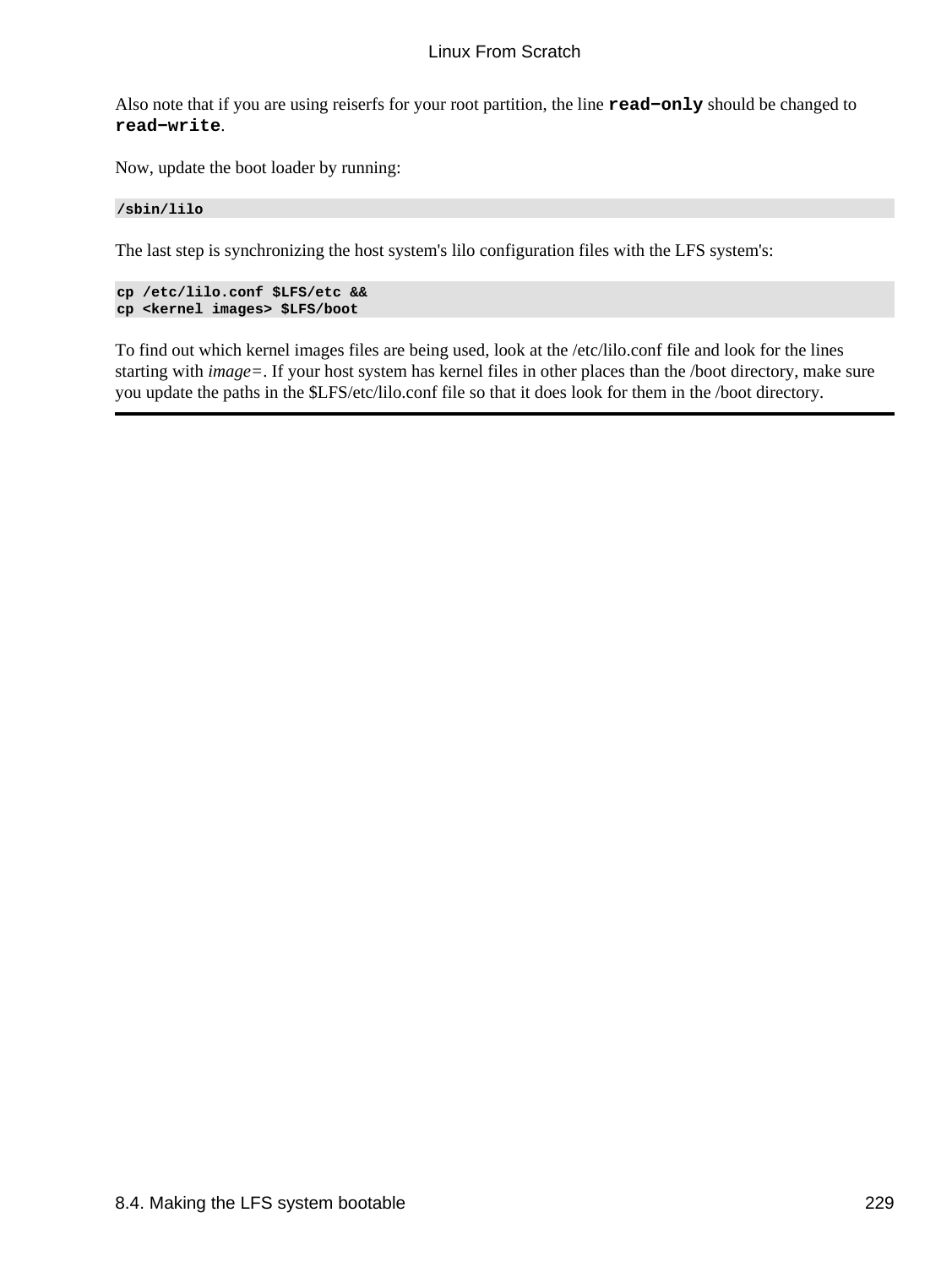Also note that if you are using reiserfs for your root partition, the line **read−only** should be changed to **read−write**.

Now, update the boot loader by running:

```
/sbin/lilo
```

The last step is synchronizing the host system's lilo configuration files with the LFS system's:

```
cp /etc/lilo.conf $LFS/etc &&
cp <kernel images> $LFS/boot
```

To find out which kernel images files are being used, look at the /etc/lilo.conf file and look for the lines starting with *image=*. If your host system has kernel files in other places than the /boot directory, make sure you update the paths in the $LFS/etc/lilo.conf file so that it does look for them in the /boot directory.

---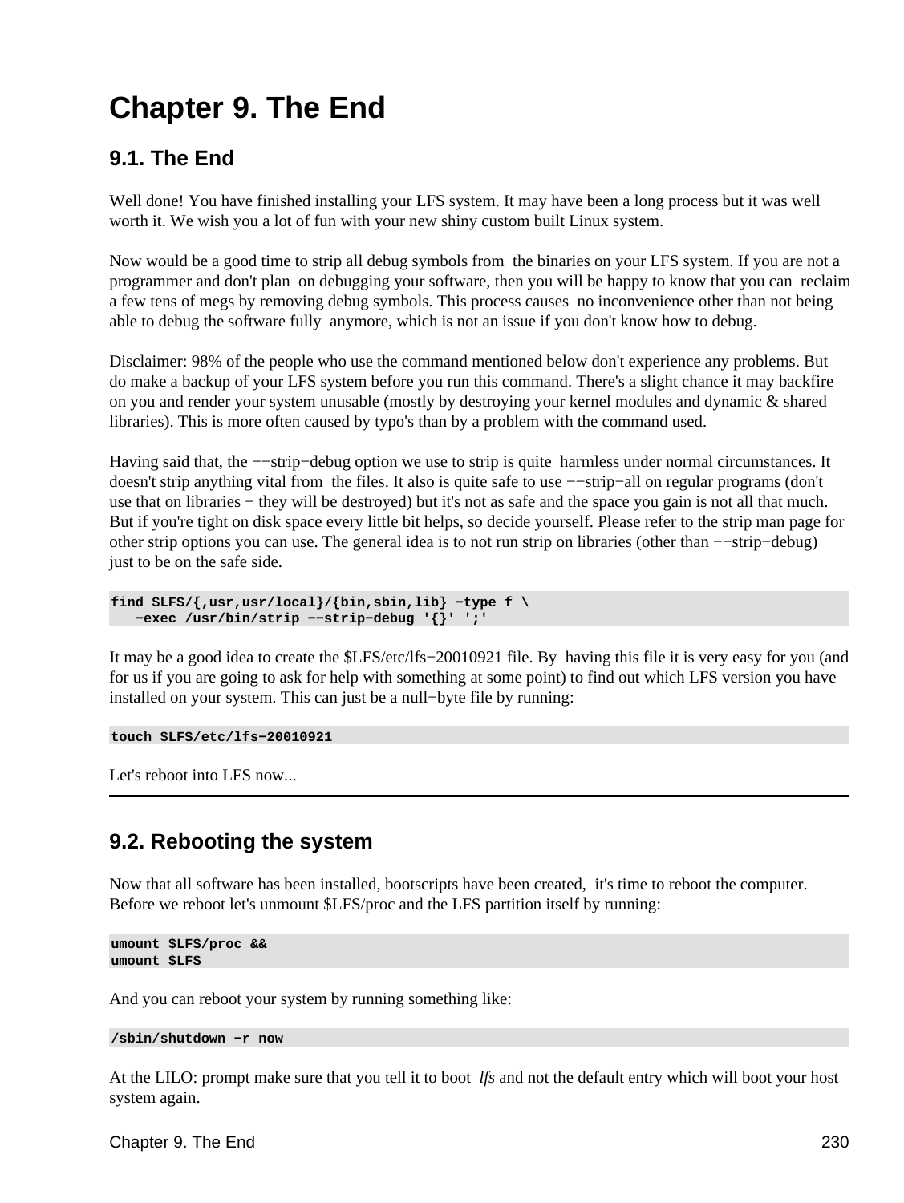# Chapter 9. The End

## 9.1. The End

Well done! You have finished installing your LFS system. It may have been a long process but it was well worth it. We wish you a lot of fun with your new shiny custom built Linux system.

Now would be a good time to strip all debug symbols from the binaries on your LFS system. If you are not a programmer and don't plan on debugging your software, then you will be happy to know that you can reclaim a few tens of megs by removing debug symbols. This process causes no inconvenience other than not being able to debug the software fully anymore, which is not an issue if you don't know how to debug.

Disclaimer: 98% of the people who use the command mentioned below don't experience any problems. But do make a backup of your LFS system before you run this command. There's a slight chance it may backfire on you and render your system unusable (mostly by destroying your kernel modules and dynamic & shared libraries). This is more often caused by typo's than by a problem with the command used.

Having said that, the −−strip−debug option we use to strip is quite harmless under normal circumstances. It doesn't strip anything vital from the files. It also is quite safe to use −−strip−all on regular programs (don't use that on libraries − they will be destroyed) but it's not as safe and the space you gain is not all that much. But if you're tight on disk space every little bit helps, so decide yourself. Please refer to the strip man page for other strip options you can use. The general idea is to not run strip on libraries (other than −−strip−debug) just to be on the safe side.

```
find $LFS/{,usr,usr/local}/{bin,sbin,lib} −type f \
   −exec /usr/bin/strip −−strip−debug '{}' ';'
```

It may be a good idea to create the $LFS/etc/lfs−20010921 file. By having this file it is very easy for you (and for us if you are going to ask for help with something at some point) to find out which LFS version you have installed on your system. This can just be a null−byte file by running:

```
touch $LFS/etc/lfs−20010921
```

Let's reboot into LFS now...

---

## 9.2. Rebooting the system

Now that all software has been installed, bootscripts have been created, it's time to reboot the computer. Before we reboot let's unmount $LFS/proc and the LFS partition itself by running:

```
umount $LFS/proc &&
umount $LFS
```

And you can reboot your system by running something like:

```
/sbin/shutdown −r now
```

At the LILO: prompt make sure that you tell it to boot *lfs* and not the default entry which will boot your host system again.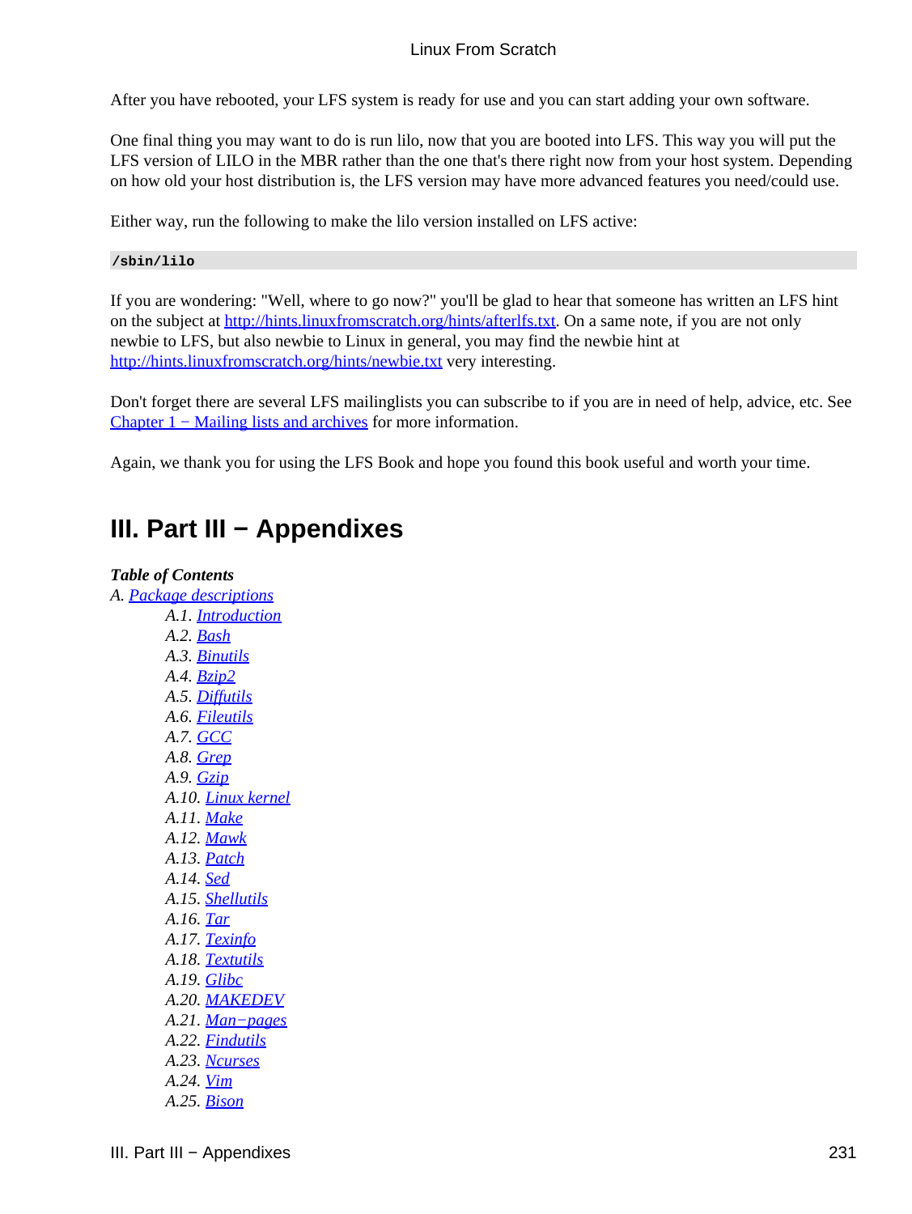After you have rebooted, your LFS system is ready for use and you can start adding your own software.

One final thing you may want to do is run lilo, now that you are booted into LFS. This way you will put the LFS version of LILO in the MBR rather than the one that's there right now from your host system. Depending on how old your host distribution is, the LFS version may have more advanced features you need/could use.

Either way, run the following to make the lilo version installed on LFS active:

```
/sbin/lilo
```

If you are wondering: "Well, where to go now?" you'll be glad to hear that someone has written an LFS hint on the subject at http://hints.linuxfromscratch.org/hints/afterlfs.txt. On a same note, if you are not only newbie to LFS, but also newbie to Linux in general, you may find the newbie hint at http://hints.linuxfromscratch.org/hints/newbie.txt very interesting.

Don't forget there are several LFS mailinglists you can subscribe to if you are in need of help, advice, etc. See Chapter 1 − Mailing lists and archives for more information.

Again, we thank you for using the LFS Book and hope you found this book useful and worth your time.

# III. Part III − Appendixes

***Table of Contents***

*A.* Package descriptions

- *A.1.* Introduction
- *A.2.* Bash
- *A.3.* Binutils
- *A.4.* Bzip2
- *A.5.* Diffutils
- *A.6.* Fileutils
- *A.7.* GCC
- *A.8.* Grep
- *A.9.* Gzip
- *A.10.* Linux kernel
- *A.11.* Make
- *A.12.* Mawk
- *A.13.* Patch
- *A.14.* Sed
- *A.15.* Shellutils
- *A.16.* Tar
- *A.17.* Texinfo
- *A.18.* Textutils
- *A.19.* Glibc
- *A.20.* MAKEDEV
- *A.21.* Man−pages
- *A.22.* Findutils
- *A.23.* Ncurses
- *A.24.* Vim
- *A.25.* Bison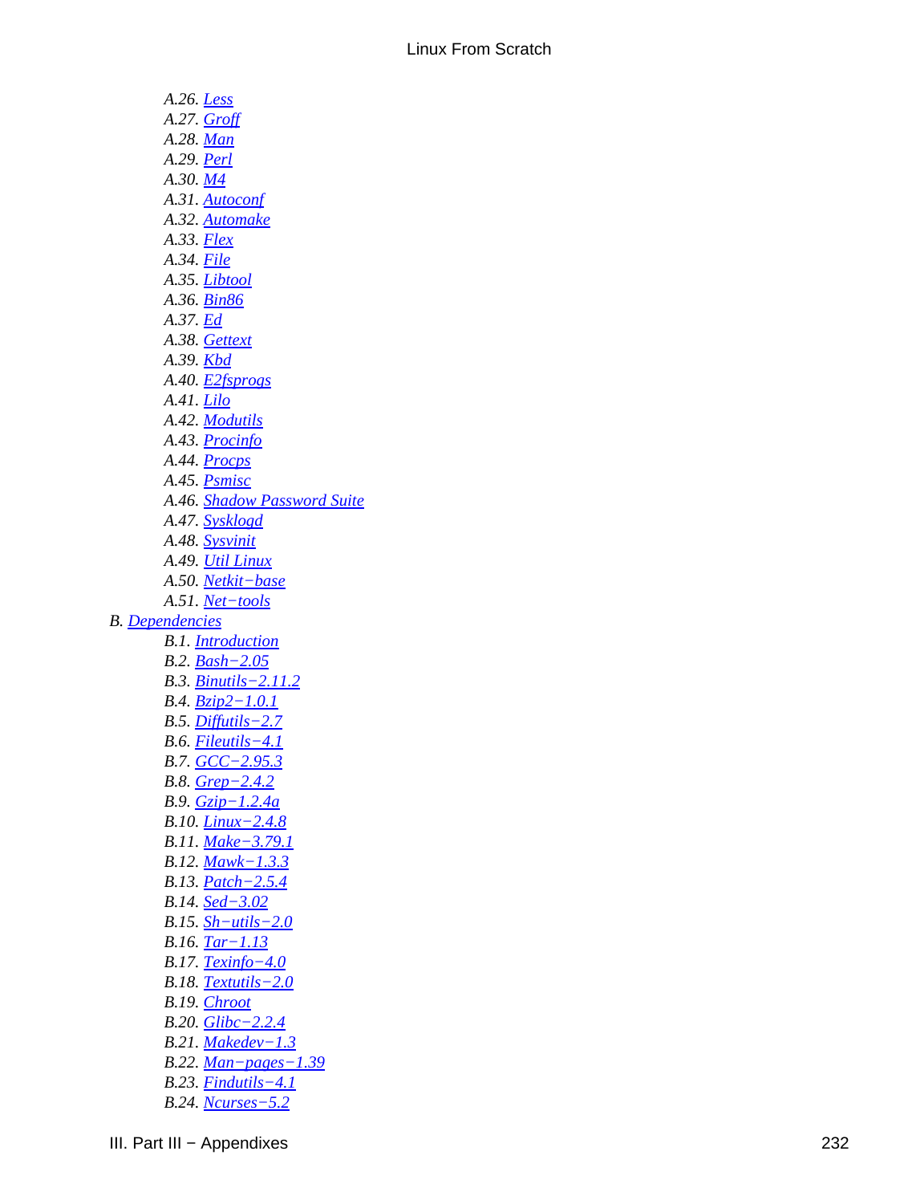- *A.26.* Less
- *A.27.* Groff
- *A.28.* Man
- *A.29.* Perl
- *A.30.* M4
- *A.31.* Autoconf
- *A.32.* Automake
- *A.33.* Flex
- *A.34.* File
- *A.35.* Libtool
- *A.36.* Bin86
- *A.37.* Ed
- *A.38.* Gettext
- *A.39.* Kbd
- *A.40.* E2fsprogs
- *A.41.* Lilo
- *A.42.* Modutils
- *A.43.* Procinfo
- *A.44.* Procps
- *A.45.* Psmisc
- *A.46.* Shadow Password Suite
- *A.47.* Sysklogd
- *A.48.* Sysvinit
- *A.49.* Util Linux
- *A.50.* Netkit−base
- *A.51.* Net−tools

*B.* Dependencies

- *B.1.* Introduction
- *B.2.* Bash−2.05
- *B.3.* Binutils−2.11.2
- *B.4.* Bzip2−1.0.1
- *B.5.* Diffutils−2.7
- *B.6.* Fileutils−4.1
- *B.7.* GCC−2.95.3
- *B.8.* Grep−2.4.2
- *B.9.* Gzip−1.2.4a
- *B.10.* Linux−2.4.8
- *B.11.* Make−3.79.1
- *B.12.* Mawk−1.3.3
- *B.13.* Patch−2.5.4
- *B.14.* Sed−3.02
- *B.15.* Sh−utils−2.0
- *B.16.* Tar−1.13
- *B.17.* Texinfo−4.0
- *B.18.* Textutils−2.0
- *B.19.* Chroot
- *B.20.* Glibc−2.2.4
- *B.21.* Makedev−1.3
- *B.22.* Man−pages−1.39
- *B.23.* Findutils−4.1
- *B.24.* Ncurses−5.2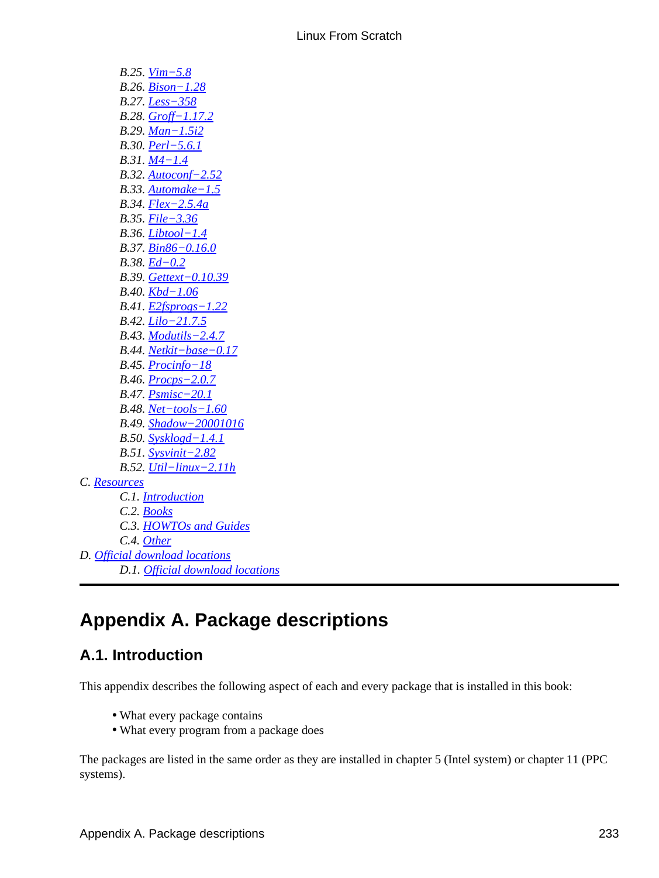- B.25. Vim−5.8
- B.26. Bison−1.28
- B.27. Less−358
- B.28. Groff−1.17.2
- B.29. Man−1.5i2
- B.30. Perl−5.6.1
- B.31. M4−1.4
- B.32. Autoconf−2.52
- B.33. Automake−1.5
- B.34. Flex−2.5.4a
- B.35. File−3.36
- B.36. Libtool−1.4
- B.37. Bin86−0.16.0
- B.38. Ed−0.2
- B.39. Gettext−0.10.39
- B.40. Kbd−1.06
- B.41. E2fsprogs−1.22
- B.42. Lilo−21.7.5
- B.43. Modutils−2.4.7
- B.44. Netkit−base−0.17
- B.45. Procinfo−18
- B.46. Procps−2.0.7
- B.47. Psmisc−20.1
- B.48. Net−tools−1.60
- B.49. Shadow−20001016
- B.50. Sysklogd−1.4.1
- B.51. Sysvinit−2.82
- B.52. Util−linux−2.11h

C. Resources
- C.1. Introduction
- C.2. Books
- C.3. HOWTOs and Guides
- C.4. Other

D. Official download locations
- D.1. Official download locations

---

# Appendix A. Package descriptions

## A.1. Introduction

This appendix describes the following aspect of each and every package that is installed in this book:

- What every package contains
- What every program from a package does

The packages are listed in the same order as they are installed in chapter 5 (Intel system) or chapter 11 (PPC systems).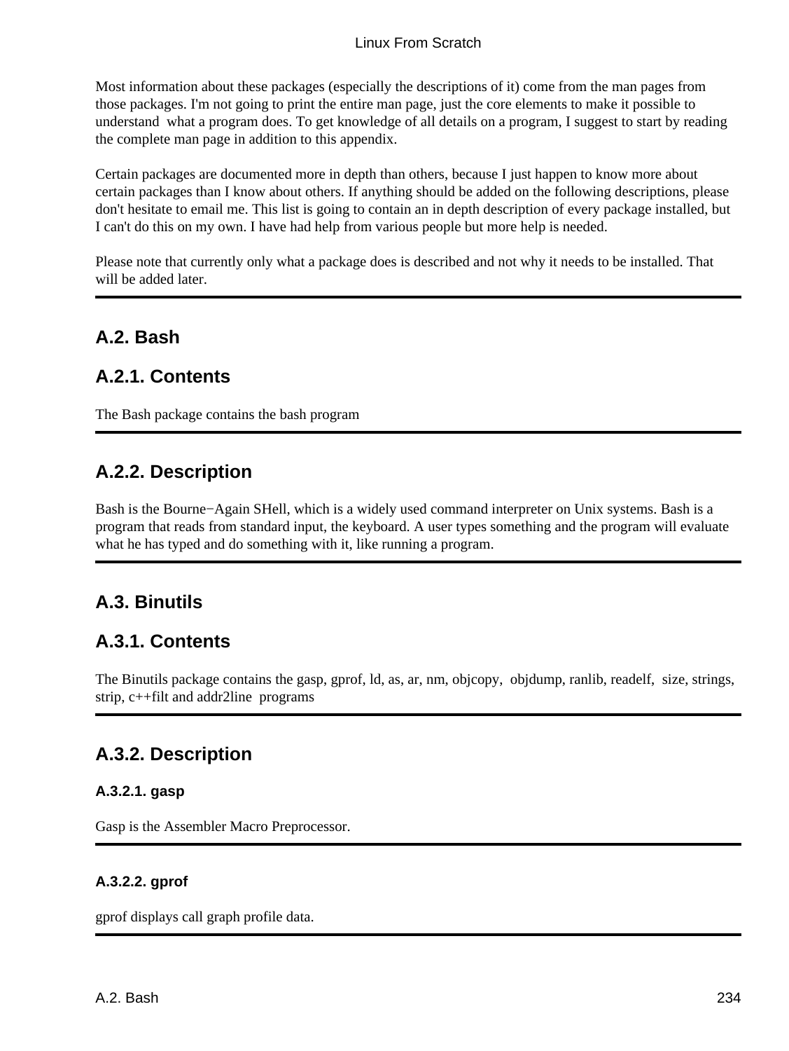Most information about these packages (especially the descriptions of it) come from the man pages from those packages. I'm not going to print the entire man page, just the core elements to make it possible to understand what a program does. To get knowledge of all details on a program, I suggest to start by reading the complete man page in addition to this appendix.

Certain packages are documented more in depth than others, because I just happen to know more about certain packages than I know about others. If anything should be added on the following descriptions, please don't hesitate to email me. This list is going to contain an in depth description of every package installed, but I can't do this on my own. I have had help from various people but more help is needed.

Please note that currently only what a package does is described and not why it needs to be installed. That will be added later.

---

## A.2. Bash

### A.2.1. Contents

The Bash package contains the bash program

---

### A.2.2. Description

Bash is the Bourne−Again SHell, which is a widely used command interpreter on Unix systems. Bash is a program that reads from standard input, the keyboard. A user types something and the program will evaluate what he has typed and do something with it, like running a program.

---

## A.3. Binutils

### A.3.1. Contents

The Binutils package contains the gasp, gprof, ld, as, ar, nm, objcopy, objdump, ranlib, readelf, size, strings, strip, c++filt and addr2line programs

---

### A.3.2. Description

#### A.3.2.1. gasp

Gasp is the Assembler Macro Preprocessor.

---

#### A.3.2.2. gprof

gprof displays call graph profile data.

---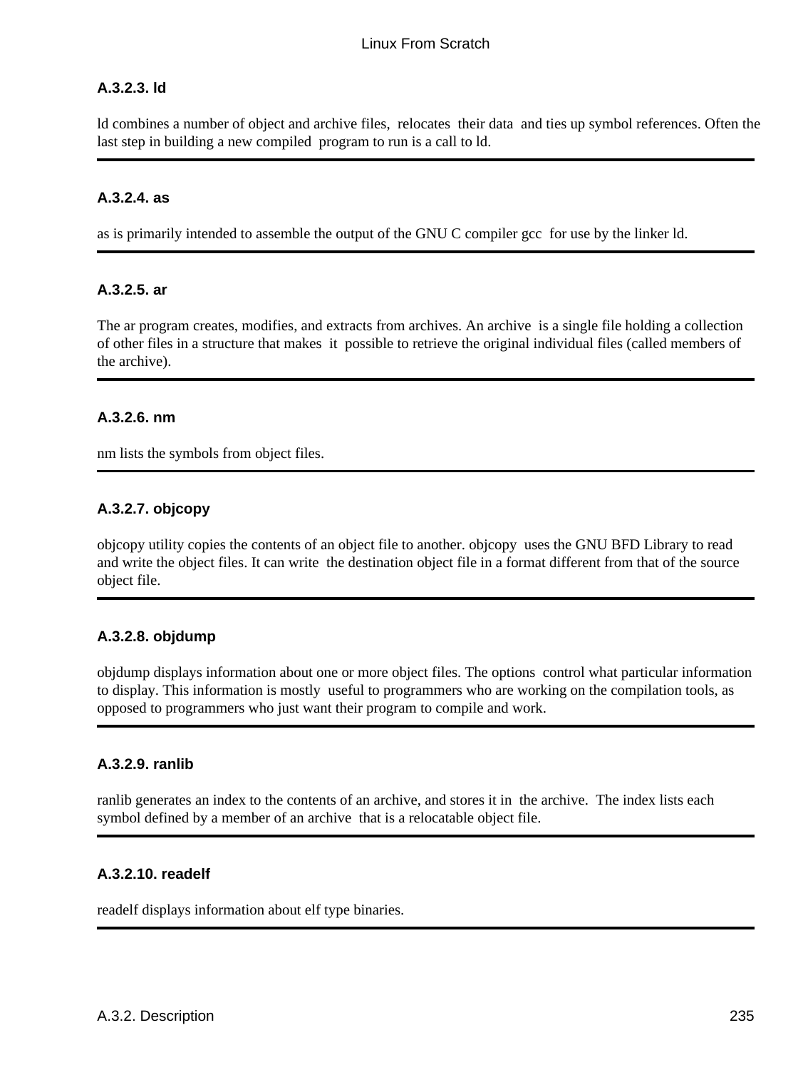#### A.3.2.3. ld

ld combines a number of object and archive files, relocates their data and ties up symbol references. Often the last step in building a new compiled program to run is a call to ld.

---

#### A.3.2.4. as

as is primarily intended to assemble the output of the GNU C compiler gcc for use by the linker ld.

---

#### A.3.2.5. ar

The ar program creates, modifies, and extracts from archives. An archive is a single file holding a collection of other files in a structure that makes it possible to retrieve the original individual files (called members of the archive).

---

#### A.3.2.6. nm

nm lists the symbols from object files.

---

#### A.3.2.7. objcopy

objcopy utility copies the contents of an object file to another. objcopy uses the GNU BFD Library to read and write the object files. It can write the destination object file in a format different from that of the source object file.

---

#### A.3.2.8. objdump

objdump displays information about one or more object files. The options control what particular information to display. This information is mostly useful to programmers who are working on the compilation tools, as opposed to programmers who just want their program to compile and work.

---

#### A.3.2.9. ranlib

ranlib generates an index to the contents of an archive, and stores it in the archive. The index lists each symbol defined by a member of an archive that is a relocatable object file.

---

#### A.3.2.10. readelf

readelf displays information about elf type binaries.

---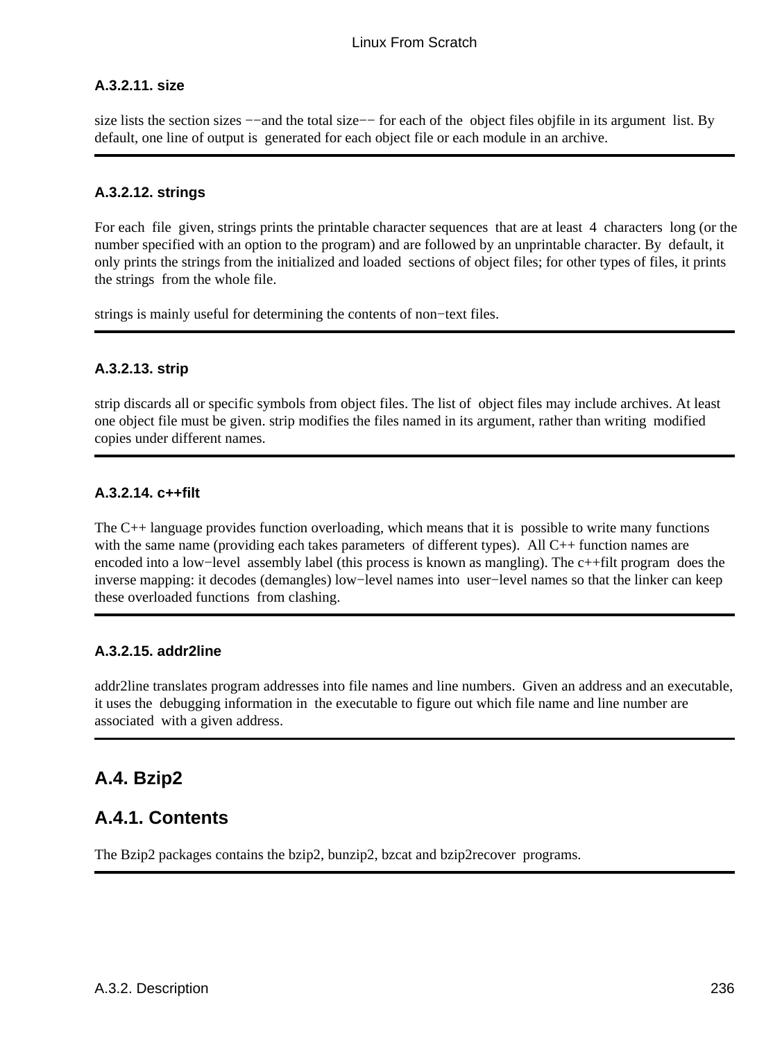#### A.3.2.11. size

size lists the section sizes −−and the total size−− for each of the object files objfile in its argument list. By default, one line of output is generated for each object file or each module in an archive.

---

#### A.3.2.12. strings

For each file given, strings prints the printable character sequences that are at least 4 characters long (or the number specified with an option to the program) and are followed by an unprintable character. By default, it only prints the strings from the initialized and loaded sections of object files; for other types of files, it prints the strings from the whole file.

strings is mainly useful for determining the contents of non−text files.

---

#### A.3.2.13. strip

strip discards all or specific symbols from object files. The list of object files may include archives. At least one object file must be given. strip modifies the files named in its argument, rather than writing modified copies under different names.

---

#### A.3.2.14. c++filt

The C++ language provides function overloading, which means that it is possible to write many functions with the same name (providing each takes parameters of different types). All C++ function names are encoded into a low−level assembly label (this process is known as mangling). The c++filt program does the inverse mapping: it decodes (demangles) low−level names into user−level names so that the linker can keep these overloaded functions from clashing.

---

#### A.3.2.15. addr2line

addr2line translates program addresses into file names and line numbers. Given an address and an executable, it uses the debugging information in the executable to figure out which file name and line number are associated with a given address.

---

## A.4. Bzip2

## A.4.1. Contents

The Bzip2 packages contains the bzip2, bunzip2, bzcat and bzip2recover programs.

---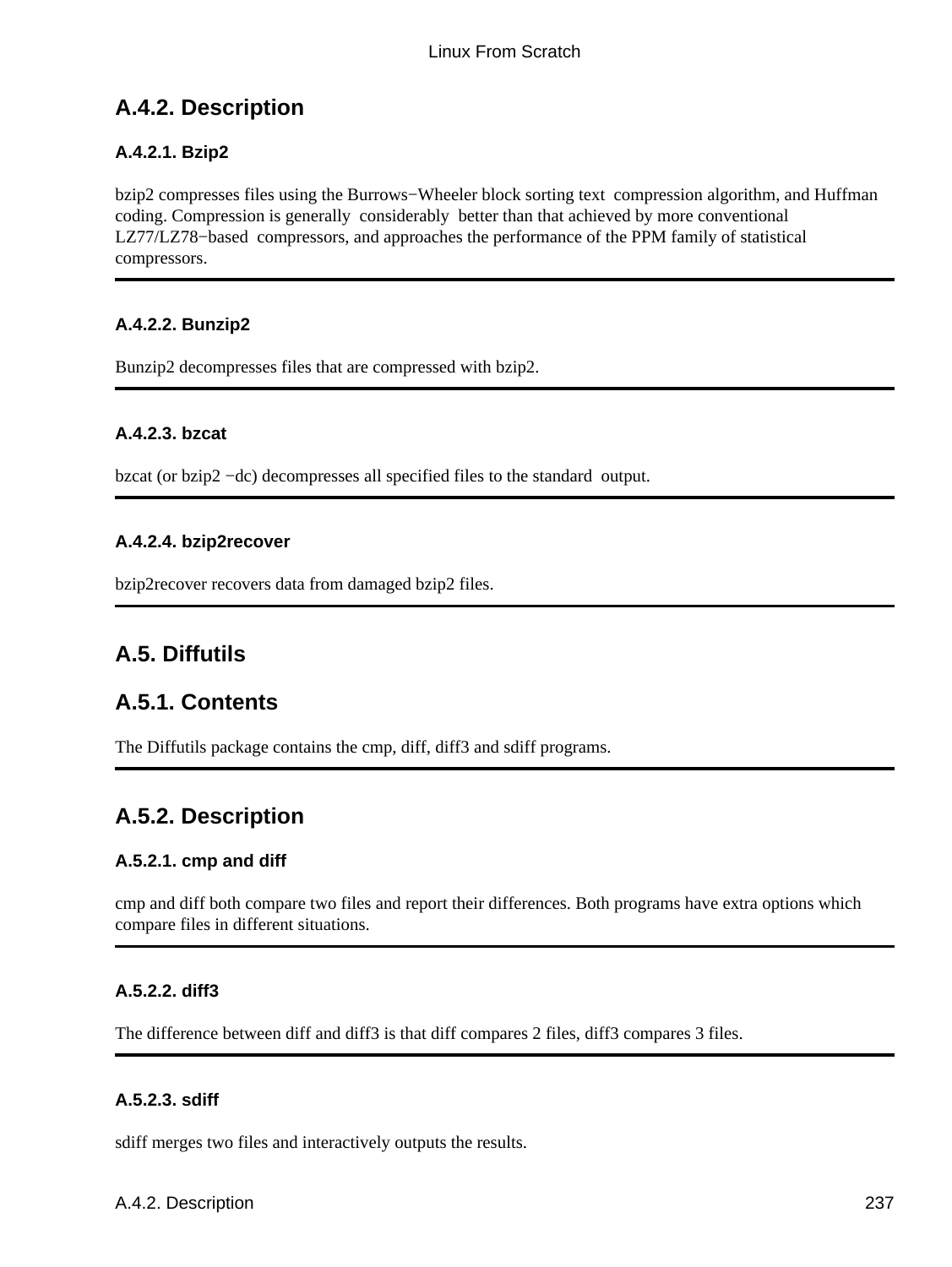## A.4.2. Description

### A.4.2.1. Bzip2

bzip2 compresses files using the Burrows−Wheeler block sorting text compression algorithm, and Huffman coding. Compression is generally considerably better than that achieved by more conventional LZ77/LZ78−based compressors, and approaches the performance of the PPM family of statistical compressors.

---

### A.4.2.2. Bunzip2

Bunzip2 decompresses files that are compressed with bzip2.

---

### A.4.2.3. bzcat

bzcat (or bzip2 −dc) decompresses all specified files to the standard output.

---

### A.4.2.4. bzip2recover

bzip2recover recovers data from damaged bzip2 files.

---

## A.5. Diffutils

## A.5.1. Contents

The Diffutils package contains the cmp, diff, diff3 and sdiff programs.

---

## A.5.2. Description

### A.5.2.1. cmp and diff

cmp and diff both compare two files and report their differences. Both programs have extra options which compare files in different situations.

---

### A.5.2.2. diff3

The difference between diff and diff3 is that diff compares 2 files, diff3 compares 3 files.

---

### A.5.2.3. sdiff

sdiff merges two files and interactively outputs the results.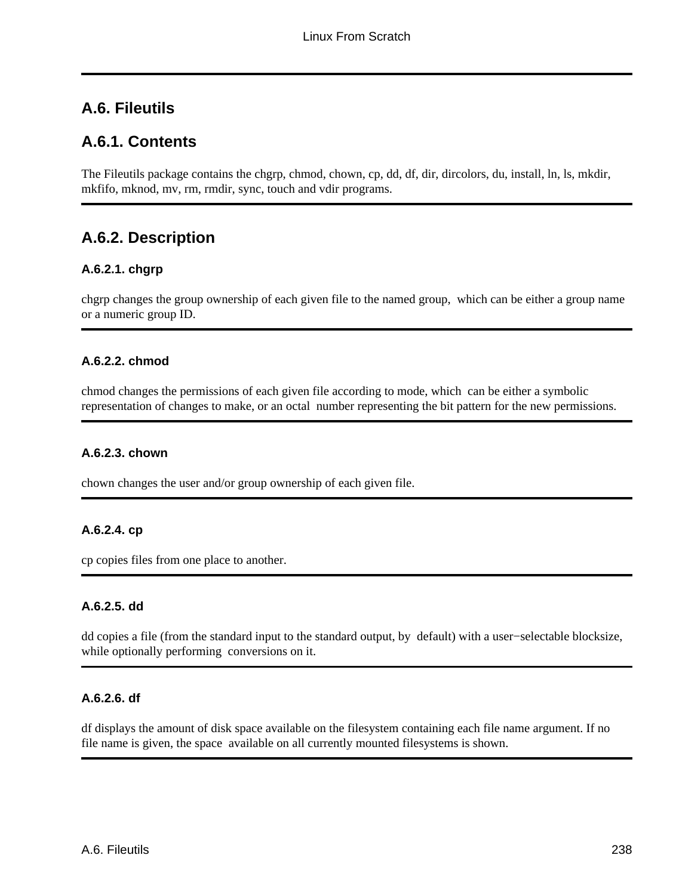## A.6. Fileutils

## A.6.1. Contents

The Fileutils package contains the chgrp, chmod, chown, cp, dd, df, dir, dircolors, du, install, ln, ls, mkdir, mkfifo, mknod, mv, rm, rmdir, sync, touch and vdir programs.

## A.6.2. Description

### A.6.2.1. chgrp

chgrp changes the group ownership of each given file to the named group, which can be either a group name or a numeric group ID.

### A.6.2.2. chmod

chmod changes the permissions of each given file according to mode, which can be either a symbolic representation of changes to make, or an octal number representing the bit pattern for the new permissions.

### A.6.2.3. chown

chown changes the user and/or group ownership of each given file.

### A.6.2.4. cp

cp copies files from one place to another.

### A.6.2.5. dd

dd copies a file (from the standard input to the standard output, by default) with a user−selectable blocksize, while optionally performing conversions on it.

### A.6.2.6. df

df displays the amount of disk space available on the filesystem containing each file name argument. If no file name is given, the space available on all currently mounted filesystems is shown.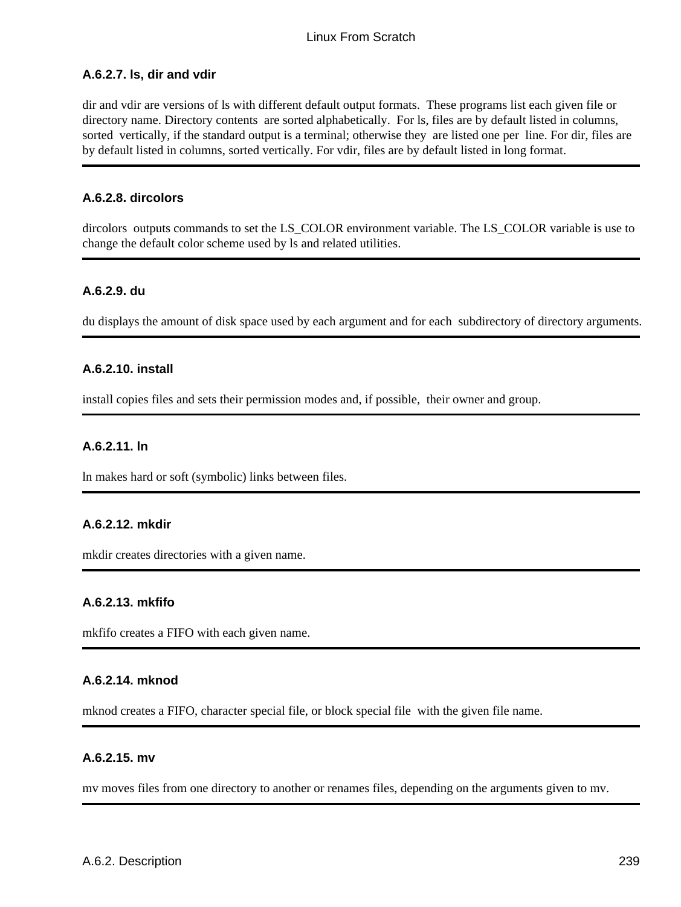#### A.6.2.7. ls, dir and vdir

dir and vdir are versions of ls with different default output formats. These programs list each given file or directory name. Directory contents are sorted alphabetically. For ls, files are by default listed in columns, sorted vertically, if the standard output is a terminal; otherwise they are listed one per line. For dir, files are by default listed in columns, sorted vertically. For vdir, files are by default listed in long format.

---

#### A.6.2.8. dircolors

dircolors outputs commands to set the LS_COLOR environment variable. The LS_COLOR variable is use to change the default color scheme used by ls and related utilities.

---

#### A.6.2.9. du

du displays the amount of disk space used by each argument and for each subdirectory of directory arguments.

---

#### A.6.2.10. install

install copies files and sets their permission modes and, if possible, their owner and group.

---

#### A.6.2.11. ln

ln makes hard or soft (symbolic) links between files.

---

#### A.6.2.12. mkdir

mkdir creates directories with a given name.

---

#### A.6.2.13. mkfifo

mkfifo creates a FIFO with each given name.

---

#### A.6.2.14. mknod

mknod creates a FIFO, character special file, or block special file with the given file name.

---

#### A.6.2.15. mv

mv moves files from one directory to another or renames files, depending on the arguments given to mv.

---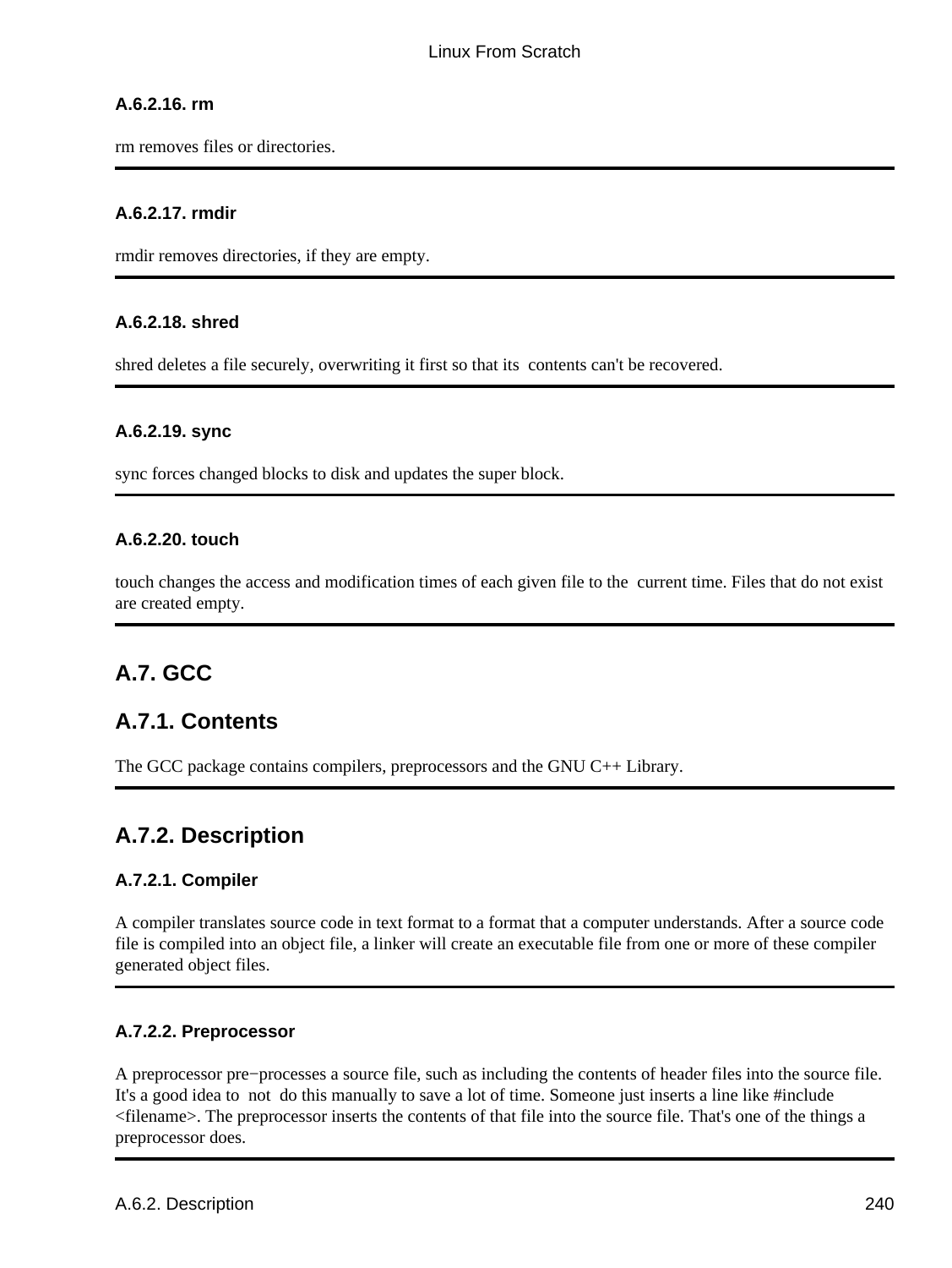#### A.6.2.16. rm

rm removes files or directories.

---

#### A.6.2.17. rmdir

rmdir removes directories, if they are empty.

---

#### A.6.2.18. shred

shred deletes a file securely, overwriting it first so that its contents can't be recovered.

---

#### A.6.2.19. sync

sync forces changed blocks to disk and updates the super block.

---

#### A.6.2.20. touch

touch changes the access and modification times of each given file to the current time. Files that do not exist are created empty.

---

## A.7. GCC

## A.7.1. Contents

The GCC package contains compilers, preprocessors and the GNU C++ Library.

---

## A.7.2. Description

#### A.7.2.1. Compiler

A compiler translates source code in text format to a format that a computer understands. After a source code file is compiled into an object file, a linker will create an executable file from one or more of these compiler generated object files.

---

#### A.7.2.2. Preprocessor

A preprocessor pre−processes a source file, such as including the contents of header files into the source file. It's a good idea to not do this manually to save a lot of time. Someone just inserts a line like #include <filename>. The preprocessor inserts the contents of that file into the source file. That's one of the things a preprocessor does.

---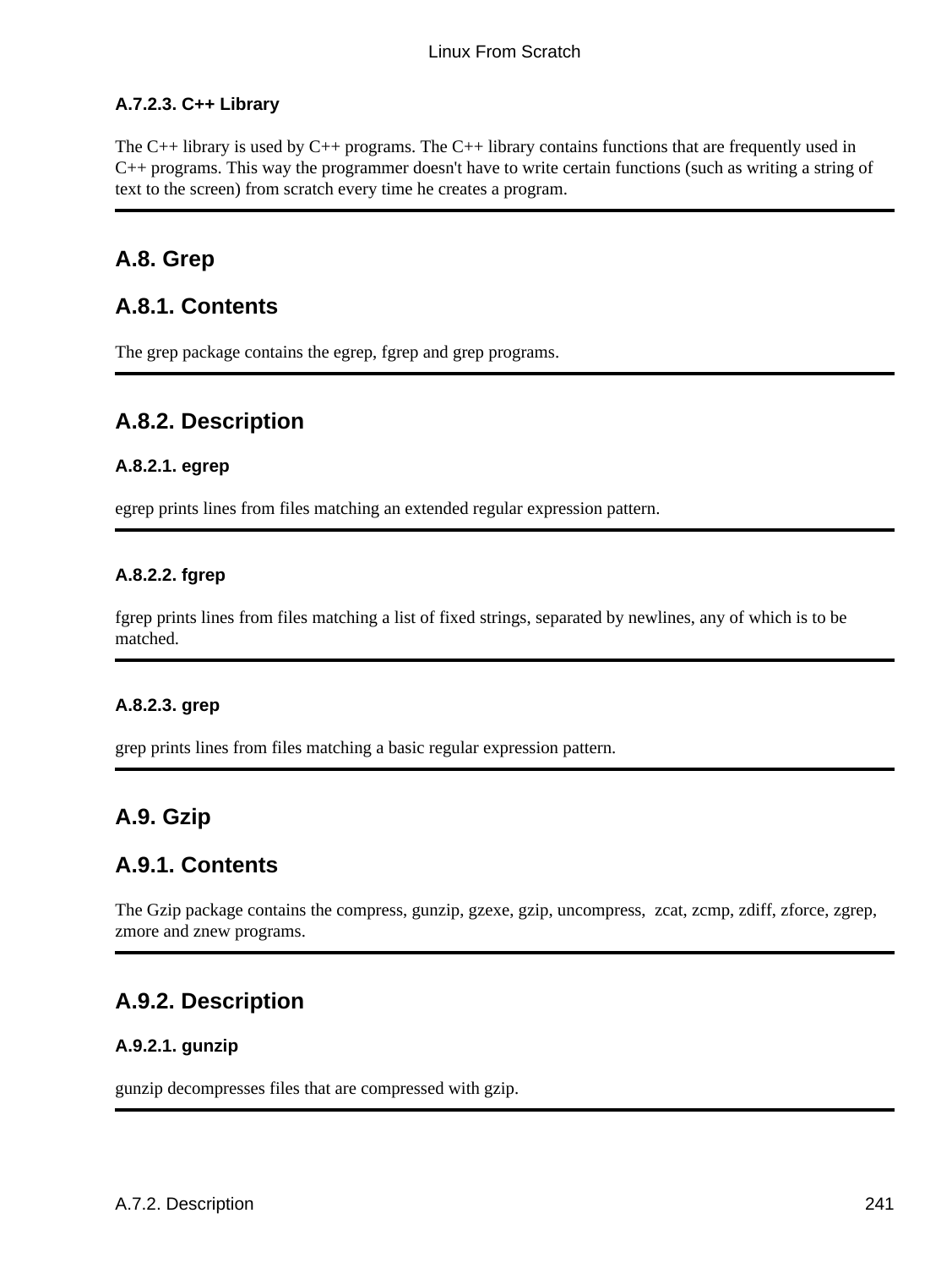#### A.7.2.3. C++ Library

The C++ library is used by C++ programs. The C++ library contains functions that are frequently used in C++ programs. This way the programmer doesn't have to write certain functions (such as writing a string of text to the screen) from scratch every time he creates a program.

## A.8. Grep

## A.8.1. Contents

The grep package contains the egrep, fgrep and grep programs.

## A.8.2. Description

#### A.8.2.1. egrep

egrep prints lines from files matching an extended regular expression pattern.

#### A.8.2.2. fgrep

fgrep prints lines from files matching a list of fixed strings, separated by newlines, any of which is to be matched.

#### A.8.2.3. grep

grep prints lines from files matching a basic regular expression pattern.

## A.9. Gzip

## A.9.1. Contents

The Gzip package contains the compress, gunzip, gzexe, gzip, uncompress, zcat, zcmp, zdiff, zforce, zgrep, zmore and znew programs.

## A.9.2. Description

#### A.9.2.1. gunzip

gunzip decompresses files that are compressed with gzip.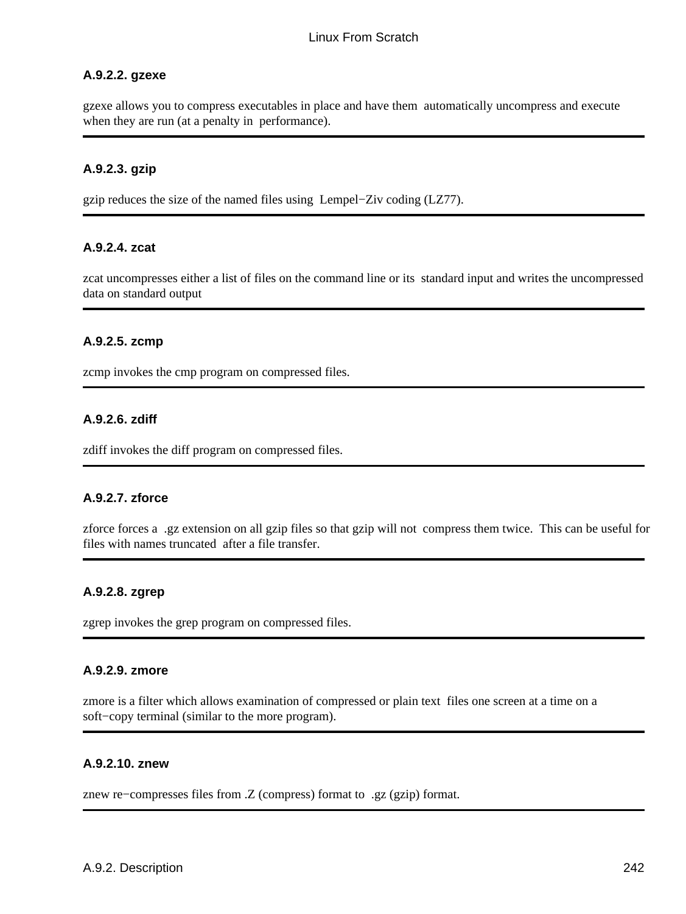#### A.9.2.2. gzexe

gzexe allows you to compress executables in place and have them automatically uncompress and execute when they are run (at a penalty in performance).

---

#### A.9.2.3. gzip

gzip reduces the size of the named files using Lempel−Ziv coding (LZ77).

---

#### A.9.2.4. zcat

zcat uncompresses either a list of files on the command line or its standard input and writes the uncompressed data on standard output

---

#### A.9.2.5. zcmp

zcmp invokes the cmp program on compressed files.

---

#### A.9.2.6. zdiff

zdiff invokes the diff program on compressed files.

---

#### A.9.2.7. zforce

zforce forces a .gz extension on all gzip files so that gzip will not compress them twice. This can be useful for files with names truncated after a file transfer.

---

#### A.9.2.8. zgrep

zgrep invokes the grep program on compressed files.

---

#### A.9.2.9. zmore

zmore is a filter which allows examination of compressed or plain text files one screen at a time on a soft−copy terminal (similar to the more program).

---

#### A.9.2.10. znew

znew re−compresses files from .Z (compress) format to .gz (gzip) format.

---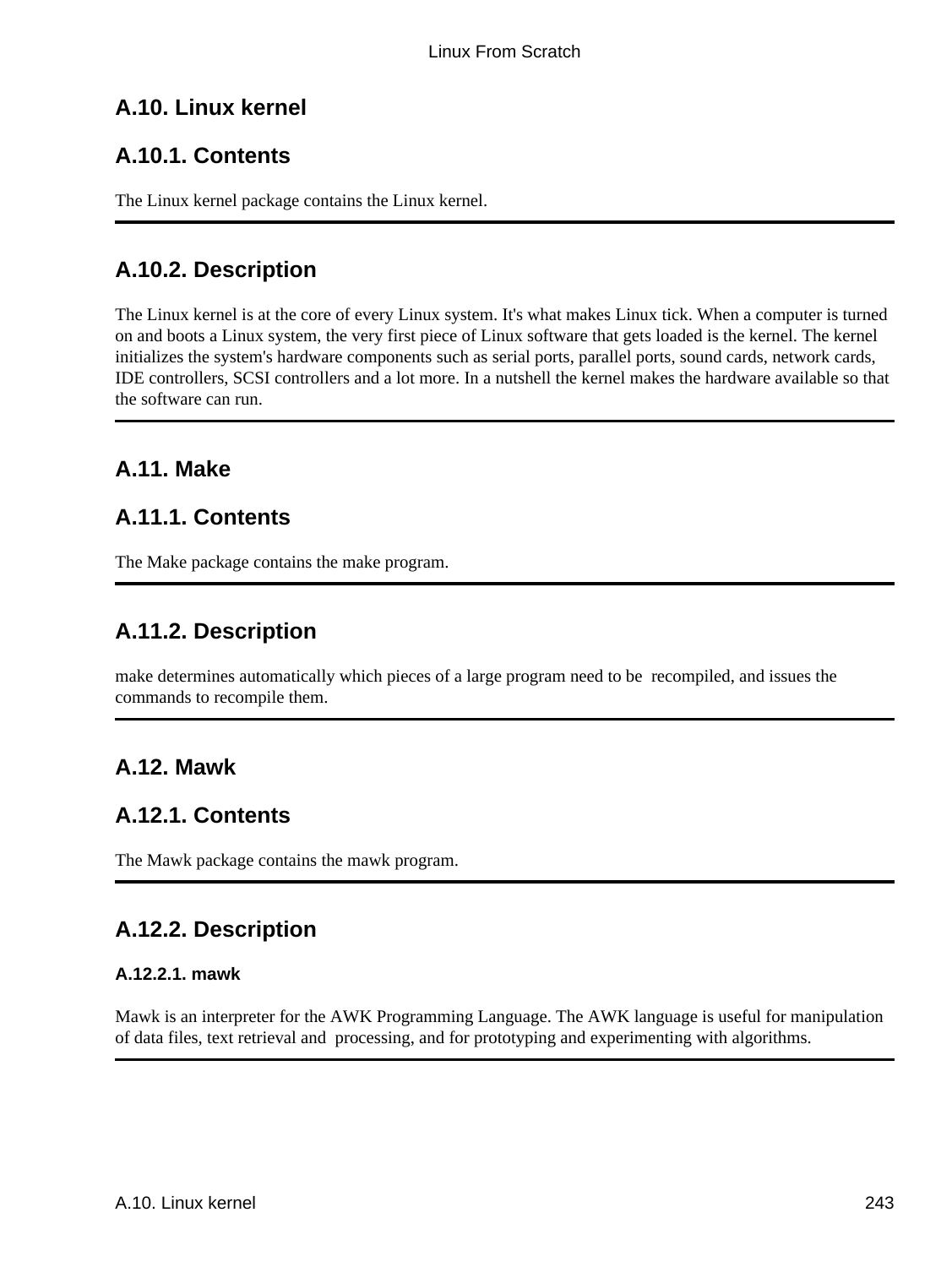## A.10. Linux kernel

### A.10.1. Contents

The Linux kernel package contains the Linux kernel.

### A.10.2. Description

The Linux kernel is at the core of every Linux system. It's what makes Linux tick. When a computer is turned on and boots a Linux system, the very first piece of Linux software that gets loaded is the kernel. The kernel initializes the system's hardware components such as serial ports, parallel ports, sound cards, network cards, IDE controllers, SCSI controllers and a lot more. In a nutshell the kernel makes the hardware available so that the software can run.

## A.11. Make

### A.11.1. Contents

The Make package contains the make program.

### A.11.2. Description

make determines automatically which pieces of a large program need to be recompiled, and issues the commands to recompile them.

## A.12. Mawk

### A.12.1. Contents

The Mawk package contains the mawk program.

### A.12.2. Description

#### A.12.2.1. mawk

Mawk is an interpreter for the AWK Programming Language. The AWK language is useful for manipulation of data files, text retrieval and processing, and for prototyping and experimenting with algorithms.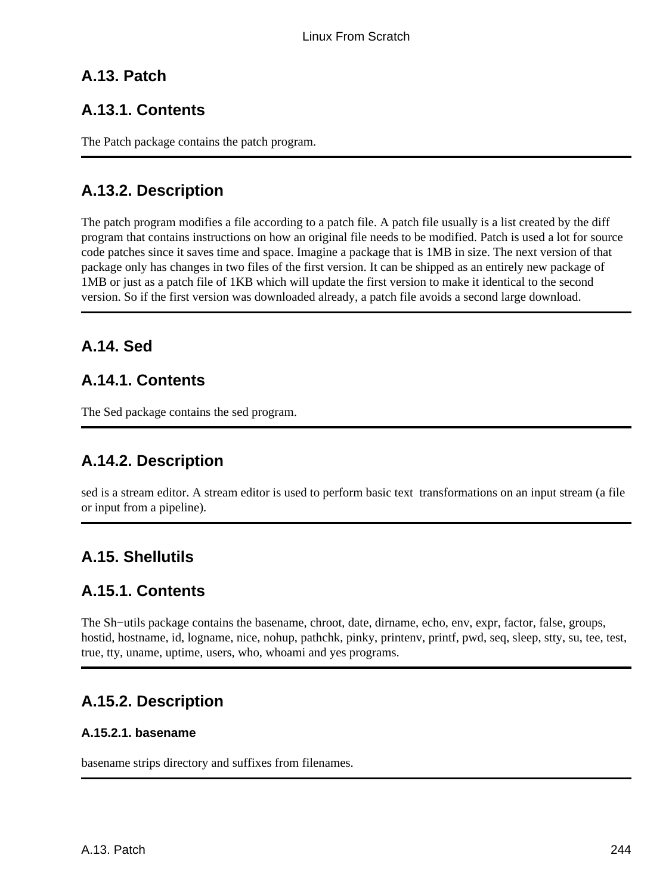## A.13. Patch

### A.13.1. Contents

The Patch package contains the patch program.

---

### A.13.2. Description

The patch program modifies a file according to a patch file. A patch file usually is a list created by the diff program that contains instructions on how an original file needs to be modified. Patch is used a lot for source code patches since it saves time and space. Imagine a package that is 1MB in size. The next version of that package only has changes in two files of the first version. It can be shipped as an entirely new package of 1MB or just as a patch file of 1KB which will update the first version to make it identical to the second version. So if the first version was downloaded already, a patch file avoids a second large download.

---

## A.14. Sed

### A.14.1. Contents

The Sed package contains the sed program.

---

### A.14.2. Description

sed is a stream editor. A stream editor is used to perform basic text transformations on an input stream (a file or input from a pipeline).

---

## A.15. Shellutils

### A.15.1. Contents

The Sh−utils package contains the basename, chroot, date, dirname, echo, env, expr, factor, false, groups, hostid, hostname, id, logname, nice, nohup, pathchk, pinky, printenv, printf, pwd, seq, sleep, stty, su, tee, test, true, tty, uname, uptime, users, who, whoami and yes programs.

---

### A.15.2. Description

#### A.15.2.1. basename

basename strips directory and suffixes from filenames.

---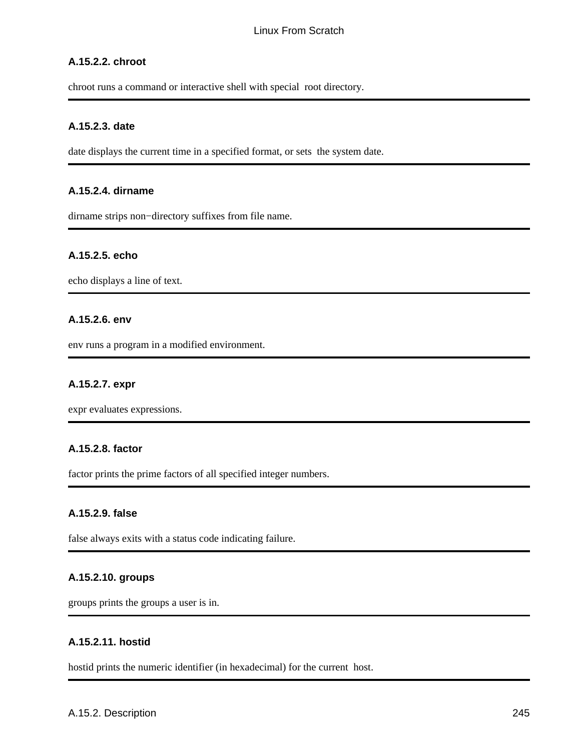#### A.15.2.2. chroot

chroot runs a command or interactive shell with special root directory.

---

#### A.15.2.3. date

date displays the current time in a specified format, or sets the system date.

---

#### A.15.2.4. dirname

dirname strips non−directory suffixes from file name.

---

#### A.15.2.5. echo

echo displays a line of text.

---

#### A.15.2.6. env

env runs a program in a modified environment.

---

#### A.15.2.7. expr

expr evaluates expressions.

---

#### A.15.2.8. factor

factor prints the prime factors of all specified integer numbers.

---

#### A.15.2.9. false

false always exits with a status code indicating failure.

---

#### A.15.2.10. groups

groups prints the groups a user is in.

---

#### A.15.2.11. hostid

hostid prints the numeric identifier (in hexadecimal) for the current host.

---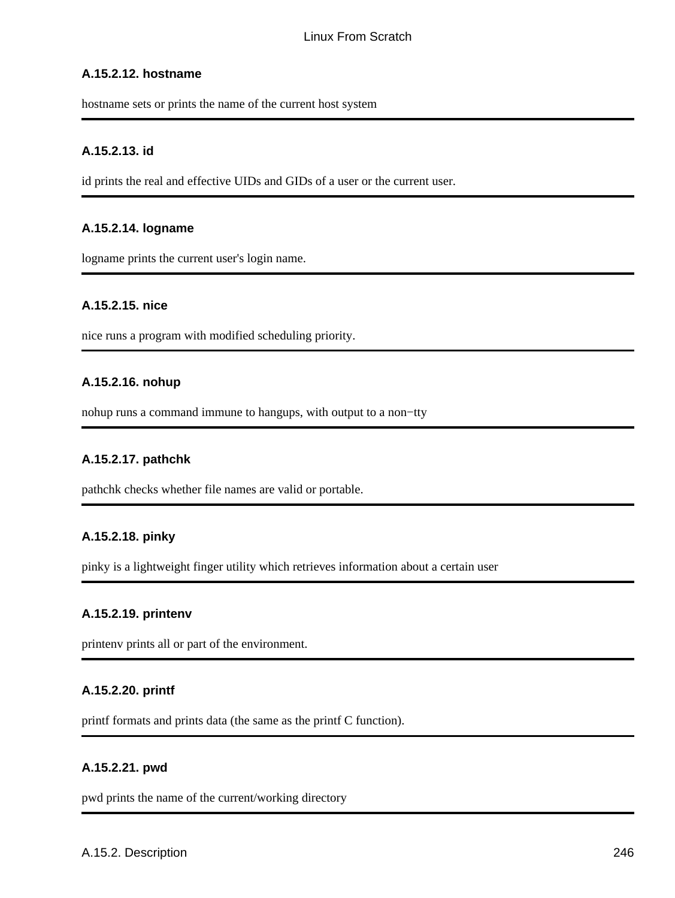#### A.15.2.12. hostname

hostname sets or prints the name of the current host system

#### A.15.2.13. id

id prints the real and effective UIDs and GIDs of a user or the current user.

#### A.15.2.14. logname

logname prints the current user's login name.

#### A.15.2.15. nice

nice runs a program with modified scheduling priority.

#### A.15.2.16. nohup

nohup runs a command immune to hangups, with output to a non−tty

#### A.15.2.17. pathchk

pathchk checks whether file names are valid or portable.

#### A.15.2.18. pinky

pinky is a lightweight finger utility which retrieves information about a certain user

#### A.15.2.19. printenv

printenv prints all or part of the environment.

#### A.15.2.20. printf

printf formats and prints data (the same as the printf C function).

#### A.15.2.21. pwd

pwd prints the name of the current/working directory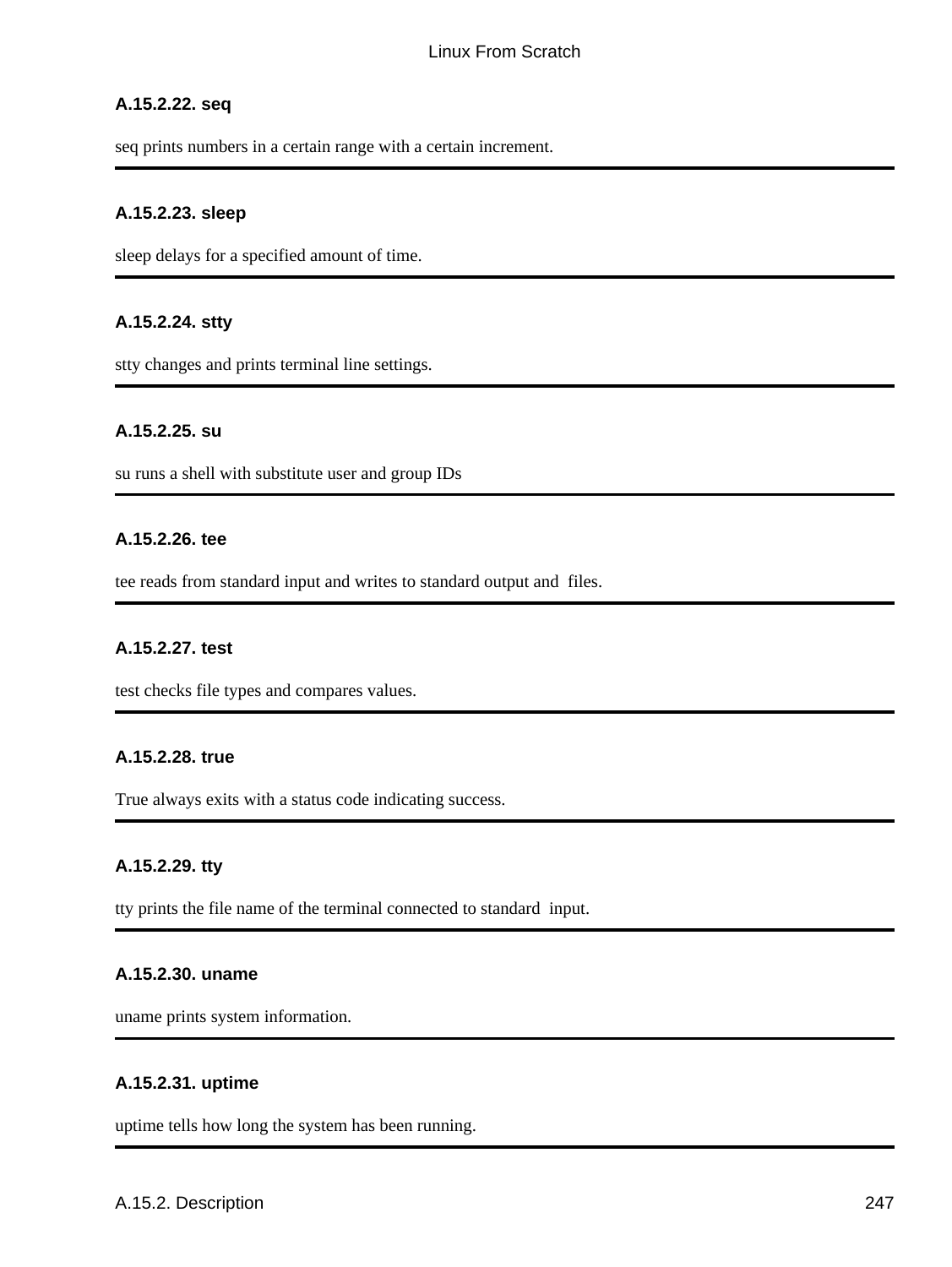#### A.15.2.22. seq

seq prints numbers in a certain range with a certain increment.

#### A.15.2.23. sleep

sleep delays for a specified amount of time.

#### A.15.2.24. stty

stty changes and prints terminal line settings.

#### A.15.2.25. su

su runs a shell with substitute user and group IDs

#### A.15.2.26. tee

tee reads from standard input and writes to standard output and files.

#### A.15.2.27. test

test checks file types and compares values.

#### A.15.2.28. true

True always exits with a status code indicating success.

#### A.15.2.29. tty

tty prints the file name of the terminal connected to standard input.

#### A.15.2.30. uname

uname prints system information.

#### A.15.2.31. uptime

uptime tells how long the system has been running.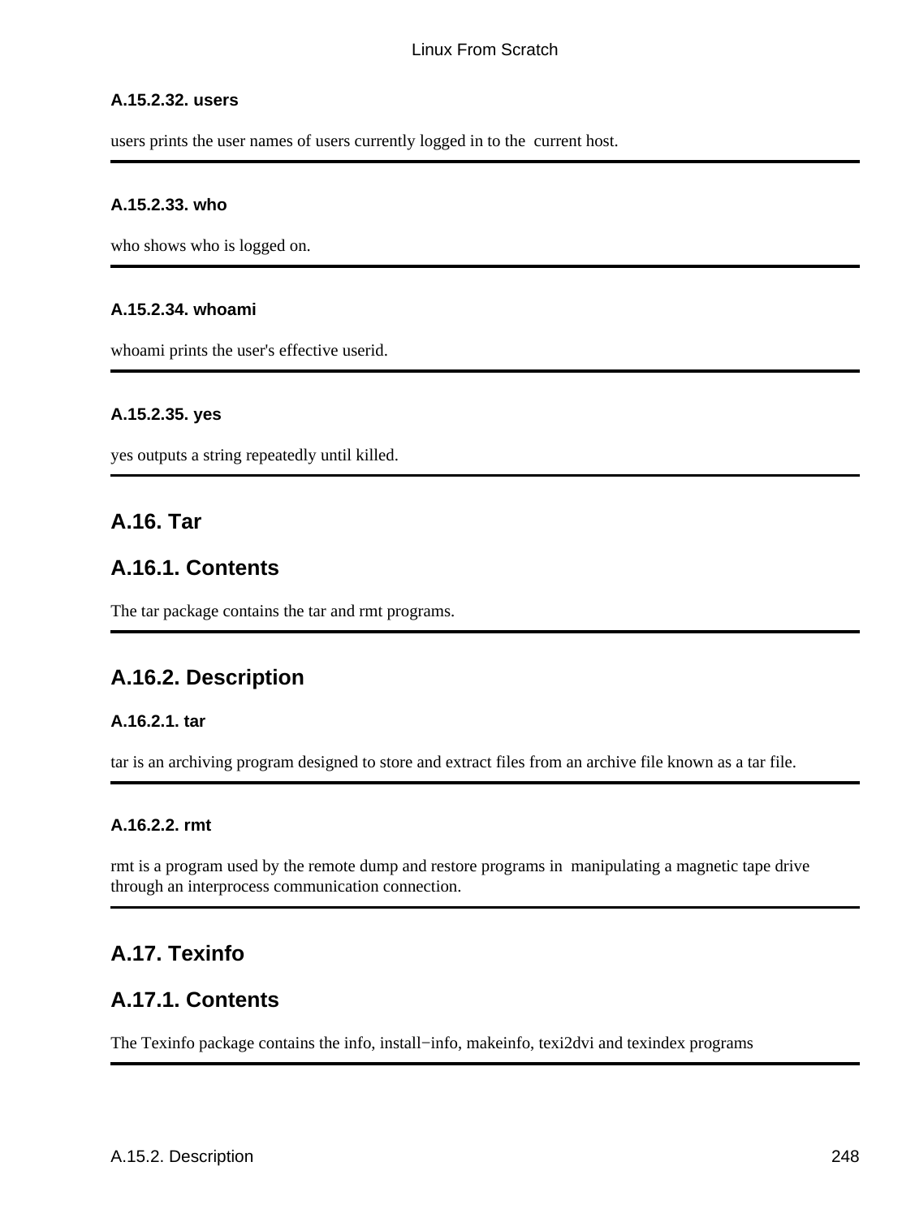#### A.15.2.32. users

users prints the user names of users currently logged in to the current host.

---

#### A.15.2.33. who

who shows who is logged on.

---

#### A.15.2.34. whoami

whoami prints the user's effective userid.

---

#### A.15.2.35. yes

yes outputs a string repeatedly until killed.

---

## A.16. Tar

### A.16.1. Contents

The tar package contains the tar and rmt programs.

---

### A.16.2. Description

#### A.16.2.1. tar

tar is an archiving program designed to store and extract files from an archive file known as a tar file.

---

#### A.16.2.2. rmt

rmt is a program used by the remote dump and restore programs in manipulating a magnetic tape drive through an interprocess communication connection.

---

## A.17. Texinfo

### A.17.1. Contents

The Texinfo package contains the info, install−info, makeinfo, texi2dvi and texindex programs

---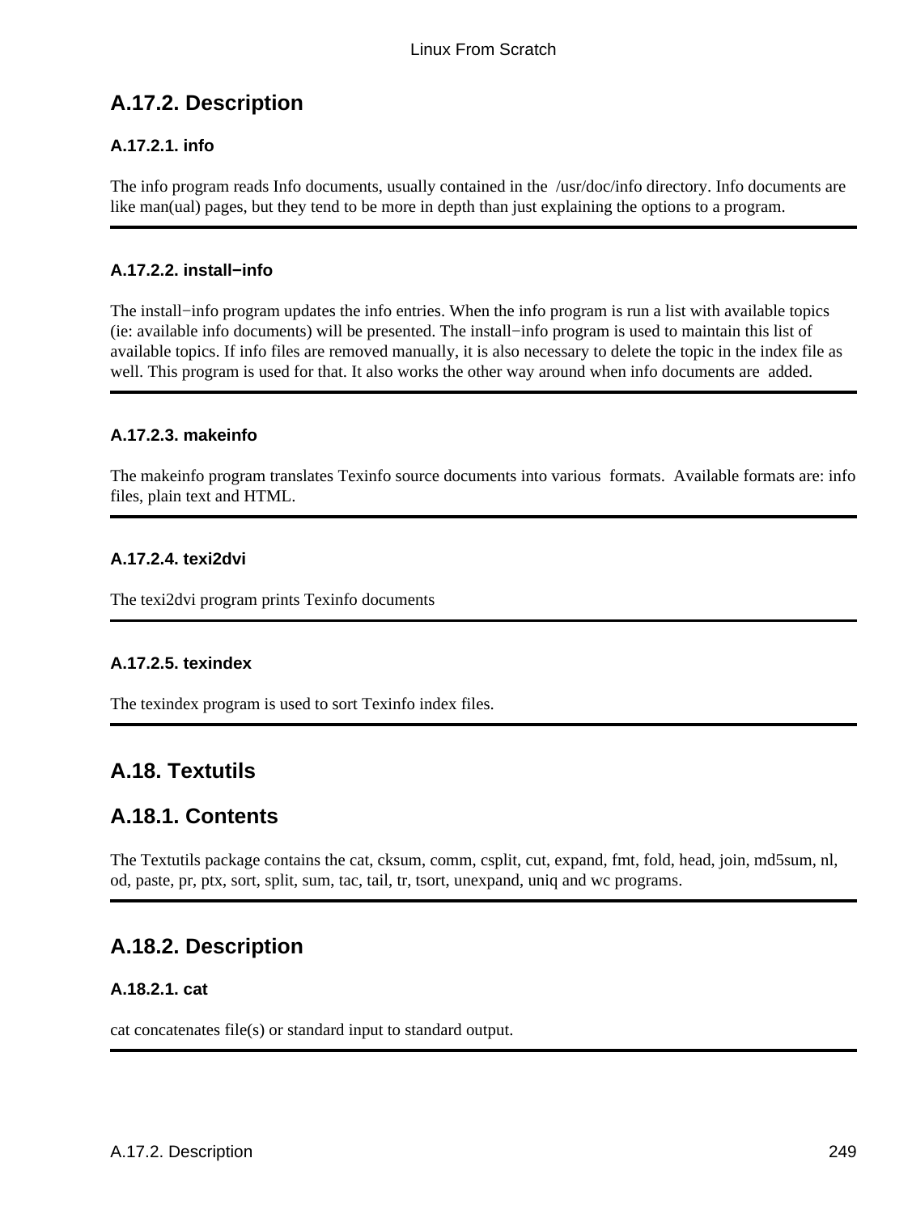## A.17.2. Description

### A.17.2.1. info

The info program reads Info documents, usually contained in the /usr/doc/info directory. Info documents are like man(ual) pages, but they tend to be more in depth than just explaining the options to a program.

---

### A.17.2.2. install−info

The install−info program updates the info entries. When the info program is run a list with available topics (ie: available info documents) will be presented. The install−info program is used to maintain this list of available topics. If info files are removed manually, it is also necessary to delete the topic in the index file as well. This program is used for that. It also works the other way around when info documents are added.

---

### A.17.2.3. makeinfo

The makeinfo program translates Texinfo source documents into various formats. Available formats are: info files, plain text and HTML.

---

### A.17.2.4. texi2dvi

The texi2dvi program prints Texinfo documents

---

### A.17.2.5. texindex

The texindex program is used to sort Texinfo index files.

---

## A.18. Textutils

## A.18.1. Contents

The Textutils package contains the cat, cksum, comm, csplit, cut, expand, fmt, fold, head, join, md5sum, nl, od, paste, pr, ptx, sort, split, sum, tac, tail, tr, tsort, unexpand, uniq and wc programs.

---

## A.18.2. Description

### A.18.2.1. cat

cat concatenates file(s) or standard input to standard output.

---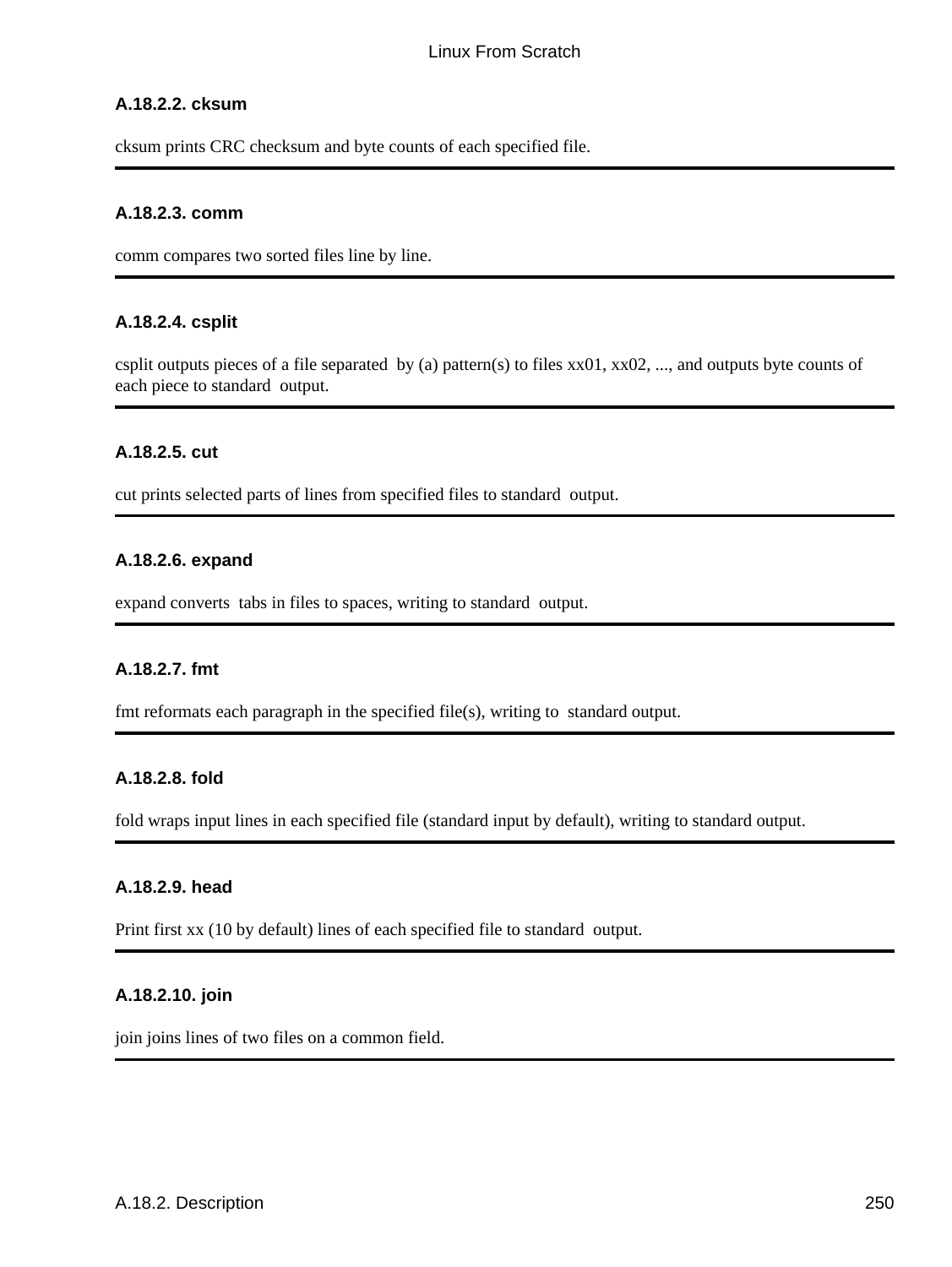### A.18.2.2. cksum

cksum prints CRC checksum and byte counts of each specified file.

---

### A.18.2.3. comm

comm compares two sorted files line by line.

---

### A.18.2.4. csplit

csplit outputs pieces of a file separated by (a) pattern(s) to files xx01, xx02, ..., and outputs byte counts of each piece to standard output.

---

### A.18.2.5. cut

cut prints selected parts of lines from specified files to standard output.

---

### A.18.2.6. expand

expand converts tabs in files to spaces, writing to standard output.

---

### A.18.2.7. fmt

fmt reformats each paragraph in the specified file(s), writing to standard output.

---

### A.18.2.8. fold

fold wraps input lines in each specified file (standard input by default), writing to standard output.

---

### A.18.2.9. head

Print first xx (10 by default) lines of each specified file to standard output.

---

### A.18.2.10. join

join joins lines of two files on a common field.

---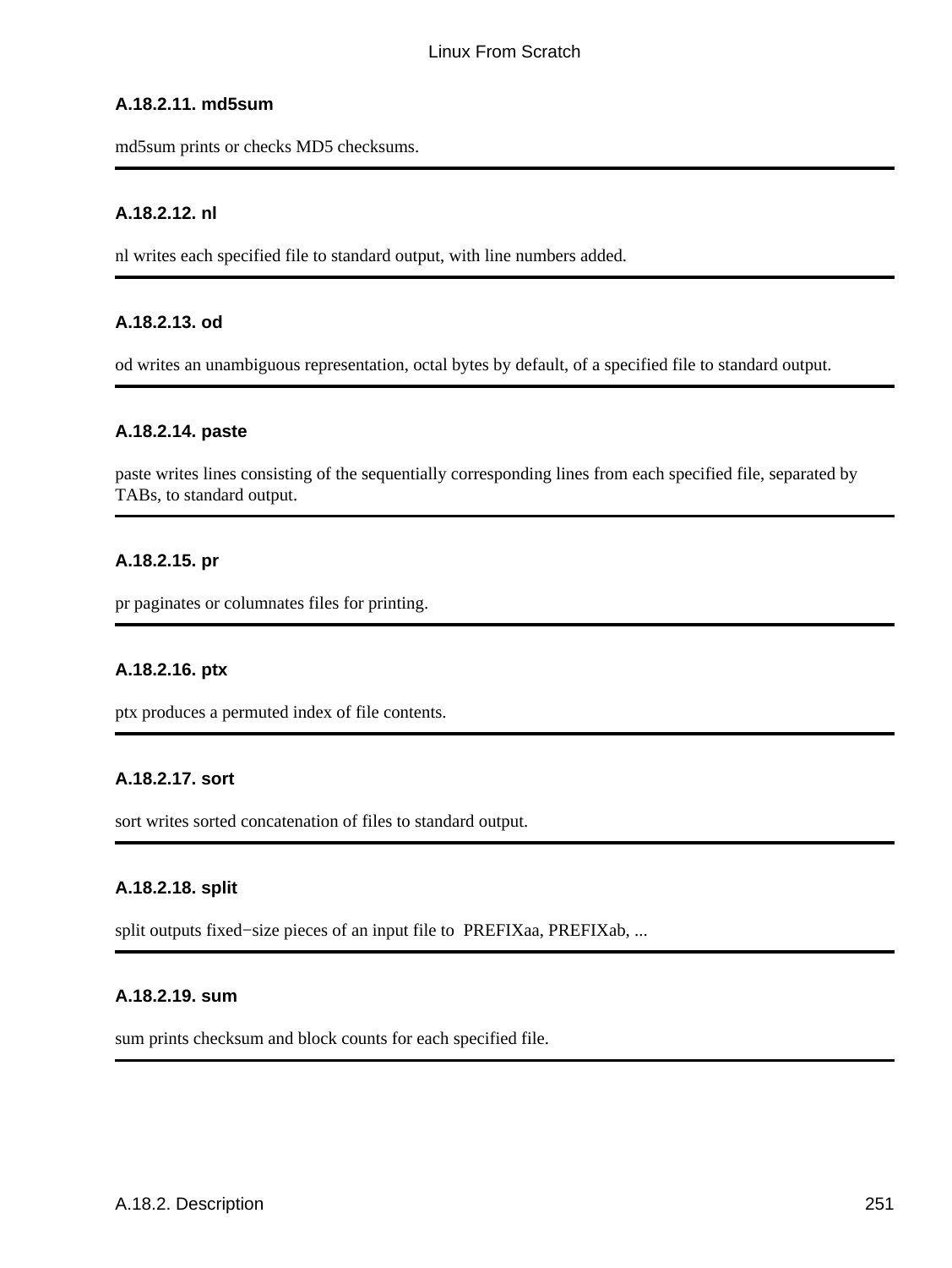#### A.18.2.11. md5sum

md5sum prints or checks MD5 checksums.

---

#### A.18.2.12. nl

nl writes each specified file to standard output, with line numbers added.

---

#### A.18.2.13. od

od writes an unambiguous representation, octal bytes by default, of a specified file to standard output.

---

#### A.18.2.14. paste

paste writes lines consisting of the sequentially corresponding lines from each specified file, separated by TABs, to standard output.

---

#### A.18.2.15. pr

pr paginates or columnates files for printing.

---

#### A.18.2.16. ptx

ptx produces a permuted index of file contents.

---

#### A.18.2.17. sort

sort writes sorted concatenation of files to standard output.

---

#### A.18.2.18. split

split outputs fixed−size pieces of an input file to PREFIXaa, PREFIXab, ...

---

#### A.18.2.19. sum

sum prints checksum and block counts for each specified file.

---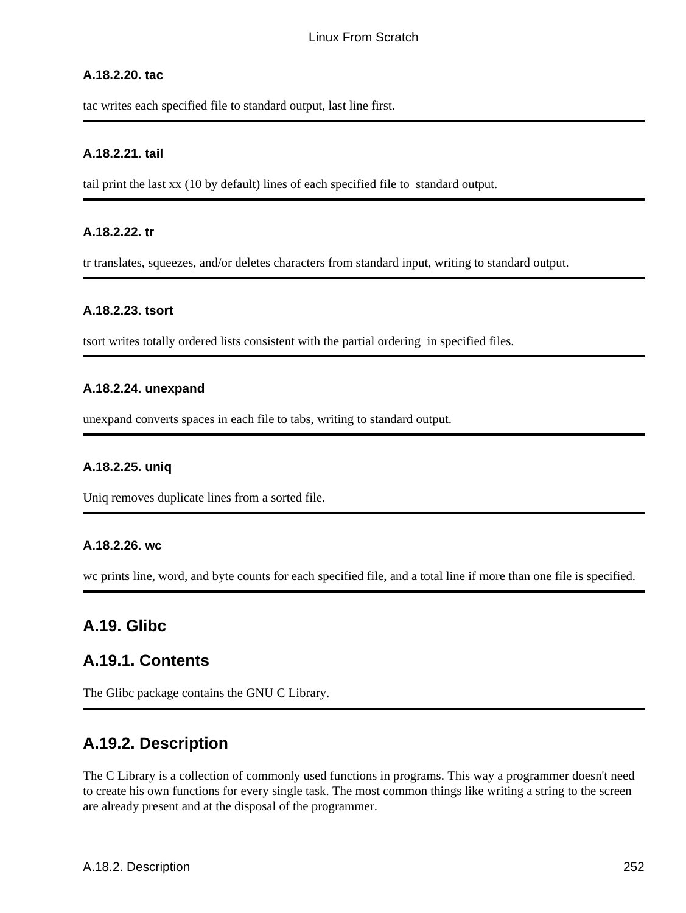#### A.18.2.20. tac

tac writes each specified file to standard output, last line first.

---

#### A.18.2.21. tail

tail print the last xx (10 by default) lines of each specified file to standard output.

---

#### A.18.2.22. tr

tr translates, squeezes, and/or deletes characters from standard input, writing to standard output.

---

#### A.18.2.23. tsort

tsort writes totally ordered lists consistent with the partial ordering in specified files.

---

#### A.18.2.24. unexpand

unexpand converts spaces in each file to tabs, writing to standard output.

---

#### A.18.2.25. uniq

Uniq removes duplicate lines from a sorted file.

---

#### A.18.2.26. wc

wc prints line, word, and byte counts for each specified file, and a total line if more than one file is specified.

---

## A.19. Glibc

## A.19.1. Contents

The Glibc package contains the GNU C Library.

---

## A.19.2. Description

The C Library is a collection of commonly used functions in programs. This way a programmer doesn't need to create his own functions for every single task. The most common things like writing a string to the screen are already present and at the disposal of the programmer.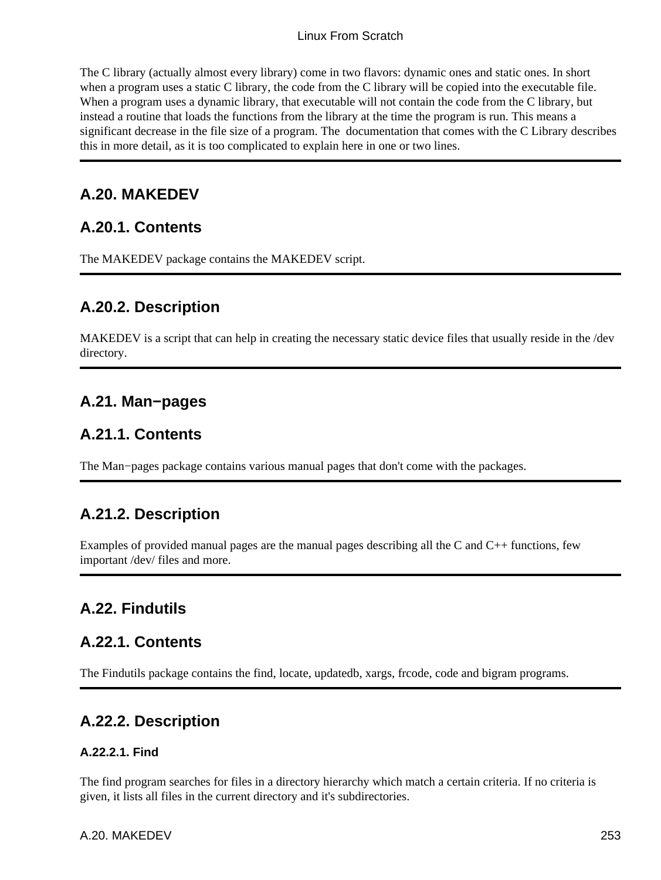The C library (actually almost every library) come in two flavors: dynamic ones and static ones. In short when a program uses a static C library, the code from the C library will be copied into the executable file. When a program uses a dynamic library, that executable will not contain the code from the C library, but instead a routine that loads the functions from the library at the time the program is run. This means a significant decrease in the file size of a program. The documentation that comes with the C Library describes this in more detail, as it is too complicated to explain here in one or two lines.

---

## A.20. MAKEDEV

### A.20.1. Contents

The MAKEDEV package contains the MAKEDEV script.

---

### A.20.2. Description

MAKEDEV is a script that can help in creating the necessary static device files that usually reside in the /dev directory.

---

## A.21. Man−pages

### A.21.1. Contents

The Man−pages package contains various manual pages that don't come with the packages.

---

### A.21.2. Description

Examples of provided manual pages are the manual pages describing all the C and C++ functions, few important /dev/ files and more.

---

## A.22. Findutils

### A.22.1. Contents

The Findutils package contains the find, locate, updatedb, xargs, frcode, code and bigram programs.

---

### A.22.2. Description

#### A.22.2.1. Find

The find program searches for files in a directory hierarchy which match a certain criteria. If no criteria is given, it lists all files in the current directory and it's subdirectories.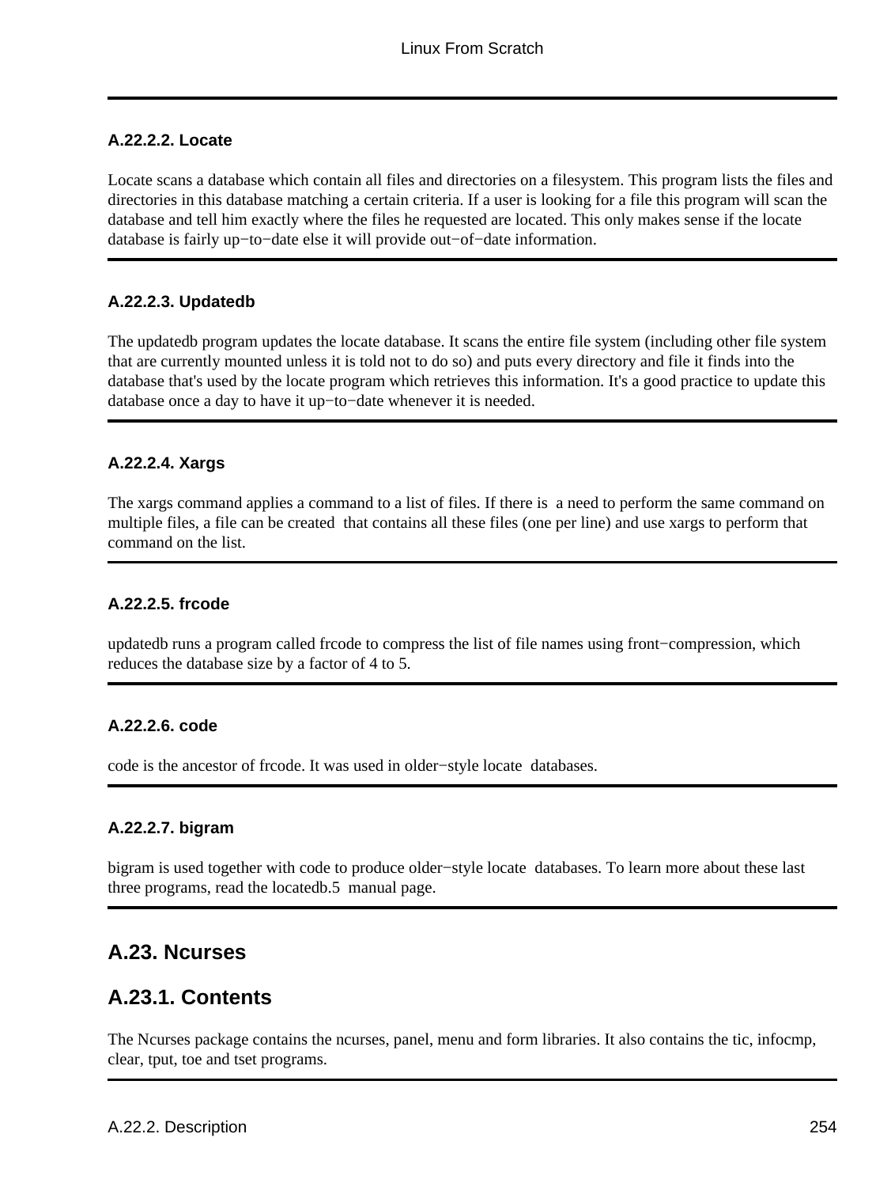#### A.22.2.2. Locate

Locate scans a database which contain all files and directories on a filesystem. This program lists the files and directories in this database matching a certain criteria. If a user is looking for a file this program will scan the database and tell him exactly where the files he requested are located. This only makes sense if the locate database is fairly up−to−date else it will provide out−of−date information.

#### A.22.2.3. Updatedb

The updatedb program updates the locate database. It scans the entire file system (including other file system that are currently mounted unless it is told not to do so) and puts every directory and file it finds into the database that's used by the locate program which retrieves this information. It's a good practice to update this database once a day to have it up−to−date whenever it is needed.

#### A.22.2.4. Xargs

The xargs command applies a command to a list of files. If there is a need to perform the same command on multiple files, a file can be created that contains all these files (one per line) and use xargs to perform that command on the list.

#### A.22.2.5. frcode

updatedb runs a program called frcode to compress the list of file names using front−compression, which reduces the database size by a factor of 4 to 5.

#### A.22.2.6. code

code is the ancestor of frcode. It was used in older−style locate databases.

#### A.22.2.7. bigram

bigram is used together with code to produce older−style locate databases. To learn more about these last three programs, read the locatedb.5 manual page.

## A.23. Ncurses

## A.23.1. Contents

The Ncurses package contains the ncurses, panel, menu and form libraries. It also contains the tic, infocmp, clear, tput, toe and tset programs.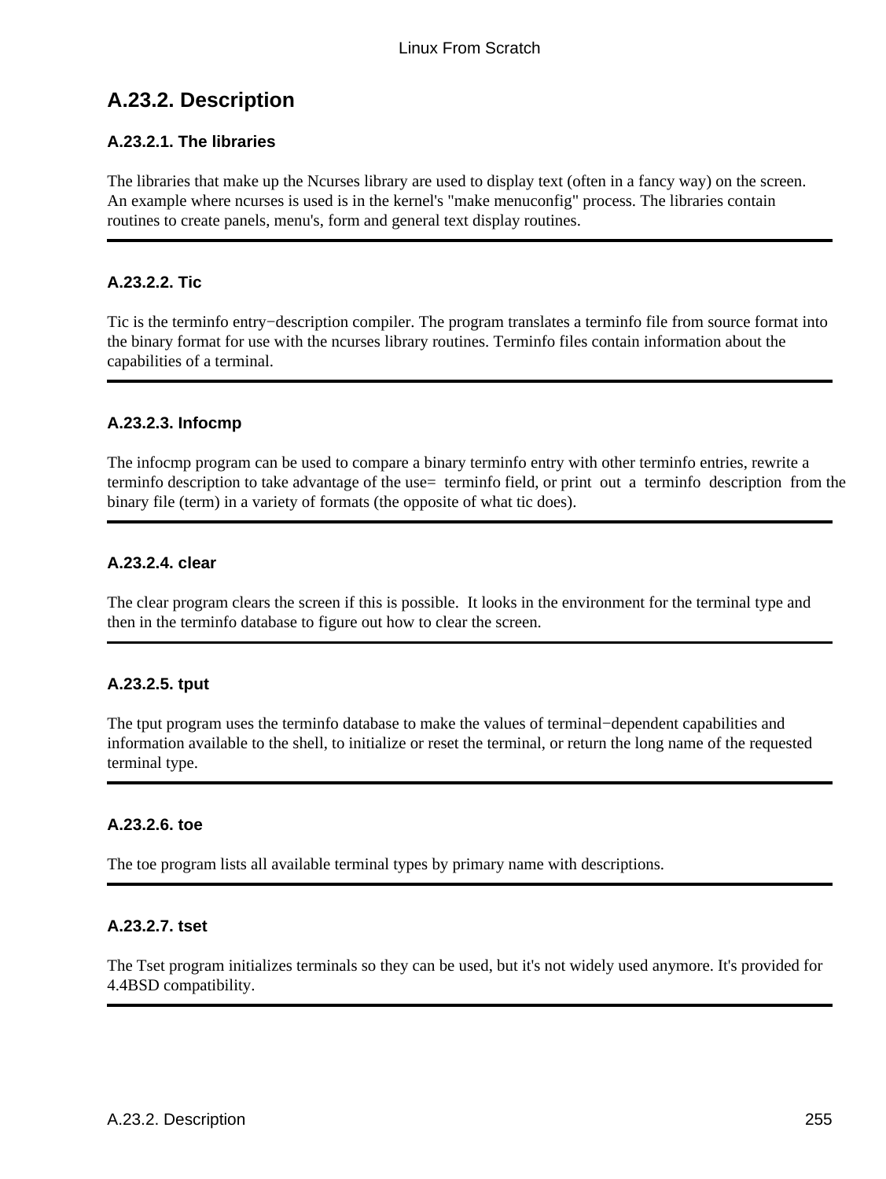## A.23.2. Description

### A.23.2.1. The libraries

The libraries that make up the Ncurses library are used to display text (often in a fancy way) on the screen. An example where ncurses is used is in the kernel's "make menuconfig" process. The libraries contain routines to create panels, menu's, form and general text display routines.

---

### A.23.2.2. Tic

Tic is the terminfo entry−description compiler. The program translates a terminfo file from source format into the binary format for use with the ncurses library routines. Terminfo files contain information about the capabilities of a terminal.

---

### A.23.2.3. Infocmp

The infocmp program can be used to compare a binary terminfo entry with other terminfo entries, rewrite a terminfo description to take advantage of the use= terminfo field, or print out a terminfo description from the binary file (term) in a variety of formats (the opposite of what tic does).

---

### A.23.2.4. clear

The clear program clears the screen if this is possible. It looks in the environment for the terminal type and then in the terminfo database to figure out how to clear the screen.

---

### A.23.2.5. tput

The tput program uses the terminfo database to make the values of terminal−dependent capabilities and information available to the shell, to initialize or reset the terminal, or return the long name of the requested terminal type.

---

### A.23.2.6. toe

The toe program lists all available terminal types by primary name with descriptions.

---

### A.23.2.7. tset

The Tset program initializes terminals so they can be used, but it's not widely used anymore. It's provided for 4.4BSD compatibility.

---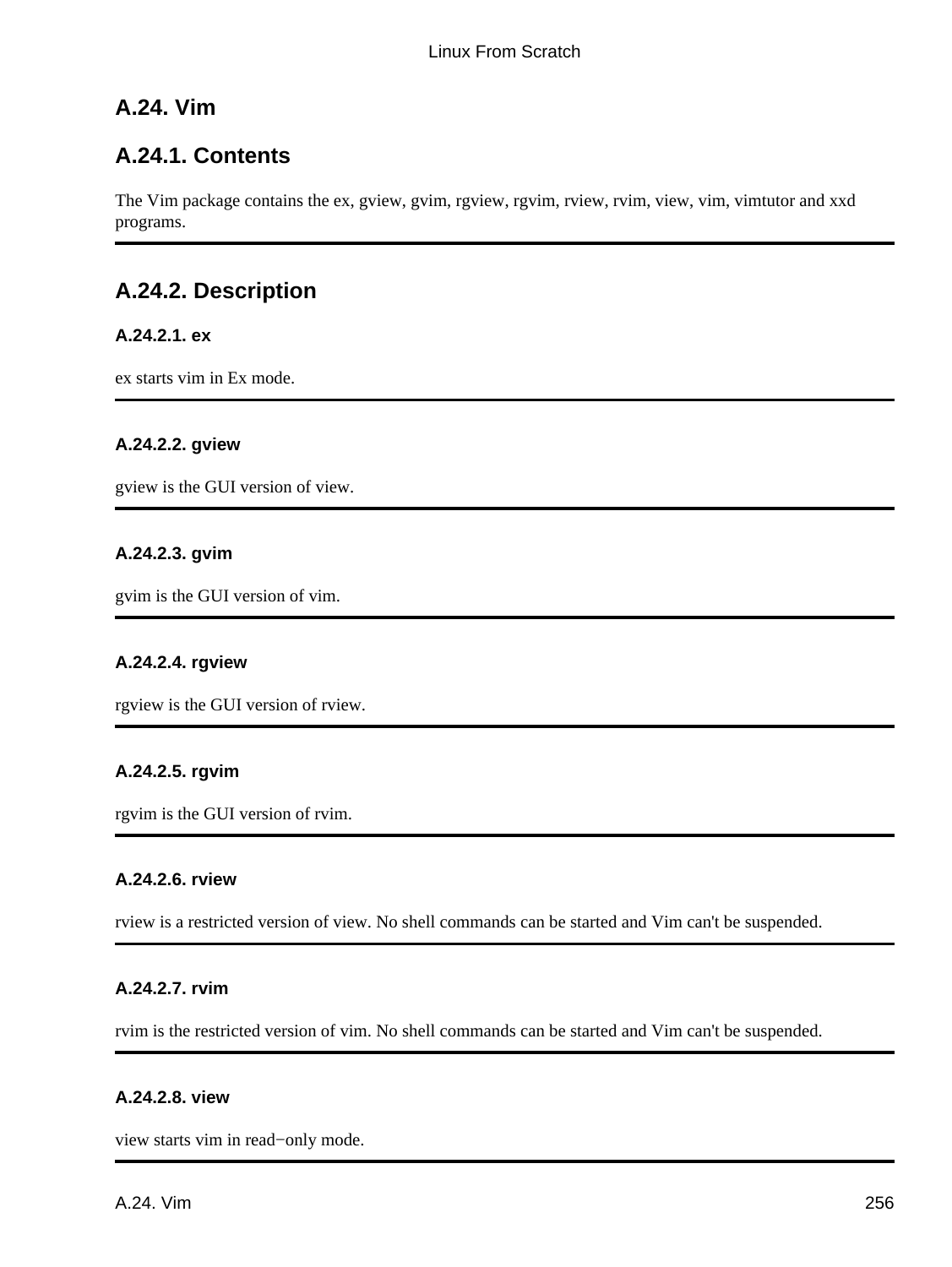## A.24. Vim

### A.24.1. Contents

The Vim package contains the ex, gview, gvim, rgview, rgvim, rview, rvim, view, vim, vimtutor and xxd programs.

---

### A.24.2. Description

#### A.24.2.1. ex

ex starts vim in Ex mode.

---

#### A.24.2.2. gview

gview is the GUI version of view.

---

#### A.24.2.3. gvim

gvim is the GUI version of vim.

---

#### A.24.2.4. rgview

rgview is the GUI version of rview.

---

#### A.24.2.5. rgvim

rgvim is the GUI version of rvim.

---

#### A.24.2.6. rview

rview is a restricted version of view. No shell commands can be started and Vim can't be suspended.

---

#### A.24.2.7. rvim

rvim is the restricted version of vim. No shell commands can be started and Vim can't be suspended.

---

#### A.24.2.8. view

view starts vim in read−only mode.

---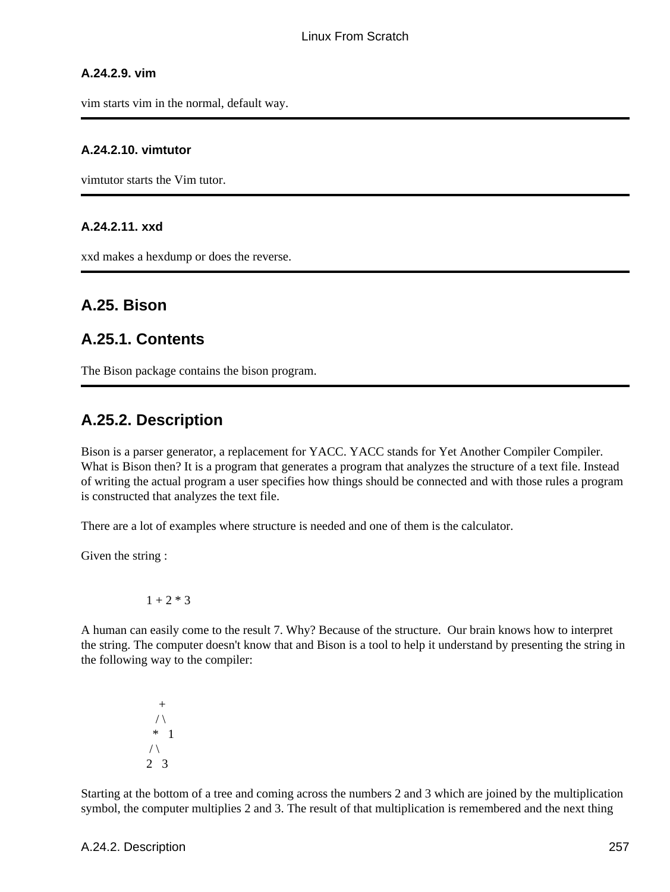#### A.24.2.9. vim

vim starts vim in the normal, default way.

---

#### A.24.2.10. vimtutor

vimtutor starts the Vim tutor.

---

#### A.24.2.11. xxd

xxd makes a hexdump or does the reverse.

---

## A.25. Bison

## A.25.1. Contents

The Bison package contains the bison program.

---

## A.25.2. Description

Bison is a parser generator, a replacement for YACC. YACC stands for Yet Another Compiler Compiler. What is Bison then? It is a program that generates a program that analyzes the structure of a text file. Instead of writing the actual program a user specifies how things should be connected and with those rules a program is constructed that analyzes the text file.

There are a lot of examples where structure is needed and one of them is the calculator.

Given the string :

```
1 + 2 * 3
```

A human can easily come to the result 7. Why? Because of the structure. Our brain knows how to interpret the string. The computer doesn't know that and Bison is a tool to help it understand by presenting the string in the following way to the compiler:

```
    +
   / \
  *   1
 / \
2   3
```

Starting at the bottom of a tree and coming across the numbers 2 and 3 which are joined by the multiplication symbol, the computer multiplies 2 and 3. The result of that multiplication is remembered and the next thing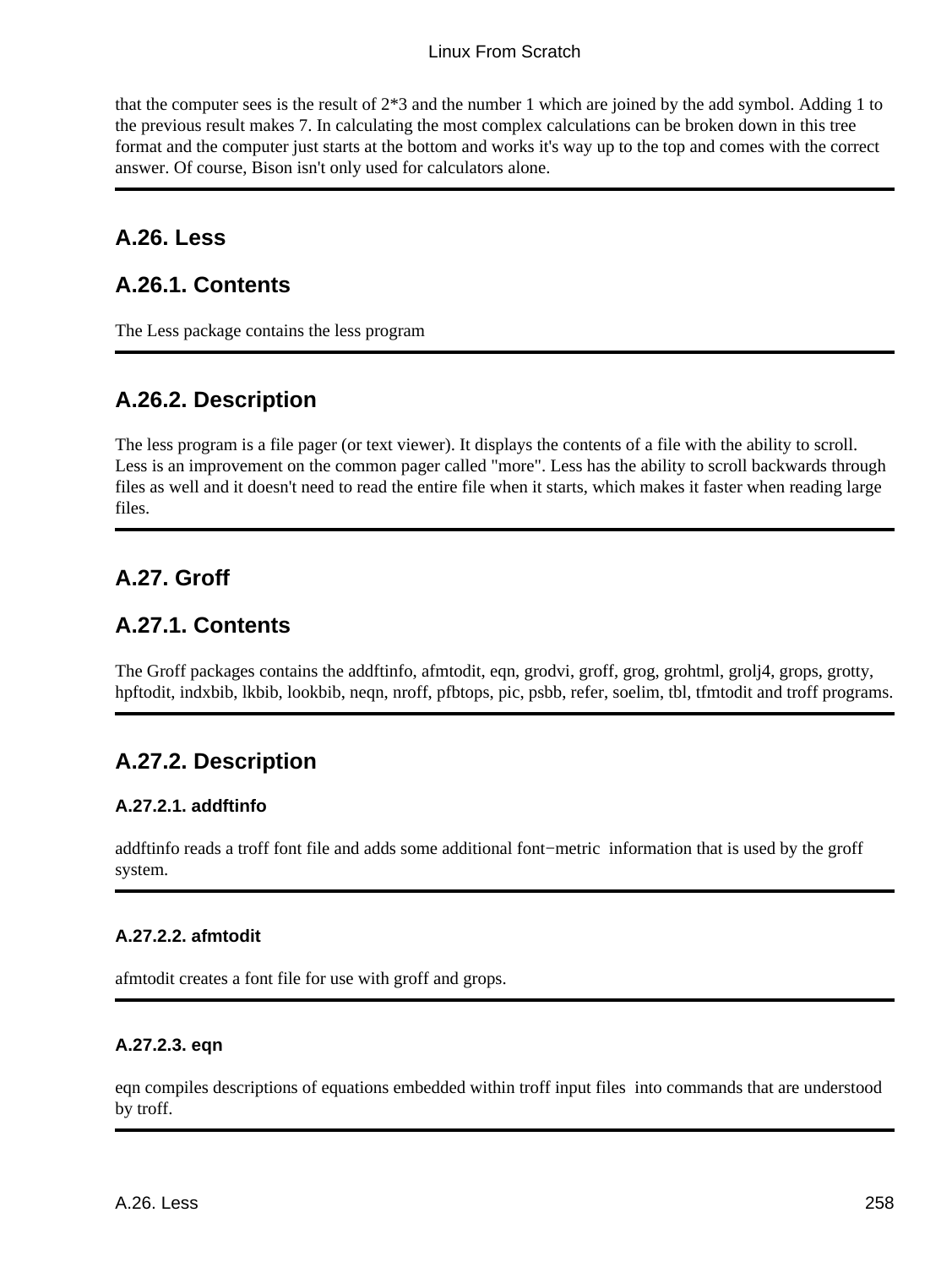that the computer sees is the result of 2*3 and the number 1 which are joined by the add symbol. Adding 1 to the previous result makes 7. In calculating the most complex calculations can be broken down in this tree format and the computer just starts at the bottom and works it's way up to the top and comes with the correct answer. Of course, Bison isn't only used for calculators alone.

## A.26. Less

## A.26.1. Contents

The Less package contains the less program

## A.26.2. Description

The less program is a file pager (or text viewer). It displays the contents of a file with the ability to scroll. Less is an improvement on the common pager called "more". Less has the ability to scroll backwards through files as well and it doesn't need to read the entire file when it starts, which makes it faster when reading large files.

## A.27. Groff

## A.27.1. Contents

The Groff packages contains the addftinfo, afmtodit, eqn, grodvi, groff, grog, grohtml, grolj4, grops, grotty, hpftodit, indxbib, lkbib, lookbib, neqn, nroff, pfbtops, pic, psbb, refer, soelim, tbl, tfmtodit and troff programs.

## A.27.2. Description

#### A.27.2.1. addftinfo

addftinfo reads a troff font file and adds some additional font−metric information that is used by the groff system.

#### A.27.2.2. afmtodit

afmtodit creates a font file for use with groff and grops.

#### A.27.2.3. eqn

eqn compiles descriptions of equations embedded within troff input files into commands that are understood by troff.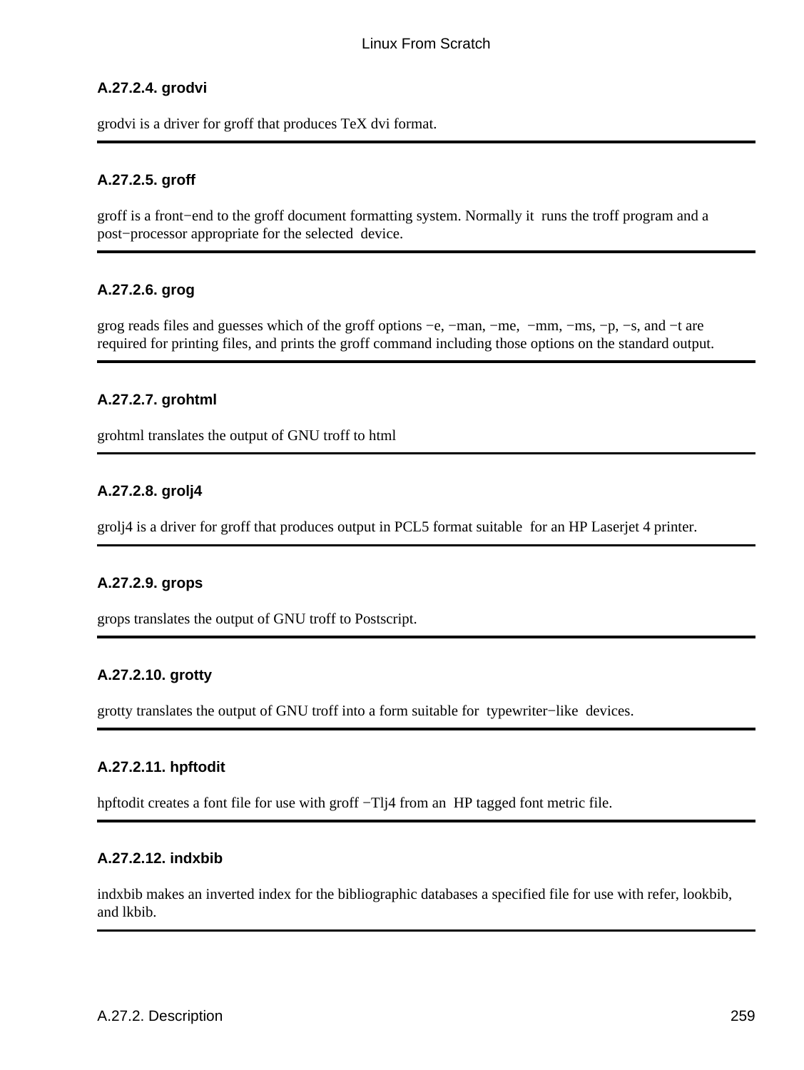#### A.27.2.4. grodvi

grodvi is a driver for groff that produces TeX dvi format.

---

#### A.27.2.5. groff

groff is a front−end to the groff document formatting system. Normally it runs the troff program and a post−processor appropriate for the selected device.

---

#### A.27.2.6. grog

grog reads files and guesses which of the groff options −e, −man, −me, −mm, −ms, −p, −s, and −t are required for printing files, and prints the groff command including those options on the standard output.

---

#### A.27.2.7. grohtml

grohtml translates the output of GNU troff to html

---

#### A.27.2.8. grolj4

grolj4 is a driver for groff that produces output in PCL5 format suitable for an HP Laserjet 4 printer.

---

#### A.27.2.9. grops

grops translates the output of GNU troff to Postscript.

---

#### A.27.2.10. grotty

grotty translates the output of GNU troff into a form suitable for typewriter−like devices.

---

#### A.27.2.11. hpftodit

hpftodit creates a font file for use with groff −Tlj4 from an HP tagged font metric file.

---

#### A.27.2.12. indxbib

indxbib makes an inverted index for the bibliographic databases a specified file for use with refer, lookbib, and lkbib.

---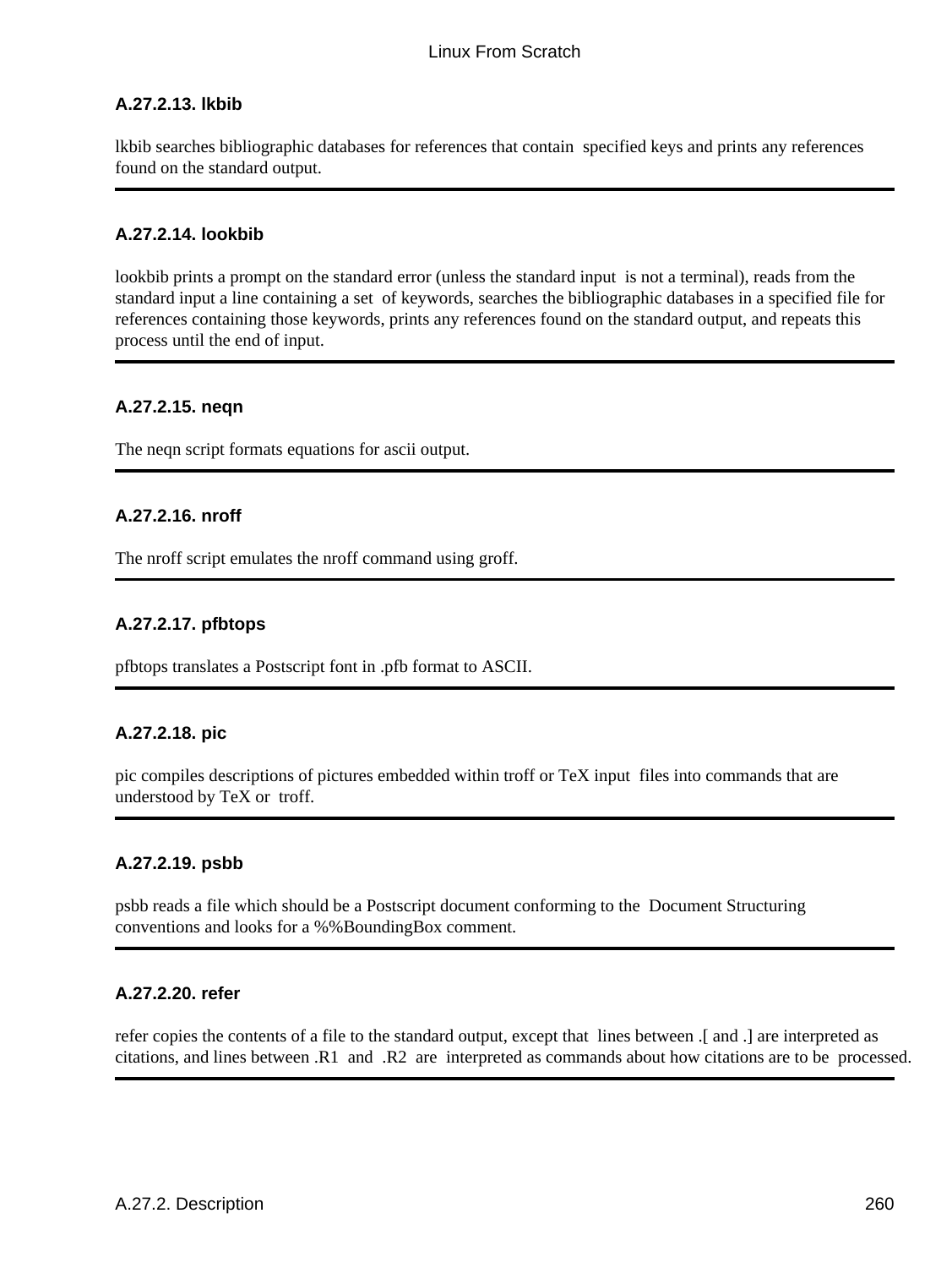### A.27.2.13. lkbib

lkbib searches bibliographic databases for references that contain specified keys and prints any references found on the standard output.

---

### A.27.2.14. lookbib

lookbib prints a prompt on the standard error (unless the standard input is not a terminal), reads from the standard input a line containing a set of keywords, searches the bibliographic databases in a specified file for references containing those keywords, prints any references found on the standard output, and repeats this process until the end of input.

---

### A.27.2.15. neqn

The neqn script formats equations for ascii output.

---

### A.27.2.16. nroff

The nroff script emulates the nroff command using groff.

---

### A.27.2.17. pfbtops

pfbtops translates a Postscript font in .pfb format to ASCII.

---

### A.27.2.18. pic

pic compiles descriptions of pictures embedded within troff or TeX input files into commands that are understood by TeX or troff.

---

### A.27.2.19. psbb

psbb reads a file which should be a Postscript document conforming to the Document Structuring conventions and looks for a %%BoundingBox comment.

---

### A.27.2.20. refer

refer copies the contents of a file to the standard output, except that lines between .[ and .] are interpreted as citations, and lines between .R1 and .R2 are interpreted as commands about how citations are to be processed.

---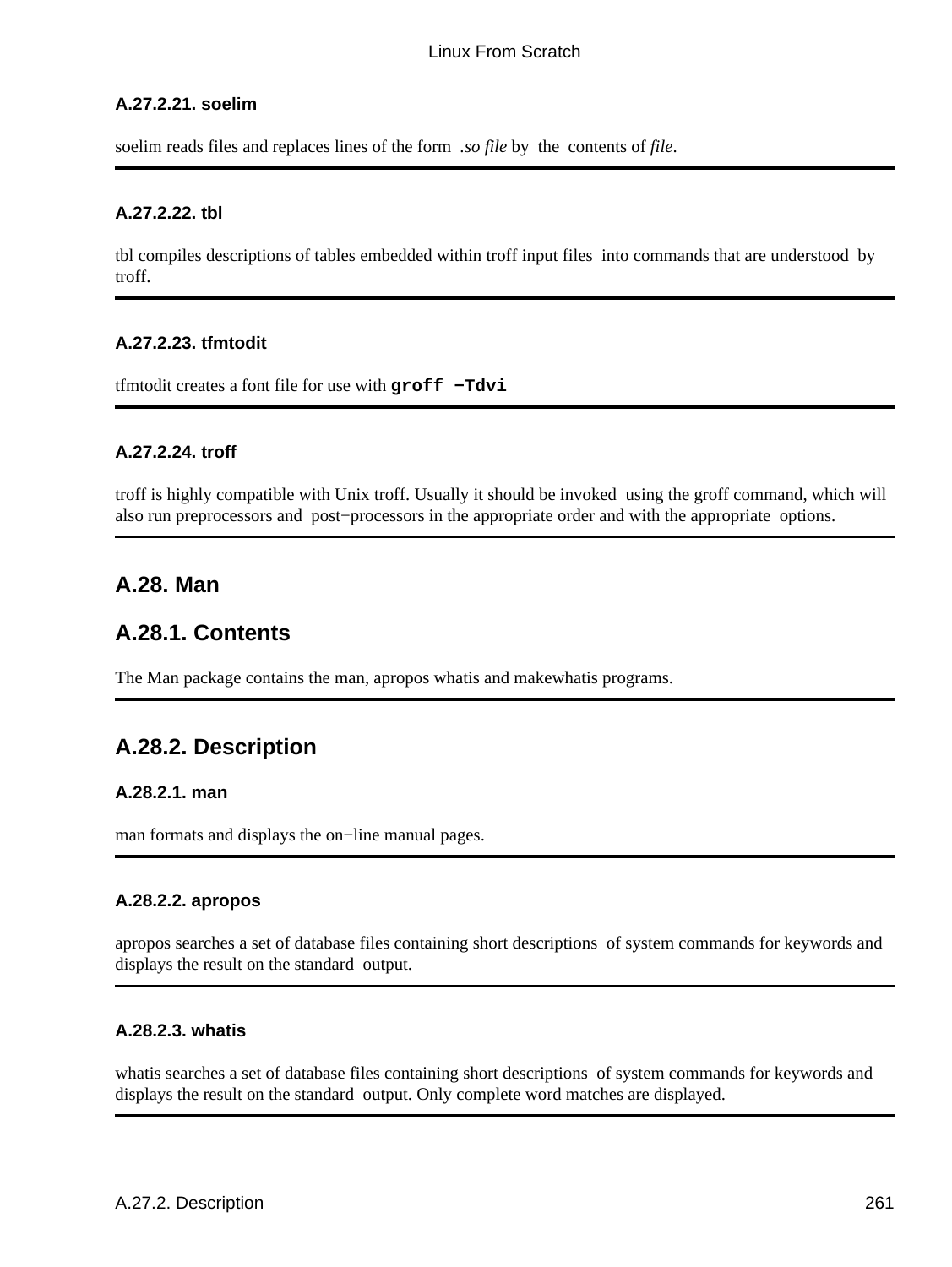#### A.27.2.21. soelim

soelim reads files and replaces lines of the form *.so file* by the contents of *file*.

---

#### A.27.2.22. tbl

tbl compiles descriptions of tables embedded within troff input files into commands that are understood by troff.

---

#### A.27.2.23. tfmtodit

tfmtodit creates a font file for use with **`groff −Tdvi`**

---

#### A.27.2.24. troff

troff is highly compatible with Unix troff. Usually it should be invoked using the groff command, which will also run preprocessors and post−processors in the appropriate order and with the appropriate options.

---

## A.28. Man

## A.28.1. Contents

The Man package contains the man, apropos whatis and makewhatis programs.

---

## A.28.2. Description

#### A.28.2.1. man

man formats and displays the on−line manual pages.

---

#### A.28.2.2. apropos

apropos searches a set of database files containing short descriptions of system commands for keywords and displays the result on the standard output.

---

#### A.28.2.3. whatis

whatis searches a set of database files containing short descriptions of system commands for keywords and displays the result on the standard output. Only complete word matches are displayed.

---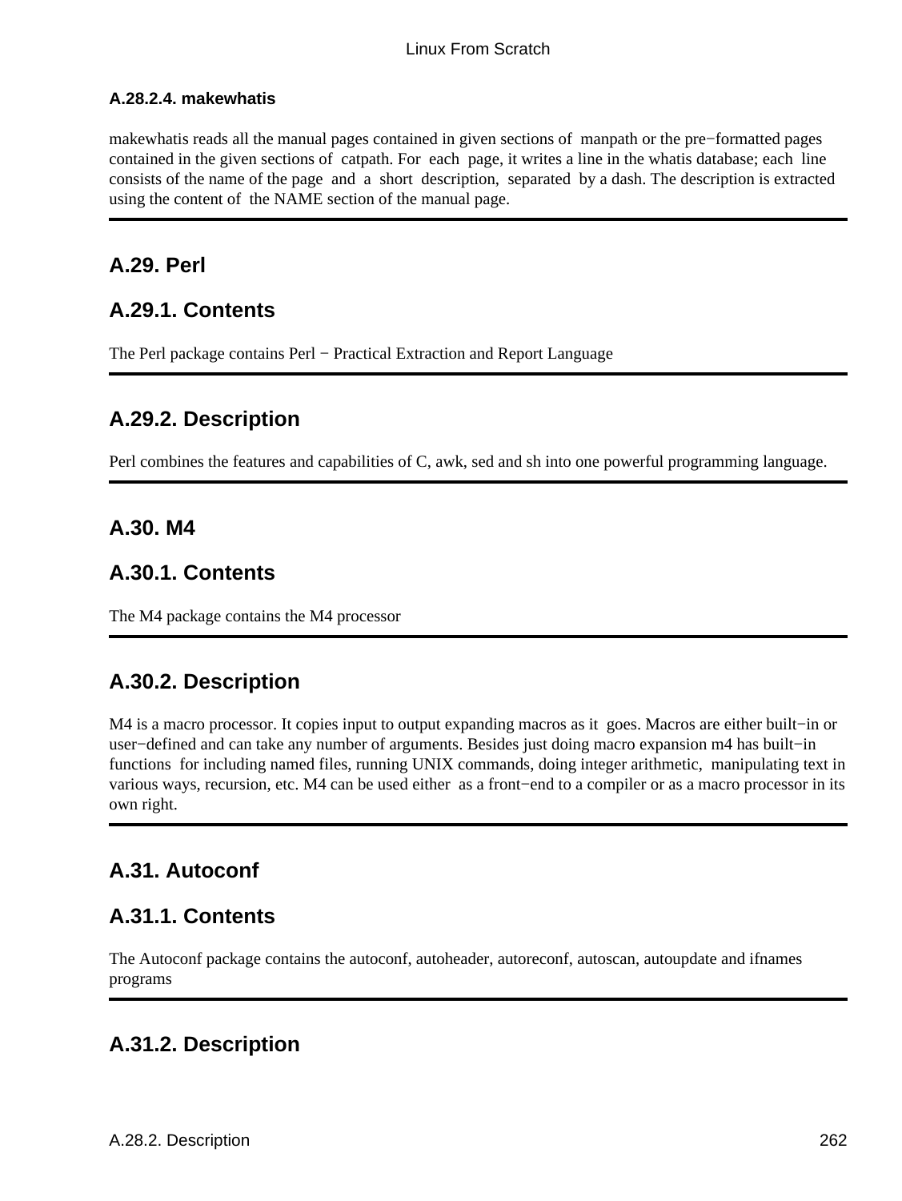#### A.28.2.4. makewhatis

makewhatis reads all the manual pages contained in given sections of manpath or the pre−formatted pages contained in the given sections of catpath. For each page, it writes a line in the whatis database; each line consists of the name of the page and a short description, separated by a dash. The description is extracted using the content of the NAME section of the manual page.

## A.29. Perl

### A.29.1. Contents

The Perl package contains Perl − Practical Extraction and Report Language

### A.29.2. Description

Perl combines the features and capabilities of C, awk, sed and sh into one powerful programming language.

## A.30. M4

### A.30.1. Contents

The M4 package contains the M4 processor

### A.30.2. Description

M4 is a macro processor. It copies input to output expanding macros as it goes. Macros are either built−in or user−defined and can take any number of arguments. Besides just doing macro expansion m4 has built−in functions for including named files, running UNIX commands, doing integer arithmetic, manipulating text in various ways, recursion, etc. M4 can be used either as a front−end to a compiler or as a macro processor in its own right.

## A.31. Autoconf

### A.31.1. Contents

The Autoconf package contains the autoconf, autoheader, autoreconf, autoscan, autoupdate and ifnames programs

### A.31.2. Description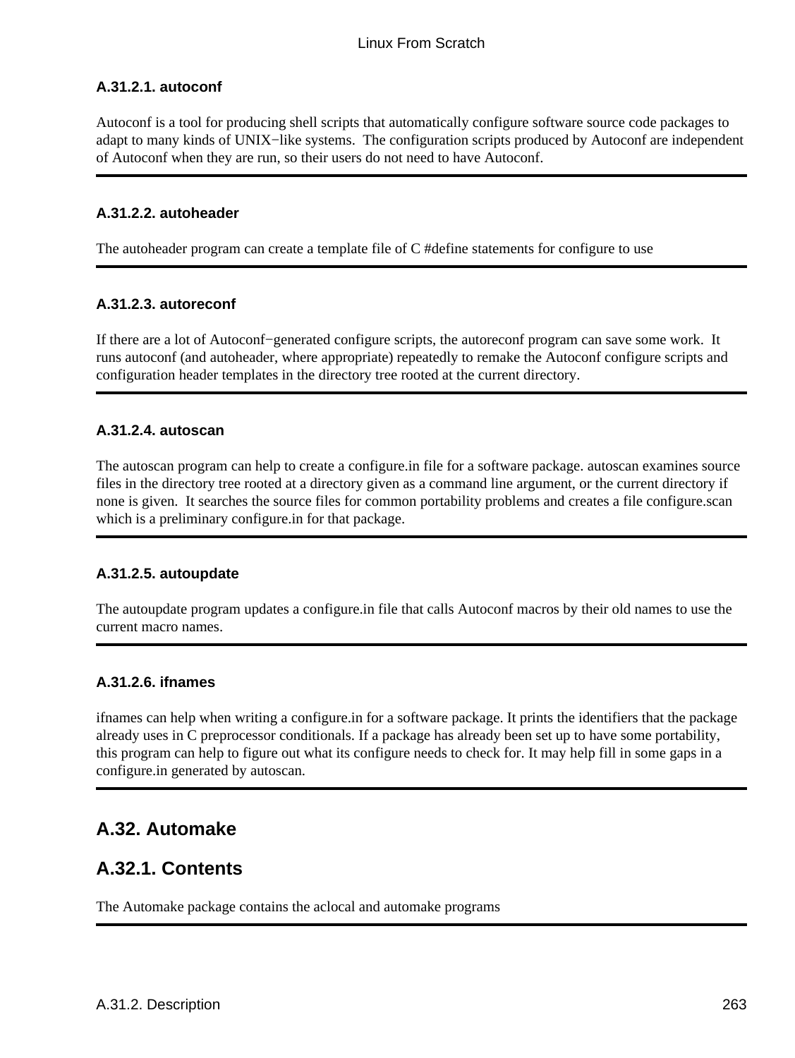#### A.31.2.1. autoconf

Autoconf is a tool for producing shell scripts that automatically configure software source code packages to adapt to many kinds of UNIX−like systems. The configuration scripts produced by Autoconf are independent of Autoconf when they are run, so their users do not need to have Autoconf.

---

#### A.31.2.2. autoheader

The autoheader program can create a template file of C #define statements for configure to use

---

#### A.31.2.3. autoreconf

If there are a lot of Autoconf−generated configure scripts, the autoreconf program can save some work. It runs autoconf (and autoheader, where appropriate) repeatedly to remake the Autoconf configure scripts and configuration header templates in the directory tree rooted at the current directory.

---

#### A.31.2.4. autoscan

The autoscan program can help to create a configure.in file for a software package. autoscan examines source files in the directory tree rooted at a directory given as a command line argument, or the current directory if none is given. It searches the source files for common portability problems and creates a file configure.scan which is a preliminary configure.in for that package.

---

#### A.31.2.5. autoupdate

The autoupdate program updates a configure.in file that calls Autoconf macros by their old names to use the current macro names.

---

#### A.31.2.6. ifnames

ifnames can help when writing a configure.in for a software package. It prints the identifiers that the package already uses in C preprocessor conditionals. If a package has already been set up to have some portability, this program can help to figure out what its configure needs to check for. It may help fill in some gaps in a configure.in generated by autoscan.

---

## A.32. Automake

## A.32.1. Contents

The Automake package contains the aclocal and automake programs

---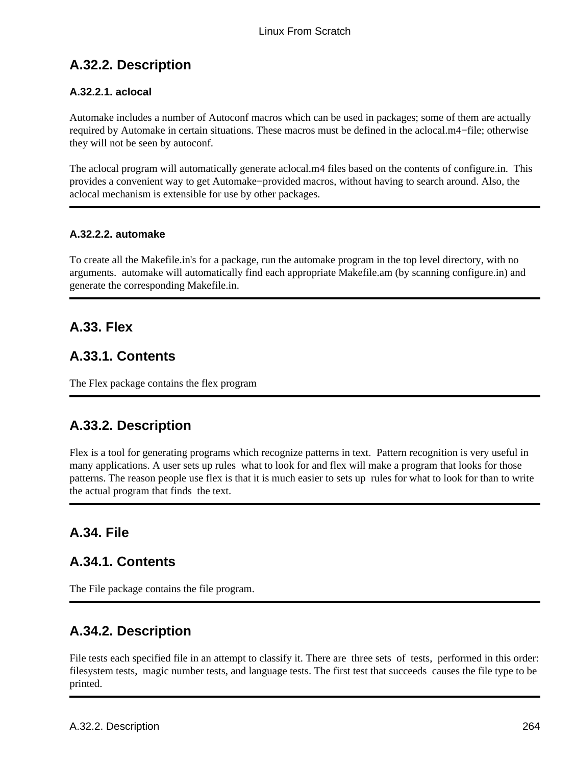## A.32.2. Description

### A.32.2.1. aclocal

Automake includes a number of Autoconf macros which can be used in packages; some of them are actually required by Automake in certain situations. These macros must be defined in the aclocal.m4−file; otherwise they will not be seen by autoconf.

The aclocal program will automatically generate aclocal.m4 files based on the contents of configure.in. This provides a convenient way to get Automake−provided macros, without having to search around. Also, the aclocal mechanism is extensible for use by other packages.

---

### A.32.2.2. automake

To create all the Makefile.in's for a package, run the automake program in the top level directory, with no arguments. automake will automatically find each appropriate Makefile.am (by scanning configure.in) and generate the corresponding Makefile.in.

---

## A.33. Flex

## A.33.1. Contents

The Flex package contains the flex program

---

## A.33.2. Description

Flex is a tool for generating programs which recognize patterns in text. Pattern recognition is very useful in many applications. A user sets up rules what to look for and flex will make a program that looks for those patterns. The reason people use flex is that it is much easier to sets up rules for what to look for than to write the actual program that finds the text.

---

## A.34. File

## A.34.1. Contents

The File package contains the file program.

---

## A.34.2. Description

File tests each specified file in an attempt to classify it. There are three sets of tests, performed in this order: filesystem tests, magic number tests, and language tests. The first test that succeeds causes the file type to be printed.

---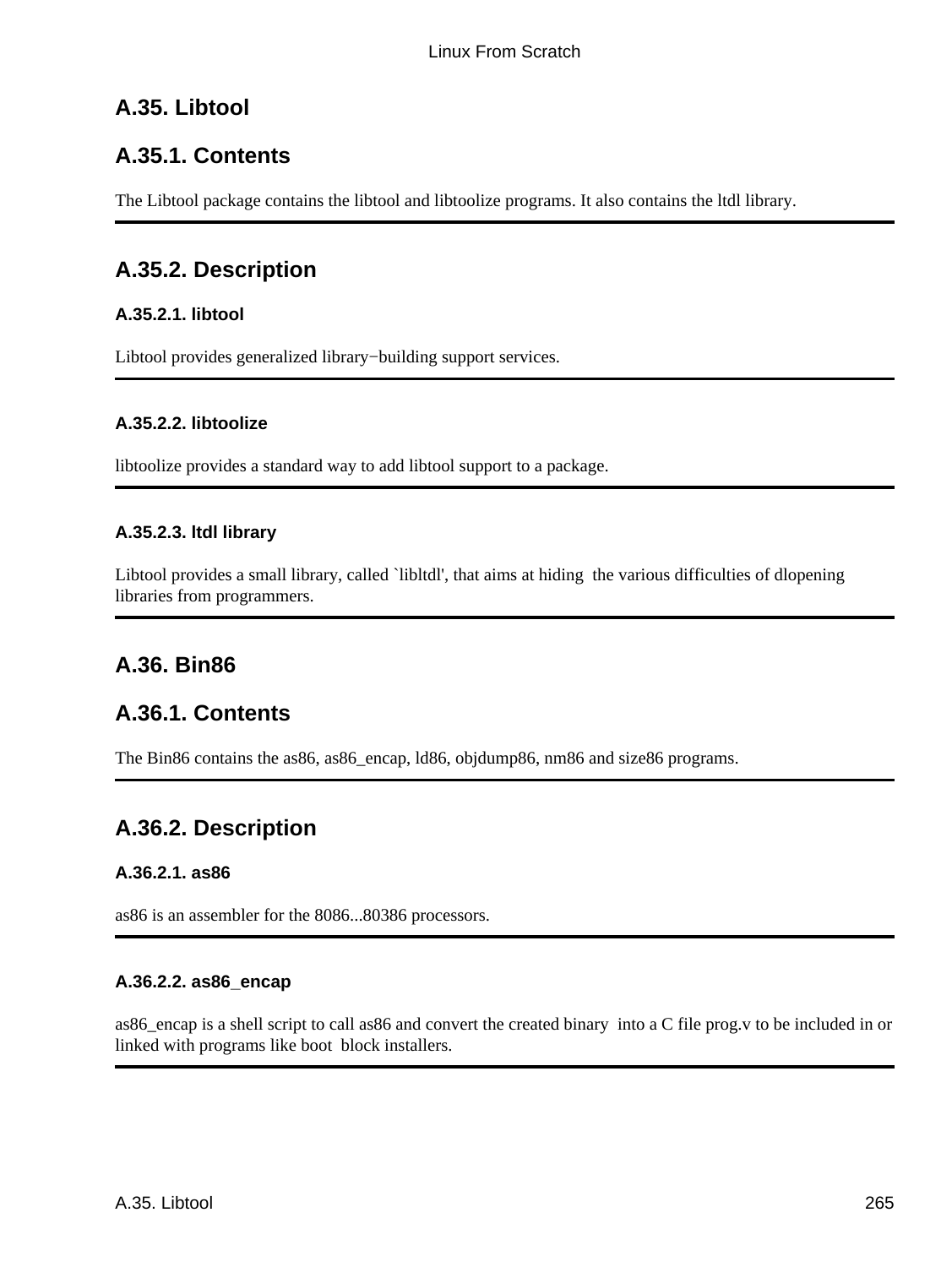## A.35. Libtool

## A.35.1. Contents

The Libtool package contains the libtool and libtoolize programs. It also contains the ltdl library.

## A.35.2. Description

### A.35.2.1. libtool

Libtool provides generalized library−building support services.

### A.35.2.2. libtoolize

libtoolize provides a standard way to add libtool support to a package.

### A.35.2.3. ltdl library

Libtool provides a small library, called `libltdl', that aims at hiding the various difficulties of dlopening libraries from programmers.

## A.36. Bin86

## A.36.1. Contents

The Bin86 contains the as86, as86_encap, ld86, objdump86, nm86 and size86 programs.

## A.36.2. Description

### A.36.2.1. as86

as86 is an assembler for the 8086...80386 processors.

### A.36.2.2. as86_encap

as86_encap is a shell script to call as86 and convert the created binary into a C file prog.v to be included in or linked with programs like boot block installers.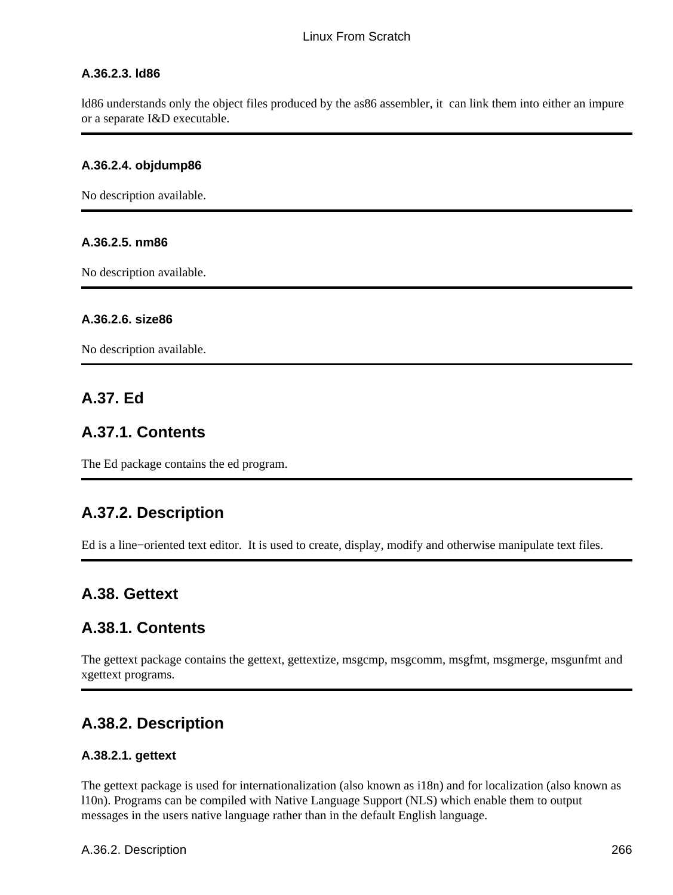#### A.36.2.3. ld86

ld86 understands only the object files produced by the as86 assembler, it can link them into either an impure or a separate I&D executable.

---

#### A.36.2.4. objdump86

No description available.

---

#### A.36.2.5. nm86

No description available.

---

#### A.36.2.6. size86

No description available.

---

## A.37. Ed

### A.37.1. Contents

The Ed package contains the ed program.

---

### A.37.2. Description

Ed is a line−oriented text editor. It is used to create, display, modify and otherwise manipulate text files.

---

## A.38. Gettext

### A.38.1. Contents

The gettext package contains the gettext, gettextize, msgcmp, msgcomm, msgfmt, msgmerge, msgunfmt and xgettext programs.

---

### A.38.2. Description

#### A.38.2.1. gettext

The gettext package is used for internationalization (also known as i18n) and for localization (also known as l10n). Programs can be compiled with Native Language Support (NLS) which enable them to output messages in the users native language rather than in the default English language.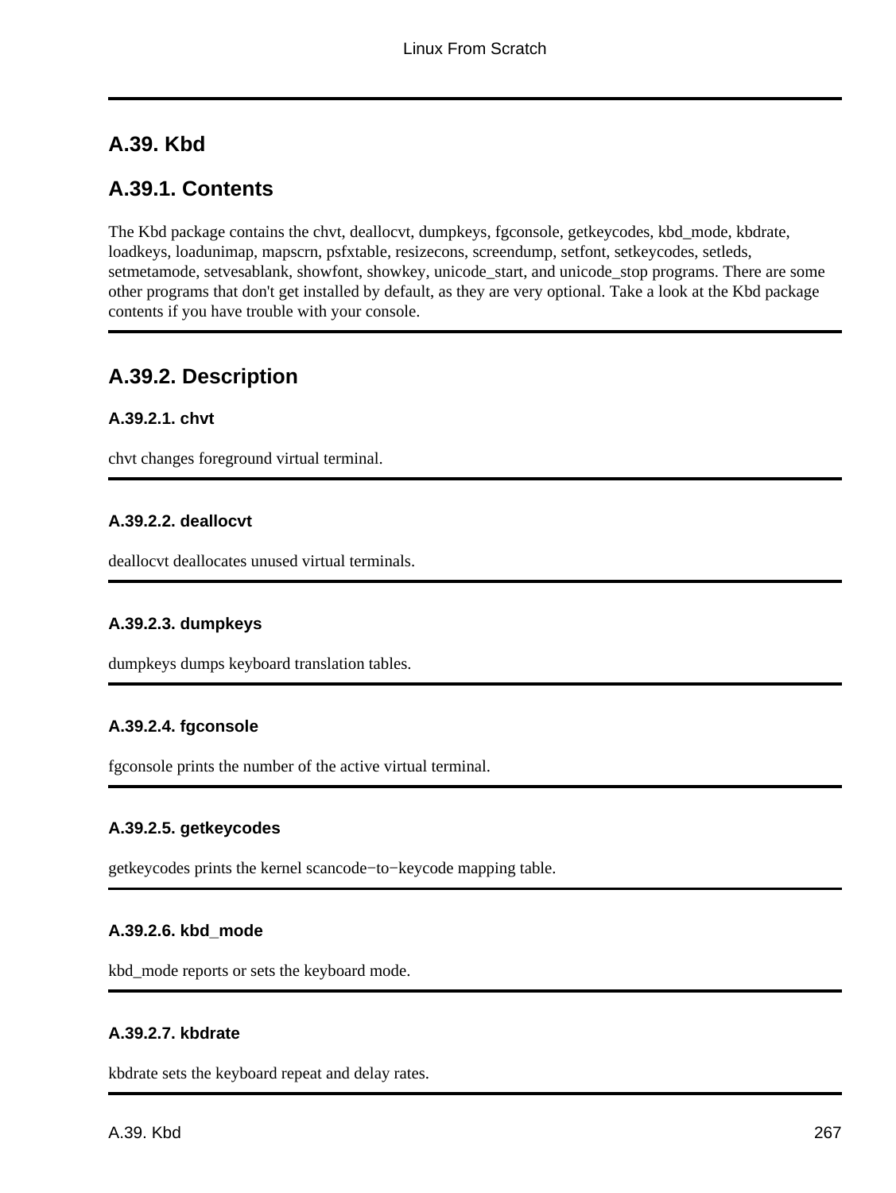## A.39. Kbd

### A.39.1. Contents

The Kbd package contains the chvt, deallocvt, dumpkeys, fgconsole, getkeycodes, kbd_mode, kbdrate, loadkeys, loadunimap, mapscrn, psfxtable, resizecons, screendump, setfont, setkeycodes, setleds, setmetamode, setvesablank, showfont, showkey, unicode_start, and unicode_stop programs. There are some other programs that don't get installed by default, as they are very optional. Take a look at the Kbd package contents if you have trouble with your console.

### A.39.2. Description

#### A.39.2.1. chvt

chvt changes foreground virtual terminal.

#### A.39.2.2. deallocvt

deallocvt deallocates unused virtual terminals.

#### A.39.2.3. dumpkeys

dumpkeys dumps keyboard translation tables.

#### A.39.2.4. fgconsole

fgconsole prints the number of the active virtual terminal.

#### A.39.2.5. getkeycodes

getkeycodes prints the kernel scancode−to−keycode mapping table.

#### A.39.2.6. kbd_mode

kbd_mode reports or sets the keyboard mode.

#### A.39.2.7. kbdrate

kbdrate sets the keyboard repeat and delay rates.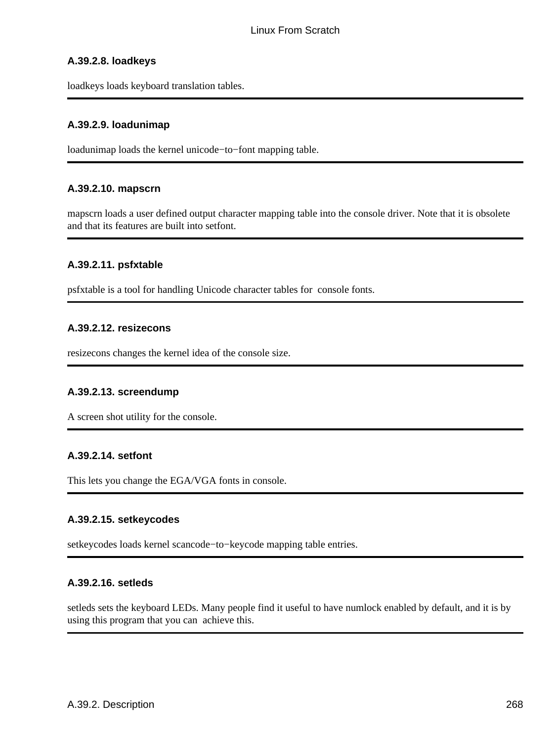#### A.39.2.8. loadkeys

loadkeys loads keyboard translation tables.

---

#### A.39.2.9. loadunimap

loadunimap loads the kernel unicode−to−font mapping table.

---

#### A.39.2.10. mapscrn

mapscrn loads a user defined output character mapping table into the console driver. Note that it is obsolete and that its features are built into setfont.

---

#### A.39.2.11. psfxtable

psfxtable is a tool for handling Unicode character tables for console fonts.

---

#### A.39.2.12. resizecons

resizecons changes the kernel idea of the console size.

---

#### A.39.2.13. screendump

A screen shot utility for the console.

---

#### A.39.2.14. setfont

This lets you change the EGA/VGA fonts in console.

---

#### A.39.2.15. setkeycodes

setkeycodes loads kernel scancode−to−keycode mapping table entries.

---

#### A.39.2.16. setleds

setleds sets the keyboard LEDs. Many people find it useful to have numlock enabled by default, and it is by using this program that you can achieve this.

---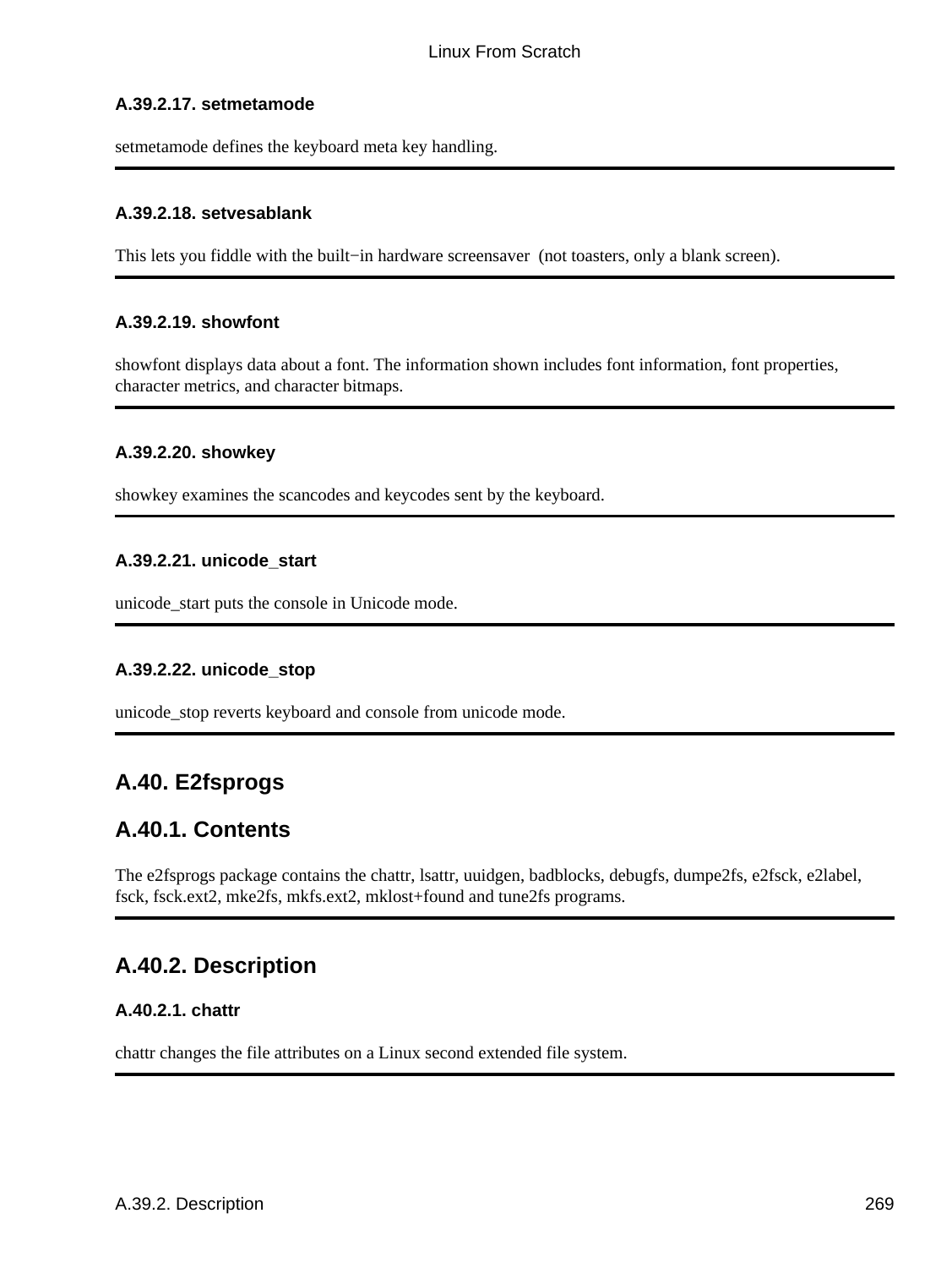#### A.39.2.17. setmetamode

setmetamode defines the keyboard meta key handling.

---

#### A.39.2.18. setvesablank

This lets you fiddle with the built−in hardware screensaver (not toasters, only a blank screen).

---

#### A.39.2.19. showfont

showfont displays data about a font. The information shown includes font information, font properties, character metrics, and character bitmaps.

---

#### A.39.2.20. showkey

showkey examines the scancodes and keycodes sent by the keyboard.

---

#### A.39.2.21. unicode_start

unicode_start puts the console in Unicode mode.

---

#### A.39.2.22. unicode_stop

unicode_stop reverts keyboard and console from unicode mode.

---

## A.40. E2fsprogs

## A.40.1. Contents

The e2fsprogs package contains the chattr, lsattr, uuidgen, badblocks, debugfs, dumpe2fs, e2fsck, e2label, fsck, fsck.ext2, mke2fs, mkfs.ext2, mklost+found and tune2fs programs.

---

## A.40.2. Description

#### A.40.2.1. chattr

chattr changes the file attributes on a Linux second extended file system.

---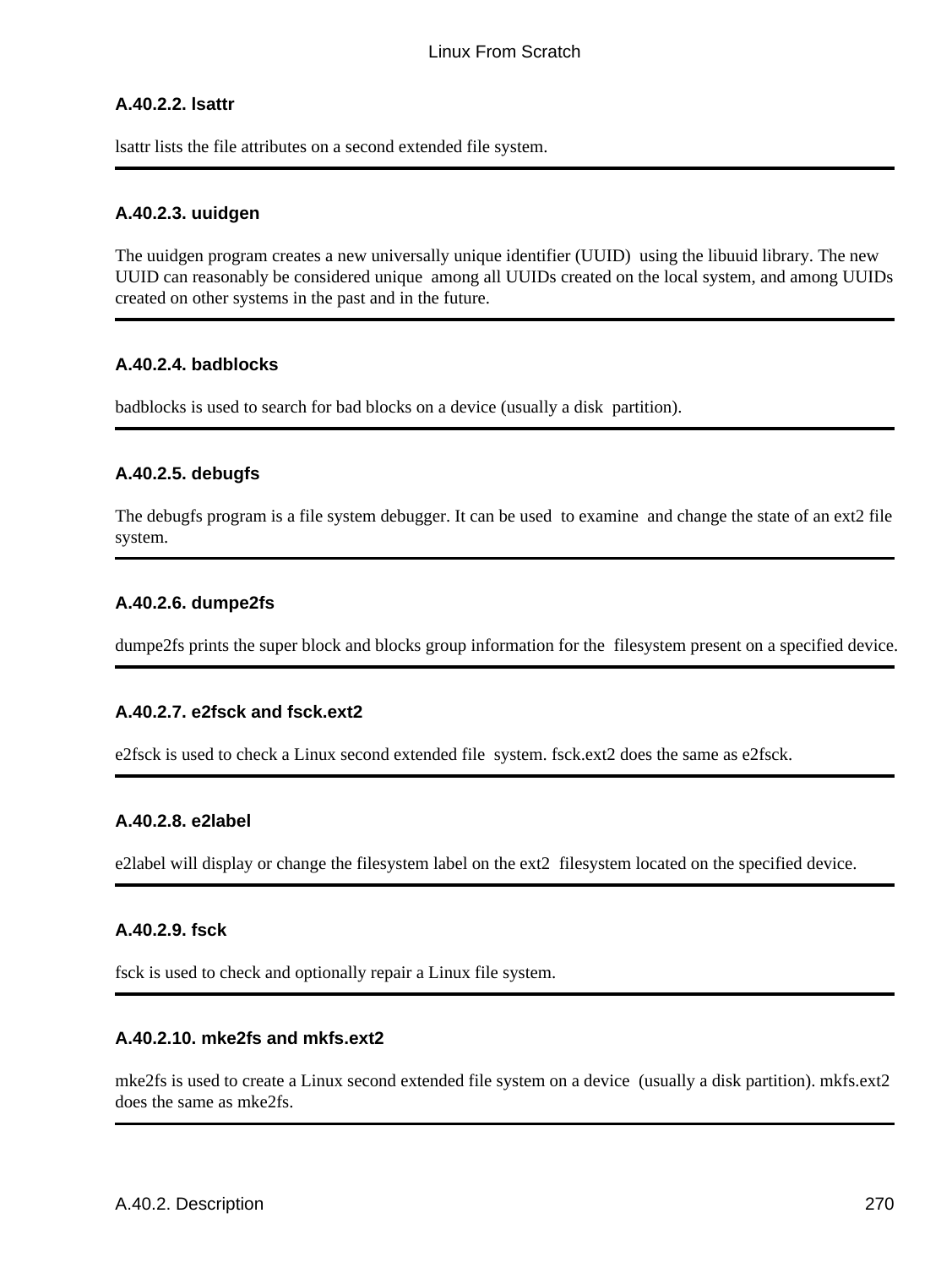#### A.40.2.2. lsattr

lsattr lists the file attributes on a second extended file system.

---

#### A.40.2.3. uuidgen

The uuidgen program creates a new universally unique identifier (UUID) using the libuuid library. The new UUID can reasonably be considered unique among all UUIDs created on the local system, and among UUIDs created on other systems in the past and in the future.

---

#### A.40.2.4. badblocks

badblocks is used to search for bad blocks on a device (usually a disk partition).

---

#### A.40.2.5. debugfs

The debugfs program is a file system debugger. It can be used to examine and change the state of an ext2 file system.

---

#### A.40.2.6. dumpe2fs

dumpe2fs prints the super block and blocks group information for the filesystem present on a specified device.

---

#### A.40.2.7. e2fsck and fsck.ext2

e2fsck is used to check a Linux second extended file system. fsck.ext2 does the same as e2fsck.

---

#### A.40.2.8. e2label

e2label will display or change the filesystem label on the ext2 filesystem located on the specified device.

---

#### A.40.2.9. fsck

fsck is used to check and optionally repair a Linux file system.

---

#### A.40.2.10. mke2fs and mkfs.ext2

mke2fs is used to create a Linux second extended file system on a device (usually a disk partition). mkfs.ext2 does the same as mke2fs.

---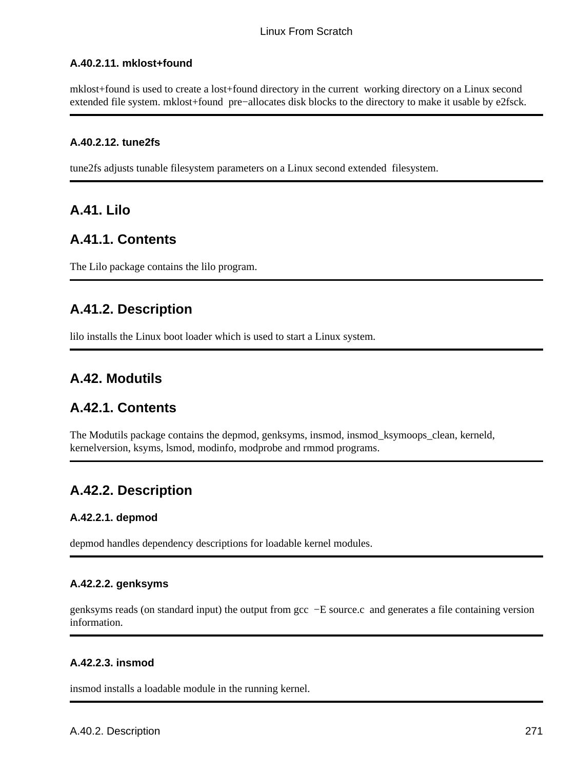#### A.40.2.11. mklost+found

mklost+found is used to create a lost+found directory in the current working directory on a Linux second extended file system. mklost+found pre−allocates disk blocks to the directory to make it usable by e2fsck.

---

#### A.40.2.12. tune2fs

tune2fs adjusts tunable filesystem parameters on a Linux second extended filesystem.

---

## A.41. Lilo

## A.41.1. Contents

The Lilo package contains the lilo program.

---

## A.41.2. Description

lilo installs the Linux boot loader which is used to start a Linux system.

---

## A.42. Modutils

## A.42.1. Contents

The Modutils package contains the depmod, genksyms, insmod, insmod_ksymoops_clean, kerneld, kernelversion, ksyms, lsmod, modinfo, modprobe and rmmod programs.

---

## A.42.2. Description

#### A.42.2.1. depmod

depmod handles dependency descriptions for loadable kernel modules.

---

#### A.42.2.2. genksyms

genksyms reads (on standard input) the output from gcc −E source.c and generates a file containing version information.

---

#### A.42.2.3. insmod

insmod installs a loadable module in the running kernel.

---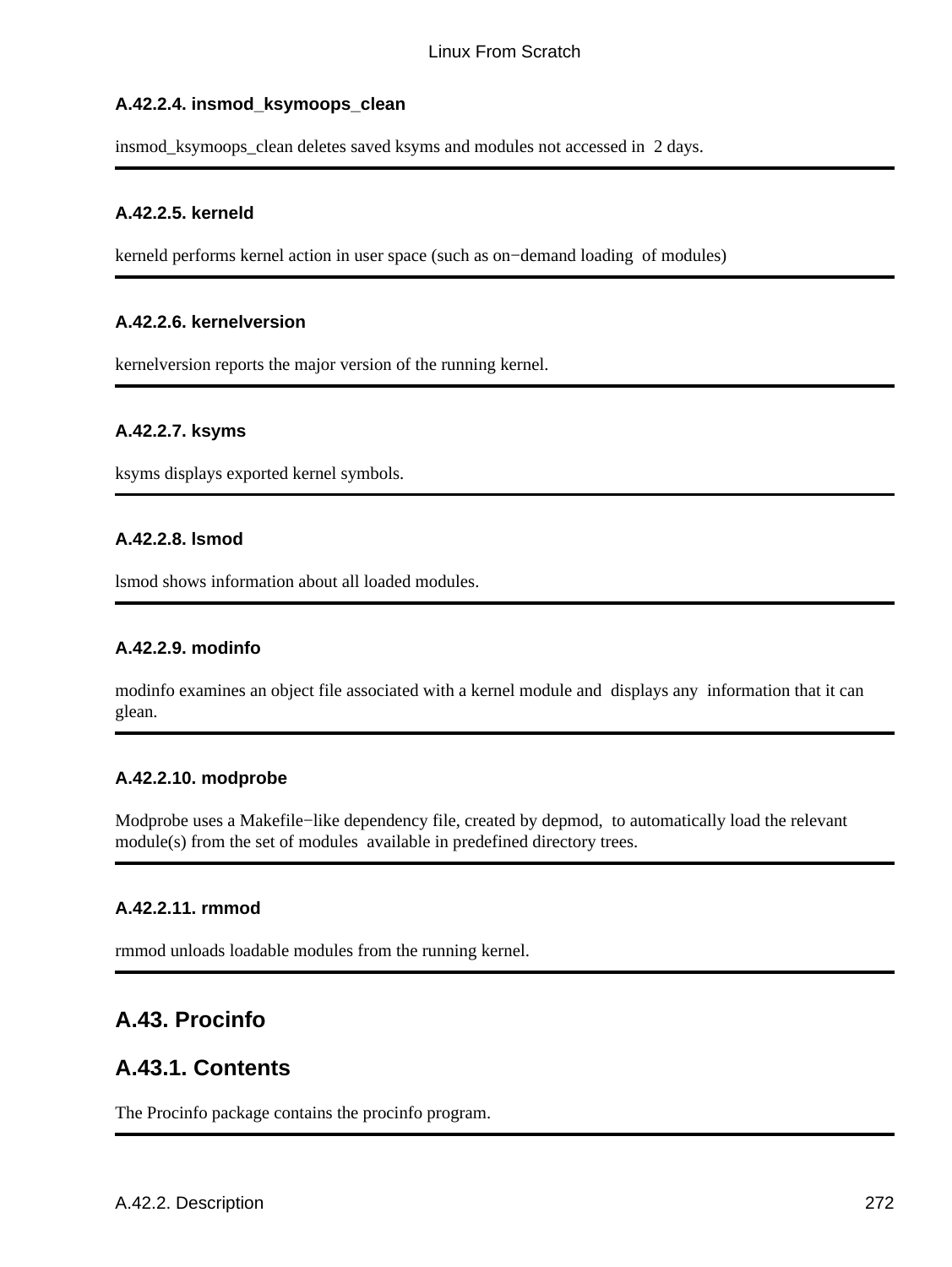#### A.42.2.4. insmod_ksymoops_clean

insmod_ksymoops_clean deletes saved ksyms and modules not accessed in 2 days.

#### A.42.2.5. kerneld

kerneld performs kernel action in user space (such as on−demand loading of modules)

#### A.42.2.6. kernelversion

kernelversion reports the major version of the running kernel.

#### A.42.2.7. ksyms

ksyms displays exported kernel symbols.

#### A.42.2.8. lsmod

lsmod shows information about all loaded modules.

#### A.42.2.9. modinfo

modinfo examines an object file associated with a kernel module and displays any information that it can glean.

#### A.42.2.10. modprobe

Modprobe uses a Makefile−like dependency file, created by depmod, to automatically load the relevant module(s) from the set of modules available in predefined directory trees.

#### A.42.2.11. rmmod

rmmod unloads loadable modules from the running kernel.

## A.43. Procinfo

### A.43.1. Contents

The Procinfo package contains the procinfo program.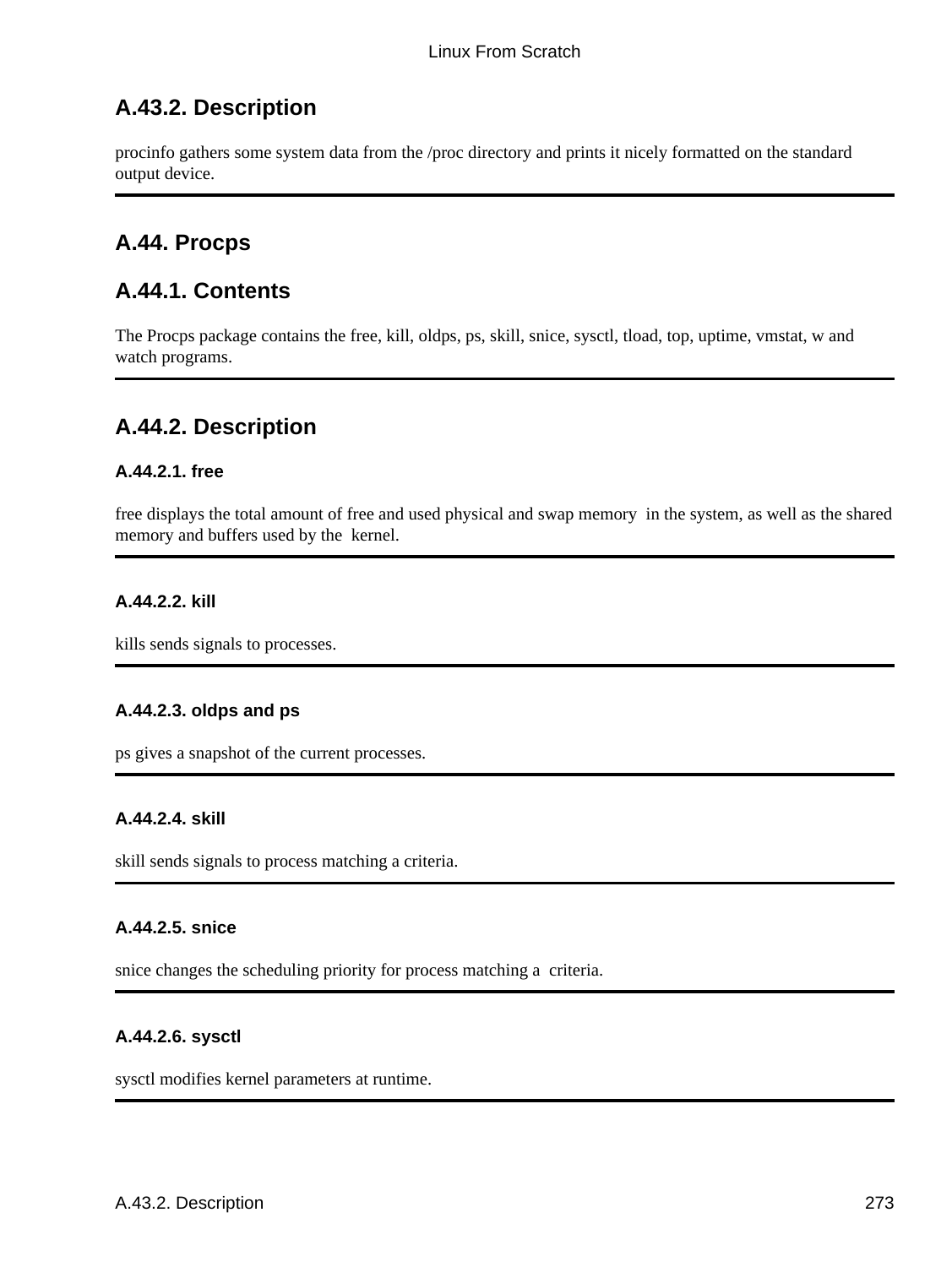## A.43.2. Description

procinfo gathers some system data from the /proc directory and prints it nicely formatted on the standard output device.

---

# A.44. Procps

## A.44.1. Contents

The Procps package contains the free, kill, oldps, ps, skill, snice, sysctl, tload, top, uptime, vmstat, w and watch programs.

---

## A.44.2. Description

### A.44.2.1. free

free displays the total amount of free and used physical and swap memory in the system, as well as the shared memory and buffers used by the kernel.

---

### A.44.2.2. kill

kills sends signals to processes.

---

### A.44.2.3. oldps and ps

ps gives a snapshot of the current processes.

---

### A.44.2.4. skill

skill sends signals to process matching a criteria.

---

### A.44.2.5. snice

snice changes the scheduling priority for process matching a criteria.

---

### A.44.2.6. sysctl

sysctl modifies kernel parameters at runtime.

---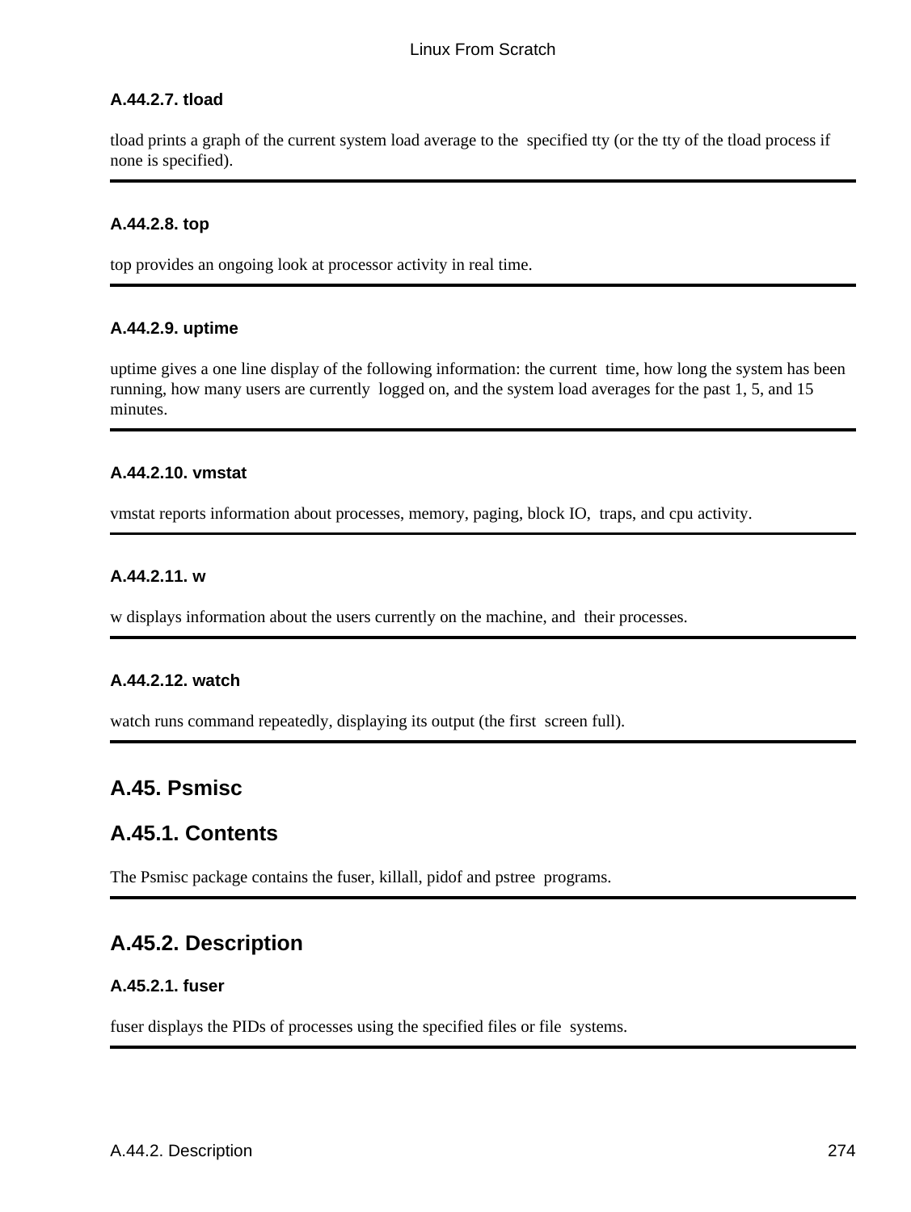#### A.44.2.7. tload

tload prints a graph of the current system load average to the specified tty (or the tty of the tload process if none is specified).

---

#### A.44.2.8. top

top provides an ongoing look at processor activity in real time.

---

#### A.44.2.9. uptime

uptime gives a one line display of the following information: the current time, how long the system has been running, how many users are currently logged on, and the system load averages for the past 1, 5, and 15 minutes.

---

#### A.44.2.10. vmstat

vmstat reports information about processes, memory, paging, block IO, traps, and cpu activity.

---

#### A.44.2.11. w

w displays information about the users currently on the machine, and their processes.

---

#### A.44.2.12. watch

watch runs command repeatedly, displaying its output (the first screen full).

---

## A.45. Psmisc

### A.45.1. Contents

The Psmisc package contains the fuser, killall, pidof and pstree programs.

---

### A.45.2. Description

#### A.45.2.1. fuser

fuser displays the PIDs of processes using the specified files or file systems.

---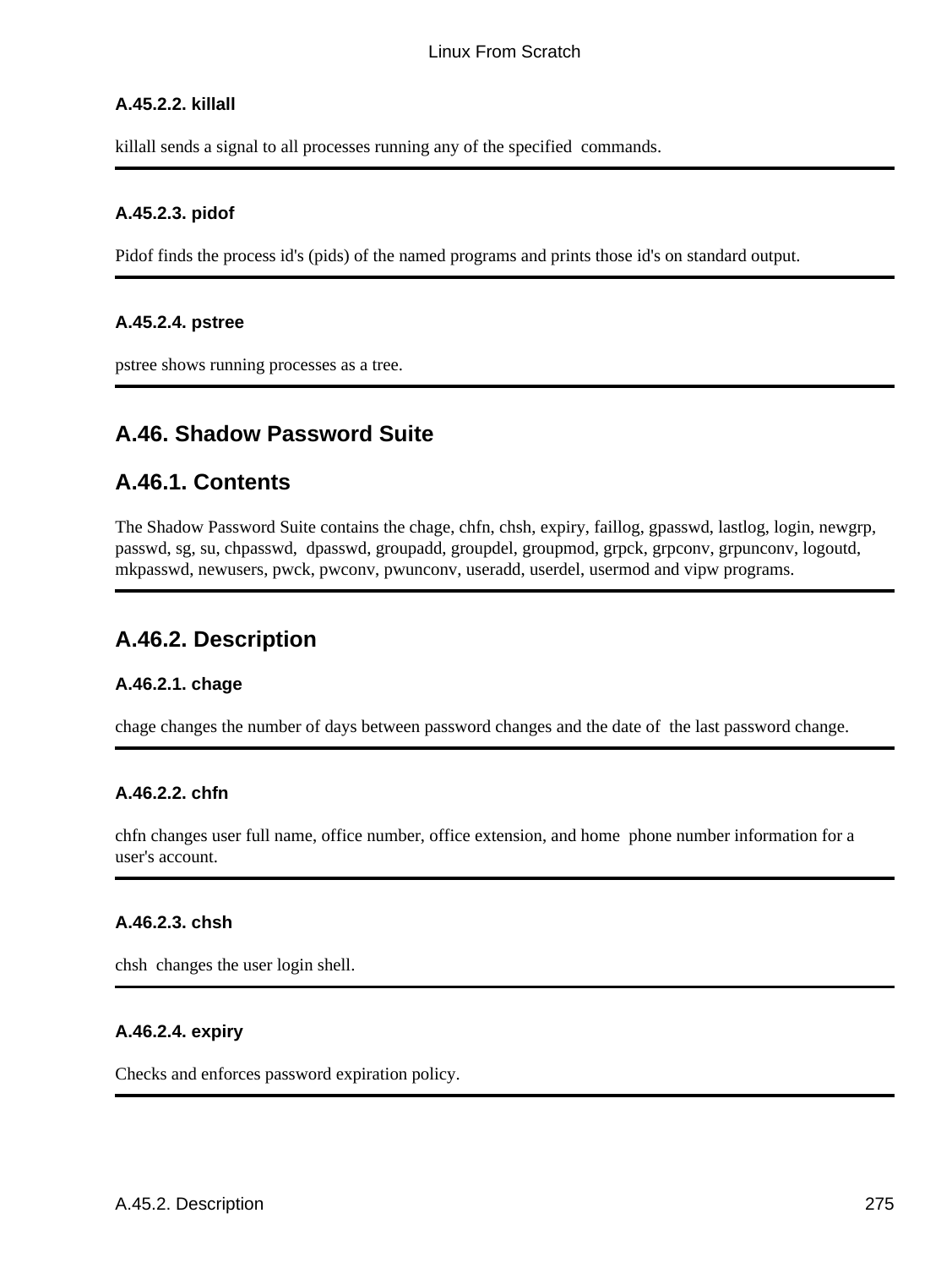#### A.45.2.2. killall

killall sends a signal to all processes running any of the specified commands.

#### A.45.2.3. pidof

Pidof finds the process id's (pids) of the named programs and prints those id's on standard output.

#### A.45.2.4. pstree

pstree shows running processes as a tree.

## A.46. Shadow Password Suite

## A.46.1. Contents

The Shadow Password Suite contains the chage, chfn, chsh, expiry, faillog, gpasswd, lastlog, login, newgrp, passwd, sg, su, chpasswd, dpasswd, groupadd, groupdel, groupmod, grpck, grpconv, grpunconv, logoutd, mkpasswd, newusers, pwck, pwconv, pwunconv, useradd, userdel, usermod and vipw programs.

## A.46.2. Description

#### A.46.2.1. chage

chage changes the number of days between password changes and the date of the last password change.

#### A.46.2.2. chfn

chfn changes user full name, office number, office extension, and home phone number information for a user's account.

#### A.46.2.3. chsh

chsh changes the user login shell.

#### A.46.2.4. expiry

Checks and enforces password expiration policy.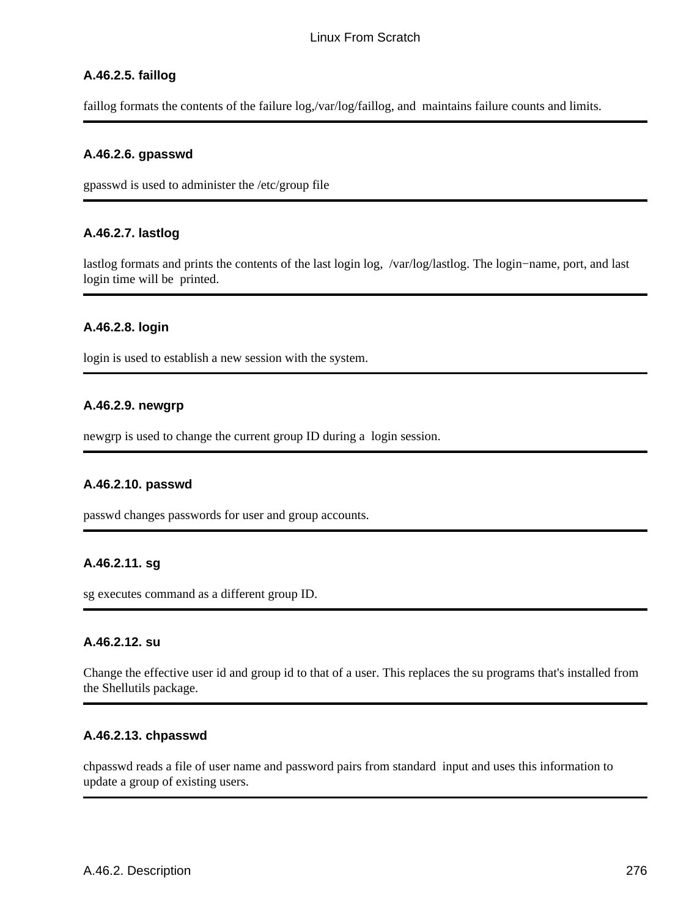#### A.46.2.5. faillog

faillog formats the contents of the failure log,/var/log/faillog, and maintains failure counts and limits.

---

#### A.46.2.6. gpasswd

gpasswd is used to administer the /etc/group file

---

#### A.46.2.7. lastlog

lastlog formats and prints the contents of the last login log, /var/log/lastlog. The login−name, port, and last login time will be printed.

---

#### A.46.2.8. login

login is used to establish a new session with the system.

---

#### A.46.2.9. newgrp

newgrp is used to change the current group ID during a login session.

---

#### A.46.2.10. passwd

passwd changes passwords for user and group accounts.

---

#### A.46.2.11. sg

sg executes command as a different group ID.

---

#### A.46.2.12. su

Change the effective user id and group id to that of a user. This replaces the su programs that's installed from the Shellutils package.

---

#### A.46.2.13. chpasswd

chpasswd reads a file of user name and password pairs from standard input and uses this information to update a group of existing users.

---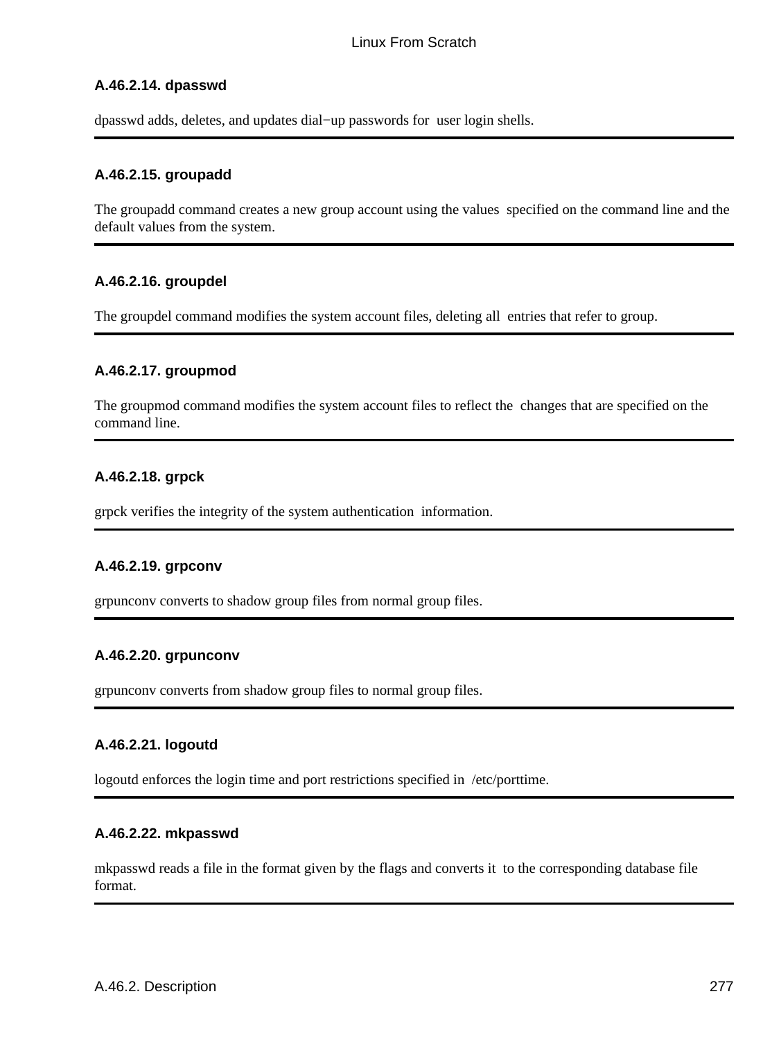#### A.46.2.14. dpasswd

dpasswd adds, deletes, and updates dial−up passwords for user login shells.

---

#### A.46.2.15. groupadd

The groupadd command creates a new group account using the values specified on the command line and the default values from the system.

---

#### A.46.2.16. groupdel

The groupdel command modifies the system account files, deleting all entries that refer to group.

---

#### A.46.2.17. groupmod

The groupmod command modifies the system account files to reflect the changes that are specified on the command line.

---

#### A.46.2.18. grpck

grpck verifies the integrity of the system authentication information.

---

#### A.46.2.19. grpconv

grpunconv converts to shadow group files from normal group files.

---

#### A.46.2.20. grpunconv

grpunconv converts from shadow group files to normal group files.

---

#### A.46.2.21. logoutd

logoutd enforces the login time and port restrictions specified in /etc/porttime.

---

#### A.46.2.22. mkpasswd

mkpasswd reads a file in the format given by the flags and converts it to the corresponding database file format.

---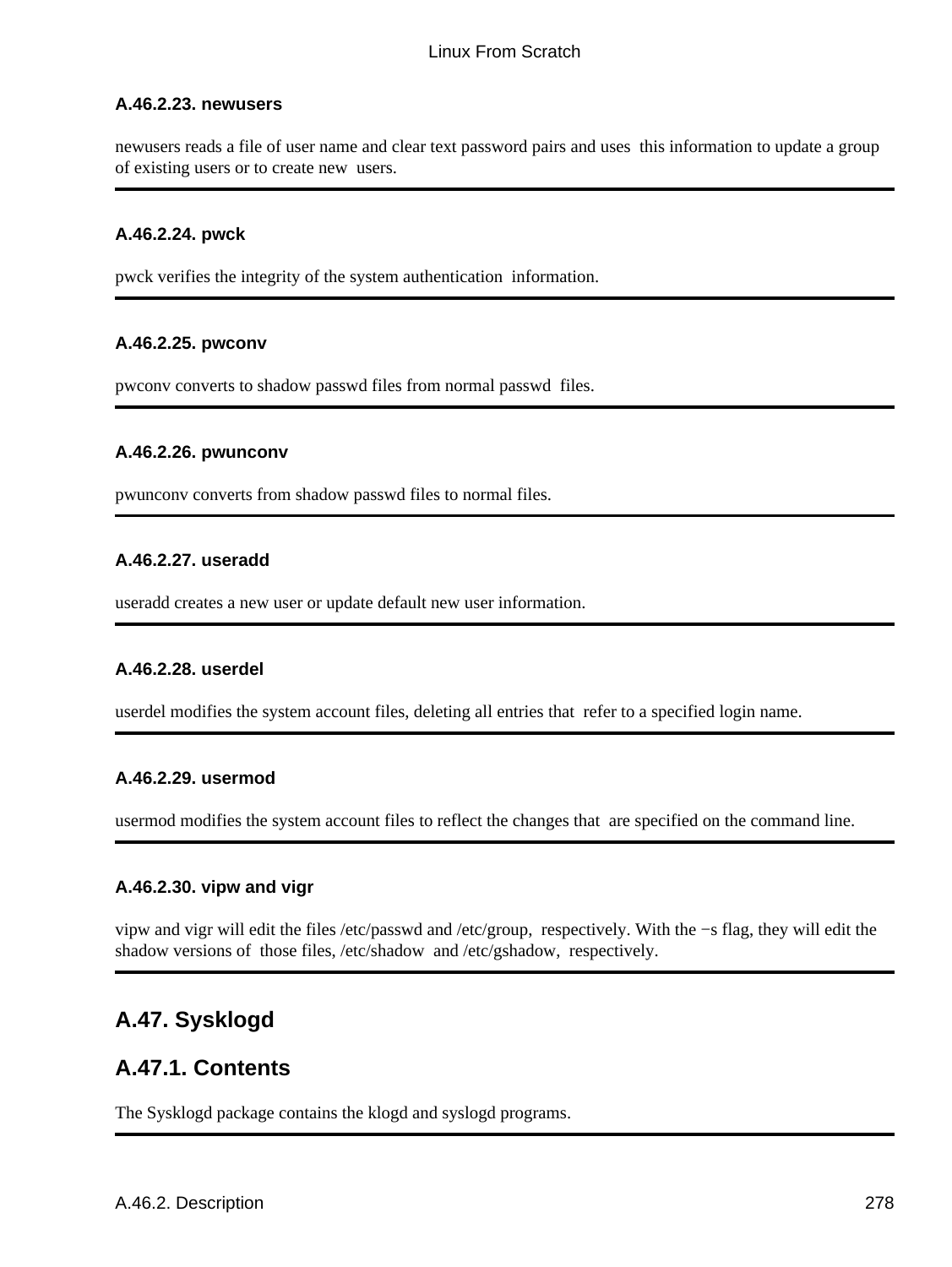#### A.46.2.23. newusers

newusers reads a file of user name and clear text password pairs and uses this information to update a group of existing users or to create new users.

---

#### A.46.2.24. pwck

pwck verifies the integrity of the system authentication information.

---

#### A.46.2.25. pwconv

pwconv converts to shadow passwd files from normal passwd files.

---

#### A.46.2.26. pwunconv

pwunconv converts from shadow passwd files to normal files.

---

#### A.46.2.27. useradd

useradd creates a new user or update default new user information.

---

#### A.46.2.28. userdel

userdel modifies the system account files, deleting all entries that refer to a specified login name.

---

#### A.46.2.29. usermod

usermod modifies the system account files to reflect the changes that are specified on the command line.

---

#### A.46.2.30. vipw and vigr

vipw and vigr will edit the files /etc/passwd and /etc/group, respectively. With the −s flag, they will edit the shadow versions of those files, /etc/shadow and /etc/gshadow, respectively.

---

## A.47. Sysklogd

### A.47.1. Contents

The Sysklogd package contains the klogd and syslogd programs.

---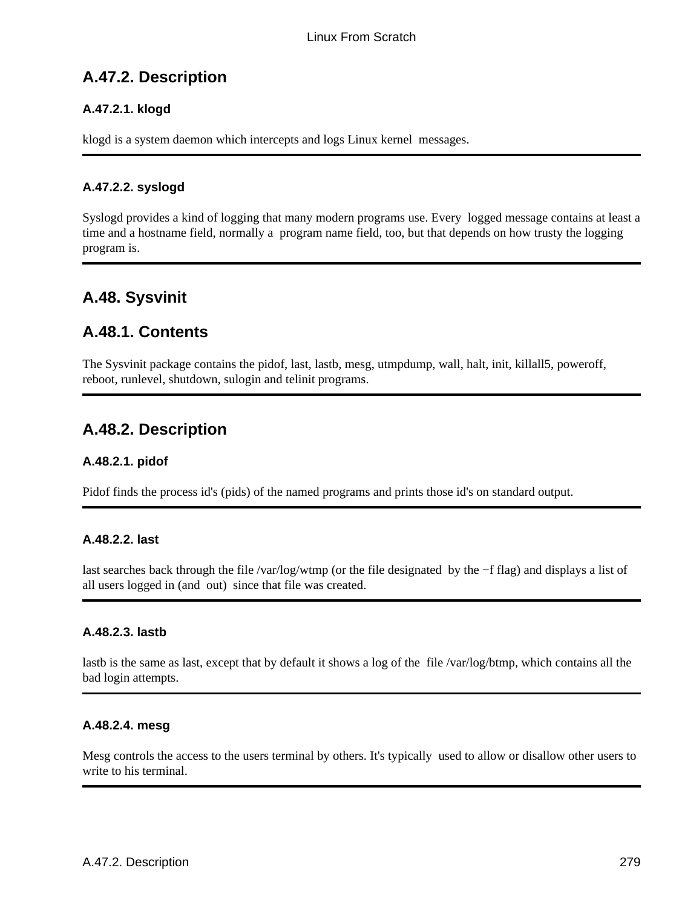## A.47.2. Description

### A.47.2.1. klogd

klogd is a system daemon which intercepts and logs Linux kernel messages.

### A.47.2.2. syslogd

Syslogd provides a kind of logging that many modern programs use. Every logged message contains at least a time and a hostname field, normally a program name field, too, but that depends on how trusty the logging program is.

## A.48. Sysvinit

## A.48.1. Contents

The Sysvinit package contains the pidof, last, lastb, mesg, utmpdump, wall, halt, init, killall5, poweroff, reboot, runlevel, shutdown, sulogin and telinit programs.

## A.48.2. Description

### A.48.2.1. pidof

Pidof finds the process id's (pids) of the named programs and prints those id's on standard output.

### A.48.2.2. last

last searches back through the file /var/log/wtmp (or the file designated by the −f flag) and displays a list of all users logged in (and out) since that file was created.

### A.48.2.3. lastb

lastb is the same as last, except that by default it shows a log of the file /var/log/btmp, which contains all the bad login attempts.

### A.48.2.4. mesg

Mesg controls the access to the users terminal by others. It's typically used to allow or disallow other users to write to his terminal.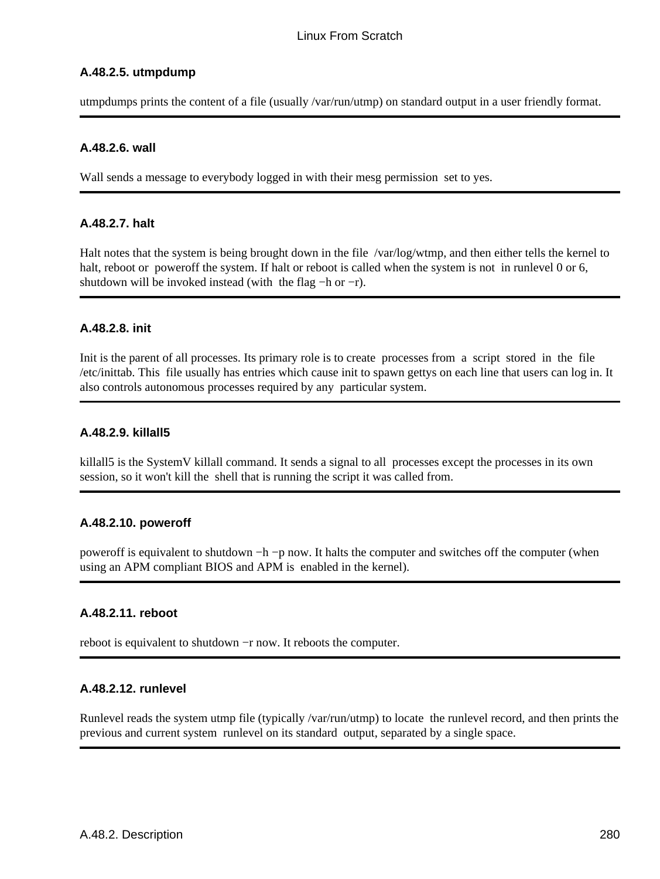#### A.48.2.5. utmpdump

utmpdumps prints the content of a file (usually /var/run/utmp) on standard output in a user friendly format.

---

#### A.48.2.6. wall

Wall sends a message to everybody logged in with their mesg permission set to yes.

---

#### A.48.2.7. halt

Halt notes that the system is being brought down in the file /var/log/wtmp, and then either tells the kernel to halt, reboot or poweroff the system. If halt or reboot is called when the system is not in runlevel 0 or 6, shutdown will be invoked instead (with the flag −h or −r).

---

#### A.48.2.8. init

Init is the parent of all processes. Its primary role is to create processes from a script stored in the file /etc/inittab. This file usually has entries which cause init to spawn gettys on each line that users can log in. It also controls autonomous processes required by any particular system.

---

#### A.48.2.9. killall5

killall5 is the SystemV killall command. It sends a signal to all processes except the processes in its own session, so it won't kill the shell that is running the script it was called from.

---

#### A.48.2.10. poweroff

poweroff is equivalent to shutdown −h −p now. It halts the computer and switches off the computer (when using an APM compliant BIOS and APM is enabled in the kernel).

---

#### A.48.2.11. reboot

reboot is equivalent to shutdown −r now. It reboots the computer.

---

#### A.48.2.12. runlevel

Runlevel reads the system utmp file (typically /var/run/utmp) to locate the runlevel record, and then prints the previous and current system runlevel on its standard output, separated by a single space.

---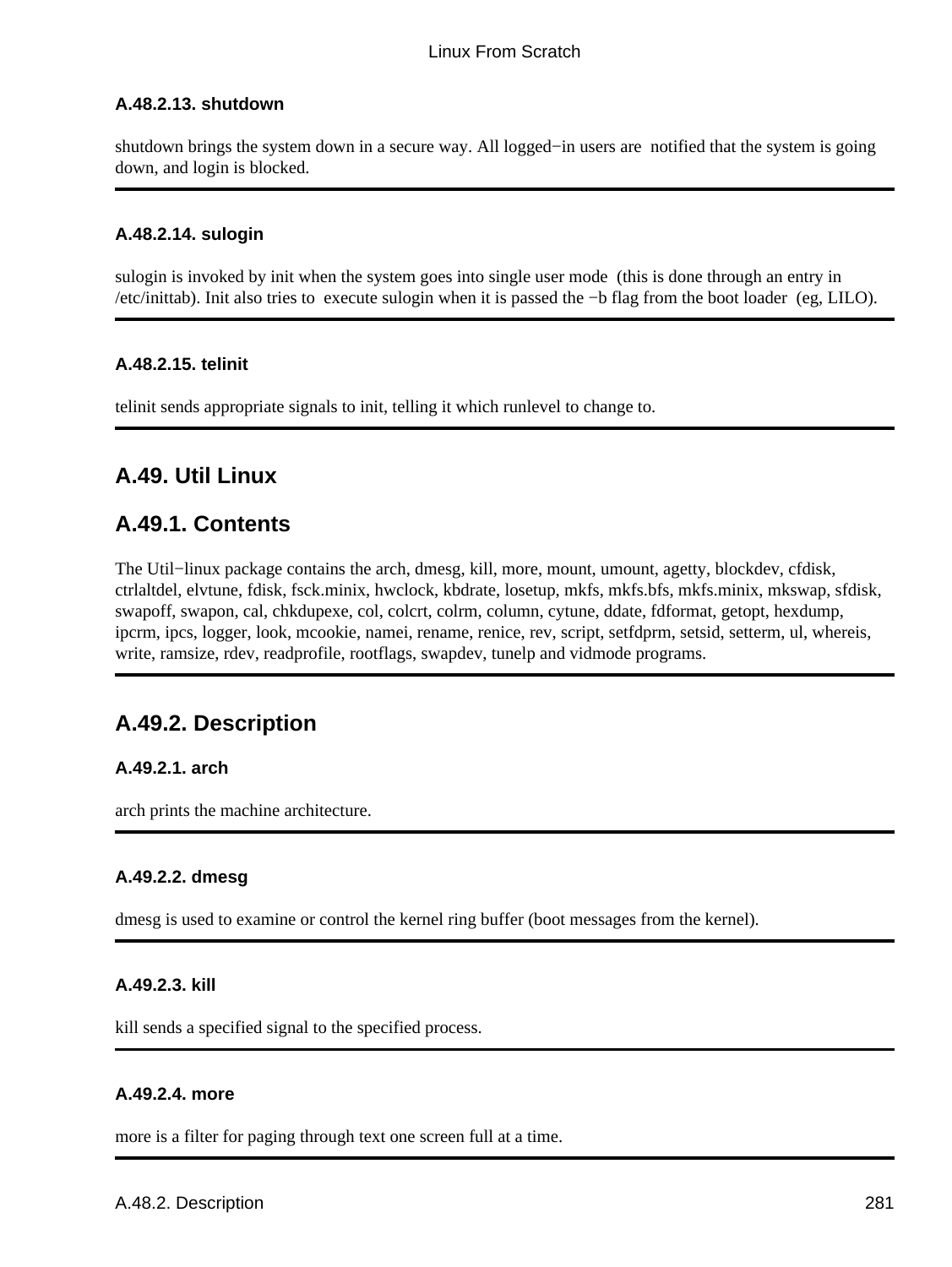#### A.48.2.13. shutdown

shutdown brings the system down in a secure way. All logged−in users are notified that the system is going down, and login is blocked.

---

#### A.48.2.14. sulogin

sulogin is invoked by init when the system goes into single user mode (this is done through an entry in /etc/inittab). Init also tries to execute sulogin when it is passed the −b flag from the boot loader (eg, LILO).

---

#### A.48.2.15. telinit

telinit sends appropriate signals to init, telling it which runlevel to change to.

---

## A.49. Util Linux

### A.49.1. Contents

The Util−linux package contains the arch, dmesg, kill, more, mount, umount, agetty, blockdev, cfdisk, ctrlaltdel, elvtune, fdisk, fsck.minix, hwclock, kbdrate, losetup, mkfs, mkfs.bfs, mkfs.minix, mkswap, sfdisk, swapoff, swapon, cal, chkdupexe, col, colcrt, colrm, column, cytune, ddate, fdformat, getopt, hexdump, ipcrm, ipcs, logger, look, mcookie, namei, rename, renice, rev, script, setfdprm, setsid, setterm, ul, whereis, write, ramsize, rdev, readprofile, rootflags, swapdev, tunelp and vidmode programs.

---

### A.49.2. Description

#### A.49.2.1. arch

arch prints the machine architecture.

---

#### A.49.2.2. dmesg

dmesg is used to examine or control the kernel ring buffer (boot messages from the kernel).

---

#### A.49.2.3. kill

kill sends a specified signal to the specified process.

---

#### A.49.2.4. more

more is a filter for paging through text one screen full at a time.

---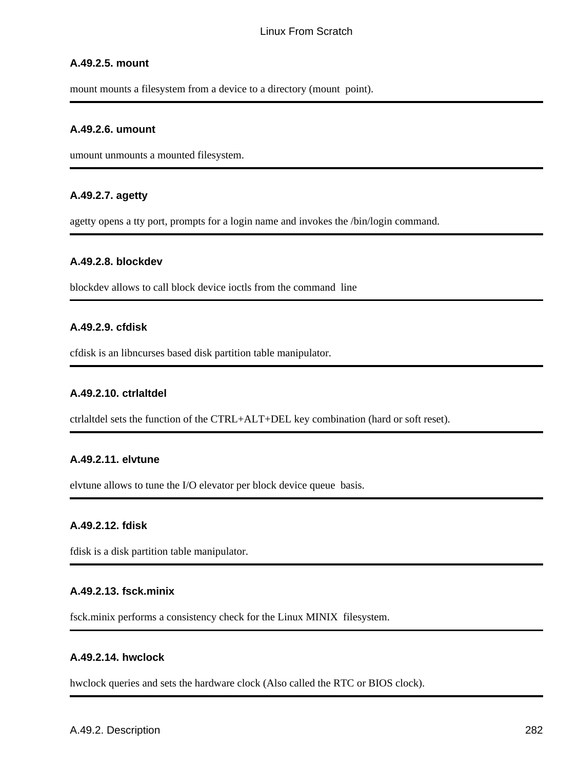#### A.49.2.5. mount

mount mounts a filesystem from a device to a directory (mount point).

---

#### A.49.2.6. umount

umount unmounts a mounted filesystem.

---

#### A.49.2.7. agetty

agetty opens a tty port, prompts for a login name and invokes the /bin/login command.

---

#### A.49.2.8. blockdev

blockdev allows to call block device ioctls from the command line

---

#### A.49.2.9. cfdisk

cfdisk is an libncurses based disk partition table manipulator.

---

#### A.49.2.10. ctrlaltdel

ctrlaltdel sets the function of the CTRL+ALT+DEL key combination (hard or soft reset).

---

#### A.49.2.11. elvtune

elvtune allows to tune the I/O elevator per block device queue basis.

---

#### A.49.2.12. fdisk

fdisk is a disk partition table manipulator.

---

#### A.49.2.13. fsck.minix

fsck.minix performs a consistency check for the Linux MINIX filesystem.

---

#### A.49.2.14. hwclock

hwclock queries and sets the hardware clock (Also called the RTC or BIOS clock).

---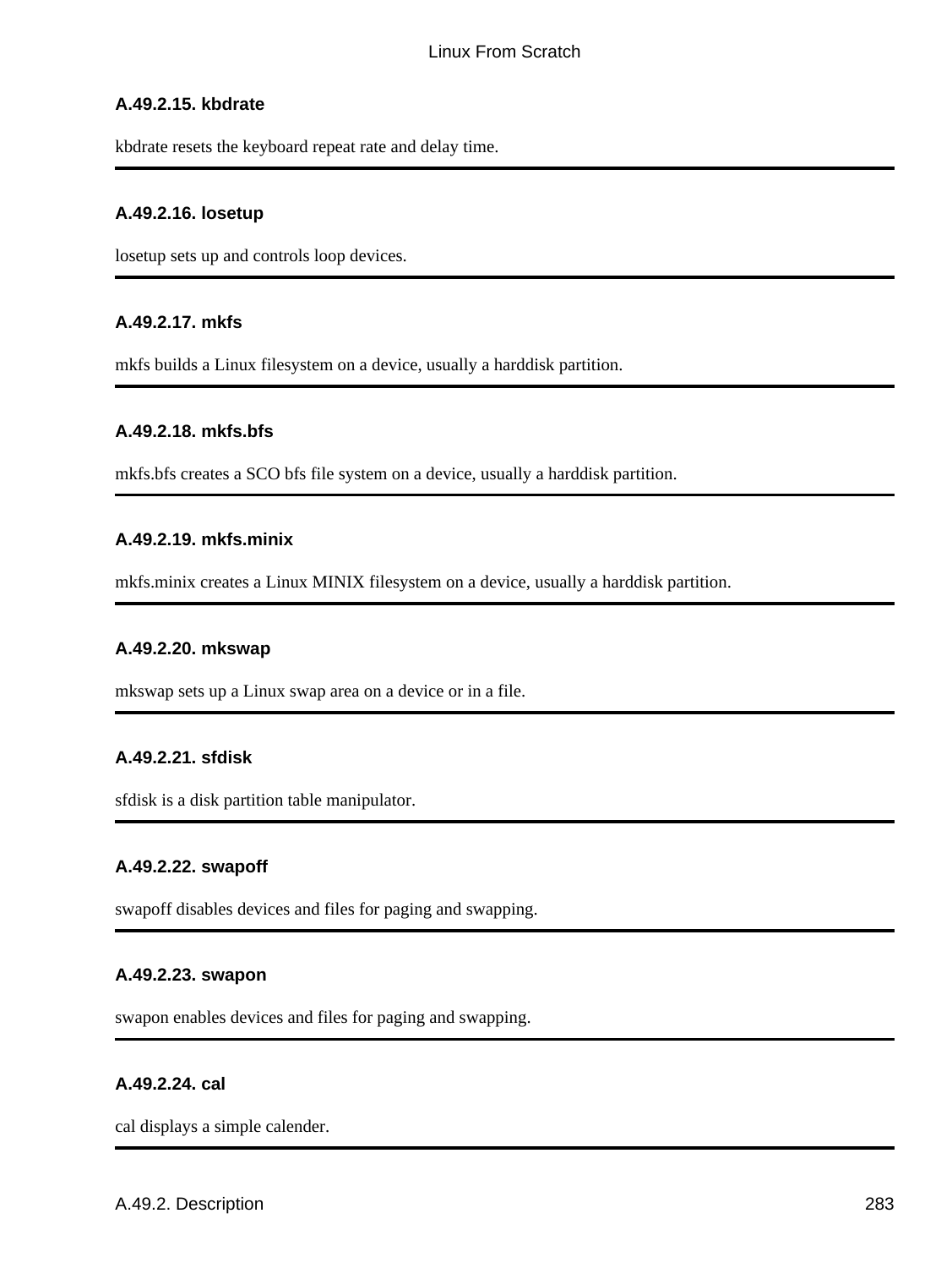#### A.49.2.15. kbdrate

kbdrate resets the keyboard repeat rate and delay time.

---

#### A.49.2.16. losetup

losetup sets up and controls loop devices.

---

#### A.49.2.17. mkfs

mkfs builds a Linux filesystem on a device, usually a harddisk partition.

---

#### A.49.2.18. mkfs.bfs

mkfs.bfs creates a SCO bfs file system on a device, usually a harddisk partition.

---

#### A.49.2.19. mkfs.minix

mkfs.minix creates a Linux MINIX filesystem on a device, usually a harddisk partition.

---

#### A.49.2.20. mkswap

mkswap sets up a Linux swap area on a device or in a file.

---

#### A.49.2.21. sfdisk

sfdisk is a disk partition table manipulator.

---

#### A.49.2.22. swapoff

swapoff disables devices and files for paging and swapping.

---

#### A.49.2.23. swapon

swapon enables devices and files for paging and swapping.

---

#### A.49.2.24. cal

cal displays a simple calender.

---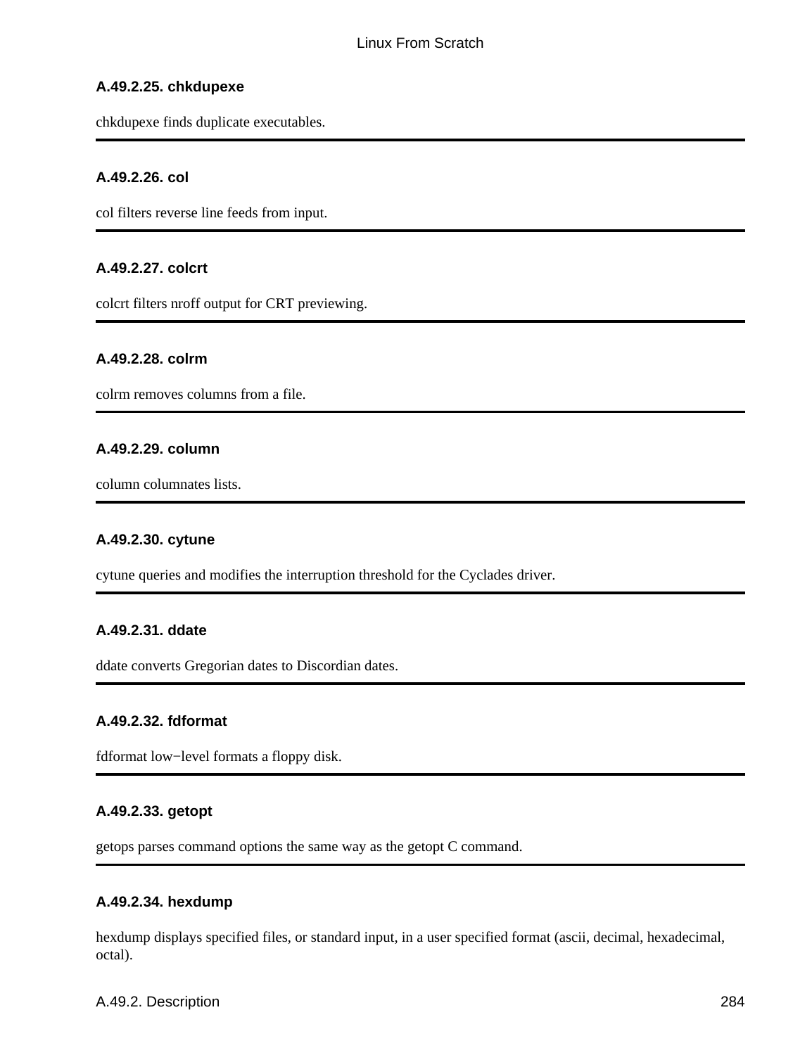#### A.49.2.25. chkdupexe

chkdupexe finds duplicate executables.

---

#### A.49.2.26. col

col filters reverse line feeds from input.

---

#### A.49.2.27. colcrt

colcrt filters nroff output for CRT previewing.

---

#### A.49.2.28. colrm

colrm removes columns from a file.

---

#### A.49.2.29. column

column columnates lists.

---

#### A.49.2.30. cytune

cytune queries and modifies the interruption threshold for the Cyclades driver.

---

#### A.49.2.31. ddate

ddate converts Gregorian dates to Discordian dates.

---

#### A.49.2.32. fdformat

fdformat low−level formats a floppy disk.

---

#### A.49.2.33. getopt

getops parses command options the same way as the getopt C command.

---

#### A.49.2.34. hexdump

hexdump displays specified files, or standard input, in a user specified format (ascii, decimal, hexadecimal, octal).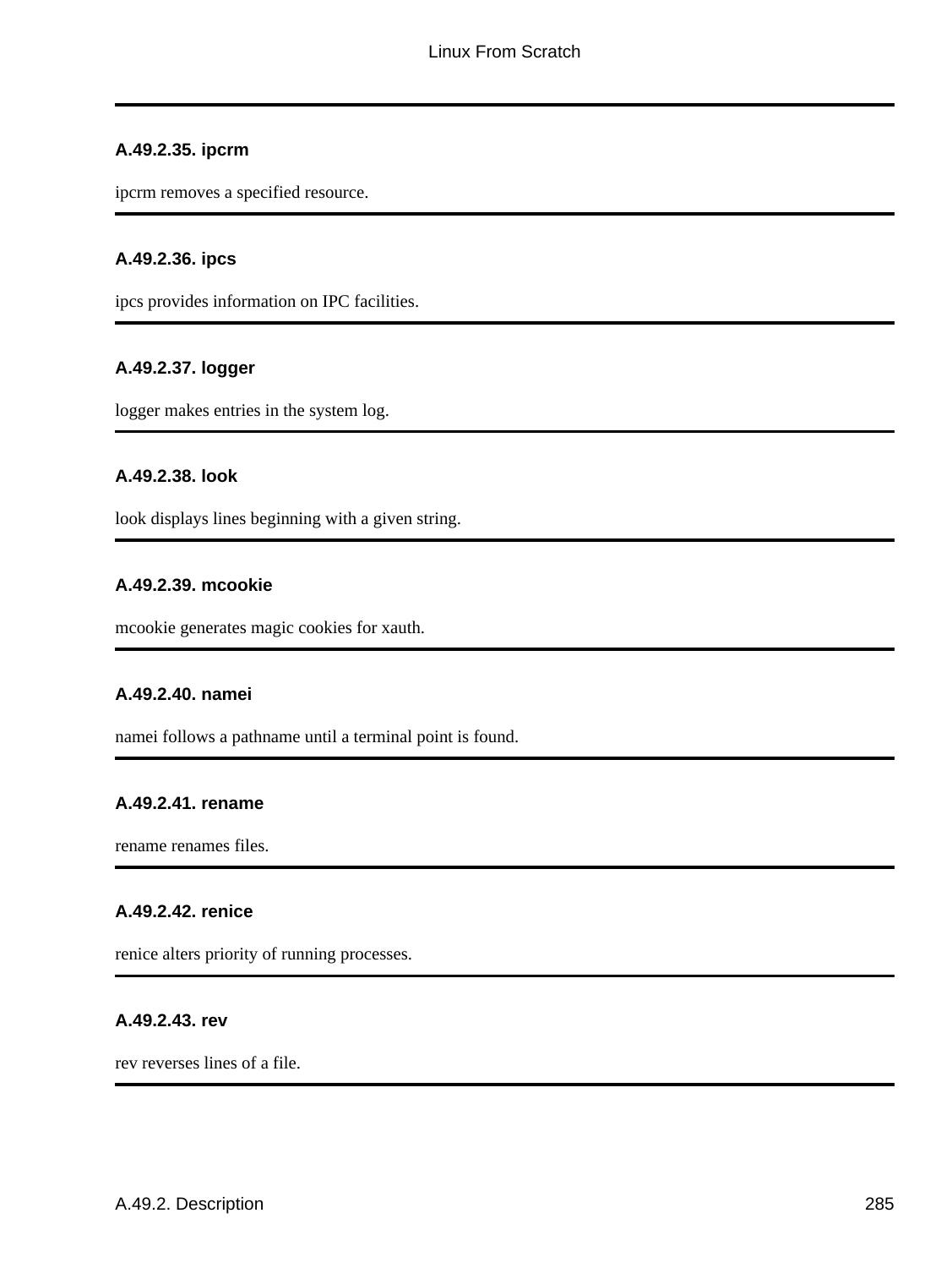#### A.49.2.35. ipcrm

ipcrm removes a specified resource.

#### A.49.2.36. ipcs

ipcs provides information on IPC facilities.

#### A.49.2.37. logger

logger makes entries in the system log.

#### A.49.2.38. look

look displays lines beginning with a given string.

#### A.49.2.39. mcookie

mcookie generates magic cookies for xauth.

#### A.49.2.40. namei

namei follows a pathname until a terminal point is found.

#### A.49.2.41. rename

rename renames files.

#### A.49.2.42. renice

renice alters priority of running processes.

#### A.49.2.43. rev

rev reverses lines of a file.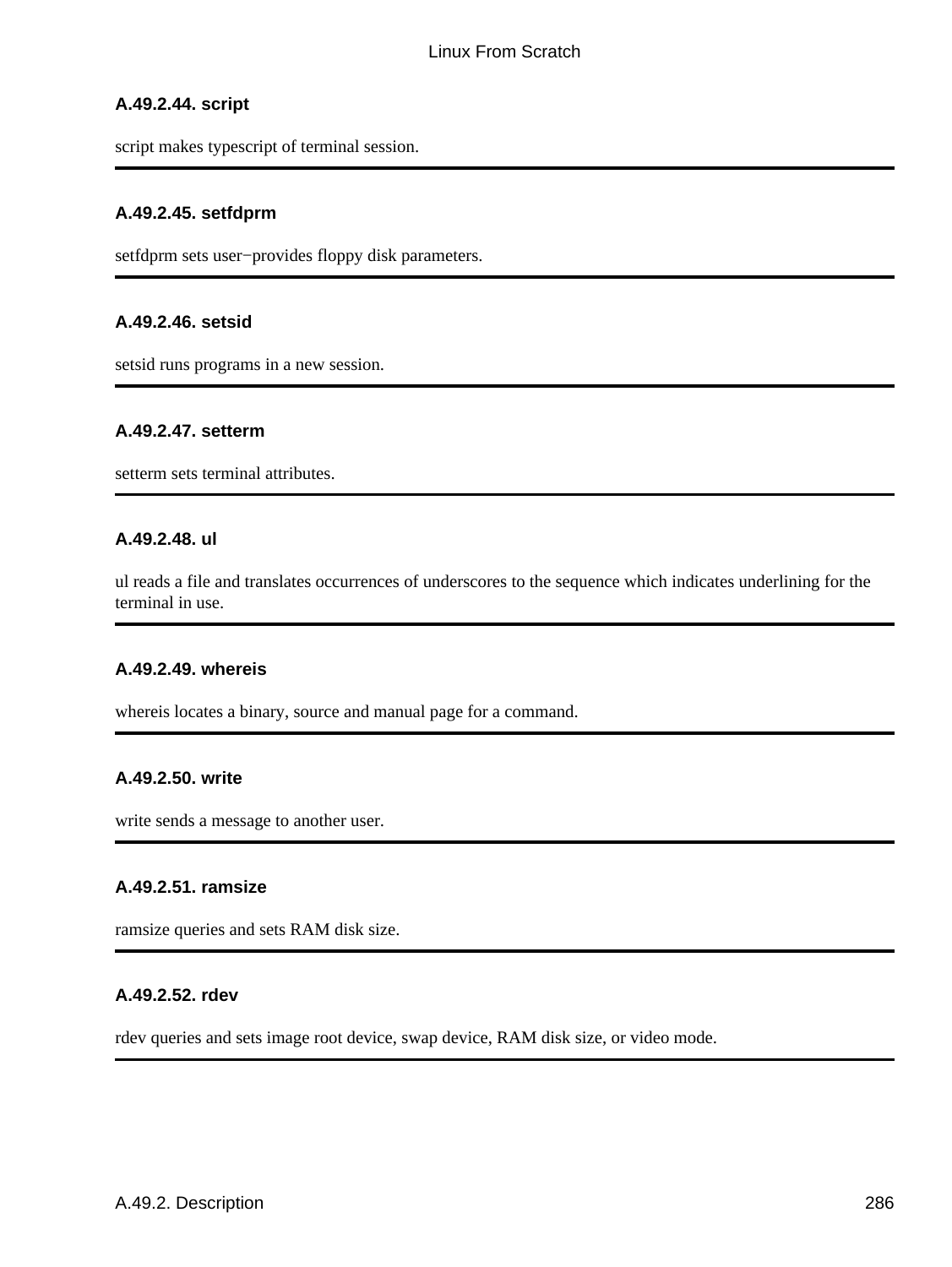#### A.49.2.44. script

script makes typescript of terminal session.

---

#### A.49.2.45. setfdprm

setfdprm sets user−provides floppy disk parameters.

---

#### A.49.2.46. setsid

setsid runs programs in a new session.

---

#### A.49.2.47. setterm

setterm sets terminal attributes.

---

#### A.49.2.48. ul

ul reads a file and translates occurrences of underscores to the sequence which indicates underlining for the terminal in use.

---

#### A.49.2.49. whereis

whereis locates a binary, source and manual page for a command.

---

#### A.49.2.50. write

write sends a message to another user.

---

#### A.49.2.51. ramsize

ramsize queries and sets RAM disk size.

---

#### A.49.2.52. rdev

rdev queries and sets image root device, swap device, RAM disk size, or video mode.

---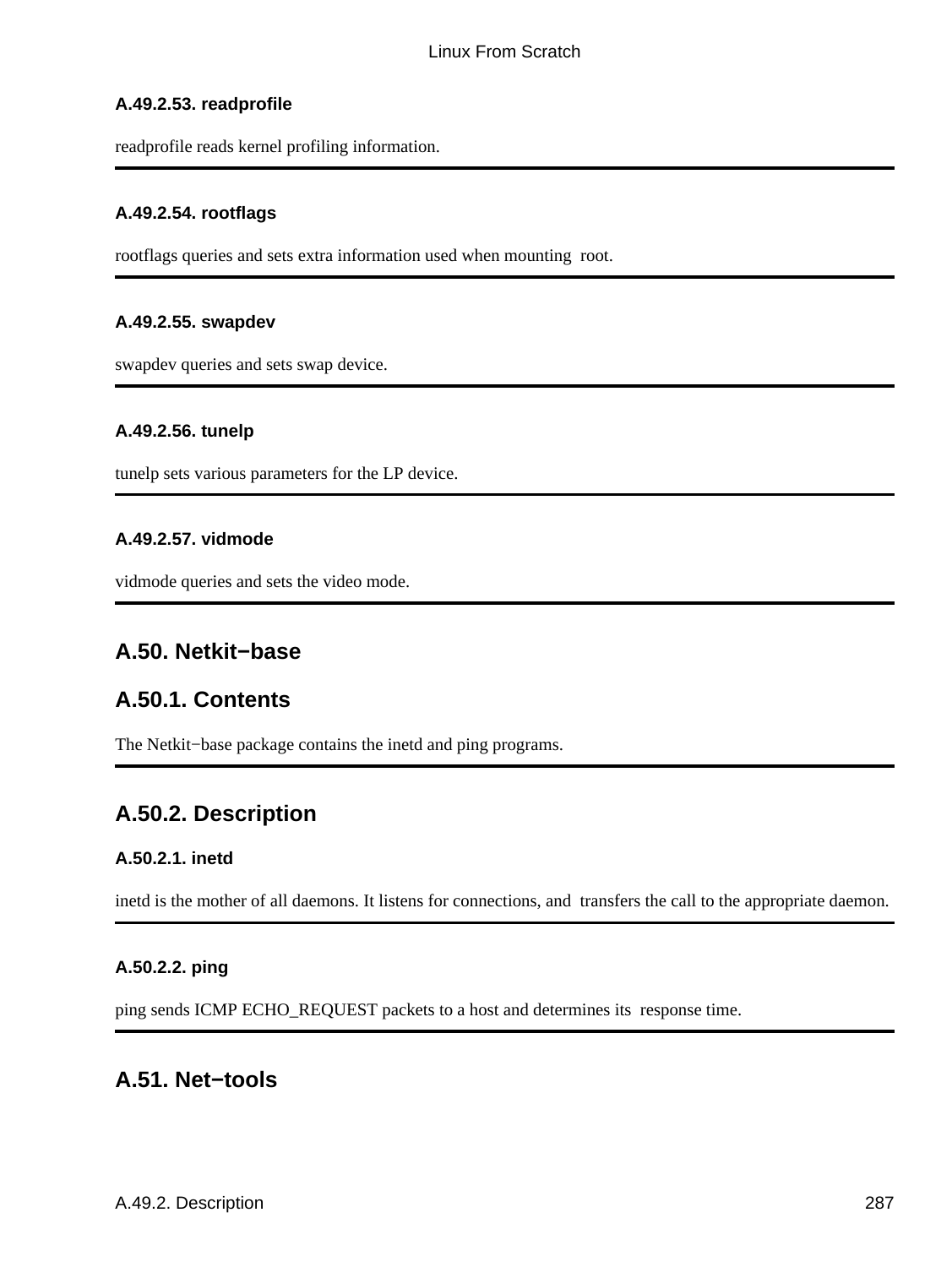#### A.49.2.53. readprofile

readprofile reads kernel profiling information.

---

#### A.49.2.54. rootflags

rootflags queries and sets extra information used when mounting root.

---

#### A.49.2.55. swapdev

swapdev queries and sets swap device.

---

#### A.49.2.56. tunelp

tunelp sets various parameters for the LP device.

---

#### A.49.2.57. vidmode

vidmode queries and sets the video mode.

---

## A.50. Netkit−base

## A.50.1. Contents

The Netkit−base package contains the inetd and ping programs.

---

## A.50.2. Description

#### A.50.2.1. inetd

inetd is the mother of all daemons. It listens for connections, and transfers the call to the appropriate daemon.

---

#### A.50.2.2. ping

ping sends ICMP ECHO_REQUEST packets to a host and determines its response time.

---

## A.51. Net−tools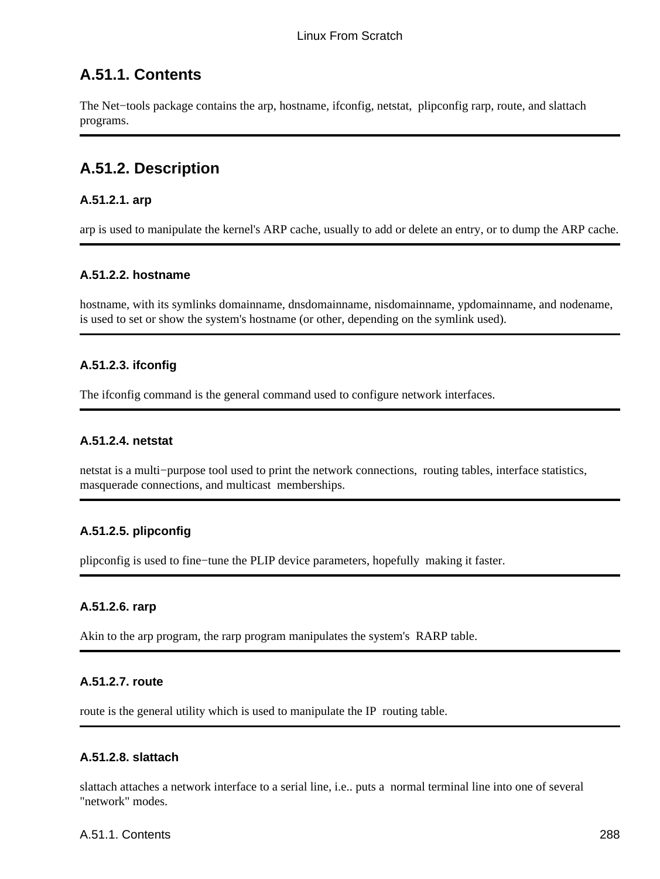## A.51.1. Contents

The Net−tools package contains the arp, hostname, ifconfig, netstat, plipconfig rarp, route, and slattach programs.

---

## A.51.2. Description

### A.51.2.1. arp

arp is used to manipulate the kernel's ARP cache, usually to add or delete an entry, or to dump the ARP cache.

---

### A.51.2.2. hostname

hostname, with its symlinks domainname, dnsdomainname, nisdomainname, ypdomainname, and nodename, is used to set or show the system's hostname (or other, depending on the symlink used).

---

### A.51.2.3. ifconfig

The ifconfig command is the general command used to configure network interfaces.

---

### A.51.2.4. netstat

netstat is a multi−purpose tool used to print the network connections, routing tables, interface statistics, masquerade connections, and multicast memberships.

---

### A.51.2.5. plipconfig

plipconfig is used to fine−tune the PLIP device parameters, hopefully making it faster.

---

### A.51.2.6. rarp

Akin to the arp program, the rarp program manipulates the system's RARP table.

---

### A.51.2.7. route

route is the general utility which is used to manipulate the IP routing table.

---

### A.51.2.8. slattach

slattach attaches a network interface to a serial line, i.e.. puts a normal terminal line into one of several "network" modes.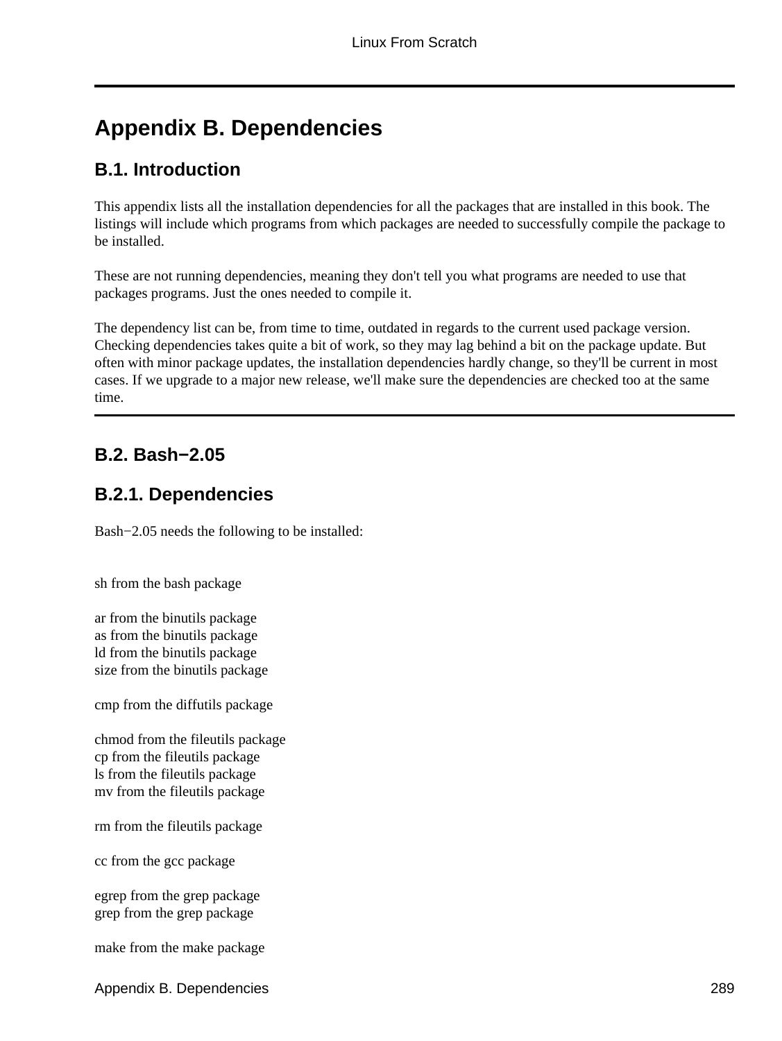# Appendix B. Dependencies

## B.1. Introduction

This appendix lists all the installation dependencies for all the packages that are installed in this book. The listings will include which programs from which packages are needed to successfully compile the package to be installed.

These are not running dependencies, meaning they don't tell you what programs are needed to use that packages programs. Just the ones needed to compile it.

The dependency list can be, from time to time, outdated in regards to the current used package version. Checking dependencies takes quite a bit of work, so they may lag behind a bit on the package update. But often with minor package updates, the installation dependencies hardly change, so they'll be current in most cases. If we upgrade to a major new release, we'll make sure the dependencies are checked too at the same time.

## B.2. Bash−2.05

### B.2.1. Dependencies

Bash−2.05 needs the following to be installed:

sh from the bash package

ar from the binutils package  
as from the binutils package  
ld from the binutils package  
size from the binutils package

cmp from the diffutils package

chmod from the fileutils package  
cp from the fileutils package  
ls from the fileutils package  
mv from the fileutils package

rm from the fileutils package

cc from the gcc package

egrep from the grep package  
grep from the grep package

make from the make package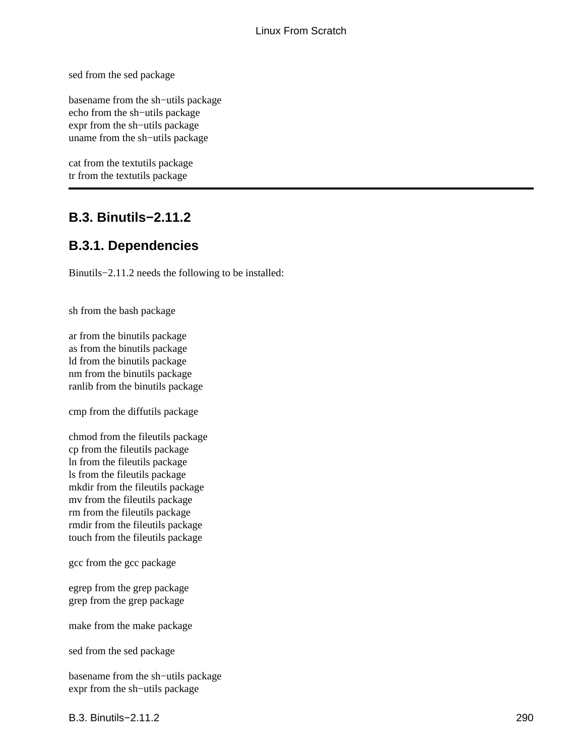sed from the sed package

basename from the sh−utils package
echo from the sh−utils package
expr from the sh−utils package
uname from the sh−utils package

cat from the textutils package
tr from the textutils package

---

## B.3. Binutils−2.11.2

### B.3.1. Dependencies

Binutils−2.11.2 needs the following to be installed:

sh from the bash package

ar from the binutils package
as from the binutils package
ld from the binutils package
nm from the binutils package
ranlib from the binutils package

cmp from the diffutils package

chmod from the fileutils package
cp from the fileutils package
ln from the fileutils package
ls from the fileutils package
mkdir from the fileutils package
mv from the fileutils package
rm from the fileutils package
rmdir from the fileutils package
touch from the fileutils package

gcc from the gcc package

egrep from the grep package
grep from the grep package

make from the make package

sed from the sed package

basename from the sh−utils package
expr from the sh−utils package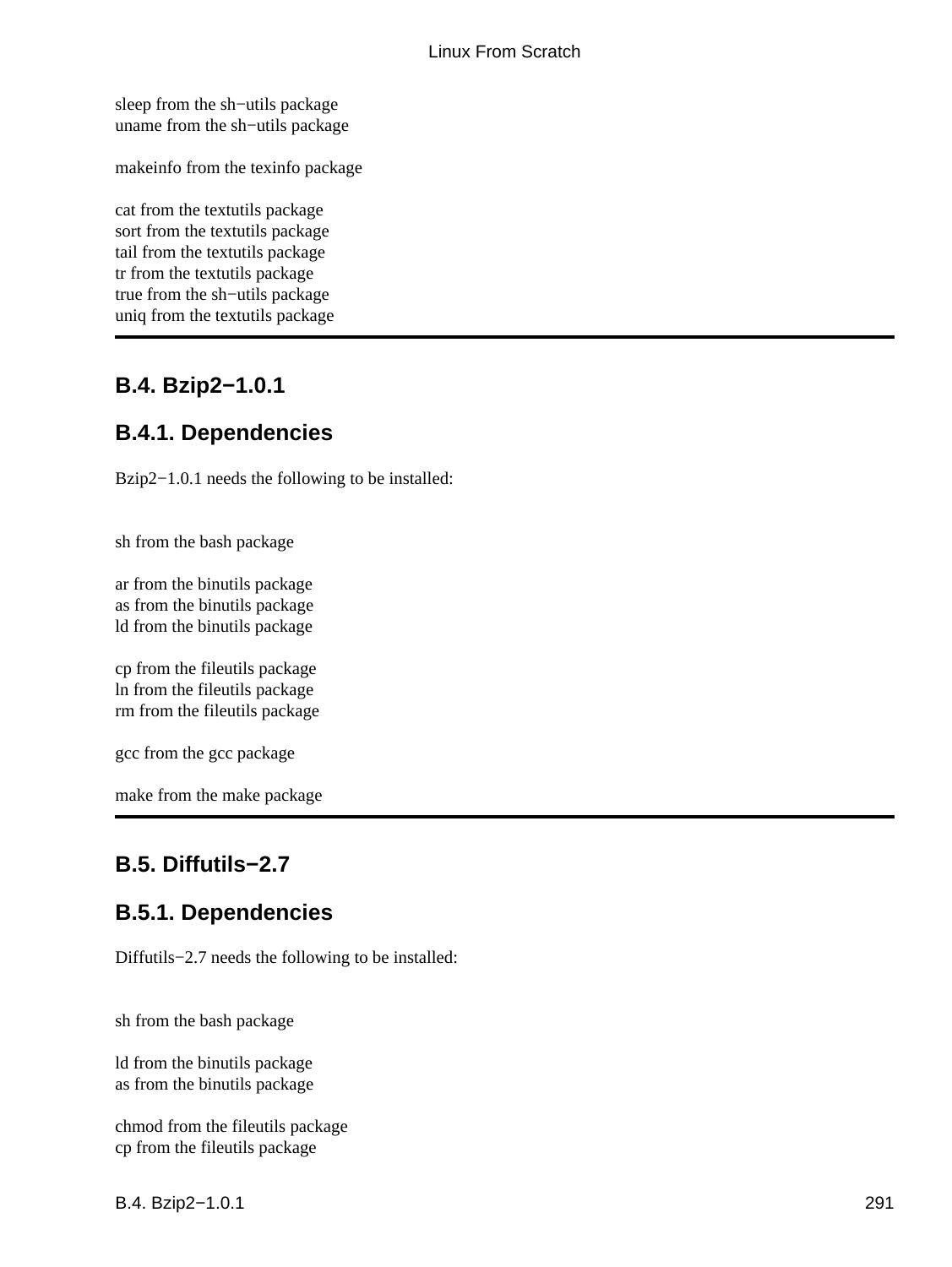sleep from the sh−utils package
uname from the sh−utils package

makeinfo from the texinfo package

cat from the textutils package
sort from the textutils package
tail from the textutils package
tr from the textutils package
true from the sh−utils package
uniq from the textutils package

---

## B.4. Bzip2−1.0.1

### B.4.1. Dependencies

Bzip2−1.0.1 needs the following to be installed:

sh from the bash package

ar from the binutils package
as from the binutils package
ld from the binutils package

cp from the fileutils package
ln from the fileutils package
rm from the fileutils package

gcc from the gcc package

make from the make package

---

## B.5. Diffutils−2.7

### B.5.1. Dependencies

Diffutils−2.7 needs the following to be installed:

sh from the bash package

ld from the binutils package
as from the binutils package

chmod from the fileutils package
cp from the fileutils package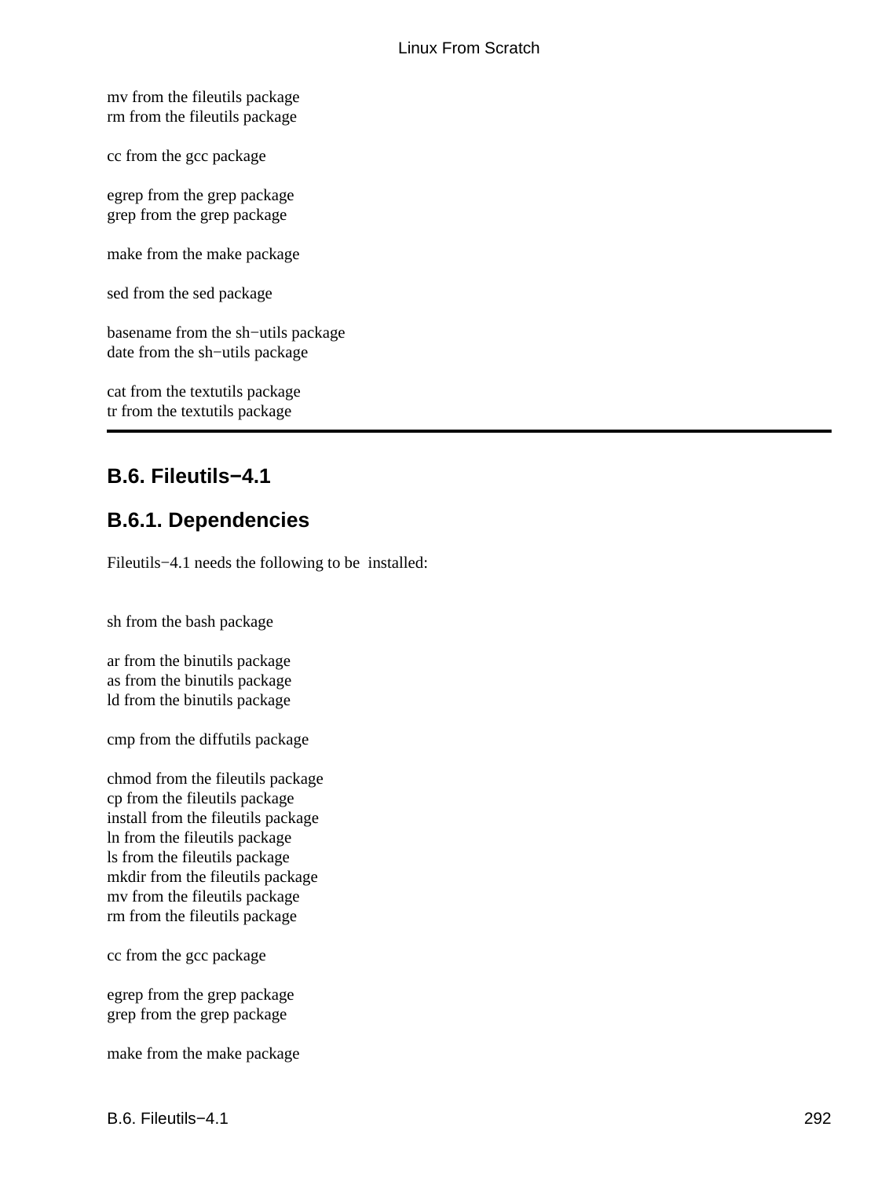mv from the fileutils package
rm from the fileutils package

cc from the gcc package

egrep from the grep package
grep from the grep package

make from the make package

sed from the sed package

basename from the sh−utils package
date from the sh−utils package

cat from the textutils package
tr from the textutils package

---

## B.6. Fileutils−4.1

### B.6.1. Dependencies

Fileutils−4.1 needs the following to be installed:

sh from the bash package

ar from the binutils package
as from the binutils package
ld from the binutils package

cmp from the diffutils package

chmod from the fileutils package
cp from the fileutils package
install from the fileutils package
ln from the fileutils package
ls from the fileutils package
mkdir from the fileutils package
mv from the fileutils package
rm from the fileutils package

cc from the gcc package

egrep from the grep package
grep from the grep package

make from the make package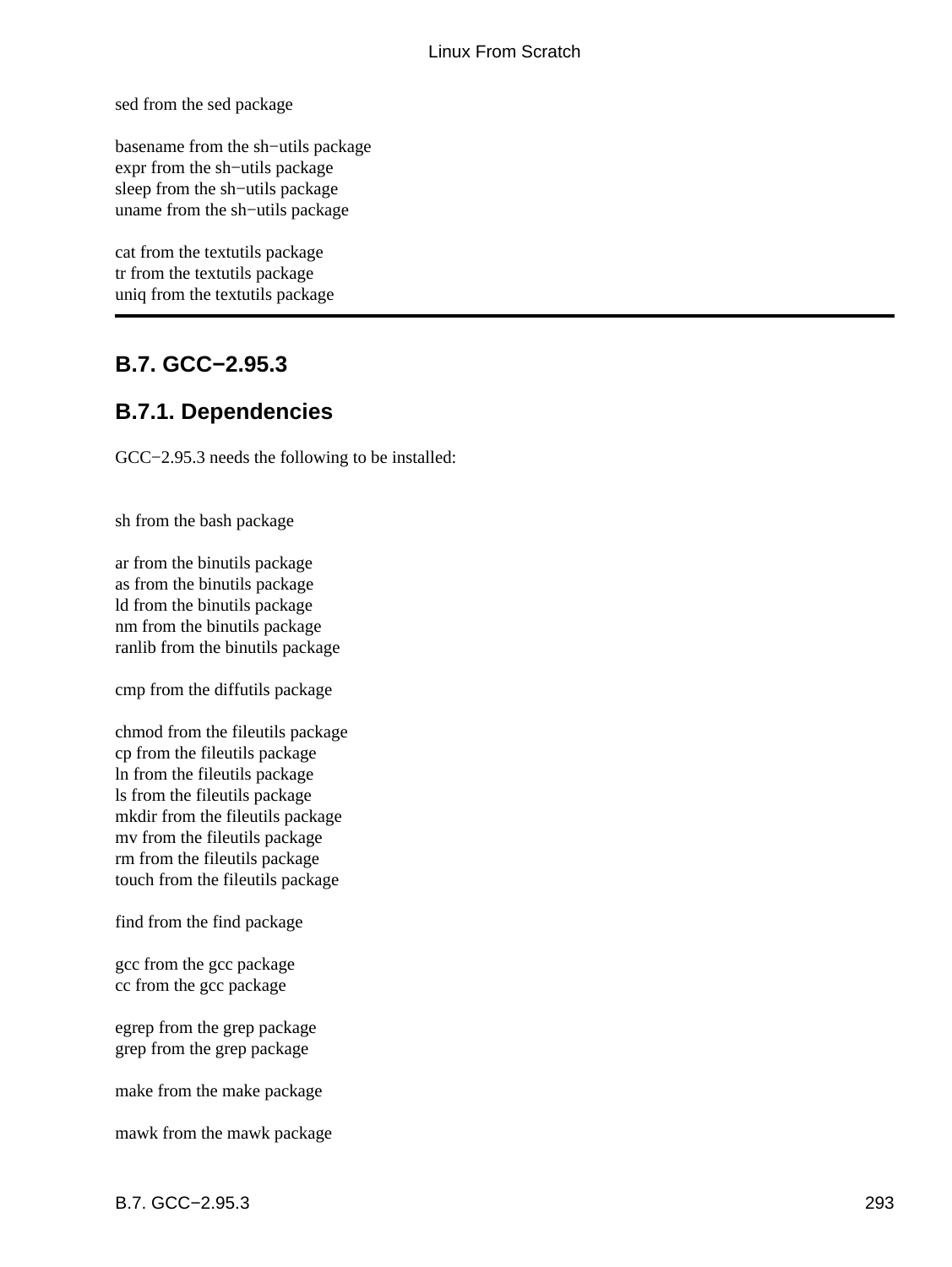sed from the sed package

basename from the sh−utils package
expr from the sh−utils package
sleep from the sh−utils package
uname from the sh−utils package

cat from the textutils package
tr from the textutils package
uniq from the textutils package

---

## B.7. GCC−2.95.3

### B.7.1. Dependencies

GCC−2.95.3 needs the following to be installed:

sh from the bash package

ar from the binutils package
as from the binutils package
ld from the binutils package
nm from the binutils package
ranlib from the binutils package

cmp from the diffutils package

chmod from the fileutils package
cp from the fileutils package
ln from the fileutils package
ls from the fileutils package
mkdir from the fileutils package
mv from the fileutils package
rm from the fileutils package
touch from the fileutils package

find from the find package

gcc from the gcc package
cc from the gcc package

egrep from the grep package
grep from the grep package

make from the make package

mawk from the mawk package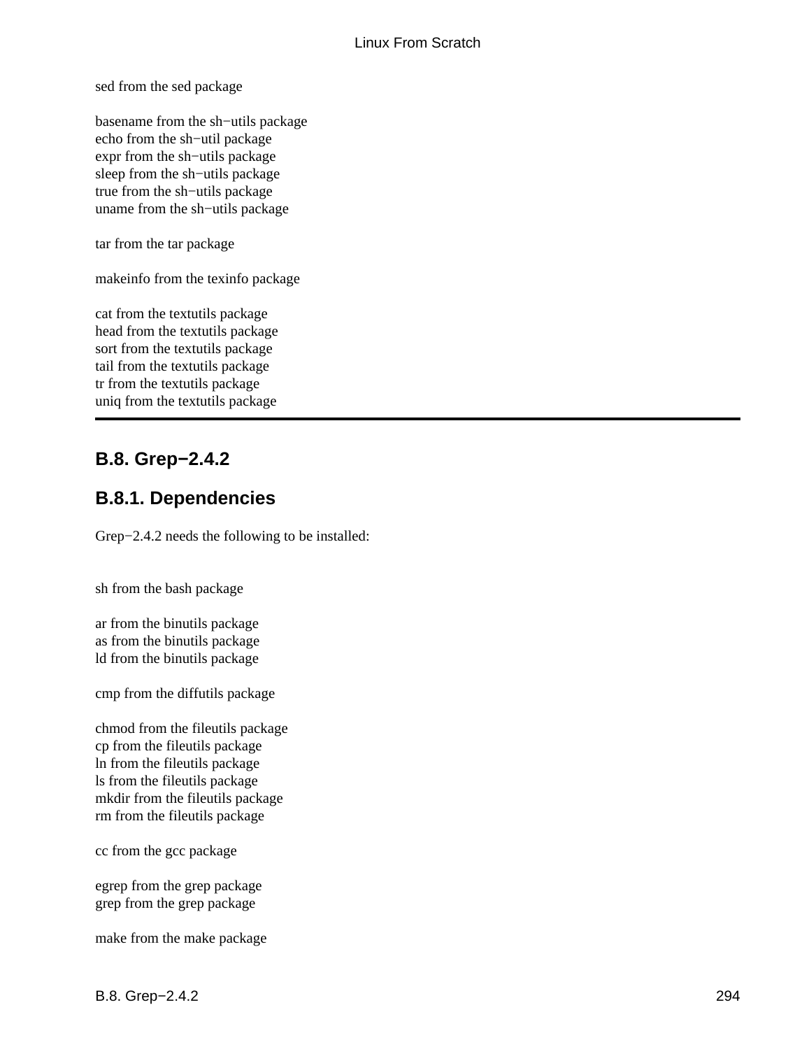sed from the sed package

basename from the sh−utils package
echo from the sh−util package
expr from the sh−utils package
sleep from the sh−utils package
true from the sh−utils package
uname from the sh−utils package

tar from the tar package

makeinfo from the texinfo package

cat from the textutils package
head from the textutils package
sort from the textutils package
tail from the textutils package
tr from the textutils package
uniq from the textutils package

---

## B.8. Grep−2.4.2

### B.8.1. Dependencies

Grep−2.4.2 needs the following to be installed:

sh from the bash package

ar from the binutils package
as from the binutils package
ld from the binutils package

cmp from the diffutils package

chmod from the fileutils package
cp from the fileutils package
ln from the fileutils package
ls from the fileutils package
mkdir from the fileutils package
rm from the fileutils package

cc from the gcc package

egrep from the grep package
grep from the grep package

make from the make package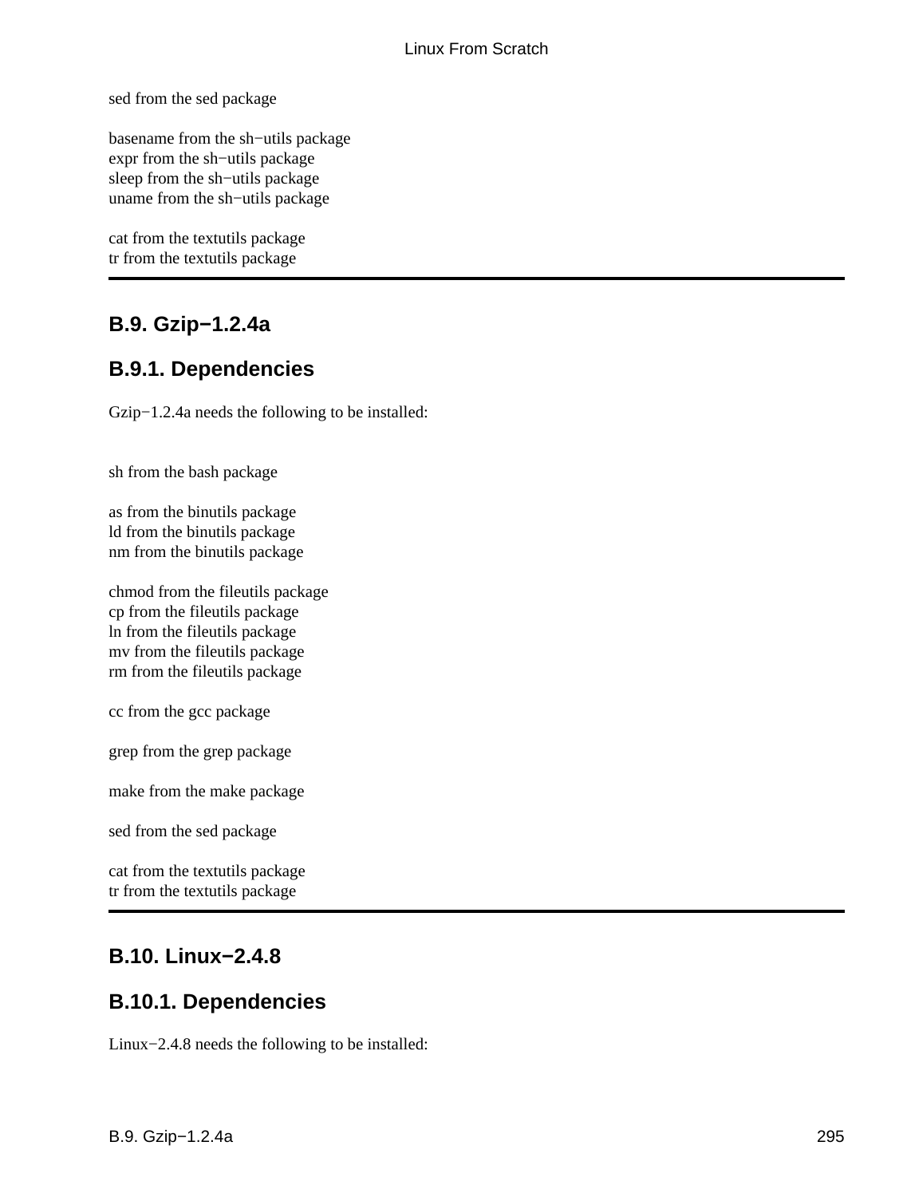sed from the sed package

basename from the sh−utils package
expr from the sh−utils package
sleep from the sh−utils package
uname from the sh−utils package

cat from the textutils package
tr from the textutils package

---

## B.9. Gzip−1.2.4a

### B.9.1. Dependencies

Gzip−1.2.4a needs the following to be installed:

sh from the bash package

as from the binutils package
ld from the binutils package
nm from the binutils package

chmod from the fileutils package
cp from the fileutils package
ln from the fileutils package
mv from the fileutils package
rm from the fileutils package

cc from the gcc package

grep from the grep package

make from the make package

sed from the sed package

cat from the textutils package
tr from the textutils package

---

## B.10. Linux−2.4.8

### B.10.1. Dependencies

Linux−2.4.8 needs the following to be installed: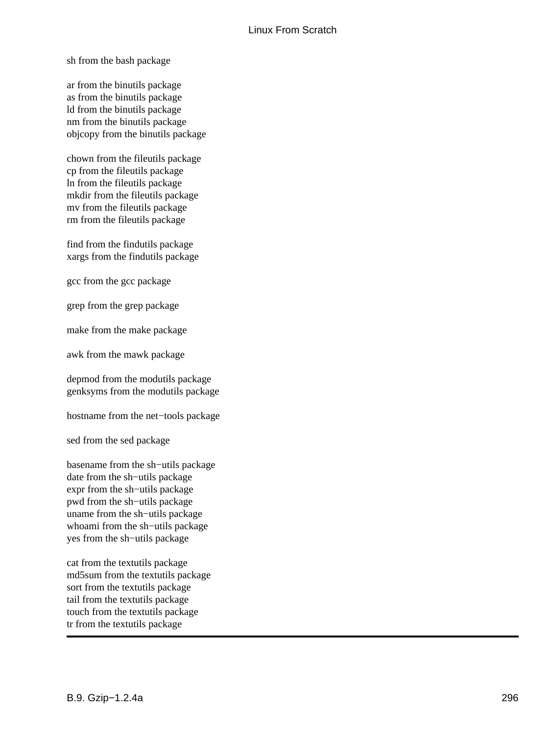sh from the bash package

ar from the binutils package
as from the binutils package
ld from the binutils package
nm from the binutils package
objcopy from the binutils package

chown from the fileutils package
cp from the fileutils package
ln from the fileutils package
mkdir from the fileutils package
mv from the fileutils package
rm from the fileutils package

find from the findutils package
xargs from the findutils package

gcc from the gcc package

grep from the grep package

make from the make package

awk from the mawk package

depmod from the modutils package
genksyms from the modutils package

hostname from the net−tools package

sed from the sed package

basename from the sh−utils package
date from the sh−utils package
expr from the sh−utils package
pwd from the sh−utils package
uname from the sh−utils package
whoami from the sh−utils package
yes from the sh−utils package

cat from the textutils package
md5sum from the textutils package
sort from the textutils package
tail from the textutils package
touch from the textutils package
tr from the textutils package

---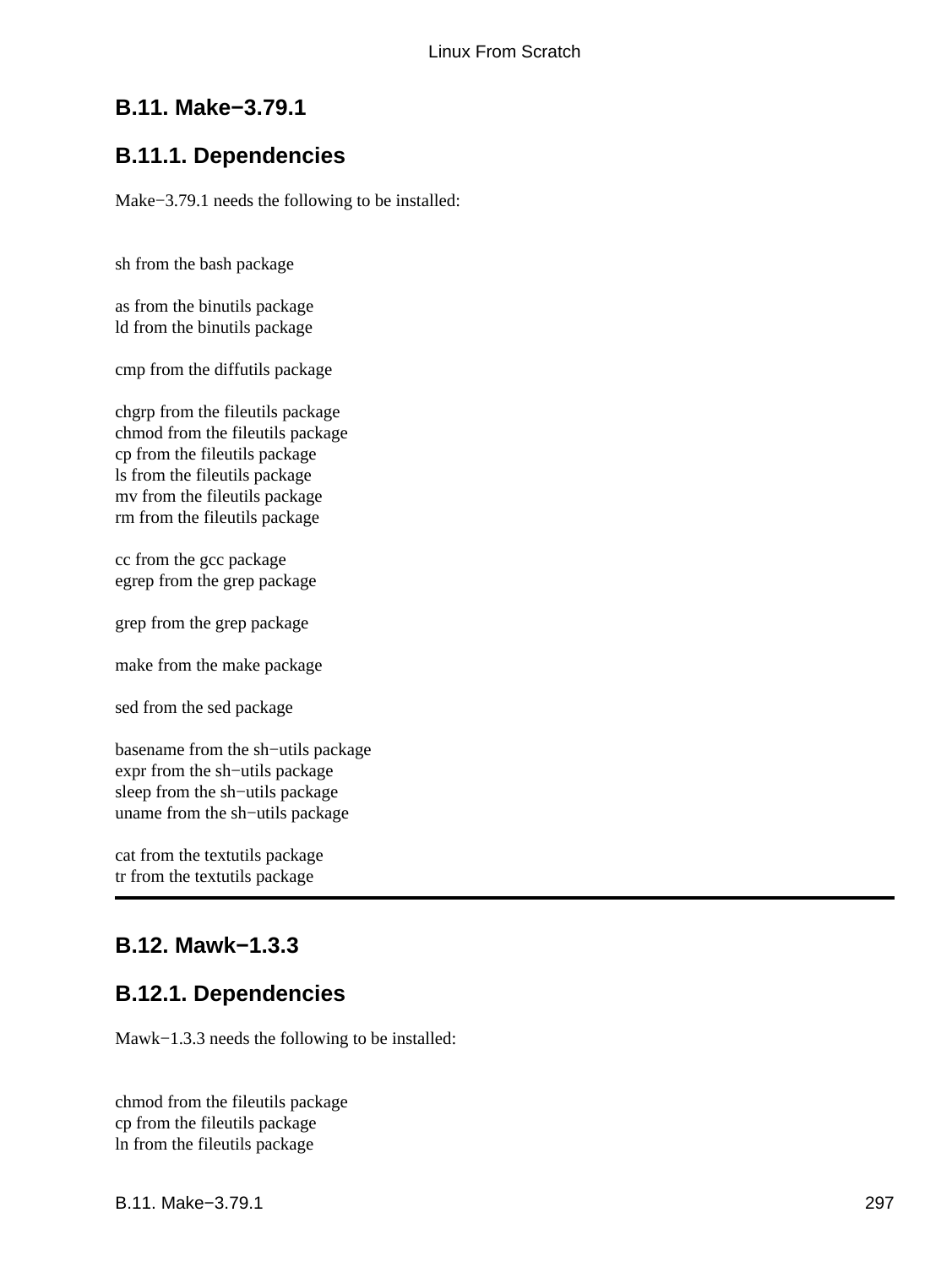## B.11. Make−3.79.1

### B.11.1. Dependencies

Make−3.79.1 needs the following to be installed:

sh from the bash package

as from the binutils package
ld from the binutils package

cmp from the diffutils package

chgrp from the fileutils package
chmod from the fileutils package
cp from the fileutils package
ls from the fileutils package
mv from the fileutils package
rm from the fileutils package

cc from the gcc package
egrep from the grep package

grep from the grep package

make from the make package

sed from the sed package

basename from the sh−utils package
expr from the sh−utils package
sleep from the sh−utils package
uname from the sh−utils package

cat from the textutils package
tr from the textutils package

---

## B.12. Mawk−1.3.3

### B.12.1. Dependencies

Mawk−1.3.3 needs the following to be installed:

chmod from the fileutils package
cp from the fileutils package
ln from the fileutils package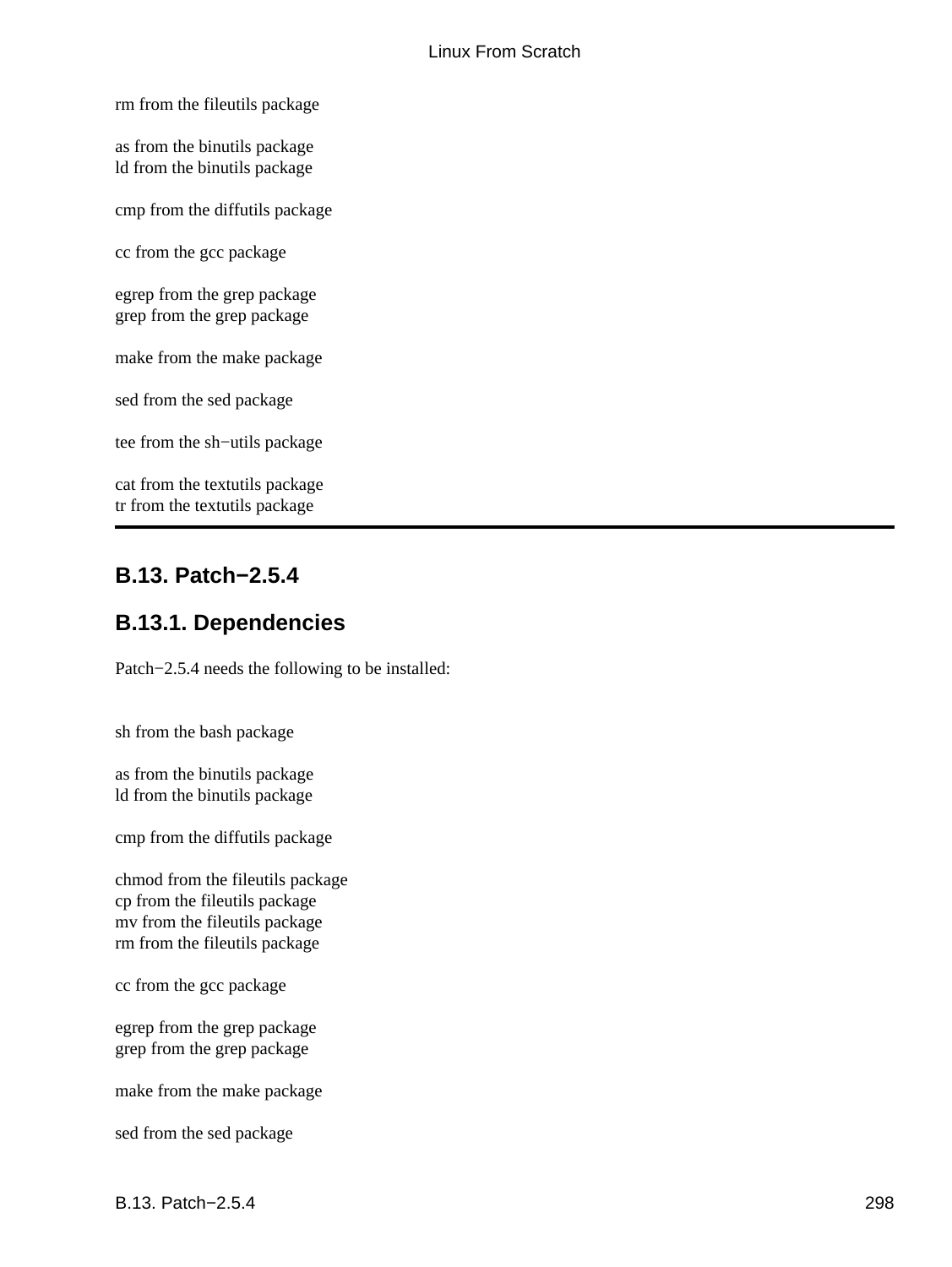rm from the fileutils package

as from the binutils package
ld from the binutils package

cmp from the diffutils package

cc from the gcc package

egrep from the grep package
grep from the grep package

make from the make package

sed from the sed package

tee from the sh−utils package

cat from the textutils package
tr from the textutils package

---

## B.13. Patch−2.5.4

### B.13.1. Dependencies

Patch−2.5.4 needs the following to be installed:

sh from the bash package

as from the binutils package
ld from the binutils package

cmp from the diffutils package

chmod from the fileutils package
cp from the fileutils package
mv from the fileutils package
rm from the fileutils package

cc from the gcc package

egrep from the grep package
grep from the grep package

make from the make package

sed from the sed package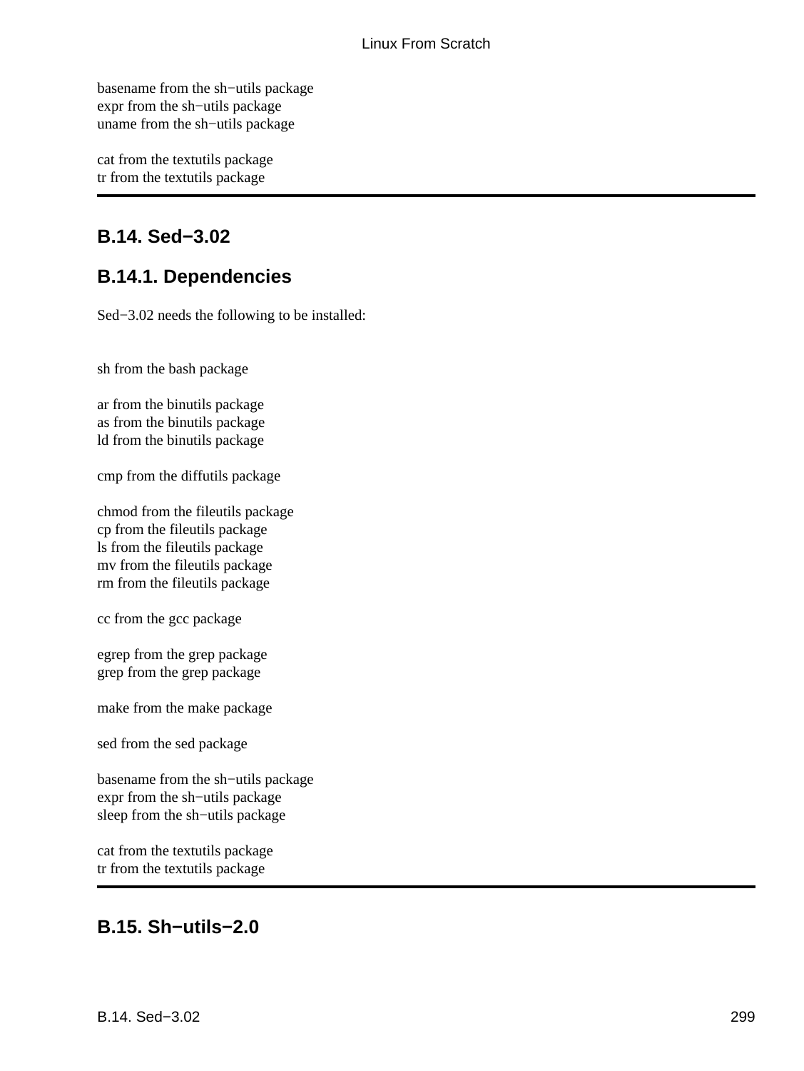basename from the sh−utils package
expr from the sh−utils package
uname from the sh−utils package

cat from the textutils package
tr from the textutils package

---

## B.14. Sed−3.02

### B.14.1. Dependencies

Sed−3.02 needs the following to be installed:

sh from the bash package

ar from the binutils package
as from the binutils package
ld from the binutils package

cmp from the diffutils package

chmod from the fileutils package
cp from the fileutils package
ls from the fileutils package
mv from the fileutils package
rm from the fileutils package

cc from the gcc package

egrep from the grep package
grep from the grep package

make from the make package

sed from the sed package

basename from the sh−utils package
expr from the sh−utils package
sleep from the sh−utils package

cat from the textutils package
tr from the textutils package

---

## B.15. Sh−utils−2.0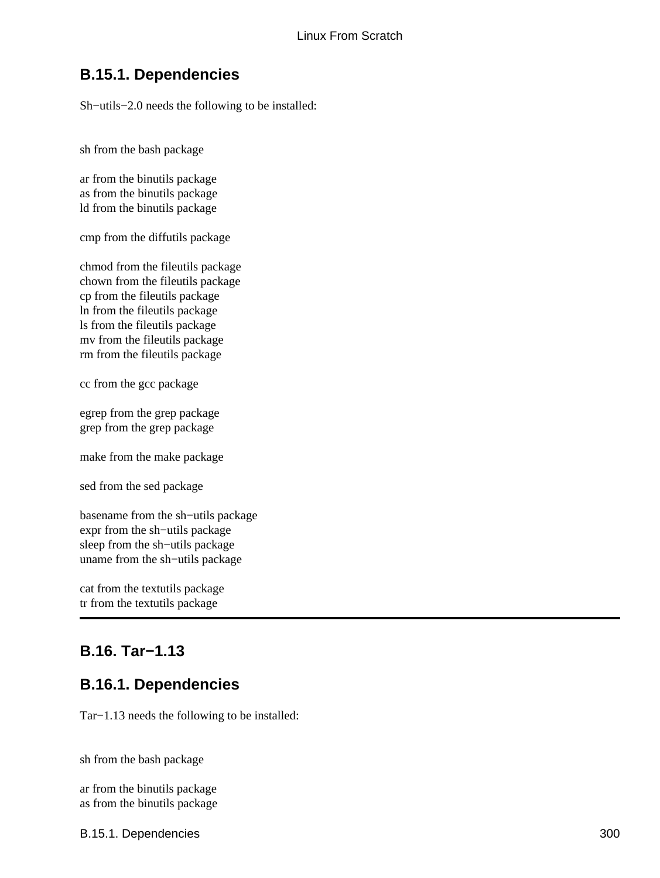### B.15.1. Dependencies

Sh−utils−2.0 needs the following to be installed:

sh from the bash package

ar from the binutils package
as from the binutils package
ld from the binutils package

cmp from the diffutils package

chmod from the fileutils package
chown from the fileutils package
cp from the fileutils package
ln from the fileutils package
ls from the fileutils package
mv from the fileutils package
rm from the fileutils package

cc from the gcc package

egrep from the grep package
grep from the grep package

make from the make package

sed from the sed package

basename from the sh−utils package
expr from the sh−utils package
sleep from the sh−utils package
uname from the sh−utils package

cat from the textutils package
tr from the textutils package

---

## B.16. Tar−1.13

### B.16.1. Dependencies

Tar−1.13 needs the following to be installed:

sh from the bash package

ar from the binutils package
as from the binutils package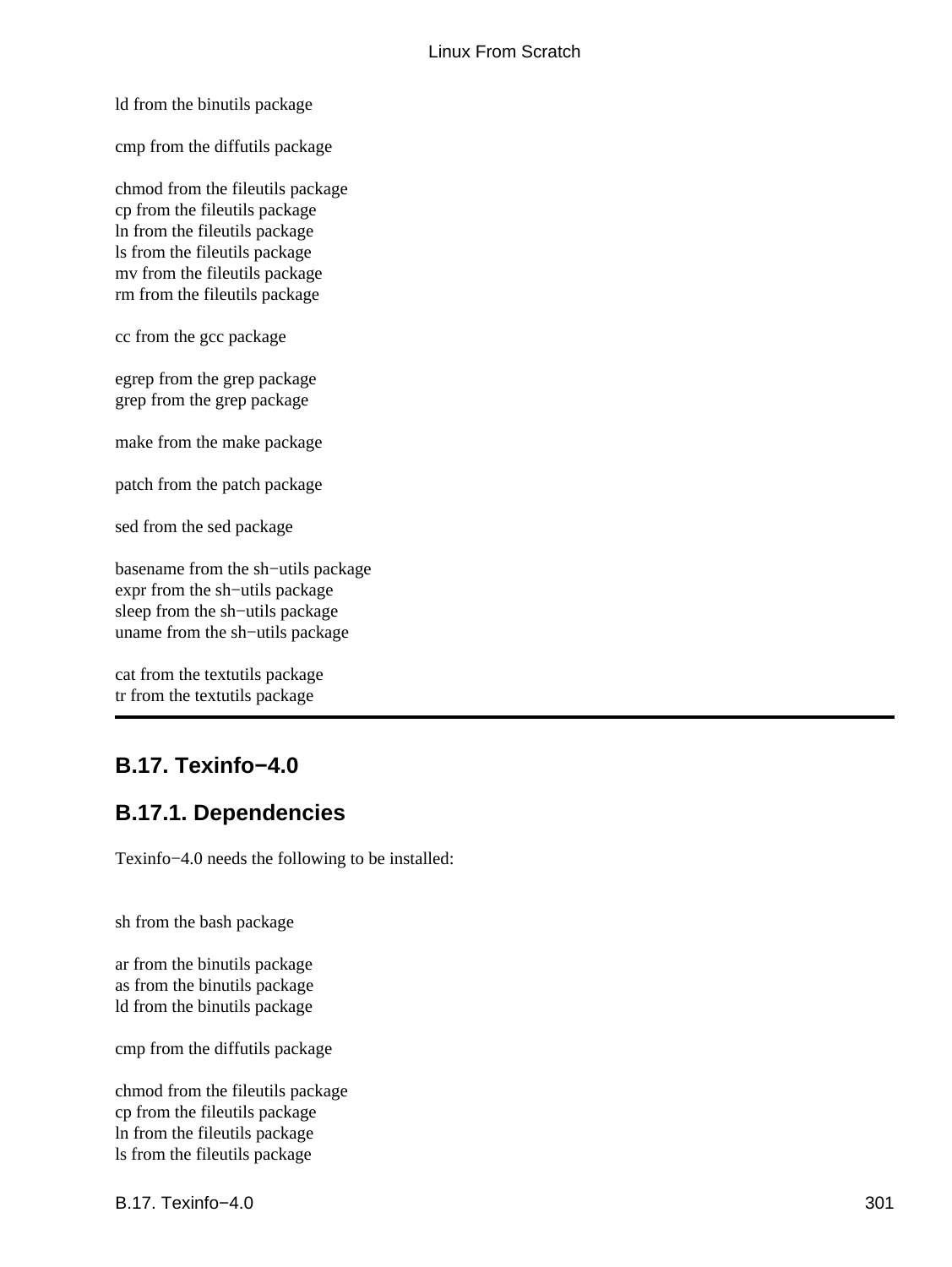ld from the binutils package

cmp from the diffutils package

chmod from the fileutils package
cp from the fileutils package
ln from the fileutils package
ls from the fileutils package
mv from the fileutils package
rm from the fileutils package

cc from the gcc package

egrep from the grep package
grep from the grep package

make from the make package

patch from the patch package

sed from the sed package

basename from the sh−utils package
expr from the sh−utils package
sleep from the sh−utils package
uname from the sh−utils package

cat from the textutils package
tr from the textutils package

---

## B.17. Texinfo−4.0

### B.17.1. Dependencies

Texinfo−4.0 needs the following to be installed:

sh from the bash package

ar from the binutils package
as from the binutils package
ld from the binutils package

cmp from the diffutils package

chmod from the fileutils package
cp from the fileutils package
ln from the fileutils package
ls from the fileutils package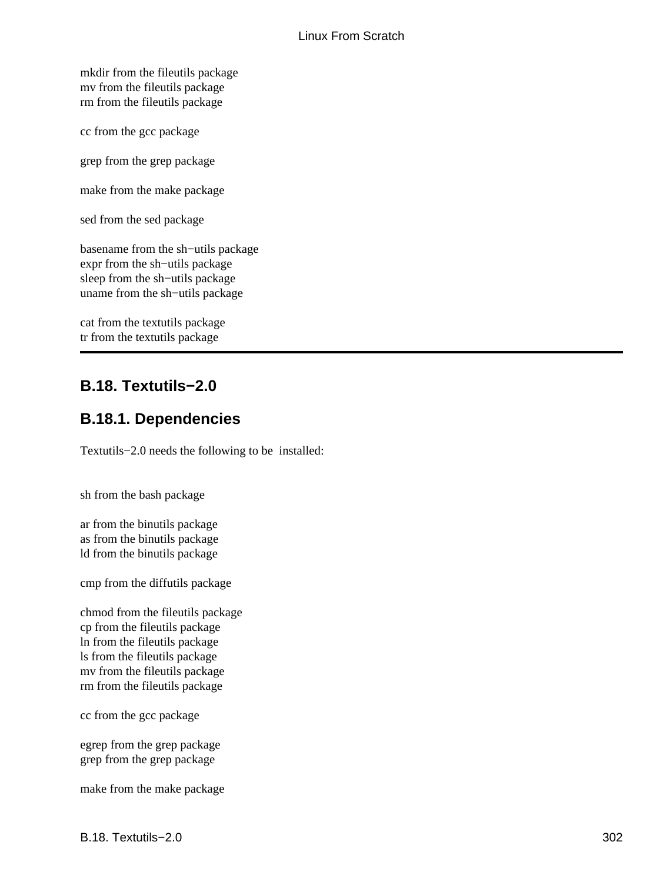mkdir from the fileutils package
mv from the fileutils package
rm from the fileutils package

cc from the gcc package

grep from the grep package

make from the make package

sed from the sed package

basename from the sh−utils package
expr from the sh−utils package
sleep from the sh−utils package
uname from the sh−utils package

cat from the textutils package
tr from the textutils package

---

## B.18. Textutils−2.0

### B.18.1. Dependencies

Textutils−2.0 needs the following to be installed:

sh from the bash package

ar from the binutils package
as from the binutils package
ld from the binutils package

cmp from the diffutils package

chmod from the fileutils package
cp from the fileutils package
ln from the fileutils package
ls from the fileutils package
mv from the fileutils package
rm from the fileutils package

cc from the gcc package

egrep from the grep package
grep from the grep package

make from the make package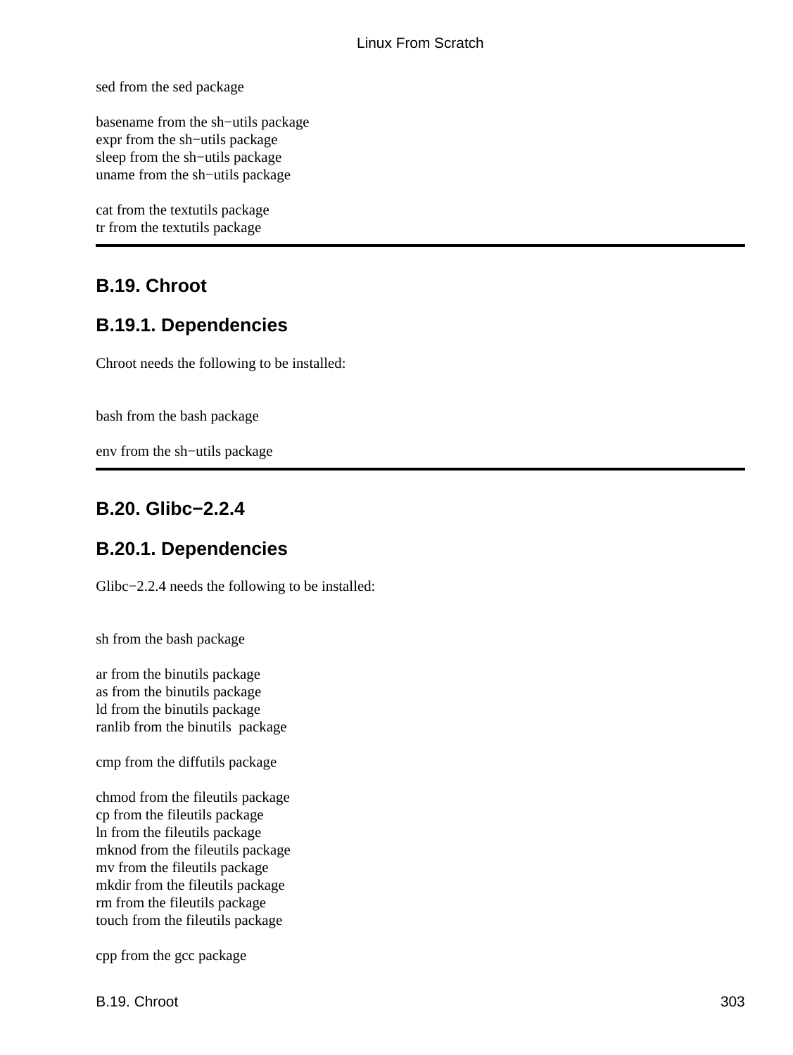sed from the sed package

basename from the sh−utils package
expr from the sh−utils package
sleep from the sh−utils package
uname from the sh−utils package

cat from the textutils package
tr from the textutils package

---

## B.19. Chroot

### B.19.1. Dependencies

Chroot needs the following to be installed:

bash from the bash package

env from the sh−utils package

---

## B.20. Glibc−2.2.4

### B.20.1. Dependencies

Glibc−2.2.4 needs the following to be installed:

sh from the bash package

ar from the binutils package
as from the binutils package
ld from the binutils package
ranlib from the binutils package

cmp from the diffutils package

chmod from the fileutils package
cp from the fileutils package
ln from the fileutils package
mknod from the fileutils package
mv from the fileutils package
mkdir from the fileutils package
rm from the fileutils package
touch from the fileutils package

cpp from the gcc package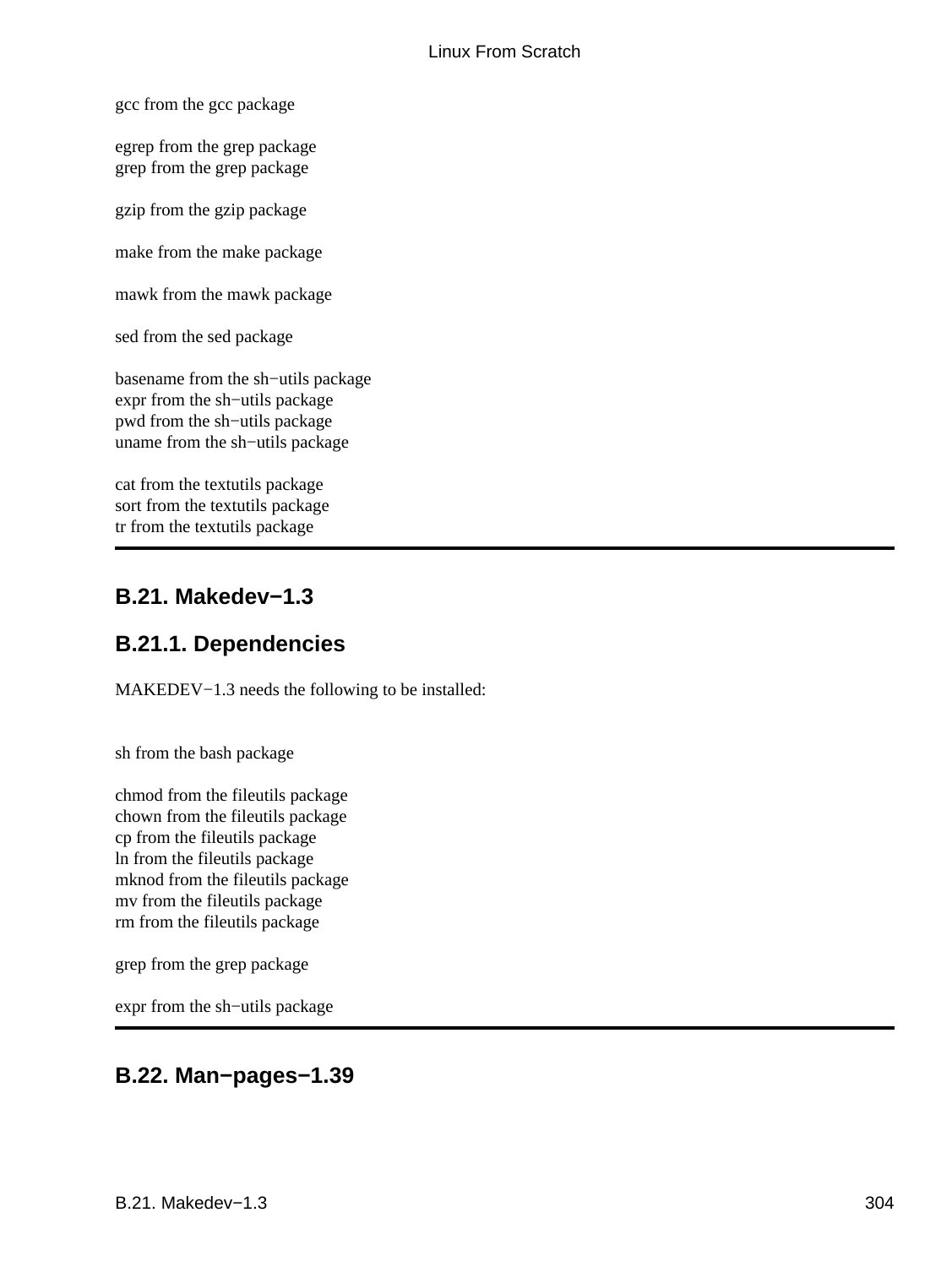gcc from the gcc package

egrep from the grep package
grep from the grep package

gzip from the gzip package

make from the make package

mawk from the mawk package

sed from the sed package

basename from the sh−utils package
expr from the sh−utils package
pwd from the sh−utils package
uname from the sh−utils package

cat from the textutils package
sort from the textutils package
tr from the textutils package

## B.21. Makedev−1.3

### B.21.1. Dependencies

MAKEDEV−1.3 needs the following to be installed:

sh from the bash package

chmod from the fileutils package
chown from the fileutils package
cp from the fileutils package
ln from the fileutils package
mknod from the fileutils package
mv from the fileutils package
rm from the fileutils package

grep from the grep package

expr from the sh−utils package

## B.22. Man−pages−1.39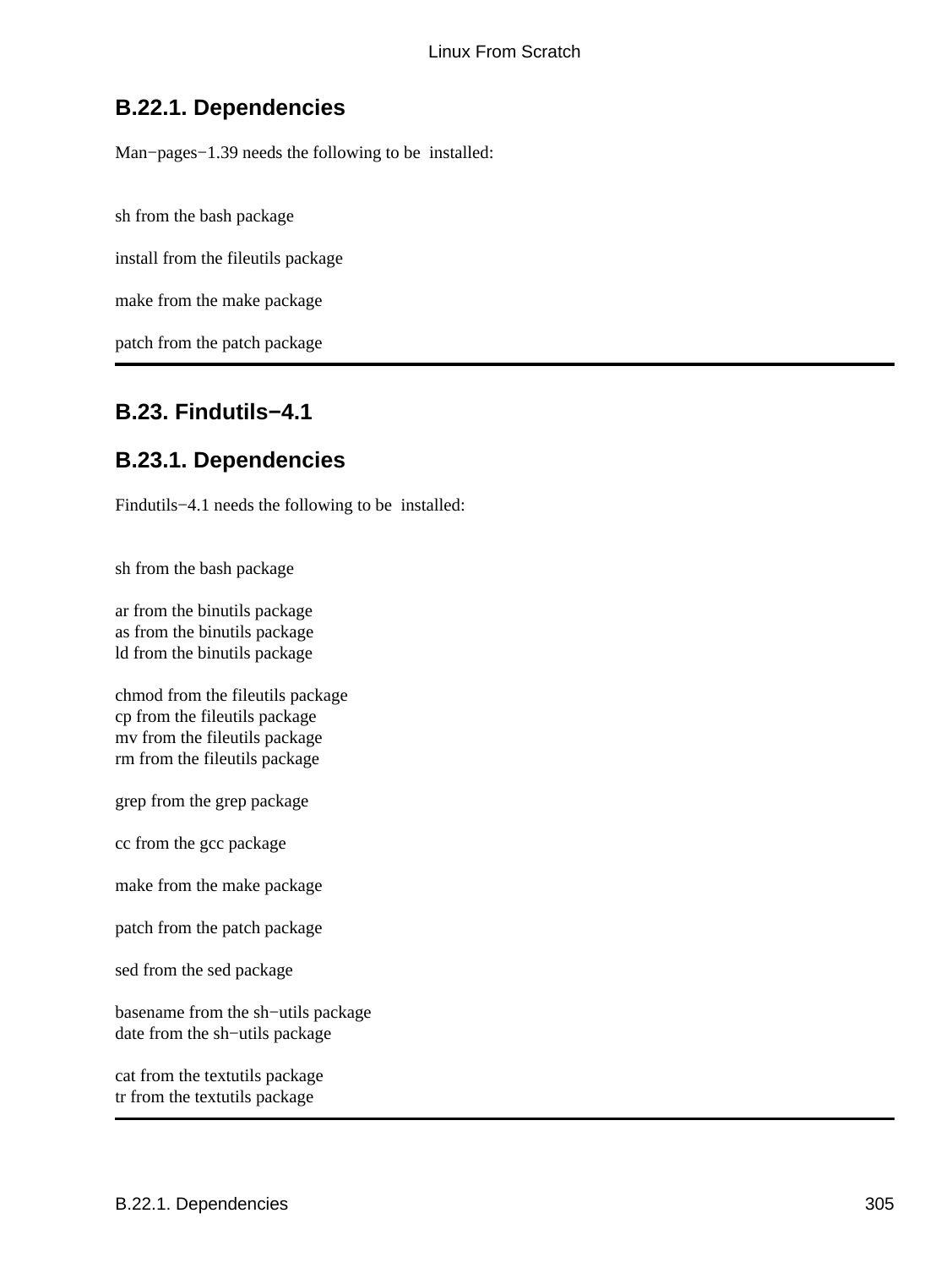### B.22.1. Dependencies

Man−pages−1.39 needs the following to be installed:

sh from the bash package

install from the fileutils package

make from the make package

patch from the patch package

---

## B.23. Findutils−4.1

### B.23.1. Dependencies

Findutils−4.1 needs the following to be installed:

sh from the bash package

ar from the binutils package
as from the binutils package
ld from the binutils package

chmod from the fileutils package
cp from the fileutils package
mv from the fileutils package
rm from the fileutils package

grep from the grep package

cc from the gcc package

make from the make package

patch from the patch package

sed from the sed package

basename from the sh−utils package
date from the sh−utils package

cat from the textutils package
tr from the textutils package

---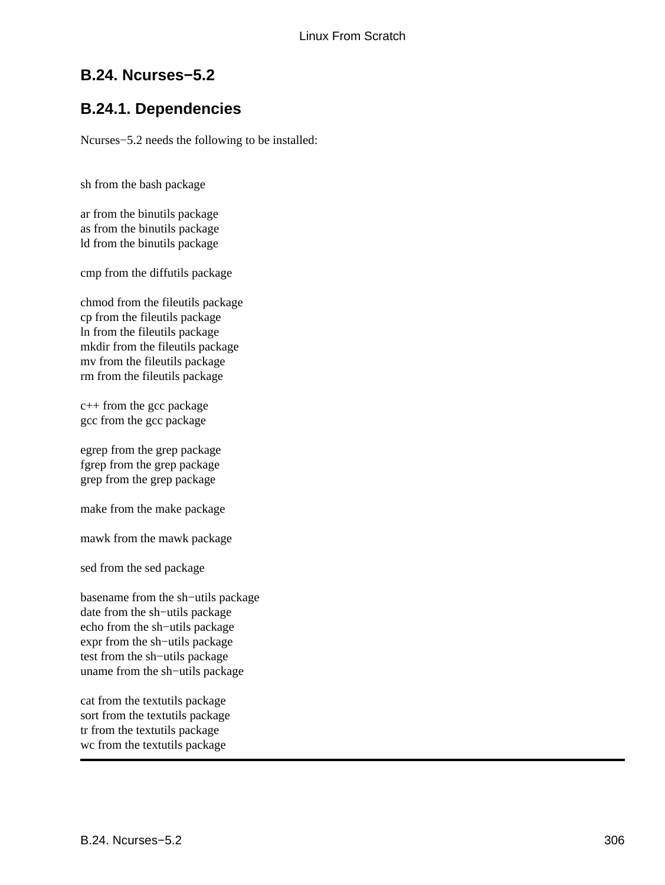## B.24. Ncurses−5.2

### B.24.1. Dependencies

Ncurses−5.2 needs the following to be installed:

sh from the bash package

ar from the binutils package
as from the binutils package
ld from the binutils package

cmp from the diffutils package

chmod from the fileutils package
cp from the fileutils package
ln from the fileutils package
mkdir from the fileutils package
mv from the fileutils package
rm from the fileutils package

c++ from the gcc package
gcc from the gcc package

egrep from the grep package
fgrep from the grep package
grep from the grep package

make from the make package

mawk from the mawk package

sed from the sed package

basename from the sh−utils package
date from the sh−utils package
echo from the sh−utils package
expr from the sh−utils package
test from the sh−utils package
uname from the sh−utils package

cat from the textutils package
sort from the textutils package
tr from the textutils package
wc from the textutils package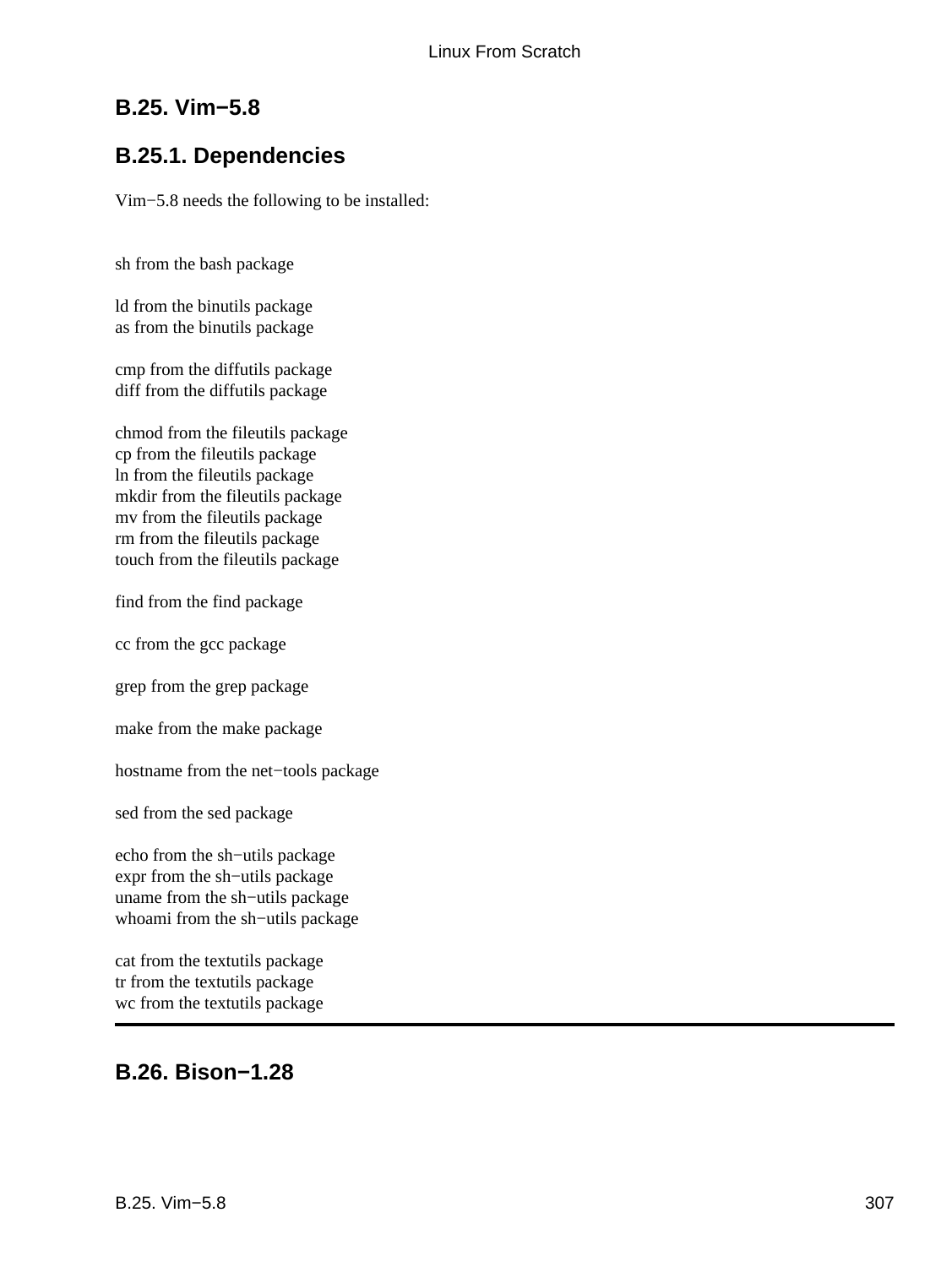## B.25. Vim−5.8

### B.25.1. Dependencies

Vim−5.8 needs the following to be installed:

sh from the bash package

ld from the binutils package
as from the binutils package

cmp from the diffutils package
diff from the diffutils package

chmod from the fileutils package
cp from the fileutils package
ln from the fileutils package
mkdir from the fileutils package
mv from the fileutils package
rm from the fileutils package
touch from the fileutils package

find from the find package

cc from the gcc package

grep from the grep package

make from the make package

hostname from the net−tools package

sed from the sed package

echo from the sh−utils package
expr from the sh−utils package
uname from the sh−utils package
whoami from the sh−utils package

cat from the textutils package
tr from the textutils package
wc from the textutils package

---

## B.26. Bison−1.28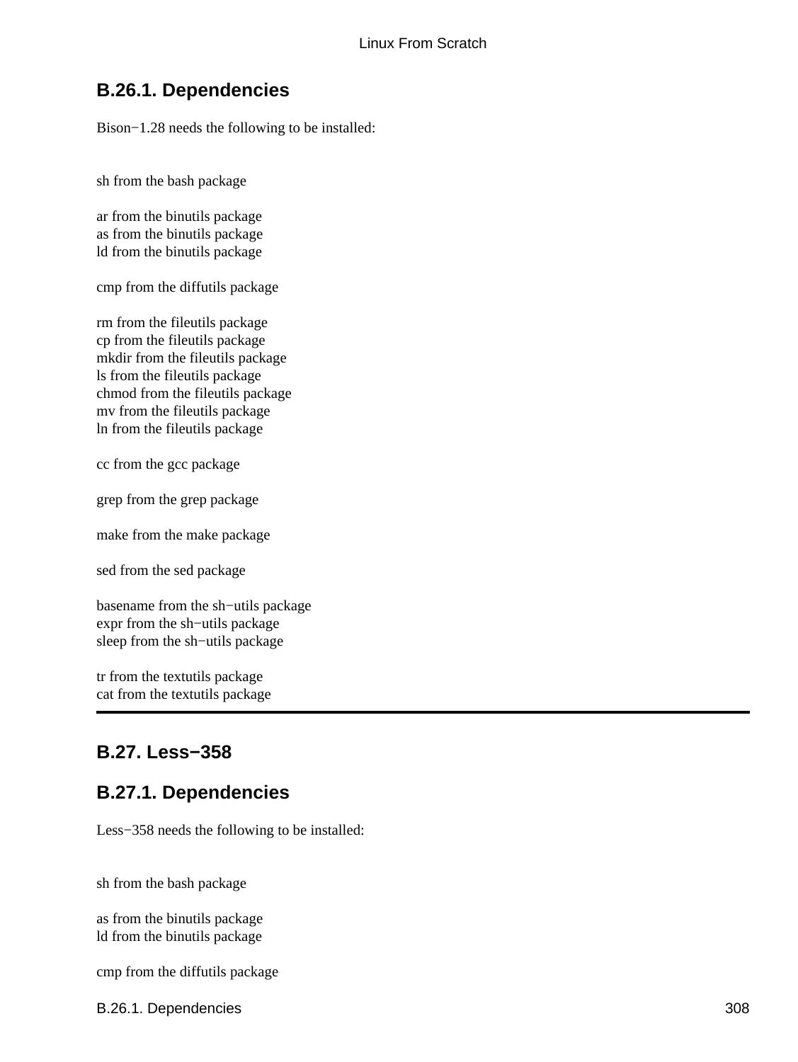### B.26.1. Dependencies

Bison−1.28 needs the following to be installed:

sh from the bash package

ar from the binutils package
as from the binutils package
ld from the binutils package

cmp from the diffutils package

rm from the fileutils package
cp from the fileutils package
mkdir from the fileutils package
ls from the fileutils package
chmod from the fileutils package
mv from the fileutils package
ln from the fileutils package

cc from the gcc package

grep from the grep package

make from the make package

sed from the sed package

basename from the sh−utils package
expr from the sh−utils package
sleep from the sh−utils package

tr from the textutils package
cat from the textutils package

---

## B.27. Less−358

### B.27.1. Dependencies

Less−358 needs the following to be installed:

sh from the bash package

as from the binutils package
ld from the binutils package

cmp from the diffutils package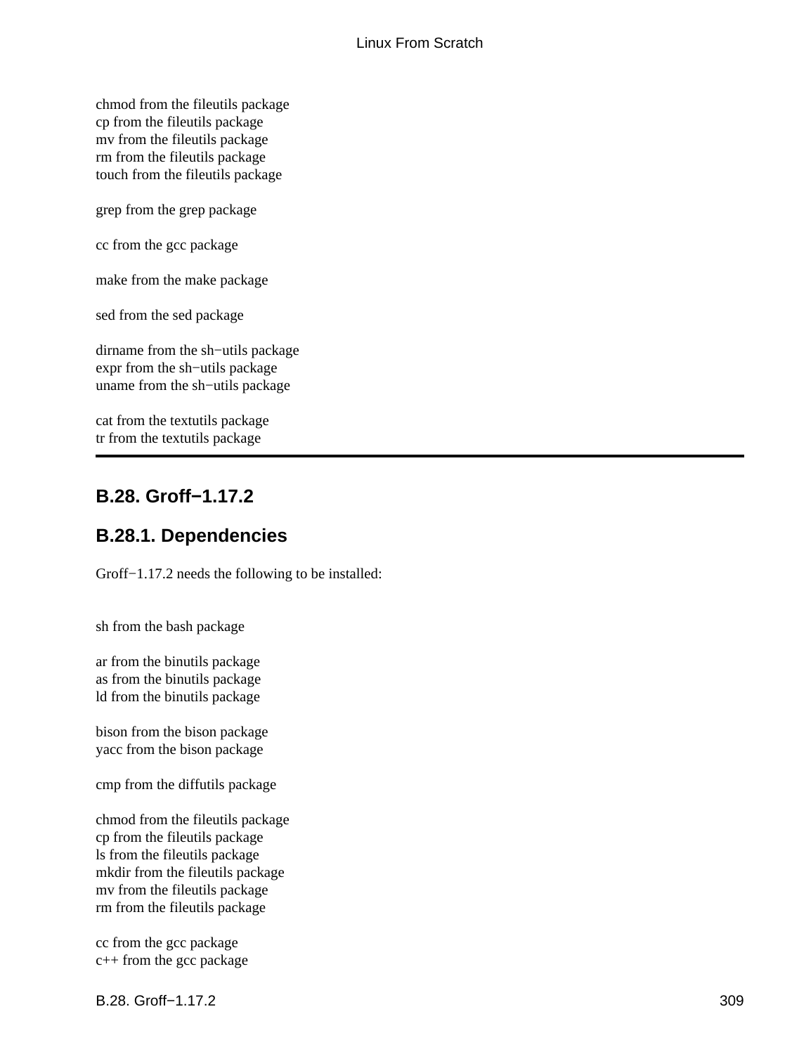chmod from the fileutils package
cp from the fileutils package
mv from the fileutils package
rm from the fileutils package
touch from the fileutils package

grep from the grep package

cc from the gcc package

make from the make package

sed from the sed package

dirname from the sh−utils package
expr from the sh−utils package
uname from the sh−utils package

cat from the textutils package
tr from the textutils package

---

## B.28. Groff−1.17.2

### B.28.1. Dependencies

Groff−1.17.2 needs the following to be installed:

sh from the bash package

ar from the binutils package
as from the binutils package
ld from the binutils package

bison from the bison package
yacc from the bison package

cmp from the diffutils package

chmod from the fileutils package
cp from the fileutils package
ls from the fileutils package
mkdir from the fileutils package
mv from the fileutils package
rm from the fileutils package

cc from the gcc package
c++ from the gcc package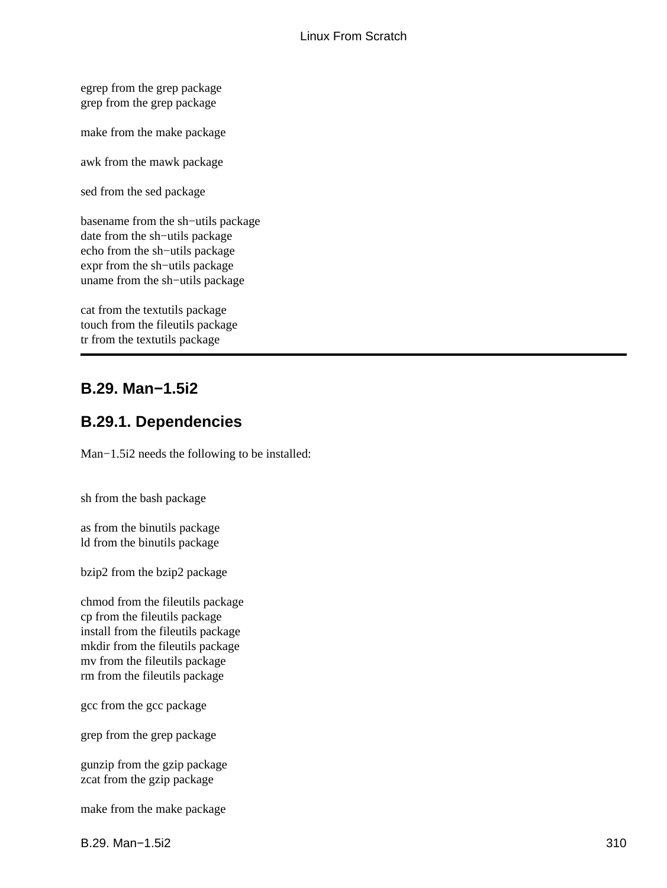egrep from the grep package
grep from the grep package

make from the make package

awk from the mawk package

sed from the sed package

basename from the sh−utils package
date from the sh−utils package
echo from the sh−utils package
expr from the sh−utils package
uname from the sh−utils package

cat from the textutils package
touch from the fileutils package
tr from the textutils package

---

## B.29. Man−1.5i2

### B.29.1. Dependencies

Man−1.5i2 needs the following to be installed:

sh from the bash package

as from the binutils package
ld from the binutils package

bzip2 from the bzip2 package

chmod from the fileutils package
cp from the fileutils package
install from the fileutils package
mkdir from the fileutils package
mv from the fileutils package
rm from the fileutils package

gcc from the gcc package

grep from the grep package

gunzip from the gzip package
zcat from the gzip package

make from the make package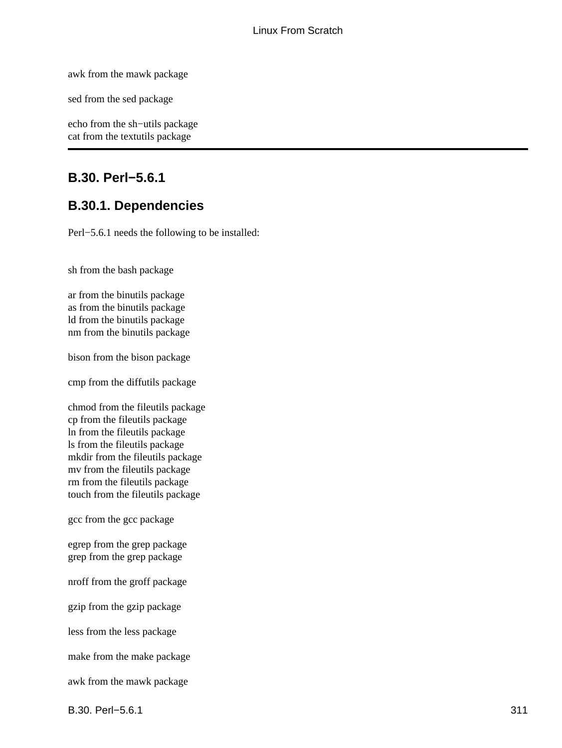awk from the mawk package

sed from the sed package

echo from the sh−utils package
cat from the textutils package

---

## B.30. Perl−5.6.1

### B.30.1. Dependencies

Perl−5.6.1 needs the following to be installed:

sh from the bash package

ar from the binutils package
as from the binutils package
ld from the binutils package
nm from the binutils package

bison from the bison package

cmp from the diffutils package

chmod from the fileutils package
cp from the fileutils package
ln from the fileutils package
ls from the fileutils package
mkdir from the fileutils package
mv from the fileutils package
rm from the fileutils package
touch from the fileutils package

gcc from the gcc package

egrep from the grep package
grep from the grep package

nroff from the groff package

gzip from the gzip package

less from the less package

make from the make package

awk from the mawk package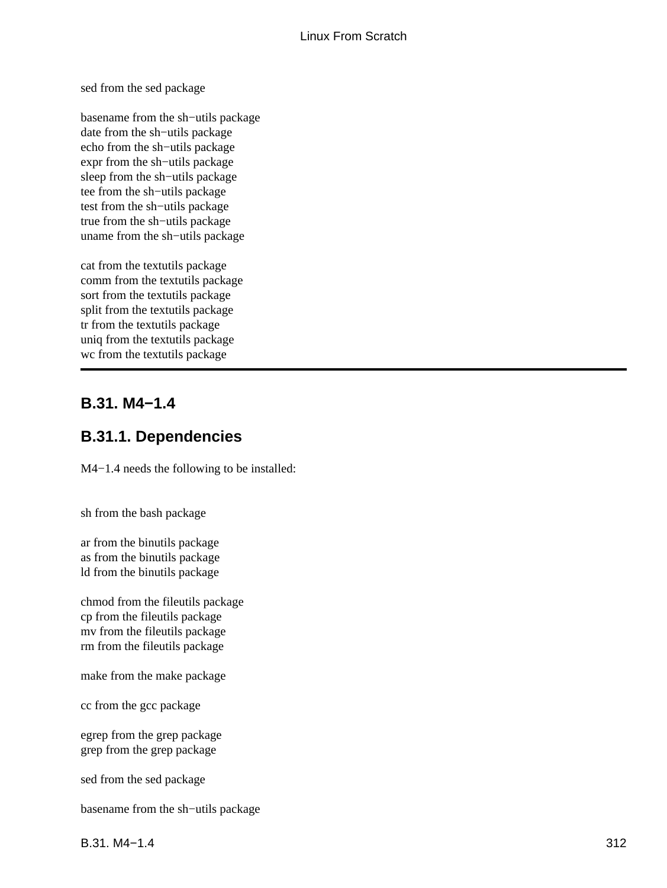sed from the sed package

basename from the sh−utils package
date from the sh−utils package
echo from the sh−utils package
expr from the sh−utils package
sleep from the sh−utils package
tee from the sh−utils package
test from the sh−utils package
true from the sh−utils package
uname from the sh−utils package

cat from the textutils package
comm from the textutils package
sort from the textutils package
split from the textutils package
tr from the textutils package
uniq from the textutils package
wc from the textutils package

---

## B.31. M4−1.4

### B.31.1. Dependencies

M4−1.4 needs the following to be installed:

sh from the bash package

ar from the binutils package
as from the binutils package
ld from the binutils package

chmod from the fileutils package
cp from the fileutils package
mv from the fileutils package
rm from the fileutils package

make from the make package

cc from the gcc package

egrep from the grep package
grep from the grep package

sed from the sed package

basename from the sh−utils package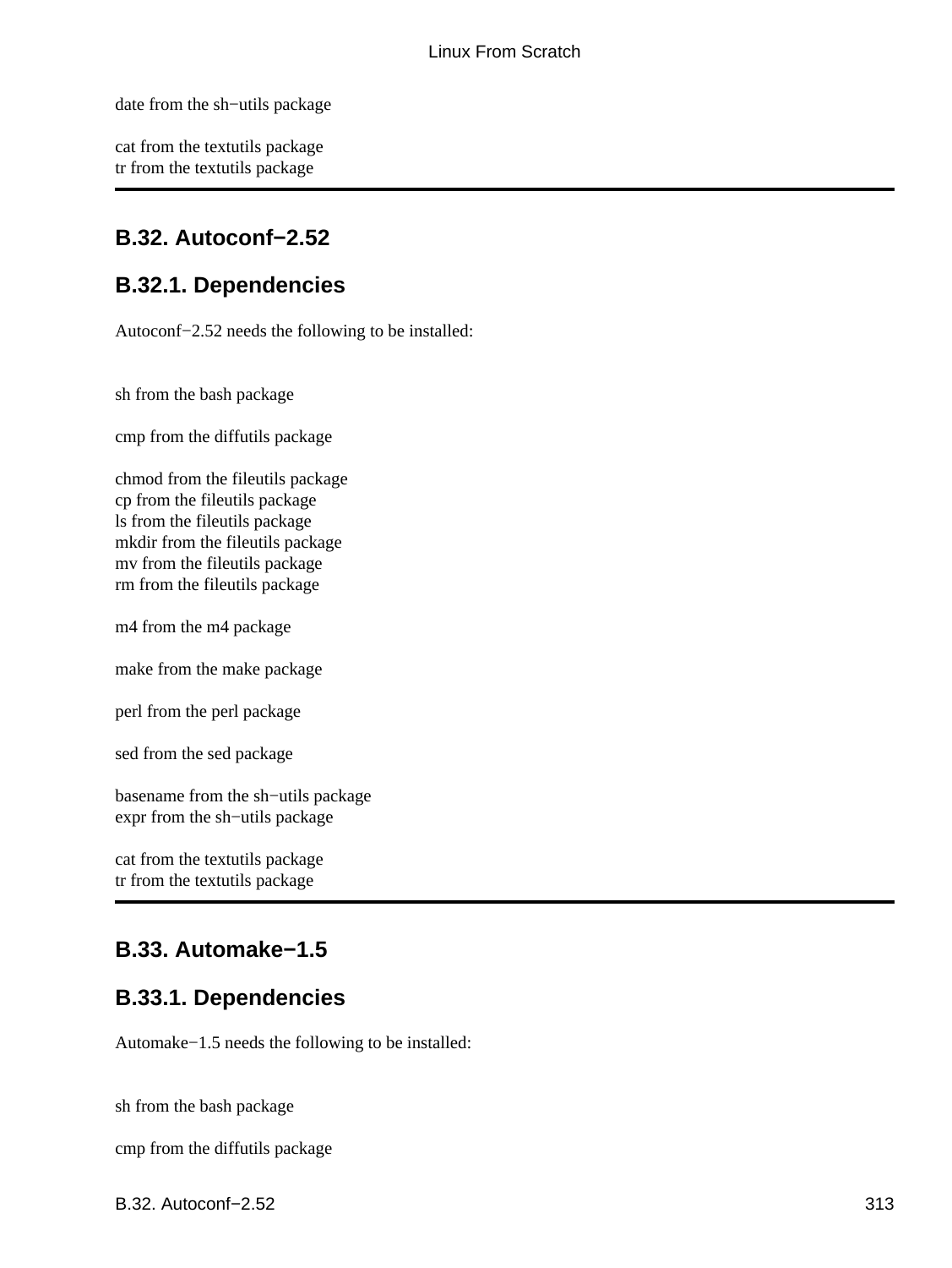date from the sh−utils package

cat from the textutils package
tr from the textutils package

---

## B.32. Autoconf−2.52

### B.32.1. Dependencies

Autoconf−2.52 needs the following to be installed:

sh from the bash package

cmp from the diffutils package

chmod from the fileutils package
cp from the fileutils package
ls from the fileutils package
mkdir from the fileutils package
mv from the fileutils package
rm from the fileutils package

m4 from the m4 package

make from the make package

perl from the perl package

sed from the sed package

basename from the sh−utils package
expr from the sh−utils package

cat from the textutils package
tr from the textutils package

---

## B.33. Automake−1.5

### B.33.1. Dependencies

Automake−1.5 needs the following to be installed:

sh from the bash package

cmp from the diffutils package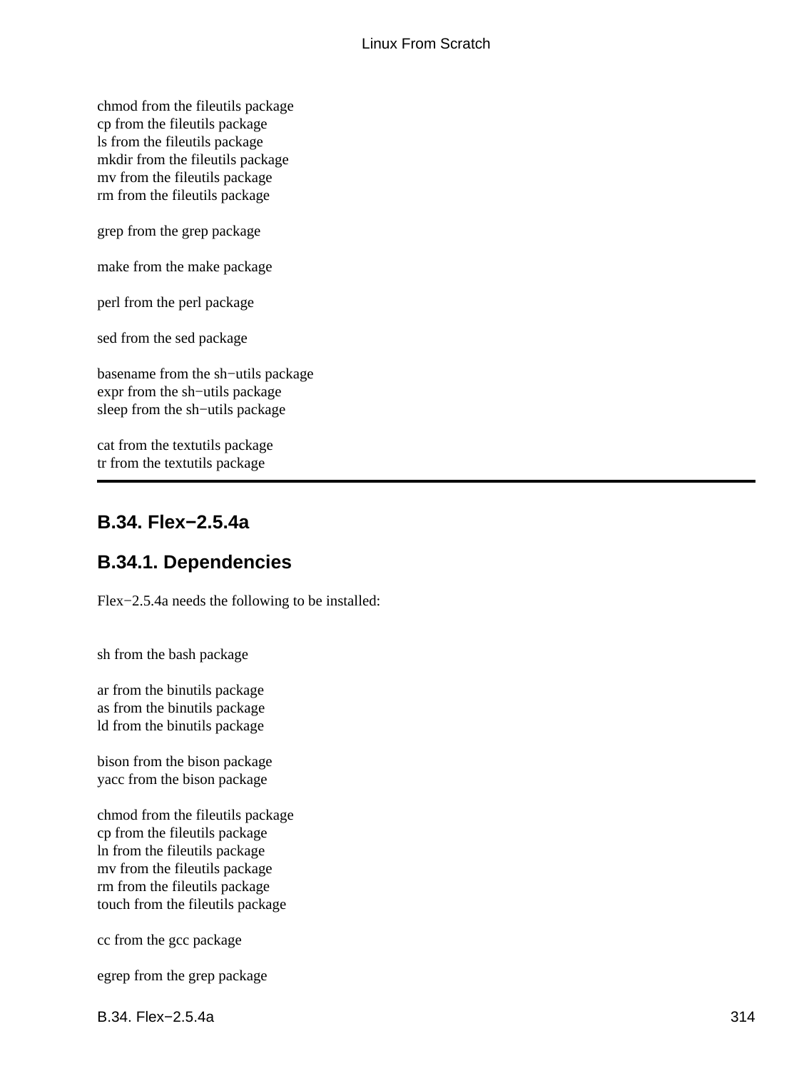chmod from the fileutils package
cp from the fileutils package
ls from the fileutils package
mkdir from the fileutils package
mv from the fileutils package
rm from the fileutils package

grep from the grep package

make from the make package

perl from the perl package

sed from the sed package

basename from the sh−utils package
expr from the sh−utils package
sleep from the sh−utils package

cat from the textutils package
tr from the textutils package

---

## B.34. Flex−2.5.4a

### B.34.1. Dependencies

Flex−2.5.4a needs the following to be installed:

sh from the bash package

ar from the binutils package
as from the binutils package
ld from the binutils package

bison from the bison package
yacc from the bison package

chmod from the fileutils package
cp from the fileutils package
ln from the fileutils package
mv from the fileutils package
rm from the fileutils package
touch from the fileutils package

cc from the gcc package

egrep from the grep package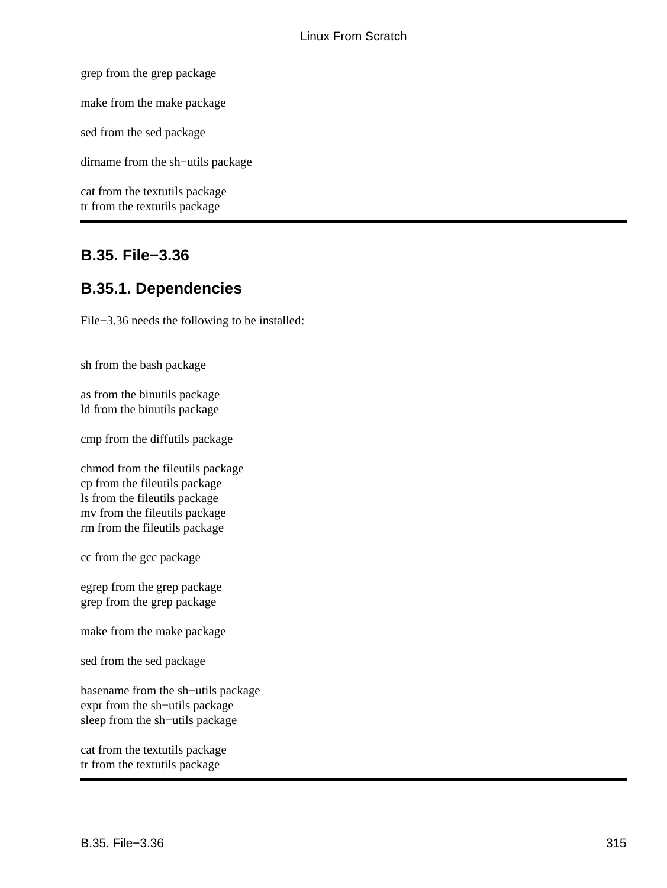grep from the grep package

make from the make package

sed from the sed package

dirname from the sh−utils package

cat from the textutils package
tr from the textutils package

---

## B.35. File−3.36

### B.35.1. Dependencies

File−3.36 needs the following to be installed:

sh from the bash package

as from the binutils package
ld from the binutils package

cmp from the diffutils package

chmod from the fileutils package
cp from the fileutils package
ls from the fileutils package
mv from the fileutils package
rm from the fileutils package

cc from the gcc package

egrep from the grep package
grep from the grep package

make from the make package

sed from the sed package

basename from the sh−utils package
expr from the sh−utils package
sleep from the sh−utils package

cat from the textutils package
tr from the textutils package

---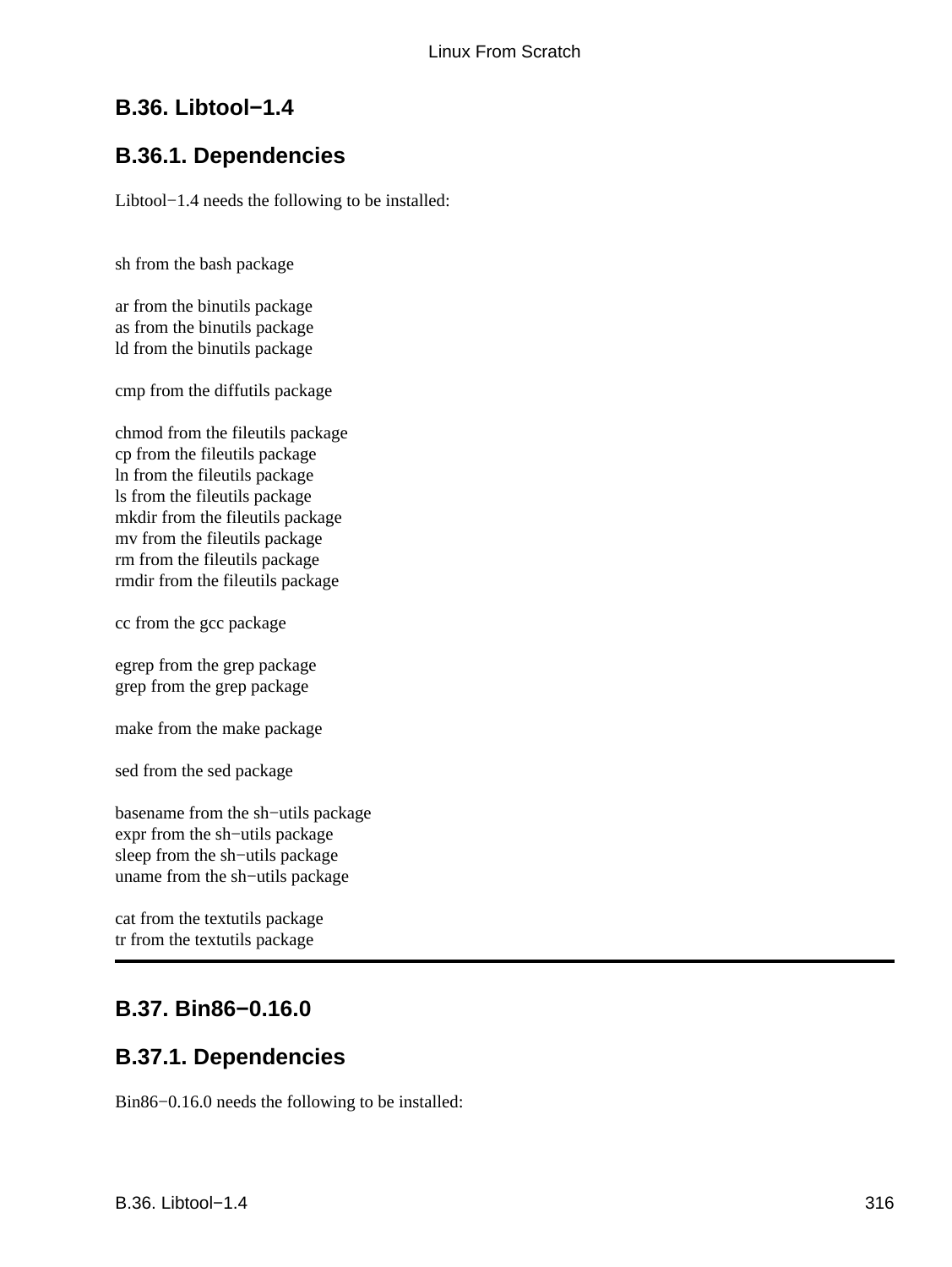## B.36. Libtool−1.4

### B.36.1. Dependencies

Libtool−1.4 needs the following to be installed:

sh from the bash package

ar from the binutils package
as from the binutils package
ld from the binutils package

cmp from the diffutils package

chmod from the fileutils package
cp from the fileutils package
ln from the fileutils package
ls from the fileutils package
mkdir from the fileutils package
mv from the fileutils package
rm from the fileutils package
rmdir from the fileutils package

cc from the gcc package

egrep from the grep package
grep from the grep package

make from the make package

sed from the sed package

basename from the sh−utils package
expr from the sh−utils package
sleep from the sh−utils package
uname from the sh−utils package

cat from the textutils package
tr from the textutils package

---

## B.37. Bin86−0.16.0

### B.37.1. Dependencies

Bin86−0.16.0 needs the following to be installed: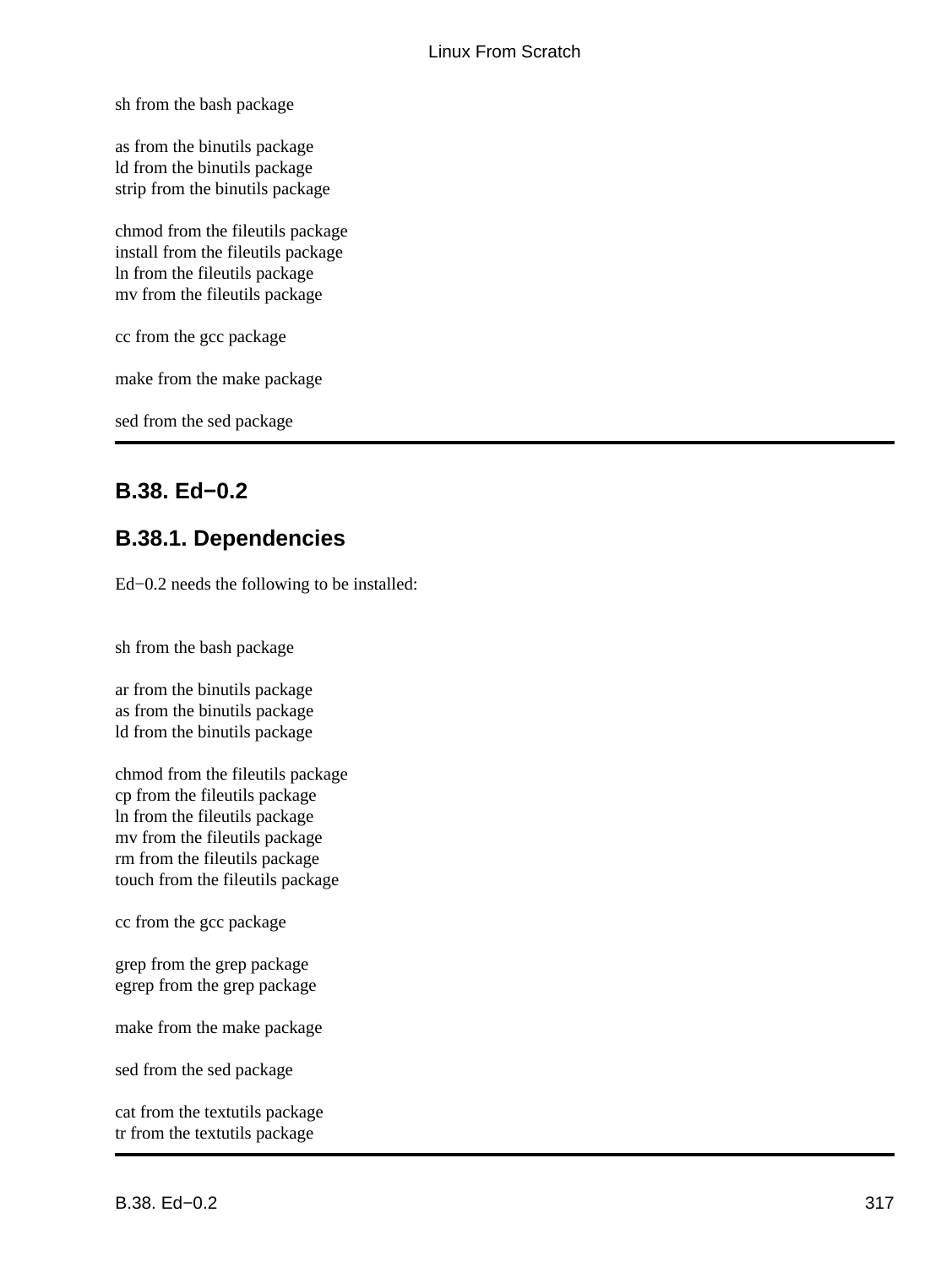sh from the bash package

as from the binutils package
ld from the binutils package
strip from the binutils package

chmod from the fileutils package
install from the fileutils package
ln from the fileutils package
mv from the fileutils package

cc from the gcc package

make from the make package

sed from the sed package

## B.38. Ed−0.2

### B.38.1. Dependencies

Ed−0.2 needs the following to be installed:

sh from the bash package

ar from the binutils package
as from the binutils package
ld from the binutils package

chmod from the fileutils package
cp from the fileutils package
ln from the fileutils package
mv from the fileutils package
rm from the fileutils package
touch from the fileutils package

cc from the gcc package

grep from the grep package
egrep from the grep package

make from the make package

sed from the sed package

cat from the textutils package
tr from the textutils package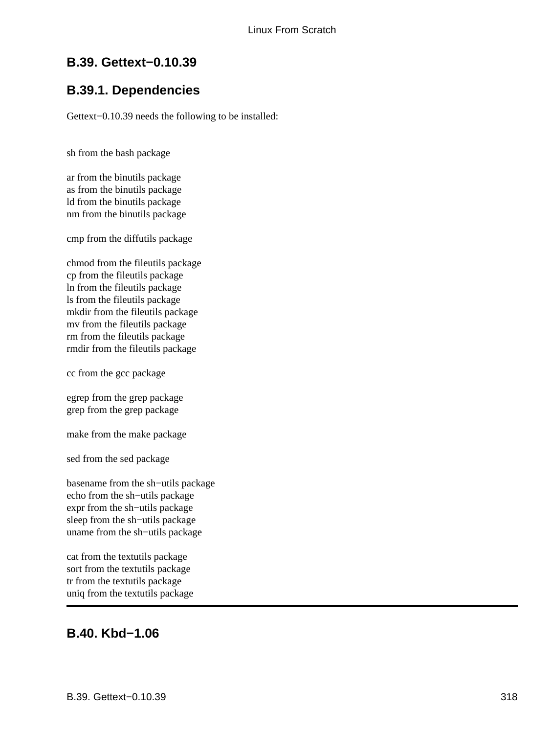## B.39. Gettext−0.10.39

### B.39.1. Dependencies

Gettext−0.10.39 needs the following to be installed:

sh from the bash package

ar from the binutils package
as from the binutils package
ld from the binutils package
nm from the binutils package

cmp from the diffutils package

chmod from the fileutils package
cp from the fileutils package
ln from the fileutils package
ls from the fileutils package
mkdir from the fileutils package
mv from the fileutils package
rm from the fileutils package
rmdir from the fileutils package

cc from the gcc package

egrep from the grep package
grep from the grep package

make from the make package

sed from the sed package

basename from the sh−utils package
echo from the sh−utils package
expr from the sh−utils package
sleep from the sh−utils package
uname from the sh−utils package

cat from the textutils package
sort from the textutils package
tr from the textutils package
uniq from the textutils package

---

## B.40. Kbd−1.06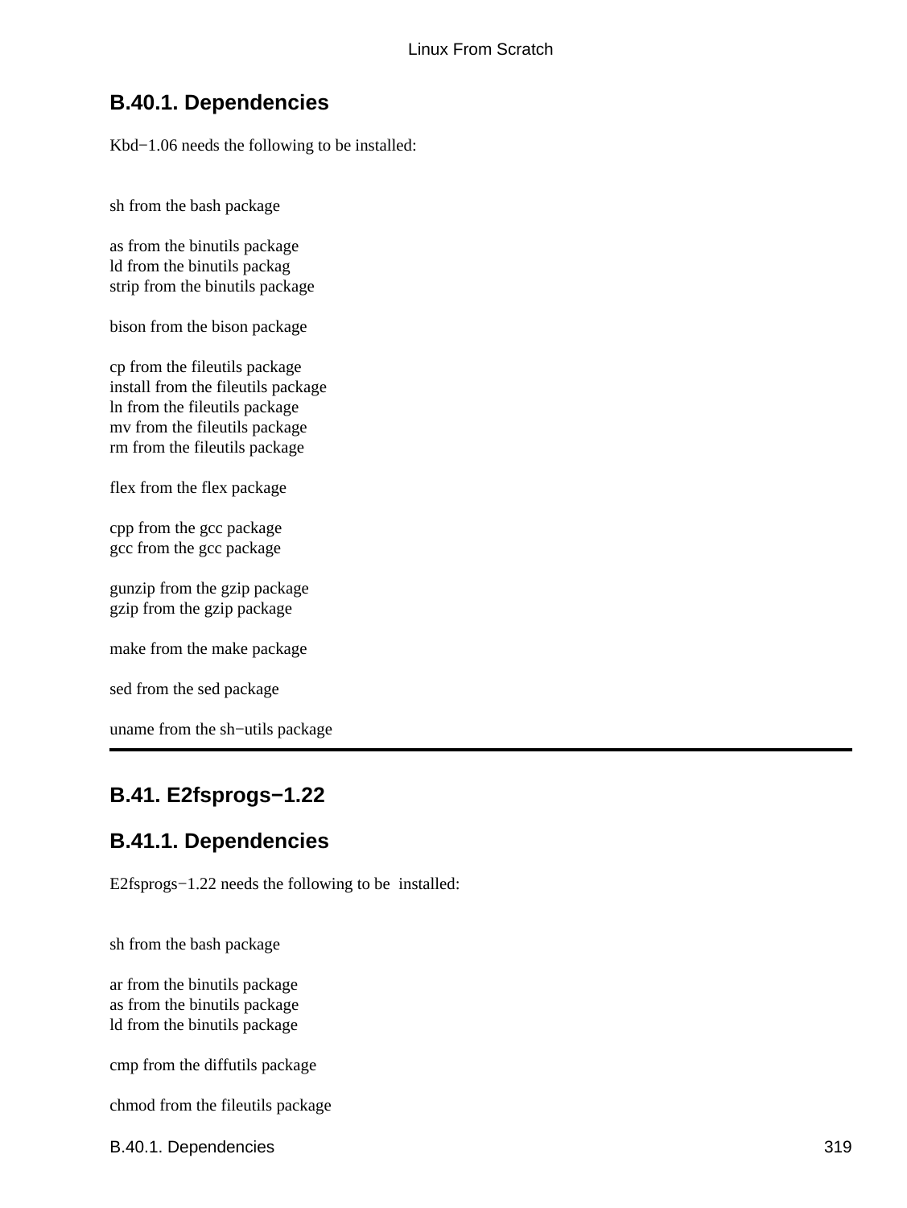### B.40.1. Dependencies

Kbd−1.06 needs the following to be installed:

sh from the bash package

as from the binutils package
ld from the binutils packag
strip from the binutils package

bison from the bison package

cp from the fileutils package
install from the fileutils package
ln from the fileutils package
mv from the fileutils package
rm from the fileutils package

flex from the flex package

cpp from the gcc package
gcc from the gcc package

gunzip from the gzip package
gzip from the gzip package

make from the make package

sed from the sed package

uname from the sh−utils package

---

## B.41. E2fsprogs−1.22

### B.41.1. Dependencies

E2fsprogs−1.22 needs the following to be installed:

sh from the bash package

ar from the binutils package
as from the binutils package
ld from the binutils package

cmp from the diffutils package

chmod from the fileutils package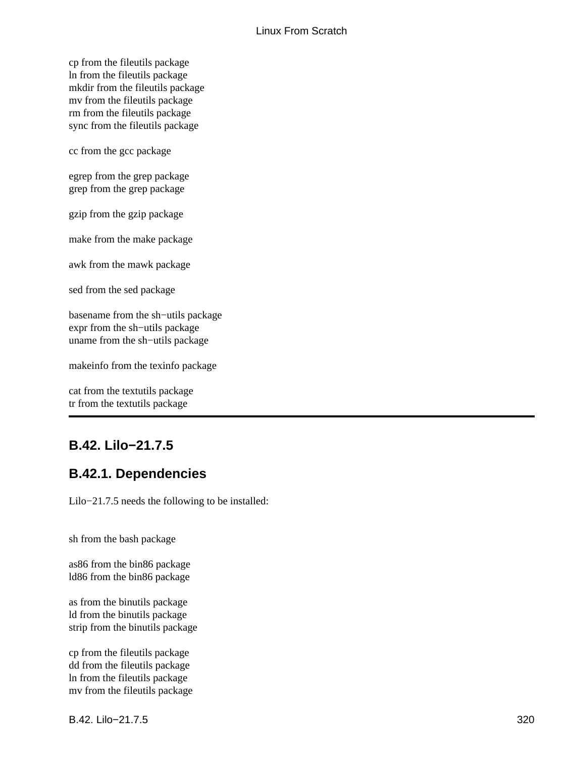cp from the fileutils package
ln from the fileutils package
mkdir from the fileutils package
mv from the fileutils package
rm from the fileutils package
sync from the fileutils package

cc from the gcc package

egrep from the grep package
grep from the grep package

gzip from the gzip package

make from the make package

awk from the mawk package

sed from the sed package

basename from the sh−utils package
expr from the sh−utils package
uname from the sh−utils package

makeinfo from the texinfo package

cat from the textutils package
tr from the textutils package

---

## B.42. Lilo−21.7.5

### B.42.1. Dependencies

Lilo−21.7.5 needs the following to be installed:

sh from the bash package

as86 from the bin86 package
ld86 from the bin86 package

as from the binutils package
ld from the binutils package
strip from the binutils package

cp from the fileutils package
dd from the fileutils package
ln from the fileutils package
mv from the fileutils package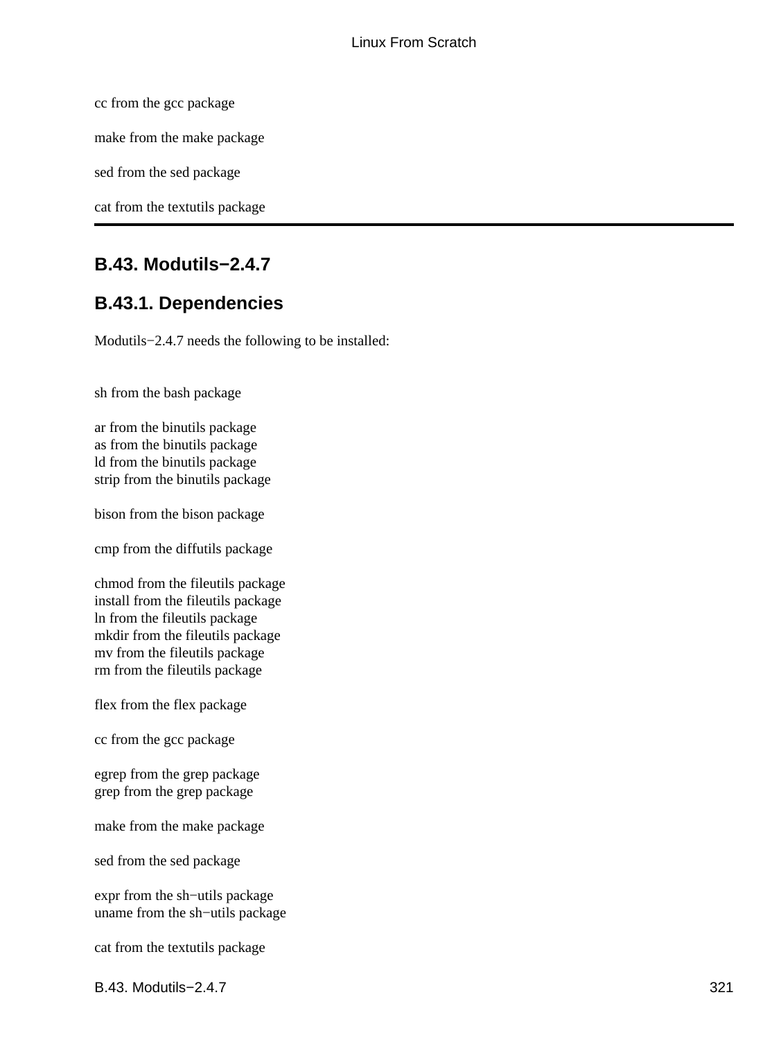cc from the gcc package

make from the make package

sed from the sed package

cat from the textutils package

---

## B.43. Modutils−2.4.7

### B.43.1. Dependencies

Modutils−2.4.7 needs the following to be installed:

sh from the bash package

ar from the binutils package
as from the binutils package
ld from the binutils package
strip from the binutils package

bison from the bison package

cmp from the diffutils package

chmod from the fileutils package
install from the fileutils package
ln from the fileutils package
mkdir from the fileutils package
mv from the fileutils package
rm from the fileutils package

flex from the flex package

cc from the gcc package

egrep from the grep package
grep from the grep package

make from the make package

sed from the sed package

expr from the sh−utils package
uname from the sh−utils package

cat from the textutils package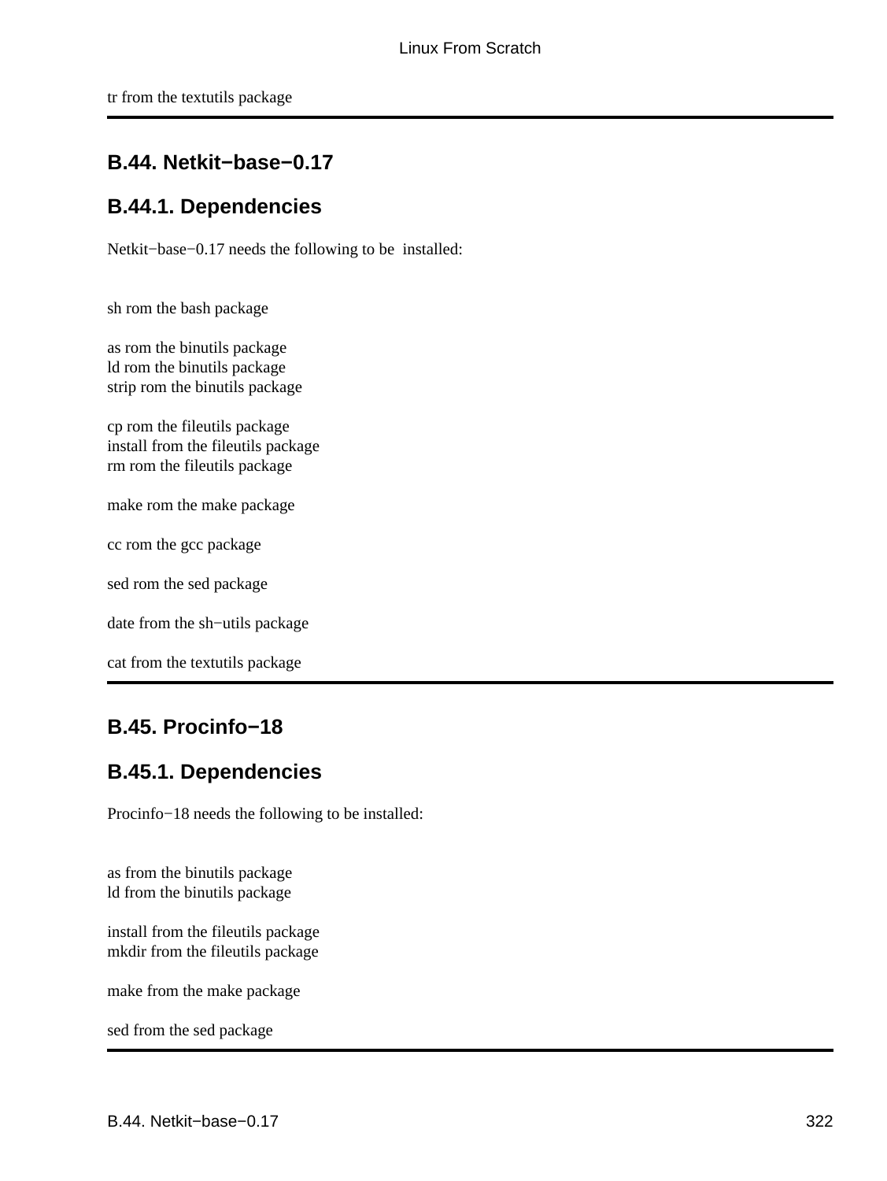tr from the textutils package

## B.44. Netkit−base−0.17

### B.44.1. Dependencies

Netkit−base−0.17 needs the following to be  installed:

sh rom the bash package

as rom the binutils package
ld rom the binutils package
strip rom the binutils package

cp rom the fileutils package
install from the fileutils package
rm rom the fileutils package

make rom the make package

cc rom the gcc package

sed rom the sed package

date from the sh−utils package

cat from the textutils package

## B.45. Procinfo−18

### B.45.1. Dependencies

Procinfo−18 needs the following to be installed:

as from the binutils package
ld from the binutils package

install from the fileutils package
mkdir from the fileutils package

make from the make package

sed from the sed package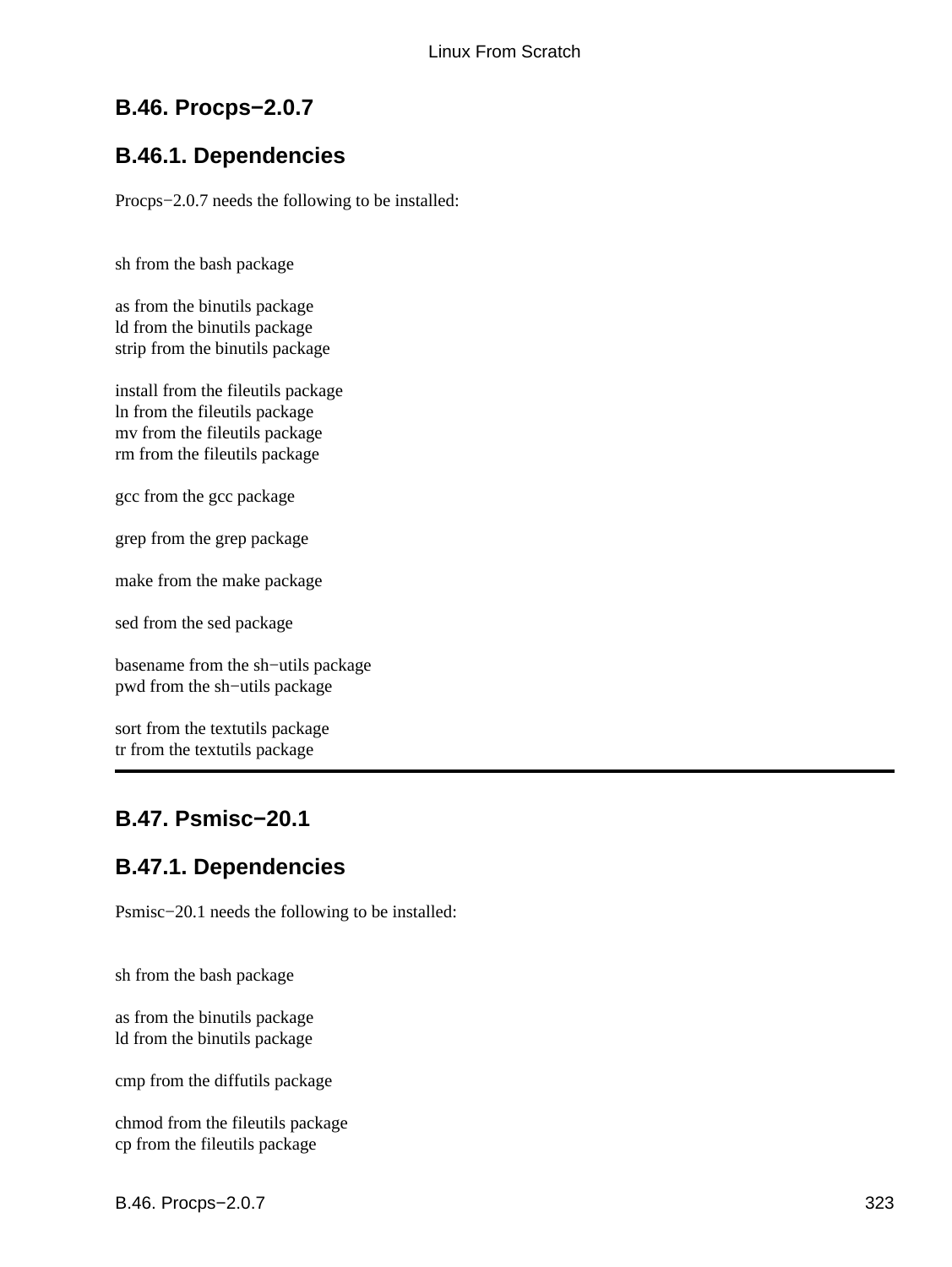## B.46. Procps−2.0.7

### B.46.1. Dependencies

Procps−2.0.7 needs the following to be installed:

sh from the bash package

as from the binutils package
ld from the binutils package
strip from the binutils package

install from the fileutils package
ln from the fileutils package
mv from the fileutils package
rm from the fileutils package

gcc from the gcc package

grep from the grep package

make from the make package

sed from the sed package

basename from the sh−utils package
pwd from the sh−utils package

sort from the textutils package
tr from the textutils package

---

## B.47. Psmisc−20.1

### B.47.1. Dependencies

Psmisc−20.1 needs the following to be installed:

sh from the bash package

as from the binutils package
ld from the binutils package

cmp from the diffutils package

chmod from the fileutils package
cp from the fileutils package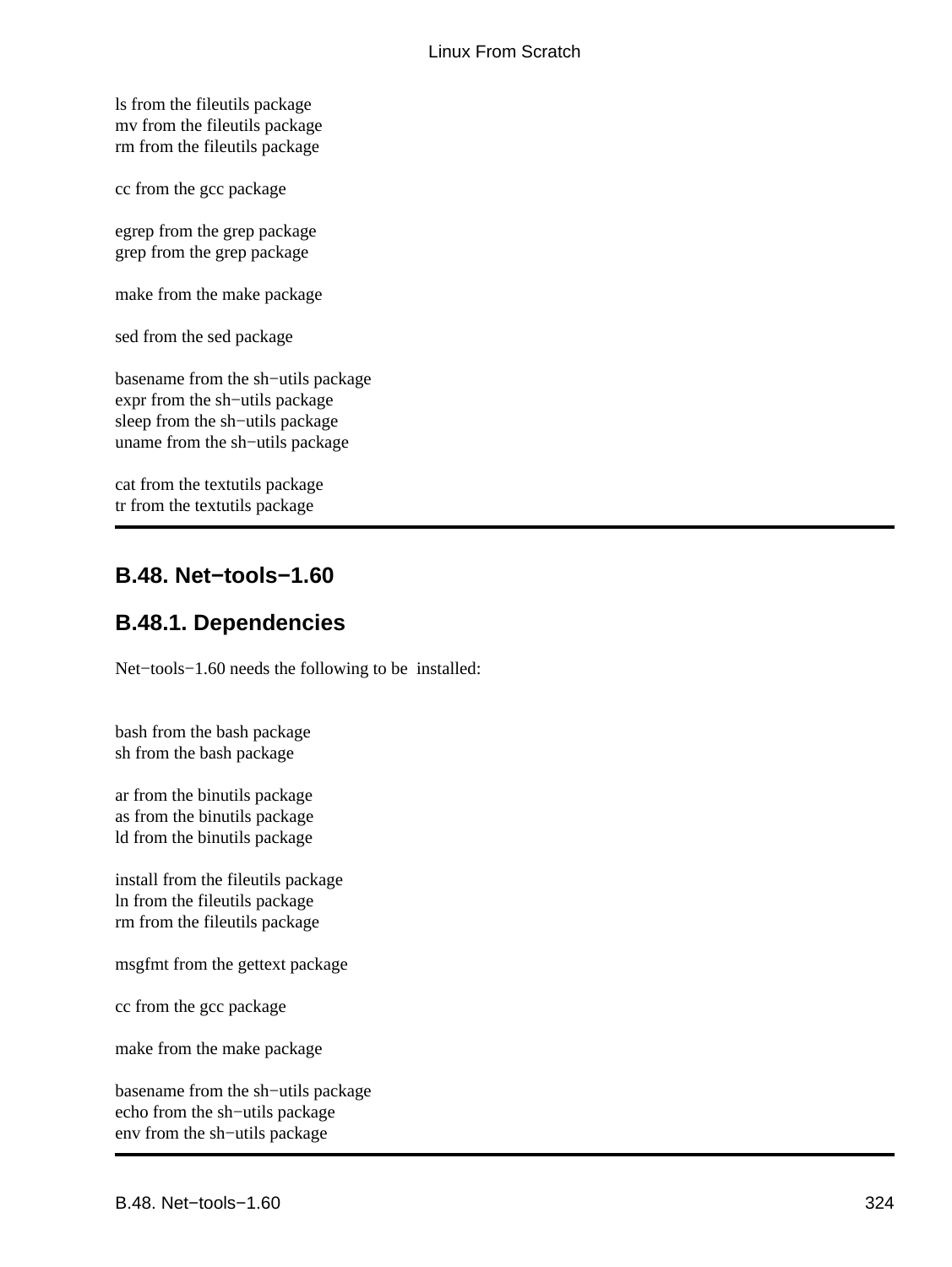ls from the fileutils package
mv from the fileutils package
rm from the fileutils package

cc from the gcc package

egrep from the grep package
grep from the grep package

make from the make package

sed from the sed package

basename from the sh−utils package
expr from the sh−utils package
sleep from the sh−utils package
uname from the sh−utils package

cat from the textutils package
tr from the textutils package

## B.48. Net−tools−1.60

### B.48.1. Dependencies

Net−tools−1.60 needs the following to be installed:

bash from the bash package
sh from the bash package

ar from the binutils package
as from the binutils package
ld from the binutils package

install from the fileutils package
ln from the fileutils package
rm from the fileutils package

msgfmt from the gettext package

cc from the gcc package

make from the make package

basename from the sh−utils package
echo from the sh−utils package
env from the sh−utils package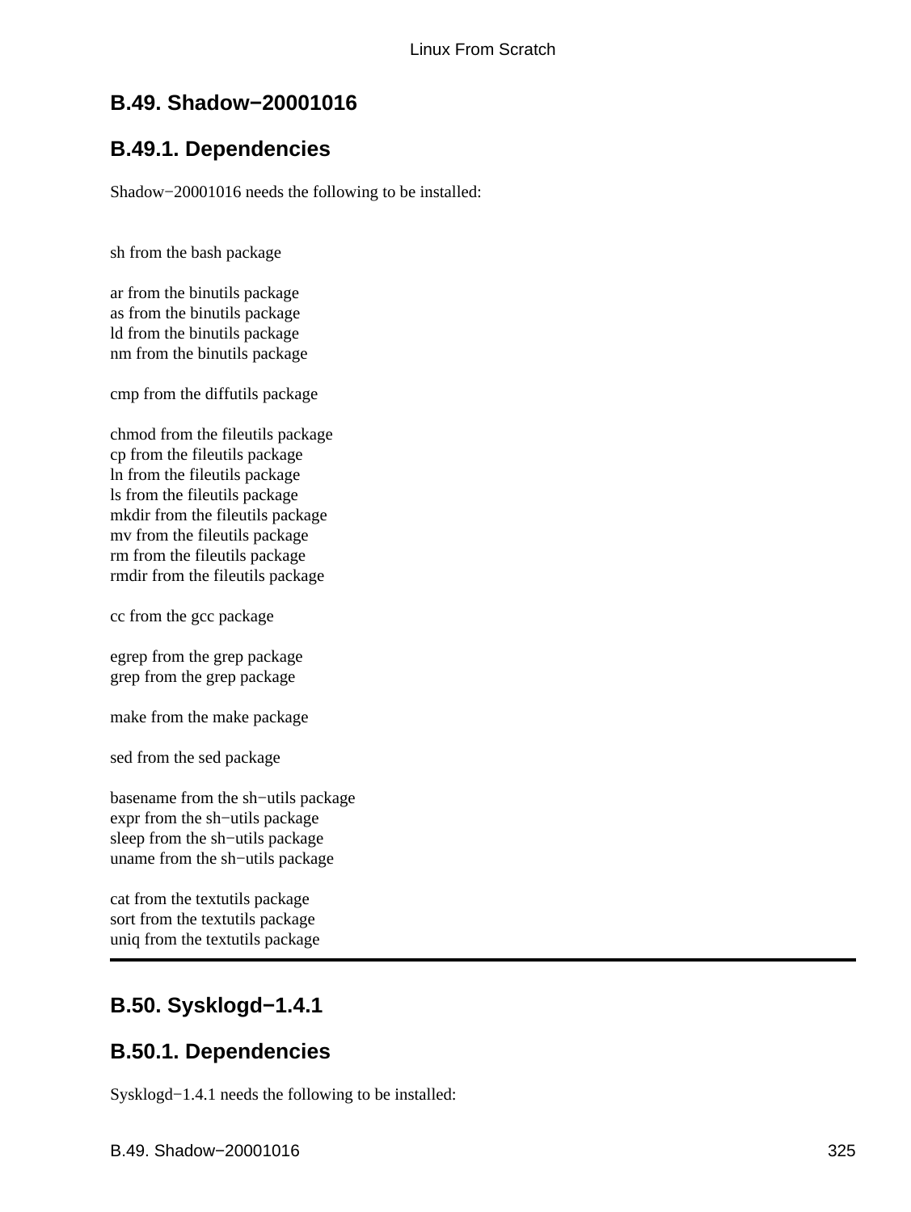## B.49. Shadow−20001016

### B.49.1. Dependencies

Shadow−20001016 needs the following to be installed:

sh from the bash package

ar from the binutils package
as from the binutils package
ld from the binutils package
nm from the binutils package

cmp from the diffutils package

chmod from the fileutils package
cp from the fileutils package
ln from the fileutils package
ls from the fileutils package
mkdir from the fileutils package
mv from the fileutils package
rm from the fileutils package
rmdir from the fileutils package

cc from the gcc package

egrep from the grep package
grep from the grep package

make from the make package

sed from the sed package

basename from the sh−utils package
expr from the sh−utils package
sleep from the sh−utils package
uname from the sh−utils package

cat from the textutils package
sort from the textutils package
uniq from the textutils package

---

## B.50. Sysklogd−1.4.1

### B.50.1. Dependencies

Sysklogd−1.4.1 needs the following to be installed: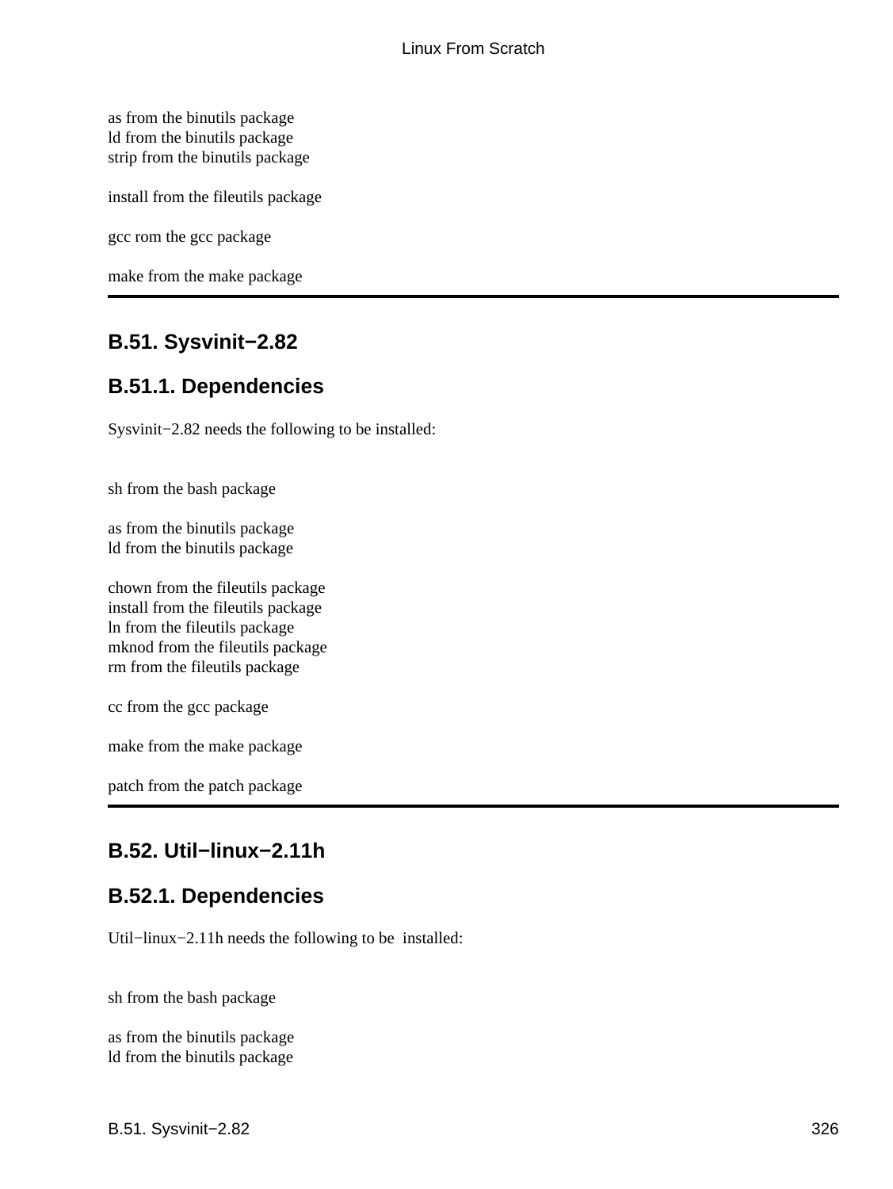as from the binutils package
ld from the binutils package
strip from the binutils package

install from the fileutils package

gcc rom the gcc package

make from the make package

---

## B.51. Sysvinit−2.82

### B.51.1. Dependencies

Sysvinit−2.82 needs the following to be installed:

sh from the bash package

as from the binutils package
ld from the binutils package

chown from the fileutils package
install from the fileutils package
ln from the fileutils package
mknod from the fileutils package
rm from the fileutils package

cc from the gcc package

make from the make package

patch from the patch package

---

## B.52. Util−linux−2.11h

### B.52.1. Dependencies

Util−linux−2.11h needs the following to be installed:

sh from the bash package

as from the binutils package
ld from the binutils package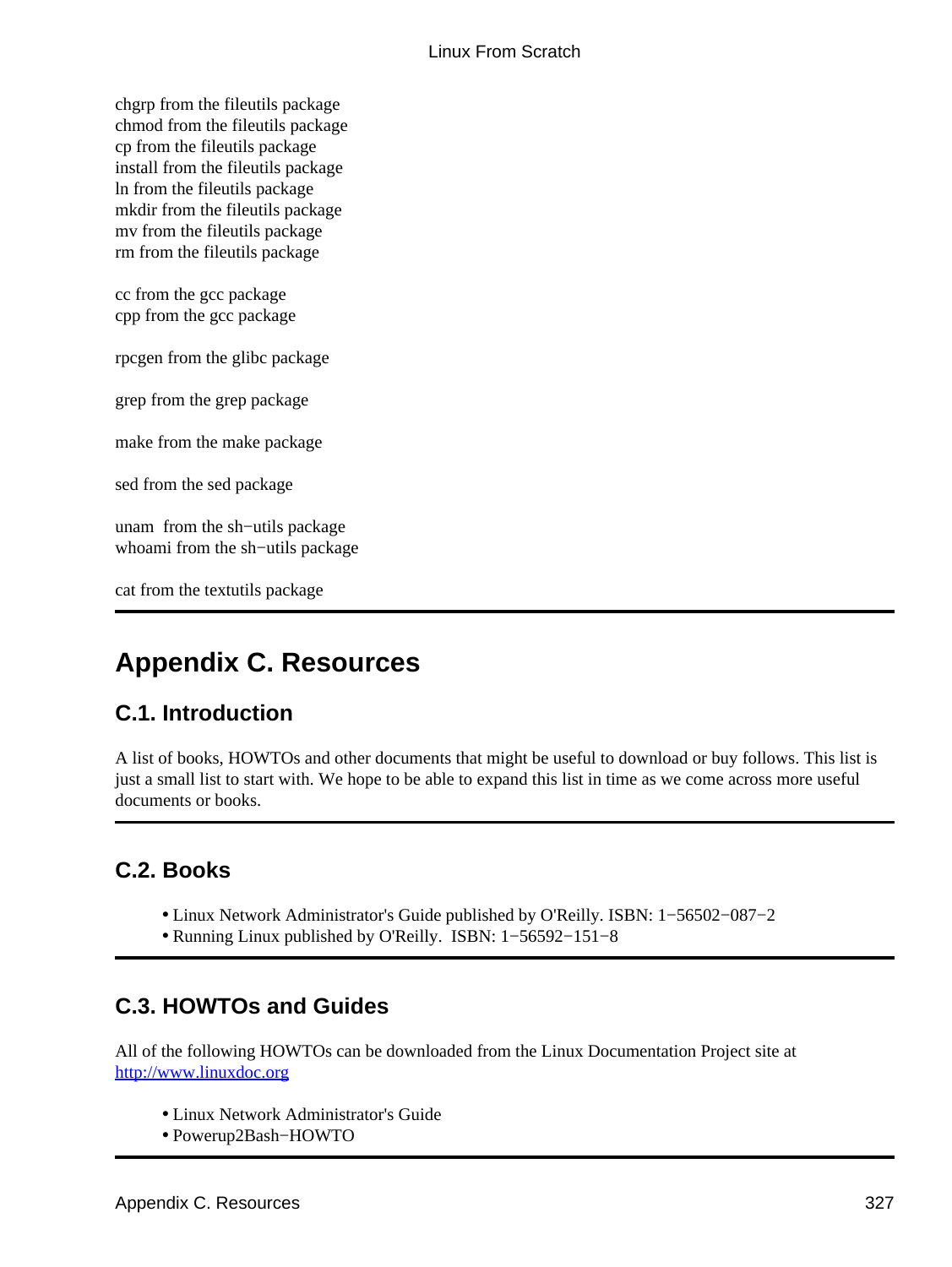chgrp from the fileutils package
chmod from the fileutils package
cp from the fileutils package
install from the fileutils package
ln from the fileutils package
mkdir from the fileutils package
mv from the fileutils package
rm from the fileutils package

cc from the gcc package
cpp from the gcc package

rpcgen from the glibc package

grep from the grep package

make from the make package

sed from the sed package

unam  from the sh−utils package
whoami from the sh−utils package

cat from the textutils package

# Appendix C. Resources

## C.1. Introduction

A list of books, HOWTOs and other documents that might be useful to download or buy follows. This list is just a small list to start with. We hope to be able to expand this list in time as we come across more useful documents or books.

## C.2. Books

- Linux Network Administrator's Guide published by O'Reilly. ISBN: 1−56502−087−2
- Running Linux published by O'Reilly.  ISBN: 1−56592−151−8

## C.3. HOWTOs and Guides

All of the following HOWTOs can be downloaded from the Linux Documentation Project site at http://www.linuxdoc.org

- Linux Network Administrator's Guide
- Powerup2Bash−HOWTO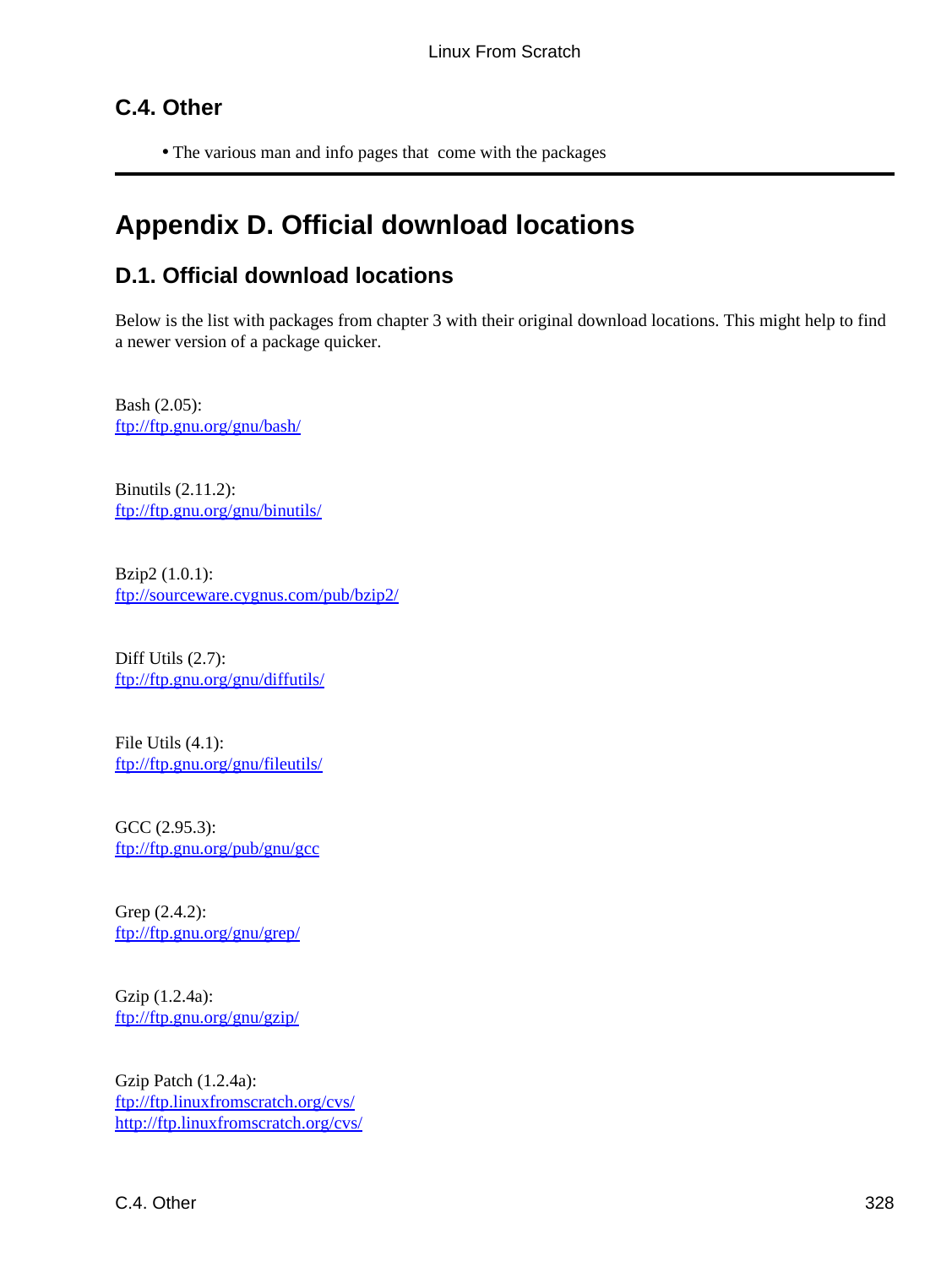## C.4. Other

- The various man and info pages that come with the packages

# Appendix D. Official download locations

## D.1. Official download locations

Below is the list with packages from chapter 3 with their original download locations. This might help to find a newer version of a package quicker.

Bash (2.05):
ftp://ftp.gnu.org/gnu/bash/

Binutils (2.11.2):
ftp://ftp.gnu.org/gnu/binutils/

Bzip2 (1.0.1):
ftp://sourceware.cygnus.com/pub/bzip2/

Diff Utils (2.7):
ftp://ftp.gnu.org/gnu/diffutils/

File Utils (4.1):
ftp://ftp.gnu.org/gnu/fileutils/

GCC (2.95.3):
ftp://ftp.gnu.org/pub/gnu/gcc

Grep (2.4.2):
ftp://ftp.gnu.org/gnu/grep/

Gzip (1.2.4a):
ftp://ftp.gnu.org/gnu/gzip/

Gzip Patch (1.2.4a):
ftp://ftp.linuxfromscratch.org/cvs/
http://ftp.linuxfromscratch.org/cvs/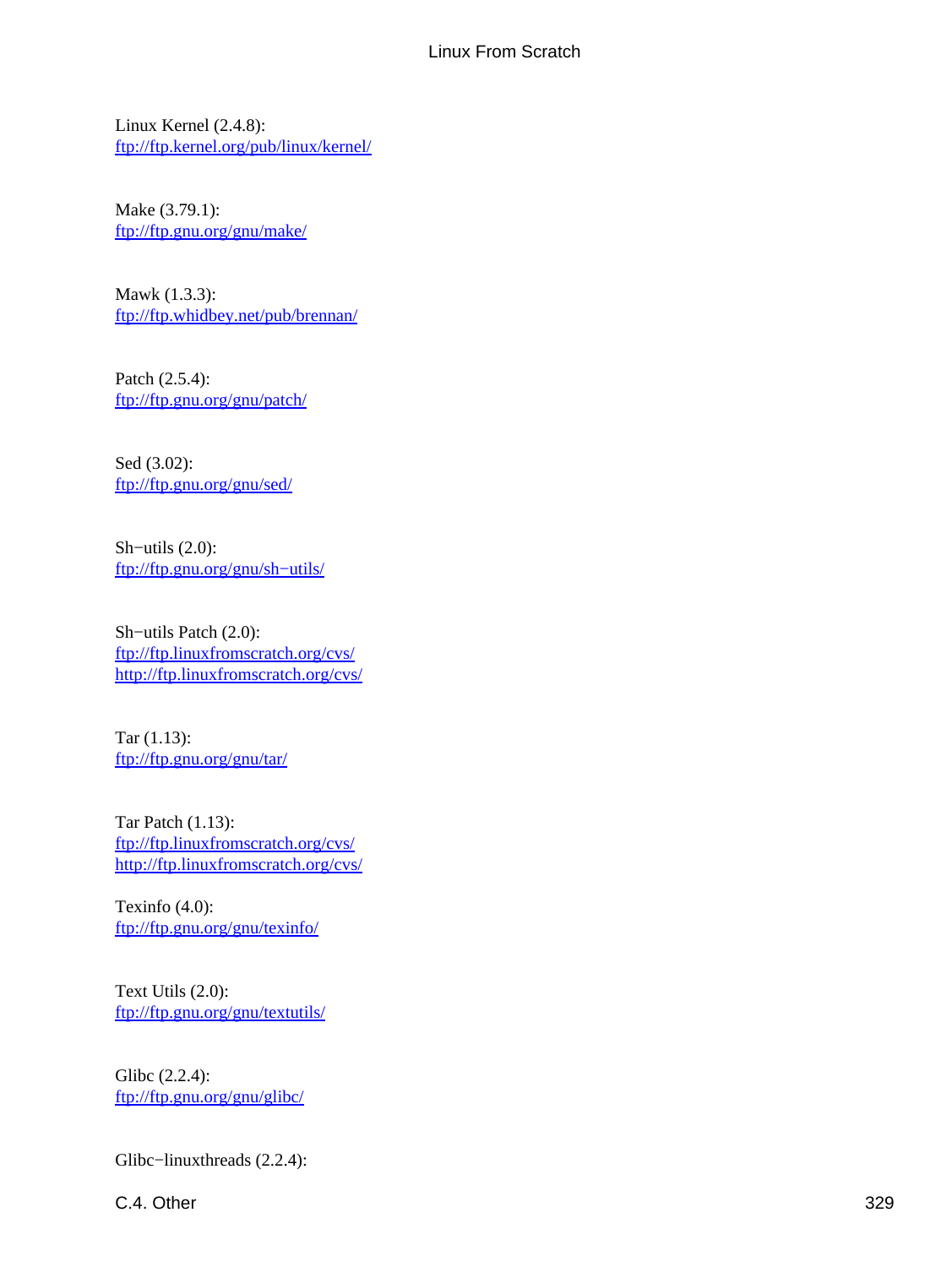Linux Kernel (2.4.8):
ftp://ftp.kernel.org/pub/linux/kernel/

Make (3.79.1):
ftp://ftp.gnu.org/gnu/make/

Mawk (1.3.3):
ftp://ftp.whidbey.net/pub/brennan/

Patch (2.5.4):
ftp://ftp.gnu.org/gnu/patch/

Sed (3.02):
ftp://ftp.gnu.org/gnu/sed/

Sh−utils (2.0):
ftp://ftp.gnu.org/gnu/sh−utils/

Sh−utils Patch (2.0):
ftp://ftp.linuxfromscratch.org/cvs/
http://ftp.linuxfromscratch.org/cvs/

Tar (1.13):
ftp://ftp.gnu.org/gnu/tar/

Tar Patch (1.13):
ftp://ftp.linuxfromscratch.org/cvs/
http://ftp.linuxfromscratch.org/cvs/

Texinfo (4.0):
ftp://ftp.gnu.org/gnu/texinfo/

Text Utils (2.0):
ftp://ftp.gnu.org/gnu/textutils/

Glibc (2.2.4):
ftp://ftp.gnu.org/gnu/glibc/

Glibc−linuxthreads (2.2.4):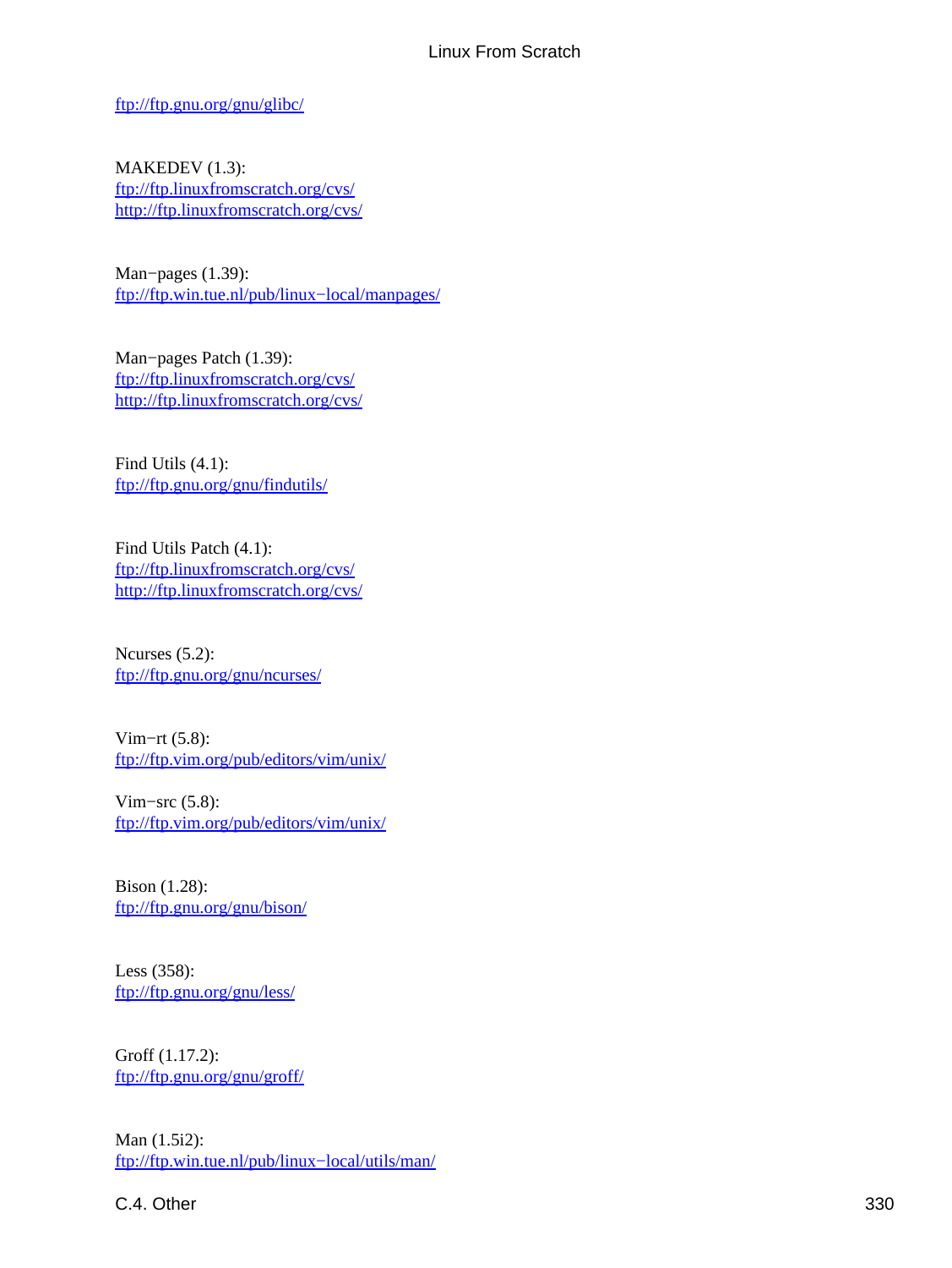ftp://ftp.gnu.org/gnu/glibc/

MAKEDEV (1.3):
ftp://ftp.linuxfromscratch.org/cvs/
http://ftp.linuxfromscratch.org/cvs/

Man−pages (1.39):
ftp://ftp.win.tue.nl/pub/linux−local/manpages/

Man−pages Patch (1.39):
ftp://ftp.linuxfromscratch.org/cvs/
http://ftp.linuxfromscratch.org/cvs/

Find Utils (4.1):
ftp://ftp.gnu.org/gnu/findutils/

Find Utils Patch (4.1):
ftp://ftp.linuxfromscratch.org/cvs/
http://ftp.linuxfromscratch.org/cvs/

Ncurses (5.2):
ftp://ftp.gnu.org/gnu/ncurses/

Vim−rt (5.8):
ftp://ftp.vim.org/pub/editors/vim/unix/

Vim−src (5.8):
ftp://ftp.vim.org/pub/editors/vim/unix/

Bison (1.28):
ftp://ftp.gnu.org/gnu/bison/

Less (358):
ftp://ftp.gnu.org/gnu/less/

Groff (1.17.2):
ftp://ftp.gnu.org/gnu/groff/

Man (1.5i2):
ftp://ftp.win.tue.nl/pub/linux−local/utils/man/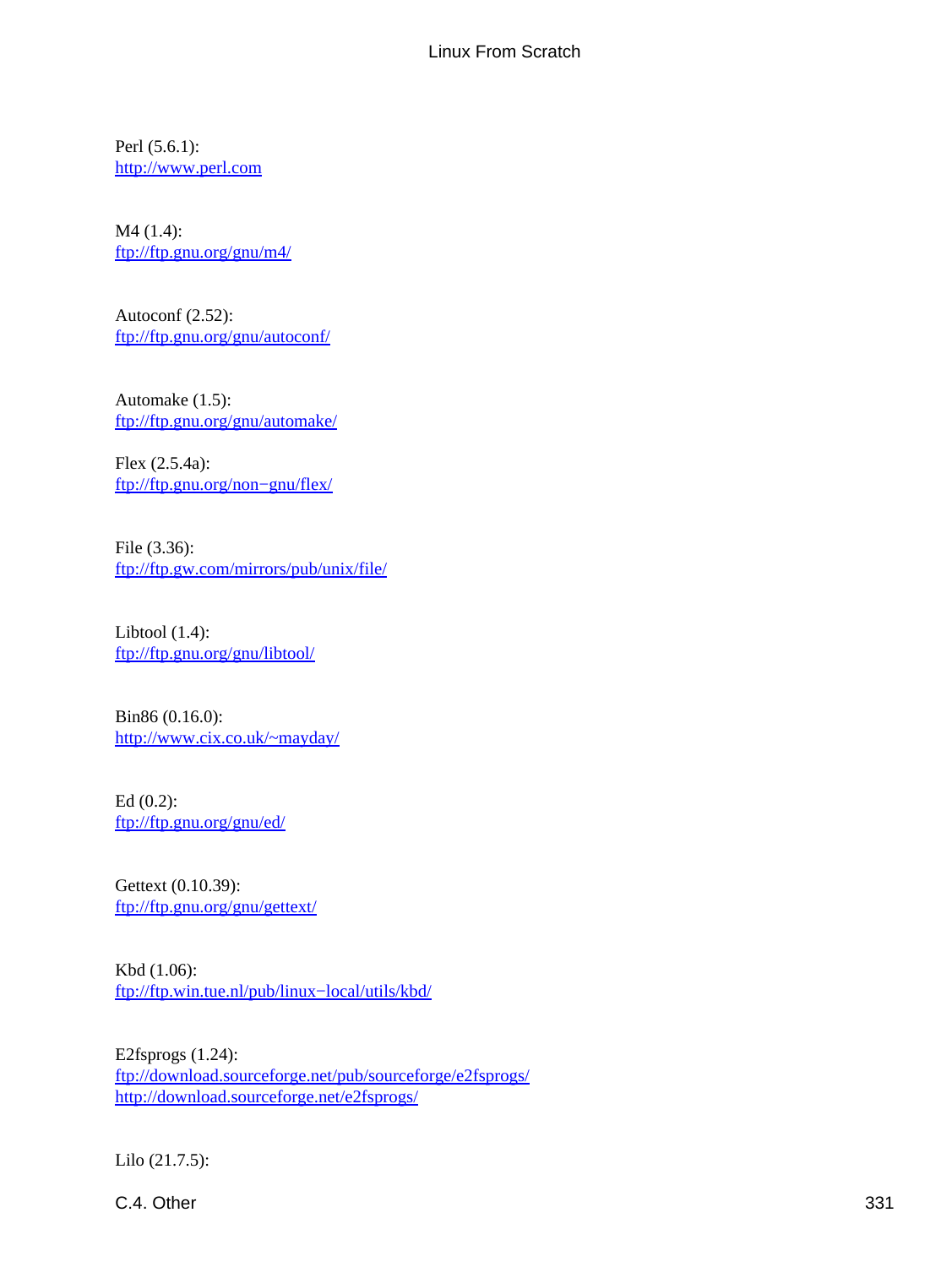Perl (5.6.1):
http://www.perl.com

M4 (1.4):
ftp://ftp.gnu.org/gnu/m4/

Autoconf (2.52):
ftp://ftp.gnu.org/gnu/autoconf/

Automake (1.5):
ftp://ftp.gnu.org/gnu/automake/

Flex (2.5.4a):
ftp://ftp.gnu.org/non−gnu/flex/

File (3.36):
ftp://ftp.gw.com/mirrors/pub/unix/file/

Libtool (1.4):
ftp://ftp.gnu.org/gnu/libtool/

Bin86 (0.16.0):
http://www.cix.co.uk/~mayday/

Ed (0.2):
ftp://ftp.gnu.org/gnu/ed/

Gettext (0.10.39):
ftp://ftp.gnu.org/gnu/gettext/

Kbd (1.06):
ftp://ftp.win.tue.nl/pub/linux−local/utils/kbd/

E2fsprogs (1.24):
ftp://download.sourceforge.net/pub/sourceforge/e2fsprogs/
http://download.sourceforge.net/e2fsprogs/

Lilo (21.7.5):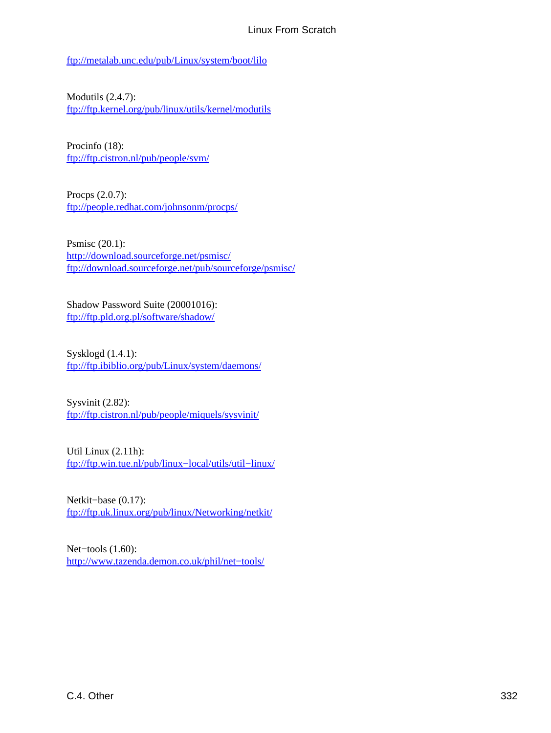ftp://metalab.unc.edu/pub/Linux/system/boot/lilo

Modutils (2.4.7):
ftp://ftp.kernel.org/pub/linux/utils/kernel/modutils

Procinfo (18):
ftp://ftp.cistron.nl/pub/people/svm/

Procps (2.0.7):
ftp://people.redhat.com/johnsonm/procps/

Psmisc (20.1):
http://download.sourceforge.net/psmisc/
ftp://download.sourceforge.net/pub/sourceforge/psmisc/

Shadow Password Suite (20001016):
ftp://ftp.pld.org.pl/software/shadow/

Sysklogd (1.4.1):
ftp://ftp.ibiblio.org/pub/Linux/system/daemons/

Sysvinit (2.82):
ftp://ftp.cistron.nl/pub/people/miquels/sysvinit/

Util Linux (2.11h):
ftp://ftp.win.tue.nl/pub/linux−local/utils/util−linux/

Netkit−base (0.17):
ftp://ftp.uk.linux.org/pub/linux/Networking/netkit/

Net−tools (1.60):
http://www.tazenda.demon.co.uk/phil/net−tools/